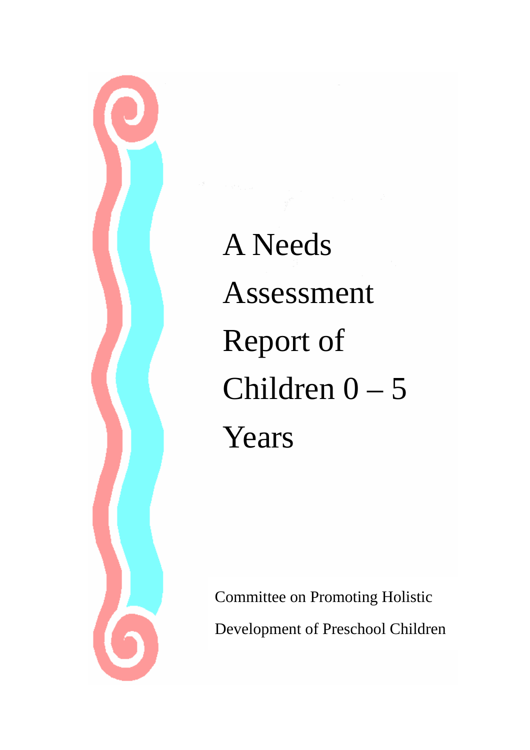# A Needs Assessment Report of Children 0 – 5 Years

Committee on Promoting Holistic Development of Preschool Children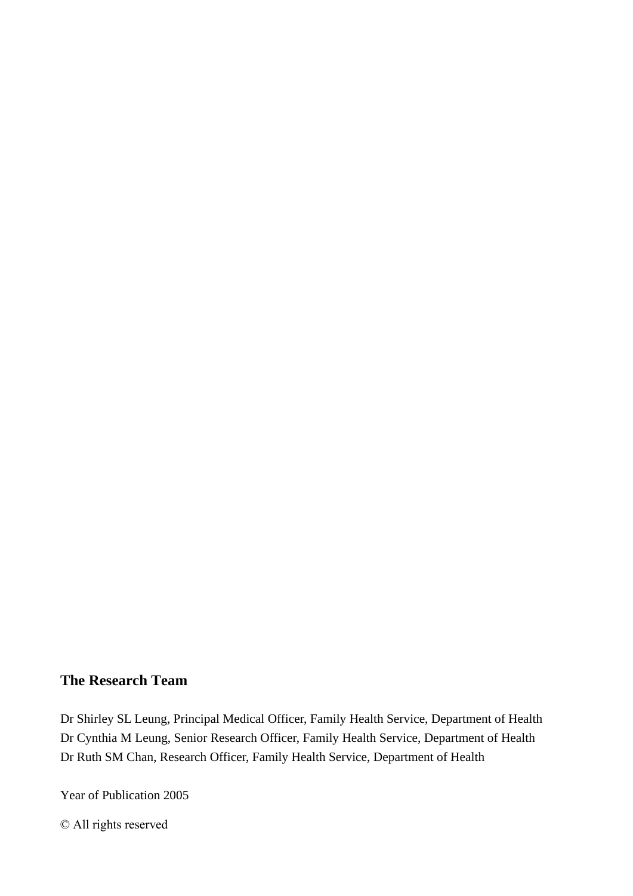## The Research Team

Dr Shirley SL Leung, Principal Medical Officer, Family Health Service, Department of Health
Dr Cynthia M Leung, Senior Research Officer, Family Health Service, Department of Health
Dr Ruth SM Chan, Research Officer, Family Health Service, Department of Health

Year of Publication 2005

© All rights reserved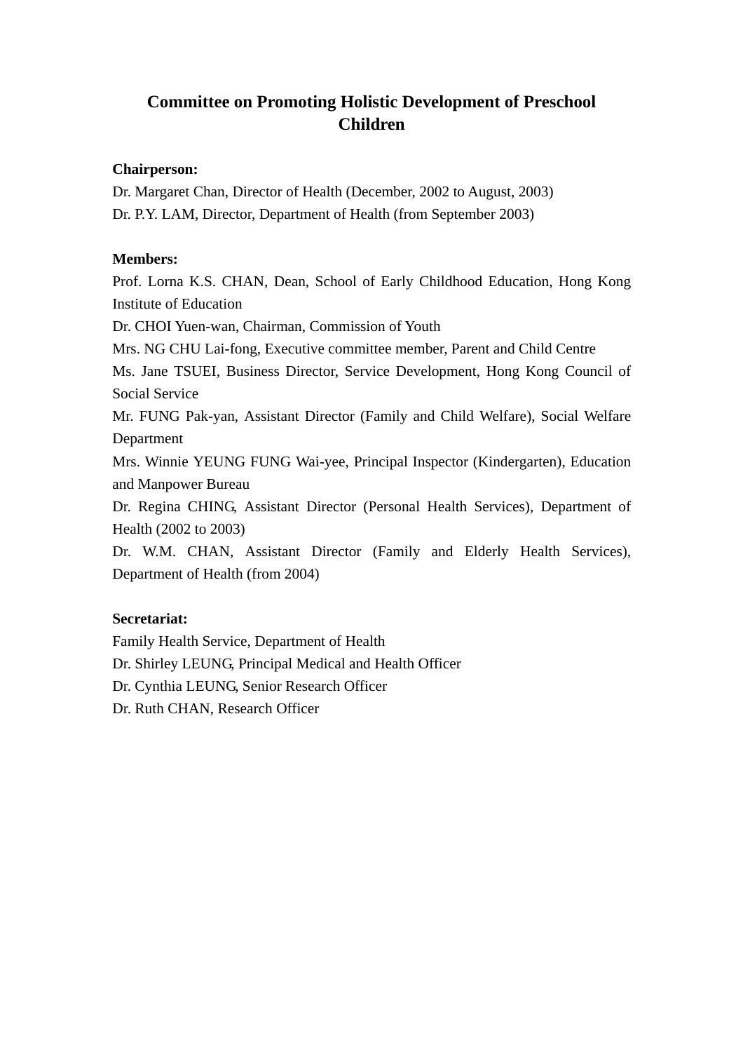# Committee on Promoting Holistic Development of Preschool Children

**Chairperson:**

Dr. Margaret Chan, Director of Health (December, 2002 to August, 2003)

Dr. P.Y. LAM, Director, Department of Health (from September 2003)

**Members:**

Prof. Lorna K.S. CHAN, Dean, School of Early Childhood Education, Hong Kong Institute of Education

Dr. CHOI Yuen-wan, Chairman, Commission of Youth

Mrs. NG CHU Lai-fong, Executive committee member, Parent and Child Centre

Ms. Jane TSUEI, Business Director, Service Development, Hong Kong Council of Social Service

Mr. FUNG Pak-yan, Assistant Director (Family and Child Welfare), Social Welfare Department

Mrs. Winnie YEUNG FUNG Wai-yee, Principal Inspector (Kindergarten), Education and Manpower Bureau

Dr. Regina CHING, Assistant Director (Personal Health Services), Department of Health (2002 to 2003)

Dr. W.M. CHAN, Assistant Director (Family and Elderly Health Services), Department of Health (from 2004)

**Secretariat:**

Family Health Service, Department of Health

Dr. Shirley LEUNG, Principal Medical and Health Officer

Dr. Cynthia LEUNG, Senior Research Officer

Dr. Ruth CHAN, Research Officer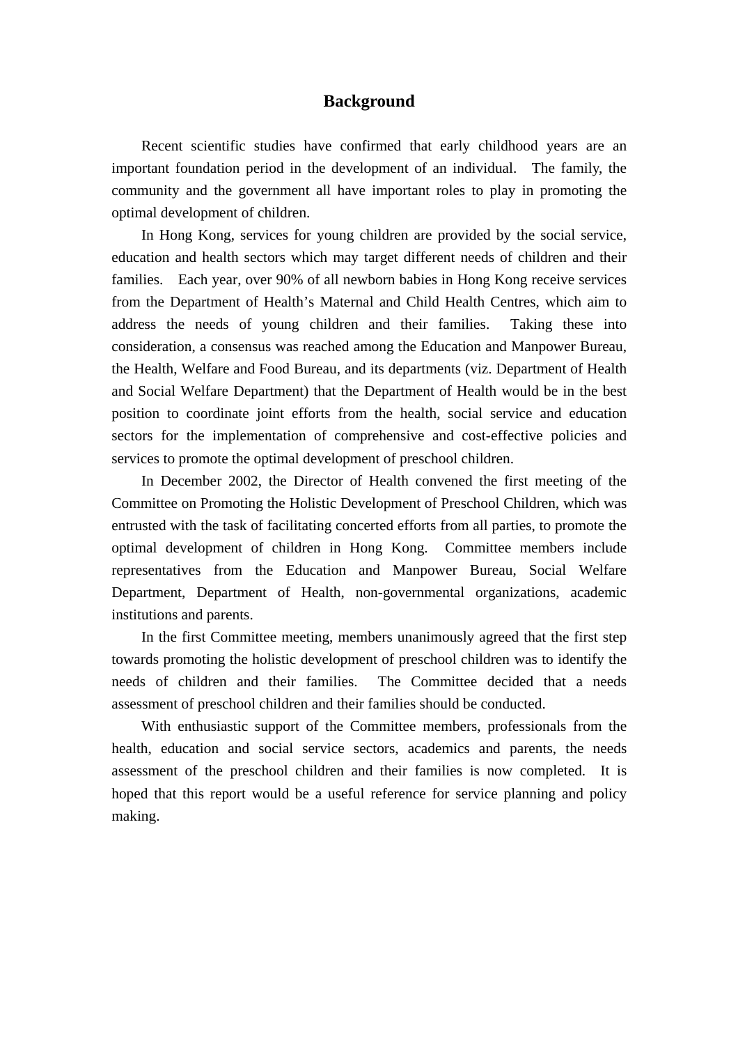# Background

Recent scientific studies have confirmed that early childhood years are an important foundation period in the development of an individual. The family, the community and the government all have important roles to play in promoting the optimal development of children.

In Hong Kong, services for young children are provided by the social service, education and health sectors which may target different needs of children and their families. Each year, over 90% of all newborn babies in Hong Kong receive services from the Department of Health's Maternal and Child Health Centres, which aim to address the needs of young children and their families. Taking these into consideration, a consensus was reached among the Education and Manpower Bureau, the Health, Welfare and Food Bureau, and its departments (viz. Department of Health and Social Welfare Department) that the Department of Health would be in the best position to coordinate joint efforts from the health, social service and education sectors for the implementation of comprehensive and cost-effective policies and services to promote the optimal development of preschool children.

In December 2002, the Director of Health convened the first meeting of the Committee on Promoting the Holistic Development of Preschool Children, which was entrusted with the task of facilitating concerted efforts from all parties, to promote the optimal development of children in Hong Kong. Committee members include representatives from the Education and Manpower Bureau, Social Welfare Department, Department of Health, non-governmental organizations, academic institutions and parents.

In the first Committee meeting, members unanimously agreed that the first step towards promoting the holistic development of preschool children was to identify the needs of children and their families. The Committee decided that a needs assessment of preschool children and their families should be conducted.

With enthusiastic support of the Committee members, professionals from the health, education and social service sectors, academics and parents, the needs assessment of the preschool children and their families is now completed. It is hoped that this report would be a useful reference for service planning and policy making.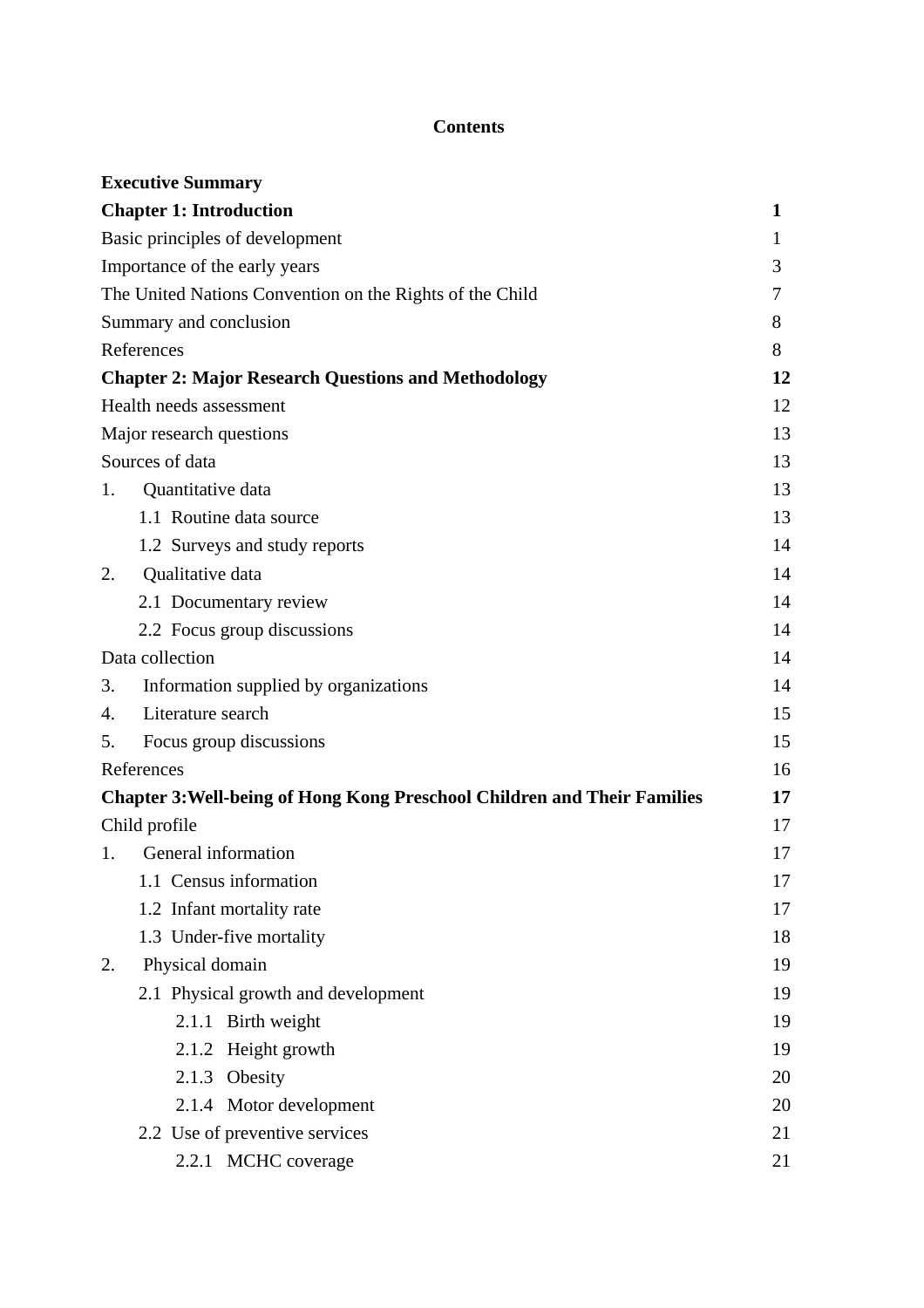# Contents

| | |
|---|---|
| **Executive Summary** | |
| **Chapter 1: Introduction** | **1** |
| Basic principles of development | 1 |
| Importance of the early years | 3 |
| The United Nations Convention on the Rights of the Child | 7 |
| Summary and conclusion | 8 |
| References | 8 |
| **Chapter 2: Major Research Questions and Methodology** | **12** |
| Health needs assessment | 12 |
| Major research questions | 13 |
| Sources of data | 13 |
| 1. Quantitative data | 13 |
| 1.1 Routine data source | 13 |
| 1.2 Surveys and study reports | 14 |
| 2. Qualitative data | 14 |
| 2.1 Documentary review | 14 |
| 2.2 Focus group discussions | 14 |
| Data collection | 14 |
| 3. Information supplied by organizations | 14 |
| 4. Literature search | 15 |
| 5. Focus group discussions | 15 |
| References | 16 |
| **Chapter 3:Well-being of Hong Kong Preschool Children and Their Families** | **17** |
| Child profile | 17 |
| 1. General information | 17 |
| 1.1 Census information | 17 |
| 1.2 Infant mortality rate | 17 |
| 1.3 Under-five mortality | 18 |
| 2. Physical domain | 19 |
| 2.1 Physical growth and development | 19 |
| 2.1.1 Birth weight | 19 |
| 2.1.2 Height growth | 19 |
| 2.1.3 Obesity | 20 |
| 2.1.4 Motor development | 20 |
| 2.2 Use of preventive services | 21 |
| 2.2.1 MCHC coverage | 21 |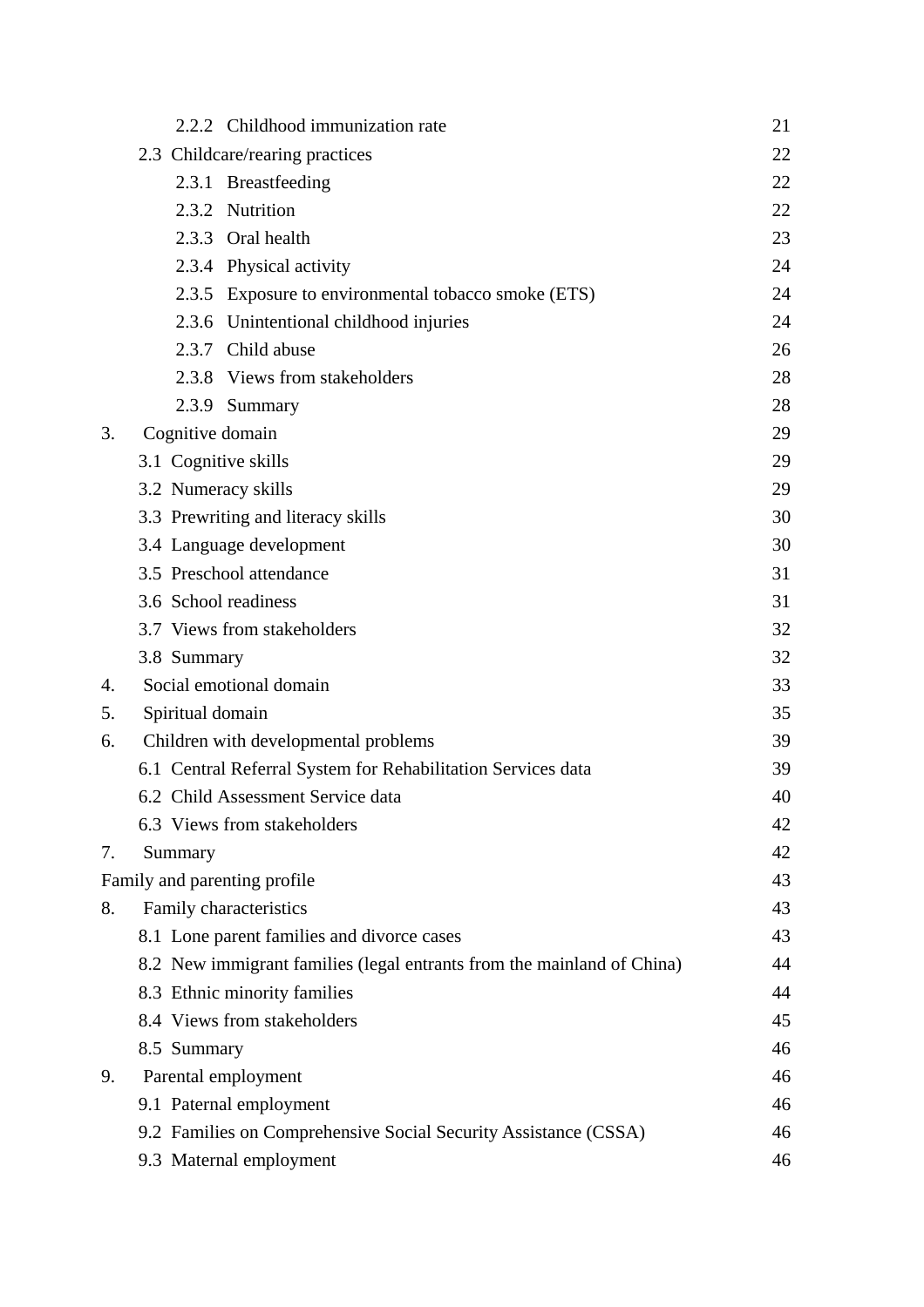| | |
|---|---|
| 2.2.2 Childhood immunization rate | 21 |
| 2.3 Childcare/rearing practices | 22 |
| 2.3.1 Breastfeeding | 22 |
| 2.3.2 Nutrition | 22 |
| 2.3.3 Oral health | 23 |
| 2.3.4 Physical activity | 24 |
| 2.3.5 Exposure to environmental tobacco smoke (ETS) | 24 |
| 2.3.6 Unintentional childhood injuries | 24 |
| 2.3.7 Child abuse | 26 |
| 2.3.8 Views from stakeholders | 28 |
| 2.3.9 Summary | 28 |
| 3. Cognitive domain | 29 |
| 3.1 Cognitive skills | 29 |
| 3.2 Numeracy skills | 29 |
| 3.3 Prewriting and literacy skills | 30 |
| 3.4 Language development | 30 |
| 3.5 Preschool attendance | 31 |
| 3.6 School readiness | 31 |
| 3.7 Views from stakeholders | 32 |
| 3.8 Summary | 32 |
| 4. Social emotional domain | 33 |
| 5. Spiritual domain | 35 |
| 6. Children with developmental problems | 39 |
| 6.1 Central Referral System for Rehabilitation Services data | 39 |
| 6.2 Child Assessment Service data | 40 |
| 6.3 Views from stakeholders | 42 |
| 7. Summary | 42 |
| Family and parenting profile | 43 |
| 8. Family characteristics | 43 |
| 8.1 Lone parent families and divorce cases | 43 |
| 8.2 New immigrant families (legal entrants from the mainland of China) | 44 |
| 8.3 Ethnic minority families | 44 |
| 8.4 Views from stakeholders | 45 |
| 8.5 Summary | 46 |
| 9. Parental employment | 46 |
| 9.1 Paternal employment | 46 |
| 9.2 Families on Comprehensive Social Security Assistance (CSSA) | 46 |
| 9.3 Maternal employment | 46 |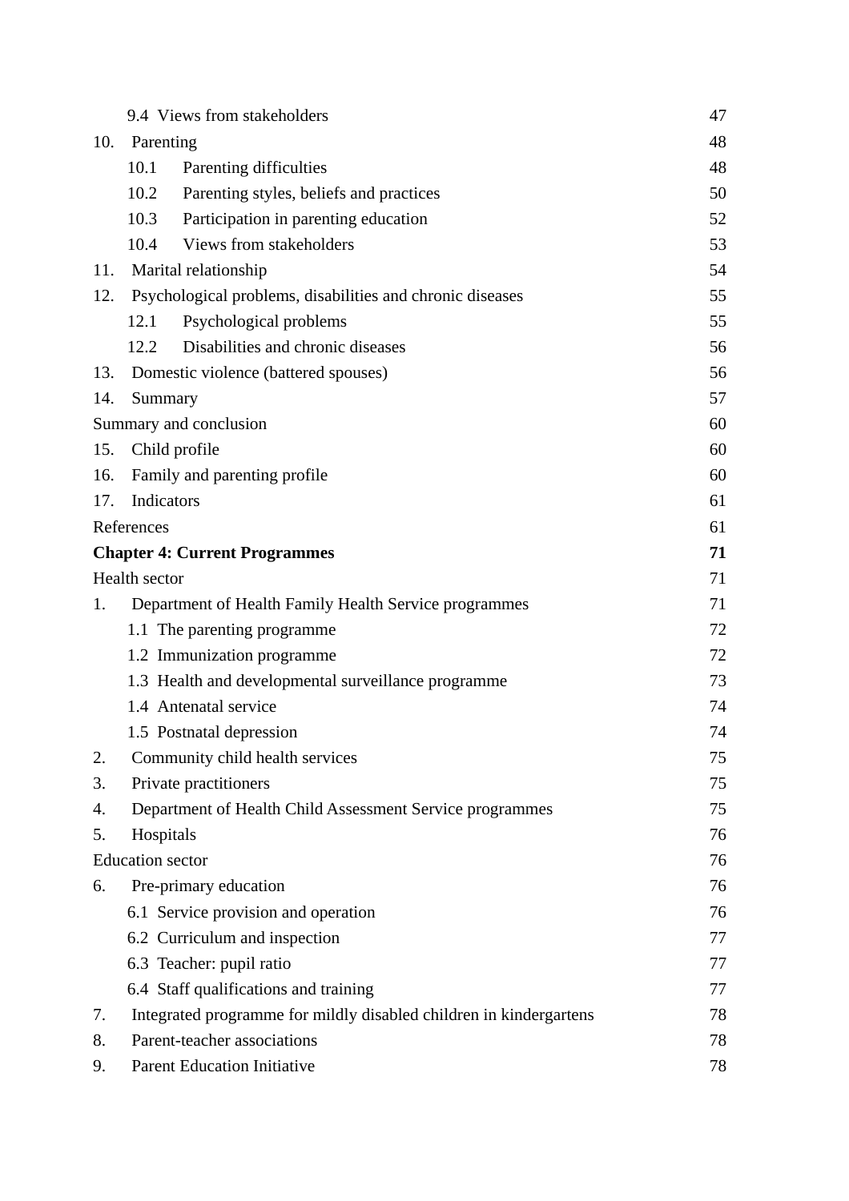| | |
|---|---|
| 9.4 Views from stakeholders | 47 |
| 10. Parenting | 48 |
| 10.1 Parenting difficulties | 48 |
| 10.2 Parenting styles, beliefs and practices | 50 |
| 10.3 Participation in parenting education | 52 |
| 10.4 Views from stakeholders | 53 |
| 11. Marital relationship | 54 |
| 12. Psychological problems, disabilities and chronic diseases | 55 |
| 12.1 Psychological problems | 55 |
| 12.2 Disabilities and chronic diseases | 56 |
| 13. Domestic violence (battered spouses) | 56 |
| 14. Summary | 57 |
| Summary and conclusion | 60 |
| 15. Child profile | 60 |
| 16. Family and parenting profile | 60 |
| 17. Indicators | 61 |
| References | 61 |
| **Chapter 4: Current Programmes** | **71** |
| Health sector | 71 |
| 1. Department of Health Family Health Service programmes | 71 |
| 1.1 The parenting programme | 72 |
| 1.2 Immunization programme | 72 |
| 1.3 Health and developmental surveillance programme | 73 |
| 1.4 Antenatal service | 74 |
| 1.5 Postnatal depression | 74 |
| 2. Community child health services | 75 |
| 3. Private practitioners | 75 |
| 4. Department of Health Child Assessment Service programmes | 75 |
| 5. Hospitals | 76 |
| Education sector | 76 |
| 6. Pre-primary education | 76 |
| 6.1 Service provision and operation | 76 |
| 6.2 Curriculum and inspection | 77 |
| 6.3 Teacher: pupil ratio | 77 |
| 6.4 Staff qualifications and training | 77 |
| 7. Integrated programme for mildly disabled children in kindergartens | 78 |
| 8. Parent-teacher associations | 78 |
| 9. Parent Education Initiative | 78 |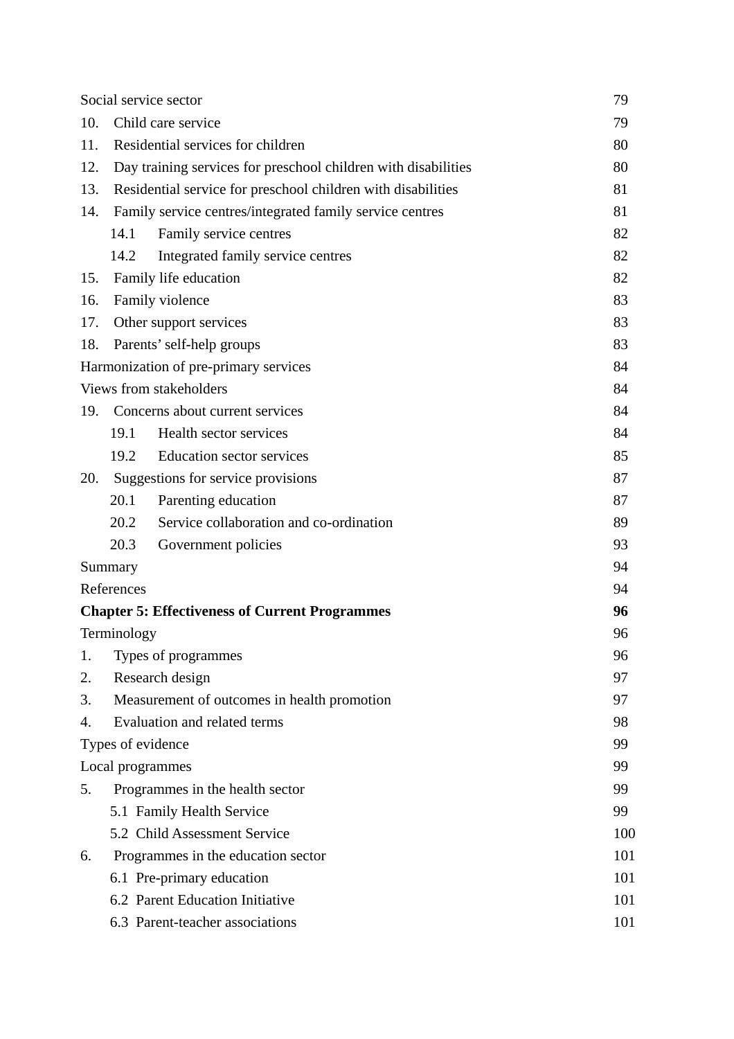| | |
|---|---|
| Social service sector | 79 |
| 10. Child care service | 79 |
| 11. Residential services for children | 80 |
| 12. Day training services for preschool children with disabilities | 80 |
| 13. Residential service for preschool children with disabilities | 81 |
| 14. Family service centres/integrated family service centres | 81 |
| 14.1 Family service centres | 82 |
| 14.2 Integrated family service centres | 82 |
| 15. Family life education | 82 |
| 16. Family violence | 83 |
| 17. Other support services | 83 |
| 18. Parents' self-help groups | 83 |
| Harmonization of pre-primary services | 84 |
| Views from stakeholders | 84 |
| 19. Concerns about current services | 84 |
| 19.1 Health sector services | 84 |
| 19.2 Education sector services | 85 |
| 20. Suggestions for service provisions | 87 |
| 20.1 Parenting education | 87 |
| 20.2 Service collaboration and co-ordination | 89 |
| 20.3 Government policies | 93 |
| Summary | 94 |
| References | 94 |
| **Chapter 5: Effectiveness of Current Programmes** | **96** |
| Terminology | 96 |
| 1. Types of programmes | 96 |
| 2. Research design | 97 |
| 3. Measurement of outcomes in health promotion | 97 |
| 4. Evaluation and related terms | 98 |
| Types of evidence | 99 |
| Local programmes | 99 |
| 5. Programmes in the health sector | 99 |
| 5.1 Family Health Service | 99 |
| 5.2 Child Assessment Service | 100 |
| 6. Programmes in the education sector | 101 |
| 6.1 Pre-primary education | 101 |
| 6.2 Parent Education Initiative | 101 |
| 6.3 Parent-teacher associations | 101 |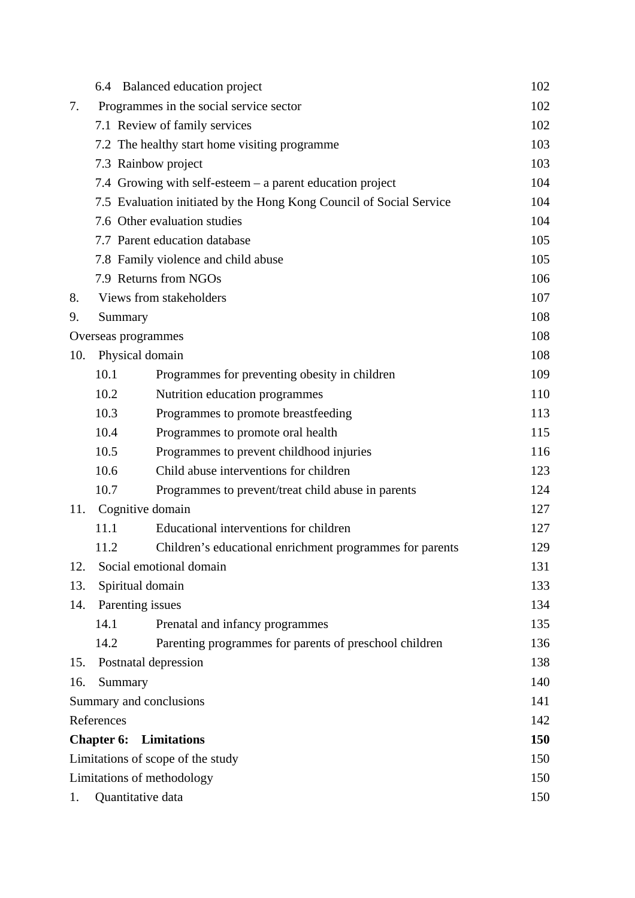| | |
|---|---|
| 6.4 Balanced education project | 102 |
| 7. Programmes in the social service sector | 102 |
| 7.1 Review of family services | 102 |
| 7.2 The healthy start home visiting programme | 103 |
| 7.3 Rainbow project | 103 |
| 7.4 Growing with self-esteem – a parent education project | 104 |
| 7.5 Evaluation initiated by the Hong Kong Council of Social Service | 104 |
| 7.6 Other evaluation studies | 104 |
| 7.7 Parent education database | 105 |
| 7.8 Family violence and child abuse | 105 |
| 7.9 Returns from NGOs | 106 |
| 8. Views from stakeholders | 107 |
| 9. Summary | 108 |
| Overseas programmes | 108 |
| 10. Physical domain | 108 |
| 10.1 Programmes for preventing obesity in children | 109 |
| 10.2 Nutrition education programmes | 110 |
| 10.3 Programmes to promote breastfeeding | 113 |
| 10.4 Programmes to promote oral health | 115 |
| 10.5 Programmes to prevent childhood injuries | 116 |
| 10.6 Child abuse interventions for children | 123 |
| 10.7 Programmes to prevent/treat child abuse in parents | 124 |
| 11. Cognitive domain | 127 |
| 11.1 Educational interventions for children | 127 |
| 11.2 Children's educational enrichment programmes for parents | 129 |
| 12. Social emotional domain | 131 |
| 13. Spiritual domain | 133 |
| 14. Parenting issues | 134 |
| 14.1 Prenatal and infancy programmes | 135 |
| 14.2 Parenting programmes for parents of preschool children | 136 |
| 15. Postnatal depression | 138 |
| 16. Summary | 140 |
| Summary and conclusions | 141 |
| References | 142 |
| **Chapter 6: Limitations** | **150** |
| Limitations of scope of the study | 150 |
| Limitations of methodology | 150 |
| 1. Quantitative data | 150 |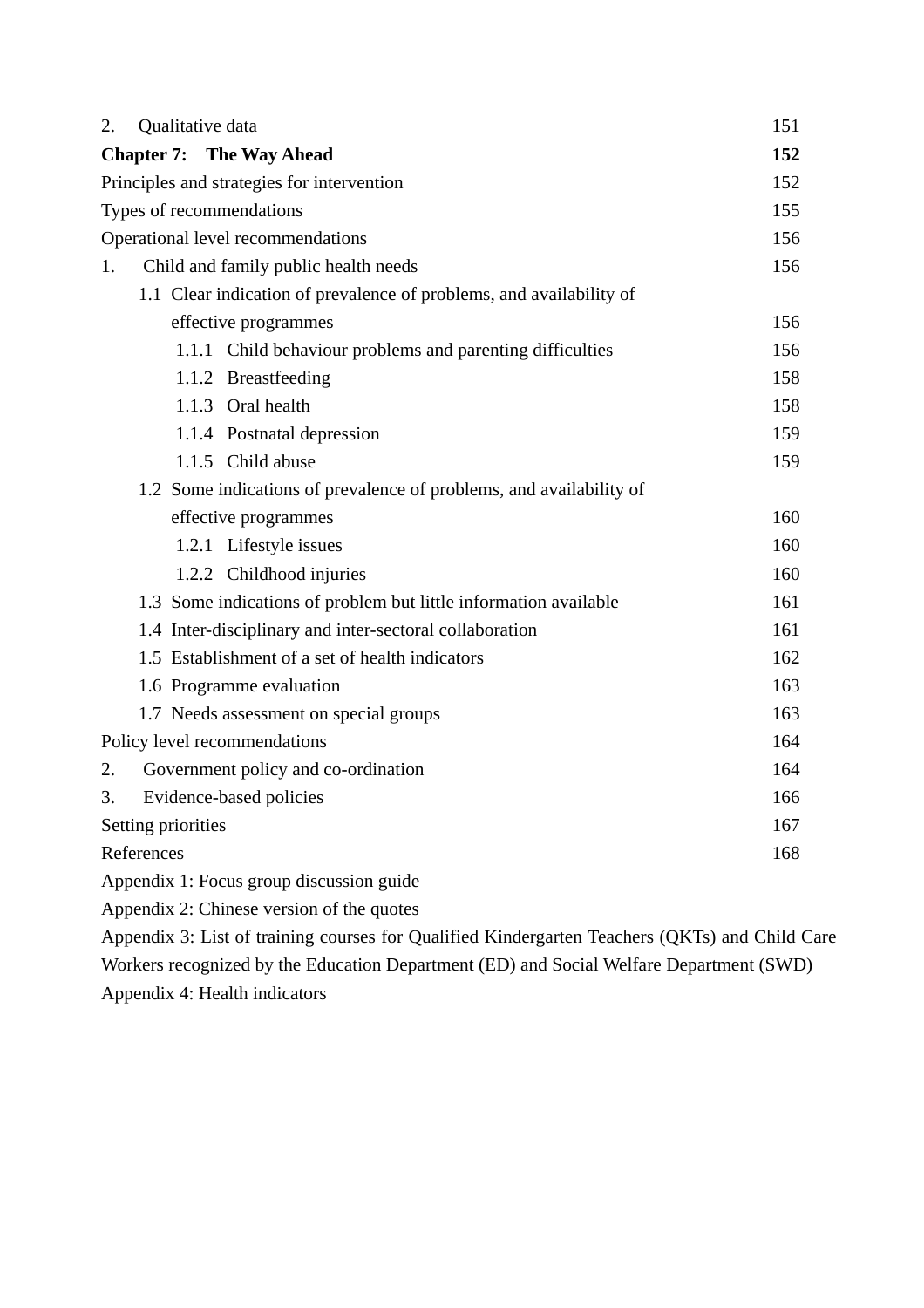| | |
|---|---|
| 2. Qualitative data | 151 |
| **Chapter 7: The Way Ahead** | **152** |
| Principles and strategies for intervention | 152 |
| Types of recommendations | 155 |
| Operational level recommendations | 156 |
| 1. Child and family public health needs | 156 |
| 1.1 Clear indication of prevalence of problems, and availability of effective programmes | 156 |
| 1.1.1 Child behaviour problems and parenting difficulties | 156 |
| 1.1.2 Breastfeeding | 158 |
| 1.1.3 Oral health | 158 |
| 1.1.4 Postnatal depression | 159 |
| 1.1.5 Child abuse | 159 |
| 1.2 Some indications of prevalence of problems, and availability of effective programmes | 160 |
| 1.2.1 Lifestyle issues | 160 |
| 1.2.2 Childhood injuries | 160 |
| 1.3 Some indications of problem but little information available | 161 |
| 1.4 Inter-disciplinary and inter-sectoral collaboration | 161 |
| 1.5 Establishment of a set of health indicators | 162 |
| 1.6 Programme evaluation | 163 |
| 1.7 Needs assessment on special groups | 163 |
| Policy level recommendations | 164 |
| 2. Government policy and co-ordination | 164 |
| 3. Evidence-based policies | 166 |
| Setting priorities | 167 |
| References | 168 |
| Appendix 1: Focus group discussion guide | |
| Appendix 2: Chinese version of the quotes | |
| Appendix 3: List of training courses for Qualified Kindergarten Teachers (QKTs) and Child Care Workers recognized by the Education Department (ED) and Social Welfare Department (SWD) | |
| Appendix 4: Health indicators | |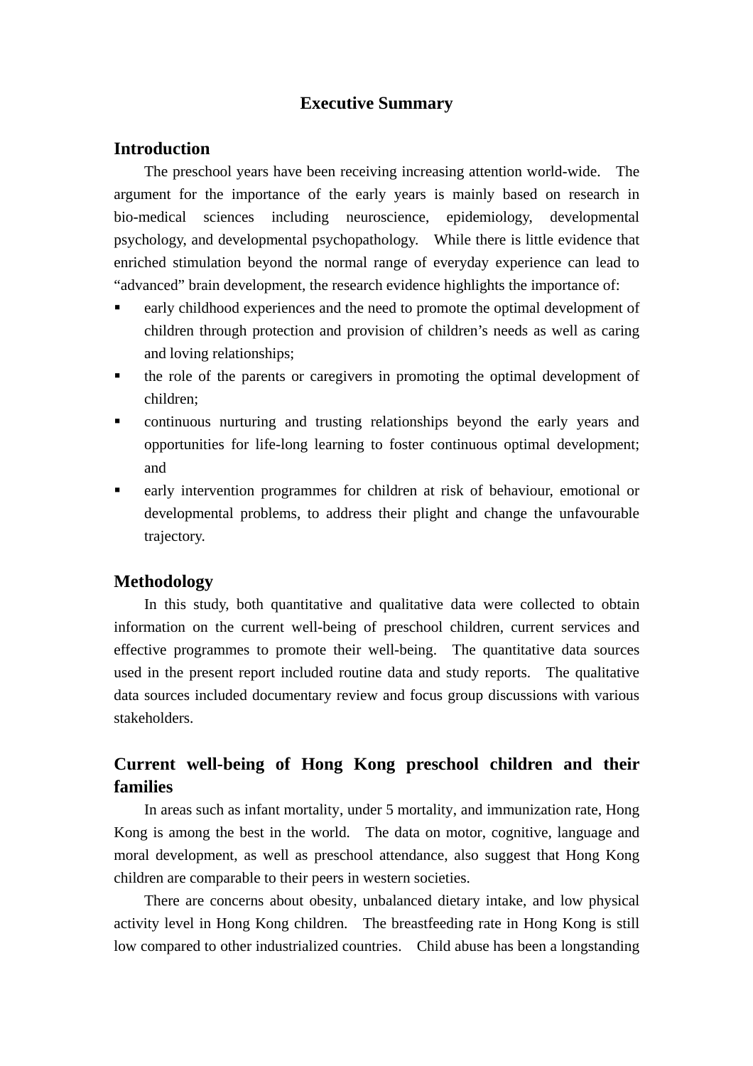# Executive Summary

## Introduction

The preschool years have been receiving increasing attention world-wide. The argument for the importance of the early years is mainly based on research in bio-medical sciences including neuroscience, epidemiology, developmental psychology, and developmental psychopathology. While there is little evidence that enriched stimulation beyond the normal range of everyday experience can lead to "advanced" brain development, the research evidence highlights the importance of:

- early childhood experiences and the need to promote the optimal development of children through protection and provision of children's needs as well as caring and loving relationships;
- the role of the parents or caregivers in promoting the optimal development of children;
- continuous nurturing and trusting relationships beyond the early years and opportunities for life-long learning to foster continuous optimal development; and
- early intervention programmes for children at risk of behaviour, emotional or developmental problems, to address their plight and change the unfavourable trajectory.

## Methodology

In this study, both quantitative and qualitative data were collected to obtain information on the current well-being of preschool children, current services and effective programmes to promote their well-being. The quantitative data sources used in the present report included routine data and study reports. The qualitative data sources included documentary review and focus group discussions with various stakeholders.

## Current well-being of Hong Kong preschool children and their families

In areas such as infant mortality, under 5 mortality, and immunization rate, Hong Kong is among the best in the world. The data on motor, cognitive, language and moral development, as well as preschool attendance, also suggest that Hong Kong children are comparable to their peers in western societies.

There are concerns about obesity, unbalanced dietary intake, and low physical activity level in Hong Kong children. The breastfeeding rate in Hong Kong is still low compared to other industrialized countries. Child abuse has been a longstanding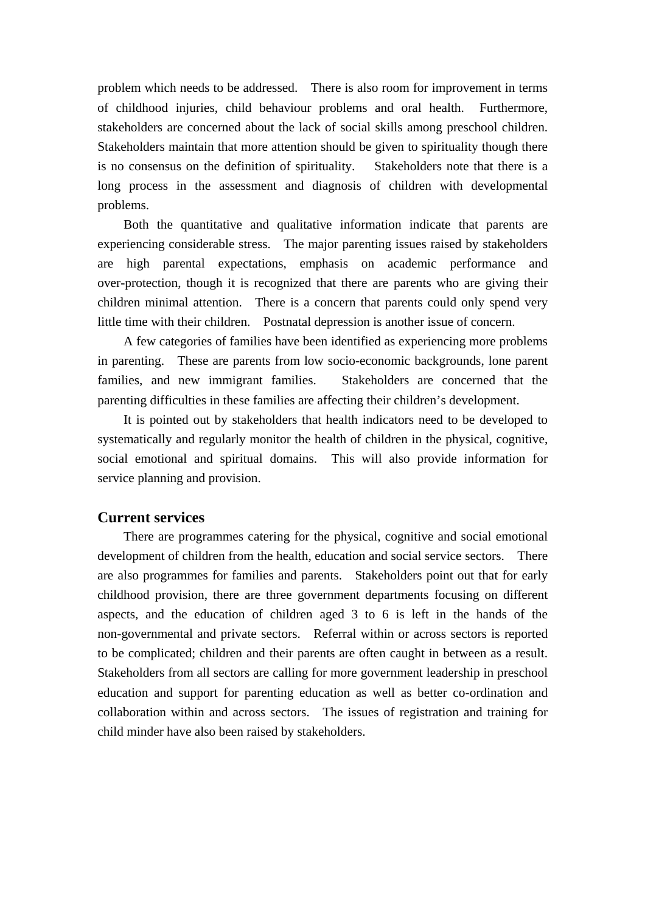problem which needs to be addressed. There is also room for improvement in terms of childhood injuries, child behaviour problems and oral health. Furthermore, stakeholders are concerned about the lack of social skills among preschool children. Stakeholders maintain that more attention should be given to spirituality though there is no consensus on the definition of spirituality. Stakeholders note that there is a long process in the assessment and diagnosis of children with developmental problems.

Both the quantitative and qualitative information indicate that parents are experiencing considerable stress. The major parenting issues raised by stakeholders are high parental expectations, emphasis on academic performance and over-protection, though it is recognized that there are parents who are giving their children minimal attention. There is a concern that parents could only spend very little time with their children. Postnatal depression is another issue of concern.

A few categories of families have been identified as experiencing more problems in parenting. These are parents from low socio-economic backgrounds, lone parent families, and new immigrant families. Stakeholders are concerned that the parenting difficulties in these families are affecting their children's development.

It is pointed out by stakeholders that health indicators need to be developed to systematically and regularly monitor the health of children in the physical, cognitive, social emotional and spiritual domains. This will also provide information for service planning and provision.

## Current services

There are programmes catering for the physical, cognitive and social emotional development of children from the health, education and social service sectors. There are also programmes for families and parents. Stakeholders point out that for early childhood provision, there are three government departments focusing on different aspects, and the education of children aged 3 to 6 is left in the hands of the non-governmental and private sectors. Referral within or across sectors is reported to be complicated; children and their parents are often caught in between as a result. Stakeholders from all sectors are calling for more government leadership in preschool education and support for parenting education as well as better co-ordination and collaboration within and across sectors. The issues of registration and training for child minder have also been raised by stakeholders.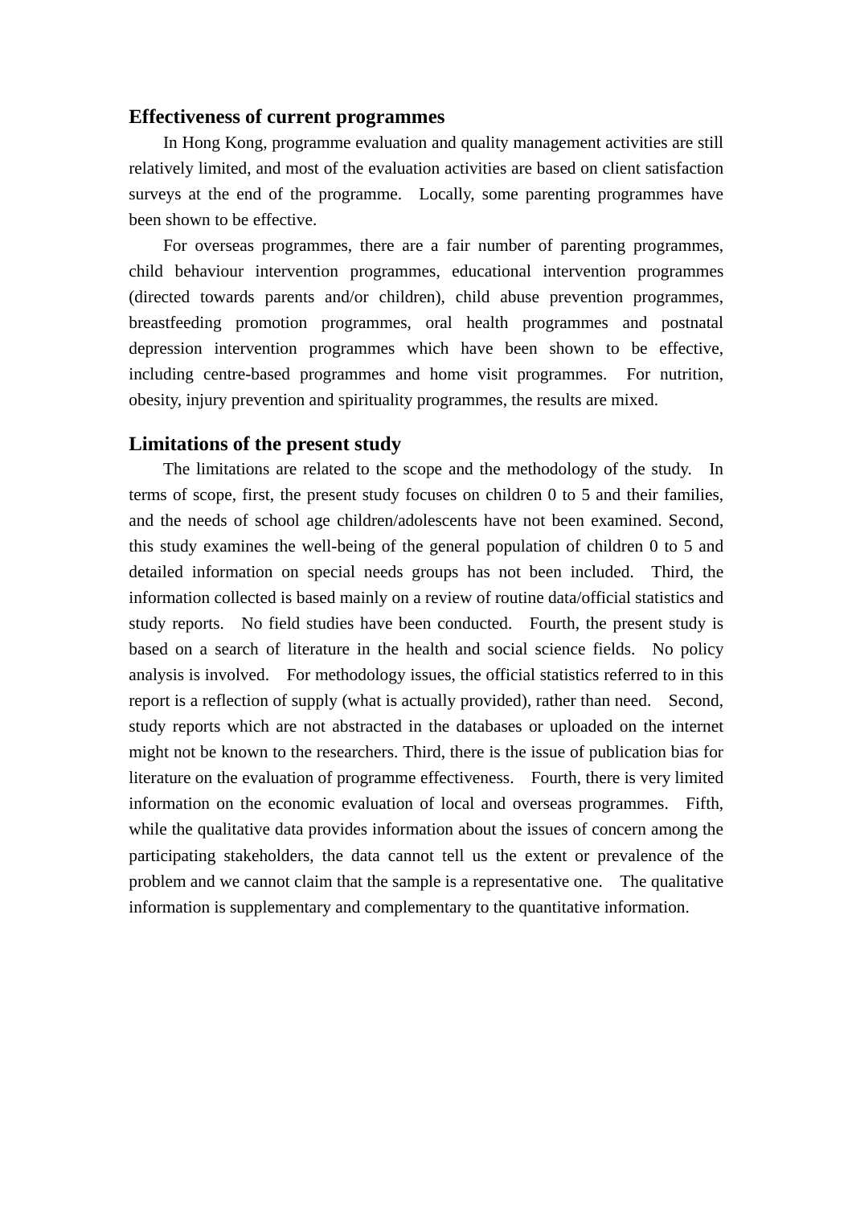## Effectiveness of current programmes

In Hong Kong, programme evaluation and quality management activities are still relatively limited, and most of the evaluation activities are based on client satisfaction surveys at the end of the programme. Locally, some parenting programmes have been shown to be effective.

For overseas programmes, there are a fair number of parenting programmes, child behaviour intervention programmes, educational intervention programmes (directed towards parents and/or children), child abuse prevention programmes, breastfeeding promotion programmes, oral health programmes and postnatal depression intervention programmes which have been shown to be effective, including centre-based programmes and home visit programmes. For nutrition, obesity, injury prevention and spirituality programmes, the results are mixed.

## Limitations of the present study

The limitations are related to the scope and the methodology of the study. In terms of scope, first, the present study focuses on children 0 to 5 and their families, and the needs of school age children/adolescents have not been examined. Second, this study examines the well-being of the general population of children 0 to 5 and detailed information on special needs groups has not been included. Third, the information collected is based mainly on a review of routine data/official statistics and study reports. No field studies have been conducted. Fourth, the present study is based on a search of literature in the health and social science fields. No policy analysis is involved. For methodology issues, the official statistics referred to in this report is a reflection of supply (what is actually provided), rather than need. Second, study reports which are not abstracted in the databases or uploaded on the internet might not be known to the researchers. Third, there is the issue of publication bias for literature on the evaluation of programme effectiveness. Fourth, there is very limited information on the economic evaluation of local and overseas programmes. Fifth, while the qualitative data provides information about the issues of concern among the participating stakeholders, the data cannot tell us the extent or prevalence of the problem and we cannot claim that the sample is a representative one. The qualitative information is supplementary and complementary to the quantitative information.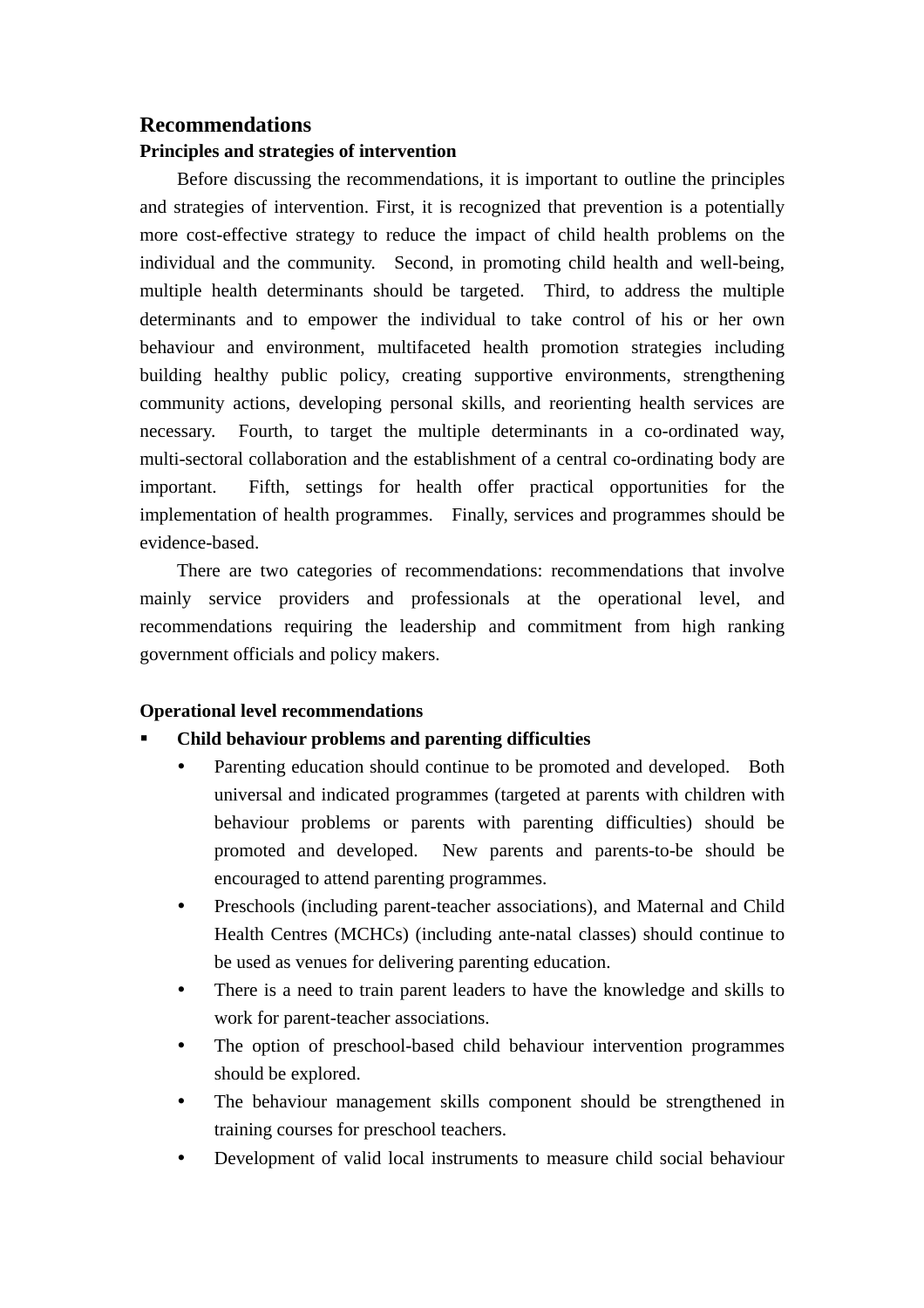## Recommendations

### Principles and strategies of intervention

Before discussing the recommendations, it is important to outline the principles and strategies of intervention. First, it is recognized that prevention is a potentially more cost-effective strategy to reduce the impact of child health problems on the individual and the community. Second, in promoting child health and well-being, multiple health determinants should be targeted. Third, to address the multiple determinants and to empower the individual to take control of his or her own behaviour and environment, multifaceted health promotion strategies including building healthy public policy, creating supportive environments, strengthening community actions, developing personal skills, and reorienting health services are necessary. Fourth, to target the multiple determinants in a co-ordinated way, multi-sectoral collaboration and the establishment of a central co-ordinating body are important. Fifth, settings for health offer practical opportunities for the implementation of health programmes. Finally, services and programmes should be evidence-based.

There are two categories of recommendations: recommendations that involve mainly service providers and professionals at the operational level, and recommendations requiring the leadership and commitment from high ranking government officials and policy makers.

### Operational level recommendations

- **Child behaviour problems and parenting difficulties**
  - Parenting education should continue to be promoted and developed. Both universal and indicated programmes (targeted at parents with children with behaviour problems or parents with parenting difficulties) should be promoted and developed. New parents and parents-to-be should be encouraged to attend parenting programmes.
  - Preschools (including parent-teacher associations), and Maternal and Child Health Centres (MCHCs) (including ante-natal classes) should continue to be used as venues for delivering parenting education.
  - There is a need to train parent leaders to have the knowledge and skills to work for parent-teacher associations.
  - The option of preschool-based child behaviour intervention programmes should be explored.
  - The behaviour management skills component should be strengthened in training courses for preschool teachers.
  - Development of valid local instruments to measure child social behaviour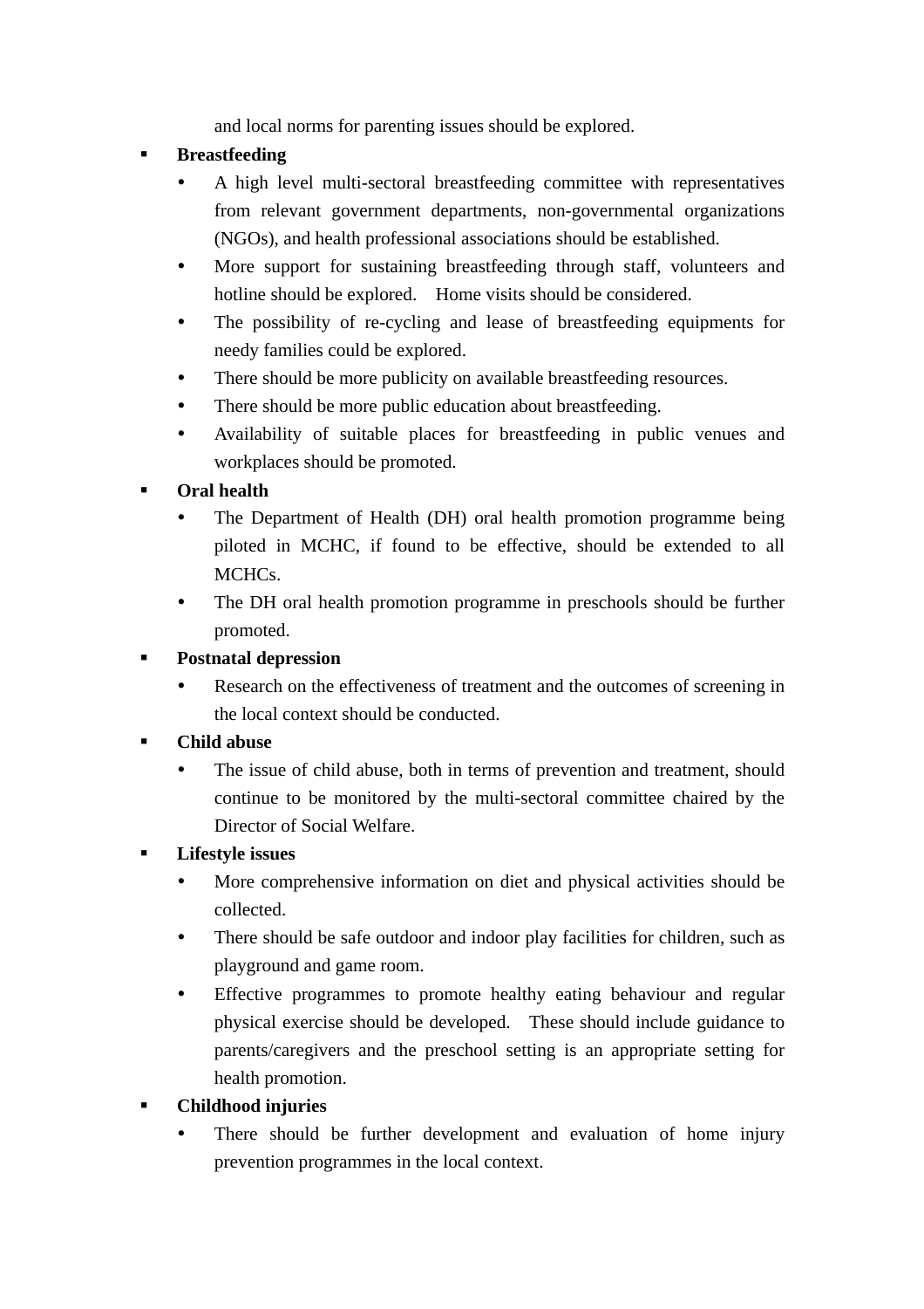and local norms for parenting issues should be explored.

- **Breastfeeding**
  - A high level multi-sectoral breastfeeding committee with representatives from relevant government departments, non-governmental organizations (NGOs), and health professional associations should be established.
  - More support for sustaining breastfeeding through staff, volunteers and hotline should be explored. Home visits should be considered.
  - The possibility of re-cycling and lease of breastfeeding equipments for needy families could be explored.
  - There should be more publicity on available breastfeeding resources.
  - There should be more public education about breastfeeding.
  - Availability of suitable places for breastfeeding in public venues and workplaces should be promoted.
- **Oral health**
  - The Department of Health (DH) oral health promotion programme being piloted in MCHC, if found to be effective, should be extended to all MCHCs.
  - The DH oral health promotion programme in preschools should be further promoted.
- **Postnatal depression**
  - Research on the effectiveness of treatment and the outcomes of screening in the local context should be conducted.
- **Child abuse**
  - The issue of child abuse, both in terms of prevention and treatment, should continue to be monitored by the multi-sectoral committee chaired by the Director of Social Welfare.
- **Lifestyle issues**
  - More comprehensive information on diet and physical activities should be collected.
  - There should be safe outdoor and indoor play facilities for children, such as playground and game room.
  - Effective programmes to promote healthy eating behaviour and regular physical exercise should be developed. These should include guidance to parents/caregivers and the preschool setting is an appropriate setting for health promotion.
- **Childhood injuries**
  - There should be further development and evaluation of home injury prevention programmes in the local context.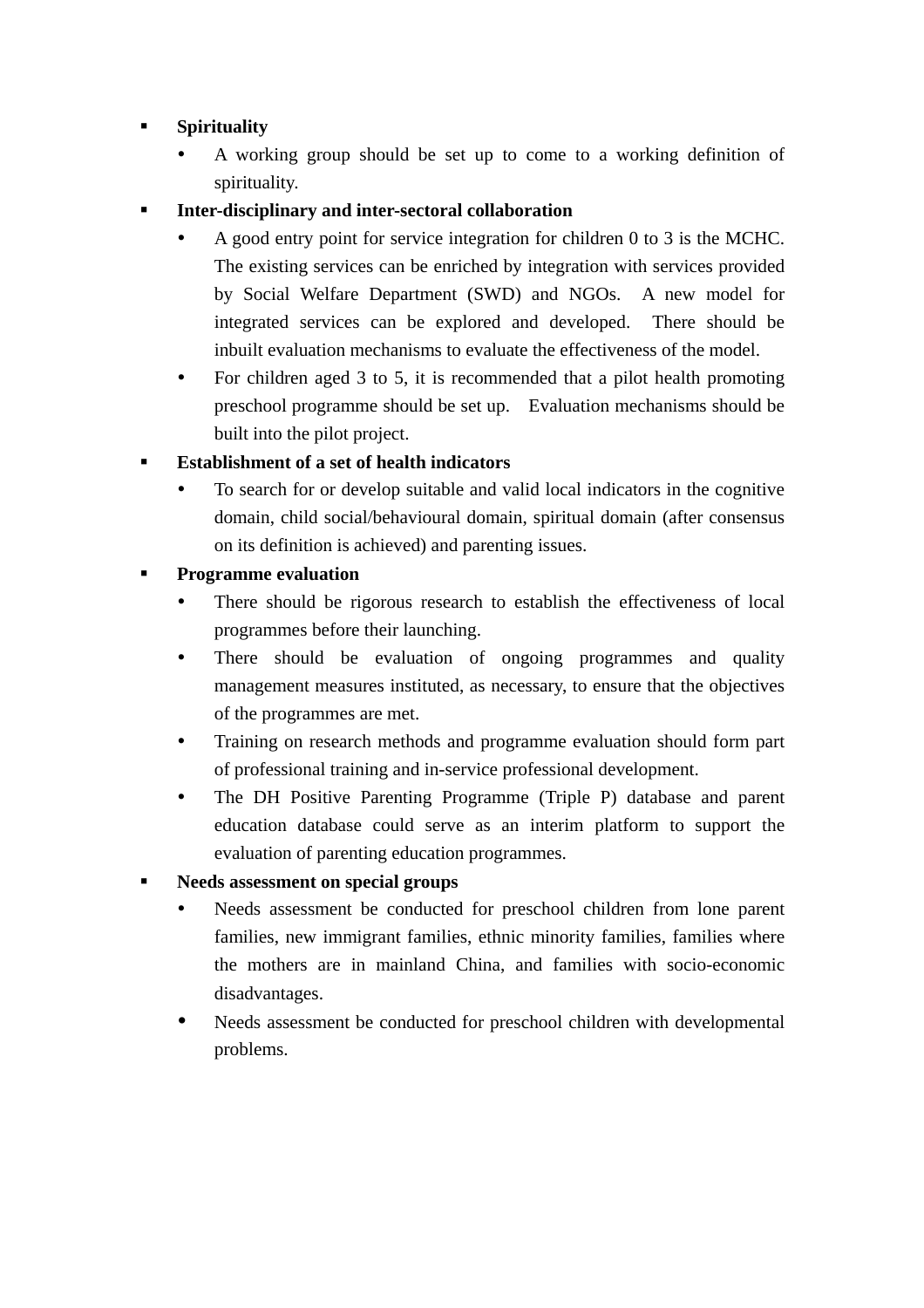- **Spirituality**
  - A working group should be set up to come to a working definition of spirituality.
- **Inter-disciplinary and inter-sectoral collaboration**
  - A good entry point for service integration for children 0 to 3 is the MCHC. The existing services can be enriched by integration with services provided by Social Welfare Department (SWD) and NGOs. A new model for integrated services can be explored and developed. There should be inbuilt evaluation mechanisms to evaluate the effectiveness of the model.
  - For children aged 3 to 5, it is recommended that a pilot health promoting preschool programme should be set up. Evaluation mechanisms should be built into the pilot project.
- **Establishment of a set of health indicators**
  - To search for or develop suitable and valid local indicators in the cognitive domain, child social/behavioural domain, spiritual domain (after consensus on its definition is achieved) and parenting issues.
- **Programme evaluation**
  - There should be rigorous research to establish the effectiveness of local programmes before their launching.
  - There should be evaluation of ongoing programmes and quality management measures instituted, as necessary, to ensure that the objectives of the programmes are met.
  - Training on research methods and programme evaluation should form part of professional training and in-service professional development.
  - The DH Positive Parenting Programme (Triple P) database and parent education database could serve as an interim platform to support the evaluation of parenting education programmes.
- **Needs assessment on special groups**
  - Needs assessment be conducted for preschool children from lone parent families, new immigrant families, ethnic minority families, families where the mothers are in mainland China, and families with socio-economic disadvantages.
  - Needs assessment be conducted for preschool children with developmental problems.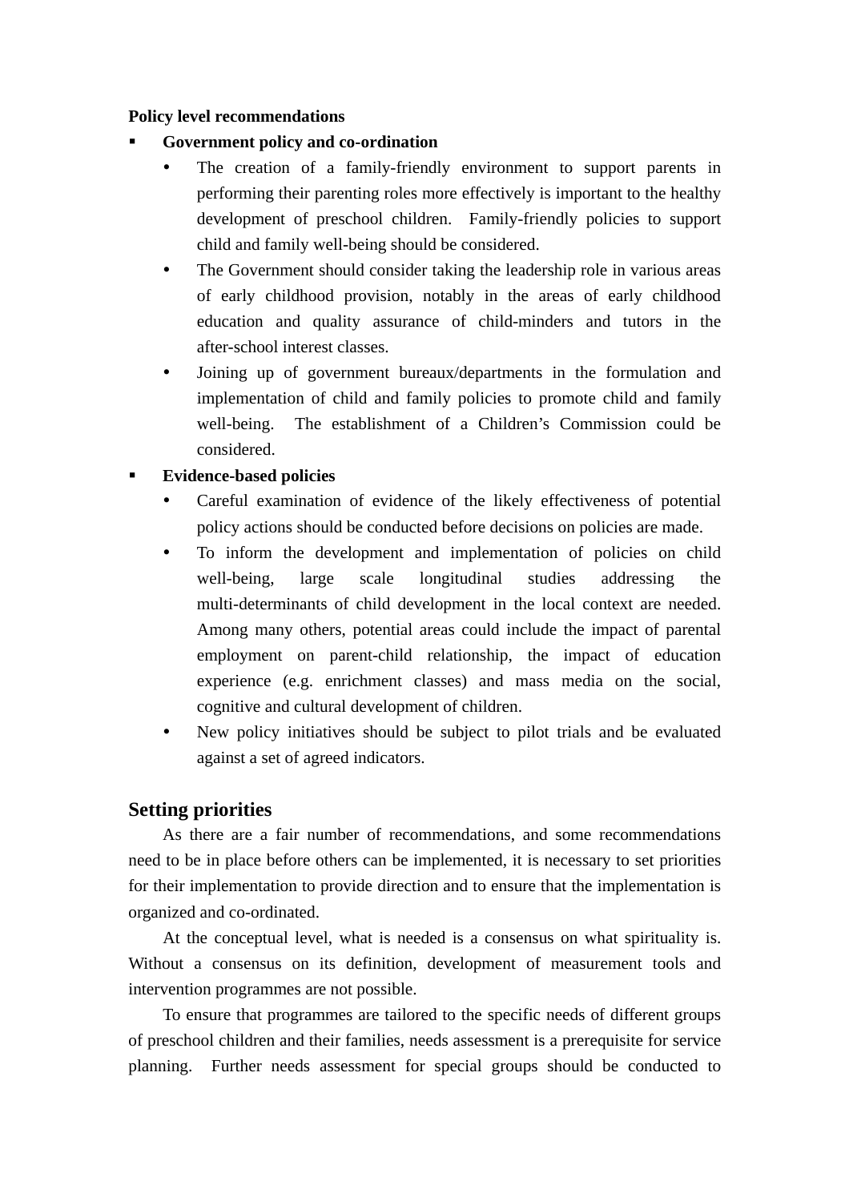**Policy level recommendations**

- **Government policy and co-ordination**
  - The creation of a family-friendly environment to support parents in performing their parenting roles more effectively is important to the healthy development of preschool children. Family-friendly policies to support child and family well-being should be considered.
  - The Government should consider taking the leadership role in various areas of early childhood provision, notably in the areas of early childhood education and quality assurance of child-minders and tutors in the after-school interest classes.
  - Joining up of government bureaux/departments in the formulation and implementation of child and family policies to promote child and family well-being. The establishment of a Children's Commission could be considered.
- **Evidence-based policies**
  - Careful examination of evidence of the likely effectiveness of potential policy actions should be conducted before decisions on policies are made.
  - To inform the development and implementation of policies on child well-being, large scale longitudinal studies addressing the multi-determinants of child development in the local context are needed. Among many others, potential areas could include the impact of parental employment on parent-child relationship, the impact of education experience (e.g. enrichment classes) and mass media on the social, cognitive and cultural development of children.
  - New policy initiatives should be subject to pilot trials and be evaluated against a set of agreed indicators.

## Setting priorities

As there are a fair number of recommendations, and some recommendations need to be in place before others can be implemented, it is necessary to set priorities for their implementation to provide direction and to ensure that the implementation is organized and co-ordinated.

At the conceptual level, what is needed is a consensus on what spirituality is. Without a consensus on its definition, development of measurement tools and intervention programmes are not possible.

To ensure that programmes are tailored to the specific needs of different groups of preschool children and their families, needs assessment is a prerequisite for service planning. Further needs assessment for special groups should be conducted to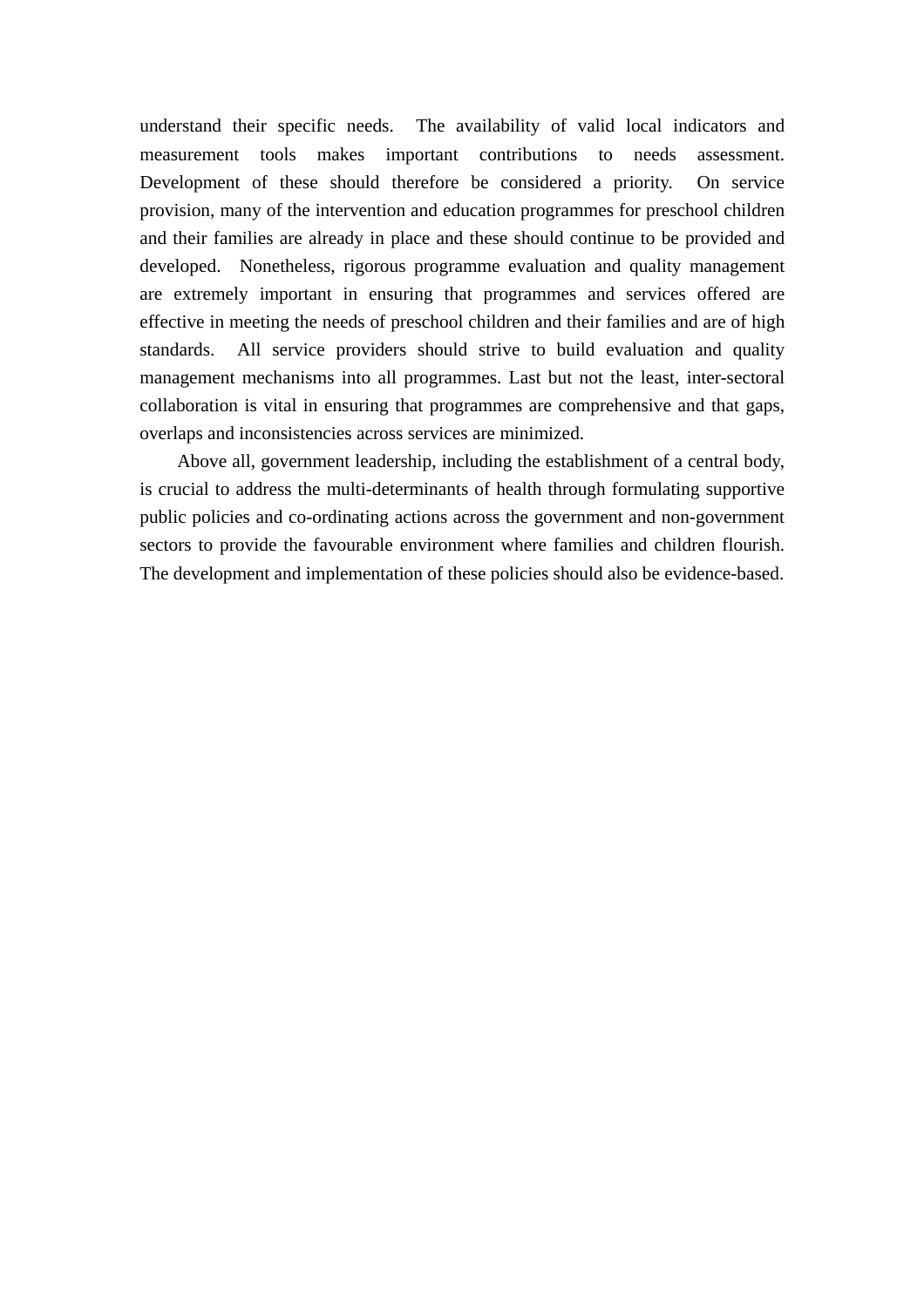understand their specific needs. The availability of valid local indicators and measurement tools makes important contributions to needs assessment. Development of these should therefore be considered a priority. On service provision, many of the intervention and education programmes for preschool children and their families are already in place and these should continue to be provided and developed. Nonetheless, rigorous programme evaluation and quality management are extremely important in ensuring that programmes and services offered are effective in meeting the needs of preschool children and their families and are of high standards. All service providers should strive to build evaluation and quality management mechanisms into all programmes. Last but not the least, inter-sectoral collaboration is vital in ensuring that programmes are comprehensive and that gaps, overlaps and inconsistencies across services are minimized.

Above all, government leadership, including the establishment of a central body, is crucial to address the multi-determinants of health through formulating supportive public policies and co-ordinating actions across the government and non-government sectors to provide the favourable environment where families and children flourish. The development and implementation of these policies should also be evidence-based.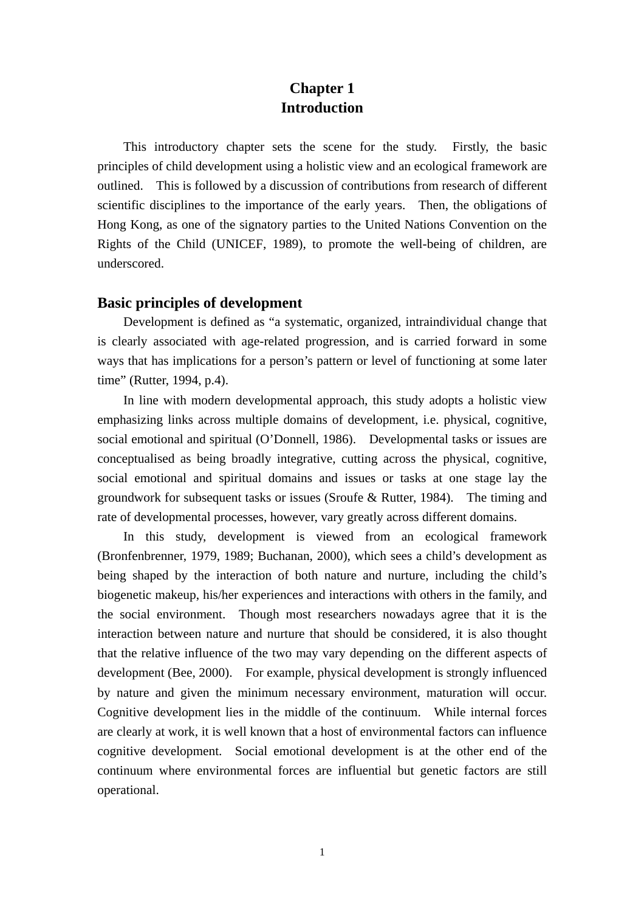# Chapter 1
# Introduction

This introductory chapter sets the scene for the study. Firstly, the basic principles of child development using a holistic view and an ecological framework are outlined. This is followed by a discussion of contributions from research of different scientific disciplines to the importance of the early years. Then, the obligations of Hong Kong, as one of the signatory parties to the United Nations Convention on the Rights of the Child (UNICEF, 1989), to promote the well-being of children, are underscored.

## Basic principles of development

Development is defined as "a systematic, organized, intraindividual change that is clearly associated with age-related progression, and is carried forward in some ways that has implications for a person's pattern or level of functioning at some later time" (Rutter, 1994, p.4).

In line with modern developmental approach, this study adopts a holistic view emphasizing links across multiple domains of development, i.e. physical, cognitive, social emotional and spiritual (O'Donnell, 1986). Developmental tasks or issues are conceptualised as being broadly integrative, cutting across the physical, cognitive, social emotional and spiritual domains and issues or tasks at one stage lay the groundwork for subsequent tasks or issues (Sroufe & Rutter, 1984). The timing and rate of developmental processes, however, vary greatly across different domains.

In this study, development is viewed from an ecological framework (Bronfenbrenner, 1979, 1989; Buchanan, 2000), which sees a child's development as being shaped by the interaction of both nature and nurture, including the child's biogenetic makeup, his/her experiences and interactions with others in the family, and the social environment. Though most researchers nowadays agree that it is the interaction between nature and nurture that should be considered, it is also thought that the relative influence of the two may vary depending on the different aspects of development (Bee, 2000). For example, physical development is strongly influenced by nature and given the minimum necessary environment, maturation will occur. Cognitive development lies in the middle of the continuum. While internal forces are clearly at work, it is well known that a host of environmental factors can influence cognitive development. Social emotional development is at the other end of the continuum where environmental forces are influential but genetic factors are still operational.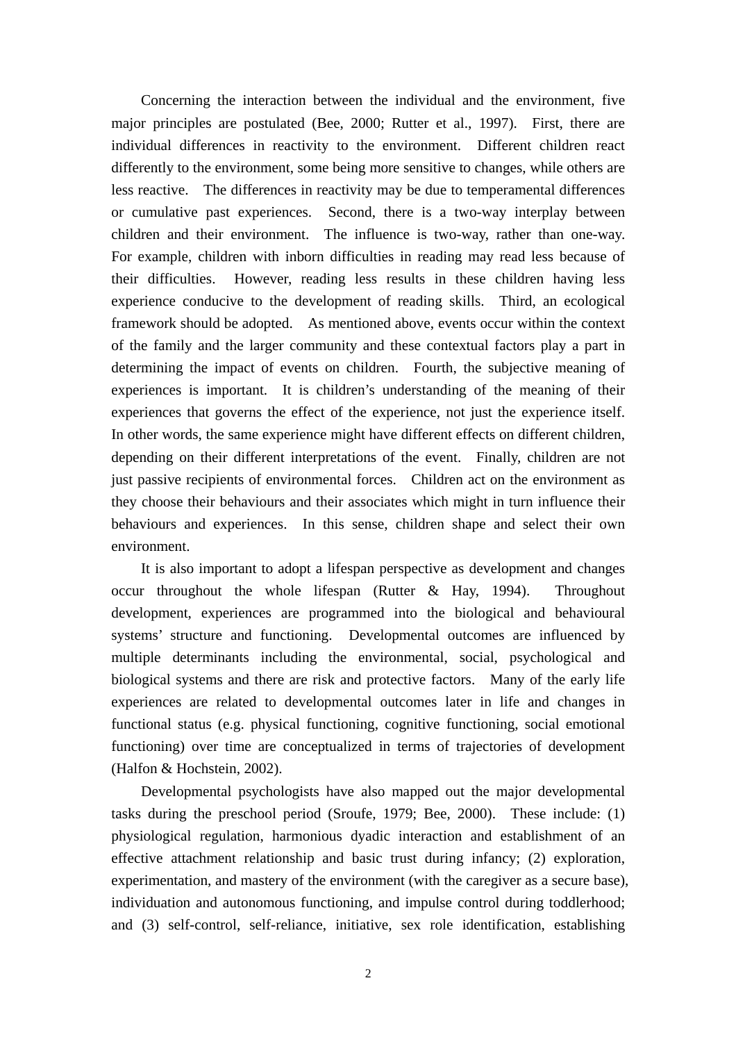Concerning the interaction between the individual and the environment, five major principles are postulated (Bee, 2000; Rutter et al., 1997). First, there are individual differences in reactivity to the environment. Different children react differently to the environment, some being more sensitive to changes, while others are less reactive. The differences in reactivity may be due to temperamental differences or cumulative past experiences. Second, there is a two-way interplay between children and their environment. The influence is two-way, rather than one-way. For example, children with inborn difficulties in reading may read less because of their difficulties. However, reading less results in these children having less experience conducive to the development of reading skills. Third, an ecological framework should be adopted. As mentioned above, events occur within the context of the family and the larger community and these contextual factors play a part in determining the impact of events on children. Fourth, the subjective meaning of experiences is important. It is children's understanding of the meaning of their experiences that governs the effect of the experience, not just the experience itself. In other words, the same experience might have different effects on different children, depending on their different interpretations of the event. Finally, children are not just passive recipients of environmental forces. Children act on the environment as they choose their behaviours and their associates which might in turn influence their behaviours and experiences. In this sense, children shape and select their own environment.

It is also important to adopt a lifespan perspective as development and changes occur throughout the whole lifespan (Rutter & Hay, 1994). Throughout development, experiences are programmed into the biological and behavioural systems' structure and functioning. Developmental outcomes are influenced by multiple determinants including the environmental, social, psychological and biological systems and there are risk and protective factors. Many of the early life experiences are related to developmental outcomes later in life and changes in functional status (e.g. physical functioning, cognitive functioning, social emotional functioning) over time are conceptualized in terms of trajectories of development (Halfon & Hochstein, 2002).

Developmental psychologists have also mapped out the major developmental tasks during the preschool period (Sroufe, 1979; Bee, 2000). These include: (1) physiological regulation, harmonious dyadic interaction and establishment of an effective attachment relationship and basic trust during infancy; (2) exploration, experimentation, and mastery of the environment (with the caregiver as a secure base), individuation and autonomous functioning, and impulse control during toddlerhood; and (3) self-control, self-reliance, initiative, sex role identification, establishing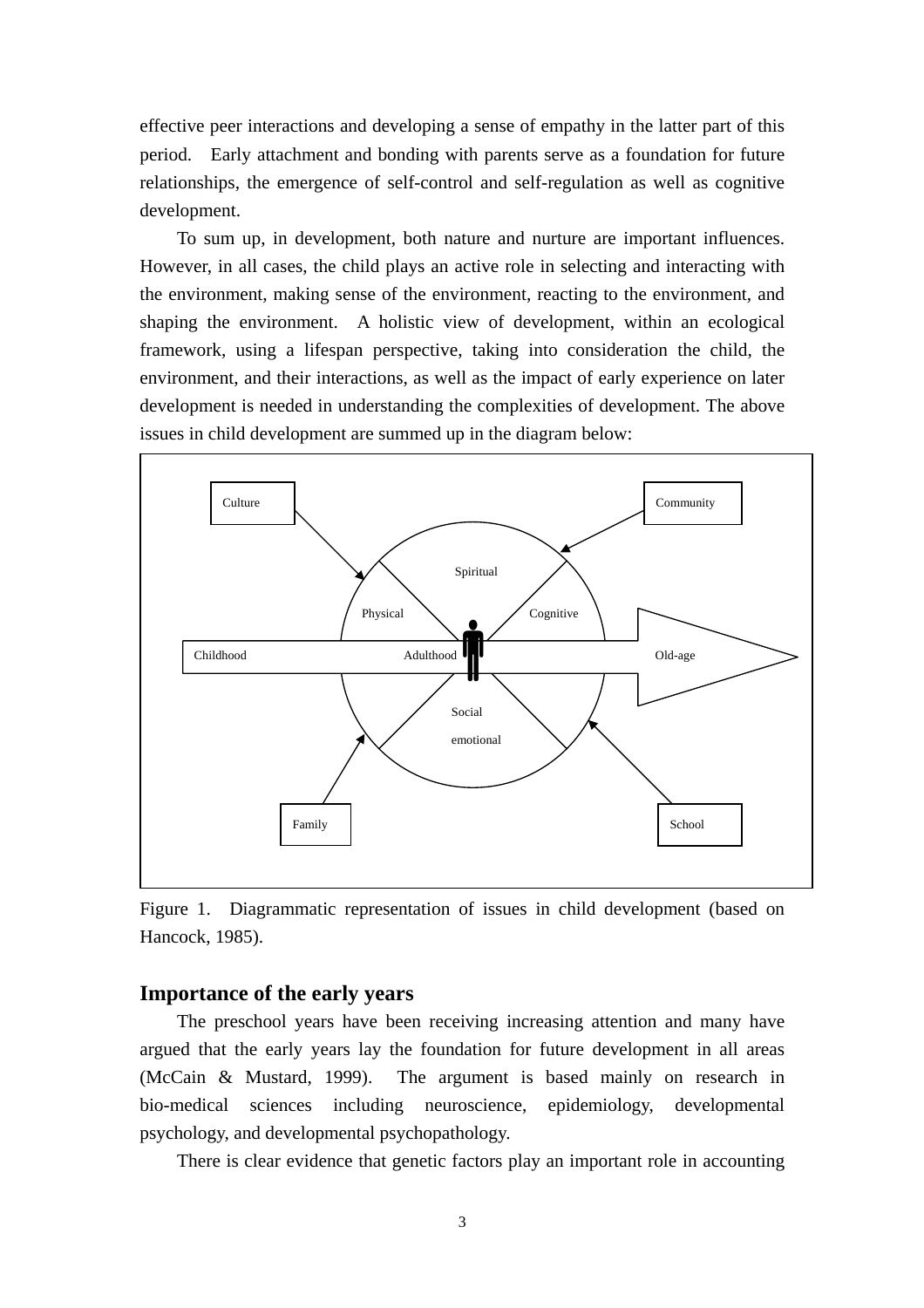effective peer interactions and developing a sense of empathy in the latter part of this period. Early attachment and bonding with parents serve as a foundation for future relationships, the emergence of self-control and self-regulation as well as cognitive development.

To sum up, in development, both nature and nurture are important influences. However, in all cases, the child plays an active role in selecting and interacting with the environment, making sense of the environment, reacting to the environment, and shaping the environment. A holistic view of development, within an ecological framework, using a lifespan perspective, taking into consideration the child, the environment, and their interactions, as well as the impact of early experience on later development is needed in understanding the complexities of development. The above issues in child development are summed up in the diagram below:

Culture

Community

Spiritual

Physical

Cognitive

Childhood

Adulthood

Old-age

Social

emotional

Family

School

Figure 1. Diagrammatic representation of issues in child development (based on Hancock, 1985).

## Importance of the early years

The preschool years have been receiving increasing attention and many have argued that the early years lay the foundation for future development in all areas (McCain & Mustard, 1999). The argument is based mainly on research in bio-medical sciences including neuroscience, epidemiology, developmental psychology, and developmental psychopathology.

There is clear evidence that genetic factors play an important role in accounting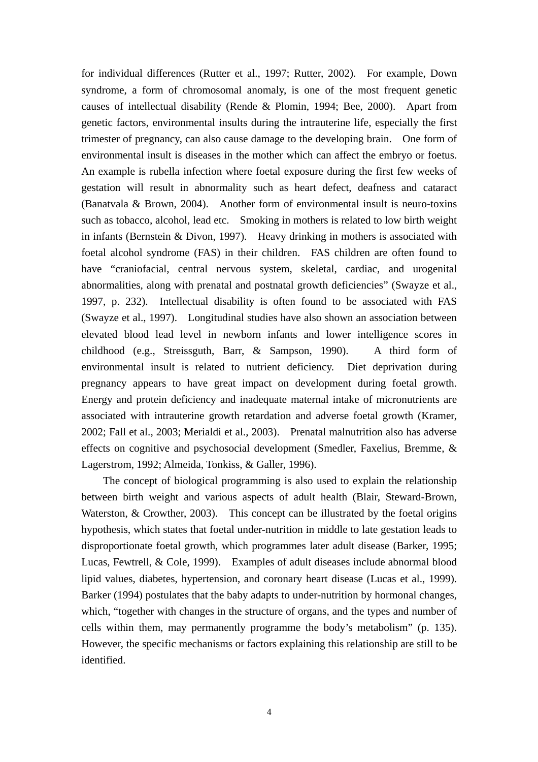for individual differences (Rutter et al., 1997; Rutter, 2002). For example, Down syndrome, a form of chromosomal anomaly, is one of the most frequent genetic causes of intellectual disability (Rende & Plomin, 1994; Bee, 2000). Apart from genetic factors, environmental insults during the intrauterine life, especially the first trimester of pregnancy, can also cause damage to the developing brain. One form of environmental insult is diseases in the mother which can affect the embryo or foetus. An example is rubella infection where foetal exposure during the first few weeks of gestation will result in abnormality such as heart defect, deafness and cataract (Banatvala & Brown, 2004). Another form of environmental insult is neuro-toxins such as tobacco, alcohol, lead etc. Smoking in mothers is related to low birth weight in infants (Bernstein & Divon, 1997). Heavy drinking in mothers is associated with foetal alcohol syndrome (FAS) in their children. FAS children are often found to have "craniofacial, central nervous system, skeletal, cardiac, and urogenital abnormalities, along with prenatal and postnatal growth deficiencies" (Swayze et al., 1997, p. 232). Intellectual disability is often found to be associated with FAS (Swayze et al., 1997). Longitudinal studies have also shown an association between elevated blood lead level in newborn infants and lower intelligence scores in childhood (e.g., Streissguth, Barr, & Sampson, 1990). A third form of environmental insult is related to nutrient deficiency. Diet deprivation during pregnancy appears to have great impact on development during foetal growth. Energy and protein deficiency and inadequate maternal intake of micronutrients are associated with intrauterine growth retardation and adverse foetal growth (Kramer, 2002; Fall et al., 2003; Merialdi et al., 2003). Prenatal malnutrition also has adverse effects on cognitive and psychosocial development (Smedler, Faxelius, Bremme, & Lagerstrom, 1992; Almeida, Tonkiss, & Galler, 1996).

The concept of biological programming is also used to explain the relationship between birth weight and various aspects of adult health (Blair, Steward-Brown, Waterston, & Crowther, 2003). This concept can be illustrated by the foetal origins hypothesis, which states that foetal under-nutrition in middle to late gestation leads to disproportionate foetal growth, which programmes later adult disease (Barker, 1995; Lucas, Fewtrell, & Cole, 1999). Examples of adult diseases include abnormal blood lipid values, diabetes, hypertension, and coronary heart disease (Lucas et al., 1999). Barker (1994) postulates that the baby adapts to under-nutrition by hormonal changes, which, "together with changes in the structure of organs, and the types and number of cells within them, may permanently programme the body's metabolism" (p. 135). However, the specific mechanisms or factors explaining this relationship are still to be identified.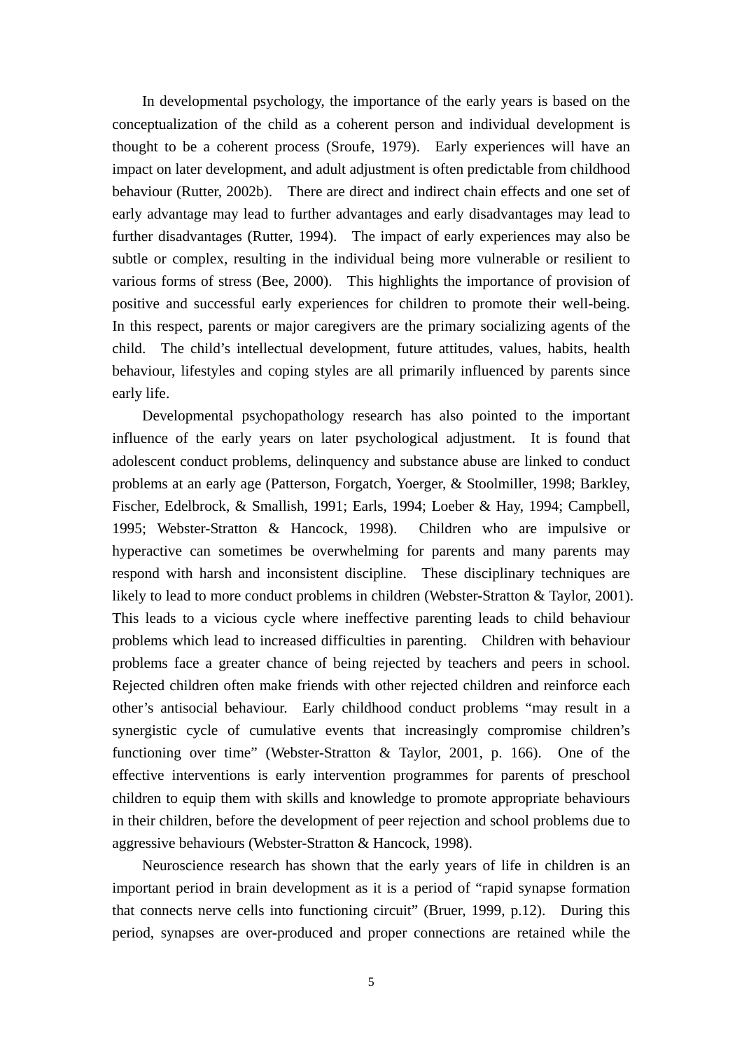In developmental psychology, the importance of the early years is based on the conceptualization of the child as a coherent person and individual development is thought to be a coherent process (Sroufe, 1979). Early experiences will have an impact on later development, and adult adjustment is often predictable from childhood behaviour (Rutter, 2002b). There are direct and indirect chain effects and one set of early advantage may lead to further advantages and early disadvantages may lead to further disadvantages (Rutter, 1994). The impact of early experiences may also be subtle or complex, resulting in the individual being more vulnerable or resilient to various forms of stress (Bee, 2000). This highlights the importance of provision of positive and successful early experiences for children to promote their well-being. In this respect, parents or major caregivers are the primary socializing agents of the child. The child's intellectual development, future attitudes, values, habits, health behaviour, lifestyles and coping styles are all primarily influenced by parents since early life.

Developmental psychopathology research has also pointed to the important influence of the early years on later psychological adjustment. It is found that adolescent conduct problems, delinquency and substance abuse are linked to conduct problems at an early age (Patterson, Forgatch, Yoerger, & Stoolmiller, 1998; Barkley, Fischer, Edelbrock, & Smallish, 1991; Earls, 1994; Loeber & Hay, 1994; Campbell, 1995; Webster-Stratton & Hancock, 1998). Children who are impulsive or hyperactive can sometimes be overwhelming for parents and many parents may respond with harsh and inconsistent discipline. These disciplinary techniques are likely to lead to more conduct problems in children (Webster-Stratton & Taylor, 2001). This leads to a vicious cycle where ineffective parenting leads to child behaviour problems which lead to increased difficulties in parenting. Children with behaviour problems face a greater chance of being rejected by teachers and peers in school. Rejected children often make friends with other rejected children and reinforce each other's antisocial behaviour. Early childhood conduct problems "may result in a synergistic cycle of cumulative events that increasingly compromise children's functioning over time" (Webster-Stratton & Taylor, 2001, p. 166). One of the effective interventions is early intervention programmes for parents of preschool children to equip them with skills and knowledge to promote appropriate behaviours in their children, before the development of peer rejection and school problems due to aggressive behaviours (Webster-Stratton & Hancock, 1998).

Neuroscience research has shown that the early years of life in children is an important period in brain development as it is a period of "rapid synapse formation that connects nerve cells into functioning circuit" (Bruer, 1999, p.12). During this period, synapses are over-produced and proper connections are retained while the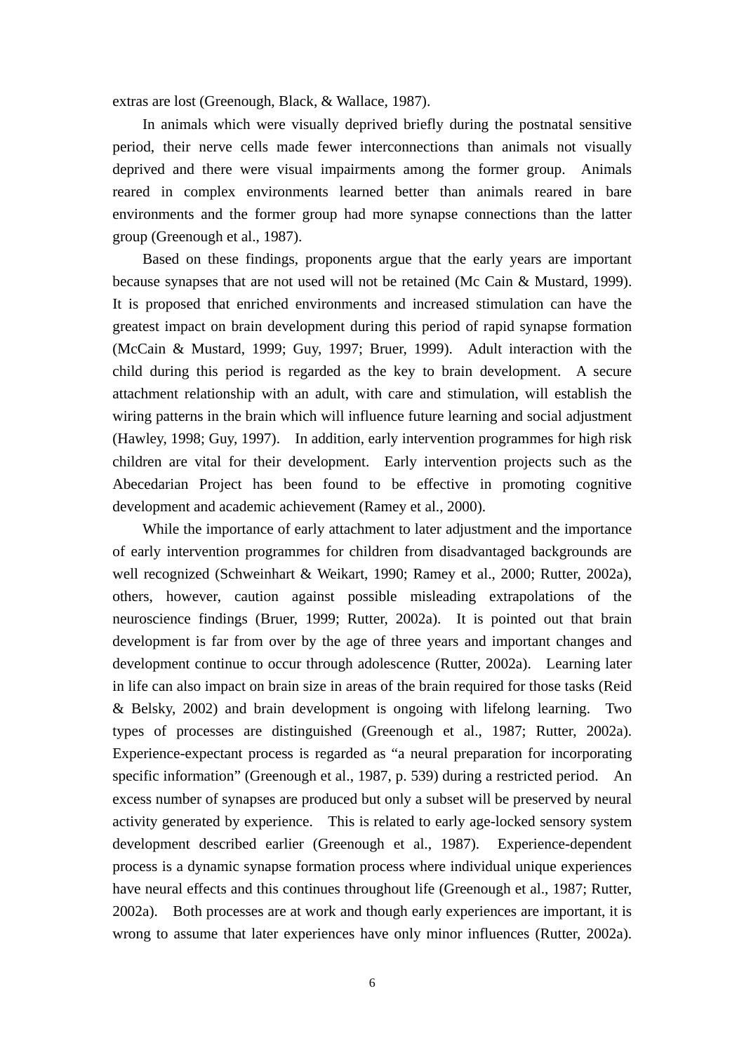extras are lost (Greenough, Black, & Wallace, 1987).

In animals which were visually deprived briefly during the postnatal sensitive period, their nerve cells made fewer interconnections than animals not visually deprived and there were visual impairments among the former group. Animals reared in complex environments learned better than animals reared in bare environments and the former group had more synapse connections than the latter group (Greenough et al., 1987).

Based on these findings, proponents argue that the early years are important because synapses that are not used will not be retained (Mc Cain & Mustard, 1999). It is proposed that enriched environments and increased stimulation can have the greatest impact on brain development during this period of rapid synapse formation (McCain & Mustard, 1999; Guy, 1997; Bruer, 1999). Adult interaction with the child during this period is regarded as the key to brain development. A secure attachment relationship with an adult, with care and stimulation, will establish the wiring patterns in the brain which will influence future learning and social adjustment (Hawley, 1998; Guy, 1997). In addition, early intervention programmes for high risk children are vital for their development. Early intervention projects such as the Abecedarian Project has been found to be effective in promoting cognitive development and academic achievement (Ramey et al., 2000).

While the importance of early attachment to later adjustment and the importance of early intervention programmes for children from disadvantaged backgrounds are well recognized (Schweinhart & Weikart, 1990; Ramey et al., 2000; Rutter, 2002a), others, however, caution against possible misleading extrapolations of the neuroscience findings (Bruer, 1999; Rutter, 2002a). It is pointed out that brain development is far from over by the age of three years and important changes and development continue to occur through adolescence (Rutter, 2002a). Learning later in life can also impact on brain size in areas of the brain required for those tasks (Reid & Belsky, 2002) and brain development is ongoing with lifelong learning. Two types of processes are distinguished (Greenough et al., 1987; Rutter, 2002a). Experience-expectant process is regarded as "a neural preparation for incorporating specific information" (Greenough et al., 1987, p. 539) during a restricted period. An excess number of synapses are produced but only a subset will be preserved by neural activity generated by experience. This is related to early age-locked sensory system development described earlier (Greenough et al., 1987). Experience-dependent process is a dynamic synapse formation process where individual unique experiences have neural effects and this continues throughout life (Greenough et al., 1987; Rutter, 2002a). Both processes are at work and though early experiences are important, it is wrong to assume that later experiences have only minor influences (Rutter, 2002a).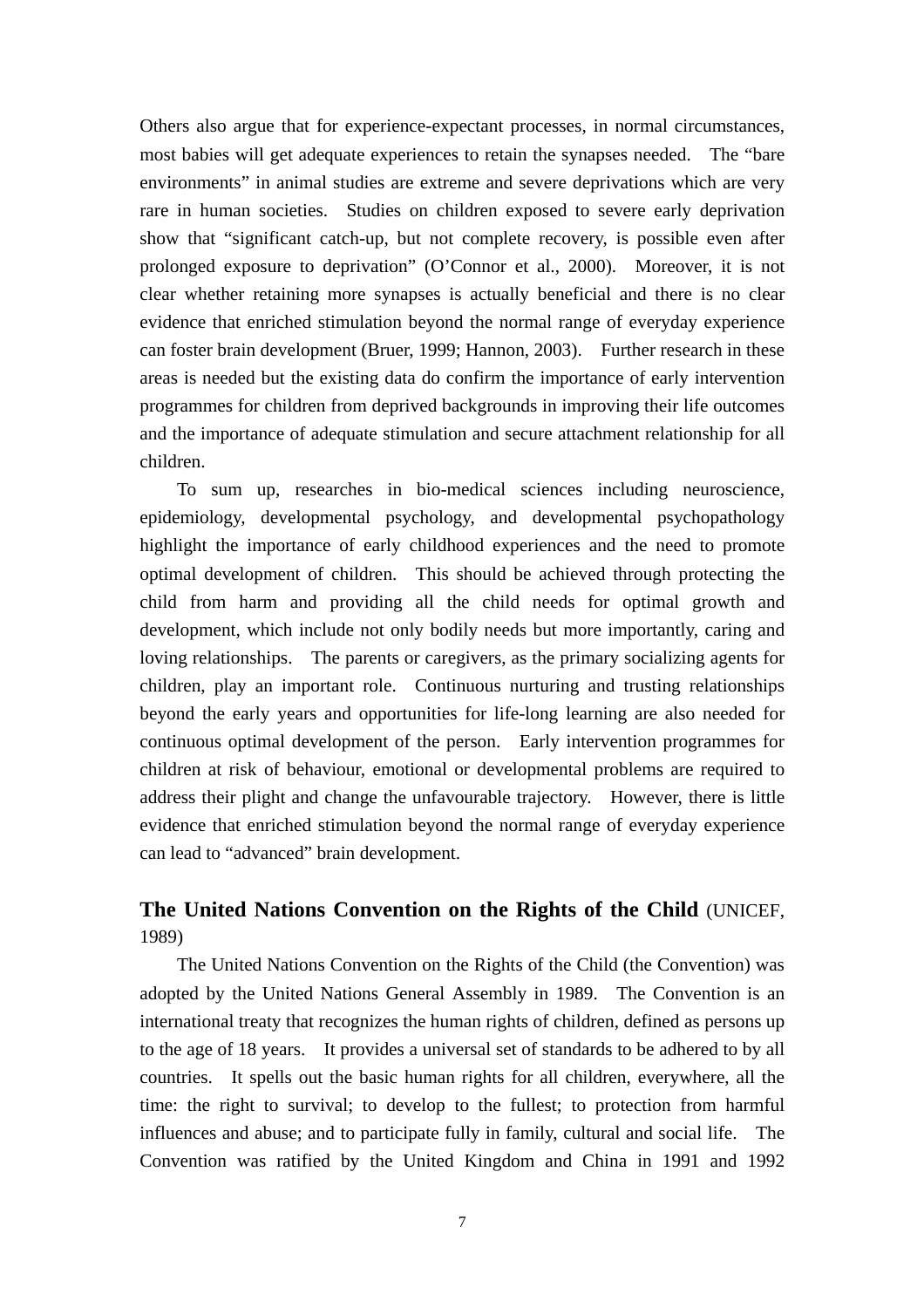Others also argue that for experience-expectant processes, in normal circumstances, most babies will get adequate experiences to retain the synapses needed. The "bare environments" in animal studies are extreme and severe deprivations which are very rare in human societies. Studies on children exposed to severe early deprivation show that "significant catch-up, but not complete recovery, is possible even after prolonged exposure to deprivation" (O'Connor et al., 2000). Moreover, it is not clear whether retaining more synapses is actually beneficial and there is no clear evidence that enriched stimulation beyond the normal range of everyday experience can foster brain development (Bruer, 1999; Hannon, 2003). Further research in these areas is needed but the existing data do confirm the importance of early intervention programmes for children from deprived backgrounds in improving their life outcomes and the importance of adequate stimulation and secure attachment relationship for all children.

To sum up, researches in bio-medical sciences including neuroscience, epidemiology, developmental psychology, and developmental psychopathology highlight the importance of early childhood experiences and the need to promote optimal development of children. This should be achieved through protecting the child from harm and providing all the child needs for optimal growth and development, which include not only bodily needs but more importantly, caring and loving relationships. The parents or caregivers, as the primary socializing agents for children, play an important role. Continuous nurturing and trusting relationships beyond the early years and opportunities for life-long learning are also needed for continuous optimal development of the person. Early intervention programmes for children at risk of behaviour, emotional or developmental problems are required to address their plight and change the unfavourable trajectory. However, there is little evidence that enriched stimulation beyond the normal range of everyday experience can lead to "advanced" brain development.

## The United Nations Convention on the Rights of the Child (UNICEF, 1989)

The United Nations Convention on the Rights of the Child (the Convention) was adopted by the United Nations General Assembly in 1989. The Convention is an international treaty that recognizes the human rights of children, defined as persons up to the age of 18 years. It provides a universal set of standards to be adhered to by all countries. It spells out the basic human rights for all children, everywhere, all the time: the right to survival; to develop to the fullest; to protection from harmful influences and abuse; and to participate fully in family, cultural and social life. The Convention was ratified by the United Kingdom and China in 1991 and 1992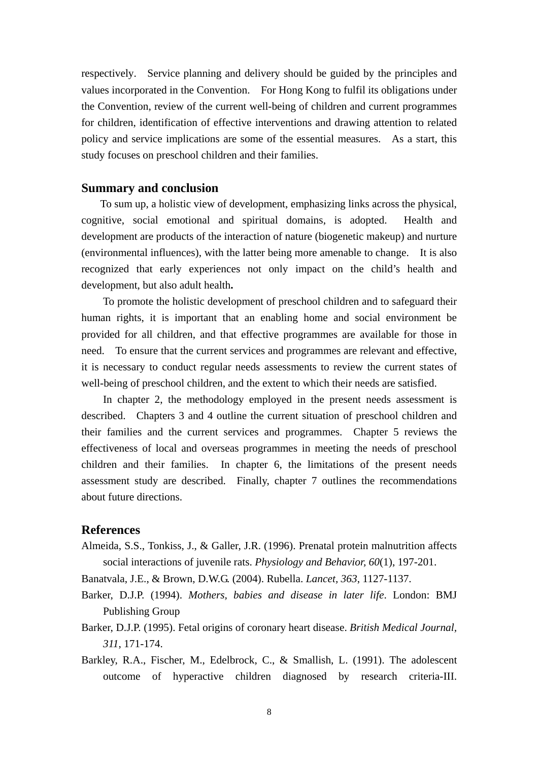respectively. Service planning and delivery should be guided by the principles and values incorporated in the Convention. For Hong Kong to fulfil its obligations under the Convention, review of the current well-being of children and current programmes for children, identification of effective interventions and drawing attention to related policy and service implications are some of the essential measures. As a start, this study focuses on preschool children and their families.

## Summary and conclusion

To sum up, a holistic view of development, emphasizing links across the physical, cognitive, social emotional and spiritual domains, is adopted. Health and development are products of the interaction of nature (biogenetic makeup) and nurture (environmental influences), with the latter being more amenable to change. It is also recognized that early experiences not only impact on the child's health and development, but also adult health**.**

To promote the holistic development of preschool children and to safeguard their human rights, it is important that an enabling home and social environment be provided for all children, and that effective programmes are available for those in need. To ensure that the current services and programmes are relevant and effective, it is necessary to conduct regular needs assessments to review the current states of well-being of preschool children, and the extent to which their needs are satisfied.

In chapter 2, the methodology employed in the present needs assessment is described. Chapters 3 and 4 outline the current situation of preschool children and their families and the current services and programmes. Chapter 5 reviews the effectiveness of local and overseas programmes in meeting the needs of preschool children and their families. In chapter 6, the limitations of the present needs assessment study are described. Finally, chapter 7 outlines the recommendations about future directions.

## References

Almeida, S.S., Tonkiss, J., & Galler, J.R. (1996). Prenatal protein malnutrition affects social interactions of juvenile rats. *Physiology and Behavior, 60*(1), 197-201.

Banatvala, J.E., & Brown, D.W.G. (2004). Rubella. *Lancet, 363*, 1127-1137.

Barker, D.J.P. (1994). *Mothers, babies and disease in later life*. London: BMJ Publishing Group

Barker, D.J.P. (1995). Fetal origins of coronary heart disease. *British Medical Journal, 311*, 171-174.

Barkley, R.A., Fischer, M., Edelbrock, C., & Smallish, L. (1991). The adolescent outcome of hyperactive children diagnosed by research criteria-III.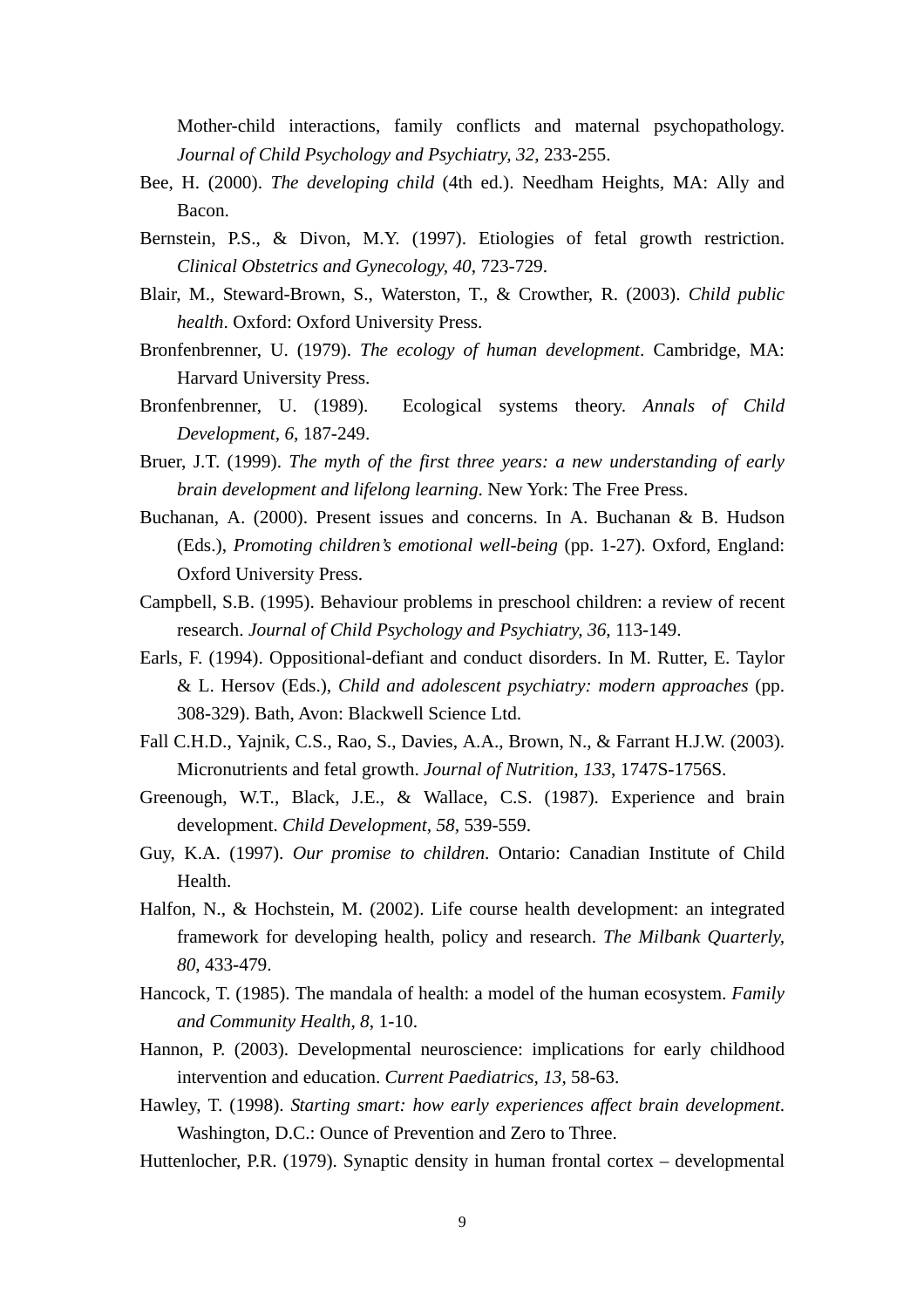Mother-child interactions, family conflicts and maternal psychopathology. *Journal of Child Psychology and Psychiatry, 32*, 233-255.

Bee, H. (2000). *The developing child* (4th ed.). Needham Heights, MA: Ally and Bacon.

Bernstein, P.S., & Divon, M.Y. (1997). Etiologies of fetal growth restriction. *Clinical Obstetrics and Gynecology, 40*, 723-729.

Blair, M., Steward-Brown, S., Waterston, T., & Crowther, R. (2003). *Child public health*. Oxford: Oxford University Press.

Bronfenbrenner, U. (1979). *The ecology of human development*. Cambridge, MA: Harvard University Press.

Bronfenbrenner, U. (1989). Ecological systems theory. *Annals of Child Development, 6*, 187-249.

Bruer, J.T. (1999). *The myth of the first three years: a new understanding of early brain development and lifelong learning*. New York: The Free Press.

Buchanan, A. (2000). Present issues and concerns. In A. Buchanan & B. Hudson (Eds.), *Promoting children's emotional well-being* (pp. 1-27). Oxford, England: Oxford University Press.

Campbell, S.B. (1995). Behaviour problems in preschool children: a review of recent research. *Journal of Child Psychology and Psychiatry, 36*, 113-149.

Earls, F. (1994). Oppositional-defiant and conduct disorders. In M. Rutter, E. Taylor & L. Hersov (Eds.), *Child and adolescent psychiatry: modern approaches* (pp. 308-329). Bath, Avon: Blackwell Science Ltd.

Fall C.H.D., Yajnik, C.S., Rao, S., Davies, A.A., Brown, N., & Farrant H.J.W. (2003). Micronutrients and fetal growth. *Journal of Nutrition, 133*, 1747S-1756S.

Greenough, W.T., Black, J.E., & Wallace, C.S. (1987). Experience and brain development. *Child Development, 58*, 539-559.

Guy, K.A. (1997). *Our promise to children*. Ontario: Canadian Institute of Child Health.

Halfon, N., & Hochstein, M. (2002). Life course health development: an integrated framework for developing health, policy and research. *The Milbank Quarterly, 80*, 433-479.

Hancock, T. (1985). The mandala of health: a model of the human ecosystem. *Family and Community Health, 8*, 1-10.

Hannon, P. (2003). Developmental neuroscience: implications for early childhood intervention and education. *Current Paediatrics, 13*, 58-63.

Hawley, T. (1998). *Starting smart: how early experiences affect brain development*. Washington, D.C.: Ounce of Prevention and Zero to Three.

Huttenlocher, P.R. (1979). Synaptic density in human frontal cortex – developmental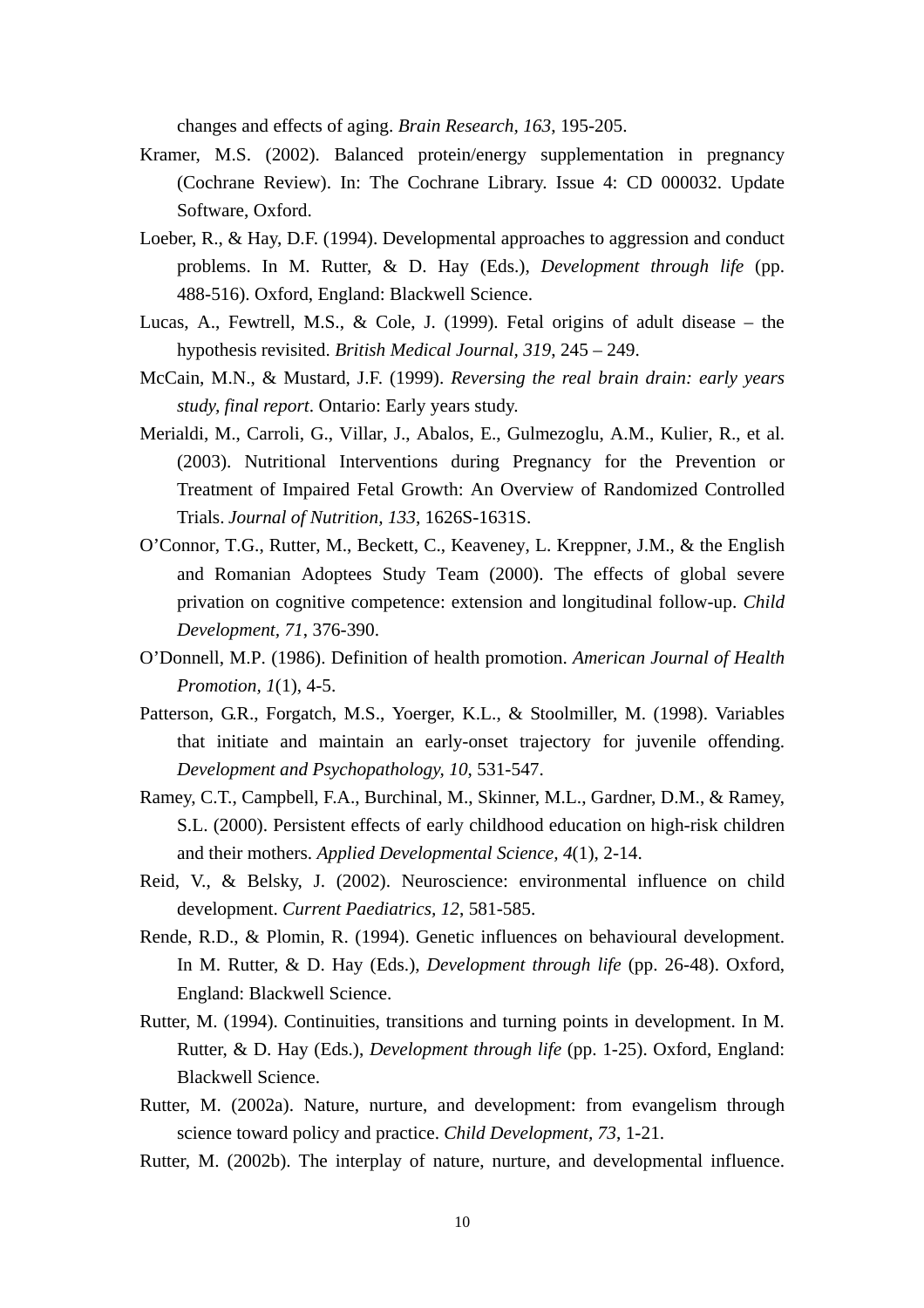changes and effects of aging. *Brain Research, 163*, 195-205.

Kramer, M.S. (2002). Balanced protein/energy supplementation in pregnancy (Cochrane Review). In: The Cochrane Library. Issue 4: CD 000032. Update Software, Oxford.

Loeber, R., & Hay, D.F. (1994). Developmental approaches to aggression and conduct problems. In M. Rutter, & D. Hay (Eds.), *Development through life* (pp. 488-516). Oxford, England: Blackwell Science.

Lucas, A., Fewtrell, M.S., & Cole, J. (1999). Fetal origins of adult disease – the hypothesis revisited. *British Medical Journal, 319*, 245 – 249.

McCain, M.N., & Mustard, J.F. (1999). *Reversing the real brain drain: early years study, final report*. Ontario: Early years study.

Merialdi, M., Carroli, G., Villar, J., Abalos, E., Gulmezoglu, A.M., Kulier, R., et al. (2003). Nutritional Interventions during Pregnancy for the Prevention or Treatment of Impaired Fetal Growth: An Overview of Randomized Controlled Trials. *Journal of Nutrition, 133*, 1626S-1631S.

O'Connor, T.G., Rutter, M., Beckett, C., Keaveney, L. Kreppner, J.M., & the English and Romanian Adoptees Study Team (2000). The effects of global severe privation on cognitive competence: extension and longitudinal follow-up. *Child Development, 71*, 376-390.

O'Donnell, M.P. (1986). Definition of health promotion. *American Journal of Health Promotion, 1*(1), 4-5.

Patterson, G.R., Forgatch, M.S., Yoerger, K.L., & Stoolmiller, M. (1998). Variables that initiate and maintain an early-onset trajectory for juvenile offending. *Development and Psychopathology, 10*, 531-547.

Ramey, C.T., Campbell, F.A., Burchinal, M., Skinner, M.L., Gardner, D.M., & Ramey, S.L. (2000). Persistent effects of early childhood education on high-risk children and their mothers. *Applied Developmental Science, 4*(1), 2-14.

Reid, V., & Belsky, J. (2002). Neuroscience: environmental influence on child development. *Current Paediatrics, 12*, 581-585.

Rende, R.D., & Plomin, R. (1994). Genetic influences on behavioural development. In M. Rutter, & D. Hay (Eds.), *Development through life* (pp. 26-48). Oxford, England: Blackwell Science.

Rutter, M. (1994). Continuities, transitions and turning points in development. In M. Rutter, & D. Hay (Eds.), *Development through life* (pp. 1-25). Oxford, England: Blackwell Science.

Rutter, M. (2002a). Nature, nurture, and development: from evangelism through science toward policy and practice. *Child Development, 73*, 1-21.

Rutter, M. (2002b). The interplay of nature, nurture, and developmental influence.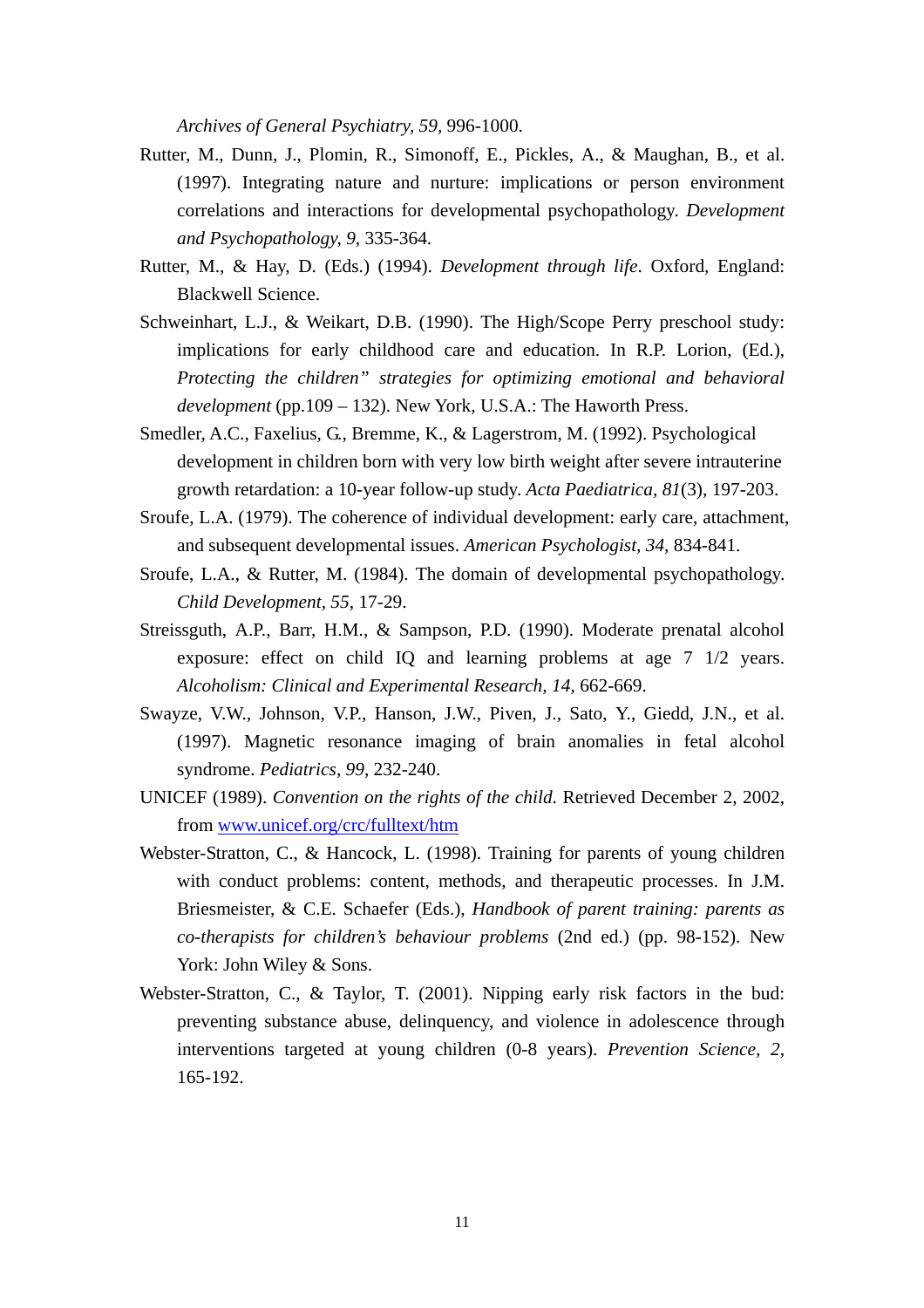*Archives of General Psychiatry, 59*, 996-1000.

Rutter, M., Dunn, J., Plomin, R., Simonoff, E., Pickles, A., & Maughan, B., et al. (1997). Integrating nature and nurture: implications or person environment correlations and interactions for developmental psychopathology. *Development and Psychopathology, 9*, 335-364.

Rutter, M., & Hay, D. (Eds.) (1994). *Development through life*. Oxford, England: Blackwell Science.

Schweinhart, L.J., & Weikart, D.B. (1990). The High/Scope Perry preschool study: implications for early childhood care and education. In R.P. Lorion, (Ed.), *Protecting the children" strategies for optimizing emotional and behavioral development* (pp.109 – 132). New York, U.S.A.: The Haworth Press.

Smedler, A.C., Faxelius, G., Bremme, K., & Lagerstrom, M. (1992). Psychological development in children born with very low birth weight after severe intrauterine growth retardation: a 10-year follow-up study. *Acta Paediatrica, 81*(3), 197-203.

Sroufe, L.A. (1979). The coherence of individual development: early care, attachment, and subsequent developmental issues. *American Psychologist, 34*, 834-841.

Sroufe, L.A., & Rutter, M. (1984). The domain of developmental psychopathology. *Child Development, 55*, 17-29.

Streissguth, A.P., Barr, H.M., & Sampson, P.D. (1990). Moderate prenatal alcohol exposure: effect on child IQ and learning problems at age 7 1/2 years. *Alcoholism: Clinical and Experimental Research, 14*, 662-669.

Swayze, V.W., Johnson, V.P., Hanson, J.W., Piven, J., Sato, Y., Giedd, J.N., et al. (1997). Magnetic resonance imaging of brain anomalies in fetal alcohol syndrome. *Pediatrics, 99*, 232-240.

UNICEF (1989). *Convention on the rights of the child.* Retrieved December 2, 2002, from www.unicef.org/crc/fulltext/htm

Webster-Stratton, C., & Hancock, L. (1998). Training for parents of young children with conduct problems: content, methods, and therapeutic processes. In J.M. Briesmeister, & C.E. Schaefer (Eds.), *Handbook of parent training: parents as co-therapists for children's behaviour problems* (2nd ed.) (pp. 98-152). New York: John Wiley & Sons.

Webster-Stratton, C., & Taylor, T. (2001). Nipping early risk factors in the bud: preventing substance abuse, delinquency, and violence in adolescence through interventions targeted at young children (0-8 years). *Prevention Science, 2*, 165-192.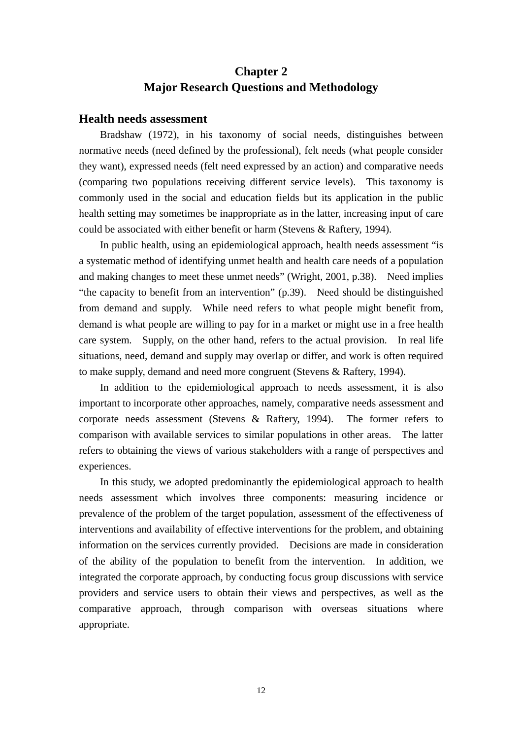# Chapter 2
# Major Research Questions and Methodology

## Health needs assessment

Bradshaw (1972), in his taxonomy of social needs, distinguishes between normative needs (need defined by the professional), felt needs (what people consider they want), expressed needs (felt need expressed by an action) and comparative needs (comparing two populations receiving different service levels). This taxonomy is commonly used in the social and education fields but its application in the public health setting may sometimes be inappropriate as in the latter, increasing input of care could be associated with either benefit or harm (Stevens & Raftery, 1994).

In public health, using an epidemiological approach, health needs assessment "is a systematic method of identifying unmet health and health care needs of a population and making changes to meet these unmet needs" (Wright, 2001, p.38). Need implies "the capacity to benefit from an intervention" (p.39). Need should be distinguished from demand and supply. While need refers to what people might benefit from, demand is what people are willing to pay for in a market or might use in a free health care system. Supply, on the other hand, refers to the actual provision. In real life situations, need, demand and supply may overlap or differ, and work is often required to make supply, demand and need more congruent (Stevens & Raftery, 1994).

In addition to the epidemiological approach to needs assessment, it is also important to incorporate other approaches, namely, comparative needs assessment and corporate needs assessment (Stevens & Raftery, 1994). The former refers to comparison with available services to similar populations in other areas. The latter refers to obtaining the views of various stakeholders with a range of perspectives and experiences.

In this study, we adopted predominantly the epidemiological approach to health needs assessment which involves three components: measuring incidence or prevalence of the problem of the target population, assessment of the effectiveness of interventions and availability of effective interventions for the problem, and obtaining information on the services currently provided. Decisions are made in consideration of the ability of the population to benefit from the intervention. In addition, we integrated the corporate approach, by conducting focus group discussions with service providers and service users to obtain their views and perspectives, as well as the comparative approach, through comparison with overseas situations where appropriate.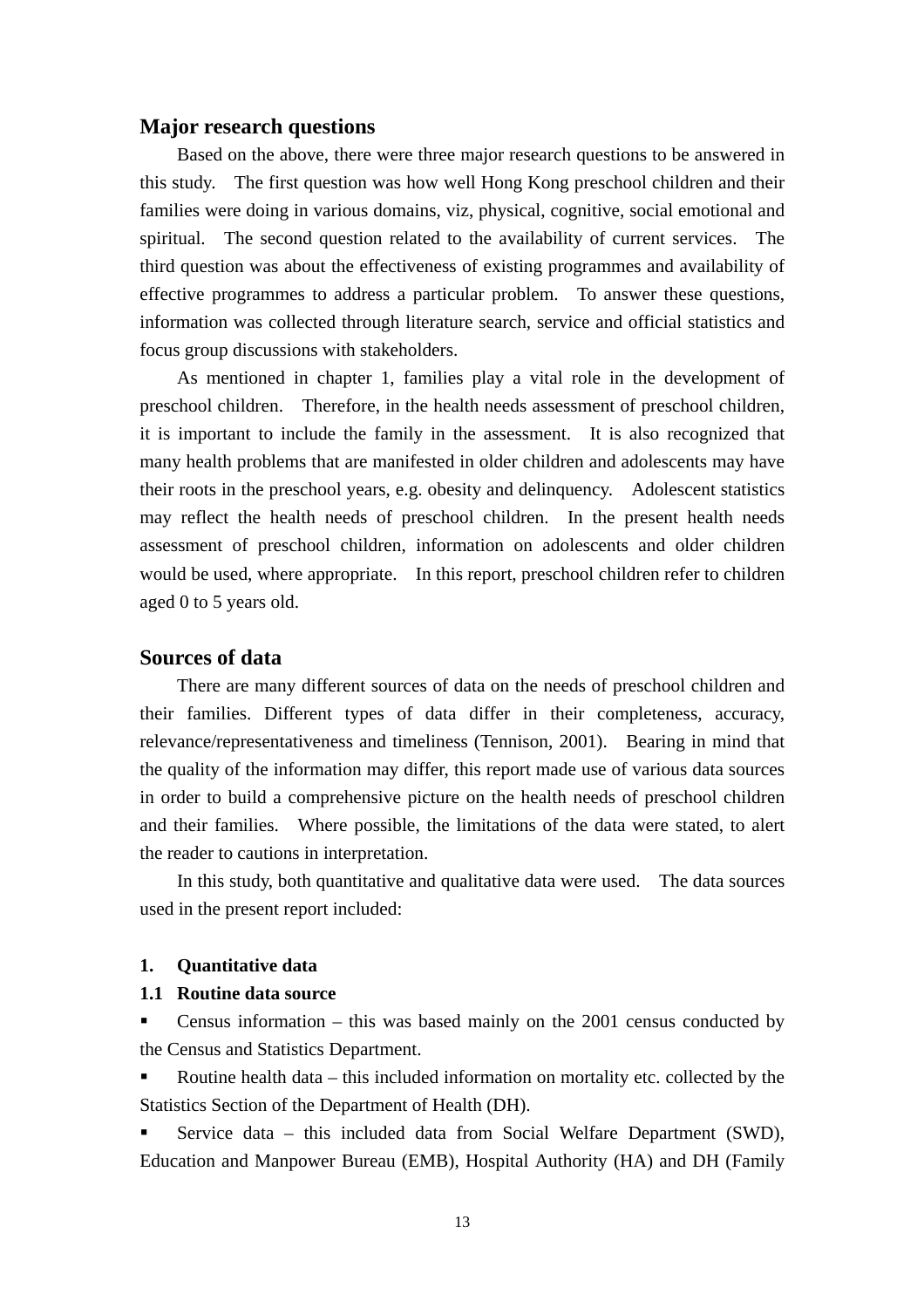## Major research questions

Based on the above, there were three major research questions to be answered in this study. The first question was how well Hong Kong preschool children and their families were doing in various domains, viz, physical, cognitive, social emotional and spiritual. The second question related to the availability of current services. The third question was about the effectiveness of existing programmes and availability of effective programmes to address a particular problem. To answer these questions, information was collected through literature search, service and official statistics and focus group discussions with stakeholders.

As mentioned in chapter 1, families play a vital role in the development of preschool children. Therefore, in the health needs assessment of preschool children, it is important to include the family in the assessment. It is also recognized that many health problems that are manifested in older children and adolescents may have their roots in the preschool years, e.g. obesity and delinquency. Adolescent statistics may reflect the health needs of preschool children. In the present health needs assessment of preschool children, information on adolescents and older children would be used, where appropriate. In this report, preschool children refer to children aged 0 to 5 years old.

## Sources of data

There are many different sources of data on the needs of preschool children and their families. Different types of data differ in their completeness, accuracy, relevance/representativeness and timeliness (Tennison, 2001). Bearing in mind that the quality of the information may differ, this report made use of various data sources in order to build a comprehensive picture on the health needs of preschool children and their families. Where possible, the limitations of the data were stated, to alert the reader to cautions in interpretation.

In this study, both quantitative and qualitative data were used. The data sources used in the present report included:

**1. Quantitative data**

**1.1 Routine data source**

- Census information – this was based mainly on the 2001 census conducted by the Census and Statistics Department.
- Routine health data – this included information on mortality etc. collected by the Statistics Section of the Department of Health (DH).
- Service data – this included data from Social Welfare Department (SWD), Education and Manpower Bureau (EMB), Hospital Authority (HA) and DH (Family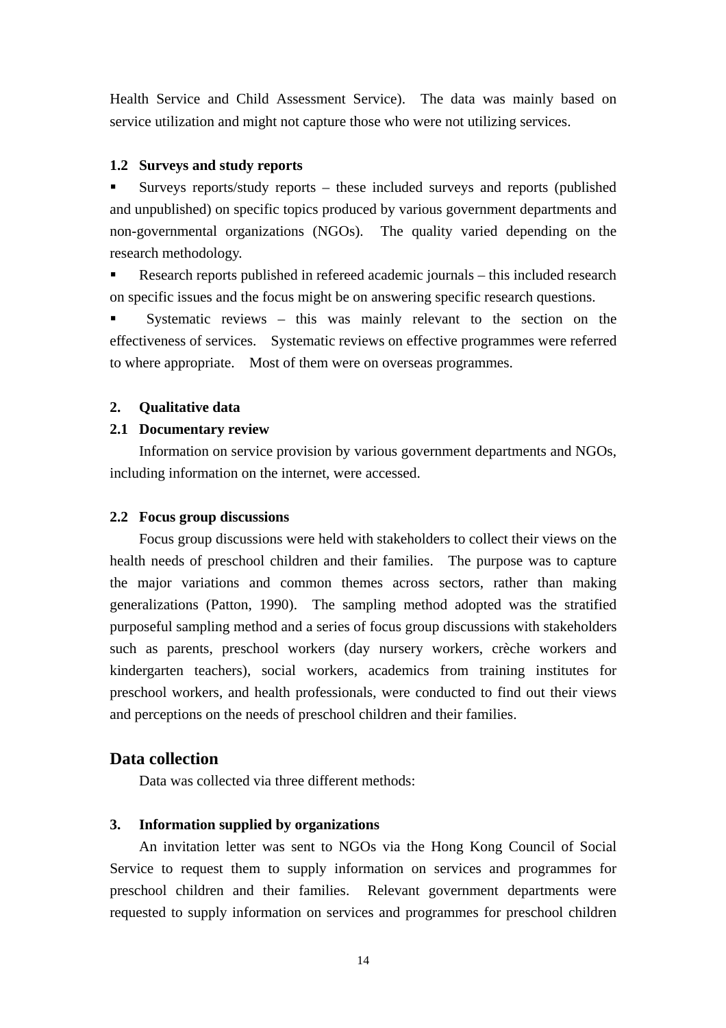Health Service and Child Assessment Service). The data was mainly based on service utilization and might not capture those who were not utilizing services.

**1.2 Surveys and study reports**

- Surveys reports/study reports – these included surveys and reports (published and unpublished) on specific topics produced by various government departments and non-governmental organizations (NGOs). The quality varied depending on the research methodology.
- Research reports published in refereed academic journals – this included research on specific issues and the focus might be on answering specific research questions.
- Systematic reviews – this was mainly relevant to the section on the effectiveness of services. Systematic reviews on effective programmes were referred to where appropriate. Most of them were on overseas programmes.

**2. Qualitative data**

**2.1 Documentary review**

Information on service provision by various government departments and NGOs, including information on the internet, were accessed.

**2.2 Focus group discussions**

Focus group discussions were held with stakeholders to collect their views on the health needs of preschool children and their families. The purpose was to capture the major variations and common themes across sectors, rather than making generalizations (Patton, 1990). The sampling method adopted was the stratified purposeful sampling method and a series of focus group discussions with stakeholders such as parents, preschool workers (day nursery workers, crèche workers and kindergarten teachers), social workers, academics from training institutes for preschool workers, and health professionals, were conducted to find out their views and perceptions on the needs of preschool children and their families.

## Data collection

Data was collected via three different methods:

**3. Information supplied by organizations**

An invitation letter was sent to NGOs via the Hong Kong Council of Social Service to request them to supply information on services and programmes for preschool children and their families. Relevant government departments were requested to supply information on services and programmes for preschool children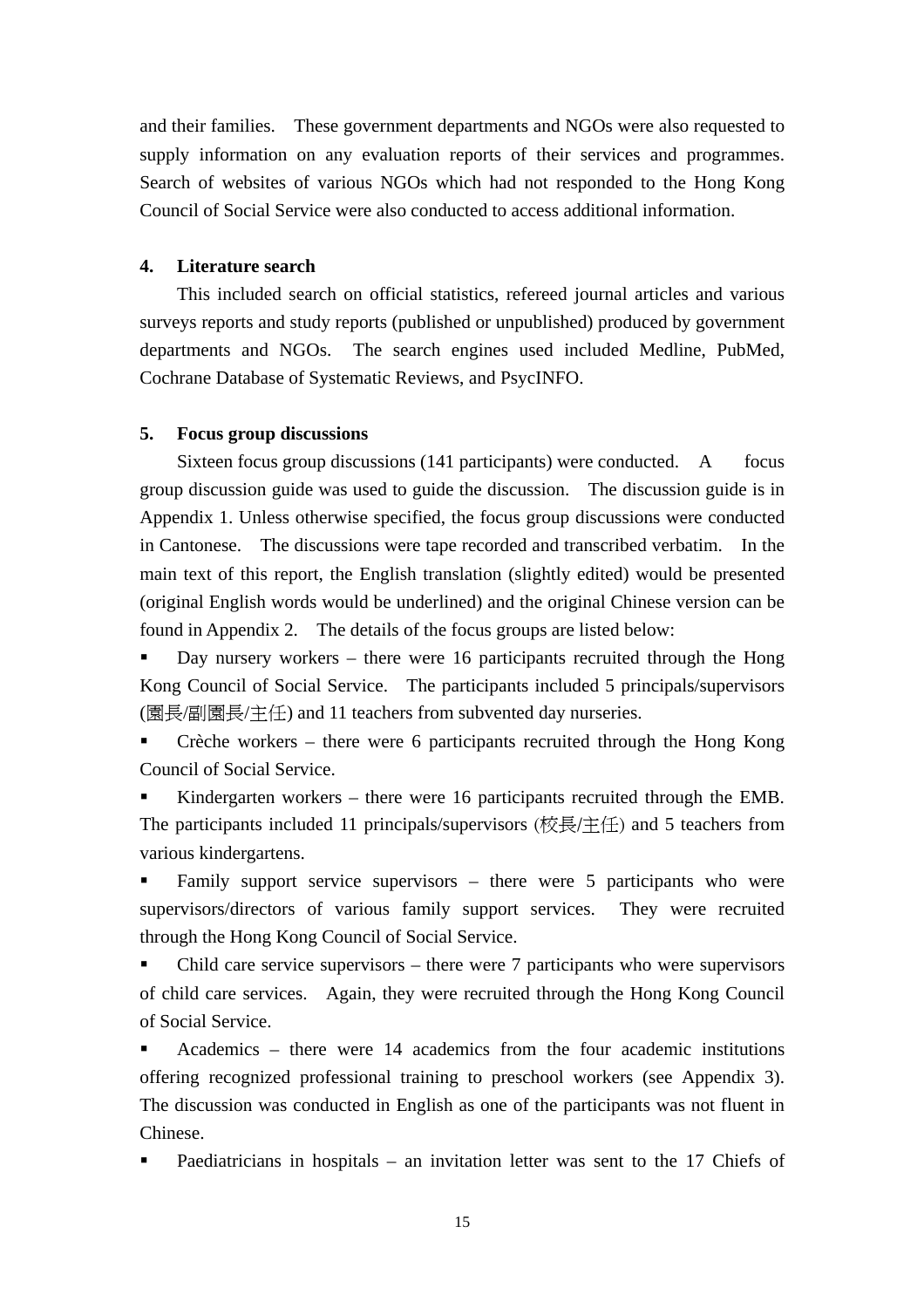and their families. These government departments and NGOs were also requested to supply information on any evaluation reports of their services and programmes. Search of websites of various NGOs which had not responded to the Hong Kong Council of Social Service were also conducted to access additional information.

**4. Literature search**

This included search on official statistics, refereed journal articles and various surveys reports and study reports (published or unpublished) produced by government departments and NGOs. The search engines used included Medline, PubMed, Cochrane Database of Systematic Reviews, and PsycINFO.

**5. Focus group discussions**

Sixteen focus group discussions (141 participants) were conducted. A focus group discussion guide was used to guide the discussion. The discussion guide is in Appendix 1. Unless otherwise specified, the focus group discussions were conducted in Cantonese. The discussions were tape recorded and transcribed verbatim. In the main text of this report, the English translation (slightly edited) would be presented (original English words would be underlined) and the original Chinese version can be found in Appendix 2. The details of the focus groups are listed below:

- Day nursery workers – there were 16 participants recruited through the Hong Kong Council of Social Service. The participants included 5 principals/supervisors (園長/副園長/主任) and 11 teachers from subvented day nurseries.
- Crèche workers – there were 6 participants recruited through the Hong Kong Council of Social Service.
- Kindergarten workers – there were 16 participants recruited through the EMB. The participants included 11 principals/supervisors (校長/主任) and 5 teachers from various kindergartens.
- Family support service supervisors – there were 5 participants who were supervisors/directors of various family support services. They were recruited through the Hong Kong Council of Social Service.
- Child care service supervisors – there were 7 participants who were supervisors of child care services. Again, they were recruited through the Hong Kong Council of Social Service.
- Academics – there were 14 academics from the four academic institutions offering recognized professional training to preschool workers (see Appendix 3). The discussion was conducted in English as one of the participants was not fluent in Chinese.
- Paediatricians in hospitals – an invitation letter was sent to the 17 Chiefs of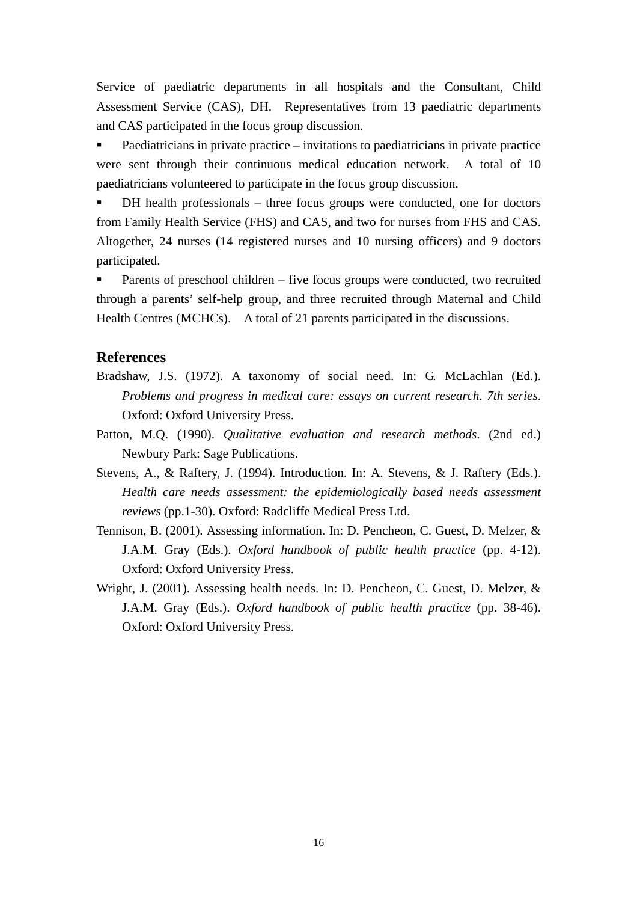Service of paediatric departments in all hospitals and the Consultant, Child Assessment Service (CAS), DH. Representatives from 13 paediatric departments and CAS participated in the focus group discussion.

- Paediatricians in private practice – invitations to paediatricians in private practice were sent through their continuous medical education network. A total of 10 paediatricians volunteered to participate in the focus group discussion.
- DH health professionals – three focus groups were conducted, one for doctors from Family Health Service (FHS) and CAS, and two for nurses from FHS and CAS. Altogether, 24 nurses (14 registered nurses and 10 nursing officers) and 9 doctors participated.
- Parents of preschool children – five focus groups were conducted, two recruited through a parents' self-help group, and three recruited through Maternal and Child Health Centres (MCHCs). A total of 21 parents participated in the discussions.

## References

Bradshaw, J.S. (1972). A taxonomy of social need. In: G. McLachlan (Ed.). *Problems and progress in medical care: essays on current research. 7th series*. Oxford: Oxford University Press.

Patton, M.Q. (1990). *Qualitative evaluation and research methods*. (2nd ed.) Newbury Park: Sage Publications.

Stevens, A., & Raftery, J. (1994). Introduction. In: A. Stevens, & J. Raftery (Eds.). *Health care needs assessment: the epidemiologically based needs assessment reviews* (pp.1-30). Oxford: Radcliffe Medical Press Ltd.

Tennison, B. (2001). Assessing information. In: D. Pencheon, C. Guest, D. Melzer, & J.A.M. Gray (Eds.). *Oxford handbook of public health practice* (pp. 4-12). Oxford: Oxford University Press.

Wright, J. (2001). Assessing health needs. In: D. Pencheon, C. Guest, D. Melzer, & J.A.M. Gray (Eds.). *Oxford handbook of public health practice* (pp. 38-46). Oxford: Oxford University Press.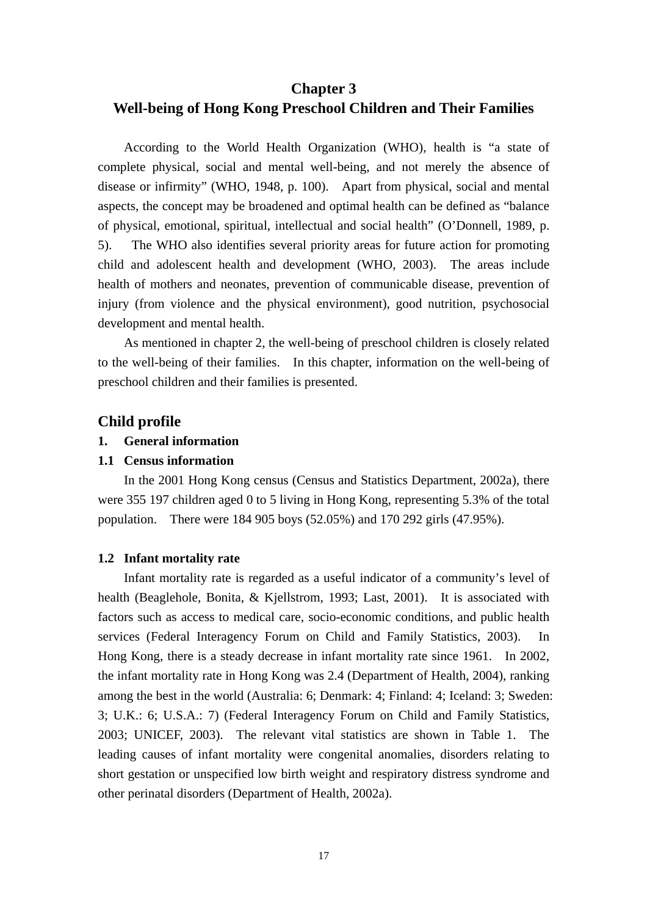# Chapter 3
# Well-being of Hong Kong Preschool Children and Their Families

According to the World Health Organization (WHO), health is "a state of complete physical, social and mental well-being, and not merely the absence of disease or infirmity" (WHO, 1948, p. 100). Apart from physical, social and mental aspects, the concept may be broadened and optimal health can be defined as "balance of physical, emotional, spiritual, intellectual and social health" (O'Donnell, 1989, p. 5). The WHO also identifies several priority areas for future action for promoting child and adolescent health and development (WHO, 2003). The areas include health of mothers and neonates, prevention of communicable disease, prevention of injury (from violence and the physical environment), good nutrition, psychosocial development and mental health.

As mentioned in chapter 2, the well-being of preschool children is closely related to the well-being of their families. In this chapter, information on the well-being of preschool children and their families is presented.

## Child profile

### 1. General information

### 1.1 Census information

In the 2001 Hong Kong census (Census and Statistics Department, 2002a), there were 355 197 children aged 0 to 5 living in Hong Kong, representing 5.3% of the total population. There were 184 905 boys (52.05%) and 170 292 girls (47.95%).

### 1.2 Infant mortality rate

Infant mortality rate is regarded as a useful indicator of a community's level of health (Beaglehole, Bonita, & Kjellstrom, 1993; Last, 2001). It is associated with factors such as access to medical care, socio-economic conditions, and public health services (Federal Interagency Forum on Child and Family Statistics, 2003). In Hong Kong, there is a steady decrease in infant mortality rate since 1961. In 2002, the infant mortality rate in Hong Kong was 2.4 (Department of Health, 2004), ranking among the best in the world (Australia: 6; Denmark: 4; Finland: 4; Iceland: 3; Sweden: 3; U.K.: 6; U.S.A.: 7) (Federal Interagency Forum on Child and Family Statistics, 2003; UNICEF, 2003). The relevant vital statistics are shown in Table 1. The leading causes of infant mortality were congenital anomalies, disorders relating to short gestation or unspecified low birth weight and respiratory distress syndrome and other perinatal disorders (Department of Health, 2002a).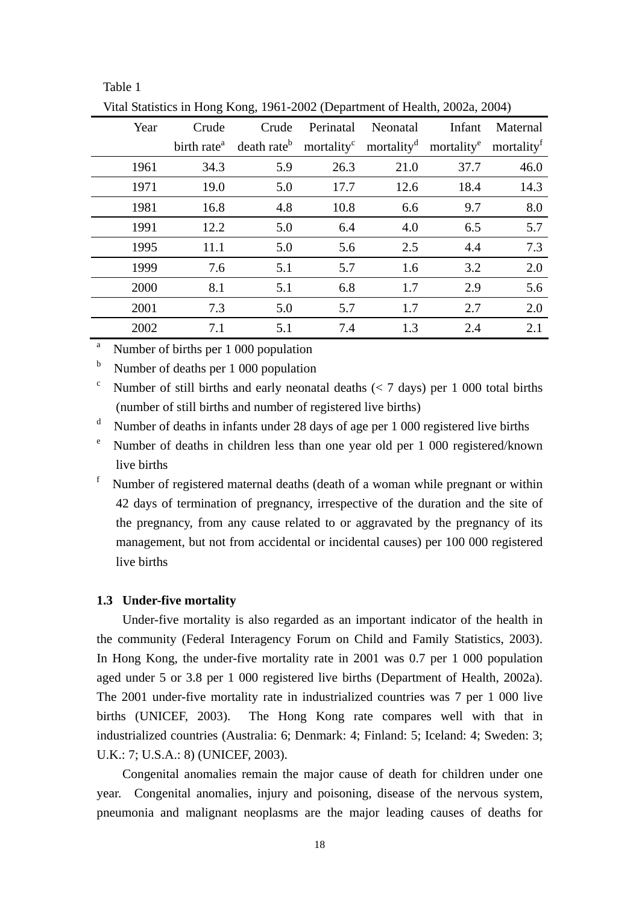Table 1

Vital Statistics in Hong Kong, 1961-2002 (Department of Health, 2002a, 2004)

| Year | Crude birth rate[a] | Crude death rate[b] | Perinatal mortality[c] | Neonatal mortality[d] | Infant mortality[e] | Maternal mortality[f] |
|---|---|---|---|---|---|---|
| 1961 | 34.3 | 5.9 | 26.3 | 21.0 | 37.7 | 46.0 |
| 1971 | 19.0 | 5.0 | 17.7 | 12.6 | 18.4 | 14.3 |
| 1981 | 16.8 | 4.8 | 10.8 | 6.6 | 9.7 | 8.0 |
| 1991 | 12.2 | 5.0 | 6.4 | 4.0 | 6.5 | 5.7 |
| 1995 | 11.1 | 5.0 | 5.6 | 2.5 | 4.4 | 7.3 |
| 1999 | 7.6 | 5.1 | 5.7 | 1.6 | 3.2 | 2.0 |
| 2000 | 8.1 | 5.1 | 6.8 | 1.7 | 2.9 | 5.6 |
| 2001 | 7.3 | 5.0 | 5.7 | 1.7 | 2.7 | 2.0 |
| 2002 | 7.1 | 5.1 | 7.4 | 1.3 | 2.4 | 2.1 |

[a] Number of births per 1 000 population

[b] Number of deaths per 1 000 population

[c] Number of still births and early neonatal deaths (< 7 days) per 1 000 total births (number of still births and number of registered live births)

[d] Number of deaths in infants under 28 days of age per 1 000 registered live births

[e] Number of deaths in children less than one year old per 1 000 registered/known live births

[f] Number of registered maternal deaths (death of a woman while pregnant or within 42 days of termination of pregnancy, irrespective of the duration and the site of the pregnancy, from any cause related to or aggravated by the pregnancy of its management, but not from accidental or incidental causes) per 100 000 registered live births

### 1.3 Under-five mortality

Under-five mortality is also regarded as an important indicator of the health in the community (Federal Interagency Forum on Child and Family Statistics, 2003). In Hong Kong, the under-five mortality rate in 2001 was 0.7 per 1 000 population aged under 5 or 3.8 per 1 000 registered live births (Department of Health, 2002a). The 2001 under-five mortality rate in industrialized countries was 7 per 1 000 live births (UNICEF, 2003). The Hong Kong rate compares well with that in industrialized countries (Australia: 6; Denmark: 4; Finland: 5; Iceland: 4; Sweden: 3; U.K.: 7; U.S.A.: 8) (UNICEF, 2003).

Congenital anomalies remain the major cause of death for children under one year. Congenital anomalies, injury and poisoning, disease of the nervous system, pneumonia and malignant neoplasms are the major leading causes of deaths for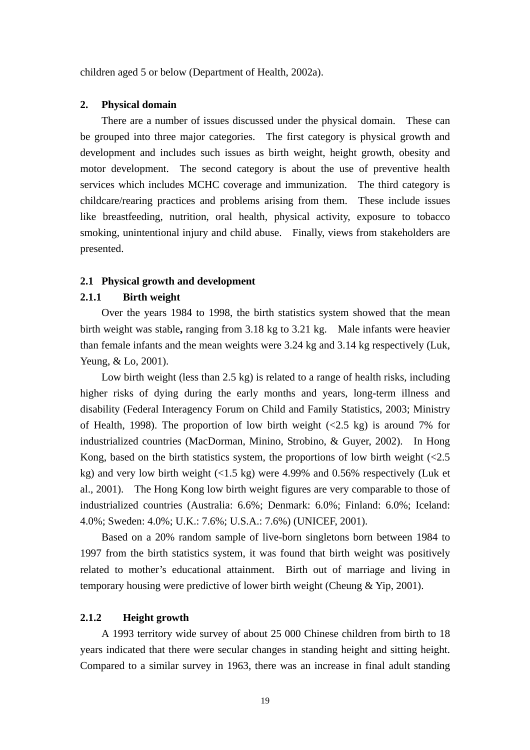children aged 5 or below (Department of Health, 2002a).

## 2. Physical domain

There are a number of issues discussed under the physical domain. These can be grouped into three major categories. The first category is physical growth and development and includes such issues as birth weight, height growth, obesity and motor development. The second category is about the use of preventive health services which includes MCHC coverage and immunization. The third category is childcare/rearing practices and problems arising from them. These include issues like breastfeeding, nutrition, oral health, physical activity, exposure to tobacco smoking, unintentional injury and child abuse. Finally, views from stakeholders are presented.

### 2.1 Physical growth and development

#### 2.1.1 Birth weight

Over the years 1984 to 1998, the birth statistics system showed that the mean birth weight was stable**,** ranging from 3.18 kg to 3.21 kg. Male infants were heavier than female infants and the mean weights were 3.24 kg and 3.14 kg respectively (Luk, Yeung, & Lo, 2001).

Low birth weight (less than 2.5 kg) is related to a range of health risks, including higher risks of dying during the early months and years, long-term illness and disability (Federal Interagency Forum on Child and Family Statistics, 2003; Ministry of Health, 1998). The proportion of low birth weight (<2.5 kg) is around 7% for industrialized countries (MacDorman, Minino, Strobino, & Guyer, 2002). In Hong Kong, based on the birth statistics system, the proportions of low birth weight (<2.5 kg) and very low birth weight (<1.5 kg) were 4.99% and 0.56% respectively (Luk et al., 2001). The Hong Kong low birth weight figures are very comparable to those of industrialized countries (Australia: 6.6%; Denmark: 6.0%; Finland: 6.0%; Iceland: 4.0%; Sweden: 4.0%; U.K.: 7.6%; U.S.A.: 7.6%) (UNICEF, 2001).

Based on a 20% random sample of live-born singletons born between 1984 to 1997 from the birth statistics system, it was found that birth weight was positively related to mother's educational attainment. Birth out of marriage and living in temporary housing were predictive of lower birth weight (Cheung & Yip, 2001).

#### 2.1.2 Height growth

A 1993 territory wide survey of about 25 000 Chinese children from birth to 18 years indicated that there were secular changes in standing height and sitting height. Compared to a similar survey in 1963, there was an increase in final adult standing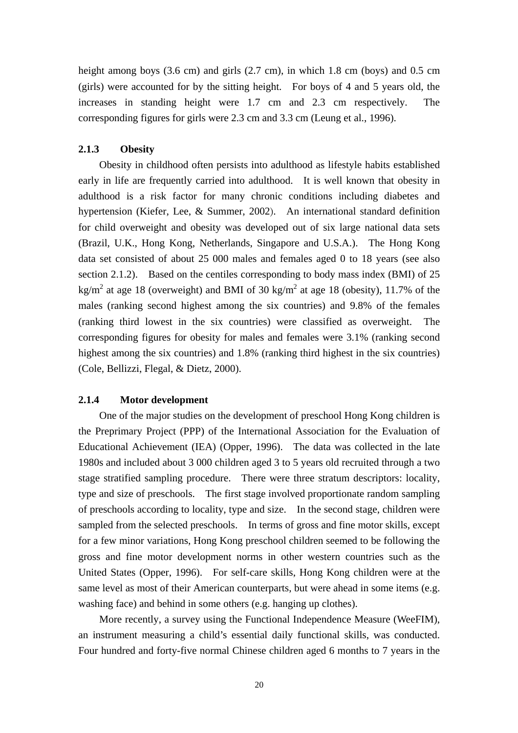height among boys (3.6 cm) and girls (2.7 cm), in which 1.8 cm (boys) and 0.5 cm (girls) were accounted for by the sitting height. For boys of 4 and 5 years old, the increases in standing height were 1.7 cm and 2.3 cm respectively. The corresponding figures for girls were 2.3 cm and 3.3 cm (Leung et al., 1996).

### 2.1.3 Obesity

Obesity in childhood often persists into adulthood as lifestyle habits established early in life are frequently carried into adulthood. It is well known that obesity in adulthood is a risk factor for many chronic conditions including diabetes and hypertension (Kiefer, Lee, & Summer, 2002). An international standard definition for child overweight and obesity was developed out of six large national data sets (Brazil, U.K., Hong Kong, Netherlands, Singapore and U.S.A.). The Hong Kong data set consisted of about 25 000 males and females aged 0 to 18 years (see also section 2.1.2). Based on the centiles corresponding to body mass index (BMI) of 25 $kg/m^2$ at age 18 (overweight) and BMI of 30 $kg/m^2$ at age 18 (obesity), 11.7% of the males (ranking second highest among the six countries) and 9.8% of the females (ranking third lowest in the six countries) were classified as overweight. The corresponding figures for obesity for males and females were 3.1% (ranking second highest among the six countries) and 1.8% (ranking third highest in the six countries) (Cole, Bellizzi, Flegal, & Dietz, 2000).

### 2.1.4 Motor development

One of the major studies on the development of preschool Hong Kong children is the Preprimary Project (PPP) of the International Association for the Evaluation of Educational Achievement (IEA) (Opper, 1996). The data was collected in the late 1980s and included about 3 000 children aged 3 to 5 years old recruited through a two stage stratified sampling procedure. There were three stratum descriptors: locality, type and size of preschools. The first stage involved proportionate random sampling of preschools according to locality, type and size. In the second stage, children were sampled from the selected preschools. In terms of gross and fine motor skills, except for a few minor variations, Hong Kong preschool children seemed to be following the gross and fine motor development norms in other western countries such as the United States (Opper, 1996). For self-care skills, Hong Kong children were at the same level as most of their American counterparts, but were ahead in some items (e.g. washing face) and behind in some others (e.g. hanging up clothes).

More recently, a survey using the Functional Independence Measure (WeeFIM), an instrument measuring a child's essential daily functional skills, was conducted. Four hundred and forty-five normal Chinese children aged 6 months to 7 years in the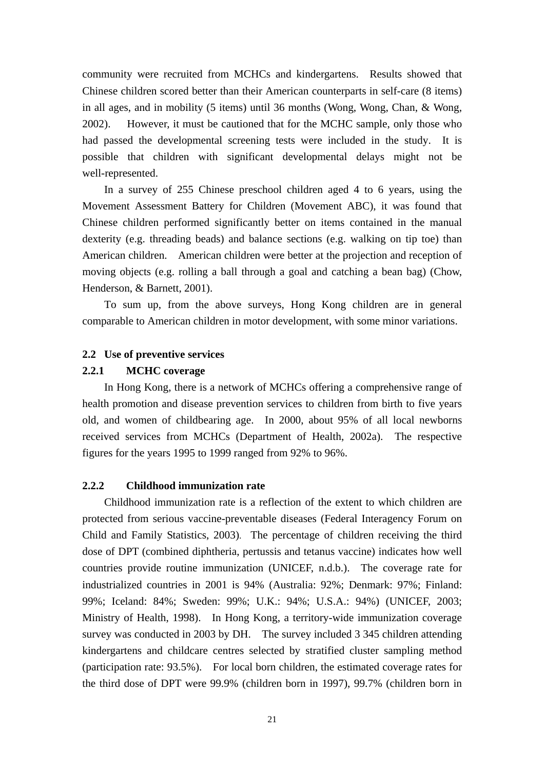community were recruited from MCHCs and kindergartens. Results showed that Chinese children scored better than their American counterparts in self-care (8 items) in all ages, and in mobility (5 items) until 36 months (Wong, Wong, Chan, & Wong, 2002). However, it must be cautioned that for the MCHC sample, only those who had passed the developmental screening tests were included in the study. It is possible that children with significant developmental delays might not be well-represented.

In a survey of 255 Chinese preschool children aged 4 to 6 years, using the Movement Assessment Battery for Children (Movement ABC), it was found that Chinese children performed significantly better on items contained in the manual dexterity (e.g. threading beads) and balance sections (e.g. walking on tip toe) than American children. American children were better at the projection and reception of moving objects (e.g. rolling a ball through a goal and catching a bean bag) (Chow, Henderson, & Barnett, 2001).

To sum up, from the above surveys, Hong Kong children are in general comparable to American children in motor development, with some minor variations.

## 2.2 Use of preventive services

### 2.2.1 MCHC coverage

In Hong Kong, there is a network of MCHCs offering a comprehensive range of health promotion and disease prevention services to children from birth to five years old, and women of childbearing age. In 2000, about 95% of all local newborns received services from MCHCs (Department of Health, 2002a). The respective figures for the years 1995 to 1999 ranged from 92% to 96%.

### 2.2.2 Childhood immunization rate

Childhood immunization rate is a reflection of the extent to which children are protected from serious vaccine-preventable diseases (Federal Interagency Forum on Child and Family Statistics, 2003). The percentage of children receiving the third dose of DPT (combined diphtheria, pertussis and tetanus vaccine) indicates how well countries provide routine immunization (UNICEF, n.d.b.). The coverage rate for industrialized countries in 2001 is 94% (Australia: 92%; Denmark: 97%; Finland: 99%; Iceland: 84%; Sweden: 99%; U.K.: 94%; U.S.A.: 94%) (UNICEF, 2003; Ministry of Health, 1998). In Hong Kong, a territory-wide immunization coverage survey was conducted in 2003 by DH. The survey included 3 345 children attending kindergartens and childcare centres selected by stratified cluster sampling method (participation rate: 93.5%). For local born children, the estimated coverage rates for the third dose of DPT were 99.9% (children born in 1997), 99.7% (children born in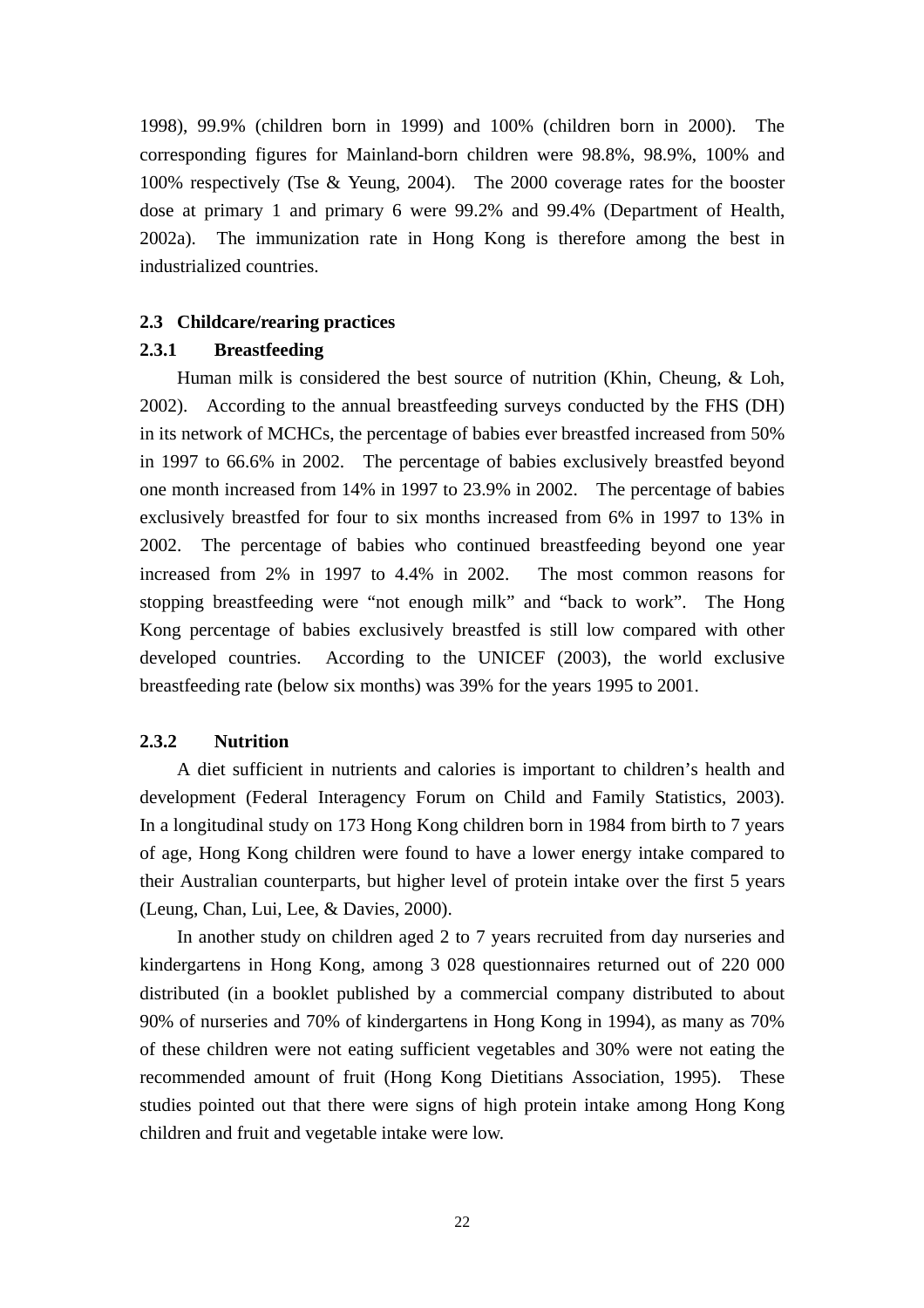1998), 99.9% (children born in 1999) and 100% (children born in 2000). The corresponding figures for Mainland-born children were 98.8%, 98.9%, 100% and 100% respectively (Tse & Yeung, 2004). The 2000 coverage rates for the booster dose at primary 1 and primary 6 were 99.2% and 99.4% (Department of Health, 2002a). The immunization rate in Hong Kong is therefore among the best in industrialized countries.

## 2.3 Childcare/rearing practices

### 2.3.1 Breastfeeding

Human milk is considered the best source of nutrition (Khin, Cheung, & Loh, 2002). According to the annual breastfeeding surveys conducted by the FHS (DH) in its network of MCHCs, the percentage of babies ever breastfed increased from 50% in 1997 to 66.6% in 2002. The percentage of babies exclusively breastfed beyond one month increased from 14% in 1997 to 23.9% in 2002. The percentage of babies exclusively breastfed for four to six months increased from 6% in 1997 to 13% in 2002. The percentage of babies who continued breastfeeding beyond one year increased from 2% in 1997 to 4.4% in 2002. The most common reasons for stopping breastfeeding were "not enough milk" and "back to work". The Hong Kong percentage of babies exclusively breastfed is still low compared with other developed countries. According to the UNICEF (2003), the world exclusive breastfeeding rate (below six months) was 39% for the years 1995 to 2001.

### 2.3.2 Nutrition

A diet sufficient in nutrients and calories is important to children's health and development (Federal Interagency Forum on Child and Family Statistics, 2003). In a longitudinal study on 173 Hong Kong children born in 1984 from birth to 7 years of age, Hong Kong children were found to have a lower energy intake compared to their Australian counterparts, but higher level of protein intake over the first 5 years (Leung, Chan, Lui, Lee, & Davies, 2000).

In another study on children aged 2 to 7 years recruited from day nurseries and kindergartens in Hong Kong, among 3 028 questionnaires returned out of 220 000 distributed (in a booklet published by a commercial company distributed to about 90% of nurseries and 70% of kindergartens in Hong Kong in 1994), as many as 70% of these children were not eating sufficient vegetables and 30% were not eating the recommended amount of fruit (Hong Kong Dietitians Association, 1995). These studies pointed out that there were signs of high protein intake among Hong Kong children and fruit and vegetable intake were low.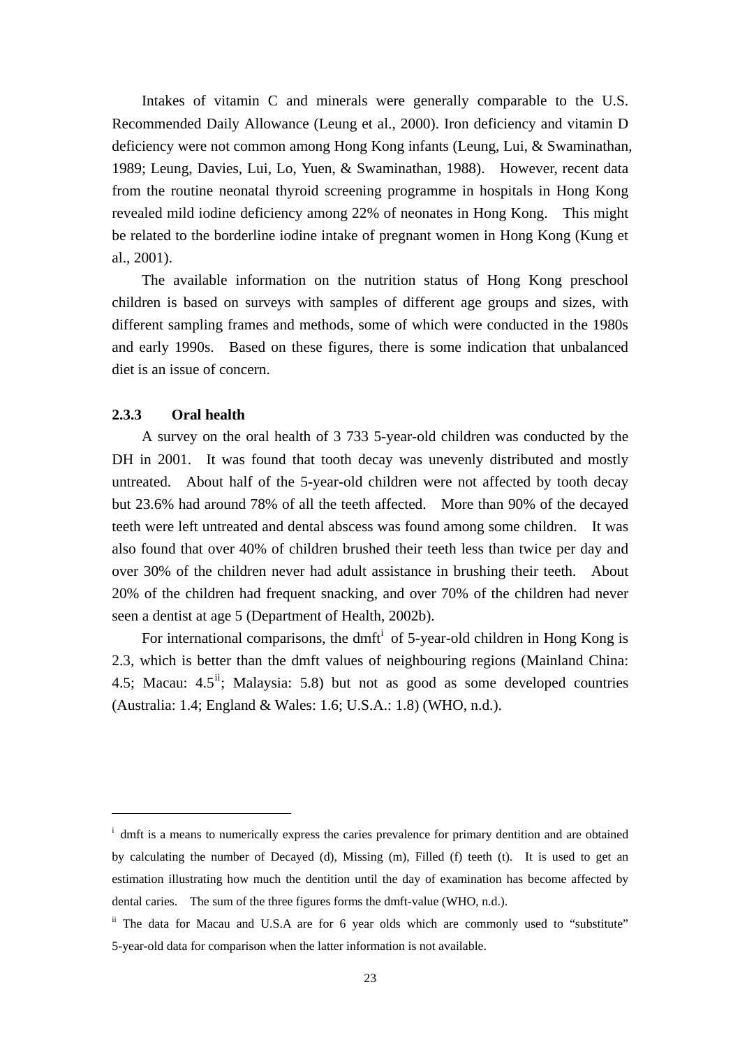Intakes of vitamin C and minerals were generally comparable to the U.S. Recommended Daily Allowance (Leung et al., 2000). Iron deficiency and vitamin D deficiency were not common among Hong Kong infants (Leung, Lui, & Swaminathan, 1989; Leung, Davies, Lui, Lo, Yuen, & Swaminathan, 1988). However, recent data from the routine neonatal thyroid screening programme in hospitals in Hong Kong revealed mild iodine deficiency among 22% of neonates in Hong Kong. This might be related to the borderline iodine intake of pregnant women in Hong Kong (Kung et al., 2001).

The available information on the nutrition status of Hong Kong preschool children is based on surveys with samples of different age groups and sizes, with different sampling frames and methods, some of which were conducted in the 1980s and early 1990s. Based on these figures, there is some indication that unbalanced diet is an issue of concern.

### 2.3.3 Oral health

A survey on the oral health of 3 733 5-year-old children was conducted by the DH in 2001. It was found that tooth decay was unevenly distributed and mostly untreated. About half of the 5-year-old children were not affected by tooth decay but 23.6% had around 78% of all the teeth affected. More than 90% of the decayed teeth were left untreated and dental abscess was found among some children. It was also found that over 40% of children brushed their teeth less than twice per day and over 30% of the children never had adult assistance in brushing their teeth. About 20% of the children had frequent snacking, and over 70% of the children had never seen a dentist at age 5 (Department of Health, 2002b).

For international comparisons, the dmft[i] of 5-year-old children in Hong Kong is 2.3, which is better than the dmft values of neighbouring regions (Mainland China: 4.5; Macau: 4.5[ii]; Malaysia: 5.8) but not as good as some developed countries (Australia: 1.4; England & Wales: 1.6; U.S.A.: 1.8) (WHO, n.d.).

---

[i] dmft is a means to numerically express the caries prevalence for primary dentition and are obtained by calculating the number of Decayed (d), Missing (m), Filled (f) teeth (t). It is used to get an estimation illustrating how much the dentition until the day of examination has become affected by dental caries. The sum of the three figures forms the dmft-value (WHO, n.d.).

[ii] The data for Macau and U.S.A are for 6 year olds which are commonly used to "substitute" 5-year-old data for comparison when the latter information is not available.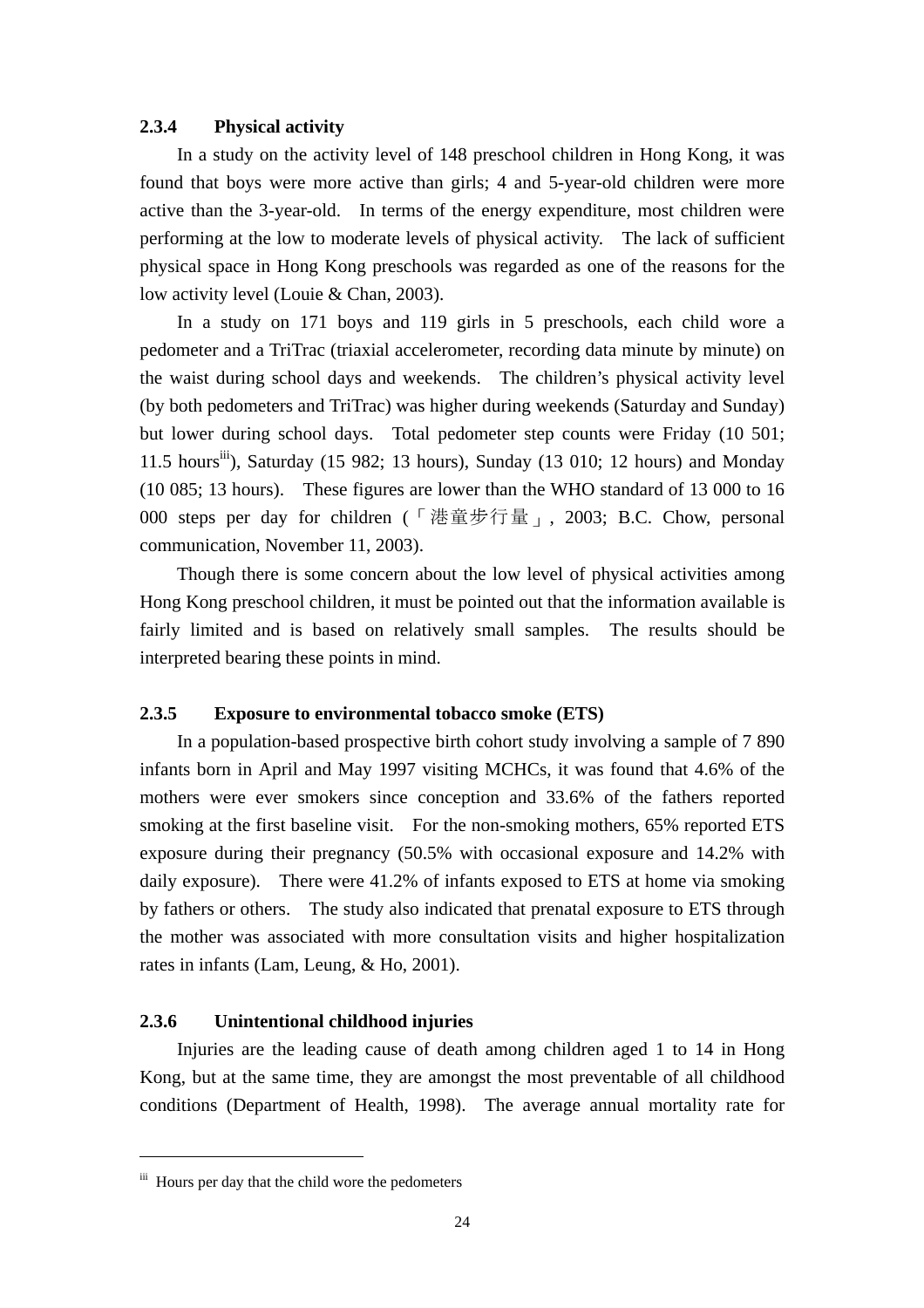### 2.3.4 Physical activity

In a study on the activity level of 148 preschool children in Hong Kong, it was found that boys were more active than girls; 4 and 5-year-old children were more active than the 3-year-old. In terms of the energy expenditure, most children were performing at the low to moderate levels of physical activity. The lack of sufficient physical space in Hong Kong preschools was regarded as one of the reasons for the low activity level (Louie & Chan, 2003).

In a study on 171 boys and 119 girls in 5 preschools, each child wore a pedometer and a TriTrac (triaxial accelerometer, recording data minute by minute) on the waist during school days and weekends. The children's physical activity level (by both pedometers and TriTrac) was higher during weekends (Saturday and Sunday) but lower during school days. Total pedometer step counts were Friday (10 501; 11.5 hours[iii]), Saturday (15 982; 13 hours), Sunday (13 010; 12 hours) and Monday (10 085; 13 hours). These figures are lower than the WHO standard of 13 000 to 16 000 steps per day for children (「港童步行量」, 2003; B.C. Chow, personal communication, November 11, 2003).

Though there is some concern about the low level of physical activities among Hong Kong preschool children, it must be pointed out that the information available is fairly limited and is based on relatively small samples. The results should be interpreted bearing these points in mind.

### 2.3.5 Exposure to environmental tobacco smoke (ETS)

In a population-based prospective birth cohort study involving a sample of 7 890 infants born in April and May 1997 visiting MCHCs, it was found that 4.6% of the mothers were ever smokers since conception and 33.6% of the fathers reported smoking at the first baseline visit. For the non-smoking mothers, 65% reported ETS exposure during their pregnancy (50.5% with occasional exposure and 14.2% with daily exposure). There were 41.2% of infants exposed to ETS at home via smoking by fathers or others. The study also indicated that prenatal exposure to ETS through the mother was associated with more consultation visits and higher hospitalization rates in infants (Lam, Leung, & Ho, 2001).

### 2.3.6 Unintentional childhood injuries

Injuries are the leading cause of death among children aged 1 to 14 in Hong Kong, but at the same time, they are amongst the most preventable of all childhood conditions (Department of Health, 1998). The average annual mortality rate for

---

[iii] Hours per day that the child wore the pedometers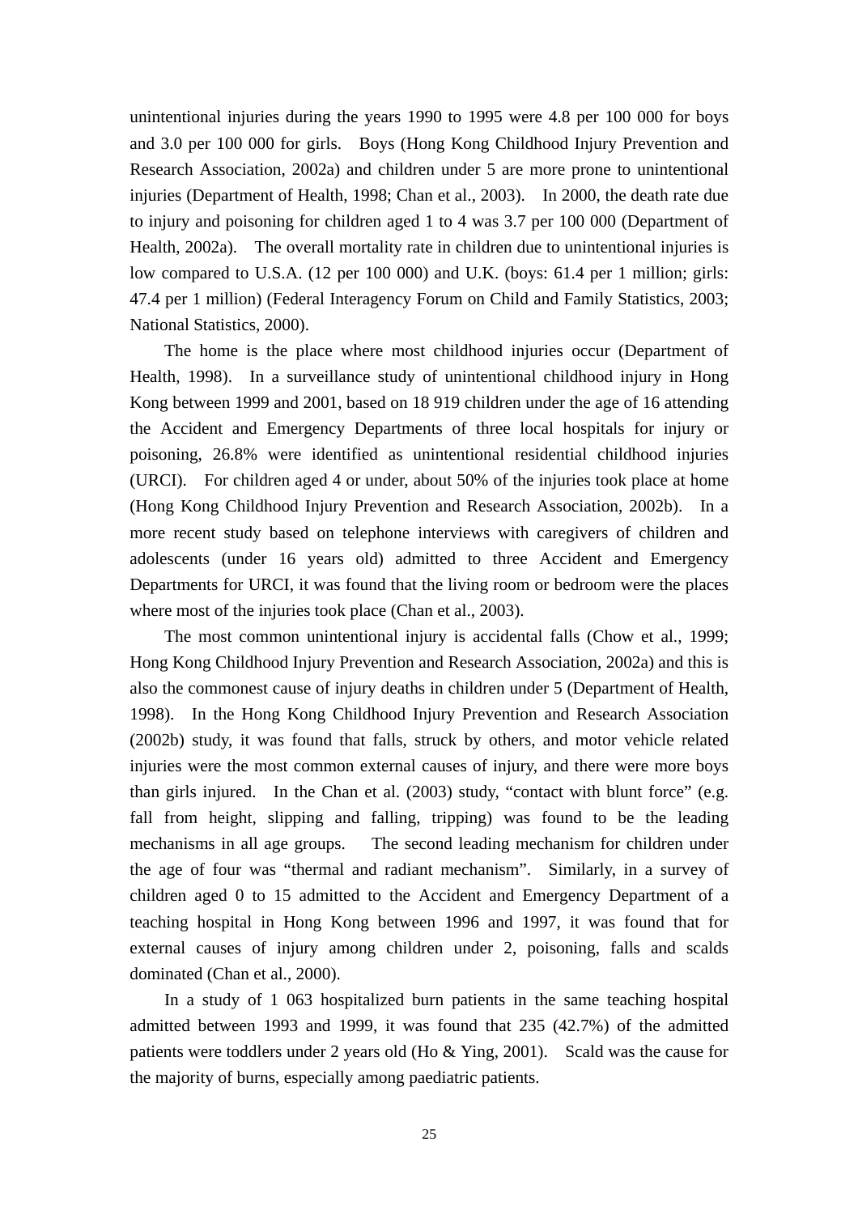unintentional injuries during the years 1990 to 1995 were 4.8 per 100 000 for boys and 3.0 per 100 000 for girls. Boys (Hong Kong Childhood Injury Prevention and Research Association, 2002a) and children under 5 are more prone to unintentional injuries (Department of Health, 1998; Chan et al., 2003). In 2000, the death rate due to injury and poisoning for children aged 1 to 4 was 3.7 per 100 000 (Department of Health, 2002a). The overall mortality rate in children due to unintentional injuries is low compared to U.S.A. (12 per 100 000) and U.K. (boys: 61.4 per 1 million; girls: 47.4 per 1 million) (Federal Interagency Forum on Child and Family Statistics, 2003; National Statistics, 2000).

The home is the place where most childhood injuries occur (Department of Health, 1998). In a surveillance study of unintentional childhood injury in Hong Kong between 1999 and 2001, based on 18 919 children under the age of 16 attending the Accident and Emergency Departments of three local hospitals for injury or poisoning, 26.8% were identified as unintentional residential childhood injuries (URCI). For children aged 4 or under, about 50% of the injuries took place at home (Hong Kong Childhood Injury Prevention and Research Association, 2002b). In a more recent study based on telephone interviews with caregivers of children and adolescents (under 16 years old) admitted to three Accident and Emergency Departments for URCI, it was found that the living room or bedroom were the places where most of the injuries took place (Chan et al., 2003).

The most common unintentional injury is accidental falls (Chow et al., 1999; Hong Kong Childhood Injury Prevention and Research Association, 2002a) and this is also the commonest cause of injury deaths in children under 5 (Department of Health, 1998). In the Hong Kong Childhood Injury Prevention and Research Association (2002b) study, it was found that falls, struck by others, and motor vehicle related injuries were the most common external causes of injury, and there were more boys than girls injured. In the Chan et al. (2003) study, "contact with blunt force" (e.g. fall from height, slipping and falling, tripping) was found to be the leading mechanisms in all age groups. The second leading mechanism for children under the age of four was "thermal and radiant mechanism". Similarly, in a survey of children aged 0 to 15 admitted to the Accident and Emergency Department of a teaching hospital in Hong Kong between 1996 and 1997, it was found that for external causes of injury among children under 2, poisoning, falls and scalds dominated (Chan et al., 2000).

In a study of 1 063 hospitalized burn patients in the same teaching hospital admitted between 1993 and 1999, it was found that 235 (42.7%) of the admitted patients were toddlers under 2 years old (Ho & Ying, 2001). Scald was the cause for the majority of burns, especially among paediatric patients.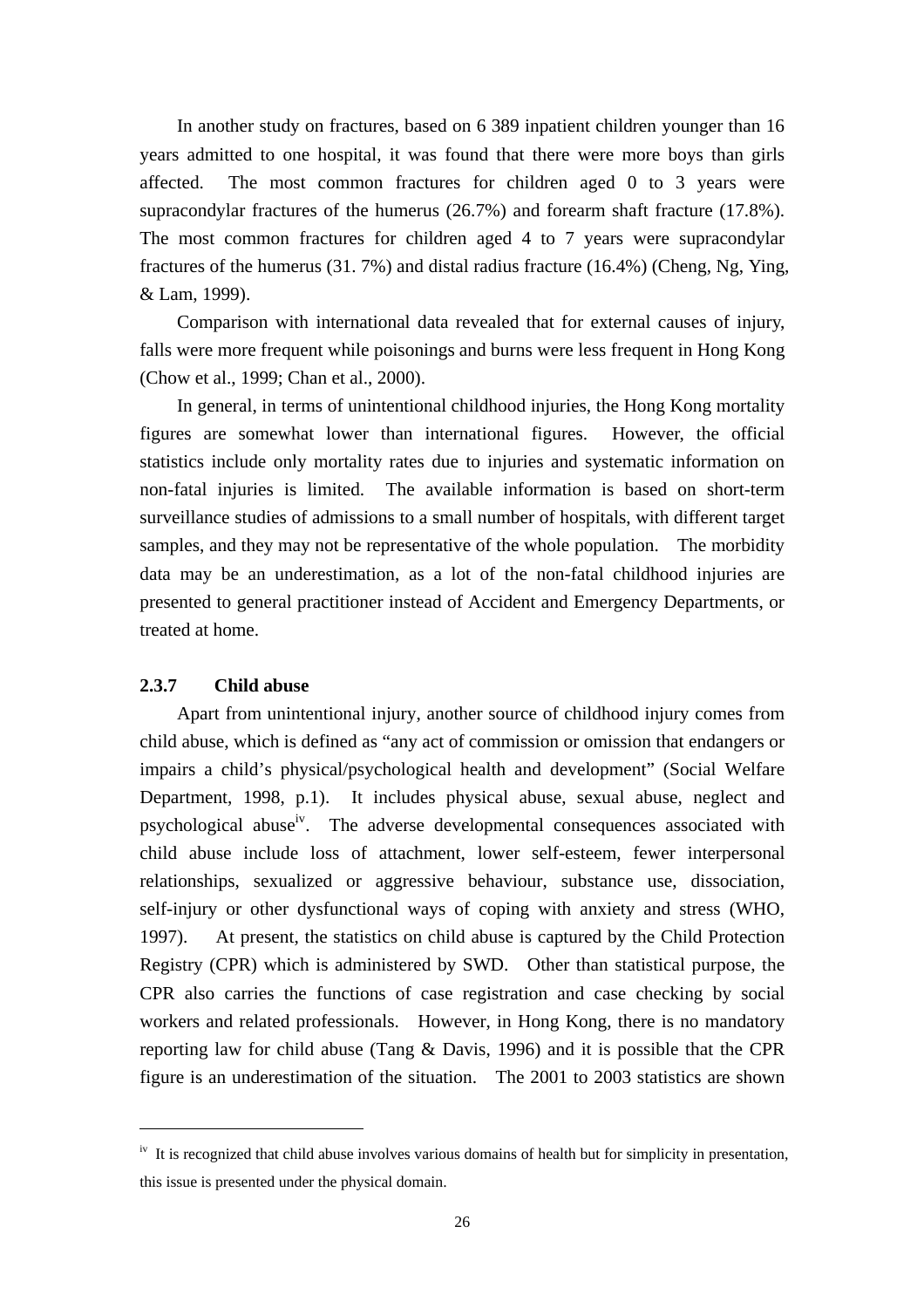In another study on fractures, based on 6 389 inpatient children younger than 16 years admitted to one hospital, it was found that there were more boys than girls affected. The most common fractures for children aged 0 to 3 years were supracondylar fractures of the humerus (26.7%) and forearm shaft fracture (17.8%). The most common fractures for children aged 4 to 7 years were supracondylar fractures of the humerus (31. 7%) and distal radius fracture (16.4%) (Cheng, Ng, Ying, & Lam, 1999).

Comparison with international data revealed that for external causes of injury, falls were more frequent while poisonings and burns were less frequent in Hong Kong (Chow et al., 1999; Chan et al., 2000).

In general, in terms of unintentional childhood injuries, the Hong Kong mortality figures are somewhat lower than international figures. However, the official statistics include only mortality rates due to injuries and systematic information on non-fatal injuries is limited. The available information is based on short-term surveillance studies of admissions to a small number of hospitals, with different target samples, and they may not be representative of the whole population. The morbidity data may be an underestimation, as a lot of the non-fatal childhood injuries are presented to general practitioner instead of Accident and Emergency Departments, or treated at home.

### 2.3.7 Child abuse

Apart from unintentional injury, another source of childhood injury comes from child abuse, which is defined as "any act of commission or omission that endangers or impairs a child's physical/psychological health and development" (Social Welfare Department, 1998, p.1). It includes physical abuse, sexual abuse, neglect and psychological abuse[iv]. The adverse developmental consequences associated with child abuse include loss of attachment, lower self-esteem, fewer interpersonal relationships, sexualized or aggressive behaviour, substance use, dissociation, self-injury or other dysfunctional ways of coping with anxiety and stress (WHO, 1997). At present, the statistics on child abuse is captured by the Child Protection Registry (CPR) which is administered by SWD. Other than statistical purpose, the CPR also carries the functions of case registration and case checking by social workers and related professionals. However, in Hong Kong, there is no mandatory reporting law for child abuse (Tang & Davis, 1996) and it is possible that the CPR figure is an underestimation of the situation. The 2001 to 2003 statistics are shown

---

[iv] It is recognized that child abuse involves various domains of health but for simplicity in presentation, this issue is presented under the physical domain.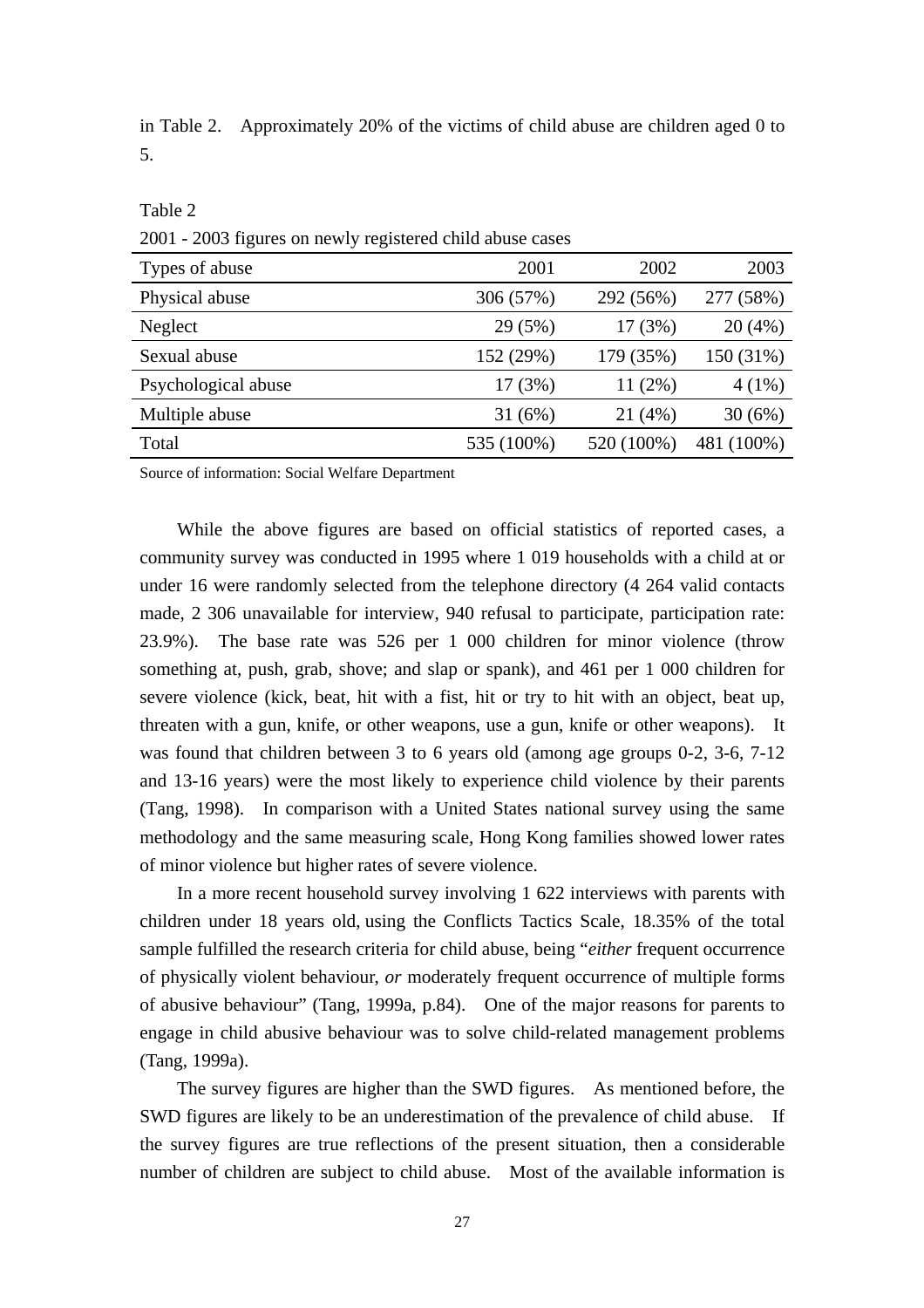in Table 2. Approximately 20% of the victims of child abuse are children aged 0 to 5.

Table 2

2001 - 2003 figures on newly registered child abuse cases

| Types of abuse | 2001 | 2002 | 2003 |
|---|---|---|---|
| Physical abuse | 306 (57%) | 292 (56%) | 277 (58%) |
| Neglect | 29 (5%) | 17 (3%) | 20 (4%) |
| Sexual abuse | 152 (29%) | 179 (35%) | 150 (31%) |
| Psychological abuse | 17 (3%) | 11 (2%) | 4 (1%) |
| Multiple abuse | 31 (6%) | 21 (4%) | 30 (6%) |
| Total | 535 (100%) | 520 (100%) | 481 (100%) |

Source of information: Social Welfare Department

While the above figures are based on official statistics of reported cases, a community survey was conducted in 1995 where 1 019 households with a child at or under 16 were randomly selected from the telephone directory (4 264 valid contacts made, 2 306 unavailable for interview, 940 refusal to participate, participation rate: 23.9%). The base rate was 526 per 1 000 children for minor violence (throw something at, push, grab, shove; and slap or spank), and 461 per 1 000 children for severe violence (kick, beat, hit with a fist, hit or try to hit with an object, beat up, threaten with a gun, knife, or other weapons, use a gun, knife or other weapons). It was found that children between 3 to 6 years old (among age groups 0-2, 3-6, 7-12 and 13-16 years) were the most likely to experience child violence by their parents (Tang, 1998). In comparison with a United States national survey using the same methodology and the same measuring scale, Hong Kong families showed lower rates of minor violence but higher rates of severe violence.

In a more recent household survey involving 1 622 interviews with parents with children under 18 years old, using the Conflicts Tactics Scale, 18.35% of the total sample fulfilled the research criteria for child abuse, being "*either* frequent occurrence of physically violent behaviour, *or* moderately frequent occurrence of multiple forms of abusive behaviour" (Tang, 1999a, p.84). One of the major reasons for parents to engage in child abusive behaviour was to solve child-related management problems (Tang, 1999a).

The survey figures are higher than the SWD figures. As mentioned before, the SWD figures are likely to be an underestimation of the prevalence of child abuse. If the survey figures are true reflections of the present situation, then a considerable number of children are subject to child abuse. Most of the available information is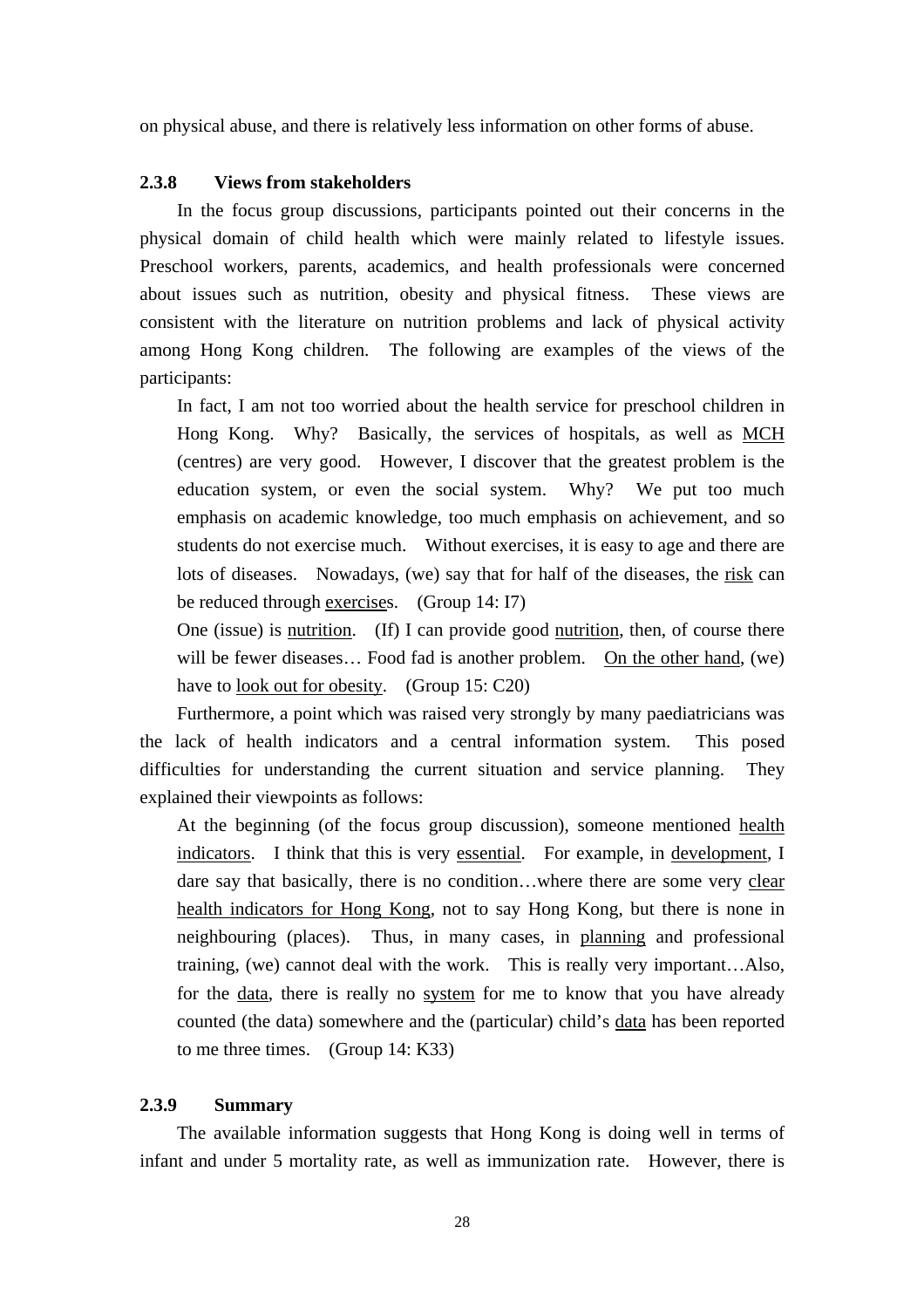on physical abuse, and there is relatively less information on other forms of abuse.

### 2.3.8 Views from stakeholders

In the focus group discussions, participants pointed out their concerns in the physical domain of child health which were mainly related to lifestyle issues. Preschool workers, parents, academics, and health professionals were concerned about issues such as nutrition, obesity and physical fitness. These views are consistent with the literature on nutrition problems and lack of physical activity among Hong Kong children. The following are examples of the views of the participants:

> In fact, I am not too worried about the health service for preschool children in Hong Kong. Why? Basically, the services of hospitals, as well as <u>MCH</u> (centres) are very good. However, I discover that the greatest problem is the education system, or even the social system. Why? We put too much emphasis on academic knowledge, too much emphasis on achievement, and so students do not exercise much. Without exercises, it is easy to age and there are lots of diseases. Nowadays, (we) say that for half of the diseases, the <u>risk</u> can be reduced through <u>exercise</u>s. (Group 14: I7)
>
> One (issue) is <u>nutrition</u>. (If) I can provide good <u>nutrition</u>, then, of course there will be fewer diseases… Food fad is another problem. <u>On the other hand</u>, (we) have to <u>look out for obesity</u>. (Group 15: C20)

Furthermore, a point which was raised very strongly by many paediatricians was the lack of health indicators and a central information system. This posed difficulties for understanding the current situation and service planning. They explained their viewpoints as follows:

> At the beginning (of the focus group discussion), someone mentioned <u>health indicators</u>. I think that this is very <u>essential</u>. For example, in <u>development</u>, I dare say that basically, there is no condition…where there are some very <u>clear health indicators for Hong Kong</u>, not to say Hong Kong, but there is none in neighbouring (places). Thus, in many cases, in <u>planning</u> and professional training, (we) cannot deal with the work. This is really very important…Also, for the <u>data</u>, there is really no <u>system</u> for me to know that you have already counted (the data) somewhere and the (particular) child's <u>data</u> has been reported to me three times. (Group 14: K33)

### 2.3.9 Summary

The available information suggests that Hong Kong is doing well in terms of infant and under 5 mortality rate, as well as immunization rate. However, there is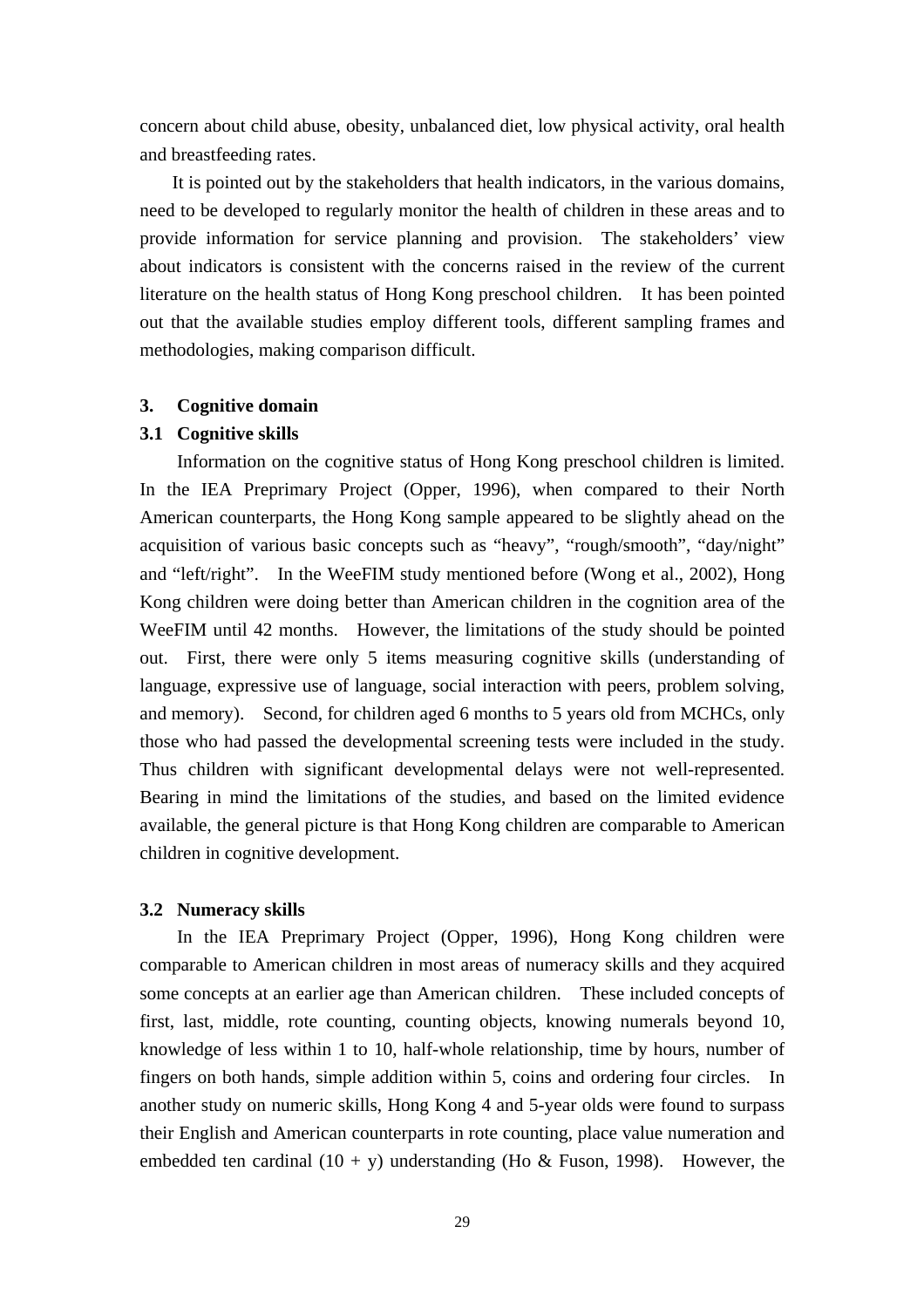concern about child abuse, obesity, unbalanced diet, low physical activity, oral health and breastfeeding rates.

It is pointed out by the stakeholders that health indicators, in the various domains, need to be developed to regularly monitor the health of children in these areas and to provide information for service planning and provision. The stakeholders' view about indicators is consistent with the concerns raised in the review of the current literature on the health status of Hong Kong preschool children. It has been pointed out that the available studies employ different tools, different sampling frames and methodologies, making comparison difficult.

## 3. Cognitive domain

### 3.1 Cognitive skills

Information on the cognitive status of Hong Kong preschool children is limited. In the IEA Preprimary Project (Opper, 1996), when compared to their North American counterparts, the Hong Kong sample appeared to be slightly ahead on the acquisition of various basic concepts such as "heavy", "rough/smooth", "day/night" and "left/right". In the WeeFIM study mentioned before (Wong et al., 2002), Hong Kong children were doing better than American children in the cognition area of the WeeFIM until 42 months. However, the limitations of the study should be pointed out. First, there were only 5 items measuring cognitive skills (understanding of language, expressive use of language, social interaction with peers, problem solving, and memory). Second, for children aged 6 months to 5 years old from MCHCs, only those who had passed the developmental screening tests were included in the study. Thus children with significant developmental delays were not well-represented. Bearing in mind the limitations of the studies, and based on the limited evidence available, the general picture is that Hong Kong children are comparable to American children in cognitive development.

### 3.2 Numeracy skills

In the IEA Preprimary Project (Opper, 1996), Hong Kong children were comparable to American children in most areas of numeracy skills and they acquired some concepts at an earlier age than American children. These included concepts of first, last, middle, rote counting, counting objects, knowing numerals beyond 10, knowledge of less within 1 to 10, half-whole relationship, time by hours, number of fingers on both hands, simple addition within 5, coins and ordering four circles. In another study on numeric skills, Hong Kong 4 and 5-year olds were found to surpass their English and American counterparts in rote counting, place value numeration and embedded ten cardinal (10 + y) understanding (Ho & Fuson, 1998). However, the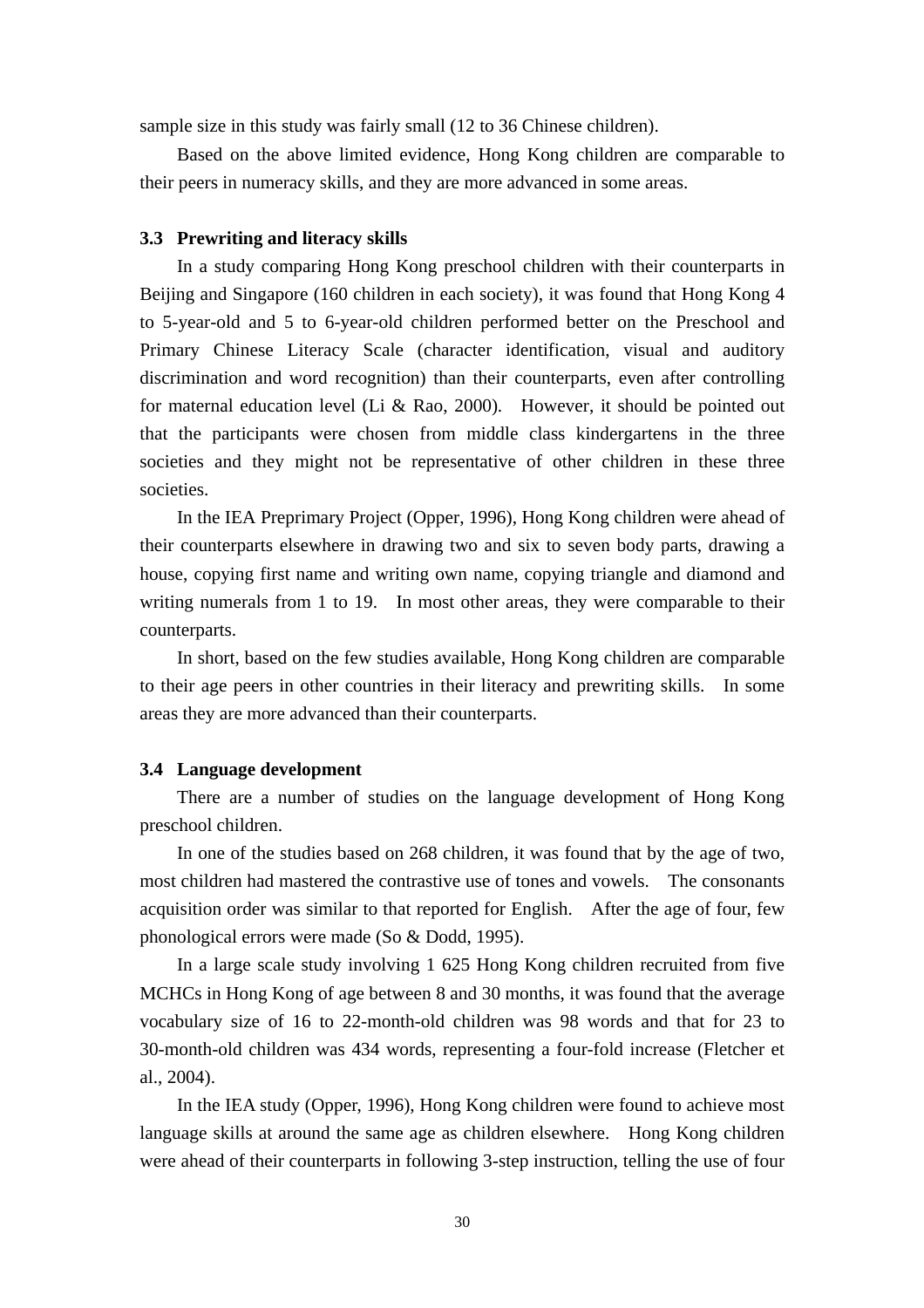sample size in this study was fairly small (12 to 36 Chinese children).

Based on the above limited evidence, Hong Kong children are comparable to their peers in numeracy skills, and they are more advanced in some areas.

### 3.3 Prewriting and literacy skills

In a study comparing Hong Kong preschool children with their counterparts in Beijing and Singapore (160 children in each society), it was found that Hong Kong 4 to 5-year-old and 5 to 6-year-old children performed better on the Preschool and Primary Chinese Literacy Scale (character identification, visual and auditory discrimination and word recognition) than their counterparts, even after controlling for maternal education level (Li & Rao, 2000). However, it should be pointed out that the participants were chosen from middle class kindergartens in the three societies and they might not be representative of other children in these three societies.

In the IEA Preprimary Project (Opper, 1996), Hong Kong children were ahead of their counterparts elsewhere in drawing two and six to seven body parts, drawing a house, copying first name and writing own name, copying triangle and diamond and writing numerals from 1 to 19. In most other areas, they were comparable to their counterparts.

In short, based on the few studies available, Hong Kong children are comparable to their age peers in other countries in their literacy and prewriting skills. In some areas they are more advanced than their counterparts.

### 3.4 Language development

There are a number of studies on the language development of Hong Kong preschool children.

In one of the studies based on 268 children, it was found that by the age of two, most children had mastered the contrastive use of tones and vowels. The consonants acquisition order was similar to that reported for English. After the age of four, few phonological errors were made (So & Dodd, 1995).

In a large scale study involving 1 625 Hong Kong children recruited from five MCHCs in Hong Kong of age between 8 and 30 months, it was found that the average vocabulary size of 16 to 22-month-old children was 98 words and that for 23 to 30-month-old children was 434 words, representing a four-fold increase (Fletcher et al., 2004).

In the IEA study (Opper, 1996), Hong Kong children were found to achieve most language skills at around the same age as children elsewhere. Hong Kong children were ahead of their counterparts in following 3-step instruction, telling the use of four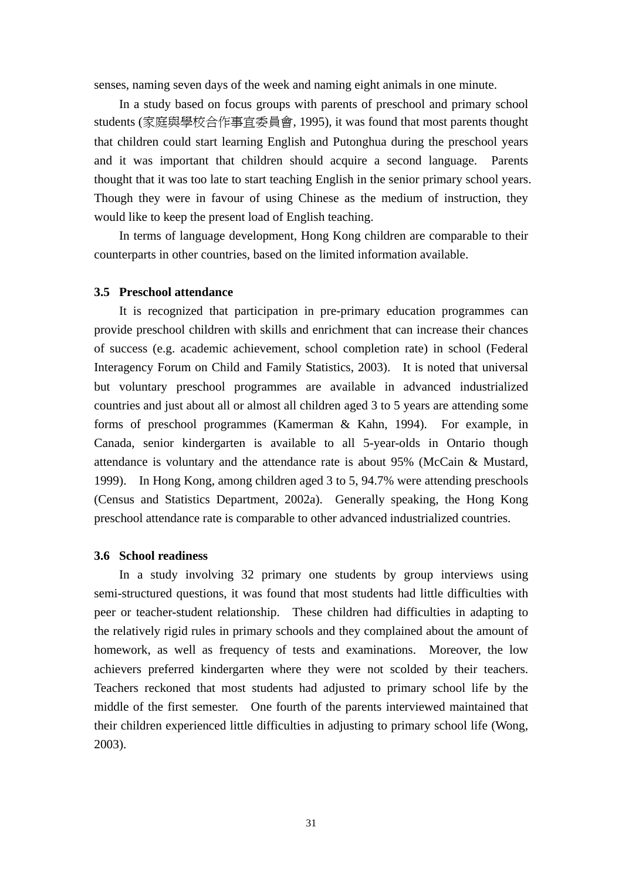senses, naming seven days of the week and naming eight animals in one minute.

In a study based on focus groups with parents of preschool and primary school students (家庭與學校合作事宜委員會, 1995), it was found that most parents thought that children could start learning English and Putonghua during the preschool years and it was important that children should acquire a second language. Parents thought that it was too late to start teaching English in the senior primary school years. Though they were in favour of using Chinese as the medium of instruction, they would like to keep the present load of English teaching.

In terms of language development, Hong Kong children are comparable to their counterparts in other countries, based on the limited information available.

### 3.5 Preschool attendance

It is recognized that participation in pre-primary education programmes can provide preschool children with skills and enrichment that can increase their chances of success (e.g. academic achievement, school completion rate) in school (Federal Interagency Forum on Child and Family Statistics, 2003). It is noted that universal but voluntary preschool programmes are available in advanced industrialized countries and just about all or almost all children aged 3 to 5 years are attending some forms of preschool programmes (Kamerman & Kahn, 1994). For example, in Canada, senior kindergarten is available to all 5-year-olds in Ontario though attendance is voluntary and the attendance rate is about 95% (McCain & Mustard, 1999). In Hong Kong, among children aged 3 to 5, 94.7% were attending preschools (Census and Statistics Department, 2002a). Generally speaking, the Hong Kong preschool attendance rate is comparable to other advanced industrialized countries.

### 3.6 School readiness

In a study involving 32 primary one students by group interviews using semi-structured questions, it was found that most students had little difficulties with peer or teacher-student relationship. These children had difficulties in adapting to the relatively rigid rules in primary schools and they complained about the amount of homework, as well as frequency of tests and examinations. Moreover, the low achievers preferred kindergarten where they were not scolded by their teachers. Teachers reckoned that most students had adjusted to primary school life by the middle of the first semester. One fourth of the parents interviewed maintained that their children experienced little difficulties in adjusting to primary school life (Wong, 2003).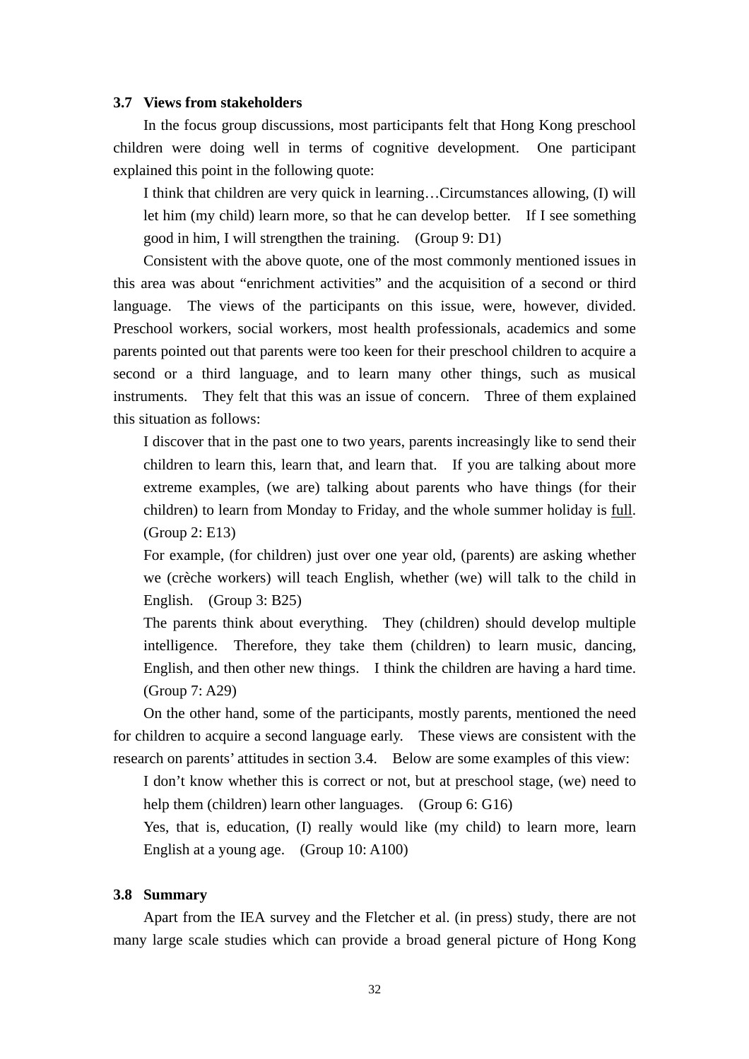### 3.7 Views from stakeholders

In the focus group discussions, most participants felt that Hong Kong preschool children were doing well in terms of cognitive development. One participant explained this point in the following quote:

> I think that children are very quick in learning…Circumstances allowing, (I) will let him (my child) learn more, so that he can develop better. If I see something good in him, I will strengthen the training. (Group 9: D1)

Consistent with the above quote, one of the most commonly mentioned issues in this area was about "enrichment activities" and the acquisition of a second or third language. The views of the participants on this issue, were, however, divided. Preschool workers, social workers, most health professionals, academics and some parents pointed out that parents were too keen for their preschool children to acquire a second or a third language, and to learn many other things, such as musical instruments. They felt that this was an issue of concern. Three of them explained this situation as follows:

> I discover that in the past one to two years, parents increasingly like to send their children to learn this, learn that, and learn that. If you are talking about more extreme examples, (we are) talking about parents who have things (for their children) to learn from Monday to Friday, and the whole summer holiday is <u>full</u>. (Group 2: E13)

> For example, (for children) just over one year old, (parents) are asking whether we (crèche workers) will teach English, whether (we) will talk to the child in English. (Group 3: B25)

> The parents think about everything. They (children) should develop multiple intelligence. Therefore, they take them (children) to learn music, dancing, English, and then other new things. I think the children are having a hard time. (Group 7: A29)

On the other hand, some of the participants, mostly parents, mentioned the need for children to acquire a second language early. These views are consistent with the research on parents' attitudes in section 3.4. Below are some examples of this view:

> I don't know whether this is correct or not, but at preschool stage, (we) need to help them (children) learn other languages. (Group 6: G16)

> Yes, that is, education, (I) really would like (my child) to learn more, learn English at a young age. (Group 10: A100)

### 3.8 Summary

Apart from the IEA survey and the Fletcher et al. (in press) study, there are not many large scale studies which can provide a broad general picture of Hong Kong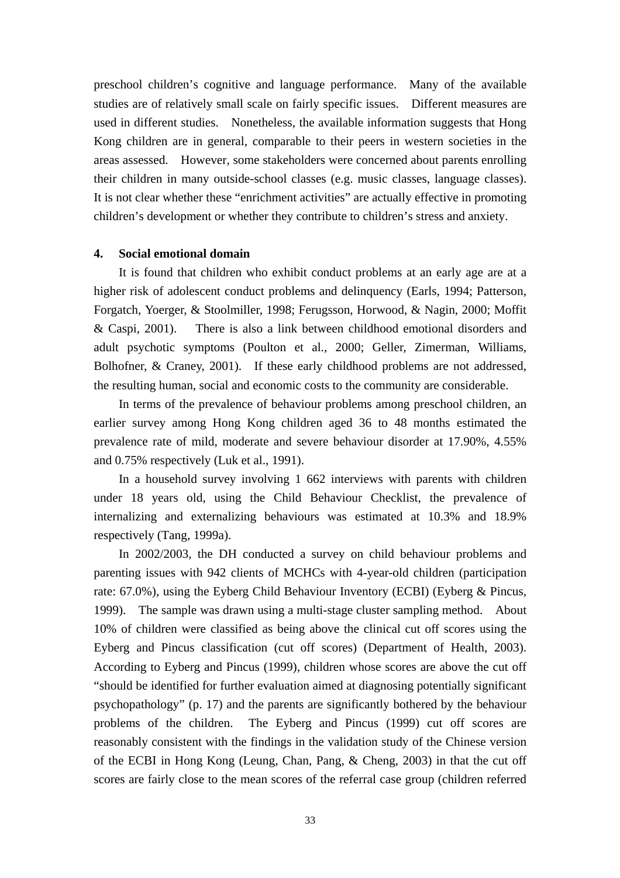preschool children's cognitive and language performance. Many of the available studies are of relatively small scale on fairly specific issues. Different measures are used in different studies. Nonetheless, the available information suggests that Hong Kong children are in general, comparable to their peers in western societies in the areas assessed. However, some stakeholders were concerned about parents enrolling their children in many outside-school classes (e.g. music classes, language classes). It is not clear whether these "enrichment activities" are actually effective in promoting children's development or whether they contribute to children's stress and anxiety.

### 4. Social emotional domain

It is found that children who exhibit conduct problems at an early age are at a higher risk of adolescent conduct problems and delinquency (Earls, 1994; Patterson, Forgatch, Yoerger, & Stoolmiller, 1998; Ferugsson, Horwood, & Nagin, 2000; Moffit & Caspi, 2001). There is also a link between childhood emotional disorders and adult psychotic symptoms (Poulton et al., 2000; Geller, Zimerman, Williams, Bolhofner, & Craney, 2001). If these early childhood problems are not addressed, the resulting human, social and economic costs to the community are considerable.

In terms of the prevalence of behaviour problems among preschool children, an earlier survey among Hong Kong children aged 36 to 48 months estimated the prevalence rate of mild, moderate and severe behaviour disorder at 17.90%, 4.55% and 0.75% respectively (Luk et al., 1991).

In a household survey involving 1 662 interviews with parents with children under 18 years old, using the Child Behaviour Checklist, the prevalence of internalizing and externalizing behaviours was estimated at 10.3% and 18.9% respectively (Tang, 1999a).

In 2002/2003, the DH conducted a survey on child behaviour problems and parenting issues with 942 clients of MCHCs with 4-year-old children (participation rate: 67.0%), using the Eyberg Child Behaviour Inventory (ECBI) (Eyberg & Pincus, 1999). The sample was drawn using a multi-stage cluster sampling method. About 10% of children were classified as being above the clinical cut off scores using the Eyberg and Pincus classification (cut off scores) (Department of Health, 2003). According to Eyberg and Pincus (1999), children whose scores are above the cut off "should be identified for further evaluation aimed at diagnosing potentially significant psychopathology" (p. 17) and the parents are significantly bothered by the behaviour problems of the children. The Eyberg and Pincus (1999) cut off scores are reasonably consistent with the findings in the validation study of the Chinese version of the ECBI in Hong Kong (Leung, Chan, Pang, & Cheng, 2003) in that the cut off scores are fairly close to the mean scores of the referral case group (children referred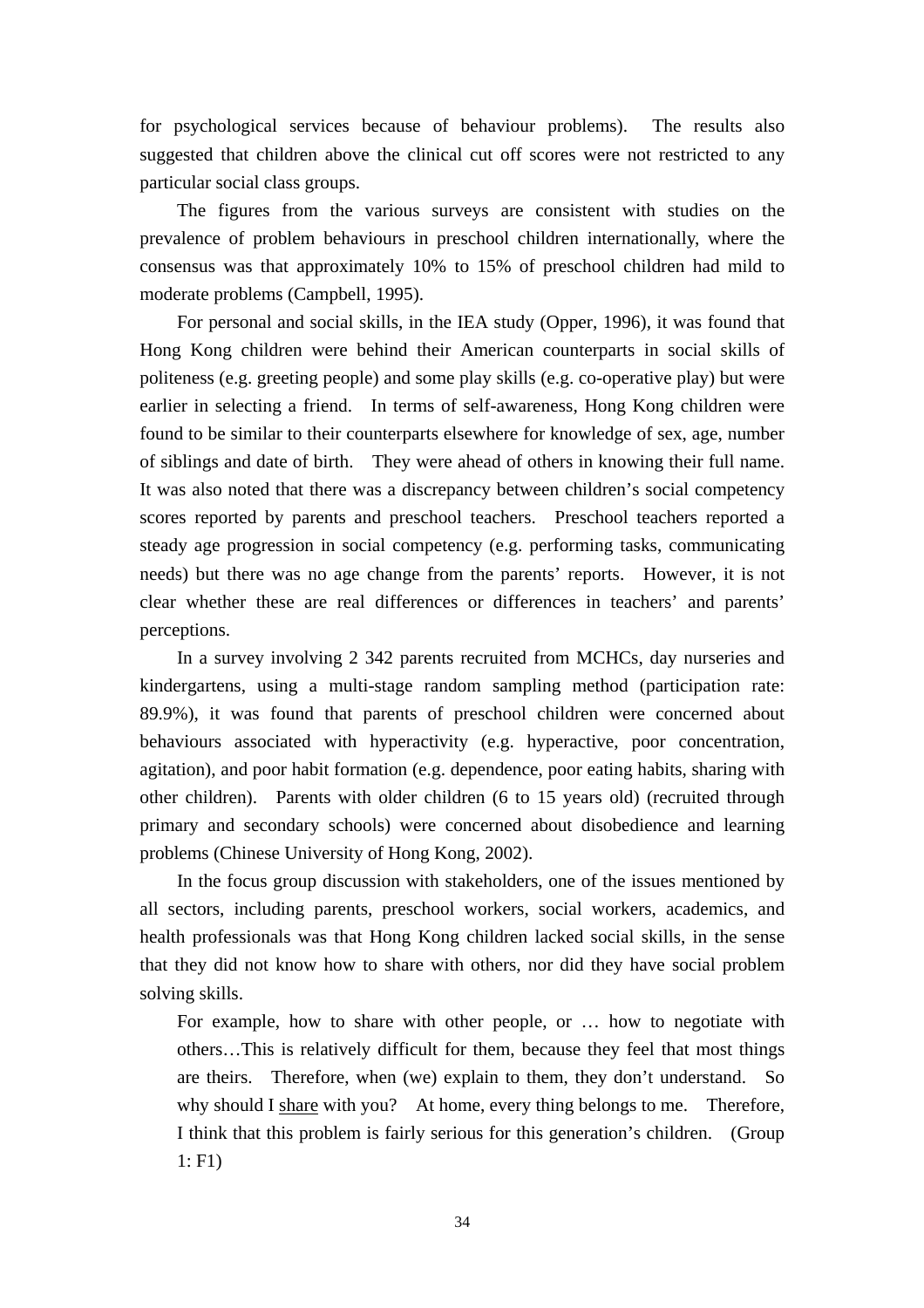for psychological services because of behaviour problems). The results also suggested that children above the clinical cut off scores were not restricted to any particular social class groups.

The figures from the various surveys are consistent with studies on the prevalence of problem behaviours in preschool children internationally, where the consensus was that approximately 10% to 15% of preschool children had mild to moderate problems (Campbell, 1995).

For personal and social skills, in the IEA study (Opper, 1996), it was found that Hong Kong children were behind their American counterparts in social skills of politeness (e.g. greeting people) and some play skills (e.g. co-operative play) but were earlier in selecting a friend. In terms of self-awareness, Hong Kong children were found to be similar to their counterparts elsewhere for knowledge of sex, age, number of siblings and date of birth. They were ahead of others in knowing their full name. It was also noted that there was a discrepancy between children's social competency scores reported by parents and preschool teachers. Preschool teachers reported a steady age progression in social competency (e.g. performing tasks, communicating needs) but there was no age change from the parents' reports. However, it is not clear whether these are real differences or differences in teachers' and parents' perceptions.

In a survey involving 2 342 parents recruited from MCHCs, day nurseries and kindergartens, using a multi-stage random sampling method (participation rate: 89.9%), it was found that parents of preschool children were concerned about behaviours associated with hyperactivity (e.g. hyperactive, poor concentration, agitation), and poor habit formation (e.g. dependence, poor eating habits, sharing with other children). Parents with older children (6 to 15 years old) (recruited through primary and secondary schools) were concerned about disobedience and learning problems (Chinese University of Hong Kong, 2002).

In the focus group discussion with stakeholders, one of the issues mentioned by all sectors, including parents, preschool workers, social workers, academics, and health professionals was that Hong Kong children lacked social skills, in the sense that they did not know how to share with others, nor did they have social problem solving skills.

> For example, how to share with other people, or … how to negotiate with others…This is relatively difficult for them, because they feel that most things are theirs. Therefore, when (we) explain to them, they don't understand. So why should I <u>share</u> with you? At home, every thing belongs to me. Therefore, I think that this problem is fairly serious for this generation's children. (Group 1: F1)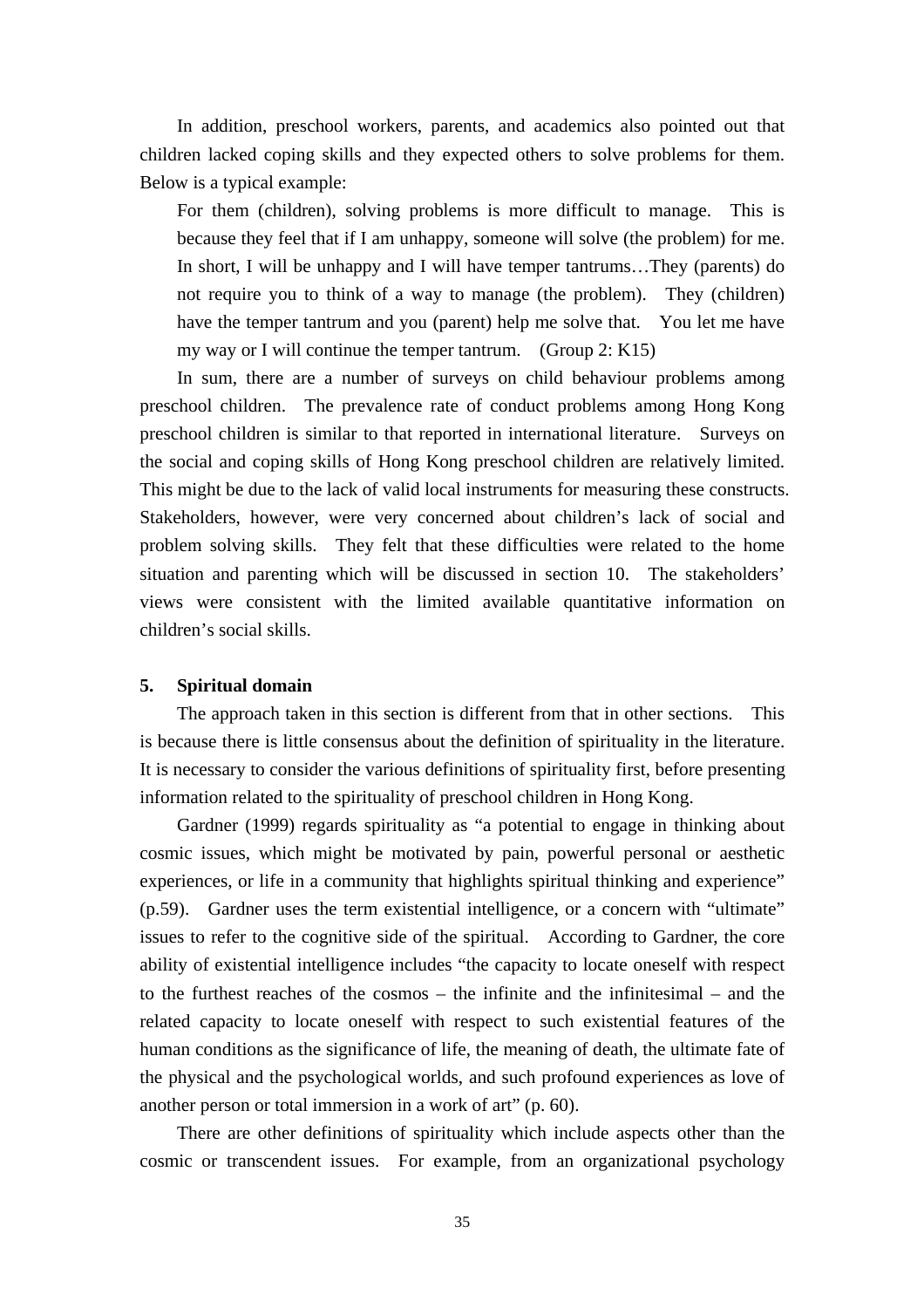In addition, preschool workers, parents, and academics also pointed out that children lacked coping skills and they expected others to solve problems for them. Below is a typical example:

> For them (children), solving problems is more difficult to manage. This is because they feel that if I am unhappy, someone will solve (the problem) for me. In short, I will be unhappy and I will have temper tantrums…They (parents) do not require you to think of a way to manage (the problem). They (children) have the temper tantrum and you (parent) help me solve that. You let me have my way or I will continue the temper tantrum. (Group 2: K15)

In sum, there are a number of surveys on child behaviour problems among preschool children. The prevalence rate of conduct problems among Hong Kong preschool children is similar to that reported in international literature. Surveys on the social and coping skills of Hong Kong preschool children are relatively limited. This might be due to the lack of valid local instruments for measuring these constructs. Stakeholders, however, were very concerned about children's lack of social and problem solving skills. They felt that these difficulties were related to the home situation and parenting which will be discussed in section 10. The stakeholders' views were consistent with the limited available quantitative information on children's social skills.

## 5. Spiritual domain

The approach taken in this section is different from that in other sections. This is because there is little consensus about the definition of spirituality in the literature. It is necessary to consider the various definitions of spirituality first, before presenting information related to the spirituality of preschool children in Hong Kong.

Gardner (1999) regards spirituality as "a potential to engage in thinking about cosmic issues, which might be motivated by pain, powerful personal or aesthetic experiences, or life in a community that highlights spiritual thinking and experience" (p.59). Gardner uses the term existential intelligence, or a concern with "ultimate" issues to refer to the cognitive side of the spiritual. According to Gardner, the core ability of existential intelligence includes "the capacity to locate oneself with respect to the furthest reaches of the cosmos – the infinite and the infinitesimal – and the related capacity to locate oneself with respect to such existential features of the human conditions as the significance of life, the meaning of death, the ultimate fate of the physical and the psychological worlds, and such profound experiences as love of another person or total immersion in a work of art" (p. 60).

There are other definitions of spirituality which include aspects other than the cosmic or transcendent issues. For example, from an organizational psychology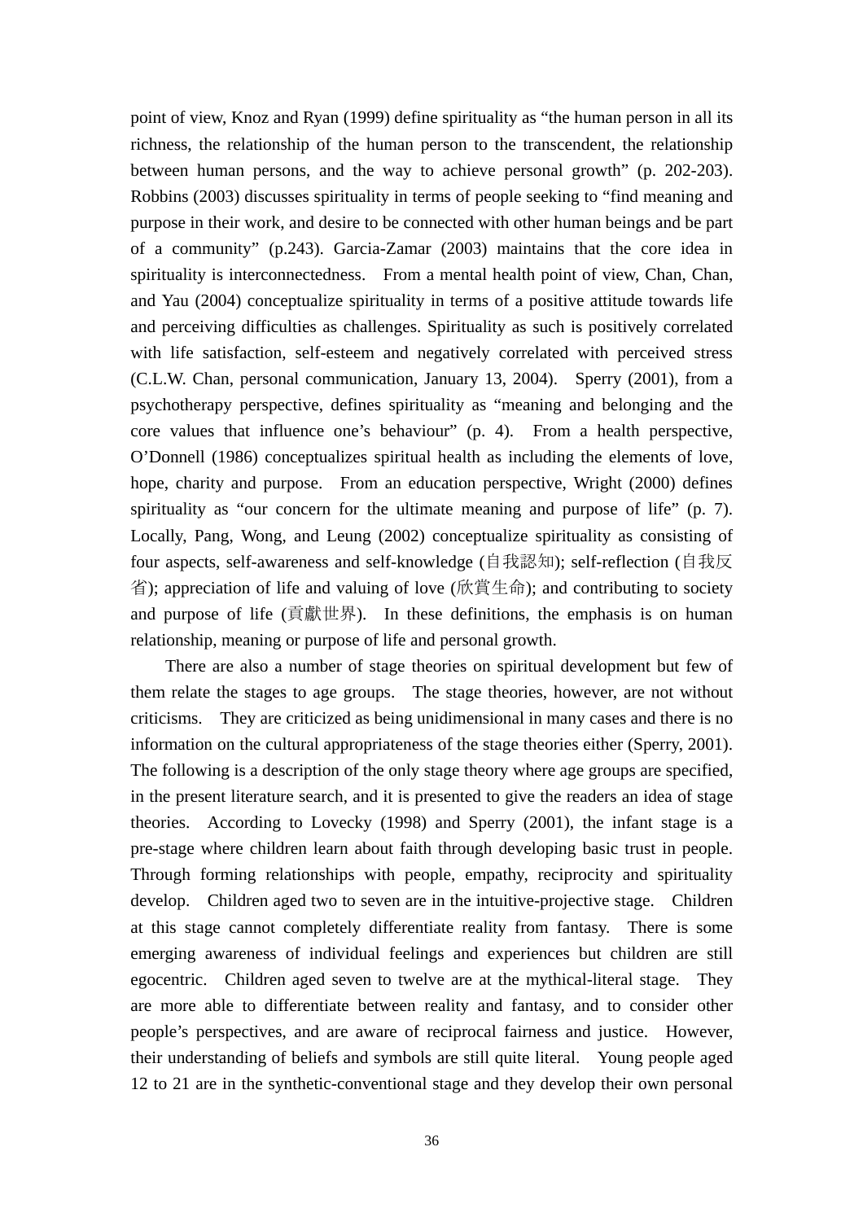point of view, Knoz and Ryan (1999) define spirituality as "the human person in all its richness, the relationship of the human person to the transcendent, the relationship between human persons, and the way to achieve personal growth" (p. 202-203). Robbins (2003) discusses spirituality in terms of people seeking to "find meaning and purpose in their work, and desire to be connected with other human beings and be part of a community" (p.243). Garcia-Zamar (2003) maintains that the core idea in spirituality is interconnectedness. From a mental health point of view, Chan, Chan, and Yau (2004) conceptualize spirituality in terms of a positive attitude towards life and perceiving difficulties as challenges. Spirituality as such is positively correlated with life satisfaction, self-esteem and negatively correlated with perceived stress (C.L.W. Chan, personal communication, January 13, 2004). Sperry (2001), from a psychotherapy perspective, defines spirituality as "meaning and belonging and the core values that influence one's behaviour" (p. 4). From a health perspective, O'Donnell (1986) conceptualizes spiritual health as including the elements of love, hope, charity and purpose. From an education perspective, Wright (2000) defines spirituality as "our concern for the ultimate meaning and purpose of life" (p. 7). Locally, Pang, Wong, and Leung (2002) conceptualize spirituality as consisting of four aspects, self-awareness and self-knowledge (自我認知); self-reflection (自我反省); appreciation of life and valuing of love (欣賞生命); and contributing to society and purpose of life (貢獻世界). In these definitions, the emphasis is on human relationship, meaning or purpose of life and personal growth.

There are also a number of stage theories on spiritual development but few of them relate the stages to age groups. The stage theories, however, are not without criticisms. They are criticized as being unidimensional in many cases and there is no information on the cultural appropriateness of the stage theories either (Sperry, 2001). The following is a description of the only stage theory where age groups are specified, in the present literature search, and it is presented to give the readers an idea of stage theories. According to Lovecky (1998) and Sperry (2001), the infant stage is a pre-stage where children learn about faith through developing basic trust in people. Through forming relationships with people, empathy, reciprocity and spirituality develop. Children aged two to seven are in the intuitive-projective stage. Children at this stage cannot completely differentiate reality from fantasy. There is some emerging awareness of individual feelings and experiences but children are still egocentric. Children aged seven to twelve are at the mythical-literal stage. They are more able to differentiate between reality and fantasy, and to consider other people's perspectives, and are aware of reciprocal fairness and justice. However, their understanding of beliefs and symbols are still quite literal. Young people aged 12 to 21 are in the synthetic-conventional stage and they develop their own personal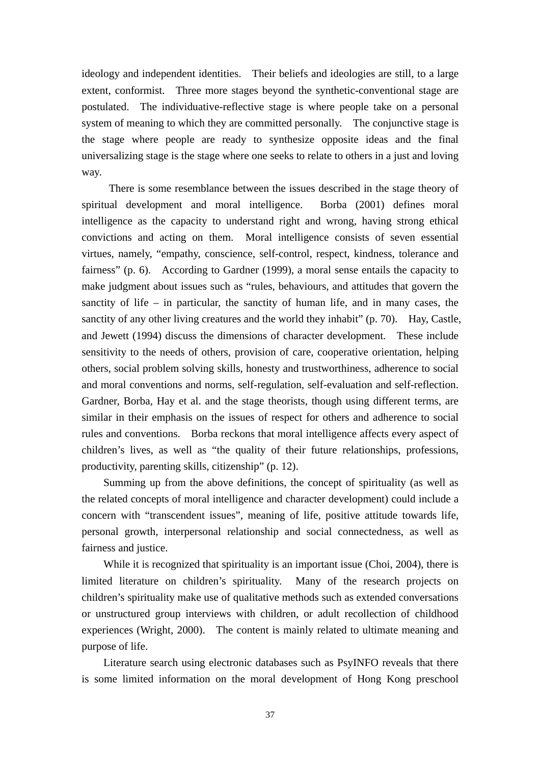ideology and independent identities. Their beliefs and ideologies are still, to a large extent, conformist. Three more stages beyond the synthetic-conventional stage are postulated. The individuative-reflective stage is where people take on a personal system of meaning to which they are committed personally. The conjunctive stage is the stage where people are ready to synthesize opposite ideas and the final universalizing stage is the stage where one seeks to relate to others in a just and loving way.

There is some resemblance between the issues described in the stage theory of spiritual development and moral intelligence. Borba (2001) defines moral intelligence as the capacity to understand right and wrong, having strong ethical convictions and acting on them. Moral intelligence consists of seven essential virtues, namely, "empathy, conscience, self-control, respect, kindness, tolerance and fairness" (p. 6). According to Gardner (1999), a moral sense entails the capacity to make judgment about issues such as "rules, behaviours, and attitudes that govern the sanctity of life – in particular, the sanctity of human life, and in many cases, the sanctity of any other living creatures and the world they inhabit" (p. 70). Hay, Castle, and Jewett (1994) discuss the dimensions of character development. These include sensitivity to the needs of others, provision of care, cooperative orientation, helping others, social problem solving skills, honesty and trustworthiness, adherence to social and moral conventions and norms, self-regulation, self-evaluation and self-reflection. Gardner, Borba, Hay et al. and the stage theorists, though using different terms, are similar in their emphasis on the issues of respect for others and adherence to social rules and conventions. Borba reckons that moral intelligence affects every aspect of children's lives, as well as "the quality of their future relationships, professions, productivity, parenting skills, citizenship" (p. 12).

Summing up from the above definitions, the concept of spirituality (as well as the related concepts of moral intelligence and character development) could include a concern with "transcendent issues", meaning of life, positive attitude towards life, personal growth, interpersonal relationship and social connectedness, as well as fairness and justice.

While it is recognized that spirituality is an important issue (Choi, 2004), there is limited literature on children's spirituality. Many of the research projects on children's spirituality make use of qualitative methods such as extended conversations or unstructured group interviews with children, or adult recollection of childhood experiences (Wright, 2000). The content is mainly related to ultimate meaning and purpose of life.

Literature search using electronic databases such as PsyINFO reveals that there is some limited information on the moral development of Hong Kong preschool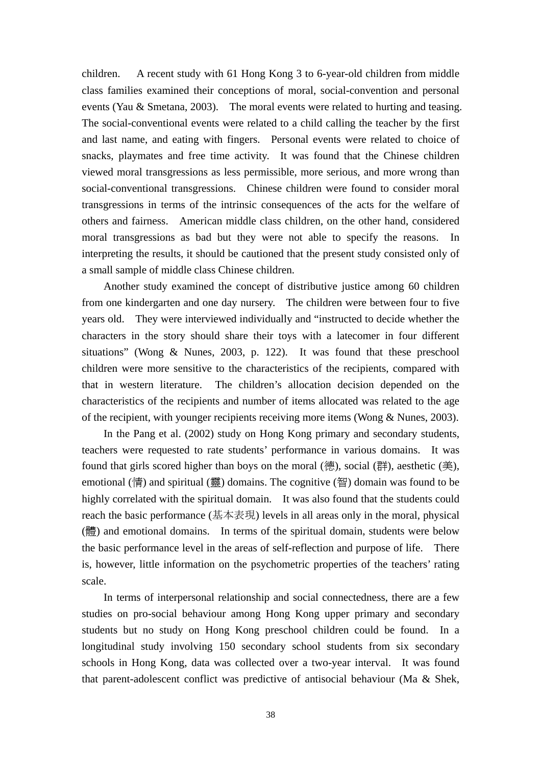children. A recent study with 61 Hong Kong 3 to 6-year-old children from middle class families examined their conceptions of moral, social-convention and personal events (Yau & Smetana, 2003). The moral events were related to hurting and teasing. The social-conventional events were related to a child calling the teacher by the first and last name, and eating with fingers. Personal events were related to choice of snacks, playmates and free time activity. It was found that the Chinese children viewed moral transgressions as less permissible, more serious, and more wrong than social-conventional transgressions. Chinese children were found to consider moral transgressions in terms of the intrinsic consequences of the acts for the welfare of others and fairness. American middle class children, on the other hand, considered moral transgressions as bad but they were not able to specify the reasons. In interpreting the results, it should be cautioned that the present study consisted only of a small sample of middle class Chinese children.

Another study examined the concept of distributive justice among 60 children from one kindergarten and one day nursery. The children were between four to five years old. They were interviewed individually and "instructed to decide whether the characters in the story should share their toys with a latecomer in four different situations" (Wong & Nunes, 2003, p. 122). It was found that these preschool children were more sensitive to the characteristics of the recipients, compared with that in western literature. The children's allocation decision depended on the characteristics of the recipients and number of items allocated was related to the age of the recipient, with younger recipients receiving more items (Wong & Nunes, 2003).

In the Pang et al. (2002) study on Hong Kong primary and secondary students, teachers were requested to rate students' performance in various domains. It was found that girls scored higher than boys on the moral (德), social (群), aesthetic (美), emotional (情) and spiritual (靈) domains. The cognitive (智) domain was found to be highly correlated with the spiritual domain. It was also found that the students could reach the basic performance (基本表現) levels in all areas only in the moral, physical (體) and emotional domains. In terms of the spiritual domain, students were below the basic performance level in the areas of self-reflection and purpose of life. There is, however, little information on the psychometric properties of the teachers' rating scale.

In terms of interpersonal relationship and social connectedness, there are a few studies on pro-social behaviour among Hong Kong upper primary and secondary students but no study on Hong Kong preschool children could be found. In a longitudinal study involving 150 secondary school students from six secondary schools in Hong Kong, data was collected over a two-year interval. It was found that parent-adolescent conflict was predictive of antisocial behaviour (Ma & Shek,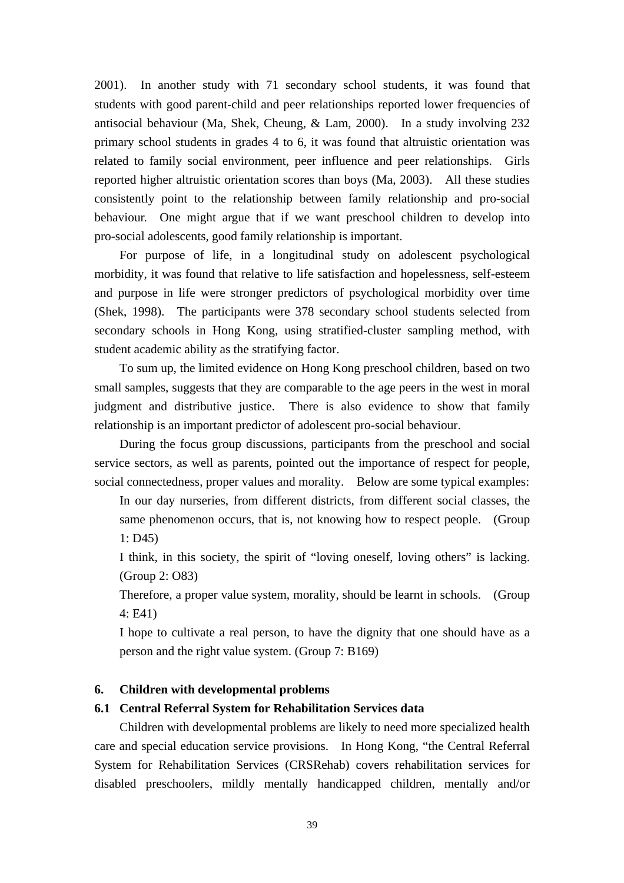2001). In another study with 71 secondary school students, it was found that students with good parent-child and peer relationships reported lower frequencies of antisocial behaviour (Ma, Shek, Cheung, & Lam, 2000). In a study involving 232 primary school students in grades 4 to 6, it was found that altruistic orientation was related to family social environment, peer influence and peer relationships. Girls reported higher altruistic orientation scores than boys (Ma, 2003). All these studies consistently point to the relationship between family relationship and pro-social behaviour. One might argue that if we want preschool children to develop into pro-social adolescents, good family relationship is important.

For purpose of life, in a longitudinal study on adolescent psychological morbidity, it was found that relative to life satisfaction and hopelessness, self-esteem and purpose in life were stronger predictors of psychological morbidity over time (Shek, 1998). The participants were 378 secondary school students selected from secondary schools in Hong Kong, using stratified-cluster sampling method, with student academic ability as the stratifying factor.

To sum up, the limited evidence on Hong Kong preschool children, based on two small samples, suggests that they are comparable to the age peers in the west in moral judgment and distributive justice. There is also evidence to show that family relationship is an important predictor of adolescent pro-social behaviour.

During the focus group discussions, participants from the preschool and social service sectors, as well as parents, pointed out the importance of respect for people, social connectedness, proper values and morality. Below are some typical examples:

> In our day nurseries, from different districts, from different social classes, the same phenomenon occurs, that is, not knowing how to respect people. (Group 1: D45)
>
> I think, in this society, the spirit of "loving oneself, loving others" is lacking. (Group 2: O83)
>
> Therefore, a proper value system, morality, should be learnt in schools. (Group 4: E41)
>
> I hope to cultivate a real person, to have the dignity that one should have as a person and the right value system. (Group 7: B169)

## 6. Children with developmental problems

### 6.1 Central Referral System for Rehabilitation Services data

Children with developmental problems are likely to need more specialized health care and special education service provisions. In Hong Kong, "the Central Referral System for Rehabilitation Services (CRSRehab) covers rehabilitation services for disabled preschoolers, mildly mentally handicapped children, mentally and/or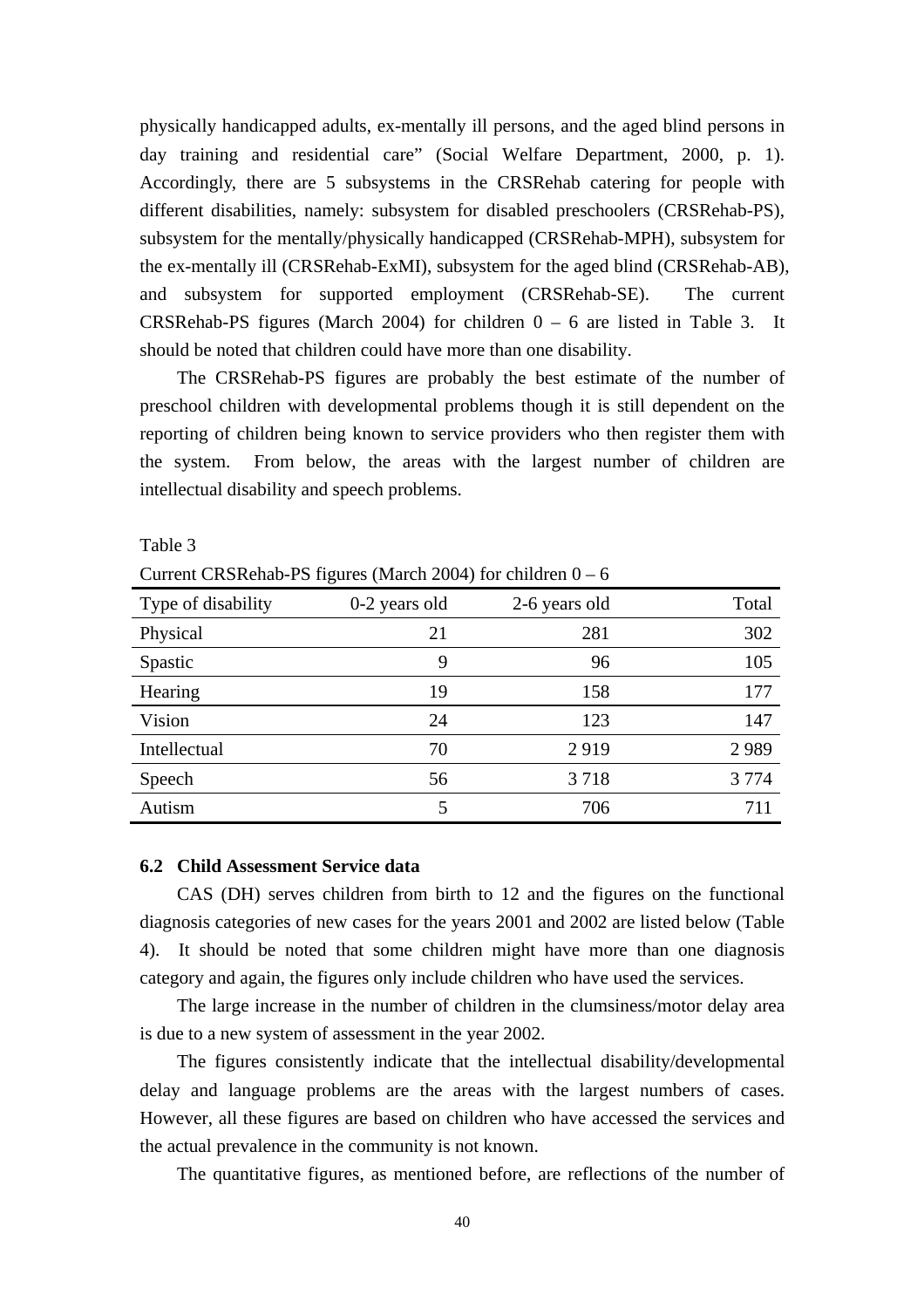physically handicapped adults, ex-mentally ill persons, and the aged blind persons in day training and residential care" (Social Welfare Department, 2000, p. 1). Accordingly, there are 5 subsystems in the CRSRehab catering for people with different disabilities, namely: subsystem for disabled preschoolers (CRSRehab-PS), subsystem for the mentally/physically handicapped (CRSRehab-MPH), subsystem for the ex-mentally ill (CRSRehab-ExMI), subsystem for the aged blind (CRSRehab-AB), and subsystem for supported employment (CRSRehab-SE). The current CRSRehab-PS figures (March 2004) for children 0 – 6 are listed in Table 3. It should be noted that children could have more than one disability.

The CRSRehab-PS figures are probably the best estimate of the number of preschool children with developmental problems though it is still dependent on the reporting of children being known to service providers who then register them with the system. From below, the areas with the largest number of children are intellectual disability and speech problems.

Table 3

Current CRSRehab-PS figures (March 2004) for children 0 – 6

| Type of disability | 0-2 years old | 2-6 years old | Total |
|---|---|---|---|
| Physical | 21 | 281 | 302 |
| Spastic | 9 | 96 | 105 |
| Hearing | 19 | 158 | 177 |
| Vision | 24 | 123 | 147 |
| Intellectual | 70 | 2 919 | 2 989 |
| Speech | 56 | 3 718 | 3 774 |
| Autism | 5 | 706 | 711 |

### 6.2 Child Assessment Service data

CAS (DH) serves children from birth to 12 and the figures on the functional diagnosis categories of new cases for the years 2001 and 2002 are listed below (Table 4). It should be noted that some children might have more than one diagnosis category and again, the figures only include children who have used the services.

The large increase in the number of children in the clumsiness/motor delay area is due to a new system of assessment in the year 2002.

The figures consistently indicate that the intellectual disability/developmental delay and language problems are the areas with the largest numbers of cases. However, all these figures are based on children who have accessed the services and the actual prevalence in the community is not known.

The quantitative figures, as mentioned before, are reflections of the number of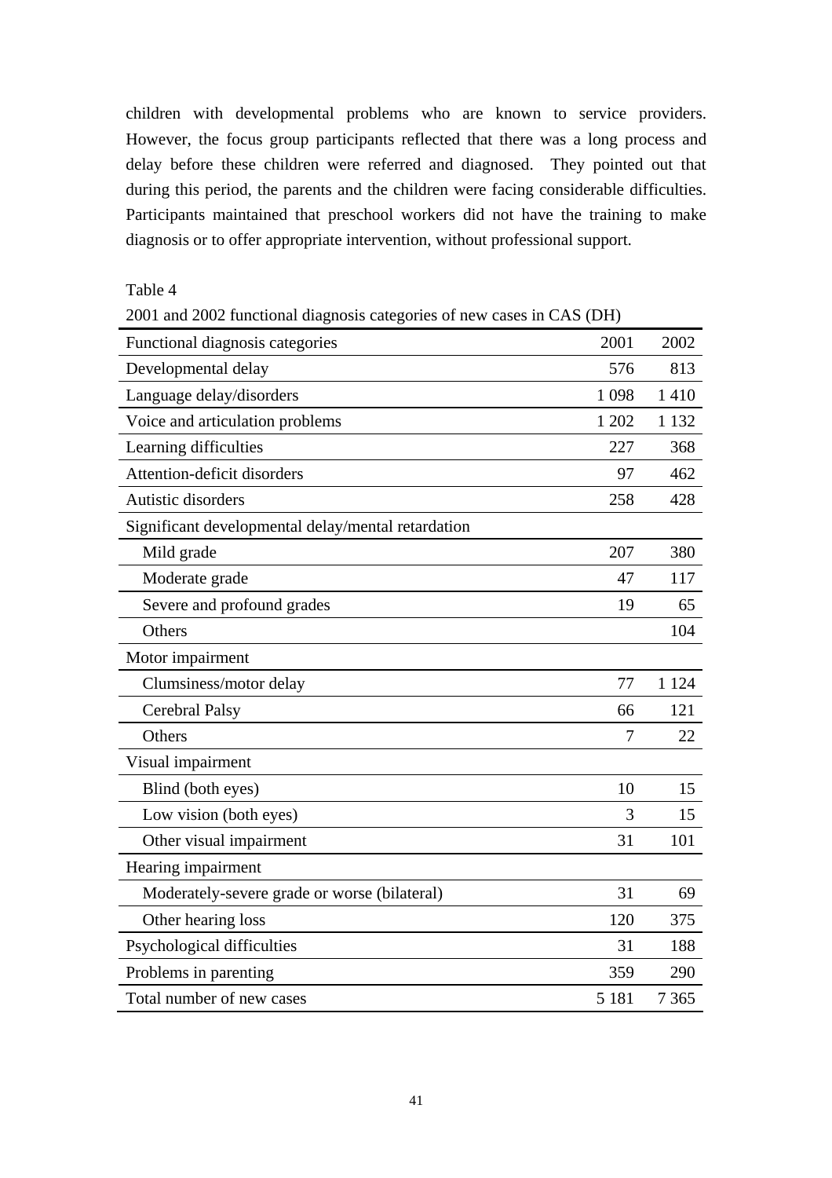children with developmental problems who are known to service providers. However, the focus group participants reflected that there was a long process and delay before these children were referred and diagnosed. They pointed out that during this period, the parents and the children were facing considerable difficulties. Participants maintained that preschool workers did not have the training to make diagnosis or to offer appropriate intervention, without professional support.

Table 4

2001 and 2002 functional diagnosis categories of new cases in CAS (DH)

| Functional diagnosis categories | 2001 | 2002 |
|---|---|---|
| Developmental delay | 576 | 813 |
| Language delay/disorders | 1 098 | 1 410 |
| Voice and articulation problems | 1 202 | 1 132 |
| Learning difficulties | 227 | 368 |
| Attention-deficit disorders | 97 | 462 |
| Autistic disorders | 258 | 428 |
| Significant developmental delay/mental retardation | | |
| Mild grade | 207 | 380 |
| Moderate grade | 47 | 117 |
| Severe and profound grades | 19 | 65 |
| Others | | 104 |
| Motor impairment | | |
| Clumsiness/motor delay | 77 | 1 124 |
| Cerebral Palsy | 66 | 121 |
| Others | 7 | 22 |
| Visual impairment | | |
| Blind (both eyes) | 10 | 15 |
| Low vision (both eyes) | 3 | 15 |
| Other visual impairment | 31 | 101 |
| Hearing impairment | | |
| Moderately-severe grade or worse (bilateral) | 31 | 69 |
| Other hearing loss | 120 | 375 |
| Psychological difficulties | 31 | 188 |
| Problems in parenting | 359 | 290 |
| Total number of new cases | 5 181 | 7 365 |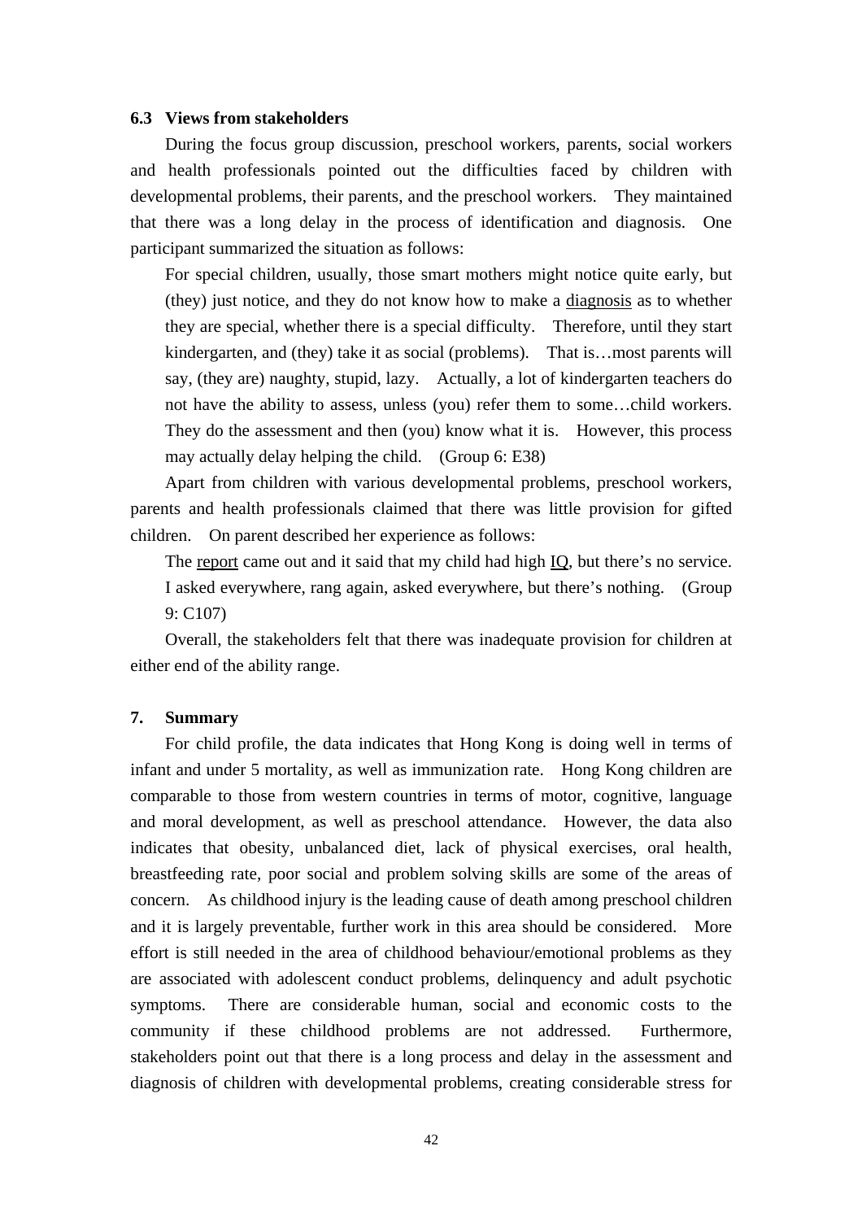### 6.3 Views from stakeholders

During the focus group discussion, preschool workers, parents, social workers and health professionals pointed out the difficulties faced by children with developmental problems, their parents, and the preschool workers. They maintained that there was a long delay in the process of identification and diagnosis. One participant summarized the situation as follows:

> For special children, usually, those smart mothers might notice quite early, but (they) just notice, and they do not know how to make a <u>diagnosis</u> as to whether they are special, whether there is a special difficulty. Therefore, until they start kindergarten, and (they) take it as social (problems). That is…most parents will say, (they are) naughty, stupid, lazy. Actually, a lot of kindergarten teachers do not have the ability to assess, unless (you) refer them to some…child workers. They do the assessment and then (you) know what it is. However, this process may actually delay helping the child. (Group 6: E38)

Apart from children with various developmental problems, preschool workers, parents and health professionals claimed that there was little provision for gifted children. On parent described her experience as follows:

> The <u>report</u> came out and it said that my child had high <u>IQ</u>, but there's no service. I asked everywhere, rang again, asked everywhere, but there's nothing. (Group 9: C107)

Overall, the stakeholders felt that there was inadequate provision for children at either end of the ability range.

## 7. Summary

For child profile, the data indicates that Hong Kong is doing well in terms of infant and under 5 mortality, as well as immunization rate. Hong Kong children are comparable to those from western countries in terms of motor, cognitive, language and moral development, as well as preschool attendance. However, the data also indicates that obesity, unbalanced diet, lack of physical exercises, oral health, breastfeeding rate, poor social and problem solving skills are some of the areas of concern. As childhood injury is the leading cause of death among preschool children and it is largely preventable, further work in this area should be considered. More effort is still needed in the area of childhood behaviour/emotional problems as they are associated with adolescent conduct problems, delinquency and adult psychotic symptoms. There are considerable human, social and economic costs to the community if these childhood problems are not addressed. Furthermore, stakeholders point out that there is a long process and delay in the assessment and diagnosis of children with developmental problems, creating considerable stress for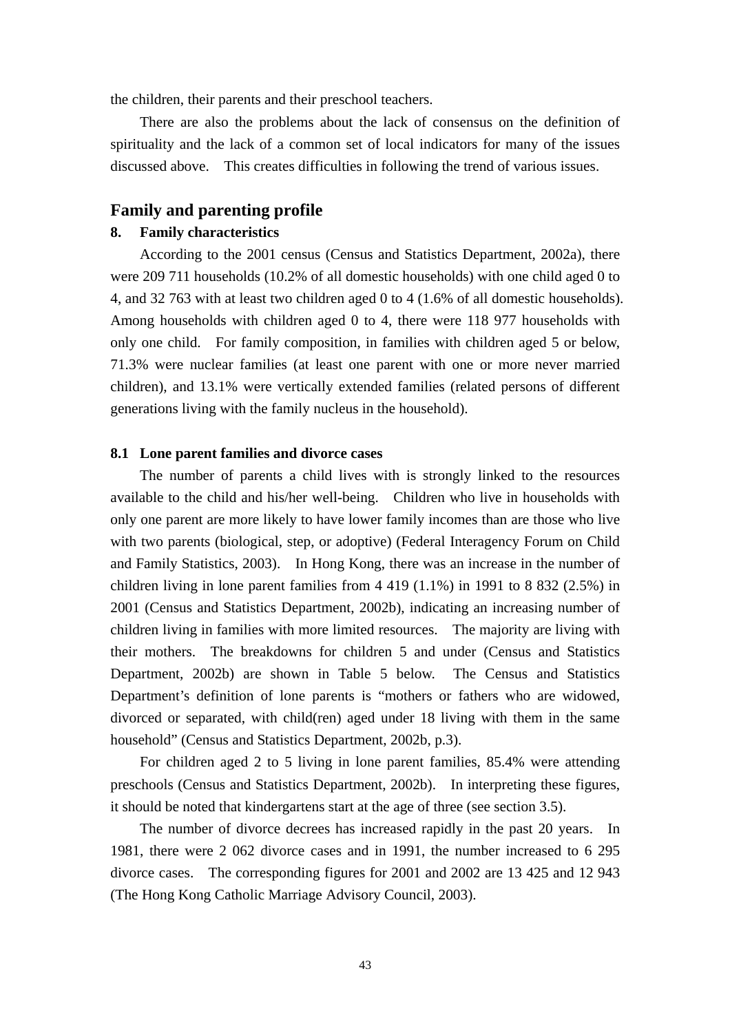the children, their parents and their preschool teachers.

There are also the problems about the lack of consensus on the definition of spirituality and the lack of a common set of local indicators for many of the issues discussed above. This creates difficulties in following the trend of various issues.

## Family and parenting profile

### 8. Family characteristics

According to the 2001 census (Census and Statistics Department, 2002a), there were 209 711 households (10.2% of all domestic households) with one child aged 0 to 4, and 32 763 with at least two children aged 0 to 4 (1.6% of all domestic households). Among households with children aged 0 to 4, there were 118 977 households with only one child. For family composition, in families with children aged 5 or below, 71.3% were nuclear families (at least one parent with one or more never married children), and 13.1% were vertically extended families (related persons of different generations living with the family nucleus in the household).

### 8.1 Lone parent families and divorce cases

The number of parents a child lives with is strongly linked to the resources available to the child and his/her well-being. Children who live in households with only one parent are more likely to have lower family incomes than are those who live with two parents (biological, step, or adoptive) (Federal Interagency Forum on Child and Family Statistics, 2003). In Hong Kong, there was an increase in the number of children living in lone parent families from 4 419 (1.1%) in 1991 to 8 832 (2.5%) in 2001 (Census and Statistics Department, 2002b), indicating an increasing number of children living in families with more limited resources. The majority are living with their mothers. The breakdowns for children 5 and under (Census and Statistics Department, 2002b) are shown in Table 5 below. The Census and Statistics Department's definition of lone parents is "mothers or fathers who are widowed, divorced or separated, with child(ren) aged under 18 living with them in the same household" (Census and Statistics Department, 2002b, p.3).

For children aged 2 to 5 living in lone parent families, 85.4% were attending preschools (Census and Statistics Department, 2002b). In interpreting these figures, it should be noted that kindergartens start at the age of three (see section 3.5).

The number of divorce decrees has increased rapidly in the past 20 years. In 1981, there were 2 062 divorce cases and in 1991, the number increased to 6 295 divorce cases. The corresponding figures for 2001 and 2002 are 13 425 and 12 943 (The Hong Kong Catholic Marriage Advisory Council, 2003).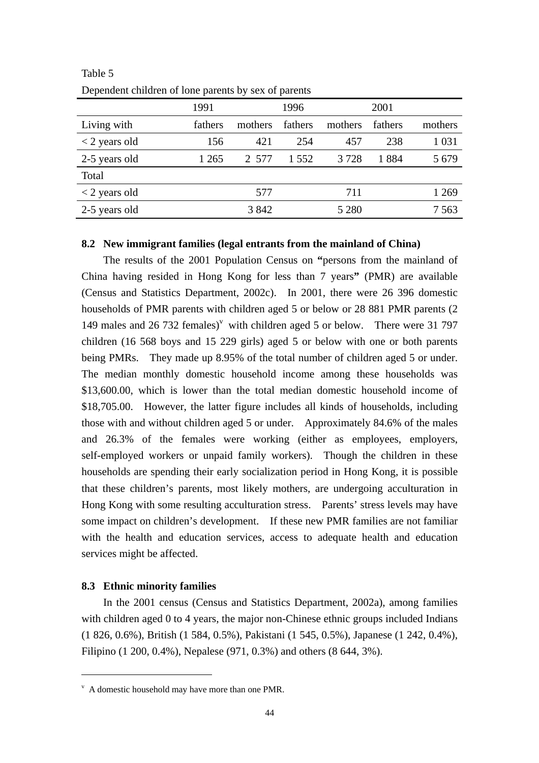Table 5

Dependent children of lone parents by sex of parents

| | 1991 | | 1996 | | 2001 | |
|---|---|---|---|---|---|---|
| Living with | fathers | mothers | fathers | mothers | fathers | mothers |
| < 2 years old | 156 | 421 | 254 | 457 | 238 | 1 031 |
| 2-5 years old | 1 265 | 2 577 | 1 552 | 3 728 | 1 884 | 5 679 |
| Total | | | | | | |
| < 2 years old | | 577 | | 711 | | 1 269 |
| 2-5 years old | | 3 842 | | 5 280 | | 7 563 |

### 8.2 New immigrant families (legal entrants from the mainland of China)

The results of the 2001 Population Census on **"**persons from the mainland of China having resided in Hong Kong for less than 7 years**"** (PMR) are available (Census and Statistics Department, 2002c). In 2001, there were 26 396 domestic households of PMR parents with children aged 5 or below or 28 881 PMR parents (2 149 males and 26 732 females)[v] with children aged 5 or below. There were 31 797 children (16 568 boys and 15 229 girls) aged 5 or below with one or both parents being PMRs. They made up 8.95% of the total number of children aged 5 or under. The median monthly domestic household income among these households was $13,600.00, which is lower than the total median domestic household income of $18,705.00. However, the latter figure includes all kinds of households, including those with and without children aged 5 or under. Approximately 84.6% of the males and 26.3% of the females were working (either as employees, employers, self-employed workers or unpaid family workers). Though the children in these households are spending their early socialization period in Hong Kong, it is possible that these children's parents, most likely mothers, are undergoing acculturation in Hong Kong with some resulting acculturation stress. Parents' stress levels may have some impact on children's development. If these new PMR families are not familiar with the health and education services, access to adequate health and education services might be affected.

### 8.3 Ethnic minority families

In the 2001 census (Census and Statistics Department, 2002a), among families with children aged 0 to 4 years, the major non-Chinese ethnic groups included Indians (1 826, 0.6%), British (1 584, 0.5%), Pakistani (1 545, 0.5%), Japanese (1 242, 0.4%), Filipino (1 200, 0.4%), Nepalese (971, 0.3%) and others (8 644, 3%).

---

[v] A domestic household may have more than one PMR.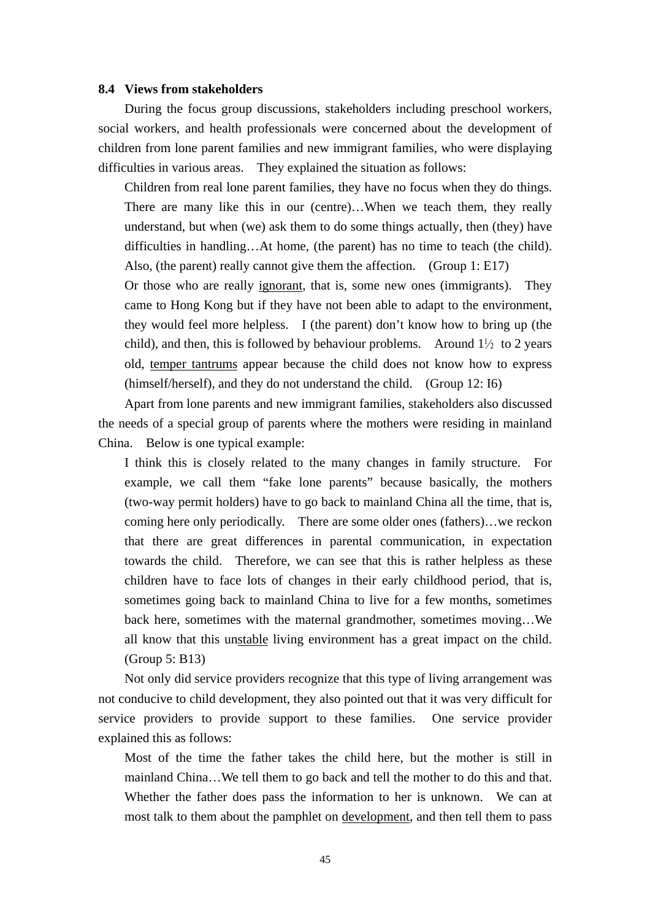### 8.4 Views from stakeholders

During the focus group discussions, stakeholders including preschool workers, social workers, and health professionals were concerned about the development of children from lone parent families and new immigrant families, who were displaying difficulties in various areas. They explained the situation as follows:

> Children from real lone parent families, they have no focus when they do things. There are many like this in our (centre)…When we teach them, they really understand, but when (we) ask them to do some things actually, then (they) have difficulties in handling…At home, (the parent) has no time to teach (the child). Also, (the parent) really cannot give them the affection. (Group 1: E17)
>
> Or those who are really ignorant, that is, some new ones (immigrants). They came to Hong Kong but if they have not been able to adapt to the environment, they would feel more helpless. I (the parent) don't know how to bring up (the child), and then, this is followed by behaviour problems. Around 1½ to 2 years old, temper tantrums appear because the child does not know how to express (himself/herself), and they do not understand the child. (Group 12: I6)

Apart from lone parents and new immigrant families, stakeholders also discussed the needs of a special group of parents where the mothers were residing in mainland China. Below is one typical example:

> I think this is closely related to the many changes in family structure. For example, we call them "fake lone parents" because basically, the mothers (two-way permit holders) have to go back to mainland China all the time, that is, coming here only periodically. There are some older ones (fathers)…we reckon that there are great differences in parental communication, in expectation towards the child. Therefore, we can see that this is rather helpless as these children have to face lots of changes in their early childhood period, that is, sometimes going back to mainland China to live for a few months, sometimes back here, sometimes with the maternal grandmother, sometimes moving…We all know that this unstable living environment has a great impact on the child. (Group 5: B13)

Not only did service providers recognize that this type of living arrangement was not conducive to child development, they also pointed out that it was very difficult for service providers to provide support to these families. One service provider explained this as follows:

> Most of the time the father takes the child here, but the mother is still in mainland China…We tell them to go back and tell the mother to do this and that. Whether the father does pass the information to her is unknown. We can at most talk to them about the pamphlet on development, and then tell them to pass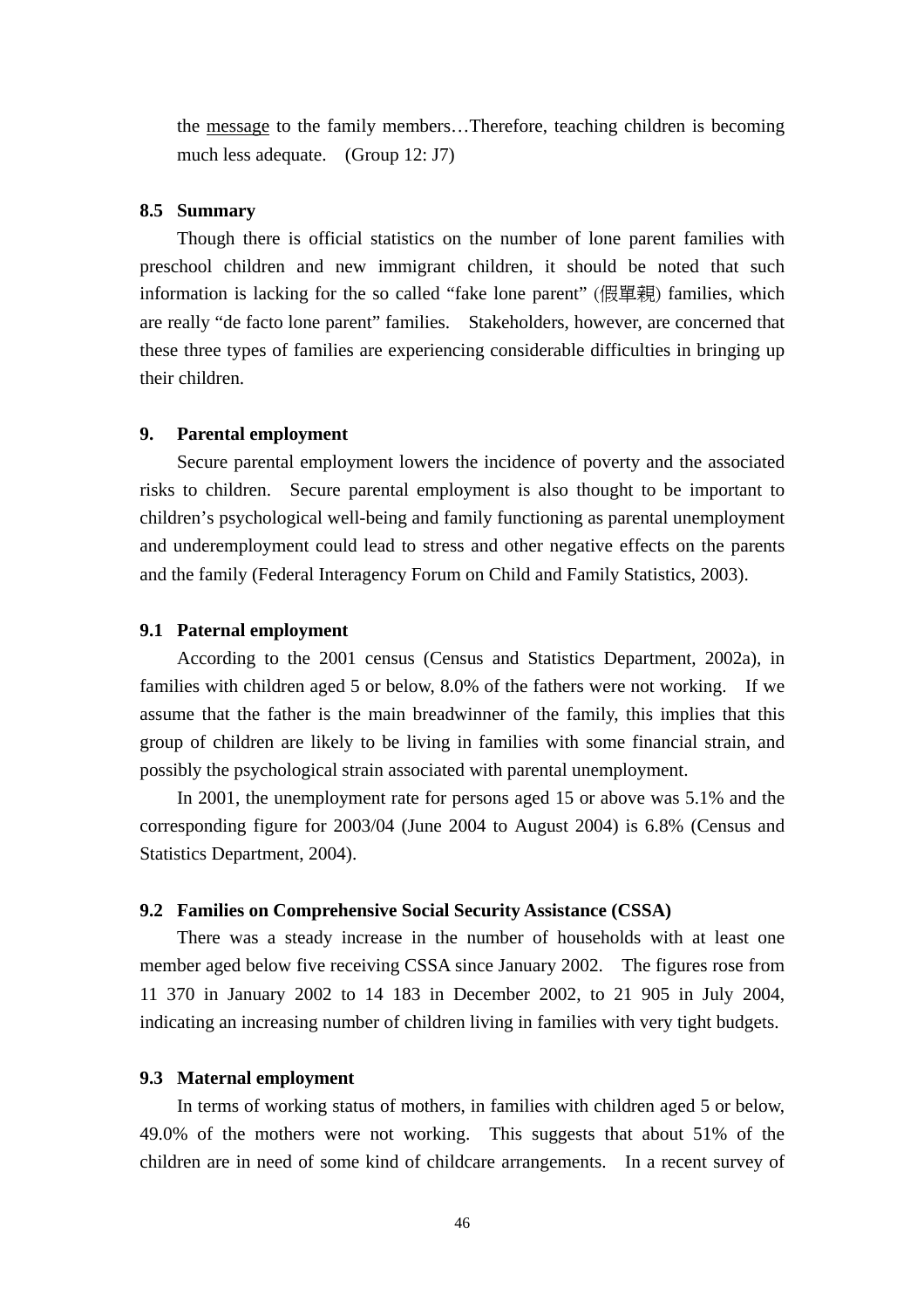the <u>message</u> to the family members…Therefore, teaching children is becoming much less adequate. (Group 12: J7)

### 8.5 Summary

Though there is official statistics on the number of lone parent families with preschool children and new immigrant children, it should be noted that such information is lacking for the so called "fake lone parent" (假單親) families, which are really "de facto lone parent" families. Stakeholders, however, are concerned that these three types of families are experiencing considerable difficulties in bringing up their children.

## 9. Parental employment

Secure parental employment lowers the incidence of poverty and the associated risks to children. Secure parental employment is also thought to be important to children's psychological well-being and family functioning as parental unemployment and underemployment could lead to stress and other negative effects on the parents and the family (Federal Interagency Forum on Child and Family Statistics, 2003).

### 9.1 Paternal employment

According to the 2001 census (Census and Statistics Department, 2002a), in families with children aged 5 or below, 8.0% of the fathers were not working. If we assume that the father is the main breadwinner of the family, this implies that this group of children are likely to be living in families with some financial strain, and possibly the psychological strain associated with parental unemployment.

In 2001, the unemployment rate for persons aged 15 or above was 5.1% and the corresponding figure for 2003/04 (June 2004 to August 2004) is 6.8% (Census and Statistics Department, 2004).

### 9.2 Families on Comprehensive Social Security Assistance (CSSA)

There was a steady increase in the number of households with at least one member aged below five receiving CSSA since January 2002. The figures rose from 11 370 in January 2002 to 14 183 in December 2002, to 21 905 in July 2004, indicating an increasing number of children living in families with very tight budgets.

### 9.3 Maternal employment

In terms of working status of mothers, in families with children aged 5 or below, 49.0% of the mothers were not working. This suggests that about 51% of the children are in need of some kind of childcare arrangements. In a recent survey of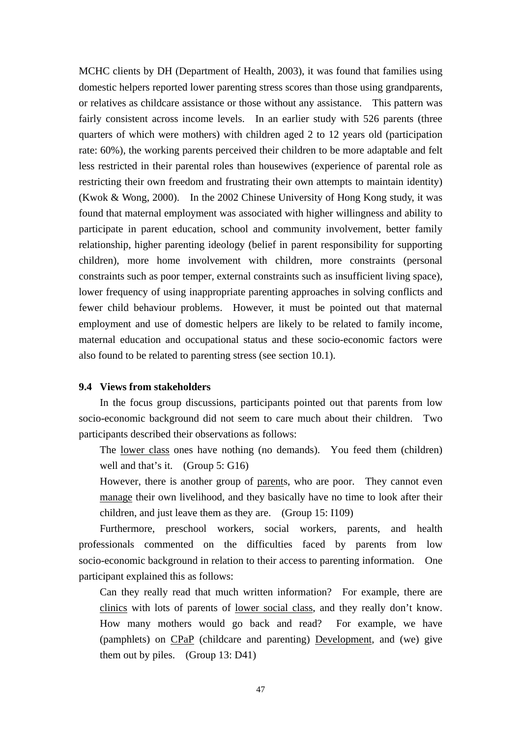MCHC clients by DH (Department of Health, 2003), it was found that families using domestic helpers reported lower parenting stress scores than those using grandparents, or relatives as childcare assistance or those without any assistance. This pattern was fairly consistent across income levels. In an earlier study with 526 parents (three quarters of which were mothers) with children aged 2 to 12 years old (participation rate: 60%), the working parents perceived their children to be more adaptable and felt less restricted in their parental roles than housewives (experience of parental role as restricting their own freedom and frustrating their own attempts to maintain identity) (Kwok & Wong, 2000). In the 2002 Chinese University of Hong Kong study, it was found that maternal employment was associated with higher willingness and ability to participate in parent education, school and community involvement, better family relationship, higher parenting ideology (belief in parent responsibility for supporting children), more home involvement with children, more constraints (personal constraints such as poor temper, external constraints such as insufficient living space), lower frequency of using inappropriate parenting approaches in solving conflicts and fewer child behaviour problems. However, it must be pointed out that maternal employment and use of domestic helpers are likely to be related to family income, maternal education and occupational status and these socio-economic factors were also found to be related to parenting stress (see section 10.1).

### 9.4 Views from stakeholders

In the focus group discussions, participants pointed out that parents from low socio-economic background did not seem to care much about their children. Two participants described their observations as follows:

> The lower class ones have nothing (no demands). You feed them (children) well and that's it. (Group 5: G16)
>
> However, there is another group of parents, who are poor. They cannot even manage their own livelihood, and they basically have no time to look after their children, and just leave them as they are. (Group 15: I109)

Furthermore, preschool workers, social workers, parents, and health professionals commented on the difficulties faced by parents from low socio-economic background in relation to their access to parenting information. One participant explained this as follows:

> Can they really read that much written information? For example, there are clinics with lots of parents of lower social class, and they really don't know. How many mothers would go back and read? For example, we have (pamphlets) on CPaP (childcare and parenting) Development, and (we) give them out by piles. (Group 13: D41)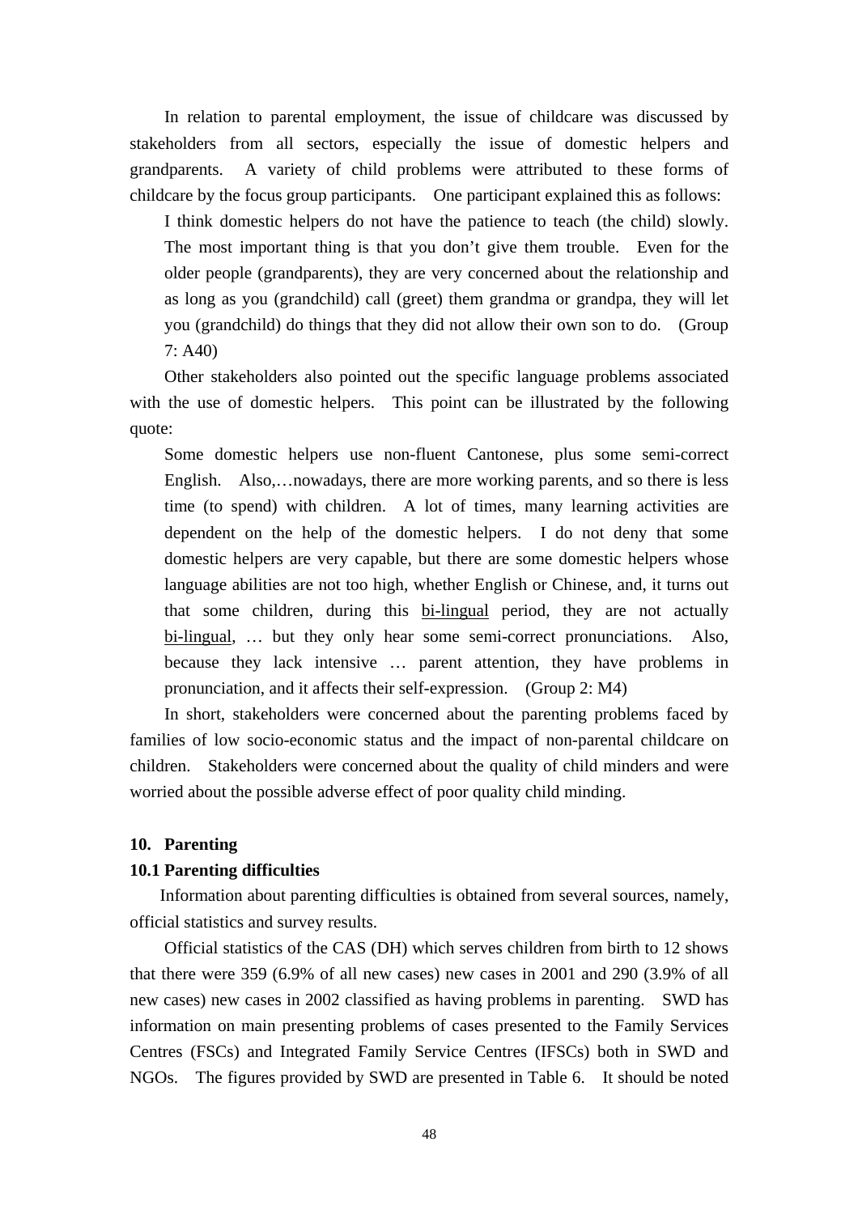In relation to parental employment, the issue of childcare was discussed by stakeholders from all sectors, especially the issue of domestic helpers and grandparents. A variety of child problems were attributed to these forms of childcare by the focus group participants. One participant explained this as follows:

> I think domestic helpers do not have the patience to teach (the child) slowly. The most important thing is that you don't give them trouble. Even for the older people (grandparents), they are very concerned about the relationship and as long as you (grandchild) call (greet) them grandma or grandpa, they will let you (grandchild) do things that they did not allow their own son to do. (Group 7: A40)

Other stakeholders also pointed out the specific language problems associated with the use of domestic helpers. This point can be illustrated by the following quote:

> Some domestic helpers use non-fluent Cantonese, plus some semi-correct English. Also,…nowadays, there are more working parents, and so there is less time (to spend) with children. A lot of times, many learning activities are dependent on the help of the domestic helpers. I do not deny that some domestic helpers are very capable, but there are some domestic helpers whose language abilities are not too high, whether English or Chinese, and, it turns out that some children, during this <u>bi-lingual</u> period, they are not actually <u>bi-lingual</u>, … but they only hear some semi-correct pronunciations. Also, because they lack intensive … parent attention, they have problems in pronunciation, and it affects their self-expression. (Group 2: M4)

In short, stakeholders were concerned about the parenting problems faced by families of low socio-economic status and the impact of non-parental childcare on children. Stakeholders were concerned about the quality of child minders and were worried about the possible adverse effect of poor quality child minding.

## 10. Parenting

### 10.1 Parenting difficulties

Information about parenting difficulties is obtained from several sources, namely, official statistics and survey results.

Official statistics of the CAS (DH) which serves children from birth to 12 shows that there were 359 (6.9% of all new cases) new cases in 2001 and 290 (3.9% of all new cases) new cases in 2002 classified as having problems in parenting. SWD has information on main presenting problems of cases presented to the Family Services Centres (FSCs) and Integrated Family Service Centres (IFSCs) both in SWD and NGOs. The figures provided by SWD are presented in Table 6. It should be noted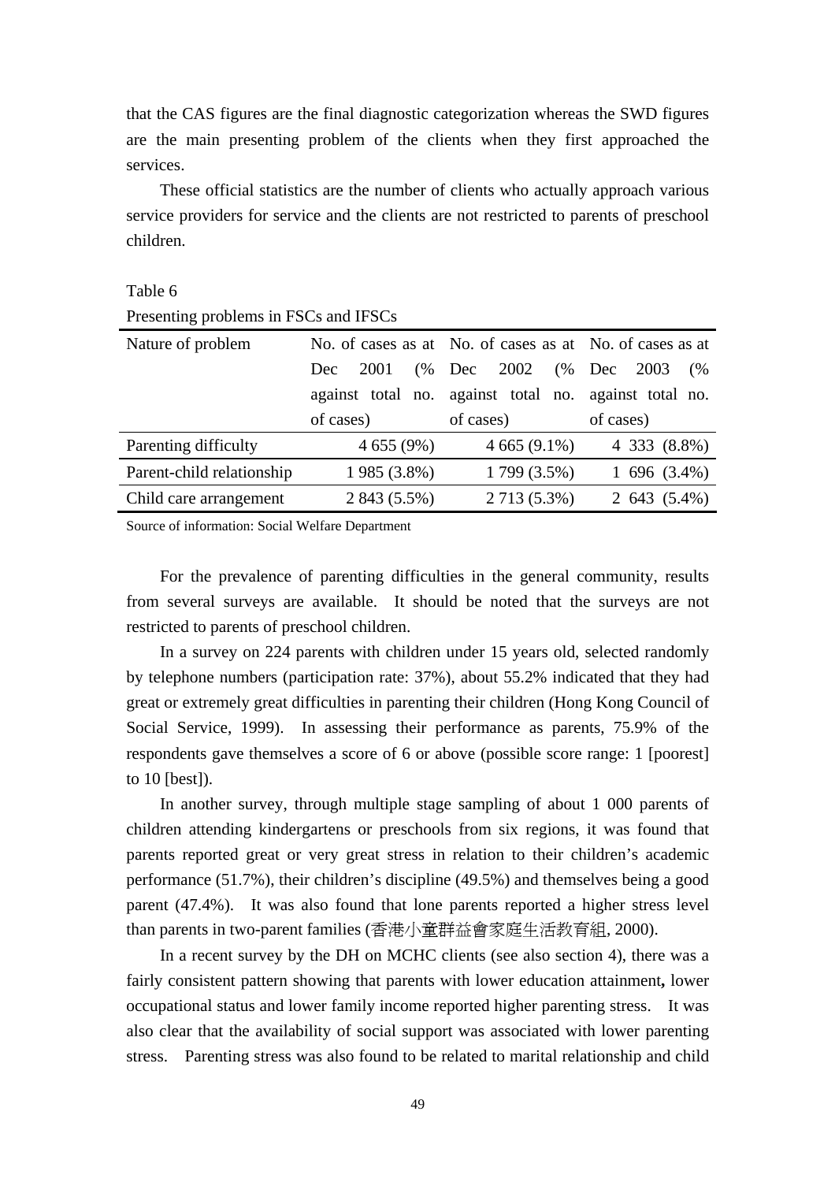that the CAS figures are the final diagnostic categorization whereas the SWD figures are the main presenting problem of the clients when they first approached the services.

These official statistics are the number of clients who actually approach various service providers for service and the clients are not restricted to parents of preschool children.

Table 6

Presenting problems in FSCs and IFSCs

| Nature of problem | No. of cases as at Dec 2001 (% against total no. of cases) | No. of cases as at Dec 2002 (% against total no. of cases) | No. of cases as at Dec 2003 (% against total no. of cases) |
|---|---|---|---|
| Parenting difficulty | 4 655 (9%) | 4 665 (9.1%) | 4 333 (8.8%) |
| Parent-child relationship | 1 985 (3.8%) | 1 799 (3.5%) | 1 696 (3.4%) |
| Child care arrangement | 2 843 (5.5%) | 2 713 (5.3%) | 2 643 (5.4%) |

Source of information: Social Welfare Department

For the prevalence of parenting difficulties in the general community, results from several surveys are available. It should be noted that the surveys are not restricted to parents of preschool children.

In a survey on 224 parents with children under 15 years old, selected randomly by telephone numbers (participation rate: 37%), about 55.2% indicated that they had great or extremely great difficulties in parenting their children (Hong Kong Council of Social Service, 1999). In assessing their performance as parents, 75.9% of the respondents gave themselves a score of 6 or above (possible score range: 1 [poorest] to 10 [best]).

In another survey, through multiple stage sampling of about 1 000 parents of children attending kindergartens or preschools from six regions, it was found that parents reported great or very great stress in relation to their children's academic performance (51.7%), their children's discipline (49.5%) and themselves being a good parent (47.4%). It was also found that lone parents reported a higher stress level than parents in two-parent families (香港小童群益會家庭生活教育組, 2000).

In a recent survey by the DH on MCHC clients (see also section 4), there was a fairly consistent pattern showing that parents with lower education attainment**,** lower occupational status and lower family income reported higher parenting stress. It was also clear that the availability of social support was associated with lower parenting stress. Parenting stress was also found to be related to marital relationship and child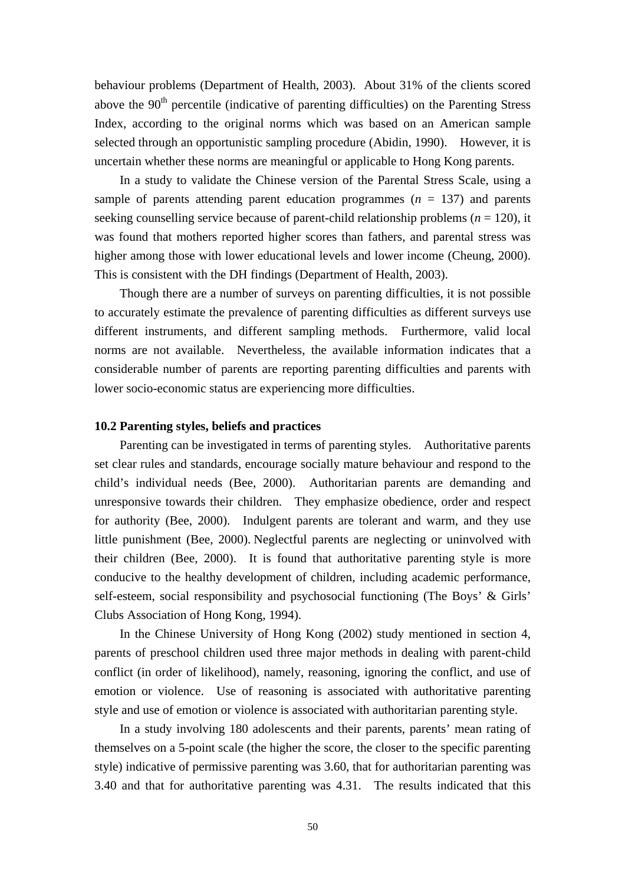behaviour problems (Department of Health, 2003). About 31% of the clients scored above the 90th percentile (indicative of parenting difficulties) on the Parenting Stress Index, according to the original norms which was based on an American sample selected through an opportunistic sampling procedure (Abidin, 1990). However, it is uncertain whether these norms are meaningful or applicable to Hong Kong parents.

In a study to validate the Chinese version of the Parental Stress Scale, using a sample of parents attending parent education programmes ($n$ = 137) and parents seeking counselling service because of parent-child relationship problems ($n$ = 120), it was found that mothers reported higher scores than fathers, and parental stress was higher among those with lower educational levels and lower income (Cheung, 2000). This is consistent with the DH findings (Department of Health, 2003).

Though there are a number of surveys on parenting difficulties, it is not possible to accurately estimate the prevalence of parenting difficulties as different surveys use different instruments, and different sampling methods. Furthermore, valid local norms are not available. Nevertheless, the available information indicates that a considerable number of parents are reporting parenting difficulties and parents with lower socio-economic status are experiencing more difficulties.

**10.2 Parenting styles, beliefs and practices**

Parenting can be investigated in terms of parenting styles. Authoritative parents set clear rules and standards, encourage socially mature behaviour and respond to the child's individual needs (Bee, 2000). Authoritarian parents are demanding and unresponsive towards their children. They emphasize obedience, order and respect for authority (Bee, 2000). Indulgent parents are tolerant and warm, and they use little punishment (Bee, 2000). Neglectful parents are neglecting or uninvolved with their children (Bee, 2000). It is found that authoritative parenting style is more conducive to the healthy development of children, including academic performance, self-esteem, social responsibility and psychosocial functioning (The Boys' & Girls' Clubs Association of Hong Kong, 1994).

In the Chinese University of Hong Kong (2002) study mentioned in section 4, parents of preschool children used three major methods in dealing with parent-child conflict (in order of likelihood), namely, reasoning, ignoring the conflict, and use of emotion or violence. Use of reasoning is associated with authoritative parenting style and use of emotion or violence is associated with authoritarian parenting style.

In a study involving 180 adolescents and their parents, parents' mean rating of themselves on a 5-point scale (the higher the score, the closer to the specific parenting style) indicative of permissive parenting was 3.60, that for authoritarian parenting was 3.40 and that for authoritative parenting was 4.31. The results indicated that this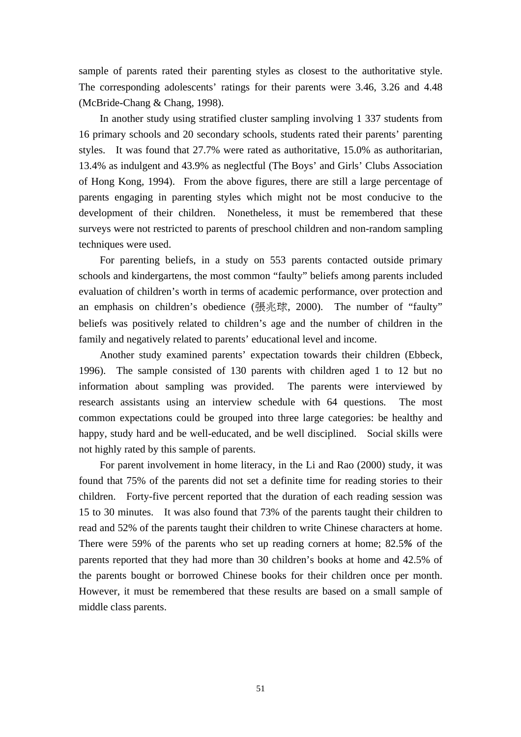sample of parents rated their parenting styles as closest to the authoritative style. The corresponding adolescents' ratings for their parents were 3.46, 3.26 and 4.48 (McBride-Chang & Chang, 1998).

In another study using stratified cluster sampling involving 1 337 students from 16 primary schools and 20 secondary schools, students rated their parents' parenting styles. It was found that 27.7% were rated as authoritative, 15.0% as authoritarian, 13.4% as indulgent and 43.9% as neglectful (The Boys' and Girls' Clubs Association of Hong Kong, 1994). From the above figures, there are still a large percentage of parents engaging in parenting styles which might not be most conducive to the development of their children. Nonetheless, it must be remembered that these surveys were not restricted to parents of preschool children and non-random sampling techniques were used.

For parenting beliefs, in a study on 553 parents contacted outside primary schools and kindergartens, the most common "faulty" beliefs among parents included evaluation of children's worth in terms of academic performance, over protection and an emphasis on children's obedience (張兆球, 2000). The number of "faulty" beliefs was positively related to children's age and the number of children in the family and negatively related to parents' educational level and income.

Another study examined parents' expectation towards their children (Ebbeck, 1996). The sample consisted of 130 parents with children aged 1 to 12 but no information about sampling was provided. The parents were interviewed by research assistants using an interview schedule with 64 questions. The most common expectations could be grouped into three large categories: be healthy and happy, study hard and be well-educated, and be well disciplined. Social skills were not highly rated by this sample of parents.

For parent involvement in home literacy, in the Li and Rao (2000) study, it was found that 75% of the parents did not set a definite time for reading stories to their children. Forty-five percent reported that the duration of each reading session was 15 to 30 minutes. It was also found that 73% of the parents taught their children to read and 52% of the parents taught their children to write Chinese characters at home. There were 59% of the parents who set up reading corners at home; 82.5% of the parents reported that they had more than 30 children's books at home and 42.5% of the parents bought or borrowed Chinese books for their children once per month. However, it must be remembered that these results are based on a small sample of middle class parents.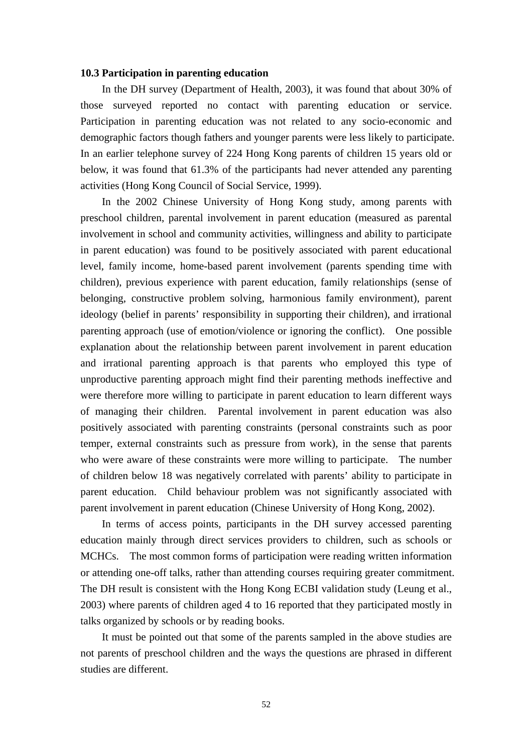**10.3 Participation in parenting education**

In the DH survey (Department of Health, 2003), it was found that about 30% of those surveyed reported no contact with parenting education or service. Participation in parenting education was not related to any socio-economic and demographic factors though fathers and younger parents were less likely to participate. In an earlier telephone survey of 224 Hong Kong parents of children 15 years old or below, it was found that 61.3% of the participants had never attended any parenting activities (Hong Kong Council of Social Service, 1999).

In the 2002 Chinese University of Hong Kong study, among parents with preschool children, parental involvement in parent education (measured as parental involvement in school and community activities, willingness and ability to participate in parent education) was found to be positively associated with parent educational level, family income, home-based parent involvement (parents spending time with children), previous experience with parent education, family relationships (sense of belonging, constructive problem solving, harmonious family environment), parent ideology (belief in parents' responsibility in supporting their children), and irrational parenting approach (use of emotion/violence or ignoring the conflict). One possible explanation about the relationship between parent involvement in parent education and irrational parenting approach is that parents who employed this type of unproductive parenting approach might find their parenting methods ineffective and were therefore more willing to participate in parent education to learn different ways of managing their children. Parental involvement in parent education was also positively associated with parenting constraints (personal constraints such as poor temper, external constraints such as pressure from work), in the sense that parents who were aware of these constraints were more willing to participate. The number of children below 18 was negatively correlated with parents' ability to participate in parent education. Child behaviour problem was not significantly associated with parent involvement in parent education (Chinese University of Hong Kong, 2002).

In terms of access points, participants in the DH survey accessed parenting education mainly through direct services providers to children, such as schools or MCHCs. The most common forms of participation were reading written information or attending one-off talks, rather than attending courses requiring greater commitment. The DH result is consistent with the Hong Kong ECBI validation study (Leung et al., 2003) where parents of children aged 4 to 16 reported that they participated mostly in talks organized by schools or by reading books.

It must be pointed out that some of the parents sampled in the above studies are not parents of preschool children and the ways the questions are phrased in different studies are different.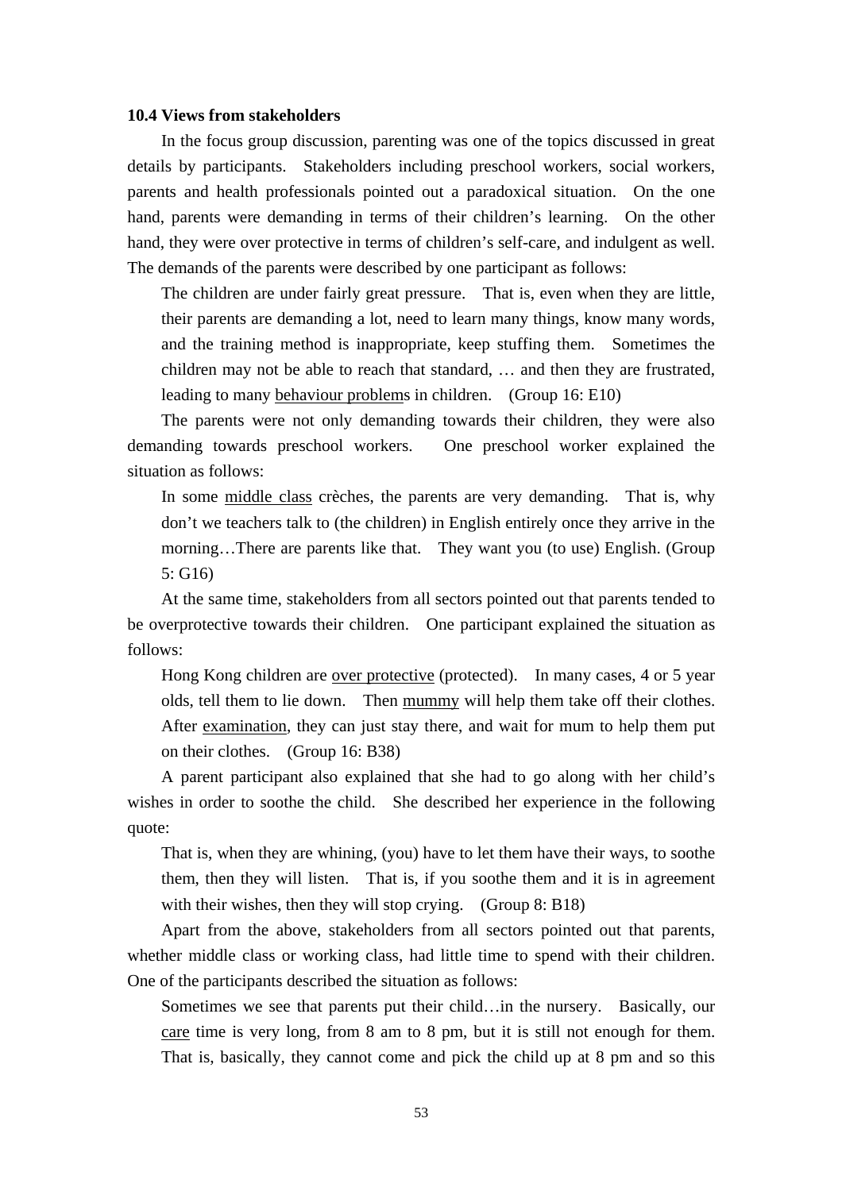**10.4 Views from stakeholders**

In the focus group discussion, parenting was one of the topics discussed in great details by participants. Stakeholders including preschool workers, social workers, parents and health professionals pointed out a paradoxical situation. On the one hand, parents were demanding in terms of their children's learning. On the other hand, they were over protective in terms of children's self-care, and indulgent as well. The demands of the parents were described by one participant as follows:

> The children are under fairly great pressure. That is, even when they are little, their parents are demanding a lot, need to learn many things, know many words, and the training method is inappropriate, keep stuffing them. Sometimes the children may not be able to reach that standard, … and then they are frustrated, leading to many <u>behaviour problem</u>s in children. (Group 16: E10)

The parents were not only demanding towards their children, they were also demanding towards preschool workers. One preschool worker explained the situation as follows:

> In some <u>middle class</u> crèches, the parents are very demanding. That is, why don't we teachers talk to (the children) in English entirely once they arrive in the morning…There are parents like that. They want you (to use) English. (Group 5: G16)

At the same time, stakeholders from all sectors pointed out that parents tended to be overprotective towards their children. One participant explained the situation as follows:

> Hong Kong children are <u>over protective</u> (protected). In many cases, 4 or 5 year olds, tell them to lie down. Then <u>mummy</u> will help them take off their clothes. After <u>examination</u>, they can just stay there, and wait for mum to help them put on their clothes. (Group 16: B38)

A parent participant also explained that she had to go along with her child's wishes in order to soothe the child. She described her experience in the following quote:

> That is, when they are whining, (you) have to let them have their ways, to soothe them, then they will listen. That is, if you soothe them and it is in agreement with their wishes, then they will stop crying. (Group 8: B18)

Apart from the above, stakeholders from all sectors pointed out that parents, whether middle class or working class, had little time to spend with their children. One of the participants described the situation as follows:

> Sometimes we see that parents put their child…in the nursery. Basically, our <u>care</u> time is very long, from 8 am to 8 pm, but it is still not enough for them. That is, basically, they cannot come and pick the child up at 8 pm and so this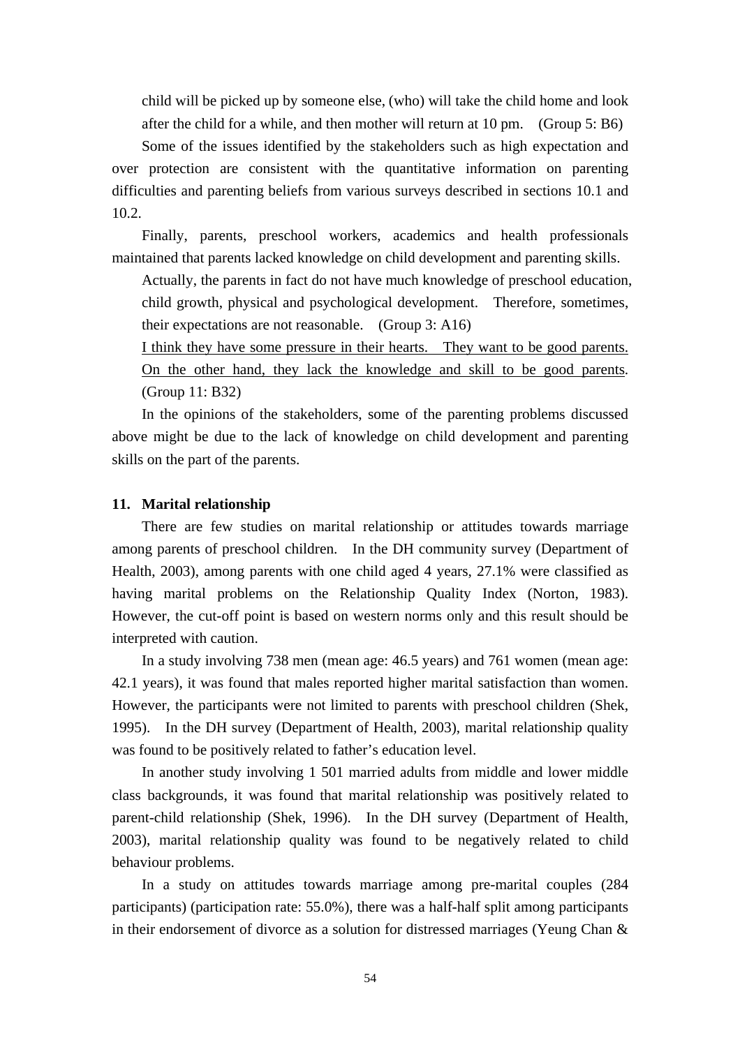child will be picked up by someone else, (who) will take the child home and look after the child for a while, and then mother will return at 10 pm. (Group 5: B6)

Some of the issues identified by the stakeholders such as high expectation and over protection are consistent with the quantitative information on parenting difficulties and parenting beliefs from various surveys described in sections 10.1 and 10.2.

Finally, parents, preschool workers, academics and health professionals maintained that parents lacked knowledge on child development and parenting skills.

> Actually, the parents in fact do not have much knowledge of preschool education, child growth, physical and psychological development. Therefore, sometimes, their expectations are not reasonable. (Group 3: A16)
>
> <u>I think they have some pressure in their hearts. They want to be good parents. On the other hand, they lack the knowledge and skill to be good parents</u>. (Group 11: B32)

In the opinions of the stakeholders, some of the parenting problems discussed above might be due to the lack of knowledge on child development and parenting skills on the part of the parents.

## 11. Marital relationship

There are few studies on marital relationship or attitudes towards marriage among parents of preschool children. In the DH community survey (Department of Health, 2003), among parents with one child aged 4 years, 27.1% were classified as having marital problems on the Relationship Quality Index (Norton, 1983). However, the cut-off point is based on western norms only and this result should be interpreted with caution.

In a study involving 738 men (mean age: 46.5 years) and 761 women (mean age: 42.1 years), it was found that males reported higher marital satisfaction than women. However, the participants were not limited to parents with preschool children (Shek, 1995). In the DH survey (Department of Health, 2003), marital relationship quality was found to be positively related to father's education level.

In another study involving 1 501 married adults from middle and lower middle class backgrounds, it was found that marital relationship was positively related to parent-child relationship (Shek, 1996). In the DH survey (Department of Health, 2003), marital relationship quality was found to be negatively related to child behaviour problems.

In a study on attitudes towards marriage among pre-marital couples (284 participants) (participation rate: 55.0%), there was a half-half split among participants in their endorsement of divorce as a solution for distressed marriages (Yeung Chan &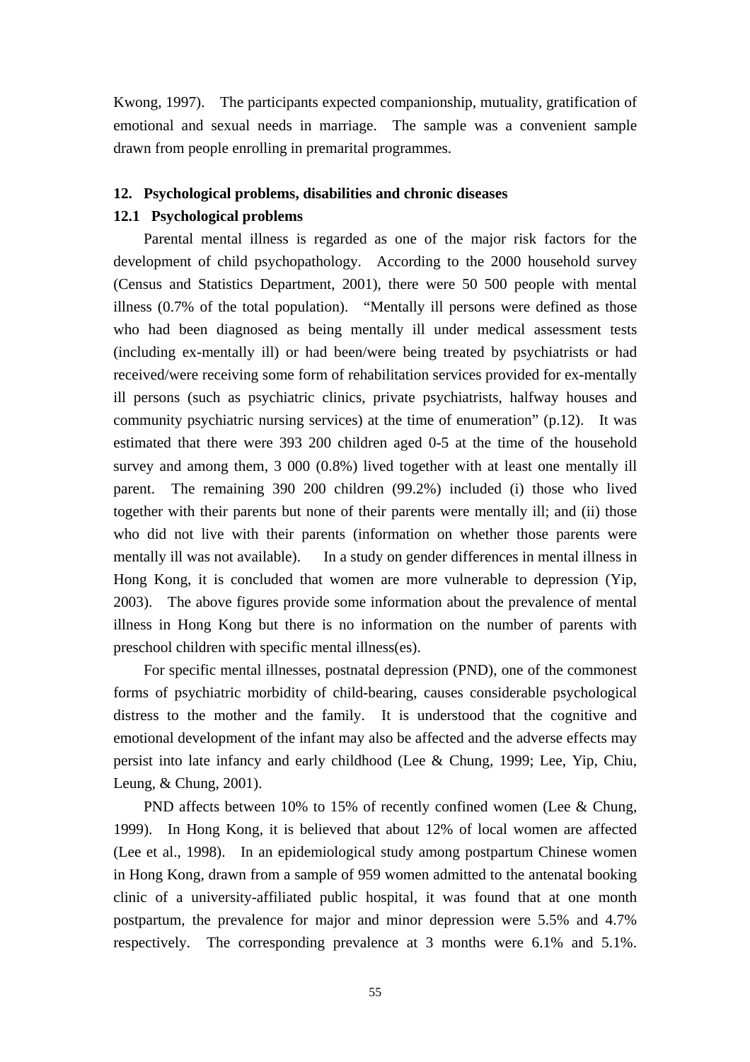Kwong, 1997). The participants expected companionship, mutuality, gratification of emotional and sexual needs in marriage. The sample was a convenient sample drawn from people enrolling in premarital programmes.

## 12. Psychological problems, disabilities and chronic diseases

### 12.1 Psychological problems

Parental mental illness is regarded as one of the major risk factors for the development of child psychopathology. According to the 2000 household survey (Census and Statistics Department, 2001), there were 50 500 people with mental illness (0.7% of the total population). "Mentally ill persons were defined as those who had been diagnosed as being mentally ill under medical assessment tests (including ex-mentally ill) or had been/were being treated by psychiatrists or had received/were receiving some form of rehabilitation services provided for ex-mentally ill persons (such as psychiatric clinics, private psychiatrists, halfway houses and community psychiatric nursing services) at the time of enumeration" (p.12). It was estimated that there were 393 200 children aged 0-5 at the time of the household survey and among them, 3 000 (0.8%) lived together with at least one mentally ill parent. The remaining 390 200 children (99.2%) included (i) those who lived together with their parents but none of their parents were mentally ill; and (ii) those who did not live with their parents (information on whether those parents were mentally ill was not available). In a study on gender differences in mental illness in Hong Kong, it is concluded that women are more vulnerable to depression (Yip, 2003). The above figures provide some information about the prevalence of mental illness in Hong Kong but there is no information on the number of parents with preschool children with specific mental illness(es).

For specific mental illnesses, postnatal depression (PND), one of the commonest forms of psychiatric morbidity of child-bearing, causes considerable psychological distress to the mother and the family. It is understood that the cognitive and emotional development of the infant may also be affected and the adverse effects may persist into late infancy and early childhood (Lee & Chung, 1999; Lee, Yip, Chiu, Leung, & Chung, 2001).

PND affects between 10% to 15% of recently confined women (Lee & Chung, 1999). In Hong Kong, it is believed that about 12% of local women are affected (Lee et al., 1998). In an epidemiological study among postpartum Chinese women in Hong Kong, drawn from a sample of 959 women admitted to the antenatal booking clinic of a university-affiliated public hospital, it was found that at one month postpartum, the prevalence for major and minor depression were 5.5% and 4.7% respectively. The corresponding prevalence at 3 months were 6.1% and 5.1%.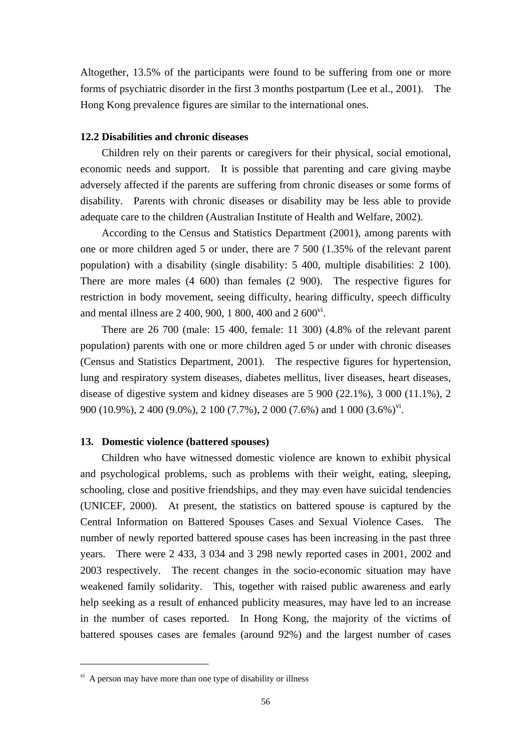Altogether, 13.5% of the participants were found to be suffering from one or more forms of psychiatric disorder in the first 3 months postpartum (Lee et al., 2001). The Hong Kong prevalence figures are similar to the international ones.

### 12.2 Disabilities and chronic diseases

Children rely on their parents or caregivers for their physical, social emotional, economic needs and support. It is possible that parenting and care giving maybe adversely affected if the parents are suffering from chronic diseases or some forms of disability. Parents with chronic diseases or disability may be less able to provide adequate care to the children (Australian Institute of Health and Welfare, 2002).

According to the Census and Statistics Department (2001), among parents with one or more children aged 5 or under, there are 7 500 (1.35% of the relevant parent population) with a disability (single disability: 5 400, multiple disabilities: 2 100). There are more males (4 600) than females (2 900). The respective figures for restriction in body movement, seeing difficulty, hearing difficulty, speech difficulty and mental illness are 2 400, 900, 1 800, 400 and 2 600[vi].

There are 26 700 (male: 15 400, female: 11 300) (4.8% of the relevant parent population) parents with one or more children aged 5 or under with chronic diseases (Census and Statistics Department, 2001). The respective figures for hypertension, lung and respiratory system diseases, diabetes mellitus, liver diseases, heart diseases, disease of digestive system and kidney diseases are 5 900 (22.1%), 3 000 (11.1%), 2 900 (10.9%), 2 400 (9.0%), 2 100 (7.7%), 2 000 (7.6%) and 1 000 (3.6%)[vi].

## 13. Domestic violence (battered spouses)

Children who have witnessed domestic violence are known to exhibit physical and psychological problems, such as problems with their weight, eating, sleeping, schooling, close and positive friendships, and they may even have suicidal tendencies (UNICEF, 2000). At present, the statistics on battered spouse is captured by the Central Information on Battered Spouses Cases and Sexual Violence Cases. The number of newly reported battered spouse cases has been increasing in the past three years. There were 2 433, 3 034 and 3 298 newly reported cases in 2001, 2002 and 2003 respectively. The recent changes in the socio-economic situation may have weakened family solidarity. This, together with raised public awareness and early help seeking as a result of enhanced publicity measures, may have led to an increase in the number of cases reported. In Hong Kong, the majority of the victims of battered spouses cases are females (around 92%) and the largest number of cases

---

[vi] A person may have more than one type of disability or illness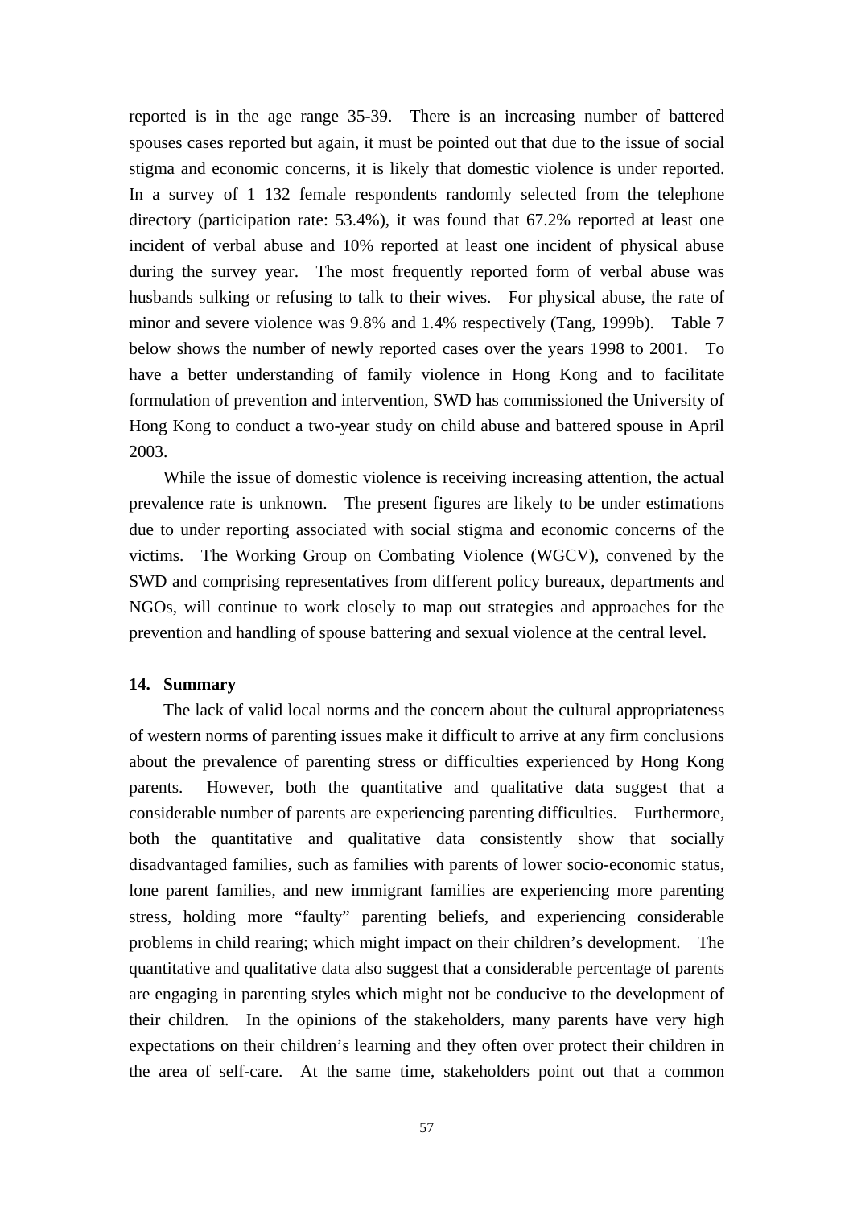reported is in the age range 35-39. There is an increasing number of battered spouses cases reported but again, it must be pointed out that due to the issue of social stigma and economic concerns, it is likely that domestic violence is under reported. In a survey of 1 132 female respondents randomly selected from the telephone directory (participation rate: 53.4%), it was found that 67.2% reported at least one incident of verbal abuse and 10% reported at least one incident of physical abuse during the survey year. The most frequently reported form of verbal abuse was husbands sulking or refusing to talk to their wives. For physical abuse, the rate of minor and severe violence was 9.8% and 1.4% respectively (Tang, 1999b). Table 7 below shows the number of newly reported cases over the years 1998 to 2001. To have a better understanding of family violence in Hong Kong and to facilitate formulation of prevention and intervention, SWD has commissioned the University of Hong Kong to conduct a two-year study on child abuse and battered spouse in April 2003.

While the issue of domestic violence is receiving increasing attention, the actual prevalence rate is unknown. The present figures are likely to be under estimations due to under reporting associated with social stigma and economic concerns of the victims. The Working Group on Combating Violence (WGCV), convened by the SWD and comprising representatives from different policy bureaux, departments and NGOs, will continue to work closely to map out strategies and approaches for the prevention and handling of spouse battering and sexual violence at the central level.

## 14. Summary

The lack of valid local norms and the concern about the cultural appropriateness of western norms of parenting issues make it difficult to arrive at any firm conclusions about the prevalence of parenting stress or difficulties experienced by Hong Kong parents. However, both the quantitative and qualitative data suggest that a considerable number of parents are experiencing parenting difficulties. Furthermore, both the quantitative and qualitative data consistently show that socially disadvantaged families, such as families with parents of lower socio-economic status, lone parent families, and new immigrant families are experiencing more parenting stress, holding more "faulty" parenting beliefs, and experiencing considerable problems in child rearing; which might impact on their children's development. The quantitative and qualitative data also suggest that a considerable percentage of parents are engaging in parenting styles which might not be conducive to the development of their children. In the opinions of the stakeholders, many parents have very high expectations on their children's learning and they often over protect their children in the area of self-care. At the same time, stakeholders point out that a common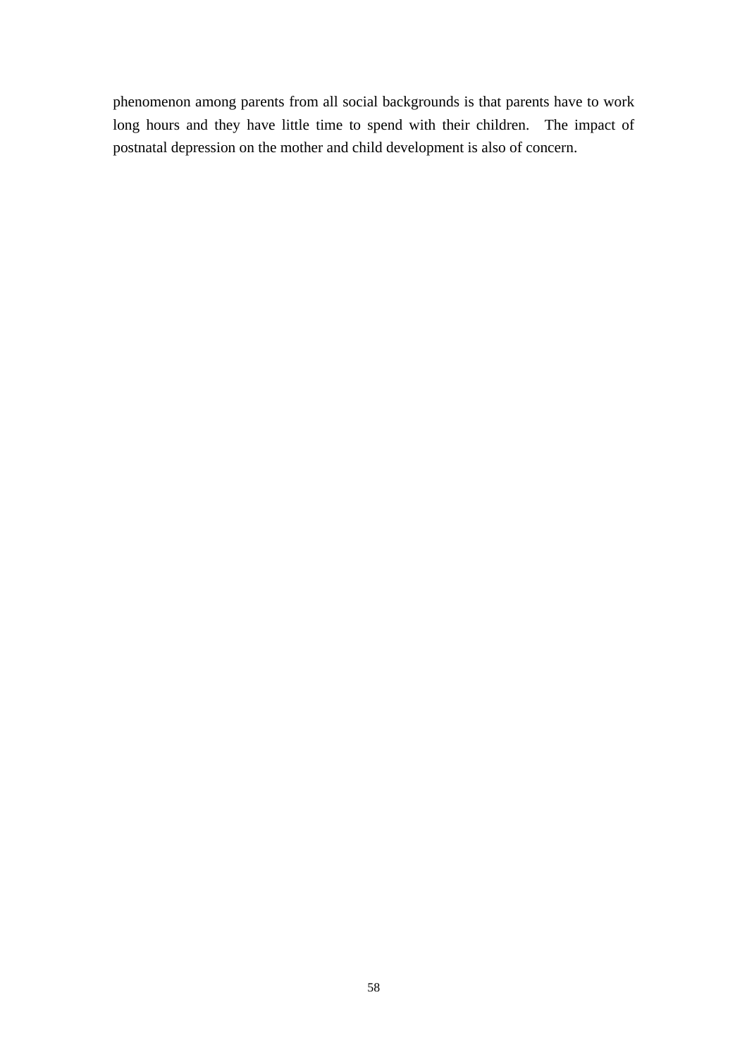phenomenon among parents from all social backgrounds is that parents have to work long hours and they have little time to spend with their children. The impact of postnatal depression on the mother and child development is also of concern.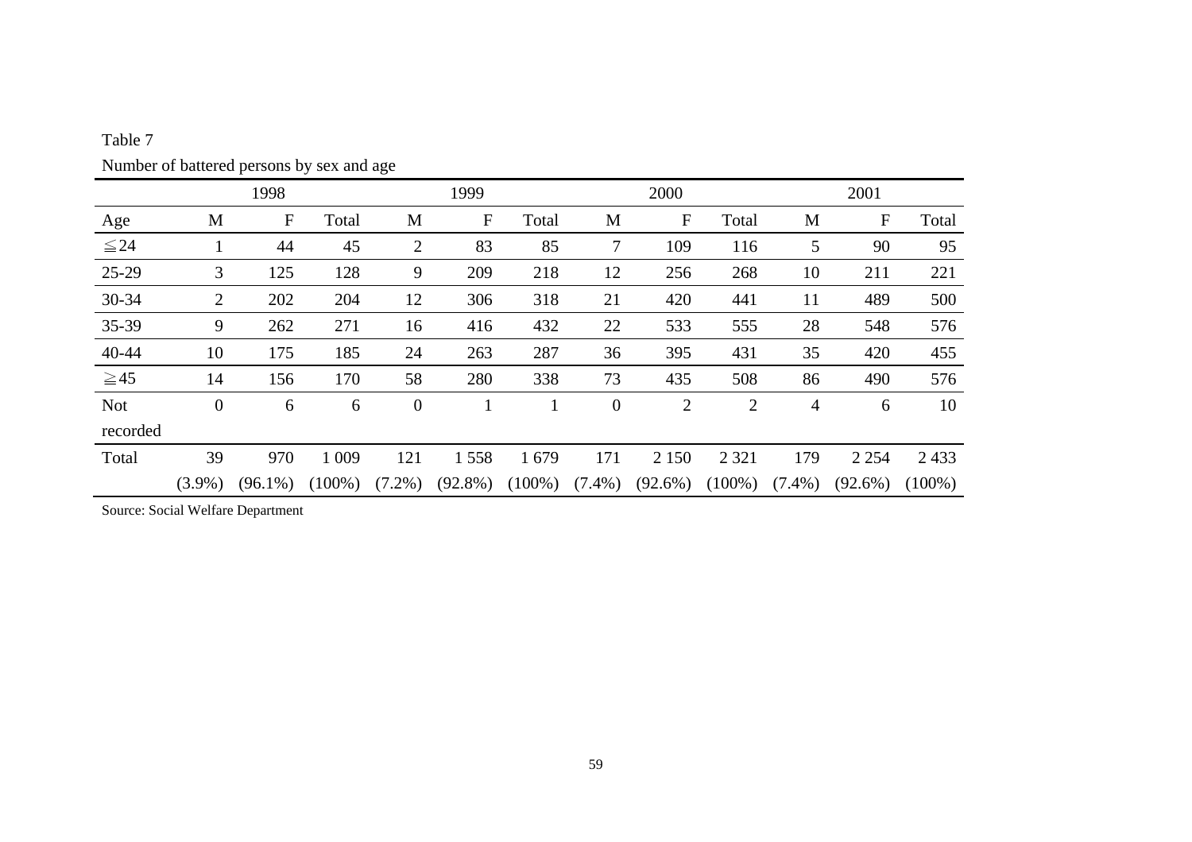Table 7

Number of battered persons by sex and age

| | 1998 | | | 1999 | | | 2000 | | | 2001 | | |
|---|---|---|---|---|---|---|---|---|---|---|---|---|
| Age | M | F | Total | M | F | Total | M | F | Total | M | F | Total |
| ≦24 | 1 | 44 | 45 | 2 | 83 | 85 | 7 | 109 | 116 | 5 | 90 | 95 |
| 25-29 | 3 | 125 | 128 | 9 | 209 | 218 | 12 | 256 | 268 | 10 | 211 | 221 |
| 30-34 | 2 | 202 | 204 | 12 | 306 | 318 | 21 | 420 | 441 | 11 | 489 | 500 |
| 35-39 | 9 | 262 | 271 | 16 | 416 | 432 | 22 | 533 | 555 | 28 | 548 | 576 |
| 40-44 | 10 | 175 | 185 | 24 | 263 | 287 | 36 | 395 | 431 | 35 | 420 | 455 |
| ≧45 | 14 | 156 | 170 | 58 | 280 | 338 | 73 | 435 | 508 | 86 | 490 | 576 |
| Not recorded | 0 | 6 | 6 | 0 | 1 | 1 | 0 | 2 | 2 | 4 | 6 | 10 |
| Total | 39 (3.9%) | 970 (96.1%) | 1 009 (100%) | 121 (7.2%) | 1 558 (92.8%) | 1 679 (100%) | 171 (7.4%) | 2 150 (92.6%) | 2 321 (100%) | 179 (7.4%) | 2 254 (92.6%) | 2 433 (100%) |

Source: Social Welfare Department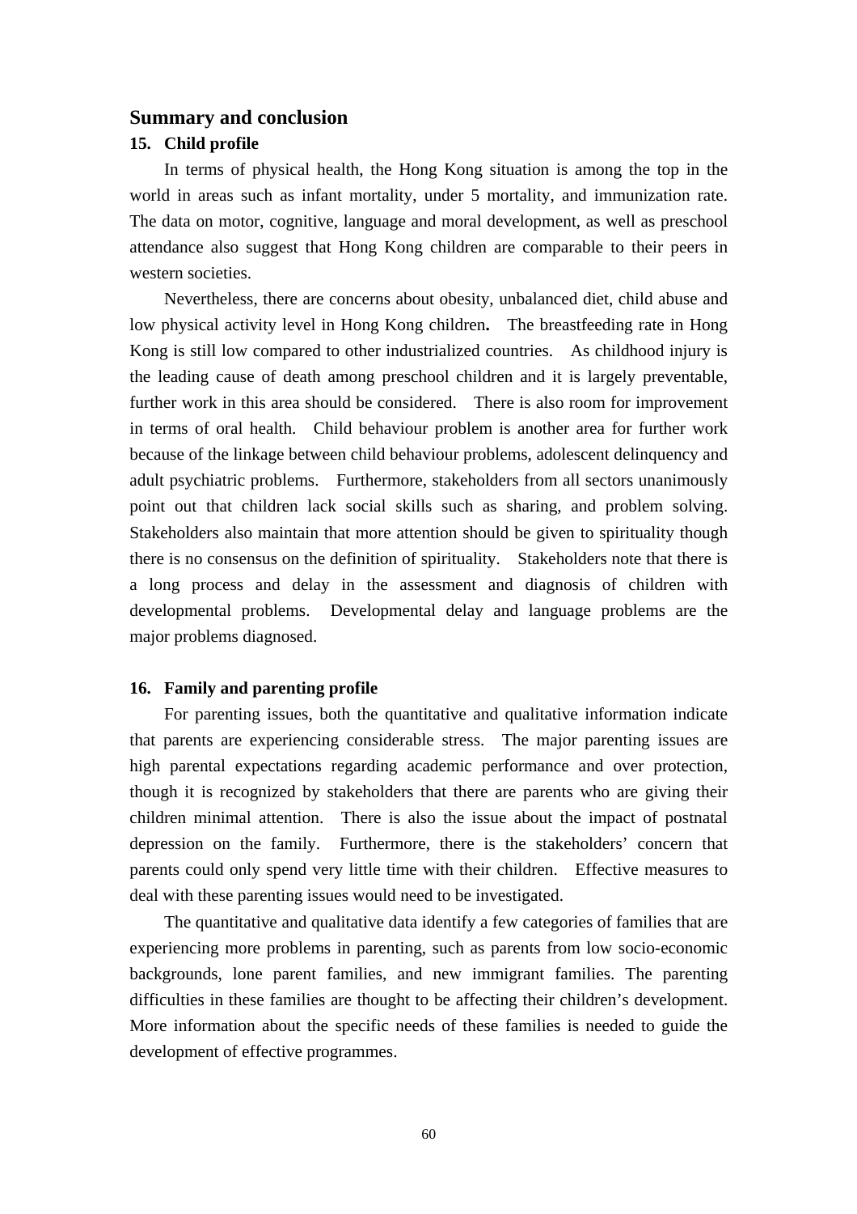## Summary and conclusion

### 15. Child profile

In terms of physical health, the Hong Kong situation is among the top in the world in areas such as infant mortality, under 5 mortality, and immunization rate. The data on motor, cognitive, language and moral development, as well as preschool attendance also suggest that Hong Kong children are comparable to their peers in western societies.

Nevertheless, there are concerns about obesity, unbalanced diet, child abuse and low physical activity level in Hong Kong children**.** The breastfeeding rate in Hong Kong is still low compared to other industrialized countries. As childhood injury is the leading cause of death among preschool children and it is largely preventable, further work in this area should be considered. There is also room for improvement in terms of oral health. Child behaviour problem is another area for further work because of the linkage between child behaviour problems, adolescent delinquency and adult psychiatric problems. Furthermore, stakeholders from all sectors unanimously point out that children lack social skills such as sharing, and problem solving. Stakeholders also maintain that more attention should be given to spirituality though there is no consensus on the definition of spirituality. Stakeholders note that there is a long process and delay in the assessment and diagnosis of children with developmental problems. Developmental delay and language problems are the major problems diagnosed.

### 16. Family and parenting profile

For parenting issues, both the quantitative and qualitative information indicate that parents are experiencing considerable stress. The major parenting issues are high parental expectations regarding academic performance and over protection, though it is recognized by stakeholders that there are parents who are giving their children minimal attention. There is also the issue about the impact of postnatal depression on the family. Furthermore, there is the stakeholders' concern that parents could only spend very little time with their children. Effective measures to deal with these parenting issues would need to be investigated.

The quantitative and qualitative data identify a few categories of families that are experiencing more problems in parenting, such as parents from low socio-economic backgrounds, lone parent families, and new immigrant families. The parenting difficulties in these families are thought to be affecting their children's development. More information about the specific needs of these families is needed to guide the development of effective programmes.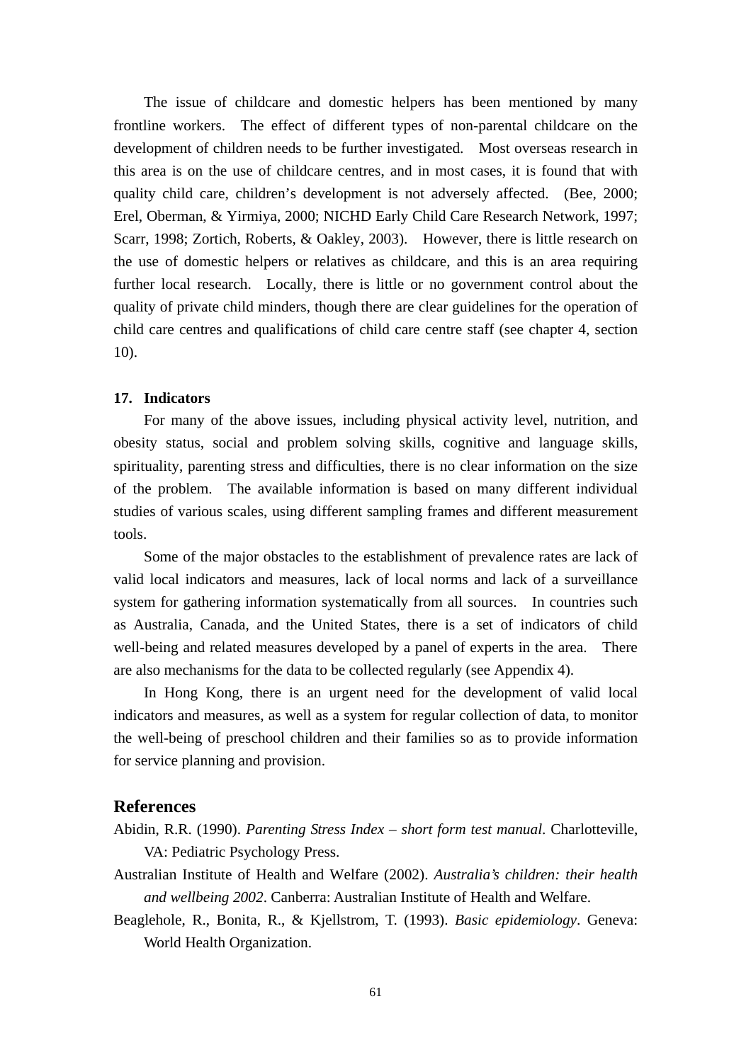The issue of childcare and domestic helpers has been mentioned by many frontline workers. The effect of different types of non-parental childcare on the development of children needs to be further investigated. Most overseas research in this area is on the use of childcare centres, and in most cases, it is found that with quality child care, children's development is not adversely affected. (Bee, 2000; Erel, Oberman, & Yirmiya, 2000; NICHD Early Child Care Research Network, 1997; Scarr, 1998; Zortich, Roberts, & Oakley, 2003). However, there is little research on the use of domestic helpers or relatives as childcare, and this is an area requiring further local research. Locally, there is little or no government control about the quality of private child minders, though there are clear guidelines for the operation of child care centres and qualifications of child care centre staff (see chapter 4, section 10).

**17. Indicators**

For many of the above issues, including physical activity level, nutrition, and obesity status, social and problem solving skills, cognitive and language skills, spirituality, parenting stress and difficulties, there is no clear information on the size of the problem. The available information is based on many different individual studies of various scales, using different sampling frames and different measurement tools.

Some of the major obstacles to the establishment of prevalence rates are lack of valid local indicators and measures, lack of local norms and lack of a surveillance system for gathering information systematically from all sources. In countries such as Australia, Canada, and the United States, there is a set of indicators of child well-being and related measures developed by a panel of experts in the area. There are also mechanisms for the data to be collected regularly (see Appendix 4).

In Hong Kong, there is an urgent need for the development of valid local indicators and measures, as well as a system for regular collection of data, to monitor the well-being of preschool children and their families so as to provide information for service planning and provision.

## References

Abidin, R.R. (1990). *Parenting Stress Index – short form test manual*. Charlotteville, VA: Pediatric Psychology Press.

Australian Institute of Health and Welfare (2002). *Australia's children: their health and wellbeing 2002*. Canberra: Australian Institute of Health and Welfare.

Beaglehole, R., Bonita, R., & Kjellstrom, T. (1993). *Basic epidemiology*. Geneva: World Health Organization.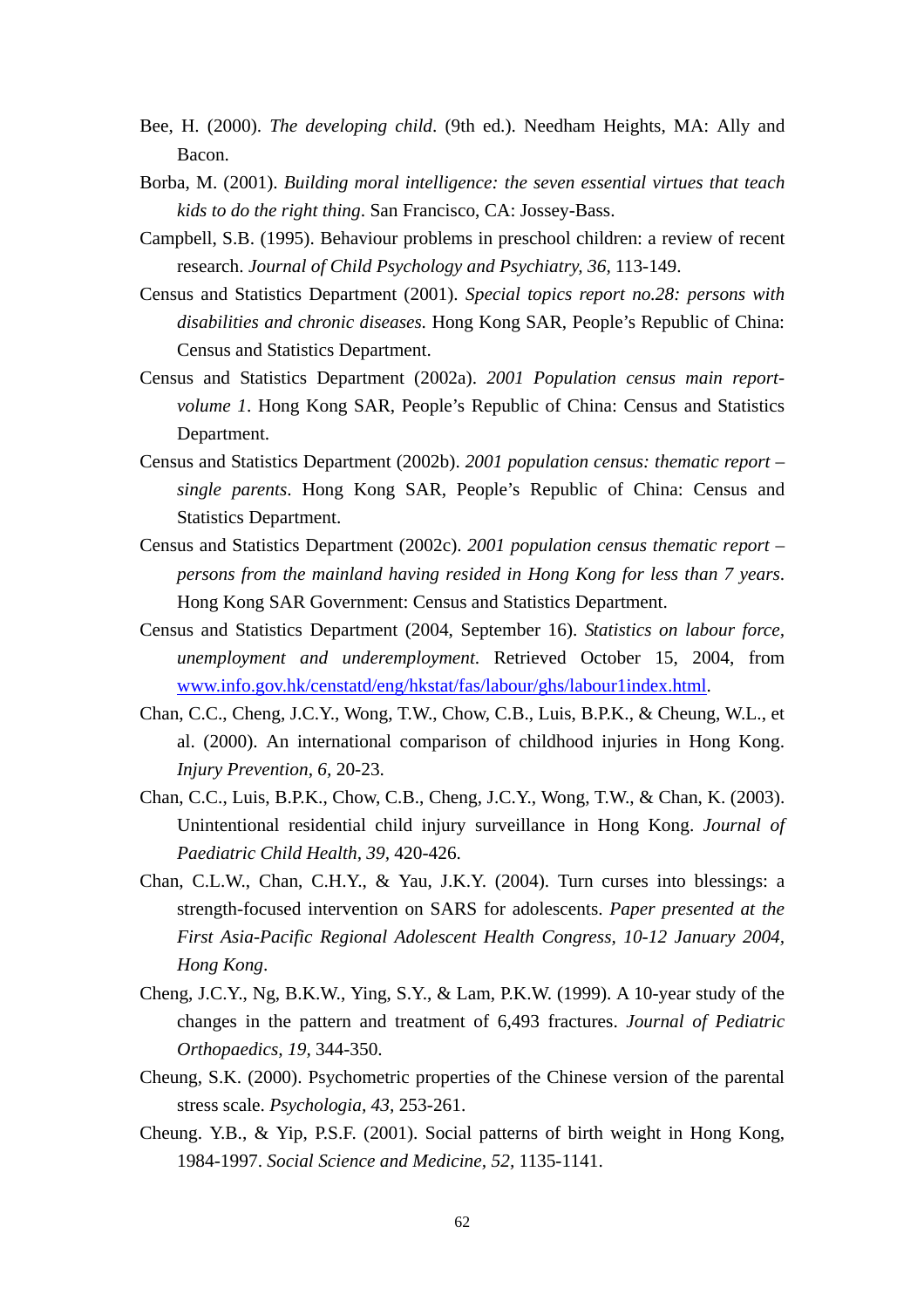Bee, H. (2000). *The developing child*. (9th ed.). Needham Heights, MA: Ally and Bacon.

Borba, M. (2001). *Building moral intelligence: the seven essential virtues that teach kids to do the right thing*. San Francisco, CA: Jossey-Bass.

Campbell, S.B. (1995). Behaviour problems in preschool children: a review of recent research. *Journal of Child Psychology and Psychiatry, 36*, 113-149.

Census and Statistics Department (2001). *Special topics report no.28: persons with disabilities and chronic diseases.* Hong Kong SAR, People's Republic of China: Census and Statistics Department.

Census and Statistics Department (2002a). *2001 Population census main report-volume 1*. Hong Kong SAR, People's Republic of China: Census and Statistics Department.

Census and Statistics Department (2002b). *2001 population census: thematic report – single parents*. Hong Kong SAR, People's Republic of China: Census and Statistics Department.

Census and Statistics Department (2002c). *2001 population census thematic report – persons from the mainland having resided in Hong Kong for less than 7 years*. Hong Kong SAR Government: Census and Statistics Department.

Census and Statistics Department (2004, September 16). *Statistics on labour force, unemployment and underemployment*. Retrieved October 15, 2004, from www.info.gov.hk/censtatd/eng/hkstat/fas/labour/ghs/labour1index.html.

Chan, C.C., Cheng, J.C.Y., Wong, T.W., Chow, C.B., Luis, B.P.K., & Cheung, W.L., et al. (2000). An international comparison of childhood injuries in Hong Kong. *Injury Prevention, 6*, 20-23.

Chan, C.C., Luis, B.P.K., Chow, C.B., Cheng, J.C.Y., Wong, T.W., & Chan, K. (2003). Unintentional residential child injury surveillance in Hong Kong. *Journal of Paediatric Child Health, 39,* 420-426.

Chan, C.L.W., Chan, C.H.Y., & Yau, J.K.Y. (2004). Turn curses into blessings: a strength-focused intervention on SARS for adolescents. *Paper presented at the First Asia-Pacific Regional Adolescent Health Congress, 10-12 January 2004, Hong Kong*.

Cheng, J.C.Y., Ng, B.K.W., Ying, S.Y., & Lam, P.K.W. (1999). A 10-year study of the changes in the pattern and treatment of 6,493 fractures. *Journal of Pediatric Orthopaedics, 19,* 344-350.

Cheung, S.K. (2000). Psychometric properties of the Chinese version of the parental stress scale. *Psychologia, 43*, 253-261.

Cheung. Y.B., & Yip, P.S.F. (2001). Social patterns of birth weight in Hong Kong, 1984-1997. *Social Science and Medicine, 52*, 1135-1141.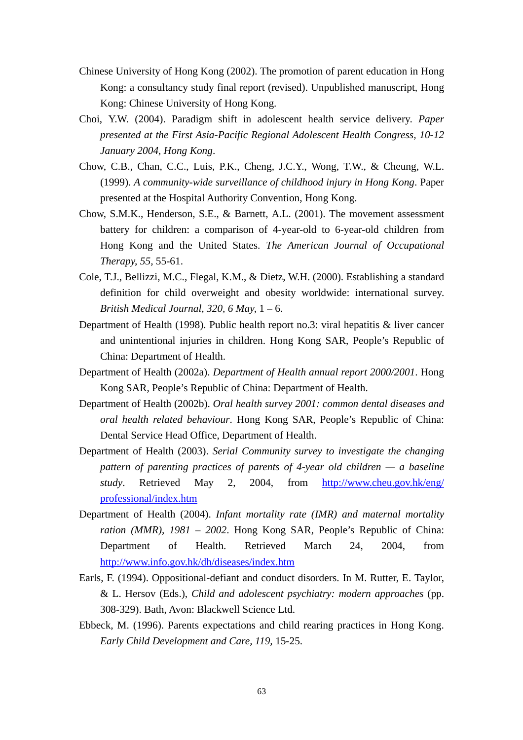Chinese University of Hong Kong (2002). The promotion of parent education in Hong Kong: a consultancy study final report (revised). Unpublished manuscript, Hong Kong: Chinese University of Hong Kong.

Choi, Y.W. (2004). Paradigm shift in adolescent health service delivery. *Paper presented at the First Asia-Pacific Regional Adolescent Health Congress, 10-12 January 2004, Hong Kong*.

Chow, C.B., Chan, C.C., Luis, P.K., Cheng, J.C.Y., Wong, T.W., & Cheung, W.L. (1999). *A community-wide surveillance of childhood injury in Hong Kong*. Paper presented at the Hospital Authority Convention, Hong Kong.

Chow, S.M.K., Henderson, S.E., & Barnett, A.L. (2001). The movement assessment battery for children: a comparison of 4-year-old to 6-year-old children from Hong Kong and the United States. *The American Journal of Occupational Therapy, 55,* 55-61.

Cole, T.J., Bellizzi, M.C., Flegal, K.M., & Dietz, W.H. (2000). Establishing a standard definition for child overweight and obesity worldwide: international survey. *British Medical Journal, 320, 6 May,* 1 – 6.

Department of Health (1998). Public health report no.3: viral hepatitis & liver cancer and unintentional injuries in children. Hong Kong SAR, People's Republic of China: Department of Health.

Department of Health (2002a). *Department of Health annual report 2000/2001*. Hong Kong SAR, People's Republic of China: Department of Health.

Department of Health (2002b). *Oral health survey 2001: common dental diseases and oral health related behaviour*. Hong Kong SAR, People's Republic of China: Dental Service Head Office, Department of Health.

Department of Health (2003). *Serial Community survey to investigate the changing pattern of parenting practices of parents of 4-year old children — a baseline study*. Retrieved May 2, 2004, from http://www.cheu.gov.hk/eng/professional/index.htm

Department of Health (2004). *Infant mortality rate (IMR) and maternal mortality ration (MMR), 1981 – 2002*. Hong Kong SAR, People's Republic of China: Department of Health. Retrieved March 24, 2004, from http://www.info.gov.hk/dh/diseases/index.htm

Earls, F. (1994). Oppositional-defiant and conduct disorders. In M. Rutter, E. Taylor, & L. Hersov (Eds.), *Child and adolescent psychiatry: modern approaches* (pp. 308-329). Bath, Avon: Blackwell Science Ltd.

Ebbeck, M. (1996). Parents expectations and child rearing practices in Hong Kong. *Early Child Development and Care, 119,* 15-25.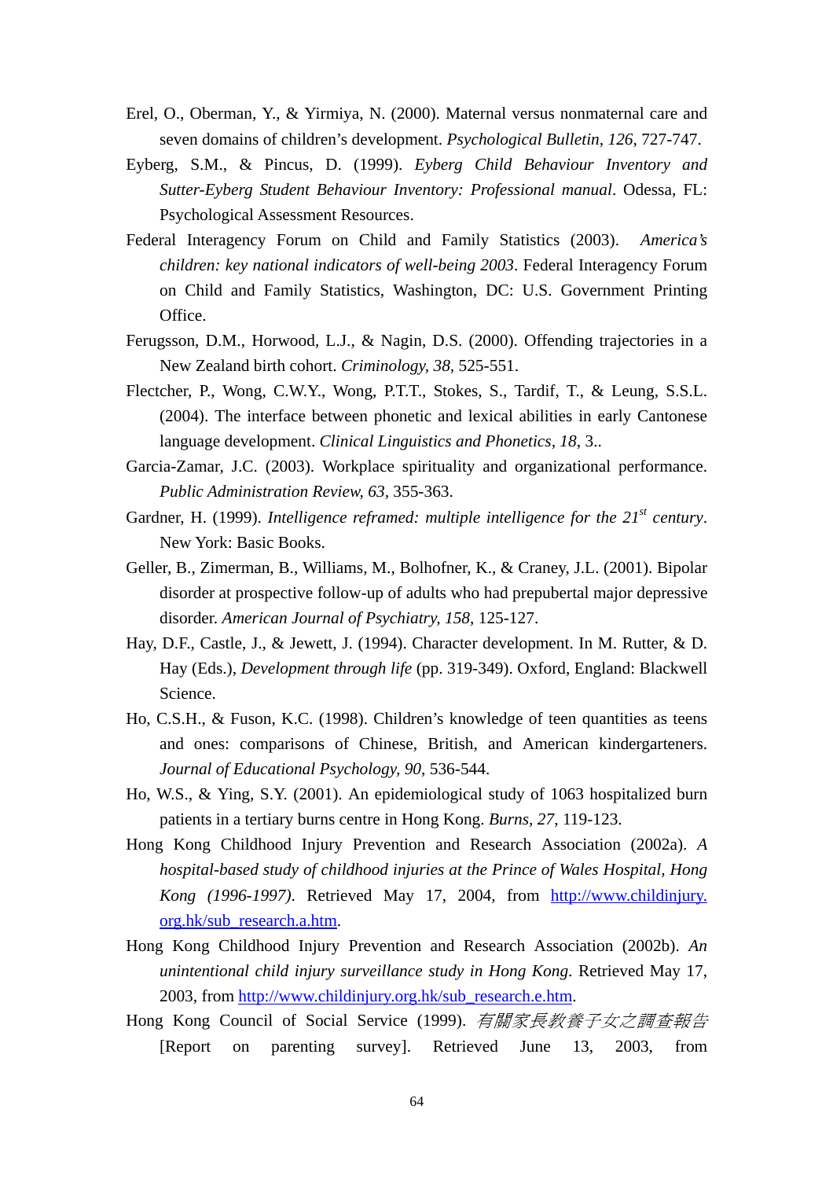Erel, O., Oberman, Y., & Yirmiya, N. (2000). Maternal versus nonmaternal care and seven domains of children's development. *Psychological Bulletin, 126*, 727-747.

Eyberg, S.M., & Pincus, D. (1999). *Eyberg Child Behaviour Inventory and Sutter-Eyberg Student Behaviour Inventory: Professional manual*. Odessa, FL: Psychological Assessment Resources.

Federal Interagency Forum on Child and Family Statistics (2003). *America's children: key national indicators of well-being 2003*. Federal Interagency Forum on Child and Family Statistics, Washington, DC: U.S. Government Printing Office.

Ferugsson, D.M., Horwood, L.J., & Nagin, D.S. (2000). Offending trajectories in a New Zealand birth cohort. *Criminology, 38*, 525-551.

Flectcher, P., Wong, C.W.Y., Wong, P.T.T., Stokes, S., Tardif, T., & Leung, S.S.L. (2004). The interface between phonetic and lexical abilities in early Cantonese language development. *Clinical Linguistics and Phonetics, 18*, 3..

Garcia-Zamar, J.C. (2003). Workplace spirituality and organizational performance. *Public Administration Review, 63*, 355-363.

Gardner, H. (1999). *Intelligence reframed: multiple intelligence for the 21st century*. New York: Basic Books.

Geller, B., Zimerman, B., Williams, M., Bolhofner, K., & Craney, J.L. (2001). Bipolar disorder at prospective follow-up of adults who had prepubertal major depressive disorder. *American Journal of Psychiatry, 158*, 125-127.

Hay, D.F., Castle, J., & Jewett, J. (1994). Character development. In M. Rutter, & D. Hay (Eds.), *Development through life* (pp. 319-349). Oxford, England: Blackwell Science.

Ho, C.S.H., & Fuson, K.C. (1998). Children's knowledge of teen quantities as teens and ones: comparisons of Chinese, British, and American kindergarteners. *Journal of Educational Psychology, 90*, 536-544.

Ho, W.S., & Ying, S.Y. (2001). An epidemiological study of 1063 hospitalized burn patients in a tertiary burns centre in Hong Kong. *Burns, 27*, 119-123.

Hong Kong Childhood Injury Prevention and Research Association (2002a). *A hospital-based study of childhood injuries at the Prince of Wales Hospital, Hong Kong (1996-1997)*. Retrieved May 17, 2004, from http://www.childinjury.org.hk/sub_research.a.htm.

Hong Kong Childhood Injury Prevention and Research Association (2002b). *An unintentional child injury surveillance study in Hong Kong*. Retrieved May 17, 2003, from http://www.childinjury.org.hk/sub_research.e.htm.

Hong Kong Council of Social Service (1999). *有關家長教養子女之調查報告* [Report on parenting survey]. Retrieved June 13, 2003, from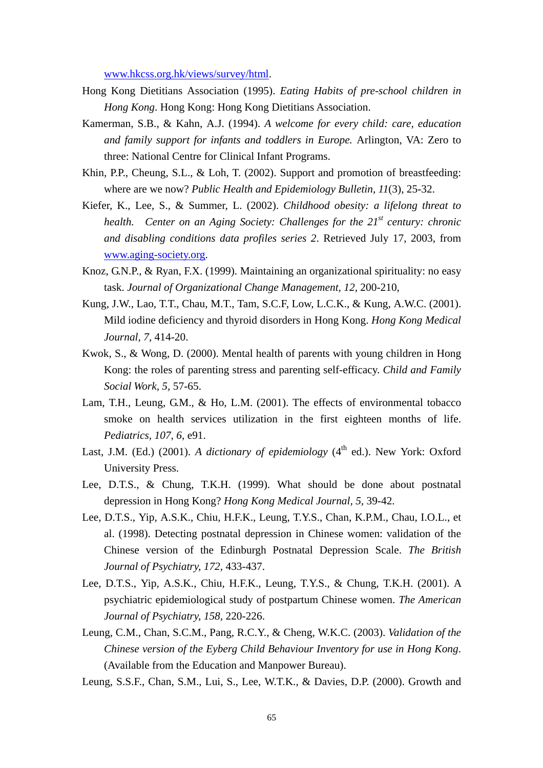www.hkcss.org.hk/views/survey/html.

Hong Kong Dietitians Association (1995). *Eating Habits of pre-school children in Hong Kong*. Hong Kong: Hong Kong Dietitians Association.

Kamerman, S.B., & Kahn, A.J. (1994). *A welcome for every child: care, education and family support for infants and toddlers in Europe.* Arlington, VA: Zero to three: National Centre for Clinical Infant Programs.

Khin, P.P., Cheung, S.L., & Loh, T. (2002). Support and promotion of breastfeeding: where are we now? *Public Health and Epidemiology Bulletin, 11*(3), 25-32.

Kiefer, K., Lee, S., & Summer, L. (2002). *Childhood obesity: a lifelong threat to health. Center on an Aging Society: Challenges for the 21st century: chronic and disabling conditions data profiles series 2*. Retrieved July 17, 2003, from www.aging-society.org.

Knoz, G.N.P., & Ryan, F.X. (1999). Maintaining an organizational spirituality: no easy task. *Journal of Organizational Change Management, 12,* 200-210,

Kung, J.W., Lao, T.T., Chau, M.T., Tam, S.C.F, Low, L.C.K., & Kung, A.W.C. (2001). Mild iodine deficiency and thyroid disorders in Hong Kong. *Hong Kong Medical Journal, 7,* 414-20.

Kwok, S., & Wong, D. (2000). Mental health of parents with young children in Hong Kong: the roles of parenting stress and parenting self-efficacy. *Child and Family Social Work, 5,* 57-65.

Lam, T.H., Leung, G.M., & Ho, L.M. (2001). The effects of environmental tobacco smoke on health services utilization in the first eighteen months of life. *Pediatrics, 107, 6*, e91.

Last, J.M. (Ed.) (2001). *A dictionary of epidemiology* (4th ed.). New York: Oxford University Press.

Lee, D.T.S., & Chung, T.K.H. (1999). What should be done about postnatal depression in Hong Kong? *Hong Kong Medical Journal, 5,* 39-42.

Lee, D.T.S., Yip, A.S.K., Chiu, H.F.K., Leung, T.Y.S., Chan, K.P.M., Chau, I.O.L., et al. (1998). Detecting postnatal depression in Chinese women: validation of the Chinese version of the Edinburgh Postnatal Depression Scale. *The British Journal of Psychiatry, 172,* 433-437.

Lee, D.T.S., Yip, A.S.K., Chiu, H.F.K., Leung, T.Y.S., & Chung, T.K.H. (2001). A psychiatric epidemiological study of postpartum Chinese women. *The American Journal of Psychiatry, 158,* 220-226.

Leung, C.M., Chan, S.C.M., Pang, R.C.Y., & Cheng, W.K.C. (2003). *Validation of the Chinese version of the Eyberg Child Behaviour Inventory for use in Hong Kong*. (Available from the Education and Manpower Bureau).

Leung, S.S.F., Chan, S.M., Lui, S., Lee, W.T.K., & Davies, D.P. (2000). Growth and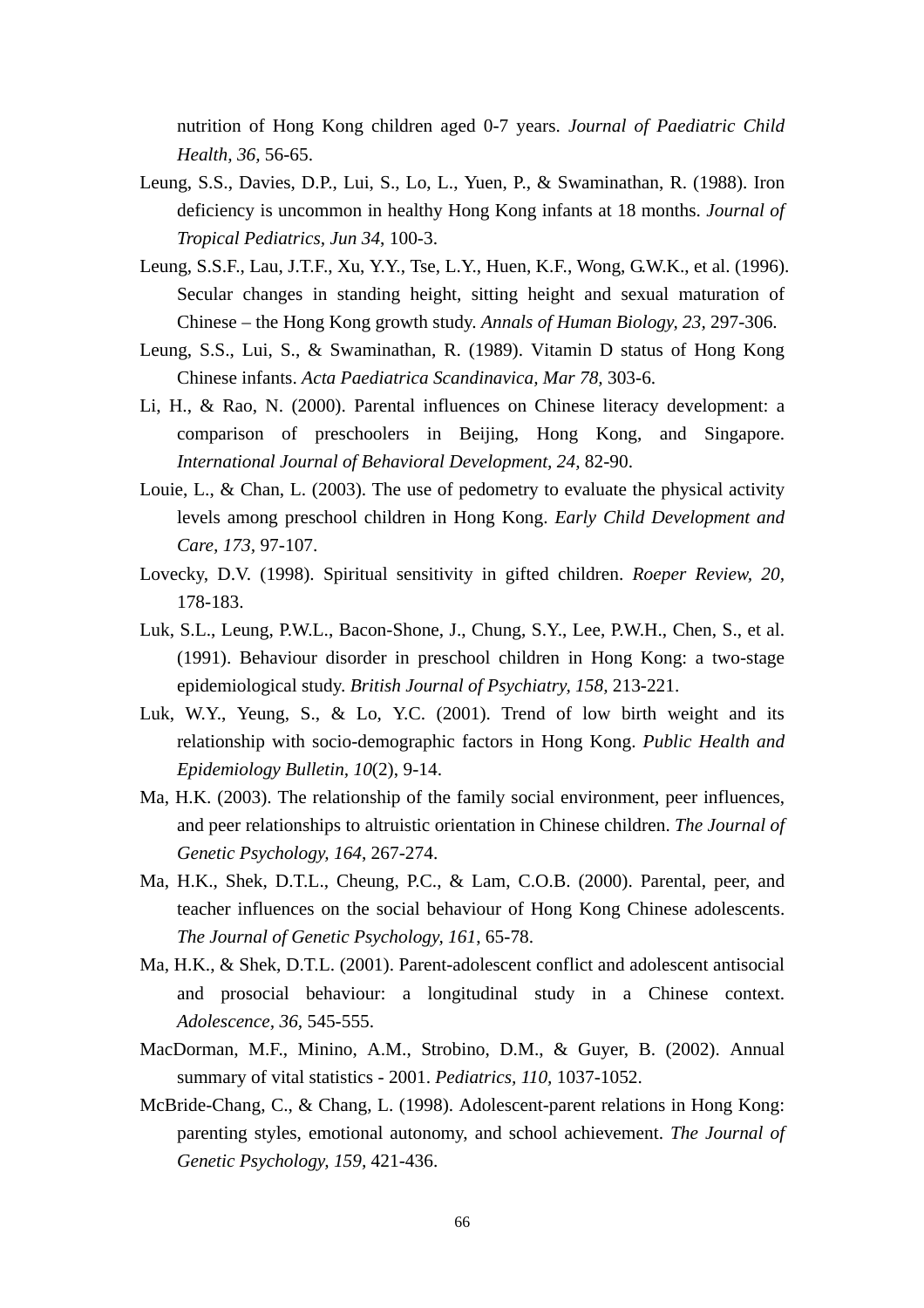nutrition of Hong Kong children aged 0-7 years. *Journal of Paediatric Child Health, 36,* 56-65.

Leung, S.S., Davies, D.P., Lui, S., Lo, L., Yuen, P., & Swaminathan, R. (1988). Iron deficiency is uncommon in healthy Hong Kong infants at 18 months. *Journal of Tropical Pediatrics, Jun 34*, 100-3.

Leung, S.S.F., Lau, J.T.F., Xu, Y.Y., Tse, L.Y., Huen, K.F., Wong, G.W.K., et al. (1996). Secular changes in standing height, sitting height and sexual maturation of Chinese – the Hong Kong growth study. *Annals of Human Biology, 23*, 297-306.

Leung, S.S., Lui, S., & Swaminathan, R. (1989). Vitamin D status of Hong Kong Chinese infants. *Acta Paediatrica Scandinavica, Mar 78,* 303-6.

Li, H., & Rao, N. (2000). Parental influences on Chinese literacy development: a comparison of preschoolers in Beijing, Hong Kong, and Singapore. *International Journal of Behavioral Development, 24,* 82-90.

Louie, L., & Chan, L. (2003). The use of pedometry to evaluate the physical activity levels among preschool children in Hong Kong. *Early Child Development and Care, 173,* 97-107.

Lovecky, D.V. (1998). Spiritual sensitivity in gifted children. *Roeper Review, 20,* 178-183.

Luk, S.L., Leung, P.W.L., Bacon-Shone, J., Chung, S.Y., Lee, P.W.H., Chen, S., et al. (1991). Behaviour disorder in preschool children in Hong Kong: a two-stage epidemiological study. *British Journal of Psychiatry, 158,* 213-221.

Luk, W.Y., Yeung, S., & Lo, Y.C. (2001). Trend of low birth weight and its relationship with socio-demographic factors in Hong Kong. *Public Health and Epidemiology Bulletin, 10*(2), 9-14.

Ma, H.K. (2003). The relationship of the family social environment, peer influences, and peer relationships to altruistic orientation in Chinese children. *The Journal of Genetic Psychology, 164*, 267-274.

Ma, H.K., Shek, D.T.L., Cheung, P.C., & Lam, C.O.B. (2000). Parental, peer, and teacher influences on the social behaviour of Hong Kong Chinese adolescents. *The Journal of Genetic Psychology, 161*, 65-78.

Ma, H.K., & Shek, D.T.L. (2001). Parent-adolescent conflict and adolescent antisocial and prosocial behaviour: a longitudinal study in a Chinese context. *Adolescence, 36*, 545-555.

MacDorman, M.F., Minino, A.M., Strobino, D.M., & Guyer, B. (2002). Annual summary of vital statistics - 2001. *Pediatrics, 110,* 1037-1052.

McBride-Chang, C., & Chang, L. (1998). Adolescent-parent relations in Hong Kong: parenting styles, emotional autonomy, and school achievement. *The Journal of Genetic Psychology, 159,* 421-436.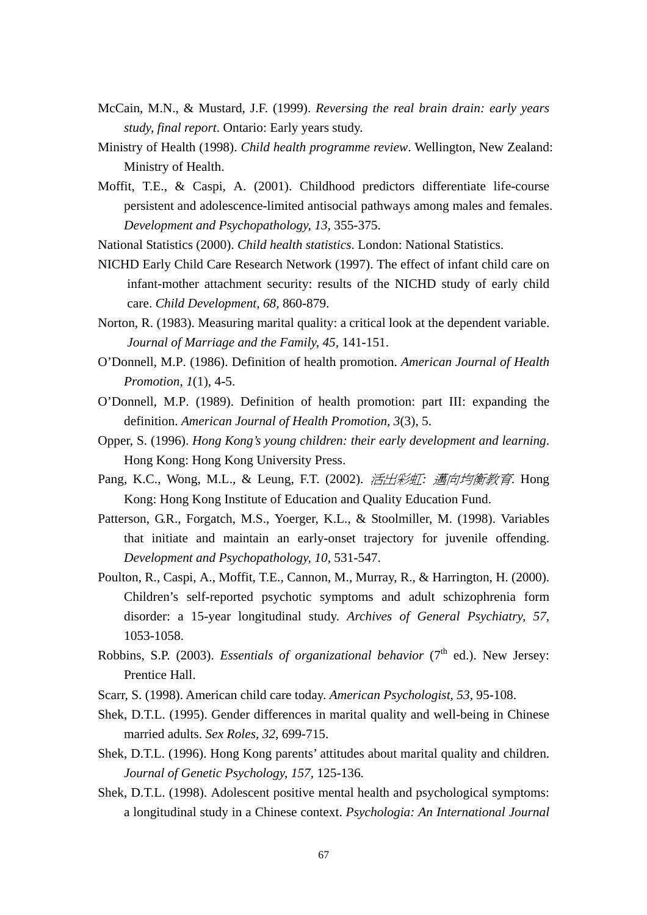McCain, M.N., & Mustard, J.F. (1999). *Reversing the real brain drain: early years study, final report*. Ontario: Early years study.

Ministry of Health (1998). *Child health programme review*. Wellington, New Zealand: Ministry of Health.

Moffit, T.E., & Caspi, A. (2001). Childhood predictors differentiate life-course persistent and adolescence-limited antisocial pathways among males and females. *Development and Psychopathology, 13*, 355-375.

National Statistics (2000). *Child health statistics*. London: National Statistics.

NICHD Early Child Care Research Network (1997). The effect of infant child care on infant-mother attachment security: results of the NICHD study of early child care. *Child Development, 68,* 860-879.

Norton, R. (1983). Measuring marital quality: a critical look at the dependent variable. *Journal of Marriage and the Family, 45,* 141-151.

O'Donnell, M.P. (1986). Definition of health promotion. *American Journal of Health Promotion, 1*(1), 4-5.

O'Donnell, M.P. (1989). Definition of health promotion: part III: expanding the definition. *American Journal of Health Promotion, 3*(3), 5.

Opper, S. (1996). *Hong Kong's young children: their early development and learning*. Hong Kong: Hong Kong University Press.

Pang, K.C., Wong, M.L., & Leung, F.T. (2002). *活出彩虹：邁向均衡教育*. Hong Kong: Hong Kong Institute of Education and Quality Education Fund.

Patterson, G.R., Forgatch, M.S., Yoerger, K.L., & Stoolmiller, M. (1998). Variables that initiate and maintain an early-onset trajectory for juvenile offending. *Development and Psychopathology, 10,* 531-547.

Poulton, R., Caspi, A., Moffit, T.E., Cannon, M., Murray, R., & Harrington, H. (2000). Children's self-reported psychotic symptoms and adult schizophrenia form disorder: a 15-year longitudinal study. *Archives of General Psychiatry, 57,* 1053-1058.

Robbins, S.P. (2003). *Essentials of organizational behavior* (7th ed.). New Jersey: Prentice Hall.

Scarr, S. (1998). American child care today. *American Psychologist, 53*, 95-108.

Shek, D.T.L. (1995). Gender differences in marital quality and well-being in Chinese married adults. *Sex Roles, 32,* 699-715.

Shek, D.T.L. (1996). Hong Kong parents' attitudes about marital quality and children. *Journal of Genetic Psychology, 157,* 125-136.

Shek, D.T.L. (1998). Adolescent positive mental health and psychological symptoms: a longitudinal study in a Chinese context. *Psychologia: An International Journal*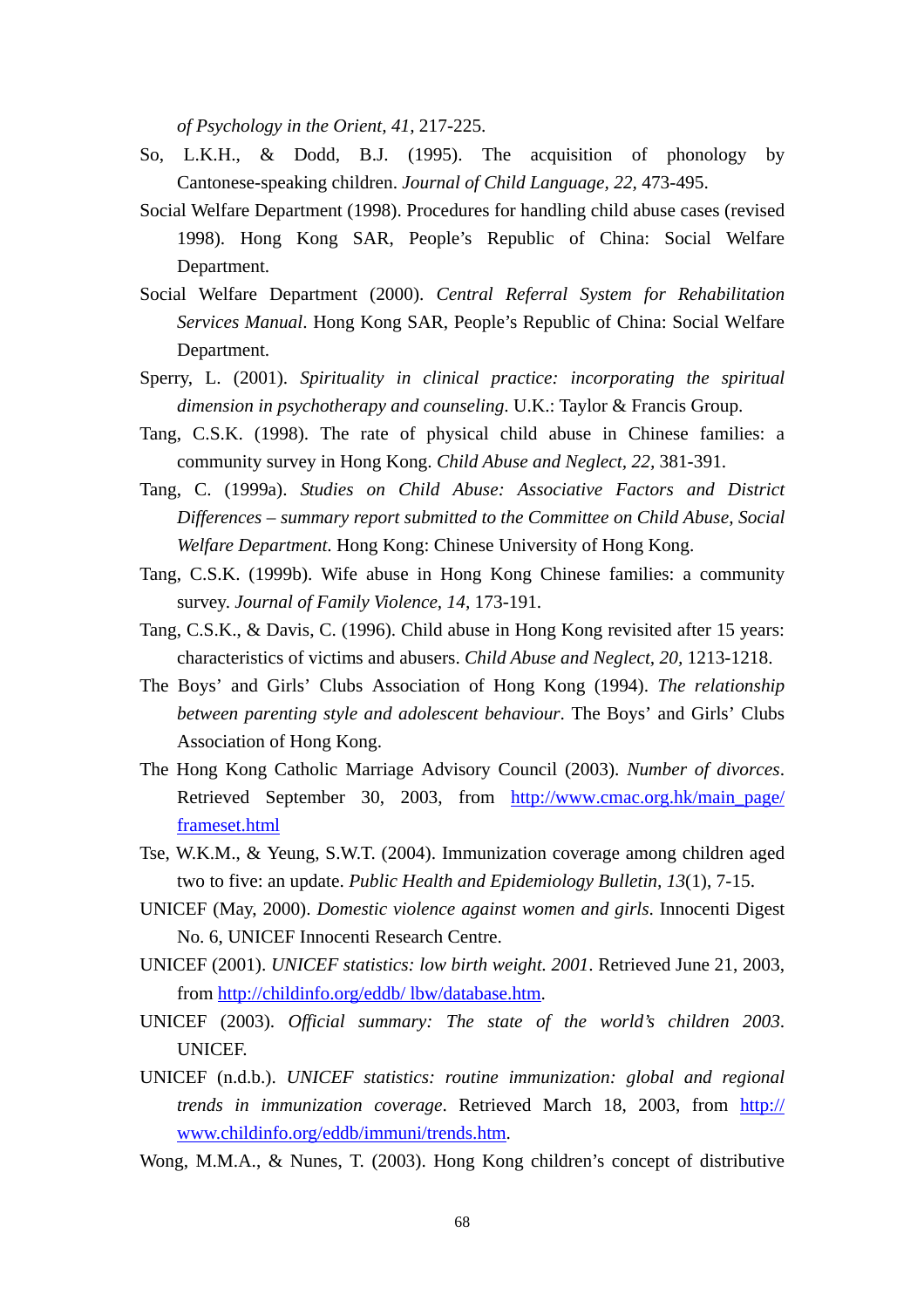*of Psychology in the Orient, 41,* 217-225.

So, L.K.H., & Dodd, B.J. (1995). The acquisition of phonology by Cantonese-speaking children. *Journal of Child Language, 22,* 473-495.

Social Welfare Department (1998). Procedures for handling child abuse cases (revised 1998). Hong Kong SAR, People's Republic of China: Social Welfare Department.

Social Welfare Department (2000). *Central Referral System for Rehabilitation Services Manual*. Hong Kong SAR, People's Republic of China: Social Welfare Department.

Sperry, L. (2001). *Spirituality in clinical practice: incorporating the spiritual dimension in psychotherapy and counseling*. U.K.: Taylor & Francis Group.

Tang, C.S.K. (1998). The rate of physical child abuse in Chinese families: a community survey in Hong Kong. *Child Abuse and Neglect, 22,* 381-391.

Tang, C. (1999a). *Studies on Child Abuse: Associative Factors and District Differences – summary report submitted to the Committee on Child Abuse, Social Welfare Department*. Hong Kong: Chinese University of Hong Kong.

Tang, C.S.K. (1999b). Wife abuse in Hong Kong Chinese families: a community survey. *Journal of Family Violence, 14,* 173-191.

Tang, C.S.K., & Davis, C. (1996). Child abuse in Hong Kong revisited after 15 years: characteristics of victims and abusers. *Child Abuse and Neglect, 20,* 1213-1218.

The Boys' and Girls' Clubs Association of Hong Kong (1994). *The relationship between parenting style and adolescent behaviour*. The Boys' and Girls' Clubs Association of Hong Kong.

The Hong Kong Catholic Marriage Advisory Council (2003). *Number of divorces*. Retrieved September 30, 2003, from http://www.cmac.org.hk/main_page/frameset.html

Tse, W.K.M., & Yeung, S.W.T. (2004). Immunization coverage among children aged two to five: an update. *Public Health and Epidemiology Bulletin, 13*(1), 7-15.

UNICEF (May, 2000). *Domestic violence against women and girls*. Innocenti Digest No. 6, UNICEF Innocenti Research Centre.

UNICEF (2001). *UNICEF statistics: low birth weight. 2001*. Retrieved June 21, 2003, from http://childinfo.org/eddb/ lbw/database.htm.

UNICEF (2003). *Official summary: The state of the world's children 2003*. UNICEF.

UNICEF (n.d.b.). *UNICEF statistics: routine immunization: global and regional trends in immunization coverage*. Retrieved March 18, 2003, from http://www.childinfo.org/eddb/immuni/trends.htm.

Wong, M.M.A., & Nunes, T. (2003). Hong Kong children's concept of distributive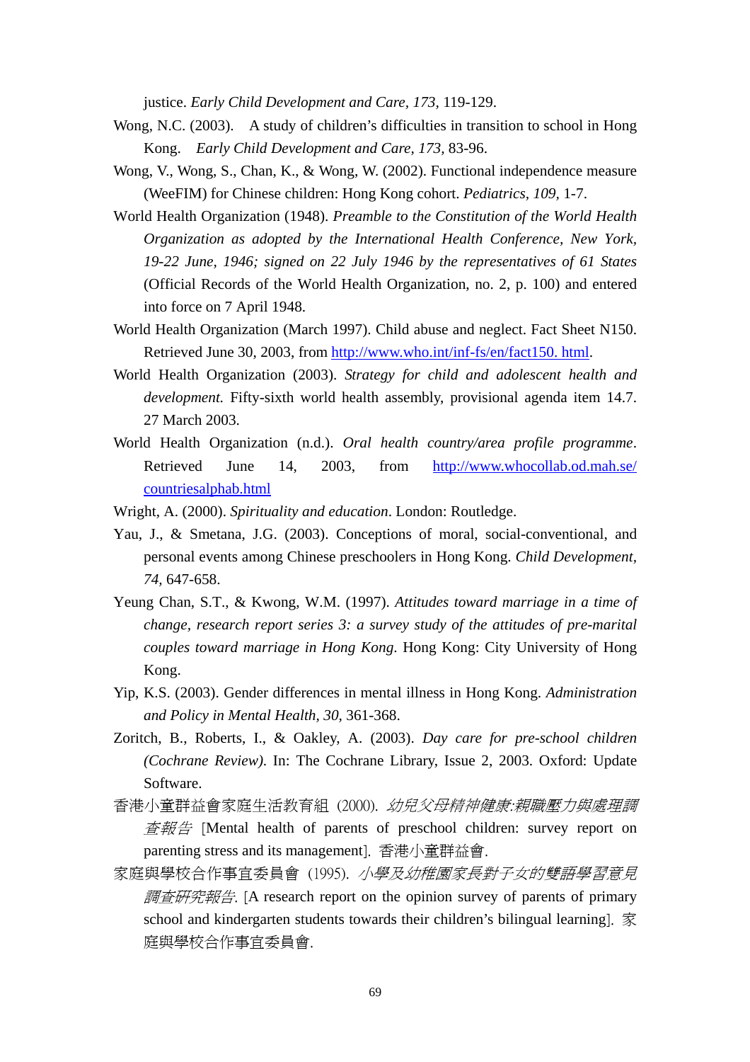justice. *Early Child Development and Care, 173*, 119-129.

Wong, N.C. (2003). A study of children's difficulties in transition to school in Hong Kong. *Early Child Development and Care, 173*, 83-96.

Wong, V., Wong, S., Chan, K., & Wong, W. (2002). Functional independence measure (WeeFIM) for Chinese children: Hong Kong cohort. *Pediatrics, 109*, 1-7.

World Health Organization (1948). *Preamble to the Constitution of the World Health Organization as adopted by the International Health Conference, New York, 19-22 June, 1946; signed on 22 July 1946 by the representatives of 61 States* (Official Records of the World Health Organization, no. 2, p. 100) and entered into force on 7 April 1948.

World Health Organization (March 1997). Child abuse and neglect. Fact Sheet N150. Retrieved June 30, 2003, from http://www.who.int/inf-fs/en/fact150. html.

World Health Organization (2003). *Strategy for child and adolescent health and development.* Fifty-sixth world health assembly, provisional agenda item 14.7. 27 March 2003.

World Health Organization (n.d.). *Oral health country/area profile programme*. Retrieved June 14, 2003, from http://www.whocollab.od.mah.se/countriesalphab.html

Wright, A. (2000). *Spirituality and education*. London: Routledge.

Yau, J., & Smetana, J.G. (2003). Conceptions of moral, social-conventional, and personal events among Chinese preschoolers in Hong Kong. *Child Development, 74*, 647-658.

Yeung Chan, S.T., & Kwong, W.M. (1997). *Attitudes toward marriage in a time of change, research report series 3: a survey study of the attitudes of pre-marital couples toward marriage in Hong Kong*. Hong Kong: City University of Hong Kong.

Yip, K.S. (2003). Gender differences in mental illness in Hong Kong. *Administration and Policy in Mental Health, 30*, 361-368.

Zoritch, B., Roberts, I., & Oakley, A. (2003). *Day care for pre-school children (Cochrane Review)*. In: The Cochrane Library, Issue 2, 2003. Oxford: Update Software.

香港小童群益會家庭生活教育組 (2000). *幼兒父母精神健康:親職壓力與處理調查報告* [Mental health of parents of preschool children: survey report on parenting stress and its management]. 香港小童群益會.

家庭與學校合作事宜委員會 (1995). *小學及幼稚園家長對子女的雙語學習意見調查研究報告*. [A research report on the opinion survey of parents of primary school and kindergarten students towards their children's bilingual learning]. 家庭與學校合作事宜委員會.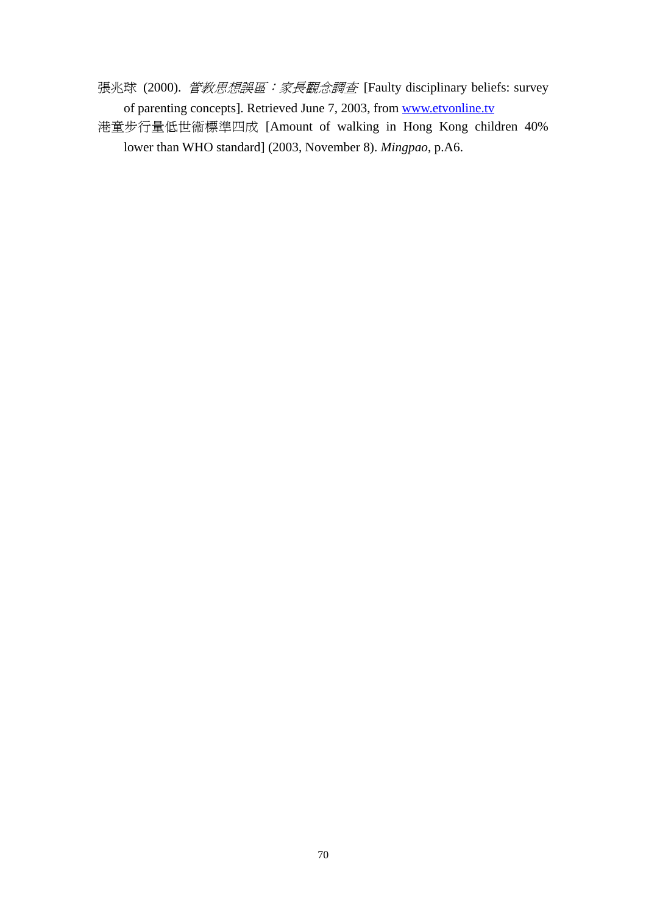張兆球 (2000). *管教思想誤區：家長觀念調查* [Faulty disciplinary beliefs: survey of parenting concepts]. Retrieved June 7, 2003, from [www.etvonline.tv](http://www.etvonline.tv)

港童步行量低世衞標準四成 [Amount of walking in Hong Kong children 40% lower than WHO standard] (2003, November 8). *Mingpao*, p.A6.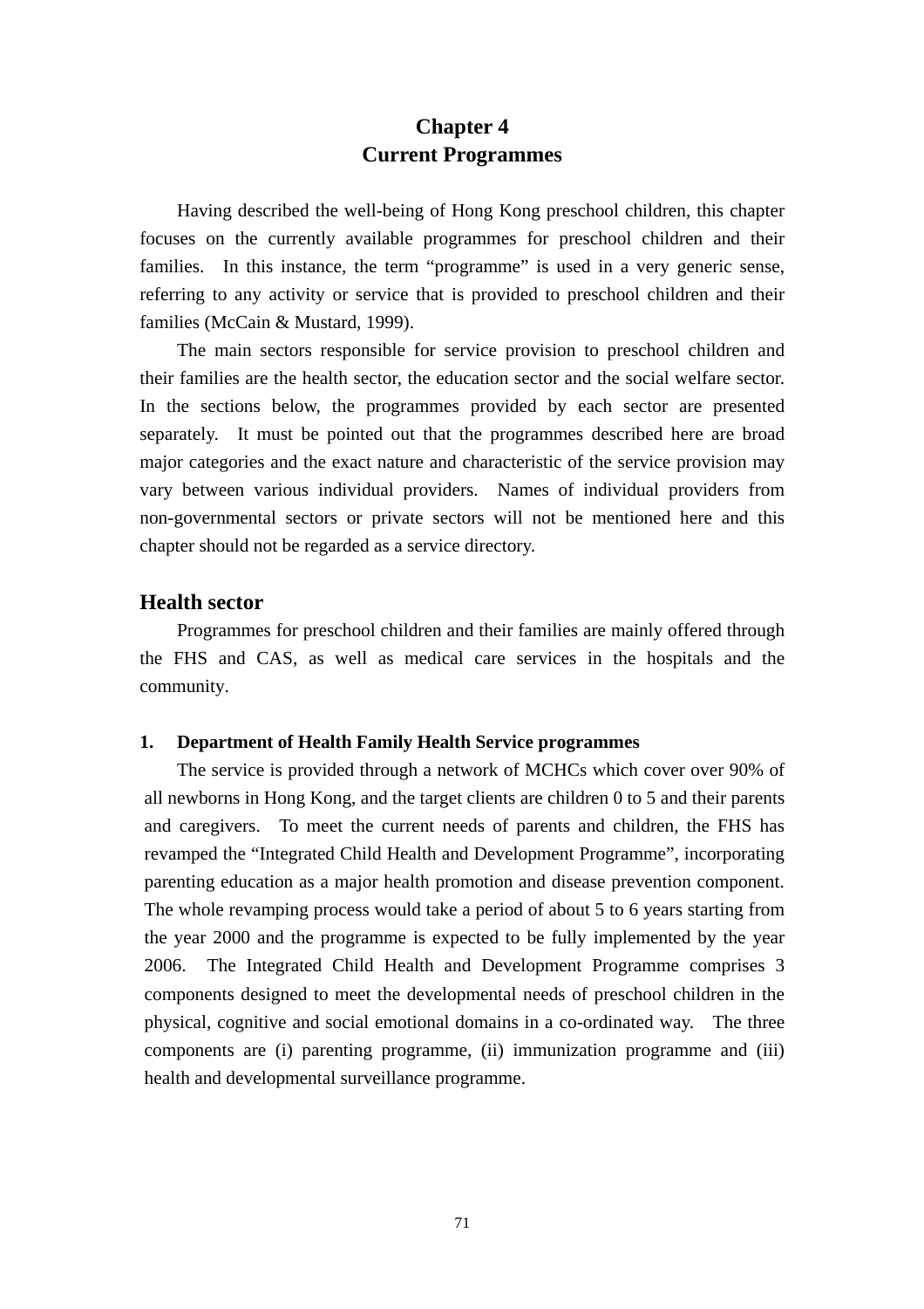# Chapter 4
# Current Programmes

Having described the well-being of Hong Kong preschool children, this chapter focuses on the currently available programmes for preschool children and their families. In this instance, the term "programme" is used in a very generic sense, referring to any activity or service that is provided to preschool children and their families (McCain & Mustard, 1999).

The main sectors responsible for service provision to preschool children and their families are the health sector, the education sector and the social welfare sector. In the sections below, the programmes provided by each sector are presented separately. It must be pointed out that the programmes described here are broad major categories and the exact nature and characteristic of the service provision may vary between various individual providers. Names of individual providers from non-governmental sectors or private sectors will not be mentioned here and this chapter should not be regarded as a service directory.

## Health sector

Programmes for preschool children and their families are mainly offered through the FHS and CAS, as well as medical care services in the hospitals and the community.

### 1. Department of Health Family Health Service programmes

The service is provided through a network of MCHCs which cover over 90% of all newborns in Hong Kong, and the target clients are children 0 to 5 and their parents and caregivers. To meet the current needs of parents and children, the FHS has revamped the "Integrated Child Health and Development Programme", incorporating parenting education as a major health promotion and disease prevention component. The whole revamping process would take a period of about 5 to 6 years starting from the year 2000 and the programme is expected to be fully implemented by the year 2006. The Integrated Child Health and Development Programme comprises 3 components designed to meet the developmental needs of preschool children in the physical, cognitive and social emotional domains in a co-ordinated way. The three components are (i) parenting programme, (ii) immunization programme and (iii) health and developmental surveillance programme.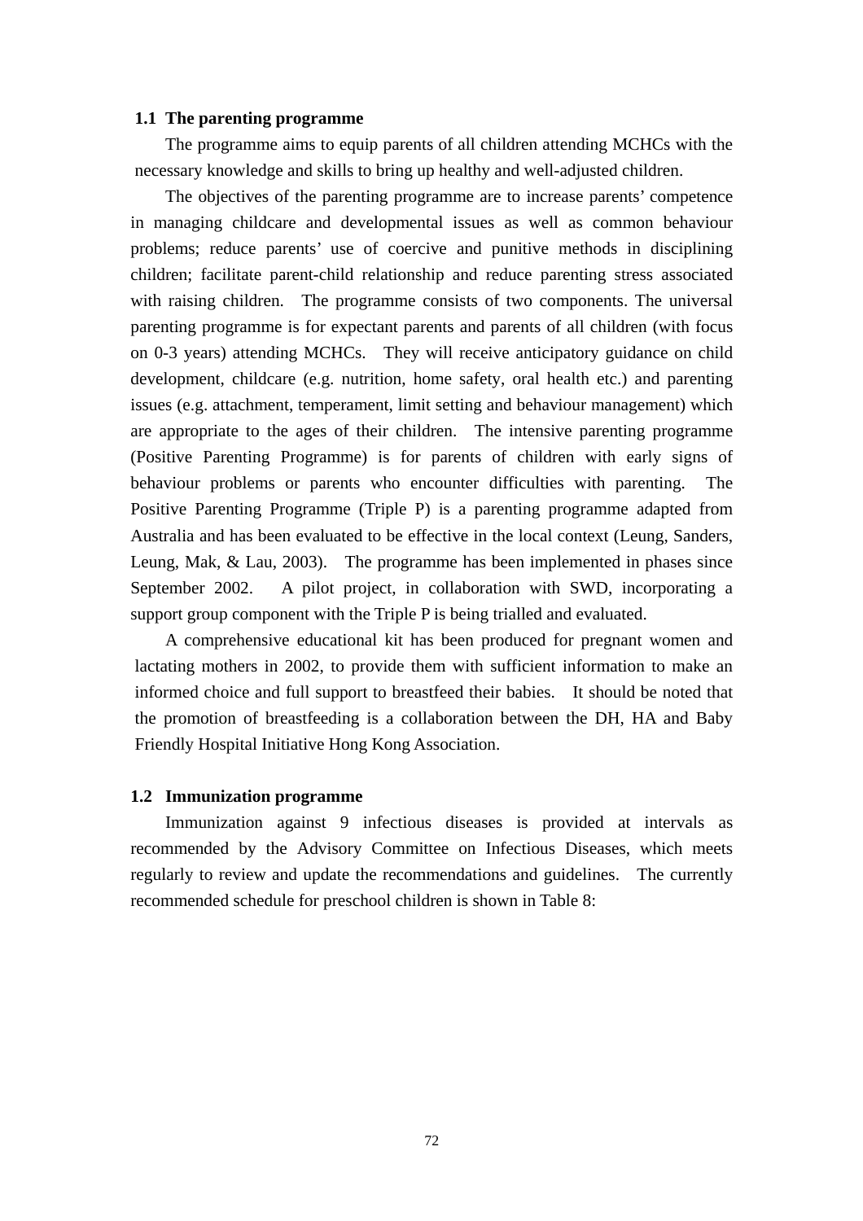### 1.1 The parenting programme

The programme aims to equip parents of all children attending MCHCs with the necessary knowledge and skills to bring up healthy and well-adjusted children.

The objectives of the parenting programme are to increase parents' competence in managing childcare and developmental issues as well as common behaviour problems; reduce parents' use of coercive and punitive methods in disciplining children; facilitate parent-child relationship and reduce parenting stress associated with raising children. The programme consists of two components. The universal parenting programme is for expectant parents and parents of all children (with focus on 0-3 years) attending MCHCs. They will receive anticipatory guidance on child development, childcare (e.g. nutrition, home safety, oral health etc.) and parenting issues (e.g. attachment, temperament, limit setting and behaviour management) which are appropriate to the ages of their children. The intensive parenting programme (Positive Parenting Programme) is for parents of children with early signs of behaviour problems or parents who encounter difficulties with parenting. The Positive Parenting Programme (Triple P) is a parenting programme adapted from Australia and has been evaluated to be effective in the local context (Leung, Sanders, Leung, Mak, & Lau, 2003). The programme has been implemented in phases since September 2002. A pilot project, in collaboration with SWD, incorporating a support group component with the Triple P is being trialled and evaluated.

A comprehensive educational kit has been produced for pregnant women and lactating mothers in 2002, to provide them with sufficient information to make an informed choice and full support to breastfeed their babies. It should be noted that the promotion of breastfeeding is a collaboration between the DH, HA and Baby Friendly Hospital Initiative Hong Kong Association.

### 1.2 Immunization programme

Immunization against 9 infectious diseases is provided at intervals as recommended by the Advisory Committee on Infectious Diseases, which meets regularly to review and update the recommendations and guidelines. The currently recommended schedule for preschool children is shown in Table 8: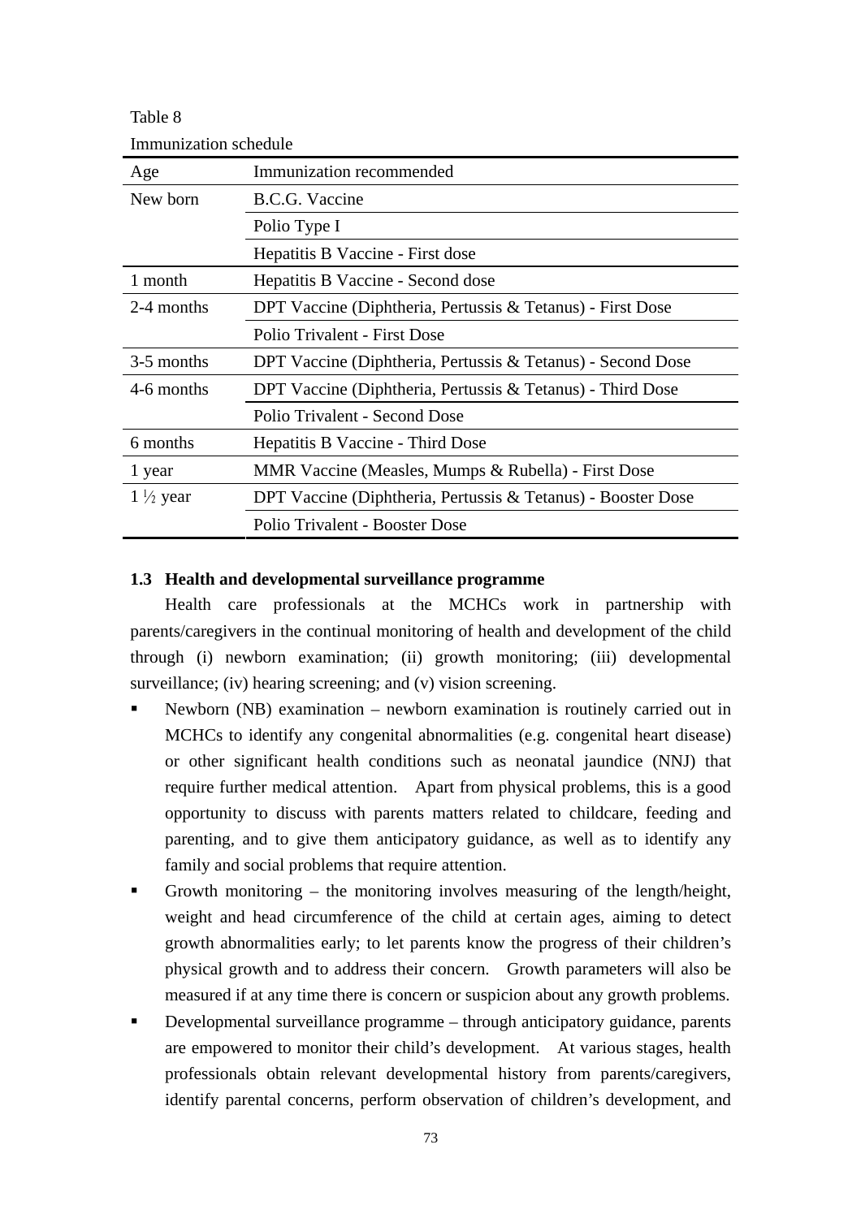Table 8

Immunization schedule

| Age | Immunization recommended |
|---|---|
| New born | B.C.G. Vaccine |
| | Polio Type I |
| | Hepatitis B Vaccine - First dose |
| 1 month | Hepatitis B Vaccine - Second dose |
| 2-4 months | DPT Vaccine (Diphtheria, Pertussis & Tetanus) - First Dose |
| | Polio Trivalent - First Dose |
| 3-5 months | DPT Vaccine (Diphtheria, Pertussis & Tetanus) - Second Dose |
| 4-6 months | DPT Vaccine (Diphtheria, Pertussis & Tetanus) - Third Dose |
| | Polio Trivalent - Second Dose |
| 6 months | Hepatitis B Vaccine - Third Dose |
| 1 year | MMR Vaccine (Measles, Mumps & Rubella) - First Dose |
| 1 ½ year | DPT Vaccine (Diphtheria, Pertussis & Tetanus) - Booster Dose |
| | Polio Trivalent - Booster Dose |

### 1.3 Health and developmental surveillance programme

Health care professionals at the MCHCs work in partnership with parents/caregivers in the continual monitoring of health and development of the child through (i) newborn examination; (ii) growth monitoring; (iii) developmental surveillance; (iv) hearing screening; and (v) vision screening.

- Newborn (NB) examination – newborn examination is routinely carried out in MCHCs to identify any congenital abnormalities (e.g. congenital heart disease) or other significant health conditions such as neonatal jaundice (NNJ) that require further medical attention. Apart from physical problems, this is a good opportunity to discuss with parents matters related to childcare, feeding and parenting, and to give them anticipatory guidance, as well as to identify any family and social problems that require attention.
- Growth monitoring – the monitoring involves measuring of the length/height, weight and head circumference of the child at certain ages, aiming to detect growth abnormalities early; to let parents know the progress of their children's physical growth and to address their concern. Growth parameters will also be measured if at any time there is concern or suspicion about any growth problems.
- Developmental surveillance programme – through anticipatory guidance, parents are empowered to monitor their child's development. At various stages, health professionals obtain relevant developmental history from parents/caregivers, identify parental concerns, perform observation of children's development, and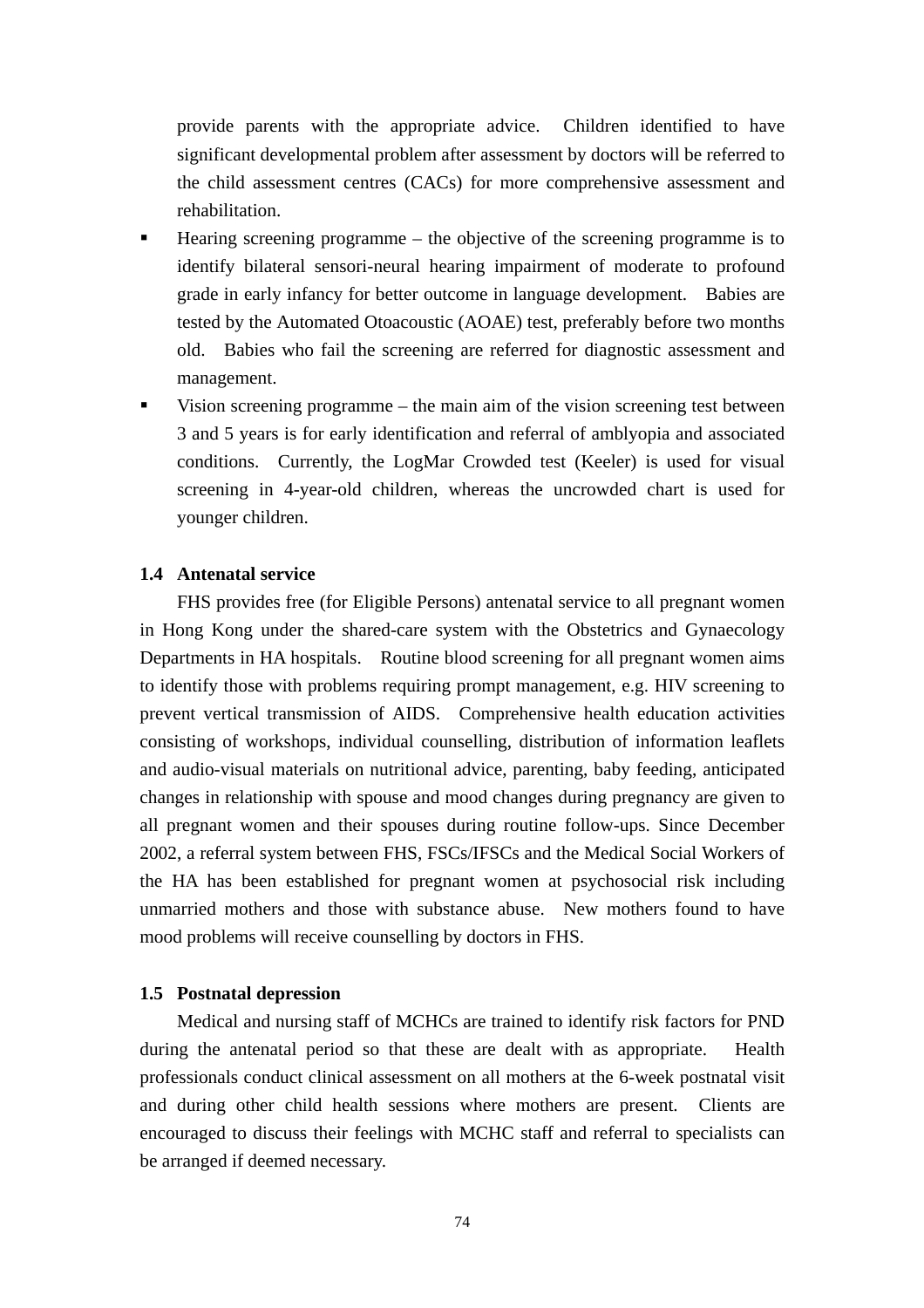provide parents with the appropriate advice. Children identified to have significant developmental problem after assessment by doctors will be referred to the child assessment centres (CACs) for more comprehensive assessment and rehabilitation.

- Hearing screening programme – the objective of the screening programme is to identify bilateral sensori-neural hearing impairment of moderate to profound grade in early infancy for better outcome in language development. Babies are tested by the Automated Otoacoustic (AOAE) test, preferably before two months old. Babies who fail the screening are referred for diagnostic assessment and management.
- Vision screening programme – the main aim of the vision screening test between 3 and 5 years is for early identification and referral of amblyopia and associated conditions. Currently, the LogMar Crowded test (Keeler) is used for visual screening in 4-year-old children, whereas the uncrowded chart is used for younger children.

### 1.4 Antenatal service

FHS provides free (for Eligible Persons) antenatal service to all pregnant women in Hong Kong under the shared-care system with the Obstetrics and Gynaecology Departments in HA hospitals. Routine blood screening for all pregnant women aims to identify those with problems requiring prompt management, e.g. HIV screening to prevent vertical transmission of AIDS. Comprehensive health education activities consisting of workshops, individual counselling, distribution of information leaflets and audio-visual materials on nutritional advice, parenting, baby feeding, anticipated changes in relationship with spouse and mood changes during pregnancy are given to all pregnant women and their spouses during routine follow-ups. Since December 2002, a referral system between FHS, FSCs/IFSCs and the Medical Social Workers of the HA has been established for pregnant women at psychosocial risk including unmarried mothers and those with substance abuse. New mothers found to have mood problems will receive counselling by doctors in FHS.

### 1.5 Postnatal depression

Medical and nursing staff of MCHCs are trained to identify risk factors for PND during the antenatal period so that these are dealt with as appropriate. Health professionals conduct clinical assessment on all mothers at the 6-week postnatal visit and during other child health sessions where mothers are present. Clients are encouraged to discuss their feelings with MCHC staff and referral to specialists can be arranged if deemed necessary.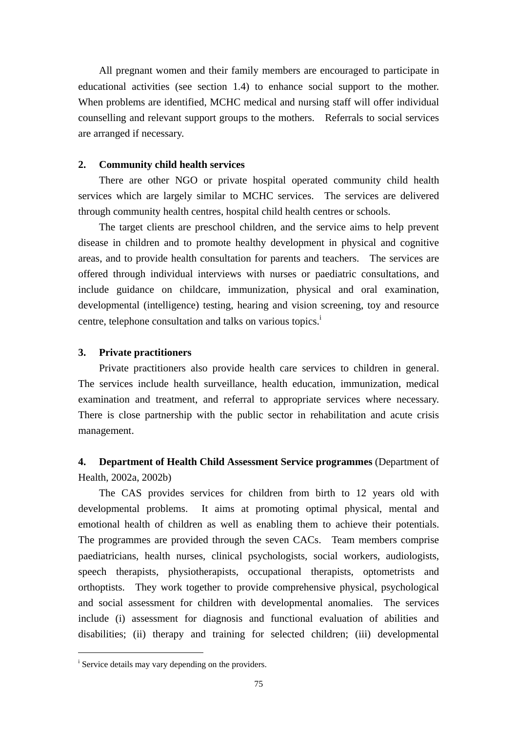All pregnant women and their family members are encouraged to participate in educational activities (see section 1.4) to enhance social support to the mother. When problems are identified, MCHC medical and nursing staff will offer individual counselling and relevant support groups to the mothers. Referrals to social services are arranged if necessary.

**2. Community child health services**

There are other NGO or private hospital operated community child health services which are largely similar to MCHC services. The services are delivered through community health centres, hospital child health centres or schools.

The target clients are preschool children, and the service aims to help prevent disease in children and to promote healthy development in physical and cognitive areas, and to provide health consultation for parents and teachers. The services are offered through individual interviews with nurses or paediatric consultations, and include guidance on childcare, immunization, physical and oral examination, developmental (intelligence) testing, hearing and vision screening, toy and resource centre, telephone consultation and talks on various topics.[i]

**3. Private practitioners**

Private practitioners also provide health care services to children in general. The services include health surveillance, health education, immunization, medical examination and treatment, and referral to appropriate services where necessary. There is close partnership with the public sector in rehabilitation and acute crisis management.

**4. Department of Health Child Assessment Service programmes** (Department of Health, 2002a, 2002b)

The CAS provides services for children from birth to 12 years old with developmental problems. It aims at promoting optimal physical, mental and emotional health of children as well as enabling them to achieve their potentials. The programmes are provided through the seven CACs. Team members comprise paediatricians, health nurses, clinical psychologists, social workers, audiologists, speech therapists, physiotherapists, occupational therapists, optometrists and orthoptists. They work together to provide comprehensive physical, psychological and social assessment for children with developmental anomalies. The services include (i) assessment for diagnosis and functional evaluation of abilities and disabilities; (ii) therapy and training for selected children; (iii) developmental

---

[i] Service details may vary depending on the providers.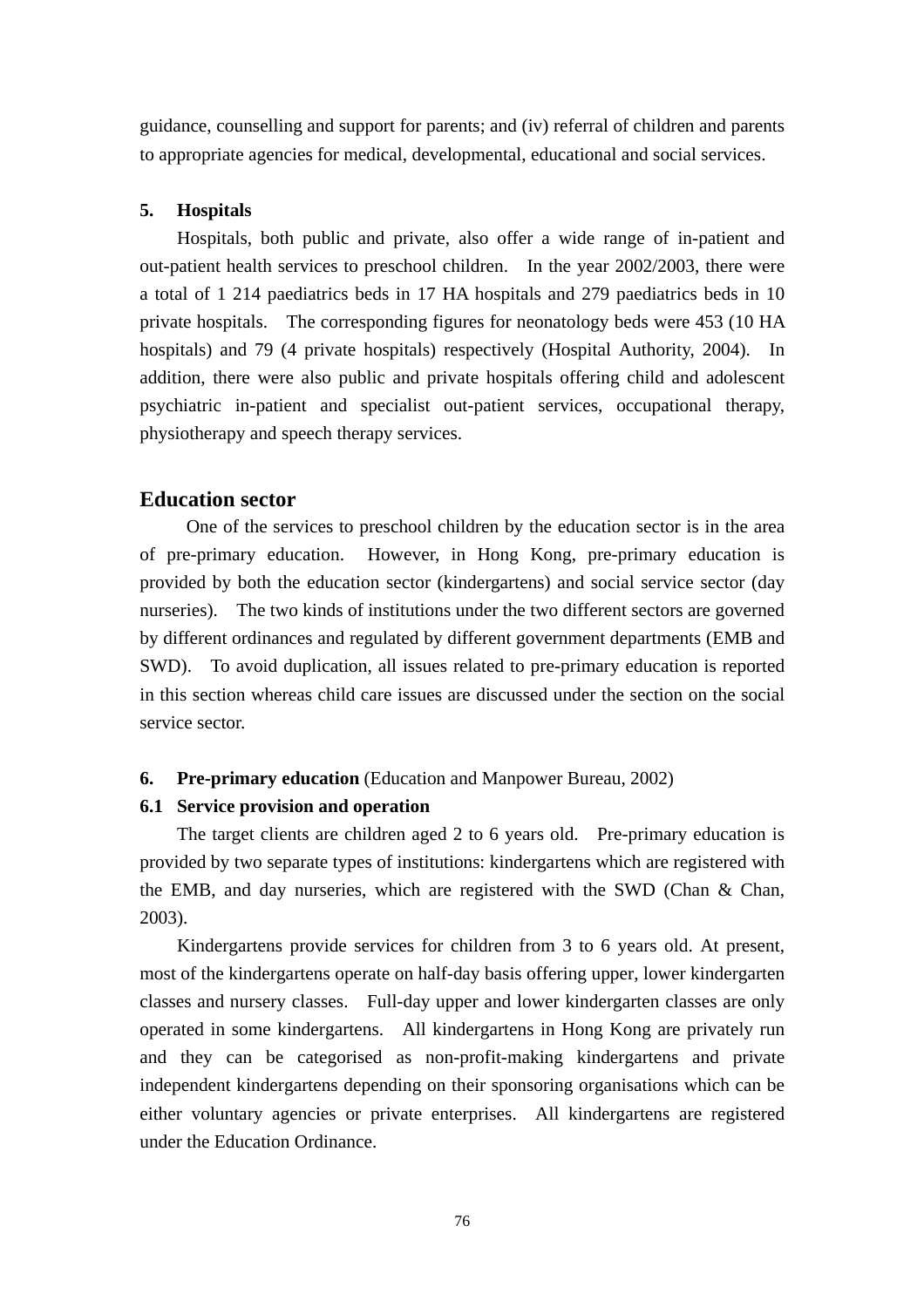guidance, counselling and support for parents; and (iv) referral of children and parents to appropriate agencies for medical, developmental, educational and social services.

**5. Hospitals**

Hospitals, both public and private, also offer a wide range of in-patient and out-patient health services to preschool children. In the year 2002/2003, there were a total of 1 214 paediatrics beds in 17 HA hospitals and 279 paediatrics beds in 10 private hospitals. The corresponding figures for neonatology beds were 453 (10 HA hospitals) and 79 (4 private hospitals) respectively (Hospital Authority, 2004). In addition, there were also public and private hospitals offering child and adolescent psychiatric in-patient and specialist out-patient services, occupational therapy, physiotherapy and speech therapy services.

## Education sector

One of the services to preschool children by the education sector is in the area of pre-primary education. However, in Hong Kong, pre-primary education is provided by both the education sector (kindergartens) and social service sector (day nurseries). The two kinds of institutions under the two different sectors are governed by different ordinances and regulated by different government departments (EMB and SWD). To avoid duplication, all issues related to pre-primary education is reported in this section whereas child care issues are discussed under the section on the social service sector.

**6. Pre-primary education** (Education and Manpower Bureau, 2002)

**6.1 Service provision and operation**

The target clients are children aged 2 to 6 years old. Pre-primary education is provided by two separate types of institutions: kindergartens which are registered with the EMB, and day nurseries, which are registered with the SWD (Chan & Chan, 2003).

Kindergartens provide services for children from 3 to 6 years old. At present, most of the kindergartens operate on half-day basis offering upper, lower kindergarten classes and nursery classes. Full-day upper and lower kindergarten classes are only operated in some kindergartens. All kindergartens in Hong Kong are privately run and they can be categorised as non-profit-making kindergartens and private independent kindergartens depending on their sponsoring organisations which can be either voluntary agencies or private enterprises. All kindergartens are registered under the Education Ordinance.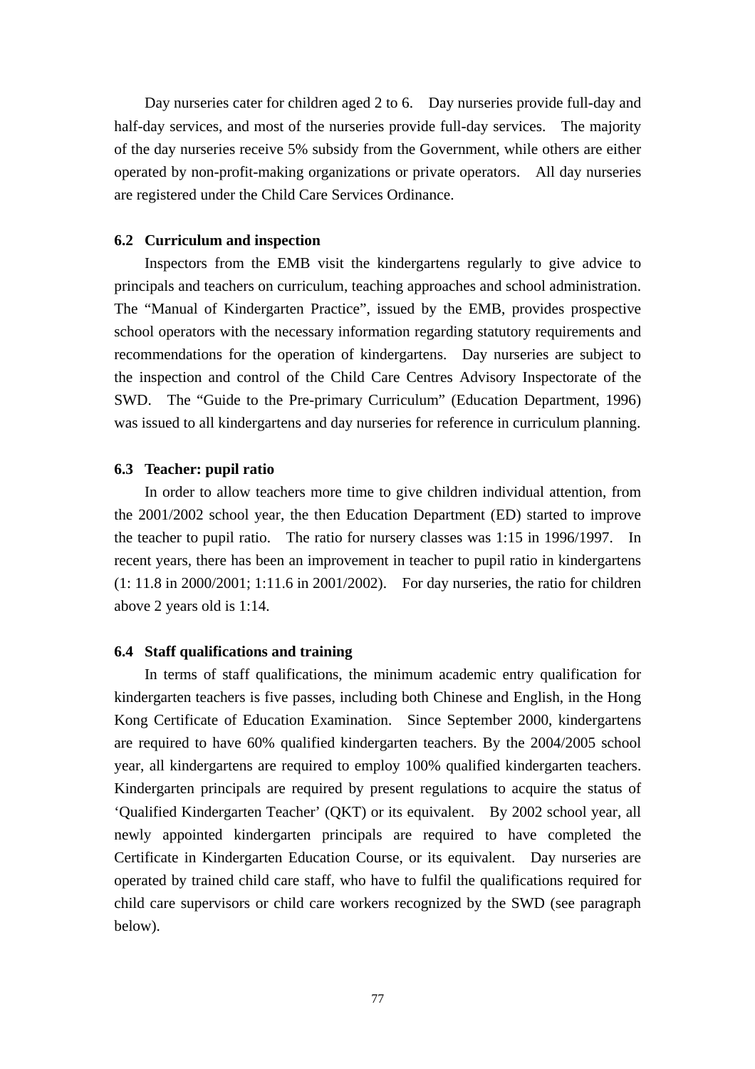Day nurseries cater for children aged 2 to 6. Day nurseries provide full-day and half-day services, and most of the nurseries provide full-day services. The majority of the day nurseries receive 5% subsidy from the Government, while others are either operated by non-profit-making organizations or private operators. All day nurseries are registered under the Child Care Services Ordinance.

### 6.2 Curriculum and inspection

Inspectors from the EMB visit the kindergartens regularly to give advice to principals and teachers on curriculum, teaching approaches and school administration. The "Manual of Kindergarten Practice", issued by the EMB, provides prospective school operators with the necessary information regarding statutory requirements and recommendations for the operation of kindergartens. Day nurseries are subject to the inspection and control of the Child Care Centres Advisory Inspectorate of the SWD. The "Guide to the Pre-primary Curriculum" (Education Department, 1996) was issued to all kindergartens and day nurseries for reference in curriculum planning.

### 6.3 Teacher: pupil ratio

In order to allow teachers more time to give children individual attention, from the 2001/2002 school year, the then Education Department (ED) started to improve the teacher to pupil ratio. The ratio for nursery classes was 1:15 in 1996/1997. In recent years, there has been an improvement in teacher to pupil ratio in kindergartens (1: 11.8 in 2000/2001; 1:11.6 in 2001/2002). For day nurseries, the ratio for children above 2 years old is 1:14.

### 6.4 Staff qualifications and training

In terms of staff qualifications, the minimum academic entry qualification for kindergarten teachers is five passes, including both Chinese and English, in the Hong Kong Certificate of Education Examination. Since September 2000, kindergartens are required to have 60% qualified kindergarten teachers. By the 2004/2005 school year, all kindergartens are required to employ 100% qualified kindergarten teachers. Kindergarten principals are required by present regulations to acquire the status of 'Qualified Kindergarten Teacher' (QKT) or its equivalent. By 2002 school year, all newly appointed kindergarten principals are required to have completed the Certificate in Kindergarten Education Course, or its equivalent. Day nurseries are operated by trained child care staff, who have to fulfil the qualifications required for child care supervisors or child care workers recognized by the SWD (see paragraph below).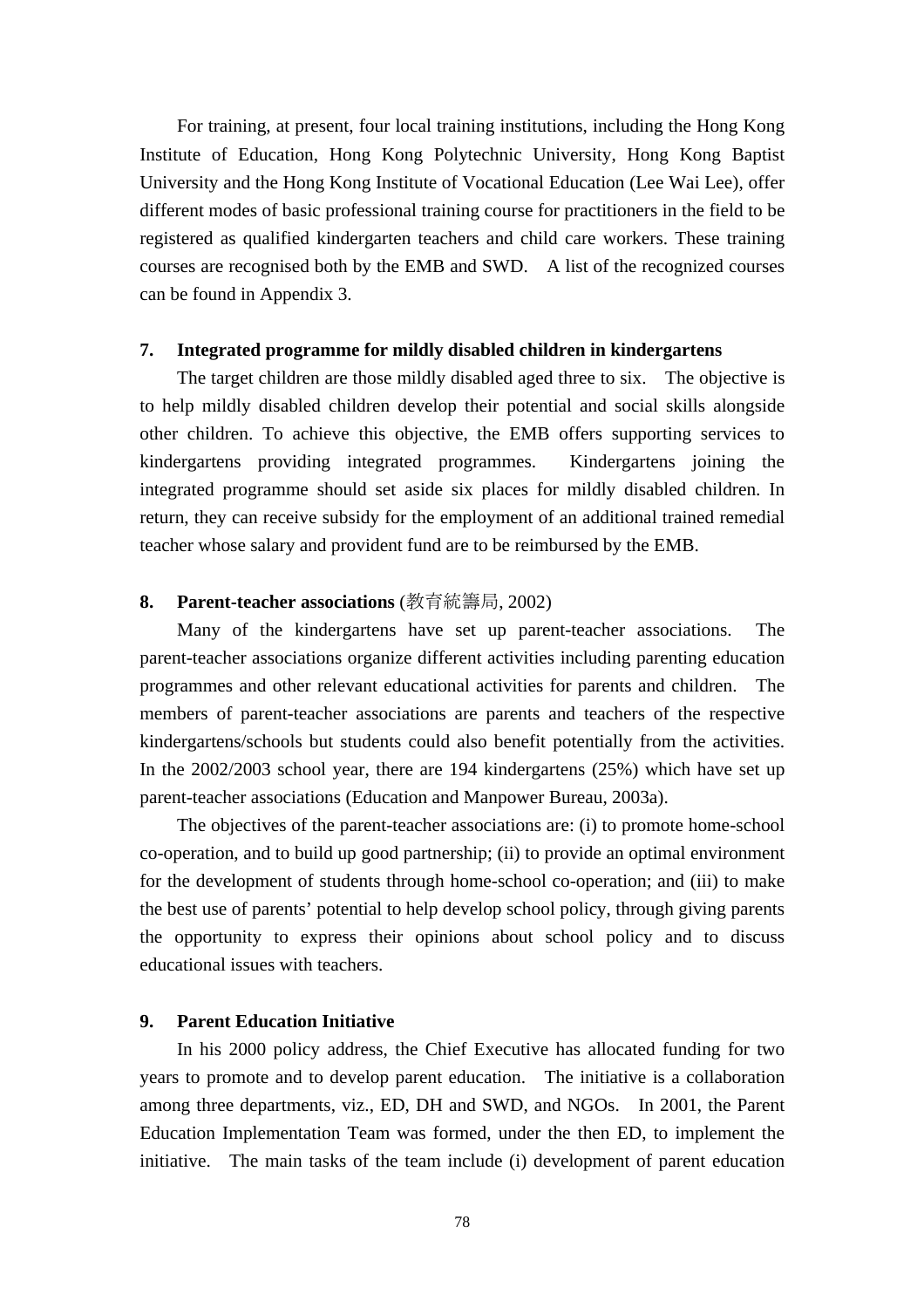For training, at present, four local training institutions, including the Hong Kong Institute of Education, Hong Kong Polytechnic University, Hong Kong Baptist University and the Hong Kong Institute of Vocational Education (Lee Wai Lee), offer different modes of basic professional training course for practitioners in the field to be registered as qualified kindergarten teachers and child care workers. These training courses are recognised both by the EMB and SWD. A list of the recognized courses can be found in Appendix 3.

**7. Integrated programme for mildly disabled children in kindergartens**

The target children are those mildly disabled aged three to six. The objective is to help mildly disabled children develop their potential and social skills alongside other children. To achieve this objective, the EMB offers supporting services to kindergartens providing integrated programmes. Kindergartens joining the integrated programme should set aside six places for mildly disabled children. In return, they can receive subsidy for the employment of an additional trained remedial teacher whose salary and provident fund are to be reimbursed by the EMB.

**8. Parent-teacher associations** (教育統籌局, 2002)

Many of the kindergartens have set up parent-teacher associations. The parent-teacher associations organize different activities including parenting education programmes and other relevant educational activities for parents and children. The members of parent-teacher associations are parents and teachers of the respective kindergartens/schools but students could also benefit potentially from the activities. In the 2002/2003 school year, there are 194 kindergartens (25%) which have set up parent-teacher associations (Education and Manpower Bureau, 2003a).

The objectives of the parent-teacher associations are: (i) to promote home-school co-operation, and to build up good partnership; (ii) to provide an optimal environment for the development of students through home-school co-operation; and (iii) to make the best use of parents' potential to help develop school policy, through giving parents the opportunity to express their opinions about school policy and to discuss educational issues with teachers.

**9. Parent Education Initiative**

In his 2000 policy address, the Chief Executive has allocated funding for two years to promote and to develop parent education. The initiative is a collaboration among three departments, viz., ED, DH and SWD, and NGOs. In 2001, the Parent Education Implementation Team was formed, under the then ED, to implement the initiative. The main tasks of the team include (i) development of parent education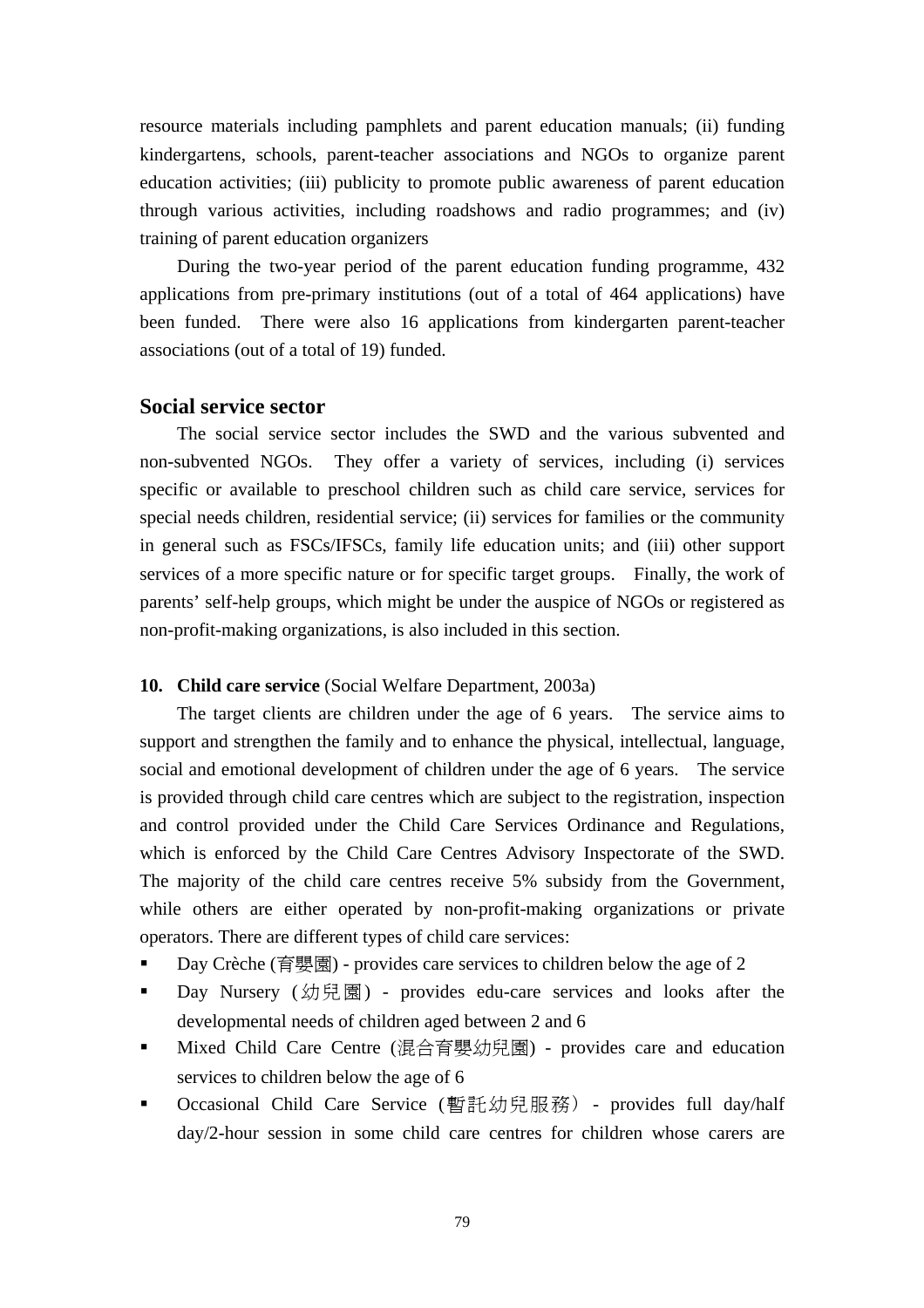resource materials including pamphlets and parent education manuals; (ii) funding kindergartens, schools, parent-teacher associations and NGOs to organize parent education activities; (iii) publicity to promote public awareness of parent education through various activities, including roadshows and radio programmes; and (iv) training of parent education organizers

During the two-year period of the parent education funding programme, 432 applications from pre-primary institutions (out of a total of 464 applications) have been funded. There were also 16 applications from kindergarten parent-teacher associations (out of a total of 19) funded.

## Social service sector

The social service sector includes the SWD and the various subvented and non-subvented NGOs. They offer a variety of services, including (i) services specific or available to preschool children such as child care service, services for special needs children, residential service; (ii) services for families or the community in general such as FSCs/IFSCs, family life education units; and (iii) other support services of a more specific nature or for specific target groups. Finally, the work of parents' self-help groups, which might be under the auspice of NGOs or registered as non-profit-making organizations, is also included in this section.

**10. Child care service** (Social Welfare Department, 2003a)

The target clients are children under the age of 6 years. The service aims to support and strengthen the family and to enhance the physical, intellectual, language, social and emotional development of children under the age of 6 years. The service is provided through child care centres which are subject to the registration, inspection and control provided under the Child Care Services Ordinance and Regulations, which is enforced by the Child Care Centres Advisory Inspectorate of the SWD. The majority of the child care centres receive 5% subsidy from the Government, while others are either operated by non-profit-making organizations or private operators. There are different types of child care services:

- Day Crèche (育嬰園) - provides care services to children below the age of 2
- Day Nursery (幼兒園) - provides edu-care services and looks after the developmental needs of children aged between 2 and 6
- Mixed Child Care Centre (混合育嬰幼兒園) - provides care and education services to children below the age of 6
- Occasional Child Care Service (暫託幼兒服務) - provides full day/half day/2-hour session in some child care centres for children whose carers are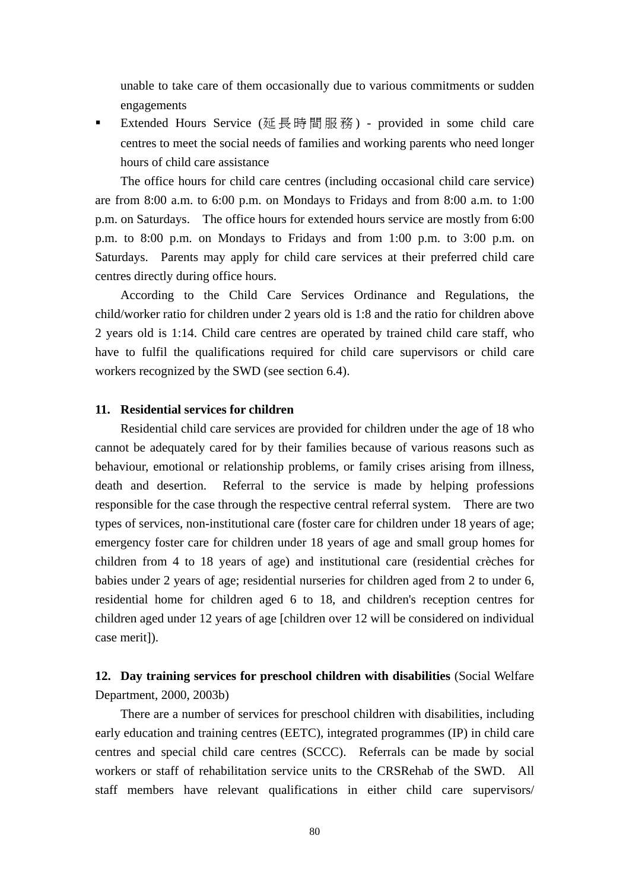unable to take care of them occasionally due to various commitments or sudden engagements

- Extended Hours Service (延長時間服務) - provided in some child care centres to meet the social needs of families and working parents who need longer hours of child care assistance

The office hours for child care centres (including occasional child care service) are from 8:00 a.m. to 6:00 p.m. on Mondays to Fridays and from 8:00 a.m. to 1:00 p.m. on Saturdays. The office hours for extended hours service are mostly from 6:00 p.m. to 8:00 p.m. on Mondays to Fridays and from 1:00 p.m. to 3:00 p.m. on Saturdays. Parents may apply for child care services at their preferred child care centres directly during office hours.

According to the Child Care Services Ordinance and Regulations, the child/worker ratio for children under 2 years old is 1:8 and the ratio for children above 2 years old is 1:14. Child care centres are operated by trained child care staff, who have to fulfil the qualifications required for child care supervisors or child care workers recognized by the SWD (see section 6.4).

## 11. Residential services for children

Residential child care services are provided for children under the age of 18 who cannot be adequately cared for by their families because of various reasons such as behaviour, emotional or relationship problems, or family crises arising from illness, death and desertion. Referral to the service is made by helping professions responsible for the case through the respective central referral system. There are two types of services, non-institutional care (foster care for children under 18 years of age; emergency foster care for children under 18 years of age and small group homes for children from 4 to 18 years of age) and institutional care (residential crèches for babies under 2 years of age; residential nurseries for children aged from 2 to under 6, residential home for children aged 6 to 18, and children's reception centres for children aged under 12 years of age [children over 12 will be considered on individual case merit]).

## 12. Day training services for preschool children with disabilities (Social Welfare Department, 2000, 2003b)

There are a number of services for preschool children with disabilities, including early education and training centres (EETC), integrated programmes (IP) in child care centres and special child care centres (SCCC). Referrals can be made by social workers or staff of rehabilitation service units to the CRSRehab of the SWD. All staff members have relevant qualifications in either child care supervisors/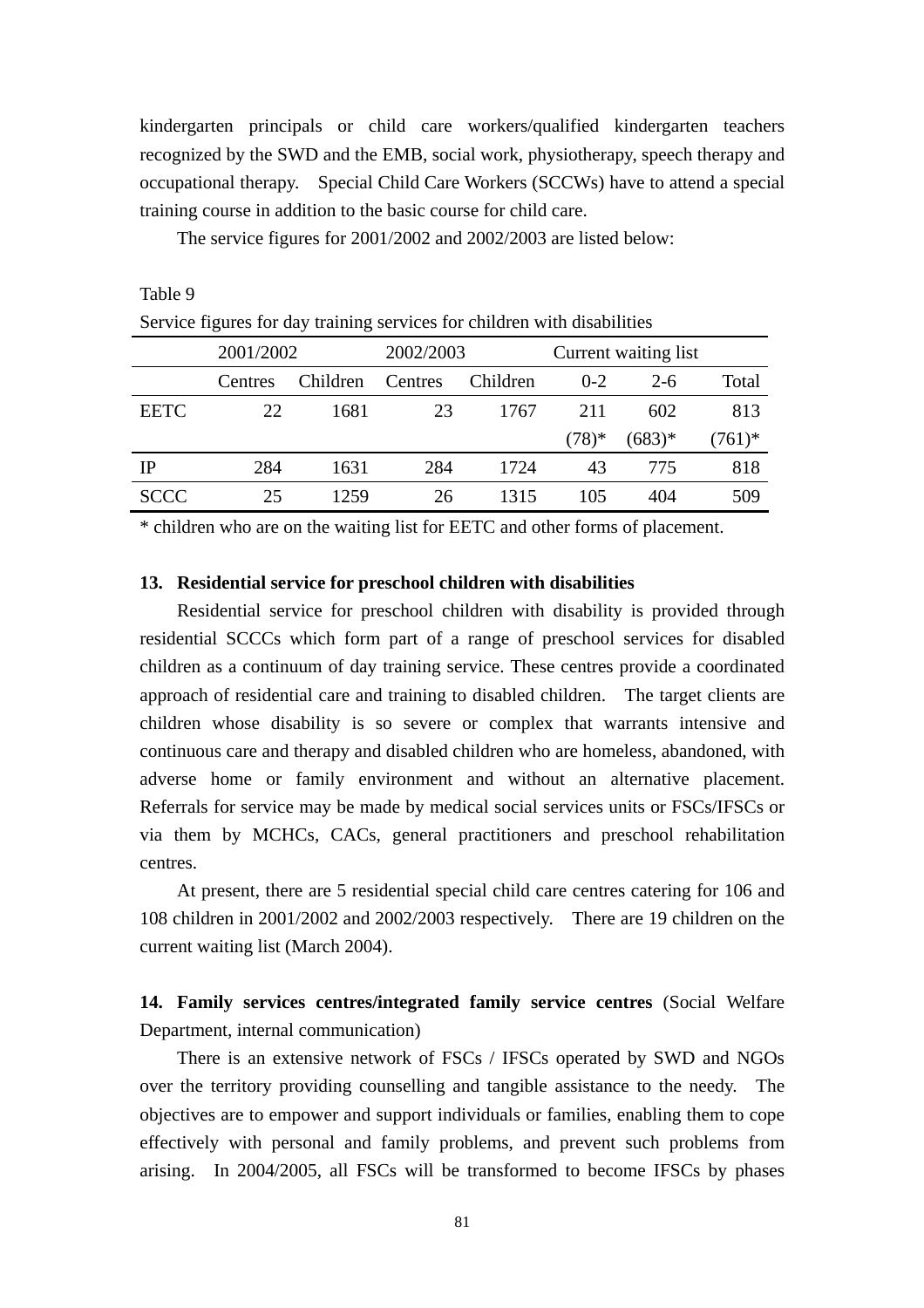kindergarten principals or child care workers/qualified kindergarten teachers recognized by the SWD and the EMB, social work, physiotherapy, speech therapy and occupational therapy. Special Child Care Workers (SCCWs) have to attend a special training course in addition to the basic course for child care.

The service figures for 2001/2002 and 2002/2003 are listed below:

Table 9

Service figures for day training services for children with disabilities

| | 2001/2002 | | 2002/2003 | | Current waiting list | | |
|---|---|---|---|---|---|---|---|
| | Centres | Children | Centres | Children | 0-2 | 2-6 | Total |
| EETC | 22 | 1681 | 23 | 1767 | 211 (78)* | 602 (683)* | 813 (761)* |
| IP | 284 | 1631 | 284 | 1724 | 43 | 775 | 818 |
| SCCC | 25 | 1259 | 26 | 1315 | 105 | 404 | 509 |

\* children who are on the waiting list for EETC and other forms of placement.

**13. Residential service for preschool children with disabilities**

Residential service for preschool children with disability is provided through residential SCCCs which form part of a range of preschool services for disabled children as a continuum of day training service. These centres provide a coordinated approach of residential care and training to disabled children. The target clients are children whose disability is so severe or complex that warrants intensive and continuous care and therapy and disabled children who are homeless, abandoned, with adverse home or family environment and without an alternative placement. Referrals for service may be made by medical social services units or FSCs/IFSCs or via them by MCHCs, CACs, general practitioners and preschool rehabilitation centres.

At present, there are 5 residential special child care centres catering for 106 and 108 children in 2001/2002 and 2002/2003 respectively. There are 19 children on the current waiting list (March 2004).

**14. Family services centres/integrated family service centres** (Social Welfare Department, internal communication)

There is an extensive network of FSCs / IFSCs operated by SWD and NGOs over the territory providing counselling and tangible assistance to the needy. The objectives are to empower and support individuals or families, enabling them to cope effectively with personal and family problems, and prevent such problems from arising. In 2004/2005, all FSCs will be transformed to become IFSCs by phases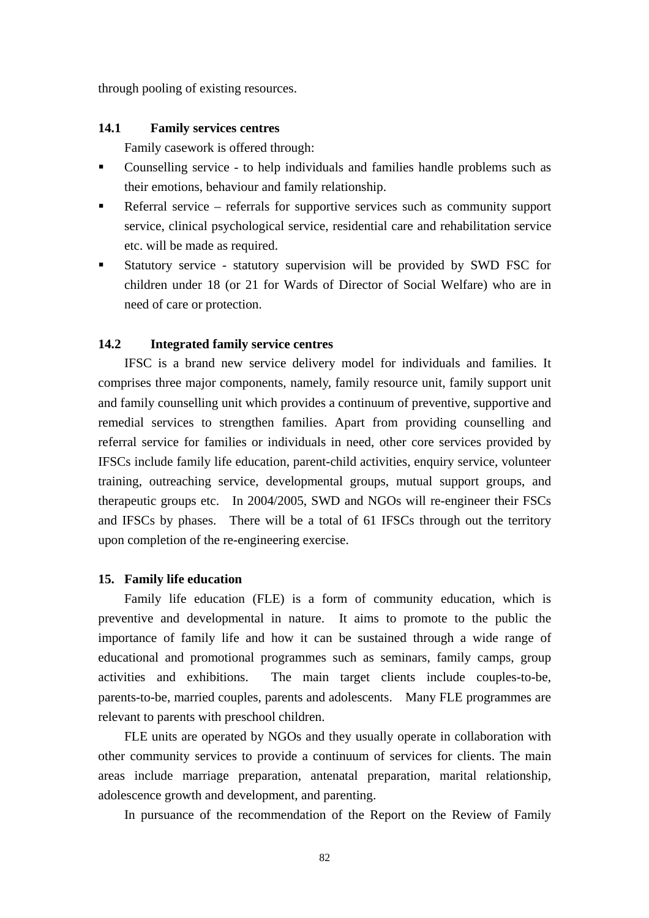through pooling of existing resources.

### 14.1 Family services centres

Family casework is offered through:

- Counselling service - to help individuals and families handle problems such as their emotions, behaviour and family relationship.
- Referral service – referrals for supportive services such as community support service, clinical psychological service, residential care and rehabilitation service etc. will be made as required.
- Statutory service - statutory supervision will be provided by SWD FSC for children under 18 (or 21 for Wards of Director of Social Welfare) who are in need of care or protection.

### 14.2 Integrated family service centres

IFSC is a brand new service delivery model for individuals and families. It comprises three major components, namely, family resource unit, family support unit and family counselling unit which provides a continuum of preventive, supportive and remedial services to strengthen families. Apart from providing counselling and referral service for families or individuals in need, other core services provided by IFSCs include family life education, parent-child activities, enquiry service, volunteer training, outreaching service, developmental groups, mutual support groups, and therapeutic groups etc. In 2004/2005, SWD and NGOs will re-engineer their FSCs and IFSCs by phases. There will be a total of 61 IFSCs through out the territory upon completion of the re-engineering exercise.

## 15. Family life education

Family life education (FLE) is a form of community education, which is preventive and developmental in nature. It aims to promote to the public the importance of family life and how it can be sustained through a wide range of educational and promotional programmes such as seminars, family camps, group activities and exhibitions. The main target clients include couples-to-be, parents-to-be, married couples, parents and adolescents. Many FLE programmes are relevant to parents with preschool children.

FLE units are operated by NGOs and they usually operate in collaboration with other community services to provide a continuum of services for clients. The main areas include marriage preparation, antenatal preparation, marital relationship, adolescence growth and development, and parenting.

In pursuance of the recommendation of the Report on the Review of Family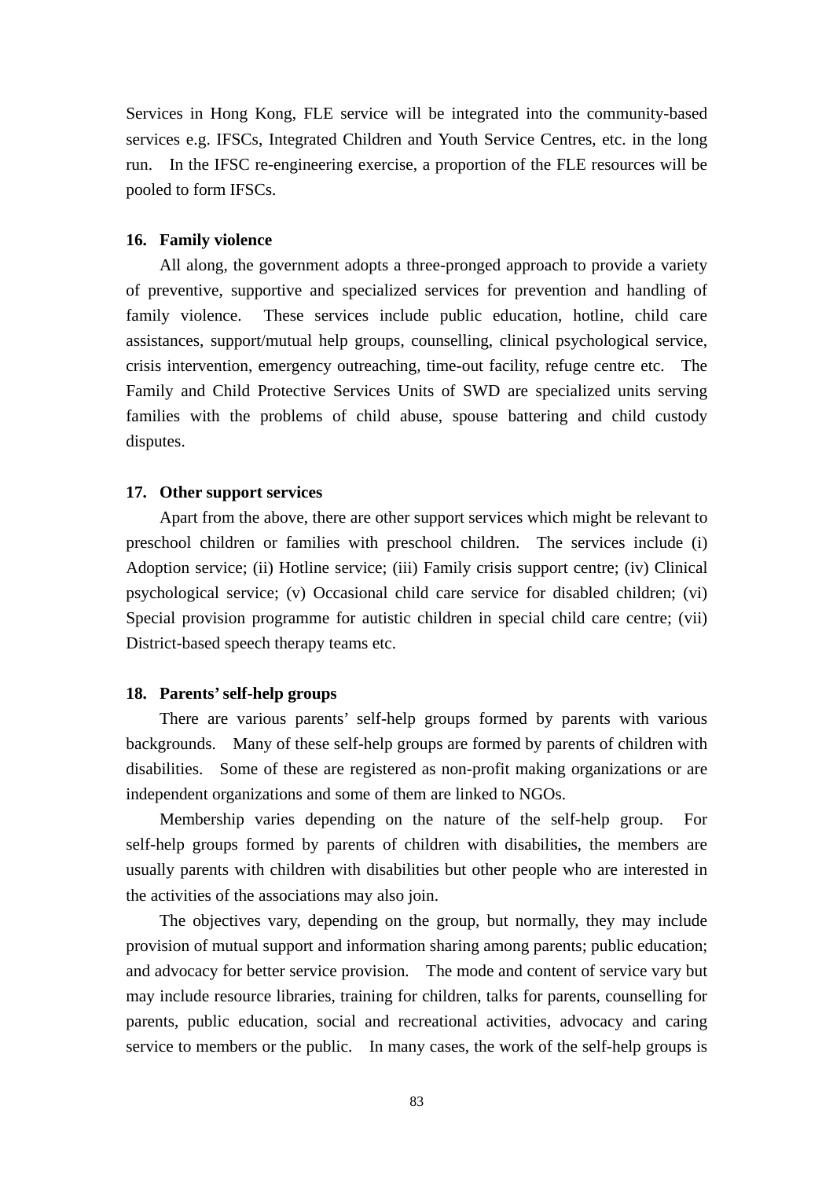Services in Hong Kong, FLE service will be integrated into the community-based services e.g. IFSCs, Integrated Children and Youth Service Centres, etc. in the long run. In the IFSC re-engineering exercise, a proportion of the FLE resources will be pooled to form IFSCs.

**16. Family violence**

All along, the government adopts a three-pronged approach to provide a variety of preventive, supportive and specialized services for prevention and handling of family violence. These services include public education, hotline, child care assistances, support/mutual help groups, counselling, clinical psychological service, crisis intervention, emergency outreaching, time-out facility, refuge centre etc. The Family and Child Protective Services Units of SWD are specialized units serving families with the problems of child abuse, spouse battering and child custody disputes.

**17. Other support services**

Apart from the above, there are other support services which might be relevant to preschool children or families with preschool children. The services include (i) Adoption service; (ii) Hotline service; (iii) Family crisis support centre; (iv) Clinical psychological service; (v) Occasional child care service for disabled children; (vi) Special provision programme for autistic children in special child care centre; (vii) District-based speech therapy teams etc.

**18. Parents' self-help groups**

There are various parents' self-help groups formed by parents with various backgrounds. Many of these self-help groups are formed by parents of children with disabilities. Some of these are registered as non-profit making organizations or are independent organizations and some of them are linked to NGOs.

Membership varies depending on the nature of the self-help group. For self-help groups formed by parents of children with disabilities, the members are usually parents with children with disabilities but other people who are interested in the activities of the associations may also join.

The objectives vary, depending on the group, but normally, they may include provision of mutual support and information sharing among parents; public education; and advocacy for better service provision. The mode and content of service vary but may include resource libraries, training for children, talks for parents, counselling for parents, public education, social and recreational activities, advocacy and caring service to members or the public. In many cases, the work of the self-help groups is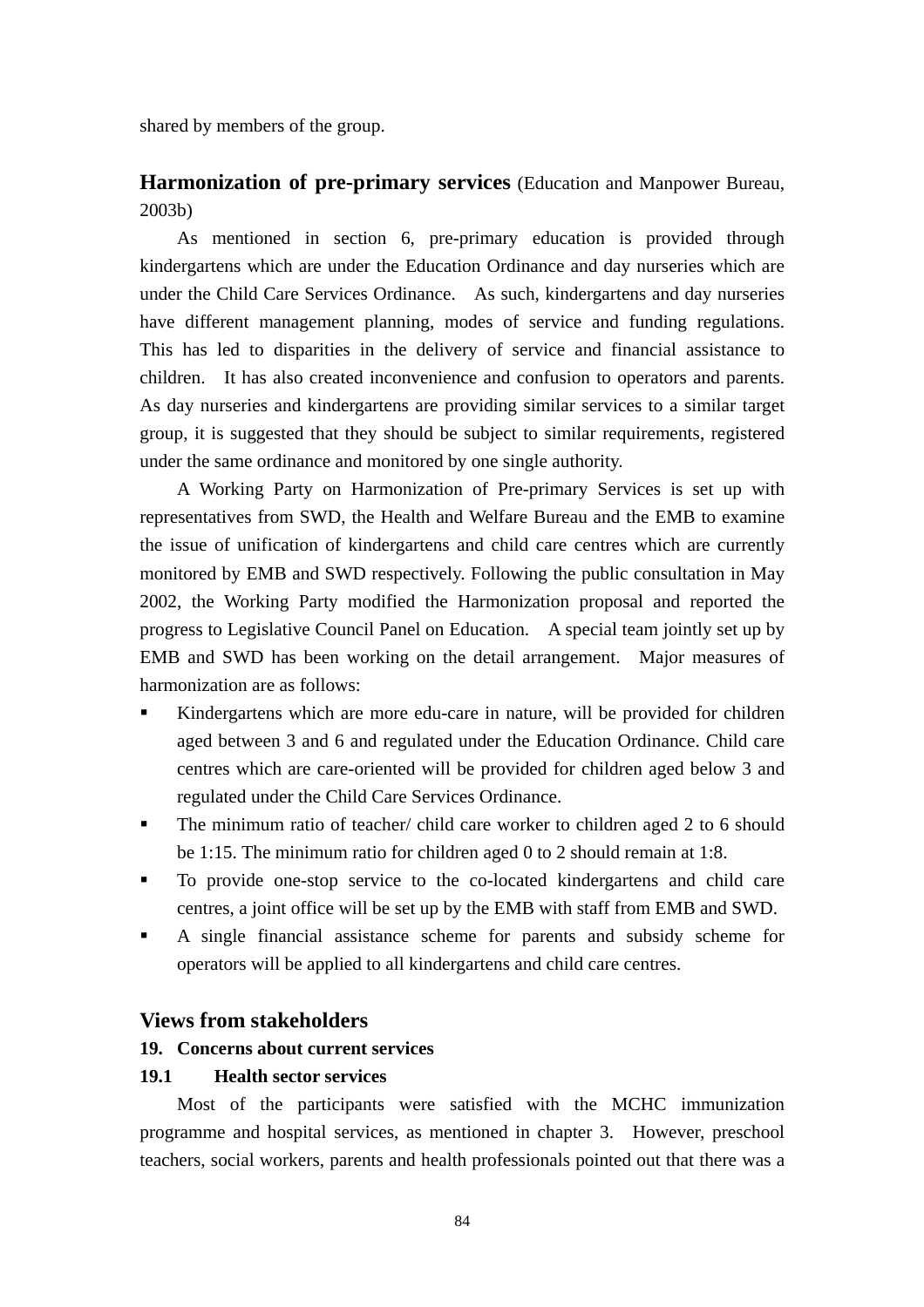shared by members of the group.

**Harmonization of pre-primary services** (Education and Manpower Bureau, 2003b)

As mentioned in section 6, pre-primary education is provided through kindergartens which are under the Education Ordinance and day nurseries which are under the Child Care Services Ordinance. As such, kindergartens and day nurseries have different management planning, modes of service and funding regulations. This has led to disparities in the delivery of service and financial assistance to children. It has also created inconvenience and confusion to operators and parents. As day nurseries and kindergartens are providing similar services to a similar target group, it is suggested that they should be subject to similar requirements, registered under the same ordinance and monitored by one single authority.

A Working Party on Harmonization of Pre-primary Services is set up with representatives from SWD, the Health and Welfare Bureau and the EMB to examine the issue of unification of kindergartens and child care centres which are currently monitored by EMB and SWD respectively. Following the public consultation in May 2002, the Working Party modified the Harmonization proposal and reported the progress to Legislative Council Panel on Education. A special team jointly set up by EMB and SWD has been working on the detail arrangement. Major measures of harmonization are as follows:

- Kindergartens which are more edu-care in nature, will be provided for children aged between 3 and 6 and regulated under the Education Ordinance. Child care centres which are care-oriented will be provided for children aged below 3 and regulated under the Child Care Services Ordinance.
- The minimum ratio of teacher/ child care worker to children aged 2 to 6 should be 1:15. The minimum ratio for children aged 0 to 2 should remain at 1:8.
- To provide one-stop service to the co-located kindergartens and child care centres, a joint office will be set up by the EMB with staff from EMB and SWD.
- A single financial assistance scheme for parents and subsidy scheme for operators will be applied to all kindergartens and child care centres.

## Views from stakeholders

### 19. Concerns about current services

#### 19.1 Health sector services

Most of the participants were satisfied with the MCHC immunization programme and hospital services, as mentioned in chapter 3. However, preschool teachers, social workers, parents and health professionals pointed out that there was a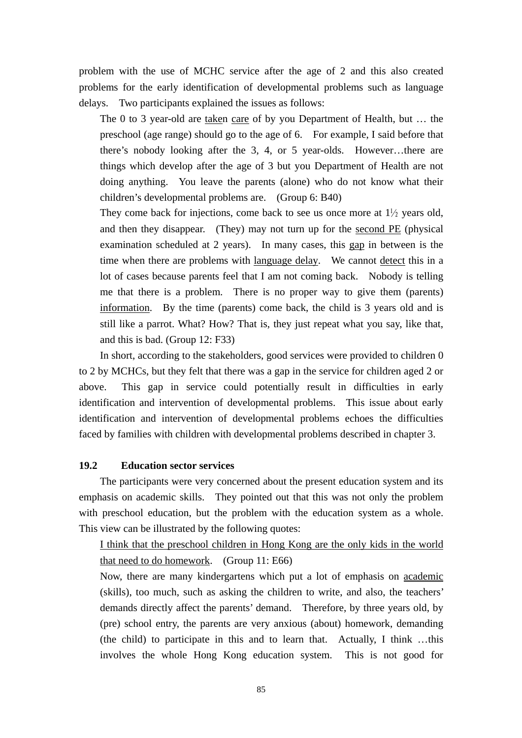problem with the use of MCHC service after the age of 2 and this also created problems for the early identification of developmental problems such as language delays. Two participants explained the issues as follows:

> The 0 to 3 year-old are <u>take</u>n <u>care</u> of by you Department of Health, but … the preschool (age range) should go to the age of 6. For example, I said before that there's nobody looking after the 3, 4, or 5 year-olds. However…there are things which develop after the age of 3 but you Department of Health are not doing anything. You leave the parents (alone) who do not know what their children's developmental problems are. (Group 6: B40)

> They come back for injections, come back to see us once more at 1½ years old, and then they disappear. (They) may not turn up for the <u>second PE</u> (physical examination scheduled at 2 years). In many cases, this <u>gap</u> in between is the time when there are problems with <u>language delay</u>. We cannot <u>detect</u> this in a lot of cases because parents feel that I am not coming back. Nobody is telling me that there is a problem. There is no proper way to give them (parents) <u>information</u>. By the time (parents) come back, the child is 3 years old and is still like a parrot. What? How? That is, they just repeat what you say, like that, and this is bad. (Group 12: F33)

In short, according to the stakeholders, good services were provided to children 0 to 2 by MCHCs, but they felt that there was a gap in the service for children aged 2 or above. This gap in service could potentially result in difficulties in early identification and intervention of developmental problems. This issue about early identification and intervention of developmental problems echoes the difficulties faced by families with children with developmental problems described in chapter 3.

### 19.2 Education sector services

The participants were very concerned about the present education system and its emphasis on academic skills. They pointed out that this was not only the problem with preschool education, but the problem with the education system as a whole. This view can be illustrated by the following quotes:

> <u>I think that the preschool children in Hong Kong are the only kids in the world that need to do homework</u>. (Group 11: E66)

> Now, there are many kindergartens which put a lot of emphasis on <u>academic</u> (skills), too much, such as asking the children to write, and also, the teachers' demands directly affect the parents' demand. Therefore, by three years old, by (pre) school entry, the parents are very anxious (about) homework, demanding (the child) to participate in this and to learn that. Actually, I think …this involves the whole Hong Kong education system. This is not good for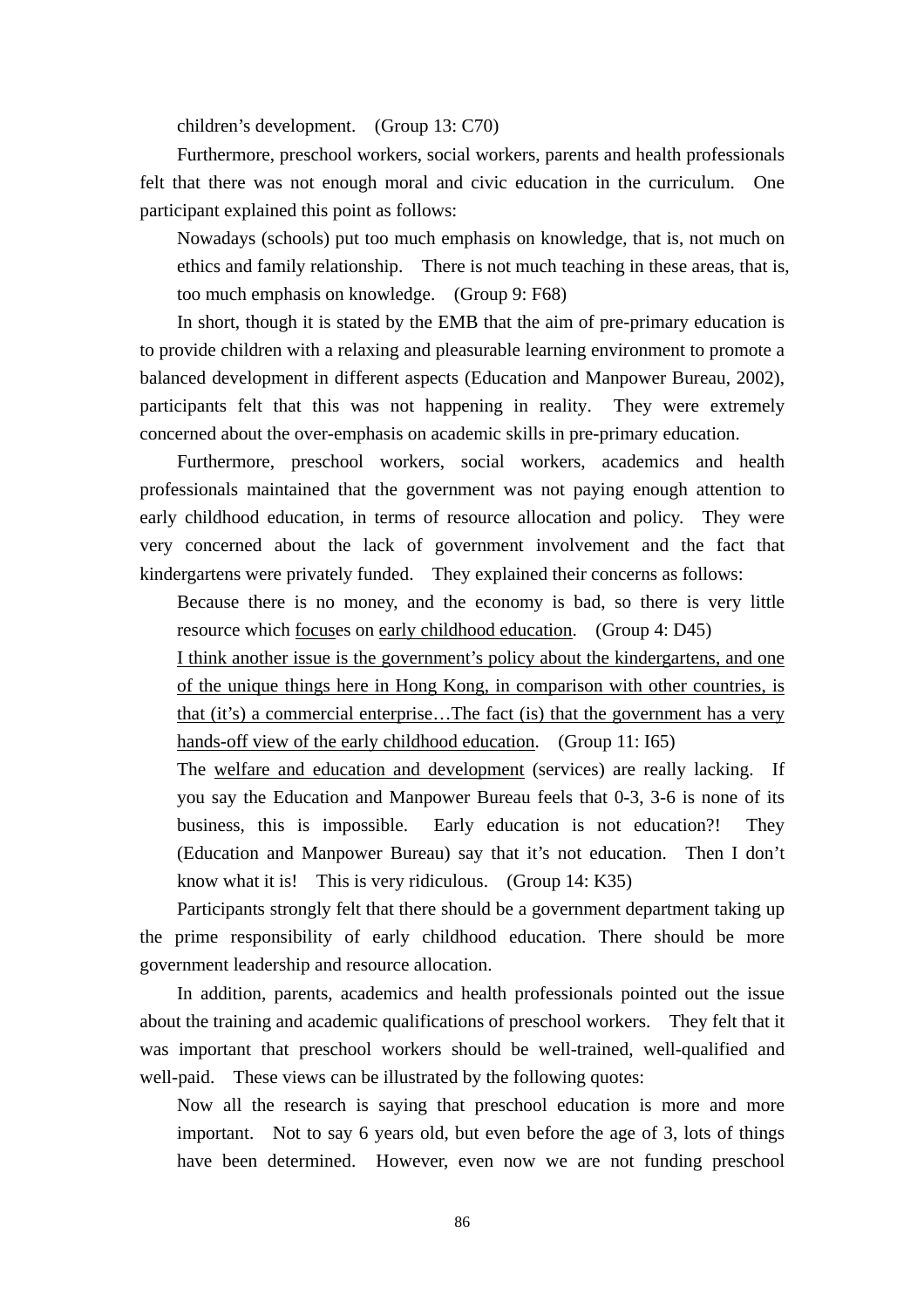children's development. (Group 13: C70)

Furthermore, preschool workers, social workers, parents and health professionals felt that there was not enough moral and civic education in the curriculum. One participant explained this point as follows:

> Nowadays (schools) put too much emphasis on knowledge, that is, not much on ethics and family relationship. There is not much teaching in these areas, that is, too much emphasis on knowledge. (Group 9: F68)

In short, though it is stated by the EMB that the aim of pre-primary education is to provide children with a relaxing and pleasurable learning environment to promote a balanced development in different aspects (Education and Manpower Bureau, 2002), participants felt that this was not happening in reality. They were extremely concerned about the over-emphasis on academic skills in pre-primary education.

Furthermore, preschool workers, social workers, academics and health professionals maintained that the government was not paying enough attention to early childhood education, in terms of resource allocation and policy. They were very concerned about the lack of government involvement and the fact that kindergartens were privately funded. They explained their concerns as follows:

> Because there is no money, and the economy is bad, so there is very little resource which focuses on early childhood education. (Group 4: D45)
>
> I think another issue is the government's policy about the kindergartens, and one of the unique things here in Hong Kong, in comparison with other countries, is that (it's) a commercial enterprise…The fact (is) that the government has a very hands-off view of the early childhood education. (Group 11: I65)
>
> The welfare and education and development (services) are really lacking. If you say the Education and Manpower Bureau feels that 0-3, 3-6 is none of its business, this is impossible. Early education is not education?! They (Education and Manpower Bureau) say that it's not education. Then I don't know what it is! This is very ridiculous. (Group 14: K35)

Participants strongly felt that there should be a government department taking up the prime responsibility of early childhood education. There should be more government leadership and resource allocation.

In addition, parents, academics and health professionals pointed out the issue about the training and academic qualifications of preschool workers. They felt that it was important that preschool workers should be well-trained, well-qualified and well-paid. These views can be illustrated by the following quotes:

> Now all the research is saying that preschool education is more and more important. Not to say 6 years old, but even before the age of 3, lots of things have been determined. However, even now we are not funding preschool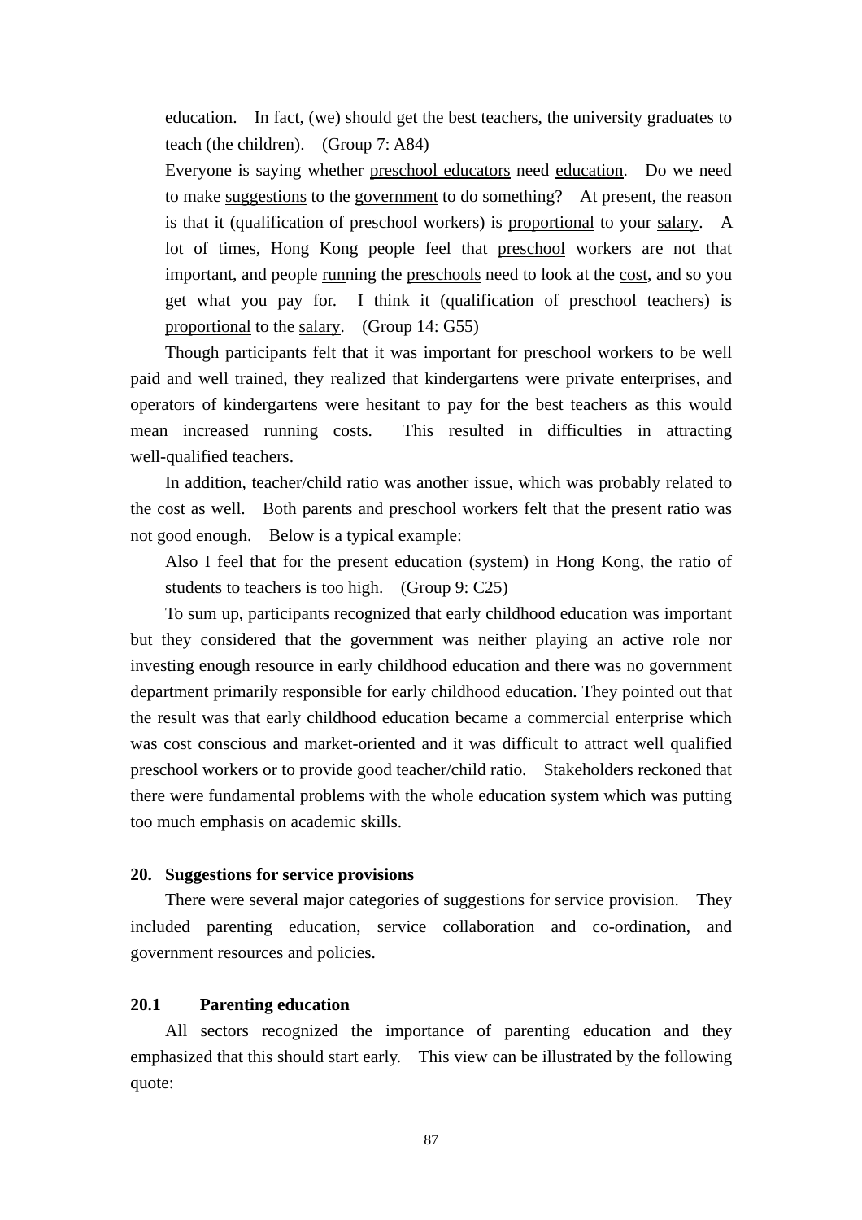education. In fact, (we) should get the best teachers, the university graduates to teach (the children). (Group 7: A84)

Everyone is saying whether preschool educators need education. Do we need to make suggestions to the government to do something? At present, the reason is that it (qualification of preschool workers) is proportional to your salary. A lot of times, Hong Kong people feel that preschool workers are not that important, and people running the preschools need to look at the cost, and so you get what you pay for. I think it (qualification of preschool teachers) is proportional to the salary. (Group 14: G55)

Though participants felt that it was important for preschool workers to be well paid and well trained, they realized that kindergartens were private enterprises, and operators of kindergartens were hesitant to pay for the best teachers as this would mean increased running costs. This resulted in difficulties in attracting well-qualified teachers.

In addition, teacher/child ratio was another issue, which was probably related to the cost as well. Both parents and preschool workers felt that the present ratio was not good enough. Below is a typical example:

Also I feel that for the present education (system) in Hong Kong, the ratio of students to teachers is too high. (Group 9: C25)

To sum up, participants recognized that early childhood education was important but they considered that the government was neither playing an active role nor investing enough resource in early childhood education and there was no government department primarily responsible for early childhood education. They pointed out that the result was that early childhood education became a commercial enterprise which was cost conscious and market-oriented and it was difficult to attract well qualified preschool workers or to provide good teacher/child ratio. Stakeholders reckoned that there were fundamental problems with the whole education system which was putting too much emphasis on academic skills.

## 20. Suggestions for service provisions

There were several major categories of suggestions for service provision. They included parenting education, service collaboration and co-ordination, and government resources and policies.

### 20.1 Parenting education

All sectors recognized the importance of parenting education and they emphasized that this should start early. This view can be illustrated by the following quote: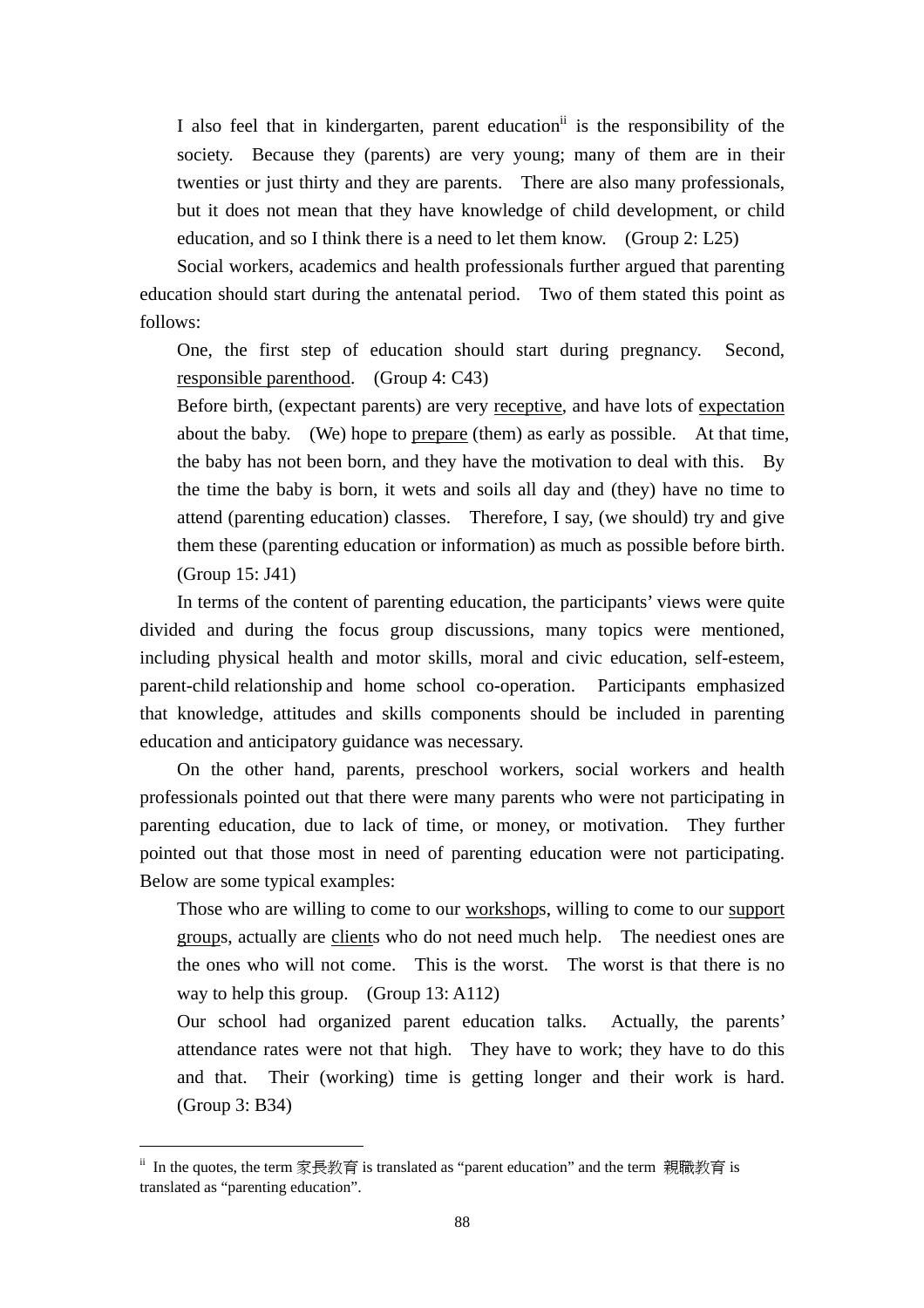> I also feel that in kindergarten, parent education[ii] is the responsibility of the society. Because they (parents) are very young; many of them are in their twenties or just thirty and they are parents. There are also many professionals, but it does not mean that they have knowledge of child development, or child education, and so I think there is a need to let them know. (Group 2: L25)

Social workers, academics and health professionals further argued that parenting education should start during the antenatal period. Two of them stated this point as follows:

> One, the first step of education should start during pregnancy. Second, <u>responsible parenthood</u>. (Group 4: C43)

> Before birth, (expectant parents) are very <u>receptive</u>, and have lots of <u>expectation</u> about the baby. (We) hope to <u>prepare</u> (them) as early as possible. At that time, the baby has not been born, and they have the motivation to deal with this. By the time the baby is born, it wets and soils all day and (they) have no time to attend (parenting education) classes. Therefore, I say, (we should) try and give them these (parenting education or information) as much as possible before birth. (Group 15: J41)

In terms of the content of parenting education, the participants' views were quite divided and during the focus group discussions, many topics were mentioned, including physical health and motor skills, moral and civic education, self-esteem, parent-child relationship and home school co-operation. Participants emphasized that knowledge, attitudes and skills components should be included in parenting education and anticipatory guidance was necessary.

On the other hand, parents, preschool workers, social workers and health professionals pointed out that there were many parents who were not participating in parenting education, due to lack of time, or money, or motivation. They further pointed out that those most in need of parenting education were not participating. Below are some typical examples:

> Those who are willing to come to our <u>workshop</u>s, willing to come to our <u>support group</u>s, actually are <u>client</u>s who do not need much help. The neediest ones are the ones who will not come. This is the worst. The worst is that there is no way to help this group. (Group 13: A112)

> Our school had organized parent education talks. Actually, the parents' attendance rates were not that high. They have to work; they have to do this and that. Their (working) time is getting longer and their work is hard. (Group 3: B34)

---

[ii] In the quotes, the term 家長教育 is translated as "parent education" and the term 親職教育 is translated as "parenting education".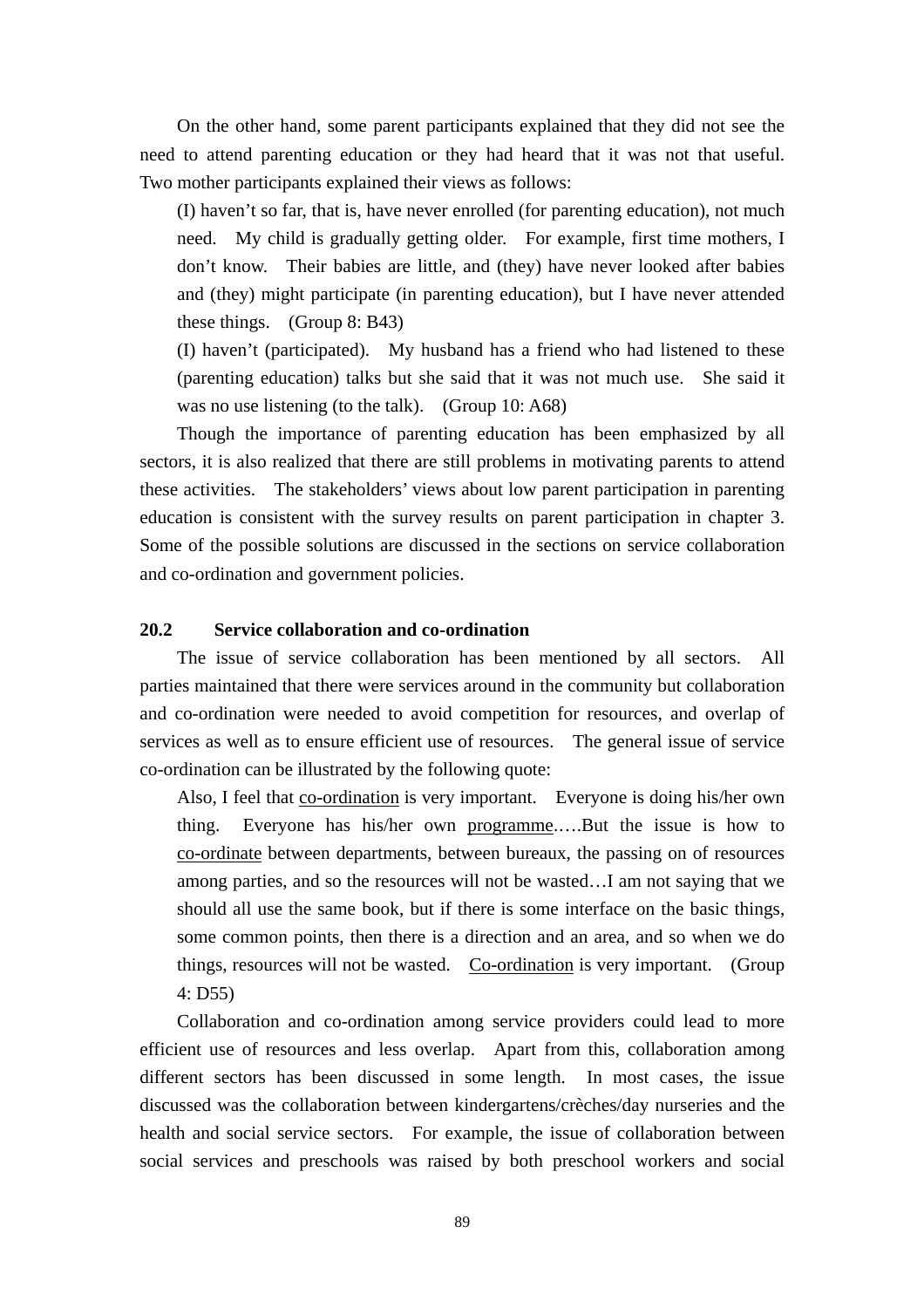On the other hand, some parent participants explained that they did not see the need to attend parenting education or they had heard that it was not that useful. Two mother participants explained their views as follows:

> (I) haven't so far, that is, have never enrolled (for parenting education), not much need. My child is gradually getting older. For example, first time mothers, I don't know. Their babies are little, and (they) have never looked after babies and (they) might participate (in parenting education), but I have never attended these things. (Group 8: B43)

> (I) haven't (participated). My husband has a friend who had listened to these (parenting education) talks but she said that it was not much use. She said it was no use listening (to the talk). (Group 10: A68)

Though the importance of parenting education has been emphasized by all sectors, it is also realized that there are still problems in motivating parents to attend these activities. The stakeholders' views about low parent participation in parenting education is consistent with the survey results on parent participation in chapter 3. Some of the possible solutions are discussed in the sections on service collaboration and co-ordination and government policies.

### 20.2 Service collaboration and co-ordination

The issue of service collaboration has been mentioned by all sectors. All parties maintained that there were services around in the community but collaboration and co-ordination were needed to avoid competition for resources, and overlap of services as well as to ensure efficient use of resources. The general issue of service co-ordination can be illustrated by the following quote:

> Also, I feel that <u>co-ordination</u> is very important. Everyone is doing his/her own thing. Everyone has his/her own <u>programme</u>.….But the issue is how to <u>co-ordinate</u> between departments, between bureaux, the passing on of resources among parties, and so the resources will not be wasted…I am not saying that we should all use the same book, but if there is some interface on the basic things, some common points, then there is a direction and an area, and so when we do things, resources will not be wasted. <u>Co-ordination</u> is very important. (Group 4: D55)

Collaboration and co-ordination among service providers could lead to more efficient use of resources and less overlap. Apart from this, collaboration among different sectors has been discussed in some length. In most cases, the issue discussed was the collaboration between kindergartens/crèches/day nurseries and the health and social service sectors. For example, the issue of collaboration between social services and preschools was raised by both preschool workers and social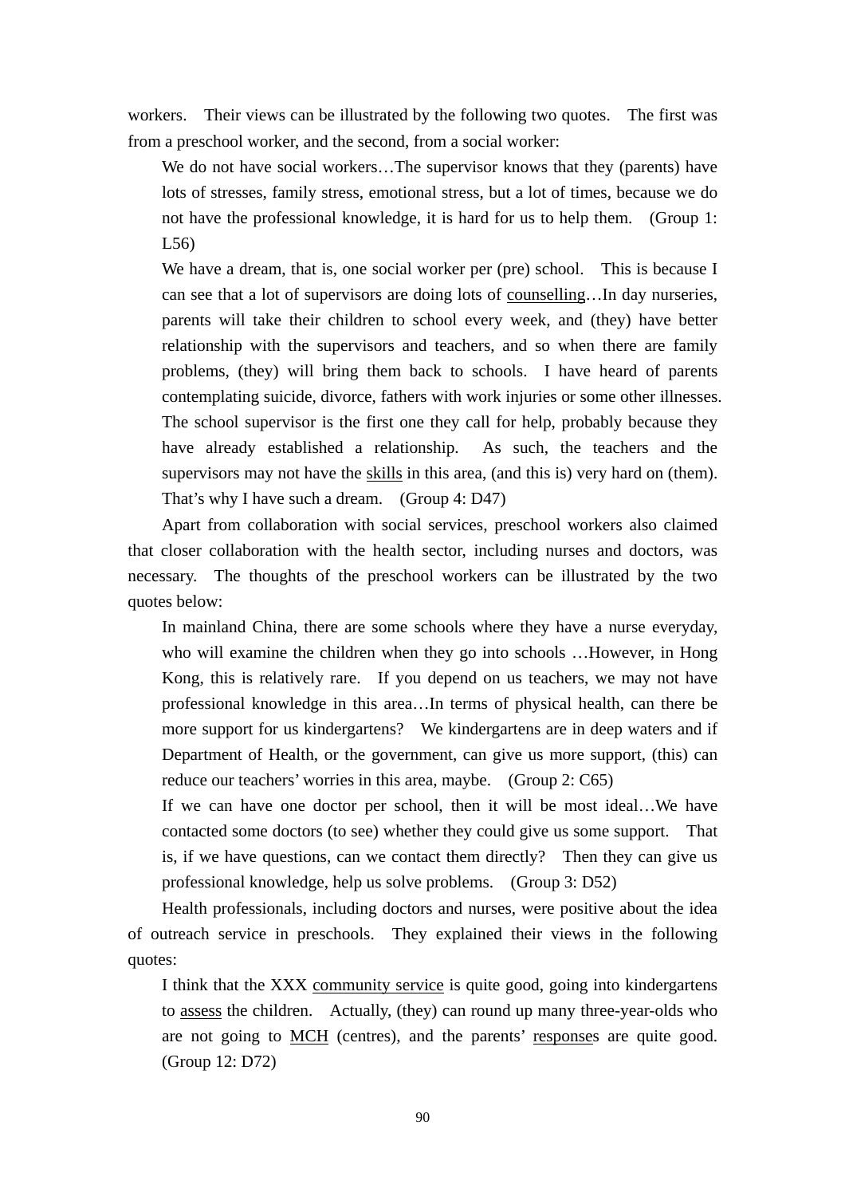workers. Their views can be illustrated by the following two quotes. The first was from a preschool worker, and the second, from a social worker:

> We do not have social workers…The supervisor knows that they (parents) have lots of stresses, family stress, emotional stress, but a lot of times, because we do not have the professional knowledge, it is hard for us to help them. (Group 1: L56)

> We have a dream, that is, one social worker per (pre) school. This is because I can see that a lot of supervisors are doing lots of <u>counselling</u>…In day nurseries, parents will take their children to school every week, and (they) have better relationship with the supervisors and teachers, and so when there are family problems, (they) will bring them back to schools. I have heard of parents contemplating suicide, divorce, fathers with work injuries or some other illnesses. The school supervisor is the first one they call for help, probably because they have already established a relationship. As such, the teachers and the supervisors may not have the <u>skills</u> in this area, (and this is) very hard on (them). That's why I have such a dream. (Group 4: D47)

Apart from collaboration with social services, preschool workers also claimed that closer collaboration with the health sector, including nurses and doctors, was necessary. The thoughts of the preschool workers can be illustrated by the two quotes below:

> In mainland China, there are some schools where they have a nurse everyday, who will examine the children when they go into schools …However, in Hong Kong, this is relatively rare. If you depend on us teachers, we may not have professional knowledge in this area…In terms of physical health, can there be more support for us kindergartens? We kindergartens are in deep waters and if Department of Health, or the government, can give us more support, (this) can reduce our teachers' worries in this area, maybe. (Group 2: C65)

> If we can have one doctor per school, then it will be most ideal…We have contacted some doctors (to see) whether they could give us some support. That is, if we have questions, can we contact them directly? Then they can give us professional knowledge, help us solve problems. (Group 3: D52)

Health professionals, including doctors and nurses, were positive about the idea of outreach service in preschools. They explained their views in the following quotes:

> I think that the XXX <u>community service</u> is quite good, going into kindergartens to <u>assess</u> the children. Actually, (they) can round up many three-year-olds who are not going to <u>MCH</u> (centres), and the parents' <u>response</u>s are quite good. (Group 12: D72)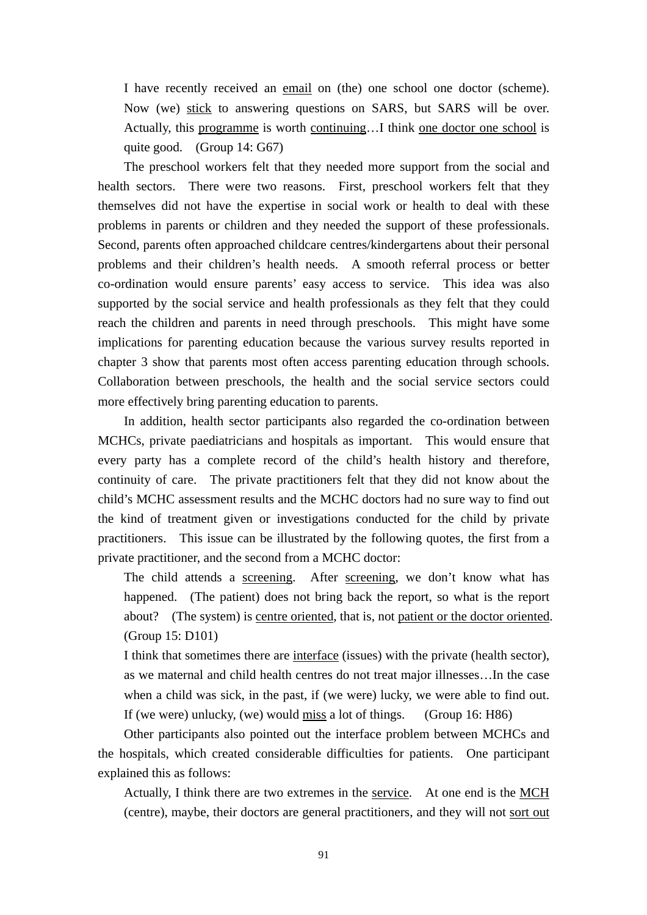> I have recently received an <u>email</u> on (the) one school one doctor (scheme). Now (we) <u>stick</u> to answering questions on SARS, but SARS will be over. Actually, this <u>programme</u> is worth <u>continuing</u>…I think <u>one doctor one school</u> is quite good. (Group 14: G67)

The preschool workers felt that they needed more support from the social and health sectors. There were two reasons. First, preschool workers felt that they themselves did not have the expertise in social work or health to deal with these problems in parents or children and they needed the support of these professionals. Second, parents often approached childcare centres/kindergartens about their personal problems and their children's health needs. A smooth referral process or better co-ordination would ensure parents' easy access to service. This idea was also supported by the social service and health professionals as they felt that they could reach the children and parents in need through preschools. This might have some implications for parenting education because the various survey results reported in chapter 3 show that parents most often access parenting education through schools. Collaboration between preschools, the health and the social service sectors could more effectively bring parenting education to parents.

In addition, health sector participants also regarded the co-ordination between MCHCs, private paediatricians and hospitals as important. This would ensure that every party has a complete record of the child's health history and therefore, continuity of care. The private practitioners felt that they did not know about the child's MCHC assessment results and the MCHC doctors had no sure way to find out the kind of treatment given or investigations conducted for the child by private practitioners. This issue can be illustrated by the following quotes, the first from a private practitioner, and the second from a MCHC doctor:

> The child attends a <u>screening</u>. After <u>screening</u>, we don't know what has happened. (The patient) does not bring back the report, so what is the report about? (The system) is <u>centre oriented</u>, that is, not <u>patient or the doctor oriented</u>. (Group 15: D101)

> I think that sometimes there are <u>interface</u> (issues) with the private (health sector), as we maternal and child health centres do not treat major illnesses…In the case when a child was sick, in the past, if (we were) lucky, we were able to find out. If (we were) unlucky, (we) would <u>miss</u> a lot of things. (Group 16: H86)

Other participants also pointed out the interface problem between MCHCs and the hospitals, which created considerable difficulties for patients. One participant explained this as follows:

> Actually, I think there are two extremes in the <u>service</u>. At one end is the <u>MCH</u> (centre), maybe, their doctors are general practitioners, and they will not <u>sort out</u>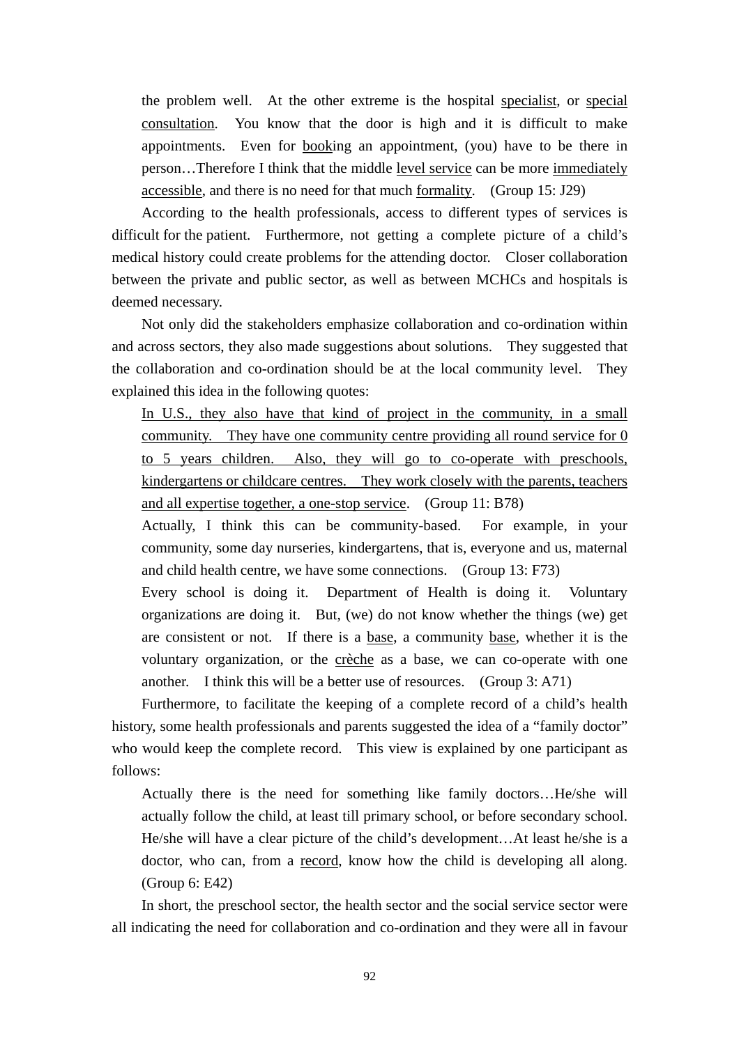the problem well. At the other extreme is the hospital <u>specialist</u>, or <u>special consultation</u>. You know that the door is high and it is difficult to make appointments. Even for <u>book</u>ing an appointment, (you) have to be there in person…Therefore I think that the middle <u>level service</u> can be more <u>immediately accessible</u>, and there is no need for that much <u>formality</u>. (Group 15: J29)

According to the health professionals, access to different types of services is difficult for the patient. Furthermore, not getting a complete picture of a child's medical history could create problems for the attending doctor. Closer collaboration between the private and public sector, as well as between MCHCs and hospitals is deemed necessary.

Not only did the stakeholders emphasize collaboration and co-ordination within and across sectors, they also made suggestions about solutions. They suggested that the collaboration and co-ordination should be at the local community level. They explained this idea in the following quotes:

> <u>In U.S., they also have that kind of project in the community, in a small community. They have one community centre providing all round service for 0 to 5 years children. Also, they will go to co-operate with preschools, kindergartens or childcare centres. They work closely with the parents, teachers and all expertise together, a one-stop service</u>. (Group 11: B78)
>
> Actually, I think this can be community-based. For example, in your community, some day nurseries, kindergartens, that is, everyone and us, maternal and child health centre, we have some connections. (Group 13: F73)
>
> Every school is doing it. Department of Health is doing it. Voluntary organizations are doing it. But, (we) do not know whether the things (we) get are consistent or not. If there is a <u>base</u>, a community <u>base</u>, whether it is the voluntary organization, or the <u>crèche</u> as a base, we can co-operate with one another. I think this will be a better use of resources. (Group 3: A71)

Furthermore, to facilitate the keeping of a complete record of a child's health history, some health professionals and parents suggested the idea of a "family doctor" who would keep the complete record. This view is explained by one participant as follows:

> Actually there is the need for something like family doctors…He/she will actually follow the child, at least till primary school, or before secondary school. He/she will have a clear picture of the child's development…At least he/she is a doctor, who can, from a <u>record</u>, know how the child is developing all along. (Group 6: E42)

In short, the preschool sector, the health sector and the social service sector were all indicating the need for collaboration and co-ordination and they were all in favour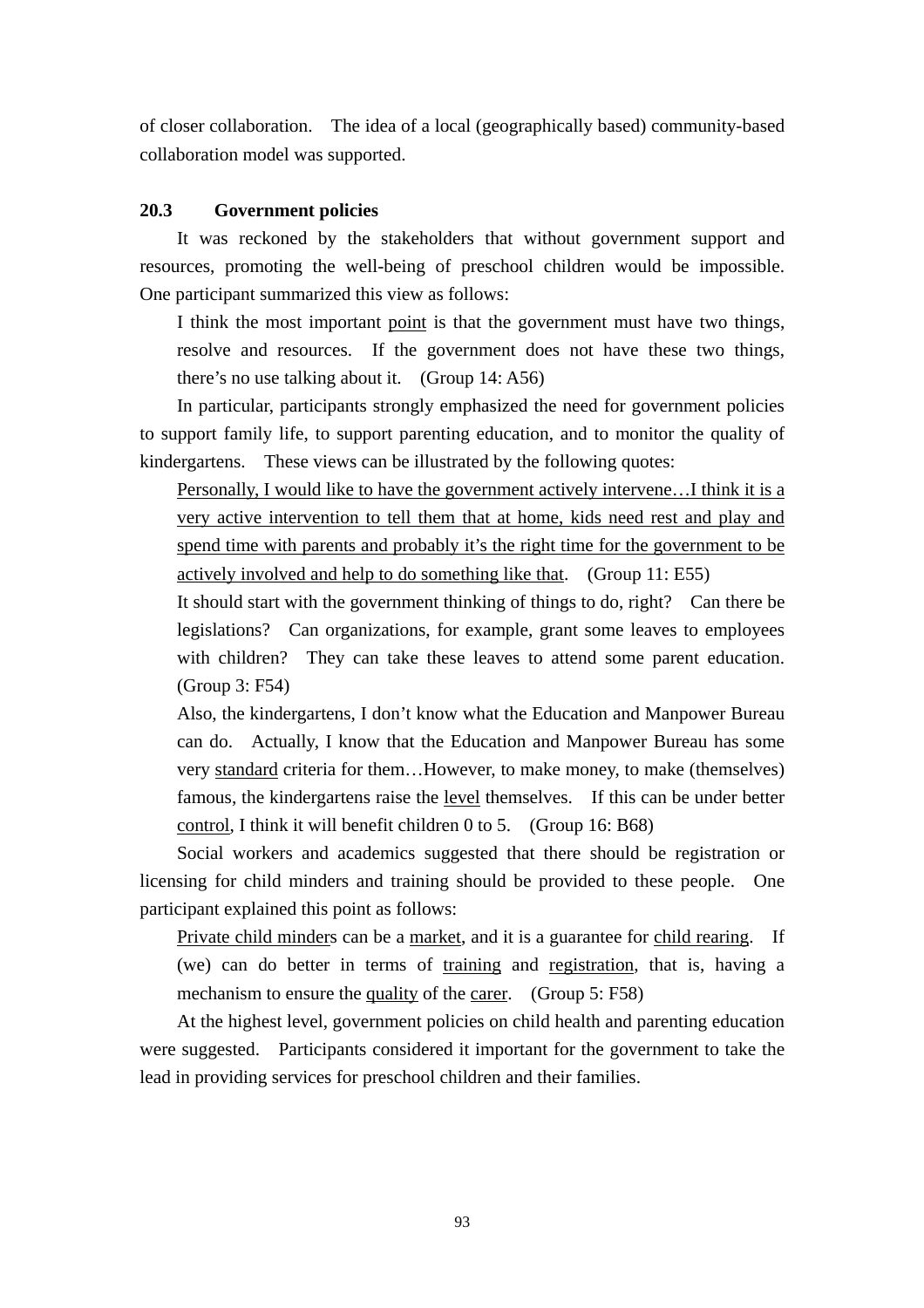of closer collaboration. The idea of a local (geographically based) community-based collaboration model was supported.

### 20.3 Government policies

It was reckoned by the stakeholders that without government support and resources, promoting the well-being of preschool children would be impossible. One participant summarized this view as follows:

> I think the most important <u>point</u> is that the government must have two things, resolve and resources. If the government does not have these two things, there's no use talking about it. (Group 14: A56)

In particular, participants strongly emphasized the need for government policies to support family life, to support parenting education, and to monitor the quality of kindergartens. These views can be illustrated by the following quotes:

> <u>Personally, I would like to have the government actively intervene…I think it is a very active intervention to tell them that at home, kids need rest and play and spend time with parents and probably it's the right time for the government to be actively involved and help to do something like that</u>. (Group 11: E55)

> It should start with the government thinking of things to do, right? Can there be legislations? Can organizations, for example, grant some leaves to employees with children? They can take these leaves to attend some parent education. (Group 3: F54)

> Also, the kindergartens, I don't know what the Education and Manpower Bureau can do. Actually, I know that the Education and Manpower Bureau has some very <u>standard</u> criteria for them…However, to make money, to make (themselves) famous, the kindergartens raise the <u>level</u> themselves. If this can be under better <u>control</u>, I think it will benefit children 0 to 5. (Group 16: B68)

Social workers and academics suggested that there should be registration or licensing for child minders and training should be provided to these people. One participant explained this point as follows:

> <u>Private child minder</u>s can be a <u>market</u>, and it is a guarantee for <u>child rearing</u>. If (we) can do better in terms of <u>training</u> and <u>registration</u>, that is, having a mechanism to ensure the <u>quality</u> of the <u>carer</u>. (Group 5: F58)

At the highest level, government policies on child health and parenting education were suggested. Participants considered it important for the government to take the lead in providing services for preschool children and their families.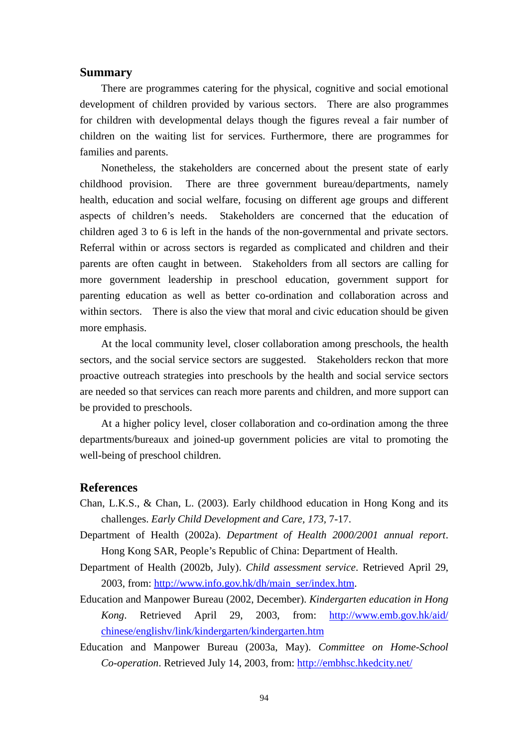## Summary

There are programmes catering for the physical, cognitive and social emotional development of children provided by various sectors. There are also programmes for children with developmental delays though the figures reveal a fair number of children on the waiting list for services. Furthermore, there are programmes for families and parents.

Nonetheless, the stakeholders are concerned about the present state of early childhood provision. There are three government bureau/departments, namely health, education and social welfare, focusing on different age groups and different aspects of children's needs. Stakeholders are concerned that the education of children aged 3 to 6 is left in the hands of the non-governmental and private sectors. Referral within or across sectors is regarded as complicated and children and their parents are often caught in between. Stakeholders from all sectors are calling for more government leadership in preschool education, government support for parenting education as well as better co-ordination and collaboration across and within sectors. There is also the view that moral and civic education should be given more emphasis.

At the local community level, closer collaboration among preschools, the health sectors, and the social service sectors are suggested. Stakeholders reckon that more proactive outreach strategies into preschools by the health and social service sectors are needed so that services can reach more parents and children, and more support can be provided to preschools.

At a higher policy level, closer collaboration and co-ordination among the three departments/bureaux and joined-up government policies are vital to promoting the well-being of preschool children.

## References

Chan, L.K.S., & Chan, L. (2003). Early childhood education in Hong Kong and its challenges. *Early Child Development and Care, 173*, 7-17.

Department of Health (2002a). *Department of Health 2000/2001 annual report*. Hong Kong SAR, People's Republic of China: Department of Health.

Department of Health (2002b, July). *Child assessment service*. Retrieved April 29, 2003, from: http://www.info.gov.hk/dh/main_ser/index.htm.

Education and Manpower Bureau (2002, December). *Kindergarten education in Hong Kong*. Retrieved April 29, 2003, from: http://www.emb.gov.hk/aid/chinese/englishv/link/kindergarten/kindergarten.htm

Education and Manpower Bureau (2003a, May). *Committee on Home-School Co-operation*. Retrieved July 14, 2003, from: http://embhsc.hkedcity.net/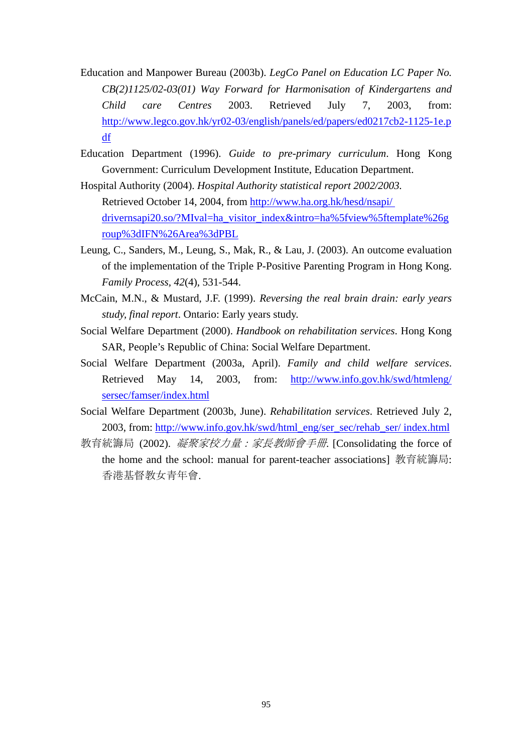Education and Manpower Bureau (2003b). *LegCo Panel on Education LC Paper No. CB(2)1125/02-03(01) Way Forward for Harmonisation of Kindergartens and Child care Centres* 2003. Retrieved July 7, 2003, from: http://www.legco.gov.hk/yr02-03/english/panels/ed/papers/ed0217cb2-1125-1e.pdf

Education Department (1996). *Guide to pre-primary curriculum*. Hong Kong Government: Curriculum Development Institute, Education Department.

Hospital Authority (2004). *Hospital Authority statistical report 2002/2003.* Retrieved October 14, 2004, from http://www.ha.org.hk/hesd/nsapi/driversnsapi20.so/?MIval=ha_visitor_index&intro=ha%5fview%5ftemplate%26group%3dIFN%26Area%3dPBL

Leung, C., Sanders, M., Leung, S., Mak, R., & Lau, J. (2003). An outcome evaluation of the implementation of the Triple P-Positive Parenting Program in Hong Kong. *Family Process*, *42*(4), 531-544.

McCain, M.N., & Mustard, J.F. (1999). *Reversing the real brain drain: early years study, final report*. Ontario: Early years study.

Social Welfare Department (2000). *Handbook on rehabilitation services*. Hong Kong SAR, People's Republic of China: Social Welfare Department.

Social Welfare Department (2003a, April). *Family and child welfare services*. Retrieved May 14, 2003, from: http://www.info.gov.hk/swd/htmleng/sersec/famser/index.html

Social Welfare Department (2003b, June). *Rehabilitation services*. Retrieved July 2, 2003, from: http://www.info.gov.hk/swd/html_eng/ser_sec/rehab_ser/ index.html

教育統籌局 (2002). *凝聚家校力量：家長教師會手冊*. [Consolidating the force of the home and the school: manual for parent-teacher associations] 教育統籌局: 香港基督教女青年會.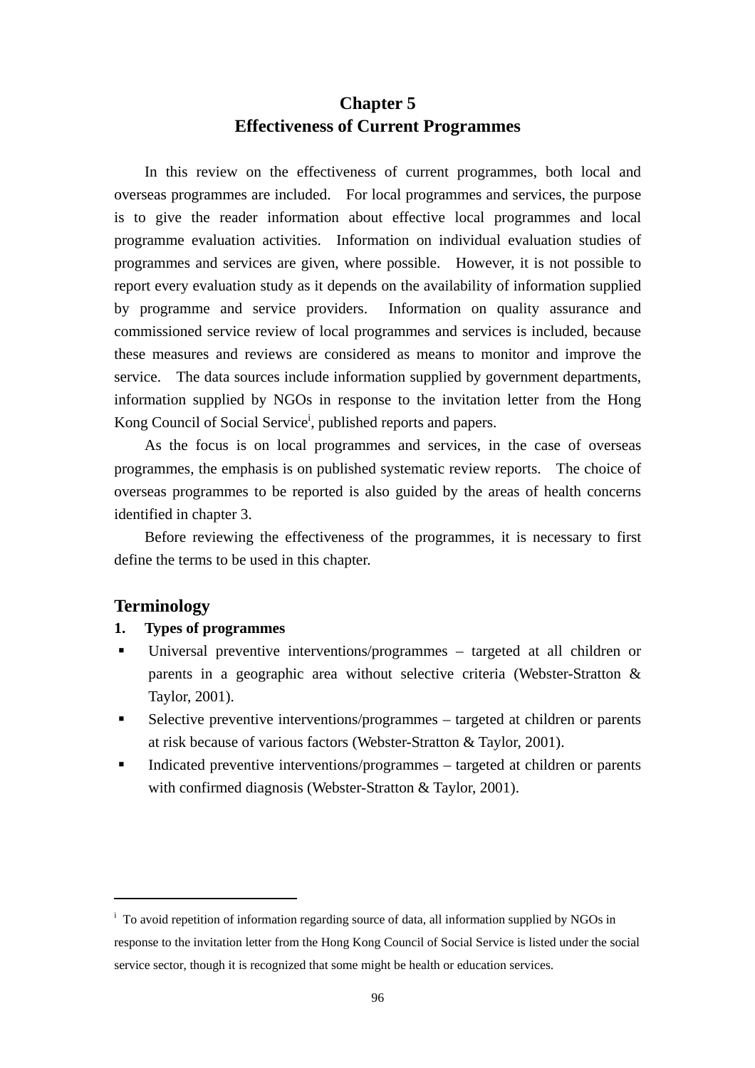# Chapter 5
# Effectiveness of Current Programmes

In this review on the effectiveness of current programmes, both local and overseas programmes are included. For local programmes and services, the purpose is to give the reader information about effective local programmes and local programme evaluation activities. Information on individual evaluation studies of programmes and services are given, where possible. However, it is not possible to report every evaluation study as it depends on the availability of information supplied by programme and service providers. Information on quality assurance and commissioned service review of local programmes and services is included, because these measures and reviews are considered as means to monitor and improve the service. The data sources include information supplied by government departments, information supplied by NGOs in response to the invitation letter from the Hong Kong Council of Social Service[i], published reports and papers.

As the focus is on local programmes and services, in the case of overseas programmes, the emphasis is on published systematic review reports. The choice of overseas programmes to be reported is also guided by the areas of health concerns identified in chapter 3.

Before reviewing the effectiveness of the programmes, it is necessary to first define the terms to be used in this chapter.

## Terminology

**1. Types of programmes**

- Universal preventive interventions/programmes – targeted at all children or parents in a geographic area without selective criteria (Webster-Stratton & Taylor, 2001).
- Selective preventive interventions/programmes – targeted at children or parents at risk because of various factors (Webster-Stratton & Taylor, 2001).
- Indicated preventive interventions/programmes – targeted at children or parents with confirmed diagnosis (Webster-Stratton & Taylor, 2001).

---

[i] To avoid repetition of information regarding source of data, all information supplied by NGOs in response to the invitation letter from the Hong Kong Council of Social Service is listed under the social service sector, though it is recognized that some might be health or education services.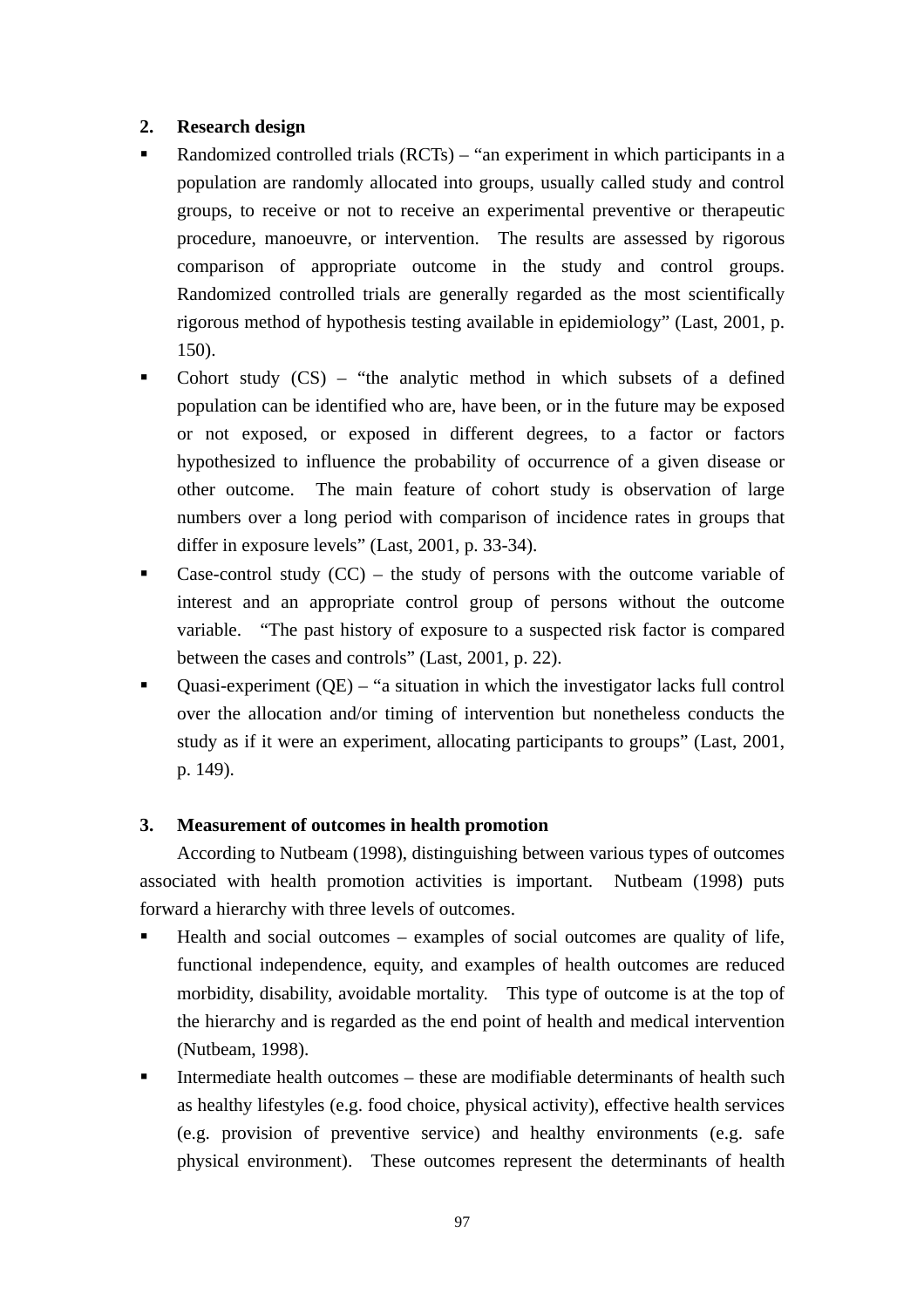## 2. Research design

- Randomized controlled trials (RCTs) – "an experiment in which participants in a population are randomly allocated into groups, usually called study and control groups, to receive or not to receive an experimental preventive or therapeutic procedure, manoeuvre, or intervention. The results are assessed by rigorous comparison of appropriate outcome in the study and control groups. Randomized controlled trials are generally regarded as the most scientifically rigorous method of hypothesis testing available in epidemiology" (Last, 2001, p. 150).
- Cohort study (CS) – "the analytic method in which subsets of a defined population can be identified who are, have been, or in the future may be exposed or not exposed, or exposed in different degrees, to a factor or factors hypothesized to influence the probability of occurrence of a given disease or other outcome. The main feature of cohort study is observation of large numbers over a long period with comparison of incidence rates in groups that differ in exposure levels" (Last, 2001, p. 33-34).
- Case-control study (CC) – the study of persons with the outcome variable of interest and an appropriate control group of persons without the outcome variable. "The past history of exposure to a suspected risk factor is compared between the cases and controls" (Last, 2001, p. 22).
- Quasi-experiment (QE) – "a situation in which the investigator lacks full control over the allocation and/or timing of intervention but nonetheless conducts the study as if it were an experiment, allocating participants to groups" (Last, 2001, p. 149).

## 3. Measurement of outcomes in health promotion

According to Nutbeam (1998), distinguishing between various types of outcomes associated with health promotion activities is important. Nutbeam (1998) puts forward a hierarchy with three levels of outcomes.

- Health and social outcomes – examples of social outcomes are quality of life, functional independence, equity, and examples of health outcomes are reduced morbidity, disability, avoidable mortality. This type of outcome is at the top of the hierarchy and is regarded as the end point of health and medical intervention (Nutbeam, 1998).
- Intermediate health outcomes – these are modifiable determinants of health such as healthy lifestyles (e.g. food choice, physical activity), effective health services (e.g. provision of preventive service) and healthy environments (e.g. safe physical environment). These outcomes represent the determinants of health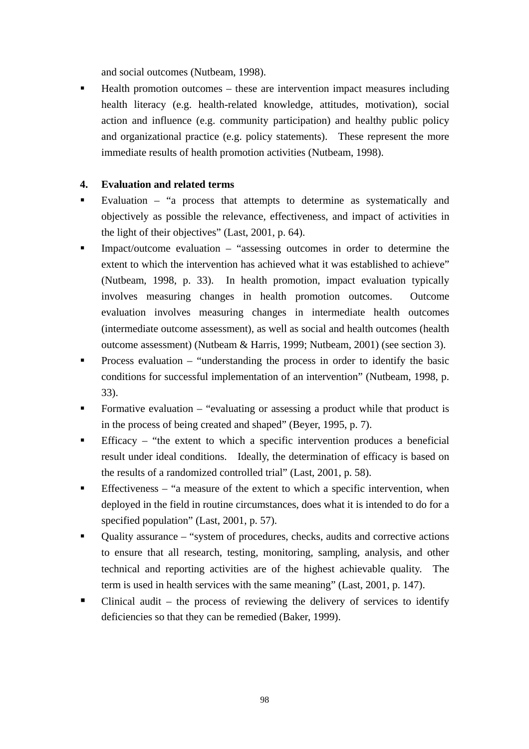and social outcomes (Nutbeam, 1998).

- Health promotion outcomes – these are intervention impact measures including health literacy (e.g. health-related knowledge, attitudes, motivation), social action and influence (e.g. community participation) and healthy public policy and organizational practice (e.g. policy statements). These represent the more immediate results of health promotion activities (Nutbeam, 1998).

## 4. Evaluation and related terms

- Evaluation – "a process that attempts to determine as systematically and objectively as possible the relevance, effectiveness, and impact of activities in the light of their objectives" (Last, 2001, p. 64).
- Impact/outcome evaluation – "assessing outcomes in order to determine the extent to which the intervention has achieved what it was established to achieve" (Nutbeam, 1998, p. 33). In health promotion, impact evaluation typically involves measuring changes in health promotion outcomes. Outcome evaluation involves measuring changes in intermediate health outcomes (intermediate outcome assessment), as well as social and health outcomes (health outcome assessment) (Nutbeam & Harris, 1999; Nutbeam, 2001) (see section 3).
- Process evaluation – "understanding the process in order to identify the basic conditions for successful implementation of an intervention" (Nutbeam, 1998, p. 33).
- Formative evaluation – "evaluating or assessing a product while that product is in the process of being created and shaped" (Beyer, 1995, p. 7).
- Efficacy – "the extent to which a specific intervention produces a beneficial result under ideal conditions. Ideally, the determination of efficacy is based on the results of a randomized controlled trial" (Last, 2001, p. 58).
- Effectiveness – "a measure of the extent to which a specific intervention, when deployed in the field in routine circumstances, does what it is intended to do for a specified population" (Last, 2001, p. 57).
- Quality assurance – "system of procedures, checks, audits and corrective actions to ensure that all research, testing, monitoring, sampling, analysis, and other technical and reporting activities are of the highest achievable quality. The term is used in health services with the same meaning" (Last, 2001, p. 147).
- Clinical audit – the process of reviewing the delivery of services to identify deficiencies so that they can be remedied (Baker, 1999).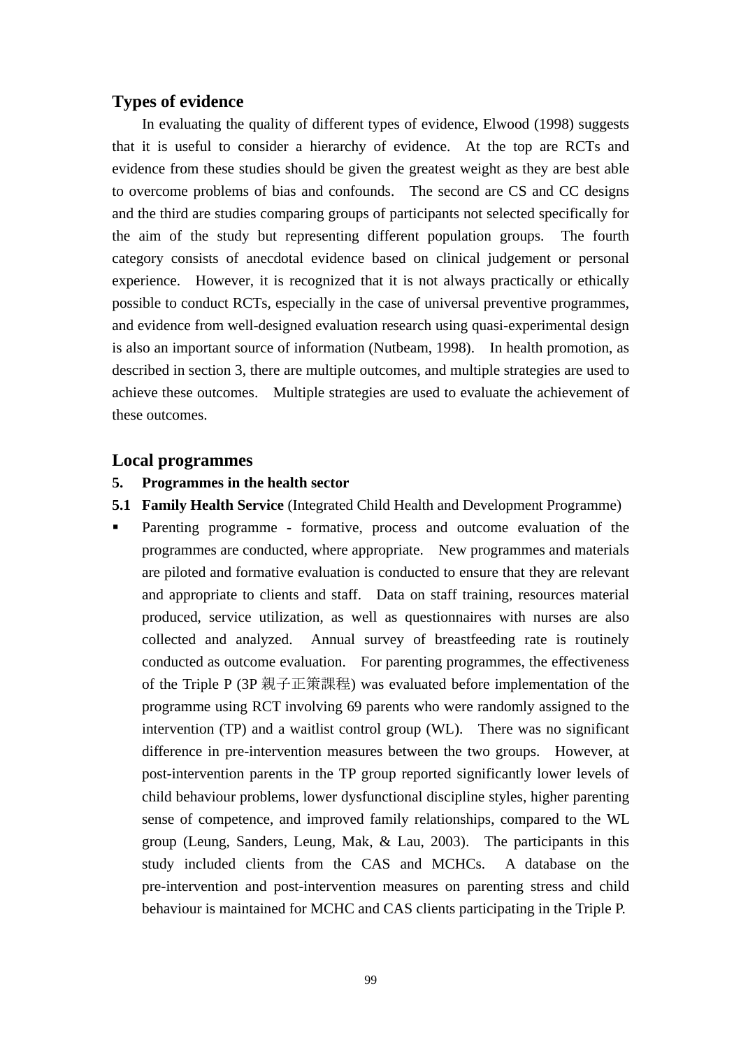## Types of evidence

In evaluating the quality of different types of evidence, Elwood (1998) suggests that it is useful to consider a hierarchy of evidence. At the top are RCTs and evidence from these studies should be given the greatest weight as they are best able to overcome problems of bias and confounds. The second are CS and CC designs and the third are studies comparing groups of participants not selected specifically for the aim of the study but representing different population groups. The fourth category consists of anecdotal evidence based on clinical judgement or personal experience. However, it is recognized that it is not always practically or ethically possible to conduct RCTs, especially in the case of universal preventive programmes, and evidence from well-designed evaluation research using quasi-experimental design is also an important source of information (Nutbeam, 1998). In health promotion, as described in section 3, there are multiple outcomes, and multiple strategies are used to achieve these outcomes. Multiple strategies are used to evaluate the achievement of these outcomes.

## Local programmes

### 5. Programmes in the health sector

**5.1 Family Health Service** (Integrated Child Health and Development Programme)

- Parenting programme - formative, process and outcome evaluation of the programmes are conducted, where appropriate. New programmes and materials are piloted and formative evaluation is conducted to ensure that they are relevant and appropriate to clients and staff. Data on staff training, resources material produced, service utilization, as well as questionnaires with nurses are also collected and analyzed. Annual survey of breastfeeding rate is routinely conducted as outcome evaluation. For parenting programmes, the effectiveness of the Triple P (3P 親子正策課程) was evaluated before implementation of the programme using RCT involving 69 parents who were randomly assigned to the intervention (TP) and a waitlist control group (WL). There was no significant difference in pre-intervention measures between the two groups. However, at post-intervention parents in the TP group reported significantly lower levels of child behaviour problems, lower dysfunctional discipline styles, higher parenting sense of competence, and improved family relationships, compared to the WL group (Leung, Sanders, Leung, Mak, & Lau, 2003). The participants in this study included clients from the CAS and MCHCs. A database on the pre-intervention and post-intervention measures on parenting stress and child behaviour is maintained for MCHC and CAS clients participating in the Triple P.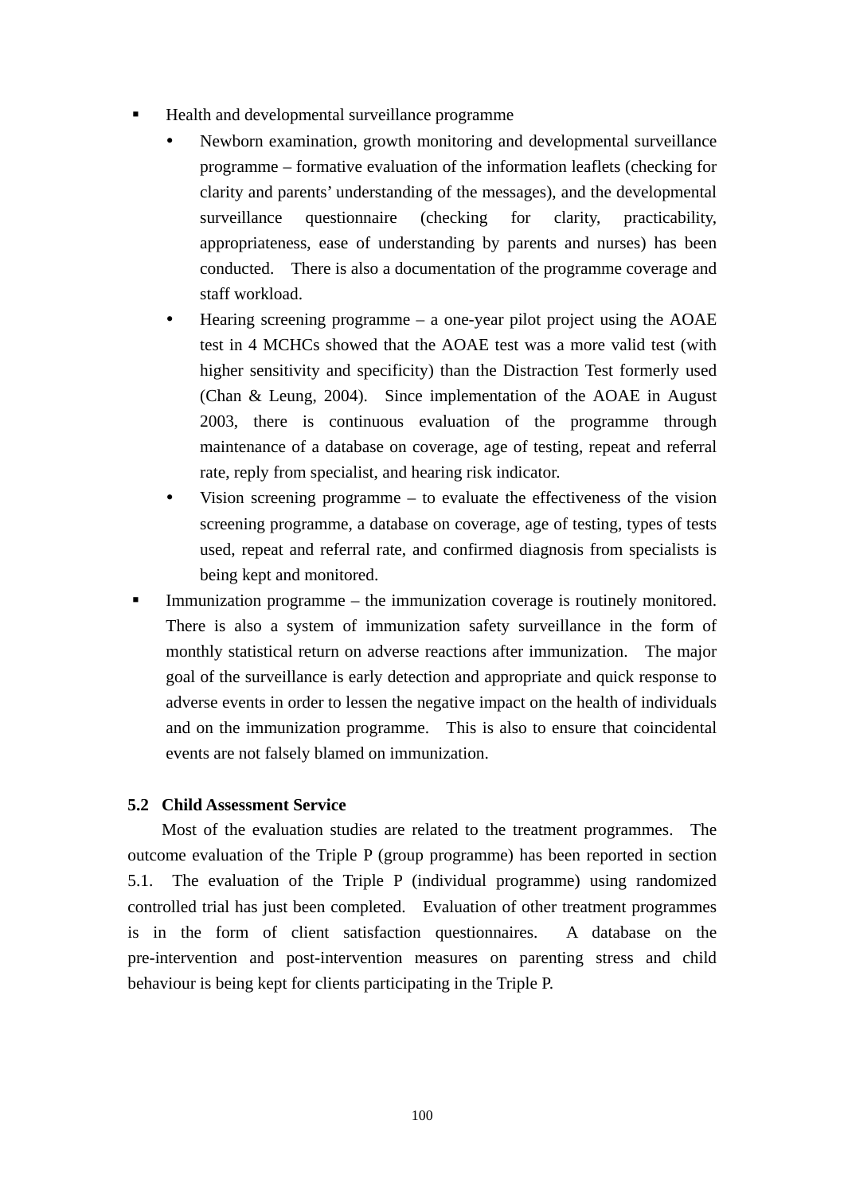- Health and developmental surveillance programme
  - Newborn examination, growth monitoring and developmental surveillance programme – formative evaluation of the information leaflets (checking for clarity and parents' understanding of the messages), and the developmental surveillance questionnaire (checking for clarity, practicability, appropriateness, ease of understanding by parents and nurses) has been conducted. There is also a documentation of the programme coverage and staff workload.
  - Hearing screening programme – a one-year pilot project using the AOAE test in 4 MCHCs showed that the AOAE test was a more valid test (with higher sensitivity and specificity) than the Distraction Test formerly used (Chan & Leung, 2004). Since implementation of the AOAE in August 2003, there is continuous evaluation of the programme through maintenance of a database on coverage, age of testing, repeat and referral rate, reply from specialist, and hearing risk indicator.
  - Vision screening programme – to evaluate the effectiveness of the vision screening programme, a database on coverage, age of testing, types of tests used, repeat and referral rate, and confirmed diagnosis from specialists is being kept and monitored.
- Immunization programme – the immunization coverage is routinely monitored. There is also a system of immunization safety surveillance in the form of monthly statistical return on adverse reactions after immunization. The major goal of the surveillance is early detection and appropriate and quick response to adverse events in order to lessen the negative impact on the health of individuals and on the immunization programme. This is also to ensure that coincidental events are not falsely blamed on immunization.

### 5.2 Child Assessment Service

Most of the evaluation studies are related to the treatment programmes. The outcome evaluation of the Triple P (group programme) has been reported in section 5.1. The evaluation of the Triple P (individual programme) using randomized controlled trial has just been completed. Evaluation of other treatment programmes is in the form of client satisfaction questionnaires. A database on the pre-intervention and post-intervention measures on parenting stress and child behaviour is being kept for clients participating in the Triple P.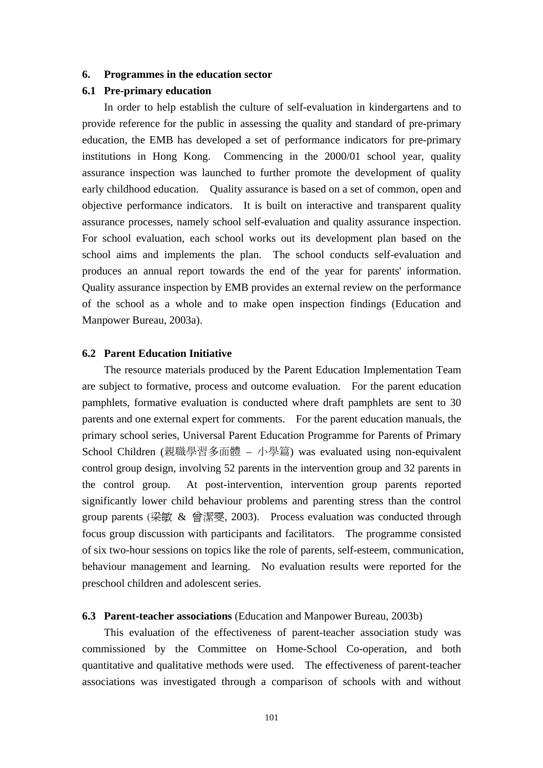## 6. Programmes in the education sector

### 6.1 Pre-primary education

In order to help establish the culture of self-evaluation in kindergartens and to provide reference for the public in assessing the quality and standard of pre-primary education, the EMB has developed a set of performance indicators for pre-primary institutions in Hong Kong. Commencing in the 2000/01 school year, quality assurance inspection was launched to further promote the development of quality early childhood education. Quality assurance is based on a set of common, open and objective performance indicators. It is built on interactive and transparent quality assurance processes, namely school self-evaluation and quality assurance inspection. For school evaluation, each school works out its development plan based on the school aims and implements the plan. The school conducts self-evaluation and produces an annual report towards the end of the year for parents' information. Quality assurance inspection by EMB provides an external review on the performance of the school as a whole and to make open inspection findings (Education and Manpower Bureau, 2003a).

### 6.2 Parent Education Initiative

The resource materials produced by the Parent Education Implementation Team are subject to formative, process and outcome evaluation. For the parent education pamphlets, formative evaluation is conducted where draft pamphlets are sent to 30 parents and one external expert for comments. For the parent education manuals, the primary school series, Universal Parent Education Programme for Parents of Primary School Children (親職學習多面體 – 小學篇) was evaluated using non-equivalent control group design, involving 52 parents in the intervention group and 32 parents in the control group. At post-intervention, intervention group parents reported significantly lower child behaviour problems and parenting stress than the control group parents (梁敏 & 曾潔雯, 2003). Process evaluation was conducted through focus group discussion with participants and facilitators. The programme consisted of six two-hour sessions on topics like the role of parents, self-esteem, communication, behaviour management and learning. No evaluation results were reported for the preschool children and adolescent series.

### 6.3 Parent-teacher associations (Education and Manpower Bureau, 2003b)

This evaluation of the effectiveness of parent-teacher association study was commissioned by the Committee on Home-School Co-operation, and both quantitative and qualitative methods were used. The effectiveness of parent-teacher associations was investigated through a comparison of schools with and without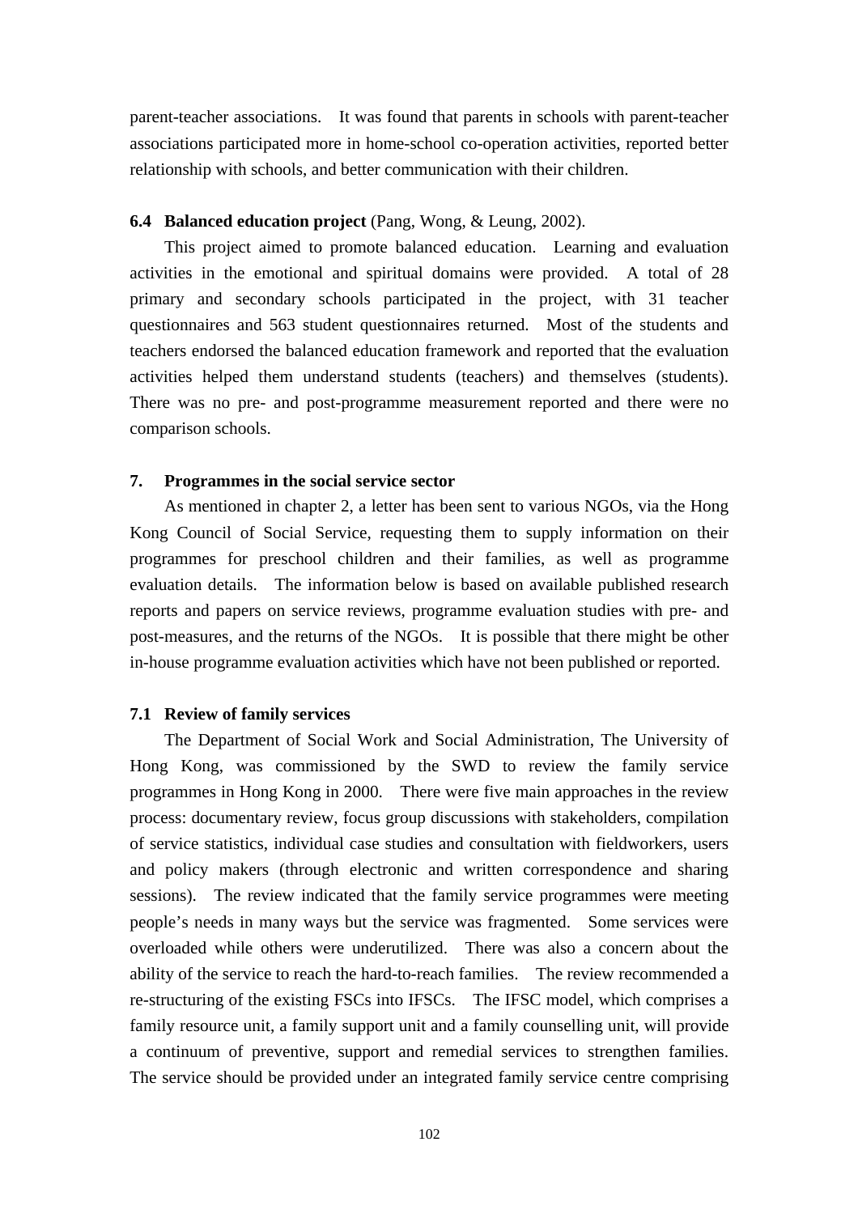parent-teacher associations. It was found that parents in schools with parent-teacher associations participated more in home-school co-operation activities, reported better relationship with schools, and better communication with their children.

### 6.4 Balanced education project (Pang, Wong, & Leung, 2002).

This project aimed to promote balanced education. Learning and evaluation activities in the emotional and spiritual domains were provided. A total of 28 primary and secondary schools participated in the project, with 31 teacher questionnaires and 563 student questionnaires returned. Most of the students and teachers endorsed the balanced education framework and reported that the evaluation activities helped them understand students (teachers) and themselves (students). There was no pre- and post-programme measurement reported and there were no comparison schools.

## 7. Programmes in the social service sector

As mentioned in chapter 2, a letter has been sent to various NGOs, via the Hong Kong Council of Social Service, requesting them to supply information on their programmes for preschool children and their families, as well as programme evaluation details. The information below is based on available published research reports and papers on service reviews, programme evaluation studies with pre- and post-measures, and the returns of the NGOs. It is possible that there might be other in-house programme evaluation activities which have not been published or reported.

### 7.1 Review of family services

The Department of Social Work and Social Administration, The University of Hong Kong, was commissioned by the SWD to review the family service programmes in Hong Kong in 2000. There were five main approaches in the review process: documentary review, focus group discussions with stakeholders, compilation of service statistics, individual case studies and consultation with fieldworkers, users and policy makers (through electronic and written correspondence and sharing sessions). The review indicated that the family service programmes were meeting people's needs in many ways but the service was fragmented. Some services were overloaded while others were underutilized. There was also a concern about the ability of the service to reach the hard-to-reach families. The review recommended a re-structuring of the existing FSCs into IFSCs. The IFSC model, which comprises a family resource unit, a family support unit and a family counselling unit, will provide a continuum of preventive, support and remedial services to strengthen families. The service should be provided under an integrated family service centre comprising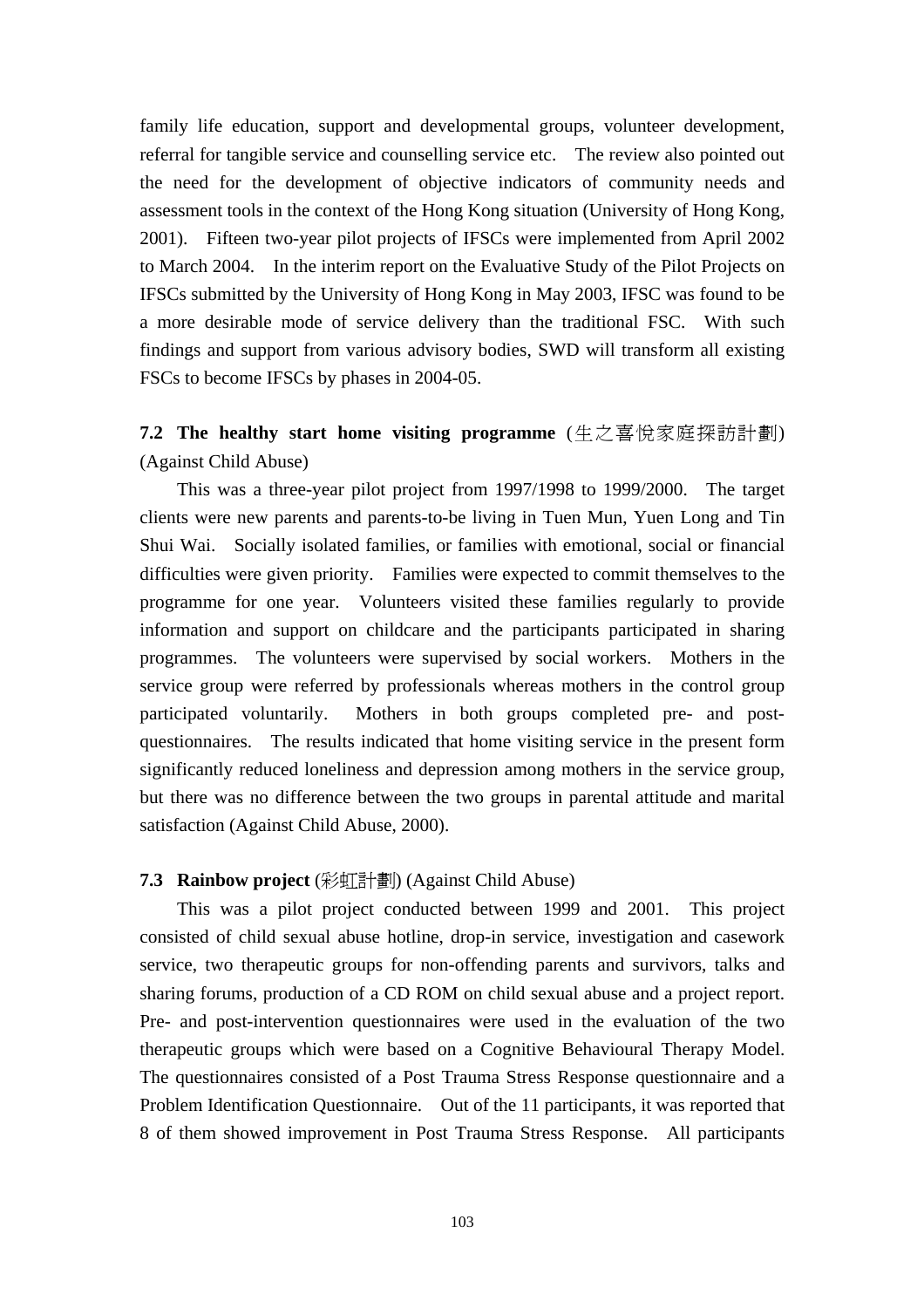family life education, support and developmental groups, volunteer development, referral for tangible service and counselling service etc. The review also pointed out the need for the development of objective indicators of community needs and assessment tools in the context of the Hong Kong situation (University of Hong Kong, 2001). Fifteen two-year pilot projects of IFSCs were implemented from April 2002 to March 2004. In the interim report on the Evaluative Study of the Pilot Projects on IFSCs submitted by the University of Hong Kong in May 2003, IFSC was found to be a more desirable mode of service delivery than the traditional FSC. With such findings and support from various advisory bodies, SWD will transform all existing FSCs to become IFSCs by phases in 2004-05.

### 7.2 The healthy start home visiting programme (生之喜悅家庭探訪計劃) (Against Child Abuse)

This was a three-year pilot project from 1997/1998 to 1999/2000. The target clients were new parents and parents-to-be living in Tuen Mun, Yuen Long and Tin Shui Wai. Socially isolated families, or families with emotional, social or financial difficulties were given priority. Families were expected to commit themselves to the programme for one year. Volunteers visited these families regularly to provide information and support on childcare and the participants participated in sharing programmes. The volunteers were supervised by social workers. Mothers in the service group were referred by professionals whereas mothers in the control group participated voluntarily. Mothers in both groups completed pre- and post-questionnaires. The results indicated that home visiting service in the present form significantly reduced loneliness and depression among mothers in the service group, but there was no difference between the two groups in parental attitude and marital satisfaction (Against Child Abuse, 2000).

### 7.3 Rainbow project (彩虹計劃) (Against Child Abuse)

This was a pilot project conducted between 1999 and 2001. This project consisted of child sexual abuse hotline, drop-in service, investigation and casework service, two therapeutic groups for non-offending parents and survivors, talks and sharing forums, production of a CD ROM on child sexual abuse and a project report. Pre- and post-intervention questionnaires were used in the evaluation of the two therapeutic groups which were based on a Cognitive Behavioural Therapy Model. The questionnaires consisted of a Post Trauma Stress Response questionnaire and a Problem Identification Questionnaire. Out of the 11 participants, it was reported that 8 of them showed improvement in Post Trauma Stress Response. All participants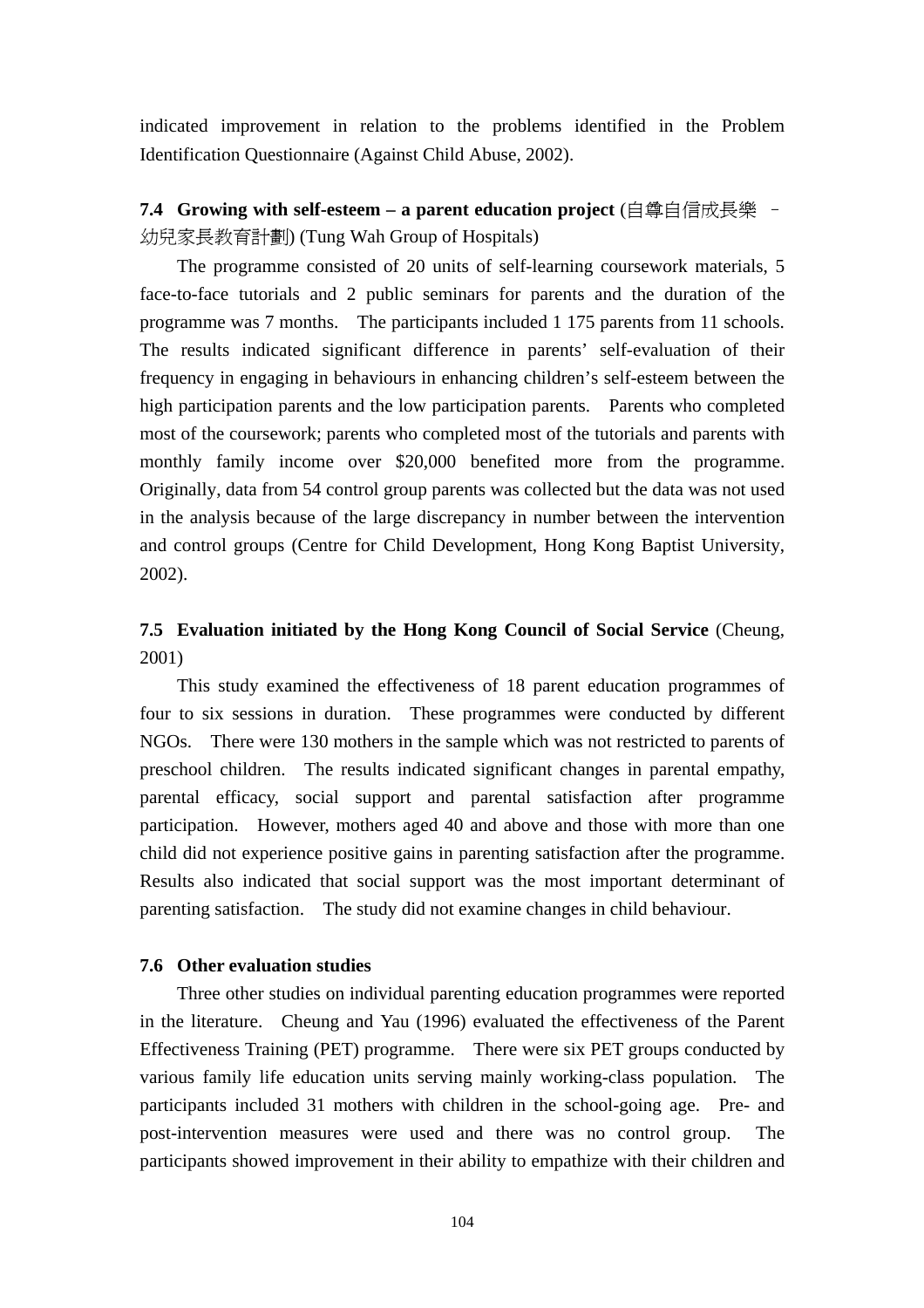indicated improvement in relation to the problems identified in the Problem Identification Questionnaire (Against Child Abuse, 2002).

### 7.4 Growing with self-esteem – a parent education project (自尊自信成長樂 – 幼兒家長教育計劃) (Tung Wah Group of Hospitals)

The programme consisted of 20 units of self-learning coursework materials, 5 face-to-face tutorials and 2 public seminars for parents and the duration of the programme was 7 months. The participants included 1 175 parents from 11 schools. The results indicated significant difference in parents' self-evaluation of their frequency in engaging in behaviours in enhancing children's self-esteem between the high participation parents and the low participation parents. Parents who completed most of the coursework; parents who completed most of the tutorials and parents with monthly family income over $20,000 benefited more from the programme. Originally, data from 54 control group parents was collected but the data was not used in the analysis because of the large discrepancy in number between the intervention and control groups (Centre for Child Development, Hong Kong Baptist University, 2002).

### 7.5 Evaluation initiated by the Hong Kong Council of Social Service (Cheung, 2001)

This study examined the effectiveness of 18 parent education programmes of four to six sessions in duration. These programmes were conducted by different NGOs. There were 130 mothers in the sample which was not restricted to parents of preschool children. The results indicated significant changes in parental empathy, parental efficacy, social support and parental satisfaction after programme participation. However, mothers aged 40 and above and those with more than one child did not experience positive gains in parenting satisfaction after the programme. Results also indicated that social support was the most important determinant of parenting satisfaction. The study did not examine changes in child behaviour.

### 7.6 Other evaluation studies

Three other studies on individual parenting education programmes were reported in the literature. Cheung and Yau (1996) evaluated the effectiveness of the Parent Effectiveness Training (PET) programme. There were six PET groups conducted by various family life education units serving mainly working-class population. The participants included 31 mothers with children in the school-going age. Pre- and post-intervention measures were used and there was no control group. The participants showed improvement in their ability to empathize with their children and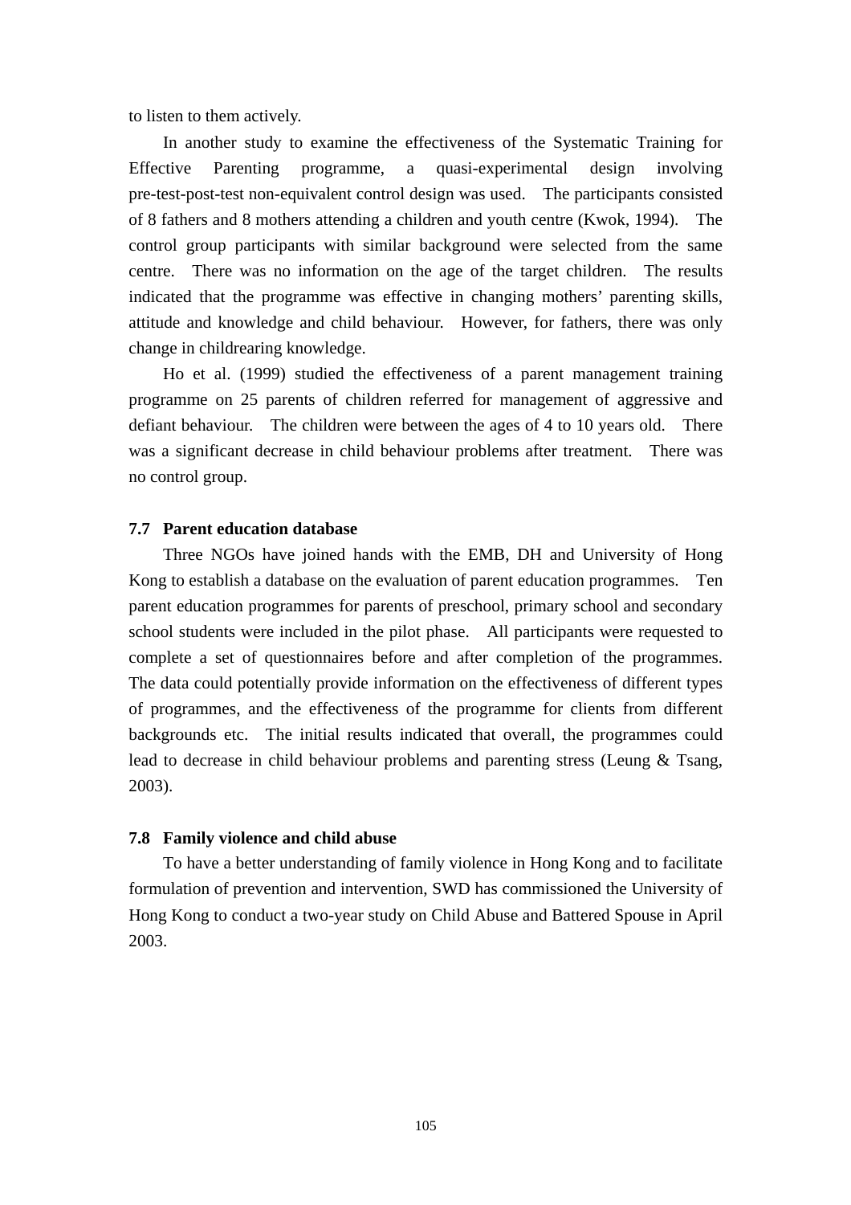to listen to them actively.

In another study to examine the effectiveness of the Systematic Training for Effective Parenting programme, a quasi-experimental design involving pre-test-post-test non-equivalent control design was used. The participants consisted of 8 fathers and 8 mothers attending a children and youth centre (Kwok, 1994). The control group participants with similar background were selected from the same centre. There was no information on the age of the target children. The results indicated that the programme was effective in changing mothers' parenting skills, attitude and knowledge and child behaviour. However, for fathers, there was only change in childrearing knowledge.

Ho et al. (1999) studied the effectiveness of a parent management training programme on 25 parents of children referred for management of aggressive and defiant behaviour. The children were between the ages of 4 to 10 years old. There was a significant decrease in child behaviour problems after treatment. There was no control group.

### 7.7 Parent education database

Three NGOs have joined hands with the EMB, DH and University of Hong Kong to establish a database on the evaluation of parent education programmes. Ten parent education programmes for parents of preschool, primary school and secondary school students were included in the pilot phase. All participants were requested to complete a set of questionnaires before and after completion of the programmes. The data could potentially provide information on the effectiveness of different types of programmes, and the effectiveness of the programme for clients from different backgrounds etc. The initial results indicated that overall, the programmes could lead to decrease in child behaviour problems and parenting stress (Leung & Tsang, 2003).

### 7.8 Family violence and child abuse

To have a better understanding of family violence in Hong Kong and to facilitate formulation of prevention and intervention, SWD has commissioned the University of Hong Kong to conduct a two-year study on Child Abuse and Battered Spouse in April 2003.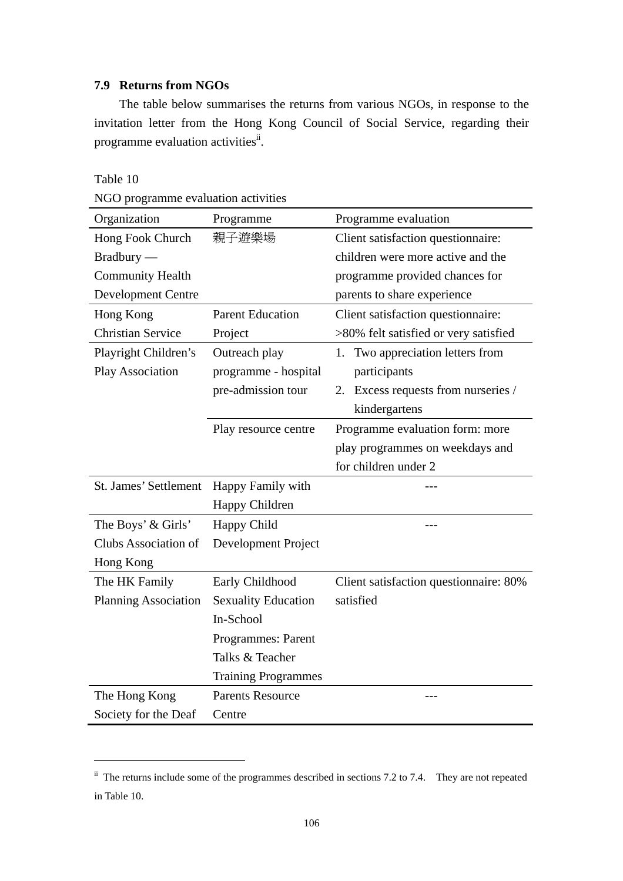### 7.9 Returns from NGOs

The table below summarises the returns from various NGOs, in response to the invitation letter from the Hong Kong Council of Social Service, regarding their programme evaluation activities[ii].

Table 10

NGO programme evaluation activities

| Organization | Programme | Programme evaluation |
|---|---|---|
| Hong Fook Church Bradbury — Community Health Development Centre | 親子遊樂場 | Client satisfaction questionnaire: children were more active and the programme provided chances for parents to share experience |
| Hong Kong Christian Service | Parent Education Project | Client satisfaction questionnaire: >80% felt satisfied or very satisfied |
| Playright Children's Play Association | Outreach play programme - hospital pre-admission tour | 1. Two appreciation letters from participants 2. Excess requests from nurseries / kindergartens |
| | Play resource centre | Programme evaluation form: more play programmes on weekdays and for children under 2 |
| St. James' Settlement | Happy Family with Happy Children | --- |
| The Boys' & Girls' Clubs Association of Hong Kong | Happy Child Development Project | --- |
| The HK Family Planning Association | Early Childhood Sexuality Education In-School Programmes: Parent Talks & Teacher Training Programmes | Client satisfaction questionnaire: 80% satisfied |
| The Hong Kong Society for the Deaf | Parents Resource Centre | --- |

[ii] The returns include some of the programmes described in sections 7.2 to 7.4. They are not repeated in Table 10.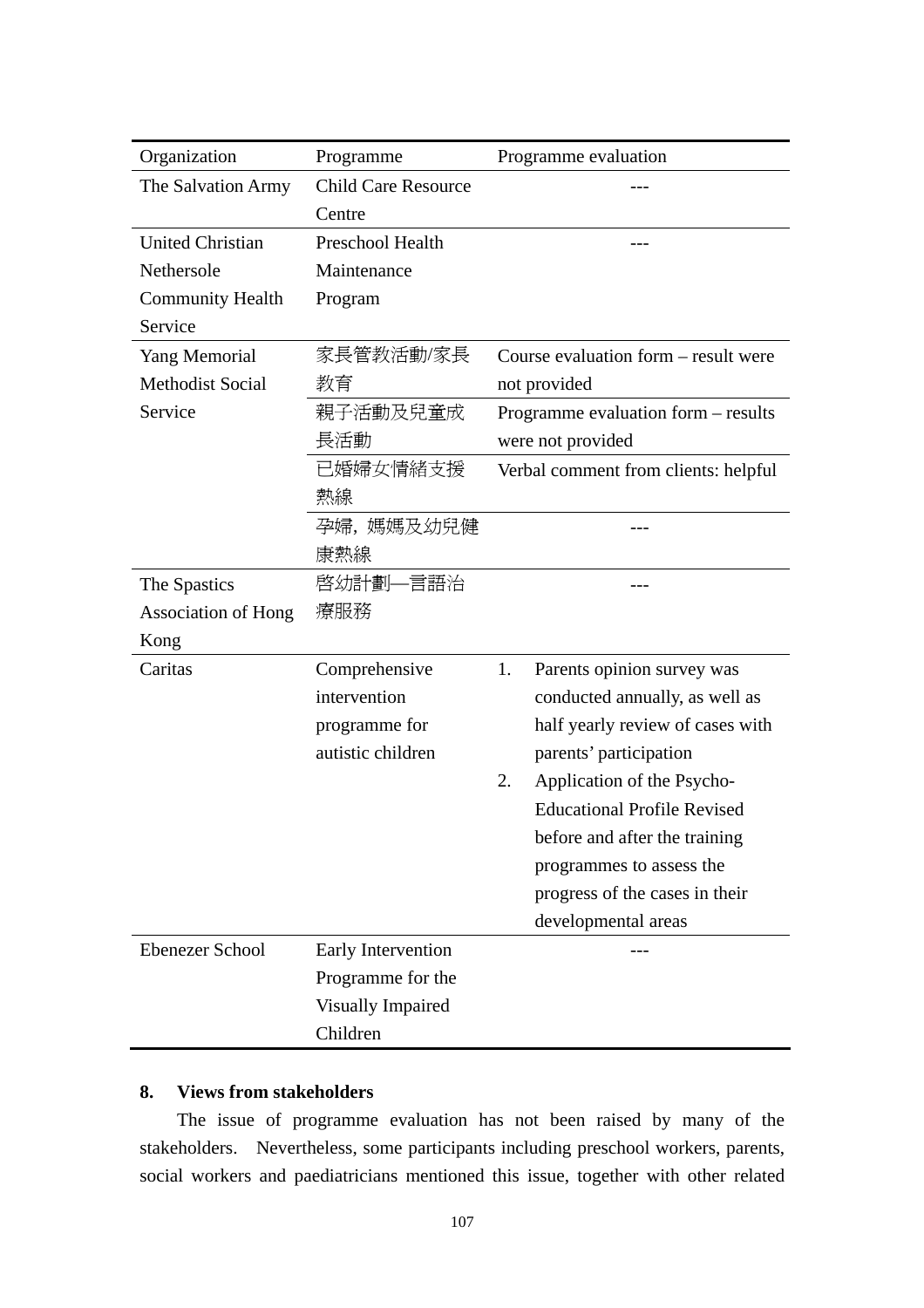| Organization | Programme | Programme evaluation |
|---|---|---|
| The Salvation Army | Child Care Resource Centre | --- |
| United Christian Nethersole Community Health Service | Preschool Health Maintenance Program | --- |
| Yang Memorial Methodist Social Service | 家長管教活動/家長教育 | Course evaluation form – result were not provided |
| | 親子活動及兒童成長活動 | Programme evaluation form – results were not provided |
| | 已婚婦女情緒支援熱線 | Verbal comment from clients: helpful |
| | 孕婦, 媽媽及幼兒健康熱線 | --- |
| The Spastics Association of Hong Kong | 啓幼計劃—言語治療服務 | --- |
| Caritas | Comprehensive intervention programme for autistic children | 1. Parents opinion survey was conducted annually, as well as half yearly review of cases with parents' participation<br>2. Application of the Psycho-Educational Profile Revised before and after the training programmes to assess the progress of the cases in their developmental areas |
| Ebenezer School | Early Intervention Programme for the Visually Impaired Children | --- |

## 8. Views from stakeholders

The issue of programme evaluation has not been raised by many of the stakeholders. Nevertheless, some participants including preschool workers, parents, social workers and paediatricians mentioned this issue, together with other related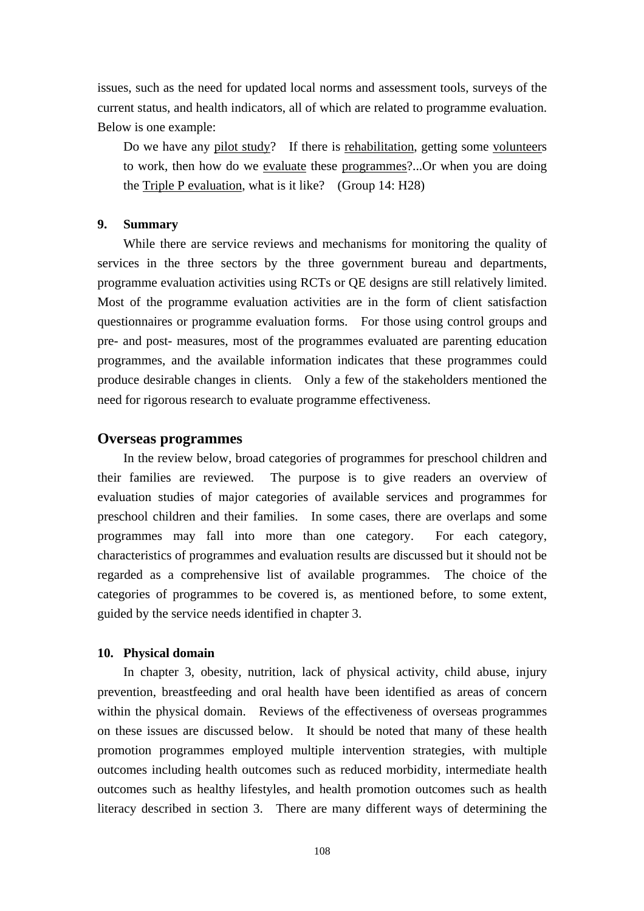issues, such as the need for updated local norms and assessment tools, surveys of the current status, and health indicators, all of which are related to programme evaluation. Below is one example:

> Do we have any <u>pilot study</u>? If there is <u>rehabilitation</u>, getting some <u>volunteer</u>s to work, then how do we <u>evaluate</u> these <u>programmes</u>?...Or when you are doing the <u>Triple P evaluation</u>, what is it like? (Group 14: H28)

### 9. Summary

While there are service reviews and mechanisms for monitoring the quality of services in the three sectors by the three government bureau and departments, programme evaluation activities using RCTs or QE designs are still relatively limited. Most of the programme evaluation activities are in the form of client satisfaction questionnaires or programme evaluation forms. For those using control groups and pre- and post- measures, most of the programmes evaluated are parenting education programmes, and the available information indicates that these programmes could produce desirable changes in clients. Only a few of the stakeholders mentioned the need for rigorous research to evaluate programme effectiveness.

## Overseas programmes

In the review below, broad categories of programmes for preschool children and their families are reviewed. The purpose is to give readers an overview of evaluation studies of major categories of available services and programmes for preschool children and their families. In some cases, there are overlaps and some programmes may fall into more than one category. For each category, characteristics of programmes and evaluation results are discussed but it should not be regarded as a comprehensive list of available programmes. The choice of the categories of programmes to be covered is, as mentioned before, to some extent, guided by the service needs identified in chapter 3.

### 10. Physical domain

In chapter 3, obesity, nutrition, lack of physical activity, child abuse, injury prevention, breastfeeding and oral health have been identified as areas of concern within the physical domain. Reviews of the effectiveness of overseas programmes on these issues are discussed below. It should be noted that many of these health promotion programmes employed multiple intervention strategies, with multiple outcomes including health outcomes such as reduced morbidity, intermediate health outcomes such as healthy lifestyles, and health promotion outcomes such as health literacy described in section 3. There are many different ways of determining the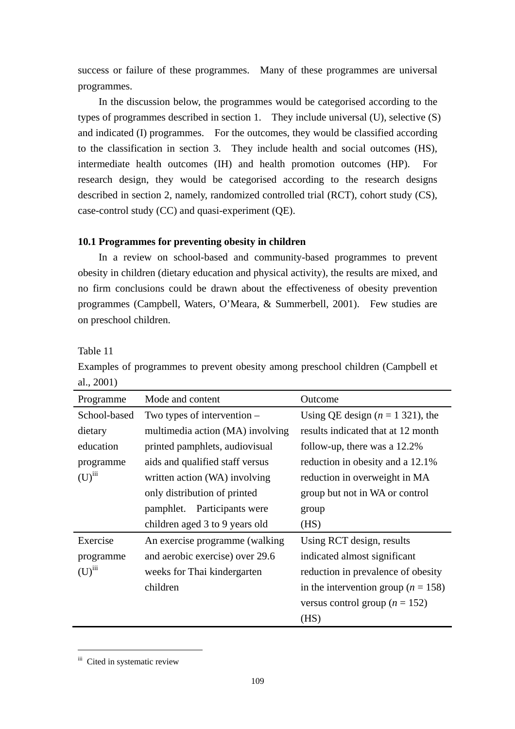success or failure of these programmes. Many of these programmes are universal programmes.

In the discussion below, the programmes would be categorised according to the types of programmes described in section 1. They include universal (U), selective (S) and indicated (I) programmes. For the outcomes, they would be classified according to the classification in section 3. They include health and social outcomes (HS), intermediate health outcomes (IH) and health promotion outcomes (HP). For research design, they would be categorised according to the research designs described in section 2, namely, randomized controlled trial (RCT), cohort study (CS), case-control study (CC) and quasi-experiment (QE).

**10.1 Programmes for preventing obesity in children**

In a review on school-based and community-based programmes to prevent obesity in children (dietary education and physical activity), the results are mixed, and no firm conclusions could be drawn about the effectiveness of obesity prevention programmes (Campbell, Waters, O'Meara, & Summerbell, 2001). Few studies are on preschool children.

Table 11

Examples of programmes to prevent obesity among preschool children (Campbell et al., 2001)

| Programme | Mode and content | Outcome |
|---|---|---|
| School-based dietary education programme (U)[iii] | Two types of intervention – multimedia action (MA) involving printed pamphlets, audiovisual aids and qualified staff versus written action (WA) involving only distribution of printed pamphlet. Participants were children aged 3 to 9 years old | Using QE design ($n$ = 1 321), the results indicated that at 12 month follow-up, there was a 12.2% reduction in obesity and a 12.1% reduction in overweight in MA group but not in WA or control group (HS) |
| Exercise programme (U)[iii] | An exercise programme (walking and aerobic exercise) over 29.6 weeks for Thai kindergarten children | Using RCT design, results indicated almost significant reduction in prevalence of obesity in the intervention group ($n$ = 158) versus control group ($n$ = 152) (HS) |

[iii] Cited in systematic review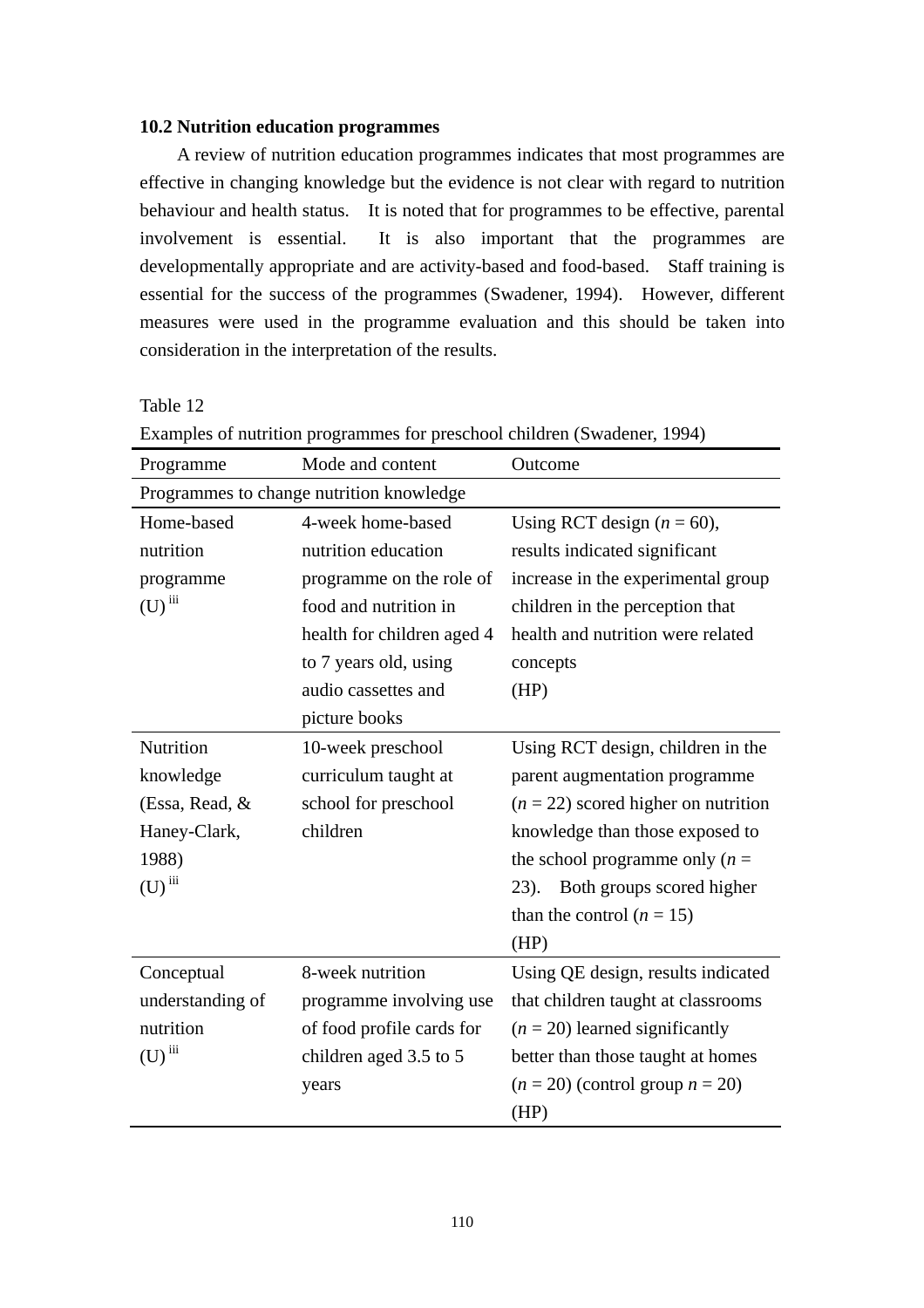### 10.2 Nutrition education programmes

A review of nutrition education programmes indicates that most programmes are effective in changing knowledge but the evidence is not clear with regard to nutrition behaviour and health status. It is noted that for programmes to be effective, parental involvement is essential. It is also important that the programmes are developmentally appropriate and are activity-based and food-based. Staff training is essential for the success of the programmes (Swadener, 1994). However, different measures were used in the programme evaluation and this should be taken into consideration in the interpretation of the results.

Table 12

Examples of nutrition programmes for preschool children (Swadener, 1994)

| Programme | Mode and content | Outcome |
|---|---|---|
| Programmes to change nutrition knowledge | | |
| Home-based nutrition programme (U) [iii] | 4-week home-based nutrition education programme on the role of food and nutrition in health for children aged 4 to 7 years old, using audio cassettes and picture books | Using RCT design ($n$ = 60), results indicated significant increase in the experimental group children in the perception that health and nutrition were related concepts (HP) |
| Nutrition knowledge (Essa, Read, & Haney-Clark, 1988) (U) [iii] | 10-week preschool curriculum taught at school for preschool children | Using RCT design, children in the parent augmentation programme ($n$ = 22) scored higher on nutrition knowledge than those exposed to the school programme only ($n$ = 23). Both groups scored higher than the control ($n$ = 15) (HP) |
| Conceptual understanding of nutrition (U) [iii] | 8-week nutrition programme involving use of food profile cards for children aged 3.5 to 5 years | Using QE design, results indicated that children taught at classrooms ($n$ = 20) learned significantly better than those taught at homes ($n$ = 20) (control group $n$ = 20) (HP) |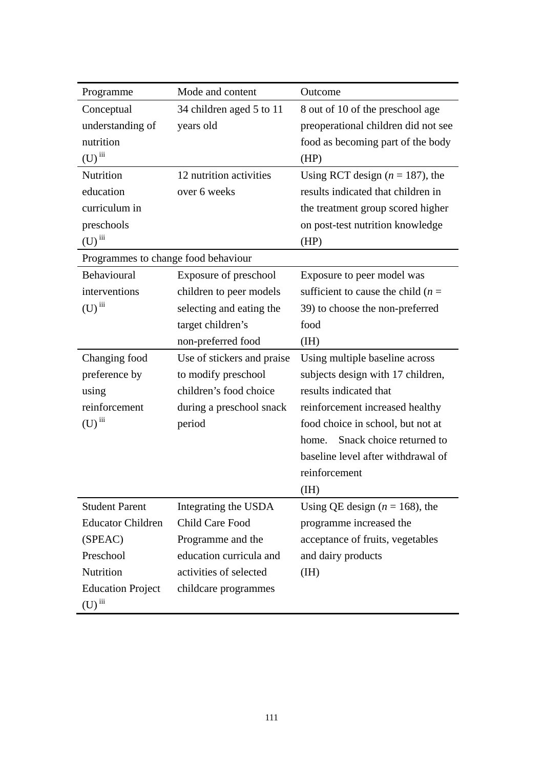| Programme | Mode and content | Outcome |
| --- | --- | --- |
| Conceptual understanding of nutrition (U) [iii] | 34 children aged 5 to 11 years old | 8 out of 10 of the preschool age preoperational children did not see food as becoming part of the body (HP) |
| Nutrition education curriculum in preschools (U) [iii] | 12 nutrition activities over 6 weeks | Using RCT design ($n$ = 187), the results indicated that children in the treatment group scored higher on post-test nutrition knowledge (HP) |
| Programmes to change food behaviour | | |
| Behavioural interventions (U) [iii] | Exposure of preschool children to peer models selecting and eating the target children's non-preferred food | Exposure to peer model was sufficient to cause the child ($n$ = 39) to choose the non-preferred food (IH) |
| Changing food preference by using reinforcement (U) [iii] | Use of stickers and praise to modify preschool children's food choice during a preschool snack period | Using multiple baseline across subjects design with 17 children, results indicated that reinforcement increased healthy food choice in school, but not at home. Snack choice returned to baseline level after withdrawal of reinforcement (IH) |
| Student Parent Educator Children (SPEAC) Preschool Nutrition Education Project (U) [iii] | Integrating the USDA Child Care Food Programme and the education curricula and activities of selected childcare programmes | Using QE design ($n$ = 168), the programme increased the acceptance of fruits, vegetables and dairy products (IH) |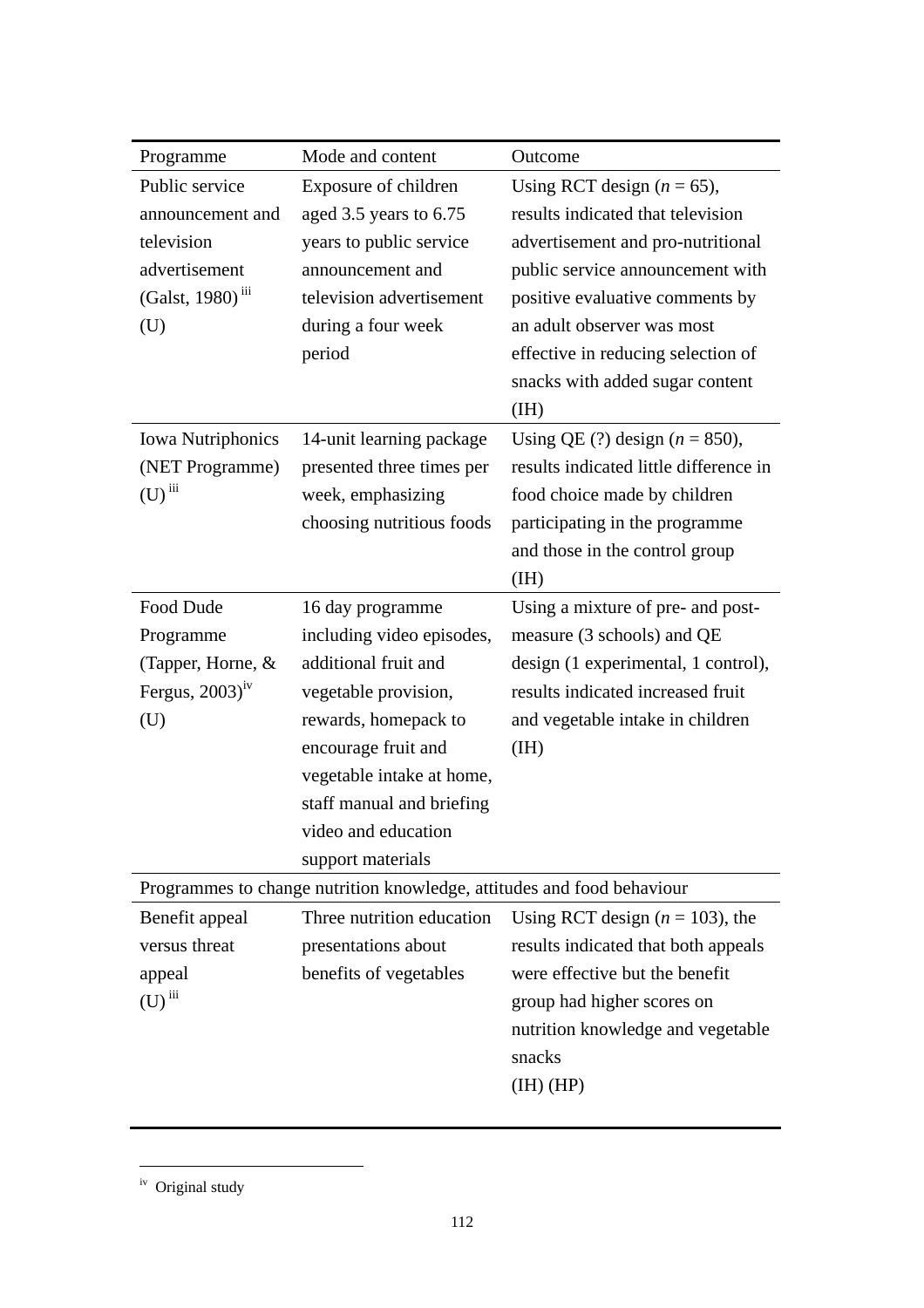| Programme | Mode and content | Outcome |
|---|---|---|
| Public service announcement and television advertisement (Galst, 1980) [iii] (U) | Exposure of children aged 3.5 years to 6.75 years to public service announcement and television advertisement during a four week period | Using RCT design (*n* = 65), results indicated that television advertisement and pro-nutritional public service announcement with positive evaluative comments by an adult observer was most effective in reducing selection of snacks with added sugar content (IH) |
| Iowa Nutriphonics (NET Programme) (U) [iii] | 14-unit learning package presented three times per week, emphasizing choosing nutritious foods | Using QE (?) design (*n* = 850), results indicated little difference in food choice made by children participating in the programme and those in the control group (IH) |
| Food Dude Programme (Tapper, Horne, & Fergus, 2003)[iv] (U) | 16 day programme including video episodes, additional fruit and vegetable provision, rewards, homepack to encourage fruit and vegetable intake at home, staff manual and briefing video and education support materials | Using a mixture of pre- and post-measure (3 schools) and QE design (1 experimental, 1 control), results indicated increased fruit and vegetable intake in children (IH) |
| Programmes to change nutrition knowledge, attitudes and food behaviour | | |
| Benefit appeal versus threat appeal (U) [iii] | Three nutrition education presentations about benefits of vegetables | Using RCT design (*n* = 103), the results indicated that both appeals were effective but the benefit group had higher scores on nutrition knowledge and vegetable snacks (IH) (HP) |

[iv] Original study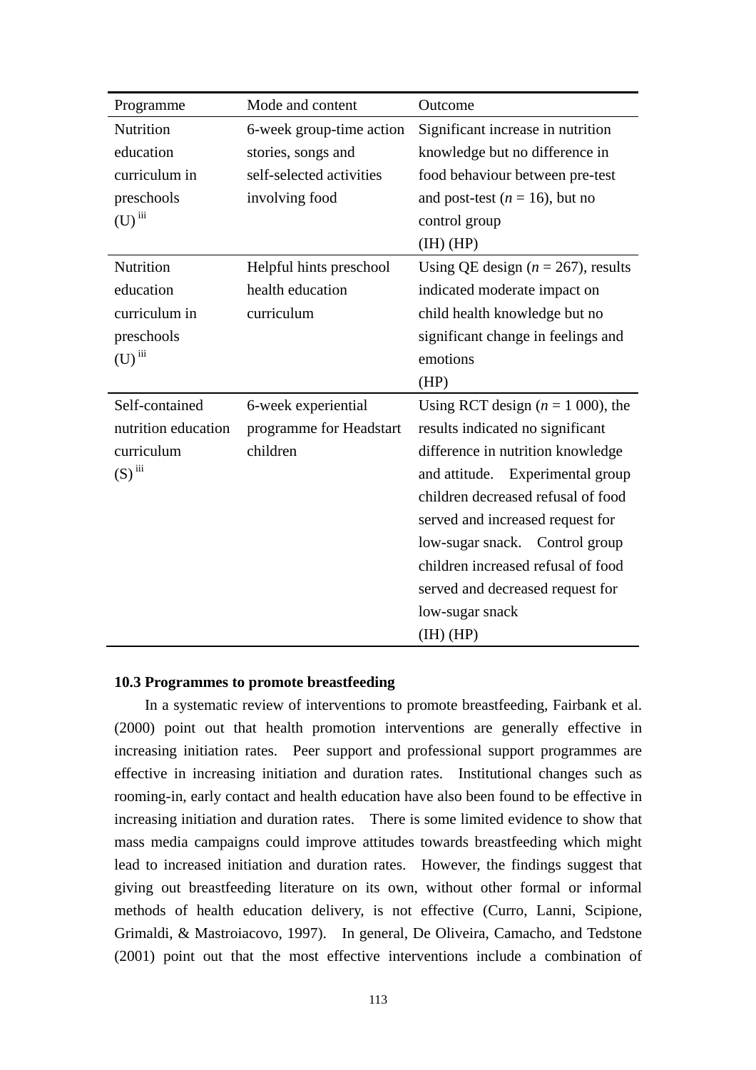| Programme | Mode and content | Outcome |
|---|---|---|
| Nutrition education curriculum in preschools (U) [iii] | 6-week group-time action stories, songs and self-selected activities involving food | Significant increase in nutrition knowledge but no difference in food behaviour between pre-test and post-test (*n* = 16), but no control group (IH) (HP) |
| Nutrition education curriculum in preschools (U) [iii] | Helpful hints preschool health education curriculum | Using QE design (*n* = 267), results indicated moderate impact on child health knowledge but no significant change in feelings and emotions (HP) |
| Self-contained nutrition education curriculum (S) [iii] | 6-week experiential programme for Headstart children | Using RCT design (*n* = 1 000), the results indicated no significant difference in nutrition knowledge and attitude. Experimental group children decreased refusal of food served and increased request for low-sugar snack. Control group children increased refusal of food served and decreased request for low-sugar snack (IH) (HP) |

**10.3 Programmes to promote breastfeeding**

In a systematic review of interventions to promote breastfeeding, Fairbank et al. (2000) point out that health promotion interventions are generally effective in increasing initiation rates. Peer support and professional support programmes are effective in increasing initiation and duration rates. Institutional changes such as rooming-in, early contact and health education have also been found to be effective in increasing initiation and duration rates. There is some limited evidence to show that mass media campaigns could improve attitudes towards breastfeeding which might lead to increased initiation and duration rates. However, the findings suggest that giving out breastfeeding literature on its own, without other formal or informal methods of health education delivery, is not effective (Curro, Lanni, Scipione, Grimaldi, & Mastroiacovo, 1997). In general, De Oliveira, Camacho, and Tedstone (2001) point out that the most effective interventions include a combination of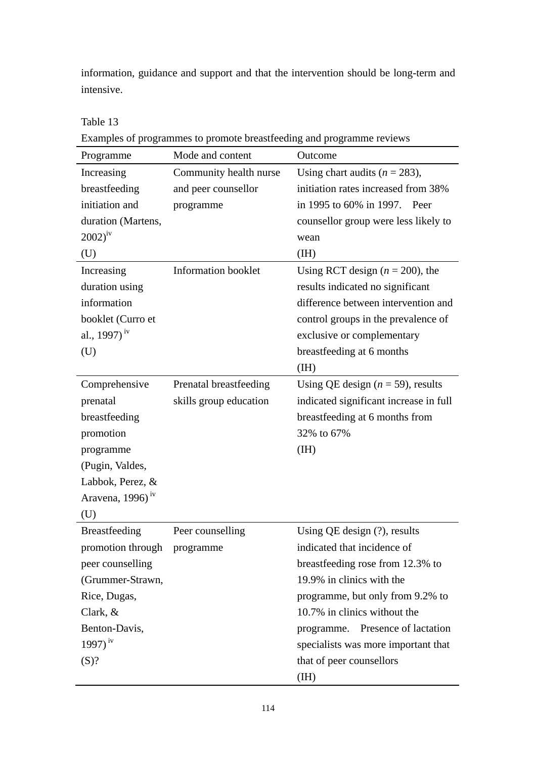information, guidance and support and that the intervention should be long-term and intensive.

Table 13

Examples of programmes to promote breastfeeding and programme reviews

| Programme | Mode and content | Outcome |
|---|---|---|
| Increasing breastfeeding initiation and duration (Martens, 2002)[iv] (U) | Community health nurse and peer counsellor programme | Using chart audits ($n$ = 283), initiation rates increased from 38% in 1995 to 60% in 1997. Peer counsellor group were less likely to wean (IH) |
| Increasing duration using information booklet (Curro et al., 1997)[iv] (U) | Information booklet | Using RCT design ($n$ = 200), the results indicated no significant difference between intervention and control groups in the prevalence of exclusive or complementary breastfeeding at 6 months (IH) |
| Comprehensive prenatal breastfeeding promotion programme (Pugin, Valdes, Labbok, Perez, & Aravena, 1996)[iv] (U) | Prenatal breastfeeding skills group education | Using QE design ($n$ = 59), results indicated significant increase in full breastfeeding at 6 months from 32% to 67% (IH) |
| Breastfeeding promotion through peer counselling (Grummer-Strawn, Rice, Dugas, Clark, & Benton-Davis, 1997)[iv] (S)? | Peer counselling programme | Using QE design (?), results indicated that incidence of breastfeeding rose from 12.3% to 19.9% in clinics with the programme, but only from 9.2% to 10.7% in clinics without the programme. Presence of lactation specialists was more important that that of peer counsellors (IH) |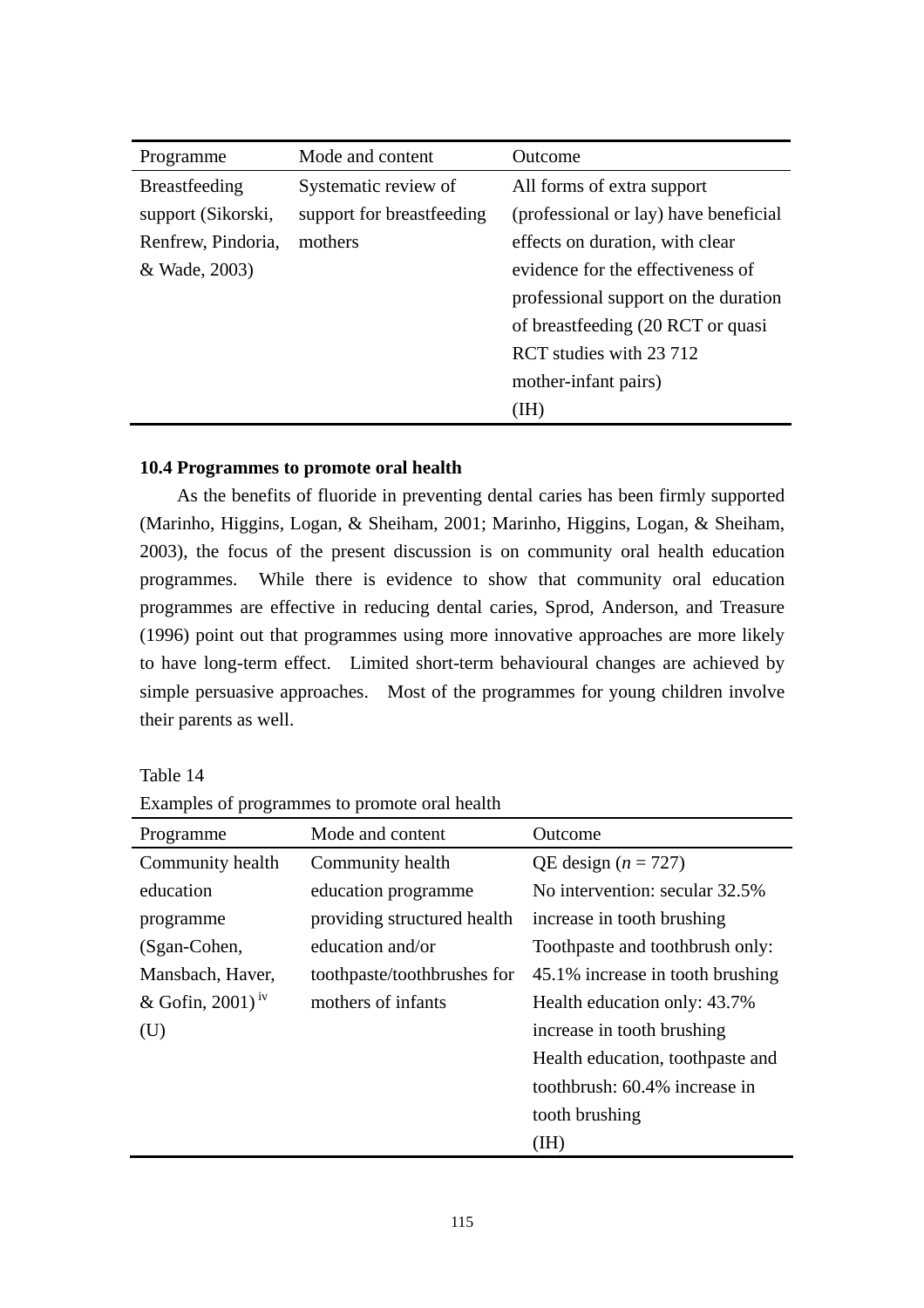| Programme | Mode and content | Outcome |
| --- | --- | --- |
| Breastfeeding support (Sikorski, Renfrew, Pindoria, & Wade, 2003) | Systematic review of support for breastfeeding mothers | All forms of extra support (professional or lay) have beneficial effects on duration, with clear evidence for the effectiveness of professional support on the duration of breastfeeding (20 RCT or quasi RCT studies with 23 712 mother-infant pairs) (IH) |

**10.4 Programmes to promote oral health**

As the benefits of fluoride in preventing dental caries has been firmly supported (Marinho, Higgins, Logan, & Sheiham, 2001; Marinho, Higgins, Logan, & Sheiham, 2003), the focus of the present discussion is on community oral health education programmes. While there is evidence to show that community oral education programmes are effective in reducing dental caries, Sprod, Anderson, and Treasure (1996) point out that programmes using more innovative approaches are more likely to have long-term effect. Limited short-term behavioural changes are achieved by simple persuasive approaches. Most of the programmes for young children involve their parents as well.

Table 14

Examples of programmes to promote oral health

| Programme | Mode and content | Outcome |
| --- | --- | --- |
| Community health education programme (Sgan-Cohen, Mansbach, Haver, & Gofin, 2001) [iv] (U) | Community health education programme providing structured health education and/or toothpaste/toothbrushes for mothers of infants | QE design (*n* = 727)<br>No intervention: secular 32.5% increase in tooth brushing<br>Toothpaste and toothbrush only: 45.1% increase in tooth brushing<br>Health education only: 43.7% increase in tooth brushing<br>Health education, toothpaste and toothbrush: 60.4% increase in tooth brushing<br>(IH) |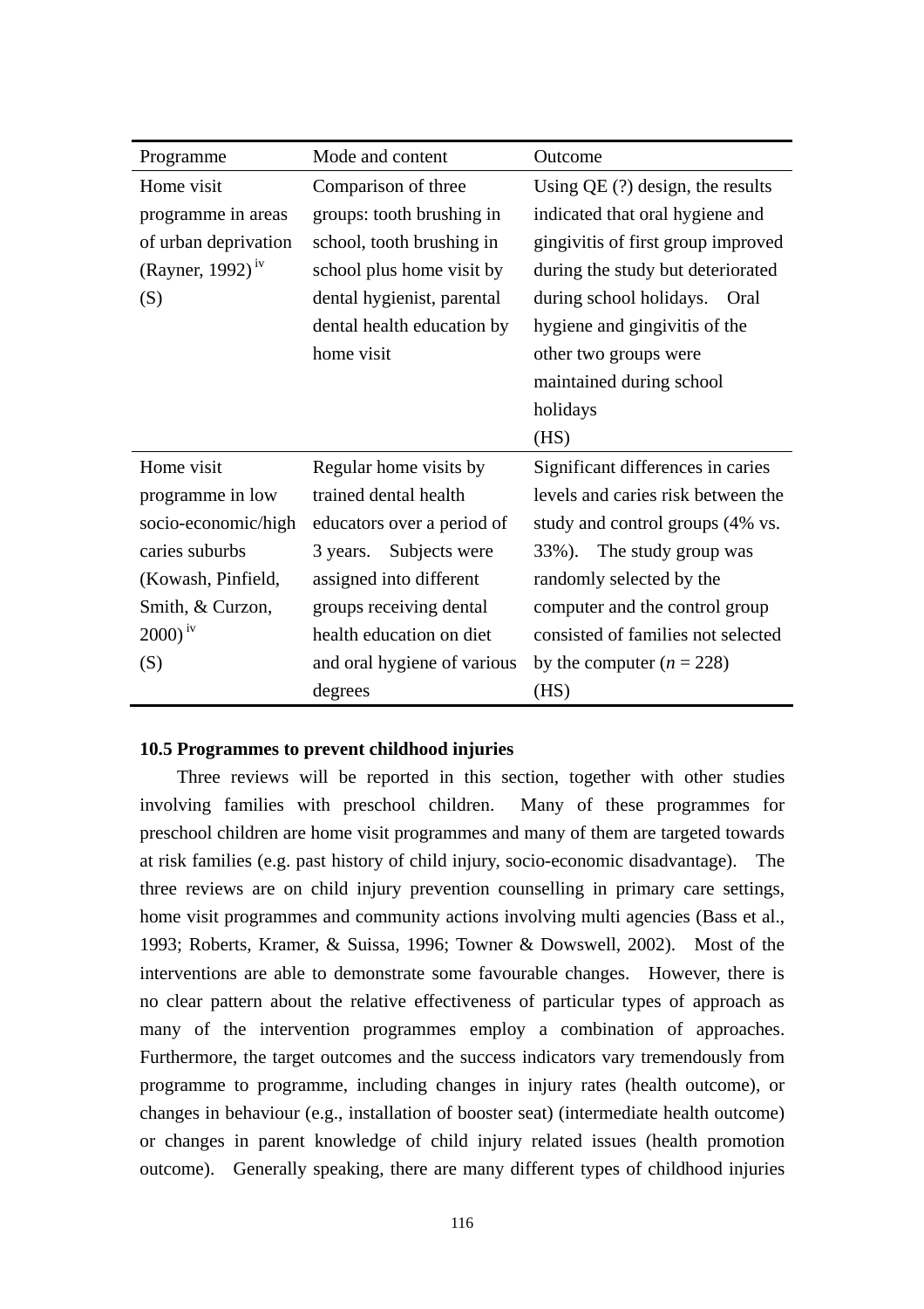| Programme | Mode and content | Outcome |
|---|---|---|
| Home visit programme in areas of urban deprivation (Rayner, 1992) [iv] (S) | Comparison of three groups: tooth brushing in school, tooth brushing in school plus home visit by dental hygienist, parental dental health education by home visit | Using QE (?) design, the results indicated that oral hygiene and gingivitis of first group improved during the study but deteriorated during school holidays. Oral hygiene and gingivitis of the other two groups were maintained during school holidays (HS) |
| Home visit programme in low socio-economic/high caries suburbs (Kowash, Pinfield, Smith, & Curzon, 2000) [iv] (S) | Regular home visits by trained dental health educators over a period of 3 years. Subjects were assigned into different groups receiving dental health education on diet and oral hygiene of various degrees | Significant differences in caries levels and caries risk between the study and control groups (4% vs. 33%). The study group was randomly selected by the computer and the control group consisted of families not selected by the computer (*n* = 228) (HS) |

**10.5 Programmes to prevent childhood injuries**

Three reviews will be reported in this section, together with other studies involving families with preschool children. Many of these programmes for preschool children are home visit programmes and many of them are targeted towards at risk families (e.g. past history of child injury, socio-economic disadvantage). The three reviews are on child injury prevention counselling in primary care settings, home visit programmes and community actions involving multi agencies (Bass et al., 1993; Roberts, Kramer, & Suissa, 1996; Towner & Dowswell, 2002). Most of the interventions are able to demonstrate some favourable changes. However, there is no clear pattern about the relative effectiveness of particular types of approach as many of the intervention programmes employ a combination of approaches. Furthermore, the target outcomes and the success indicators vary tremendously from programme to programme, including changes in injury rates (health outcome), or changes in behaviour (e.g., installation of booster seat) (intermediate health outcome) or changes in parent knowledge of child injury related issues (health promotion outcome). Generally speaking, there are many different types of childhood injuries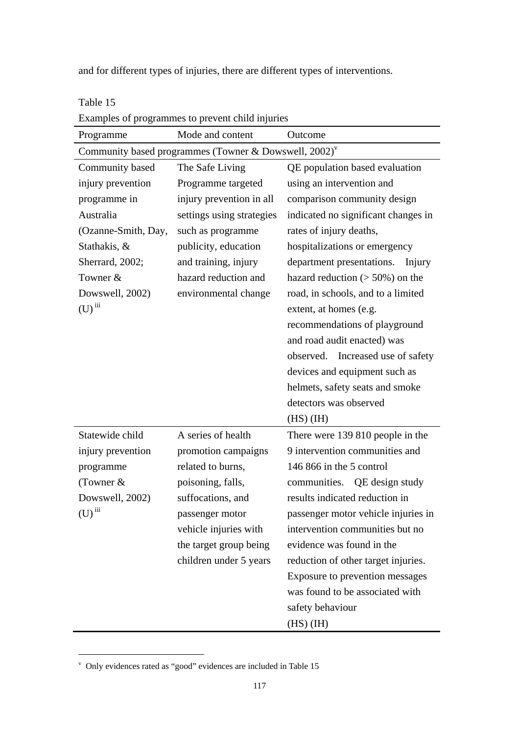and for different types of injuries, there are different types of interventions.

Table 15

Examples of programmes to prevent child injuries

| Programme | Mode and content | Outcome |
|---|---|---|
| Community based programmes (Towner & Dowswell, 2002)[v] | | |
| Community based injury prevention programme in Australia (Ozanne-Smith, Day, Stathakis, & Sherrard, 2002; Towner & Dowswell, 2002) (U) [iii] | The Safe Living Programme targeted injury prevention in all settings using strategies such as programme publicity, education and training, injury hazard reduction and environmental change | QE population based evaluation using an intervention and comparison community design indicated no significant changes in rates of injury deaths, hospitalizations or emergency department presentations. Injury hazard reduction (> 50%) on the road, in schools, and to a limited extent, at homes (e.g. recommendations of playground and road audit enacted) was observed. Increased use of safety devices and equipment such as helmets, safety seats and smoke detectors was observed (HS) (IH) |
| Statewide child injury prevention programme (Towner & Dowswell, 2002) (U) [iii] | A series of health promotion campaigns related to burns, poisoning, falls, suffocations, and passenger motor vehicle injuries with the target group being children under 5 years | There were 139 810 people in the 9 intervention communities and 146 866 in the 5 control communities. QE design study results indicated reduction in passenger motor vehicle injuries in intervention communities but no evidence was found in the reduction of other target injuries. Exposure to prevention messages was found to be associated with safety behaviour (HS) (IH) |

[v] Only evidences rated as "good" evidences are included in Table 15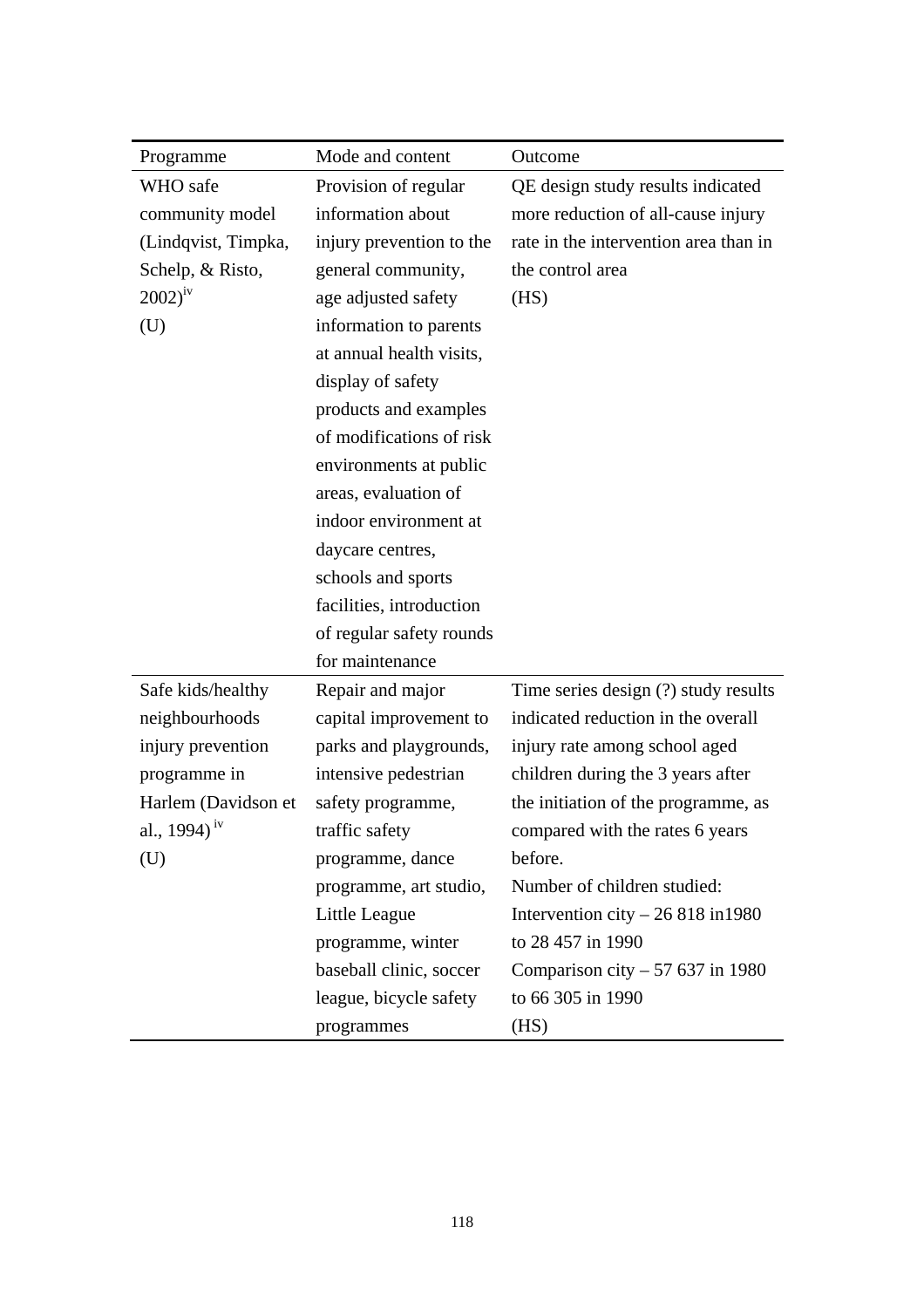| Programme | Mode and content | Outcome |
|---|---|---|
| WHO safe community model (Lindqvist, Timpka, Schelp, & Risto, 2002)[iv] (U) | Provision of regular information about injury prevention to the general community, age adjusted safety information to parents at annual health visits, display of safety products and examples of modifications of risk environments at public areas, evaluation of indoor environment at daycare centres, schools and sports facilities, introduction of regular safety rounds for maintenance | QE design study results indicated more reduction of all-cause injury rate in the intervention area than in the control area (HS) |
| Safe kids/healthy neighbourhoods injury prevention programme in Harlem (Davidson et al., 1994)[iv] (U) | Repair and major capital improvement to parks and playgrounds, intensive pedestrian safety programme, traffic safety programme, dance programme, art studio, Little League programme, winter baseball clinic, soccer league, bicycle safety programmes | Time series design (?) study results indicated reduction in the overall injury rate among school aged children during the 3 years after the initiation of the programme, as compared with the rates 6 years before. Number of children studied: Intervention city – 26 818 in1980 to 28 457 in 1990 Comparison city – 57 637 in 1980 to 66 305 in 1990 (HS) |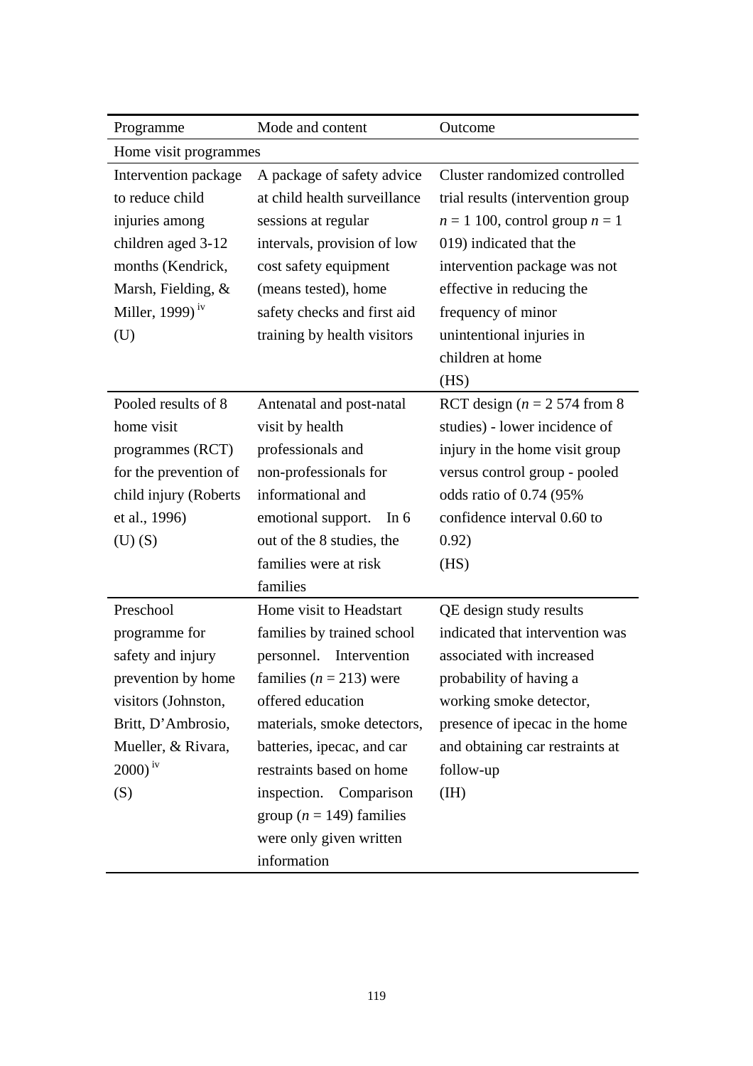| Programme | Mode and content | Outcome |
|---|---|---|
| Home visit programmes | | |
| Intervention package to reduce child injuries among children aged 3-12 months (Kendrick, Marsh, Fielding, & Miller, 1999) [iv] (U) | A package of safety advice at child health surveillance sessions at regular intervals, provision of low cost safety equipment (means tested), home safety checks and first aid training by health visitors | Cluster randomized controlled trial results (intervention group $n$ = 1 100, control group $n$ = 1 019) indicated that the intervention package was not effective in reducing the frequency of minor unintentional injuries in children at home (HS) |
| Pooled results of 8 home visit programmes (RCT) for the prevention of child injury (Roberts et al., 1996) (U) (S) | Antenatal and post-natal visit by health professionals and non-professionals for informational and emotional support. In 6 out of the 8 studies, the families were at risk families | RCT design ($n$ = 2 574 from 8 studies) - lower incidence of injury in the home visit group versus control group - pooled odds ratio of 0.74 (95% confidence interval 0.60 to 0.92) (HS) |
| Preschool programme for safety and injury prevention by home visitors (Johnston, Britt, D'Ambrosio, Mueller, & Rivara, 2000) [iv] (S) | Home visit to Headstart families by trained school personnel. Intervention families ($n$ = 213) were offered education materials, smoke detectors, batteries, ipecac, and car restraints based on home inspection. Comparison group ($n$ = 149) families were only given written information | QE design study results indicated that intervention was associated with increased probability of having a working smoke detector, presence of ipecac in the home and obtaining car restraints at follow-up (IH) |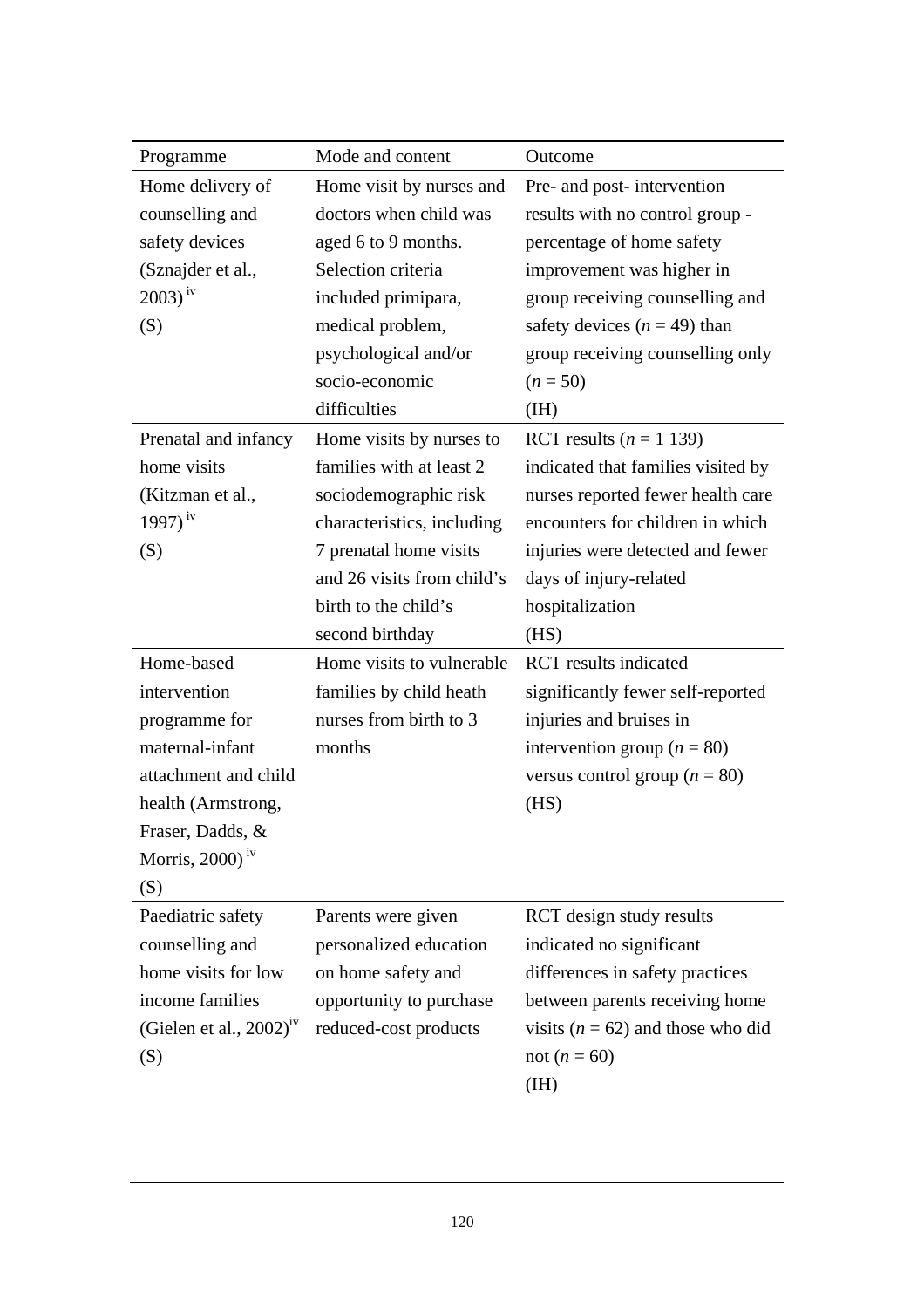| Programme | Mode and content | Outcome |
|---|---|---|
| Home delivery of counselling and safety devices (Sznajder et al., 2003) [iv] (S) | Home visit by nurses and doctors when child was aged 6 to 9 months. Selection criteria included primipara, medical problem, psychological and/or socio-economic difficulties | Pre- and post- intervention results with no control group - percentage of home safety improvement was higher in group receiving counselling and safety devices ($n$ = 49) than group receiving counselling only ($n$ = 50) (IH) |
| Prenatal and infancy home visits (Kitzman et al., 1997) [iv] (S) | Home visits by nurses to families with at least 2 sociodemographic risk characteristics, including 7 prenatal home visits and 26 visits from child's birth to the child's second birthday | RCT results ($n$ = 1 139) indicated that families visited by nurses reported fewer health care encounters for children in which injuries were detected and fewer days of injury-related hospitalization (HS) |
| Home-based intervention programme for maternal-infant attachment and child health (Armstrong, Fraser, Dadds, & Morris, 2000) [iv] (S) | Home visits to vulnerable families by child heath nurses from birth to 3 months | RCT results indicated significantly fewer self-reported injuries and bruises in intervention group ($n$ = 80) versus control group ($n$ = 80) (HS) |
| Paediatric safety counselling and home visits for low income families (Gielen et al., 2002)[iv] (S) | Parents were given personalized education on home safety and opportunity to purchase reduced-cost products | RCT design study results indicated no significant differences in safety practices between parents receiving home visits ($n$ = 62) and those who did not ($n$ = 60) (IH) |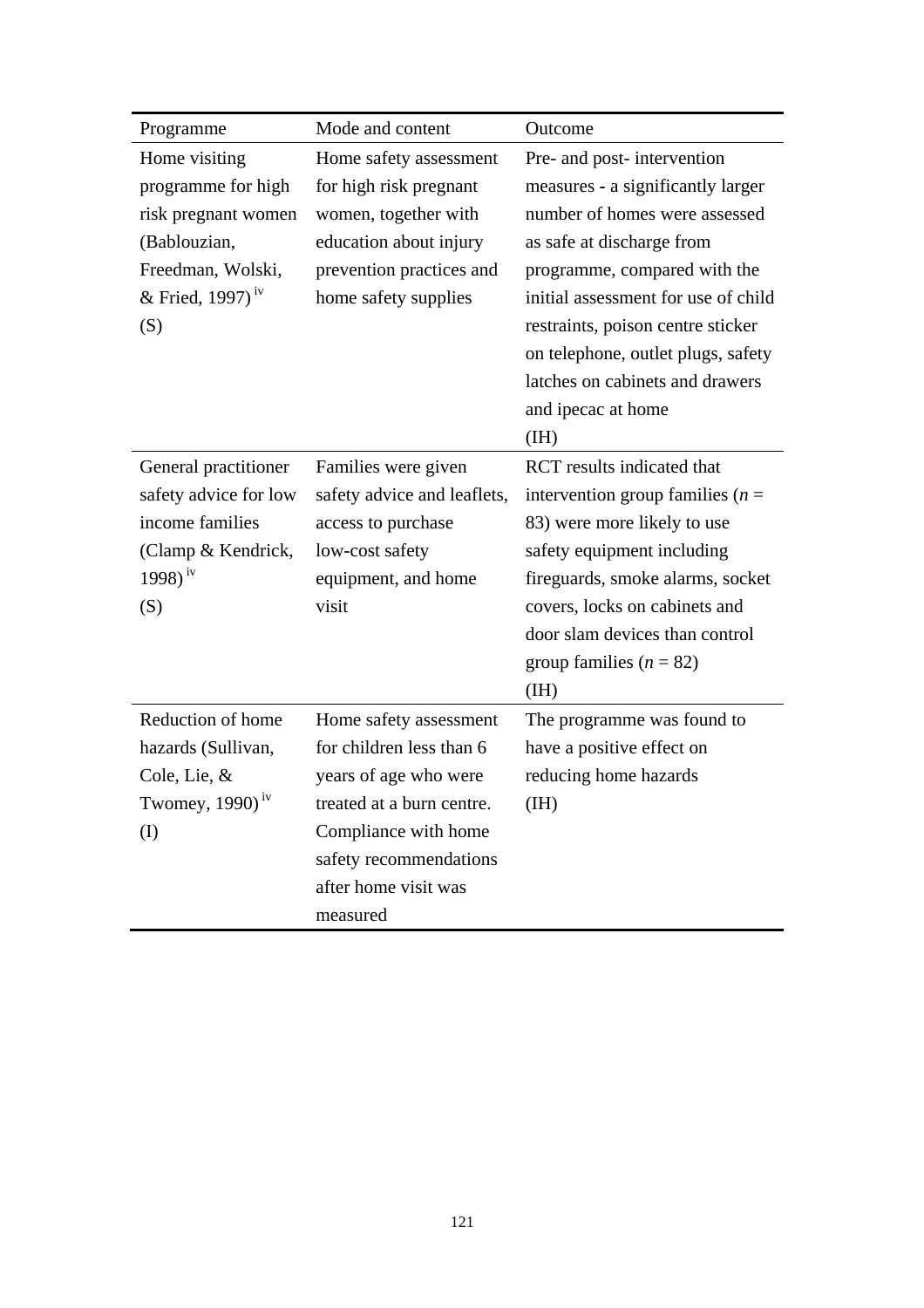| Programme | Mode and content | Outcome |
|---|---|---|
| Home visiting programme for high risk pregnant women (Bablouzian, Freedman, Wolski, & Fried, 1997) [iv] (S) | Home safety assessment for high risk pregnant women, together with education about injury prevention practices and home safety supplies | Pre- and post- intervention measures - a significantly larger number of homes were assessed as safe at discharge from programme, compared with the initial assessment for use of child restraints, poison centre sticker on telephone, outlet plugs, safety latches on cabinets and drawers and ipecac at home (IH) |
| General practitioner safety advice for low income families (Clamp & Kendrick, 1998) [iv] (S) | Families were given safety advice and leaflets, access to purchase low-cost safety equipment, and home visit | RCT results indicated that intervention group families ($n$ = 83) were more likely to use safety equipment including fireguards, smoke alarms, socket covers, locks on cabinets and door slam devices than control group families ($n$ = 82) (IH) |
| Reduction of home hazards (Sullivan, Cole, Lie, & Twomey, 1990) [iv] (I) | Home safety assessment for children less than 6 years of age who were treated at a burn centre. Compliance with home safety recommendations after home visit was measured | The programme was found to have a positive effect on reducing home hazards (IH) |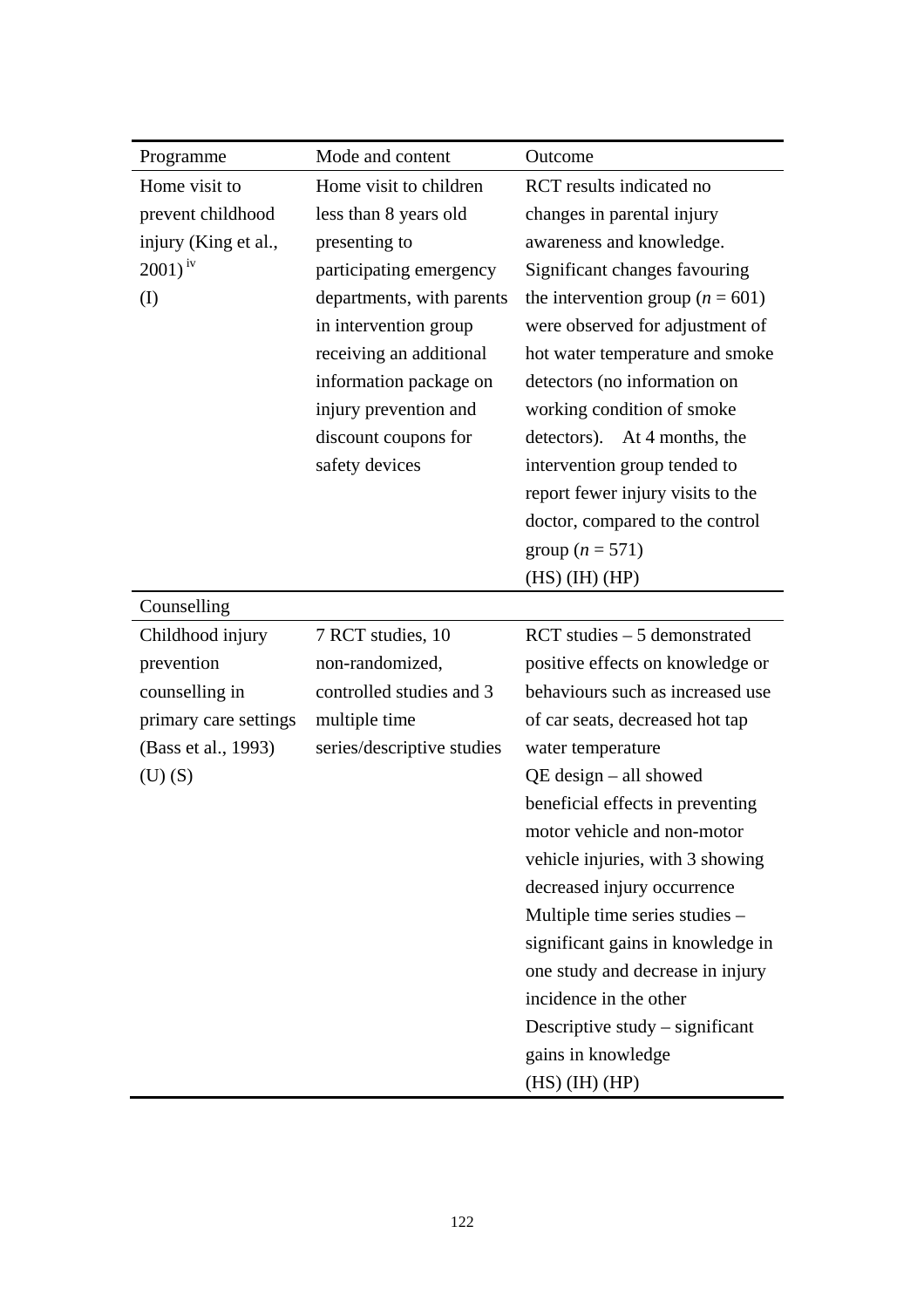| Programme | Mode and content | Outcome |
|---|---|---|
| Home visit to prevent childhood injury (King et al., 2001) [iv] (I) | Home visit to children less than 8 years old presenting to participating emergency departments, with parents in intervention group receiving an additional information package on injury prevention and discount coupons for safety devices | RCT results indicated no changes in parental injury awareness and knowledge. Significant changes favouring the intervention group (*n* = 601) were observed for adjustment of hot water temperature and smoke detectors (no information on working condition of smoke detectors). At 4 months, the intervention group tended to report fewer injury visits to the doctor, compared to the control group (*n* = 571) (HS) (IH) (HP) |
| Counselling | | |
| Childhood injury prevention counselling in primary care settings (Bass et al., 1993) (U) (S) | 7 RCT studies, 10 non-randomized, controlled studies and 3 multiple time series/descriptive studies | RCT studies – 5 demonstrated positive effects on knowledge or behaviours such as increased use of car seats, decreased hot tap water temperature<br>QE design – all showed beneficial effects in preventing motor vehicle and non-motor vehicle injuries, with 3 showing decreased injury occurrence<br>Multiple time series studies – significant gains in knowledge in one study and decrease in injury incidence in the other<br>Descriptive study – significant gains in knowledge<br>(HS) (IH) (HP) |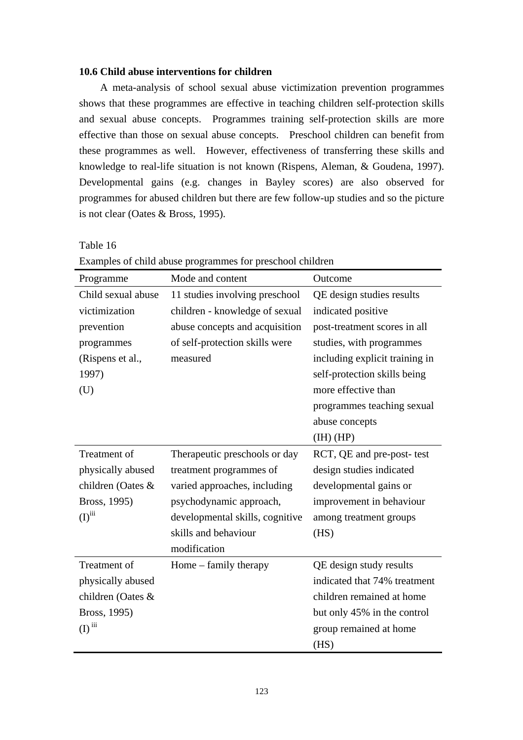**10.6 Child abuse interventions for children**

A meta-analysis of school sexual abuse victimization prevention programmes shows that these programmes are effective in teaching children self-protection skills and sexual abuse concepts. Programmes training self-protection skills are more effective than those on sexual abuse concepts. Preschool children can benefit from these programmes as well. However, effectiveness of transferring these skills and knowledge to real-life situation is not known (Rispens, Aleman, & Goudena, 1997). Developmental gains (e.g. changes in Bayley scores) are also observed for programmes for abused children but there are few follow-up studies and so the picture is not clear (Oates & Bross, 1995).

Table 16

Examples of child abuse programmes for preschool children

| Programme | Mode and content | Outcome |
|---|---|---|
| Child sexual abuse victimization prevention programmes (Rispens et al., 1997) (U) | 11 studies involving preschool children - knowledge of sexual abuse concepts and acquisition of self-protection skills were measured | QE design studies results indicated positive post-treatment scores in all studies, with programmes including explicit training in self-protection skills being more effective than programmes teaching sexual abuse concepts (IH) (HP) |
| Treatment of physically abused children (Oates & Bross, 1995) (I)[iii] | Therapeutic preschools or day treatment programmes of varied approaches, including psychodynamic approach, developmental skills, cognitive skills and behaviour modification | RCT, QE and pre-post- test design studies indicated developmental gains or improvement in behaviour among treatment groups (HS) |
| Treatment of physically abused children (Oates & Bross, 1995) (I)[iii] | Home – family therapy | QE design study results indicated that 74% treatment children remained at home but only 45% in the control group remained at home (HS) |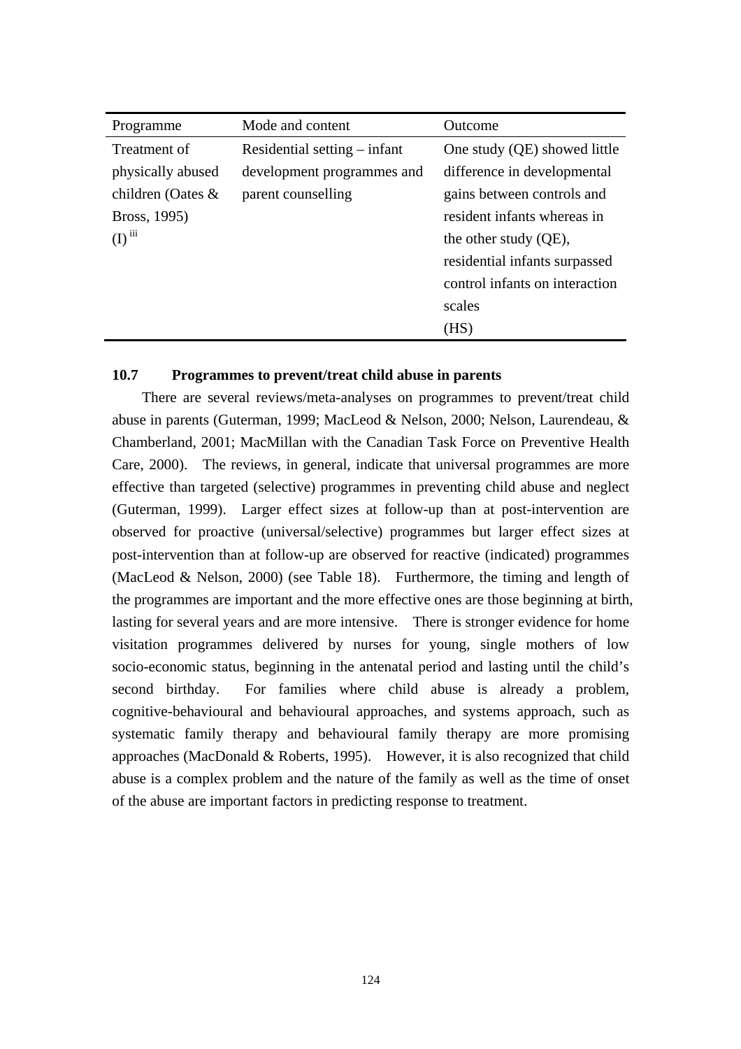| Programme | Mode and content | Outcome |
|---|---|---|
| Treatment of physically abused children (Oates & Bross, 1995) (I) [iii] | Residential setting – infant development programmes and parent counselling | One study (QE) showed little difference in developmental gains between controls and resident infants whereas in the other study (QE), residential infants surpassed control infants on interaction scales (HS) |

### 10.7 Programmes to prevent/treat child abuse in parents

There are several reviews/meta-analyses on programmes to prevent/treat child abuse in parents (Guterman, 1999; MacLeod & Nelson, 2000; Nelson, Laurendeau, & Chamberland, 2001; MacMillan with the Canadian Task Force on Preventive Health Care, 2000). The reviews, in general, indicate that universal programmes are more effective than targeted (selective) programmes in preventing child abuse and neglect (Guterman, 1999). Larger effect sizes at follow-up than at post-intervention are observed for proactive (universal/selective) programmes but larger effect sizes at post-intervention than at follow-up are observed for reactive (indicated) programmes (MacLeod & Nelson, 2000) (see Table 18). Furthermore, the timing and length of the programmes are important and the more effective ones are those beginning at birth, lasting for several years and are more intensive. There is stronger evidence for home visitation programmes delivered by nurses for young, single mothers of low socio-economic status, beginning in the antenatal period and lasting until the child's second birthday. For families where child abuse is already a problem, cognitive-behavioural and behavioural approaches, and systems approach, such as systematic family therapy and behavioural family therapy are more promising approaches (MacDonald & Roberts, 1995). However, it is also recognized that child abuse is a complex problem and the nature of the family as well as the time of onset of the abuse are important factors in predicting response to treatment.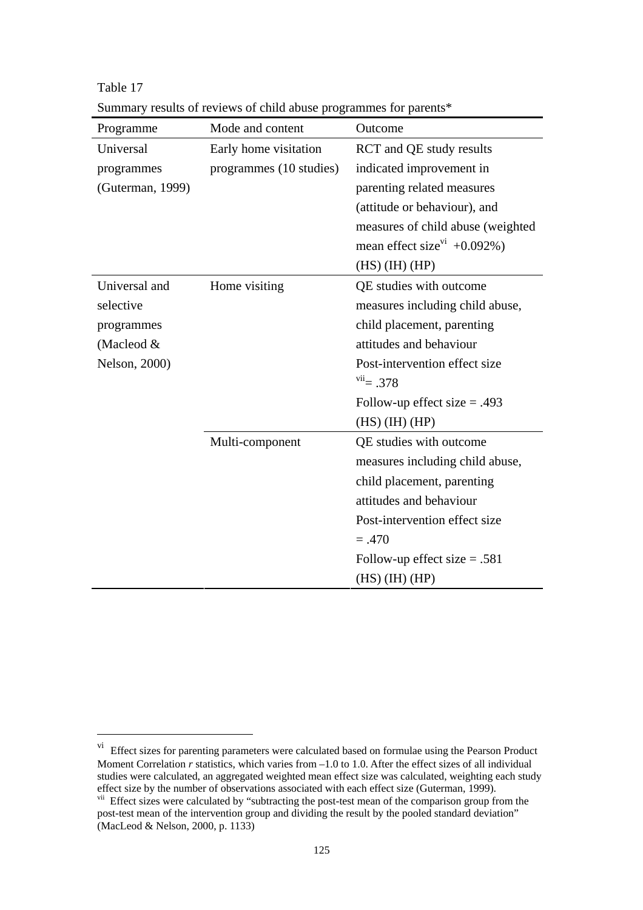Table 17

Summary results of reviews of child abuse programmes for parents*

| Programme | Mode and content | Outcome |
|---|---|---|
| Universal programmes (Guterman, 1999) | Early home visitation programmes (10 studies) | RCT and QE study results indicated improvement in parenting related measures (attitude or behaviour), and measures of child abuse (weighted mean effect size[vi] +0.092%) (HS) (IH) (HP) |
| Universal and selective programmes (Macleod & Nelson, 2000) | Home visiting | QE studies with outcome measures including child abuse, child placement, parenting attitudes and behaviour Post-intervention effect size [vii]= .378 Follow-up effect size = .493 (HS) (IH) (HP) |
| | Multi-component | QE studies with outcome measures including child abuse, child placement, parenting attitudes and behaviour Post-intervention effect size = .470 Follow-up effect size = .581 (HS) (IH) (HP) |

[vi] Effect sizes for parenting parameters were calculated based on formulae using the Pearson Product Moment Correlation *r* statistics, which varies from –1.0 to 1.0. After the effect sizes of all individual studies were calculated, an aggregated weighted mean effect size was calculated, weighting each study effect size by the number of observations associated with each effect size (Guterman, 1999).

[vii] Effect sizes were calculated by "subtracting the post-test mean of the comparison group from the post-test mean of the intervention group and dividing the result by the pooled standard deviation" (MacLeod & Nelson, 2000, p. 1133)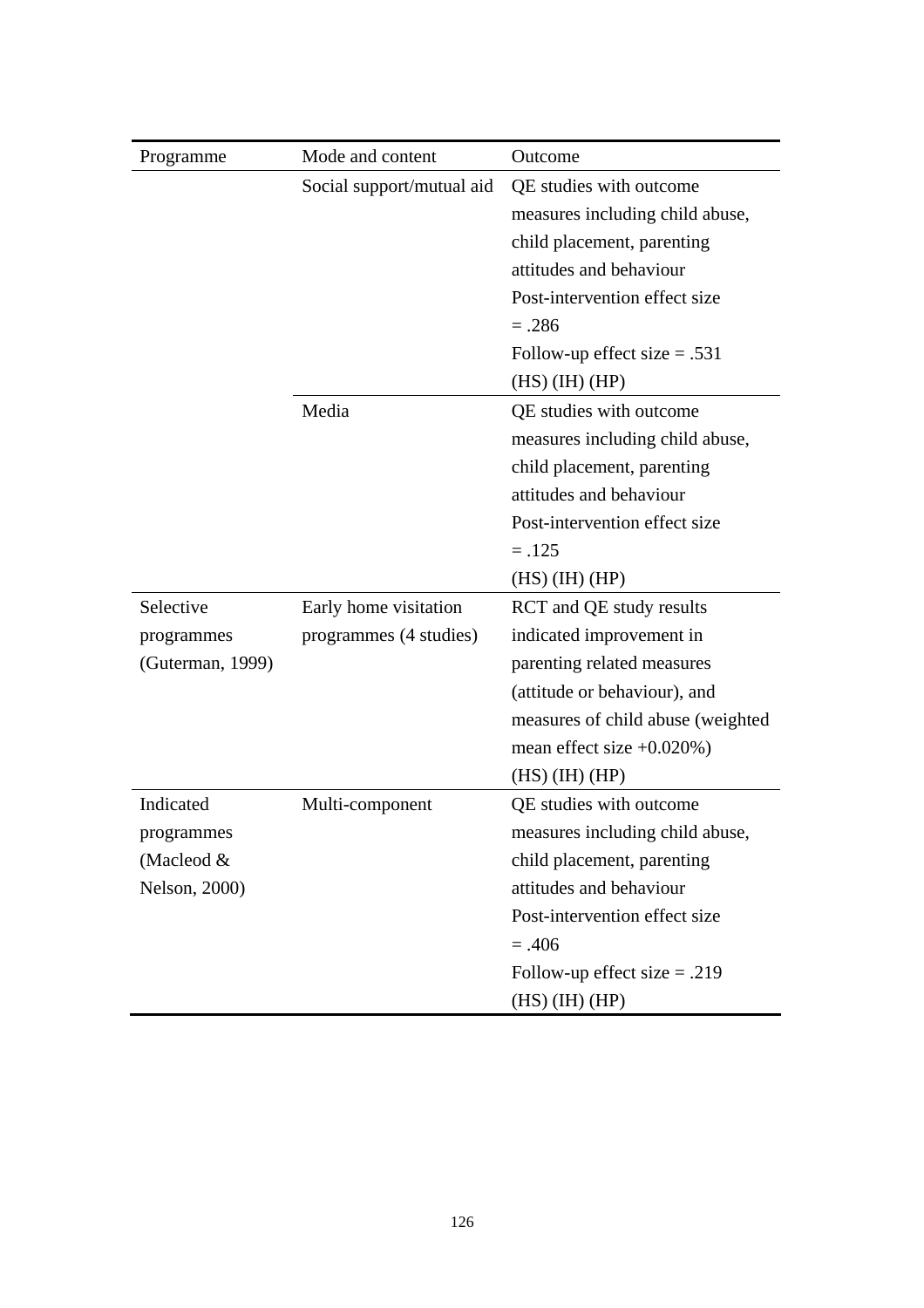| Programme | Mode and content | Outcome |
|---|---|---|
| | Social support/mutual aid | QE studies with outcome measures including child abuse, child placement, parenting attitudes and behaviour Post-intervention effect size = .286 Follow-up effect size = .531 (HS) (IH) (HP) |
| | Media | QE studies with outcome measures including child abuse, child placement, parenting attitudes and behaviour Post-intervention effect size = .125 (HS) (IH) (HP) |
| Selective programmes (Guterman, 1999) | Early home visitation programmes (4 studies) | RCT and QE study results indicated improvement in parenting related measures (attitude or behaviour), and measures of child abuse (weighted mean effect size +0.020%) (HS) (IH) (HP) |
| Indicated programmes (Macleod & Nelson, 2000) | Multi-component | QE studies with outcome measures including child abuse, child placement, parenting attitudes and behaviour Post-intervention effect size = .406 Follow-up effect size = .219 (HS) (IH) (HP) |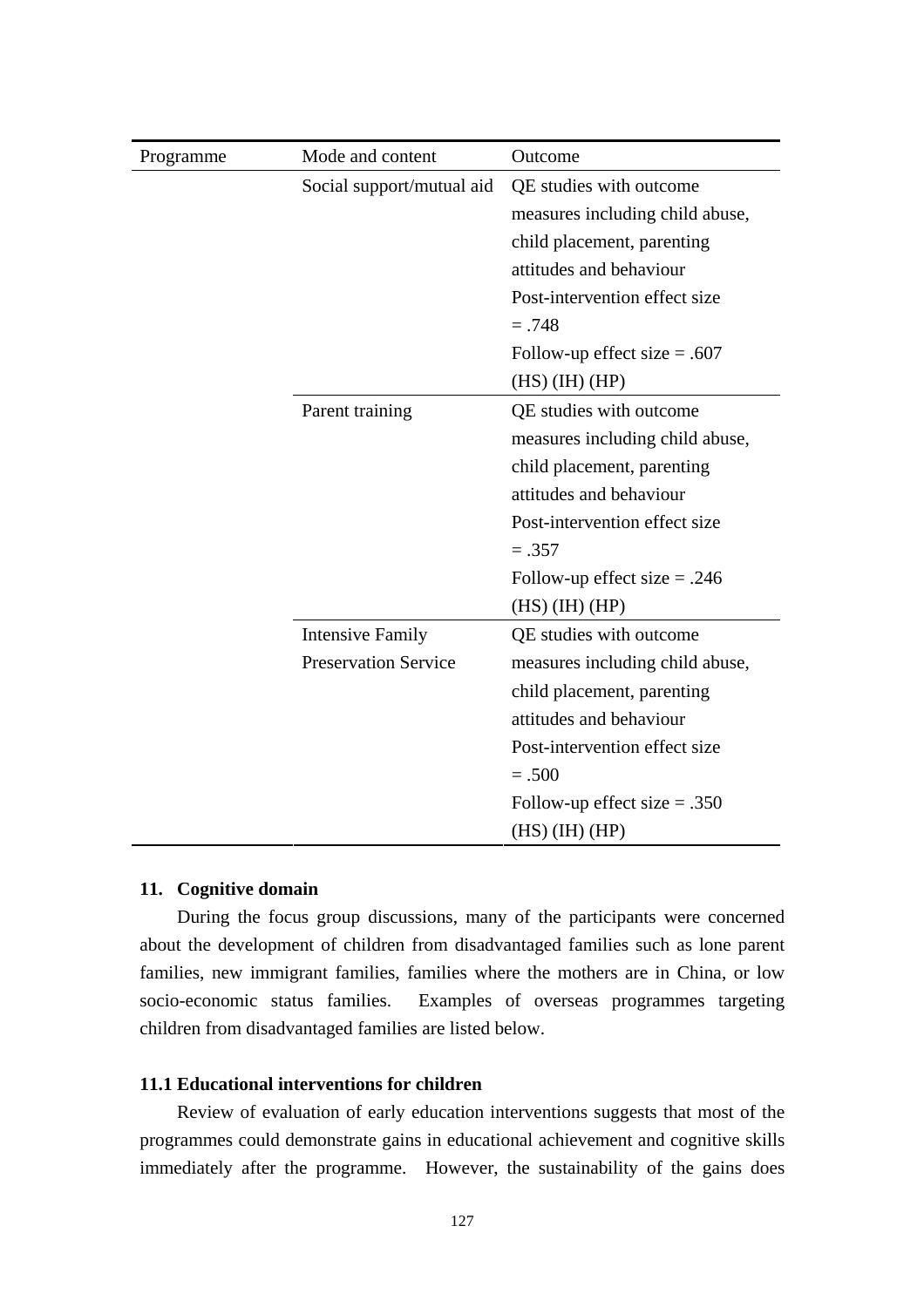| Programme | Mode and content | Outcome |
|---|---|---|
| | Social support/mutual aid | QE studies with outcome measures including child abuse, child placement, parenting attitudes and behaviour Post-intervention effect size = .748 Follow-up effect size = .607 (HS) (IH) (HP) |
| | Parent training | QE studies with outcome measures including child abuse, child placement, parenting attitudes and behaviour Post-intervention effect size = .357 Follow-up effect size = .246 (HS) (IH) (HP) |
| | Intensive Family Preservation Service | QE studies with outcome measures including child abuse, child placement, parenting attitudes and behaviour Post-intervention effect size = .500 Follow-up effect size = .350 (HS) (IH) (HP) |

## 11. Cognitive domain

During the focus group discussions, many of the participants were concerned about the development of children from disadvantaged families such as lone parent families, new immigrant families, families where the mothers are in China, or low socio-economic status families. Examples of overseas programmes targeting children from disadvantaged families are listed below.

### 11.1 Educational interventions for children

Review of evaluation of early education interventions suggests that most of the programmes could demonstrate gains in educational achievement and cognitive skills immediately after the programme. However, the sustainability of the gains does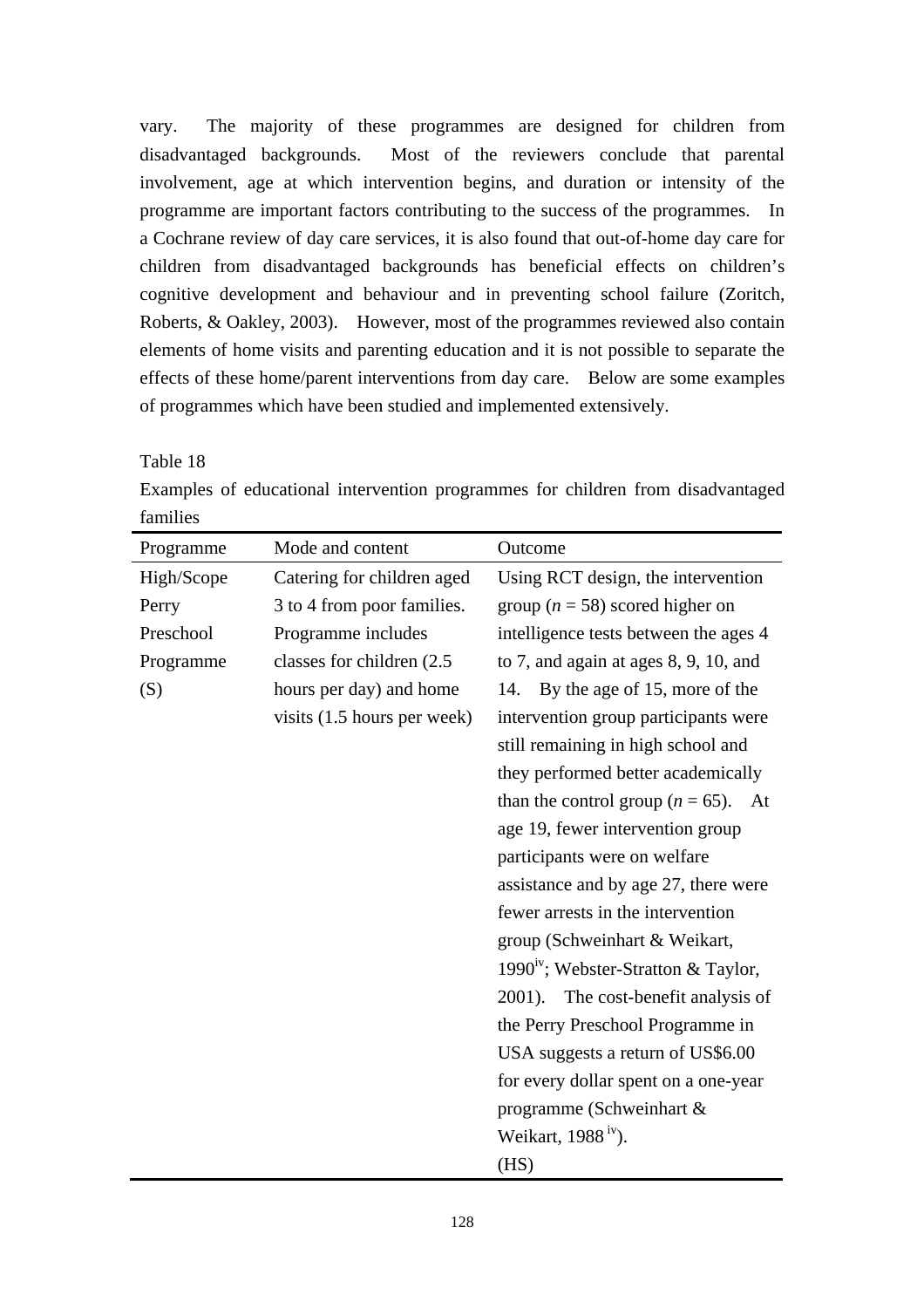vary. The majority of these programmes are designed for children from disadvantaged backgrounds. Most of the reviewers conclude that parental involvement, age at which intervention begins, and duration or intensity of the programme are important factors contributing to the success of the programmes. In a Cochrane review of day care services, it is also found that out-of-home day care for children from disadvantaged backgrounds has beneficial effects on children's cognitive development and behaviour and in preventing school failure (Zoritch, Roberts, & Oakley, 2003). However, most of the programmes reviewed also contain elements of home visits and parenting education and it is not possible to separate the effects of these home/parent interventions from day care. Below are some examples of programmes which have been studied and implemented extensively.

Table 18

Examples of educational intervention programmes for children from disadvantaged families

| Programme | Mode and content | Outcome |
|---|---|---|
| High/Scope Perry Preschool Programme (S) | Catering for children aged 3 to 4 from poor families. Programme includes classes for children (2.5 hours per day) and home visits (1.5 hours per week) | Using RCT design, the intervention group (*n* = 58) scored higher on intelligence tests between the ages 4 to 7, and again at ages 8, 9, 10, and 14. By the age of 15, more of the intervention group participants were still remaining in high school and they performed better academically than the control group (*n* = 65). At age 19, fewer intervention group participants were on welfare assistance and by age 27, there were fewer arrests in the intervention group (Schweinhart & Weikart, 1990[iv]; Webster-Stratton & Taylor, 2001). The cost-benefit analysis of the Perry Preschool Programme in USA suggests a return of US$6.00 for every dollar spent on a one-year programme (Schweinhart & Weikart, 1988[iv]). (HS) |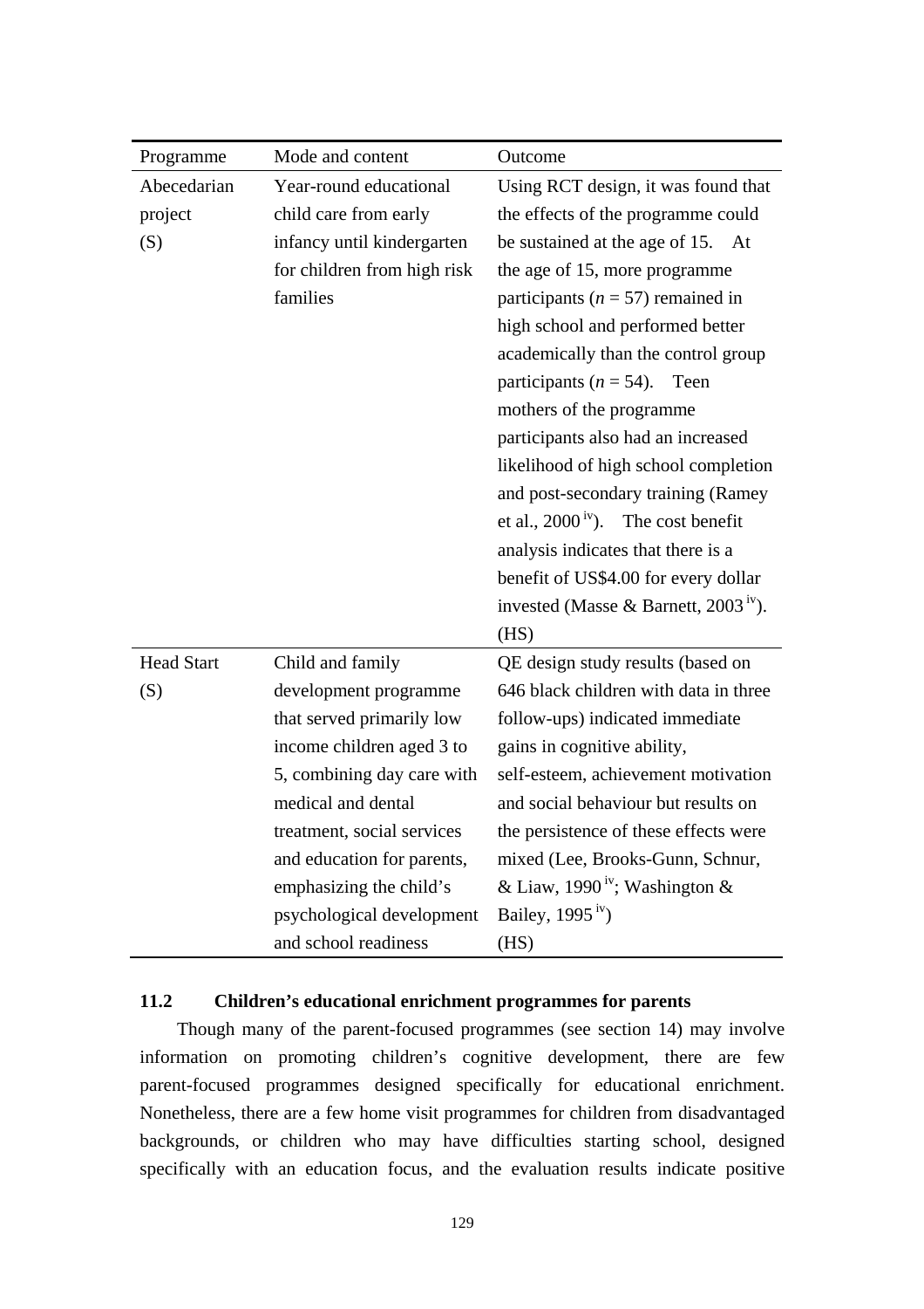| Programme | Mode and content | Outcome |
|---|---|---|
| Abecedarian project (S) | Year-round educational child care from early infancy until kindergarten for children from high risk families | Using RCT design, it was found that the effects of the programme could be sustained at the age of 15. At the age of 15, more programme participants ($n$ = 57) remained in high school and performed better academically than the control group participants ($n$ = 54). Teen mothers of the programme participants also had an increased likelihood of high school completion and post-secondary training (Ramey et al., 2000 [iv]). The cost benefit analysis indicates that there is a benefit of US$4.00 for every dollar invested (Masse & Barnett, 2003 [iv]). (HS) |
| Head Start (S) | Child and family development programme that served primarily low income children aged 3 to 5, combining day care with medical and dental treatment, social services and education for parents, emphasizing the child's psychological development and school readiness | QE design study results (based on 646 black children with data in three follow-ups) indicated immediate gains in cognitive ability, self-esteem, achievement motivation and social behaviour but results on the persistence of these effects were mixed (Lee, Brooks-Gunn, Schnur, & Liaw, 1990 [iv]; Washington & Bailey, 1995 [iv]) (HS) |

### 11.2 Children's educational enrichment programmes for parents

Though many of the parent-focused programmes (see section 14) may involve information on promoting children's cognitive development, there are few parent-focused programmes designed specifically for educational enrichment. Nonetheless, there are a few home visit programmes for children from disadvantaged backgrounds, or children who may have difficulties starting school, designed specifically with an education focus, and the evaluation results indicate positive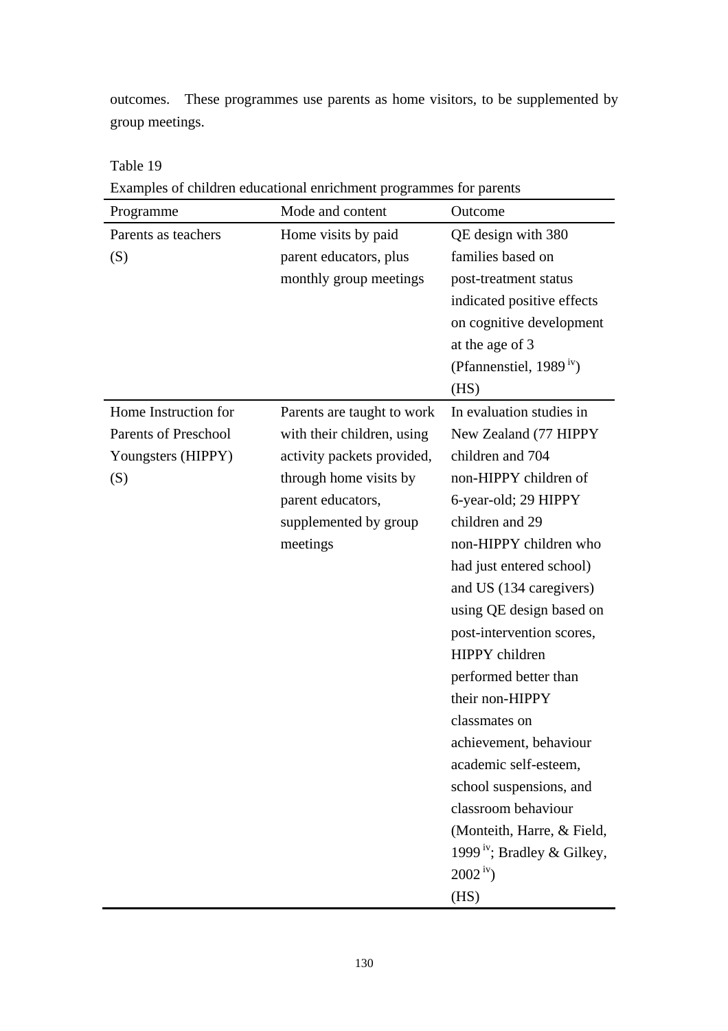outcomes. These programmes use parents as home visitors, to be supplemented by group meetings.

Table 19

Examples of children educational enrichment programmes for parents

| Programme | Mode and content | Outcome |
| --- | --- | --- |
| Parents as teachers (S) | Home visits by paid parent educators, plus monthly group meetings | QE design with 380 families based on post-treatment status indicated positive effects on cognitive development at the age of 3 (Pfannenstiel, 1989 [iv]) (HS) |
| Home Instruction for Parents of Preschool Youngsters (HIPPY) (S) | Parents are taught to work with their children, using activity packets provided, through home visits by parent educators, supplemented by group meetings | In evaluation studies in New Zealand (77 HIPPY children and 704 non-HIPPY children of 6-year-old; 29 HIPPY children and 29 non-HIPPY children who had just entered school) and US (134 caregivers) using QE design based on post-intervention scores, HIPPY children performed better than their non-HIPPY classmates on achievement, behaviour academic self-esteem, school suspensions, and classroom behaviour (Monteith, Harre, & Field, 1999 [iv]; Bradley & Gilkey, 2002 [iv]) (HS) |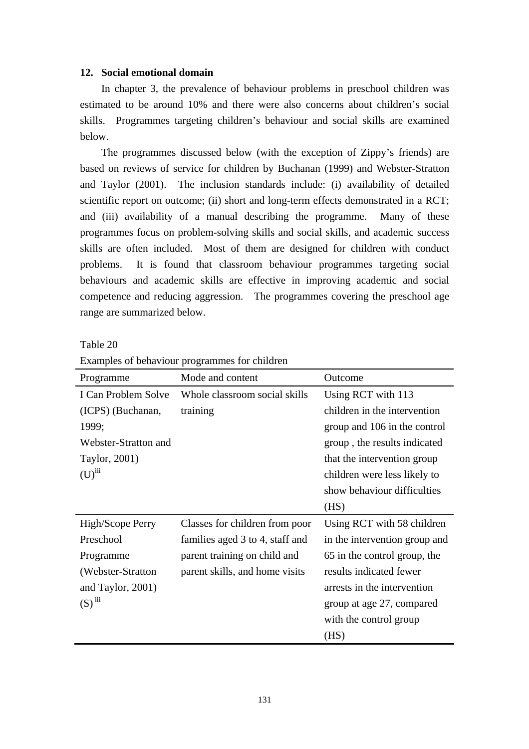## 12. Social emotional domain

In chapter 3, the prevalence of behaviour problems in preschool children was estimated to be around 10% and there were also concerns about children's social skills. Programmes targeting children's behaviour and social skills are examined below.

The programmes discussed below (with the exception of Zippy's friends) are based on reviews of service for children by Buchanan (1999) and Webster-Stratton and Taylor (2001). The inclusion standards include: (i) availability of detailed scientific report on outcome; (ii) short and long-term effects demonstrated in a RCT; and (iii) availability of a manual describing the programme. Many of these programmes focus on problem-solving skills and social skills, and academic success skills are often included. Most of them are designed for children with conduct problems. It is found that classroom behaviour programmes targeting social behaviours and academic skills are effective in improving academic and social competence and reducing aggression. The programmes covering the preschool age range are summarized below.

Table 20

Examples of behaviour programmes for children

| Programme | Mode and content | Outcome |
|---|---|---|
| I Can Problem Solve (ICPS) (Buchanan, 1999; Webster-Stratton and Taylor, 2001) (U)[iii] | Whole classroom social skills training | Using RCT with 113 children in the intervention group and 106 in the control group , the results indicated that the intervention group children were less likely to show behaviour difficulties (HS) |
| High/Scope Perry Preschool Programme (Webster-Stratton and Taylor, 2001) (S)[iii] | Classes for children from poor families aged 3 to 4, staff and parent training on child and parent skills, and home visits | Using RCT with 58 children in the intervention group and 65 in the control group, the results indicated fewer arrests in the intervention group at age 27, compared with the control group (HS) |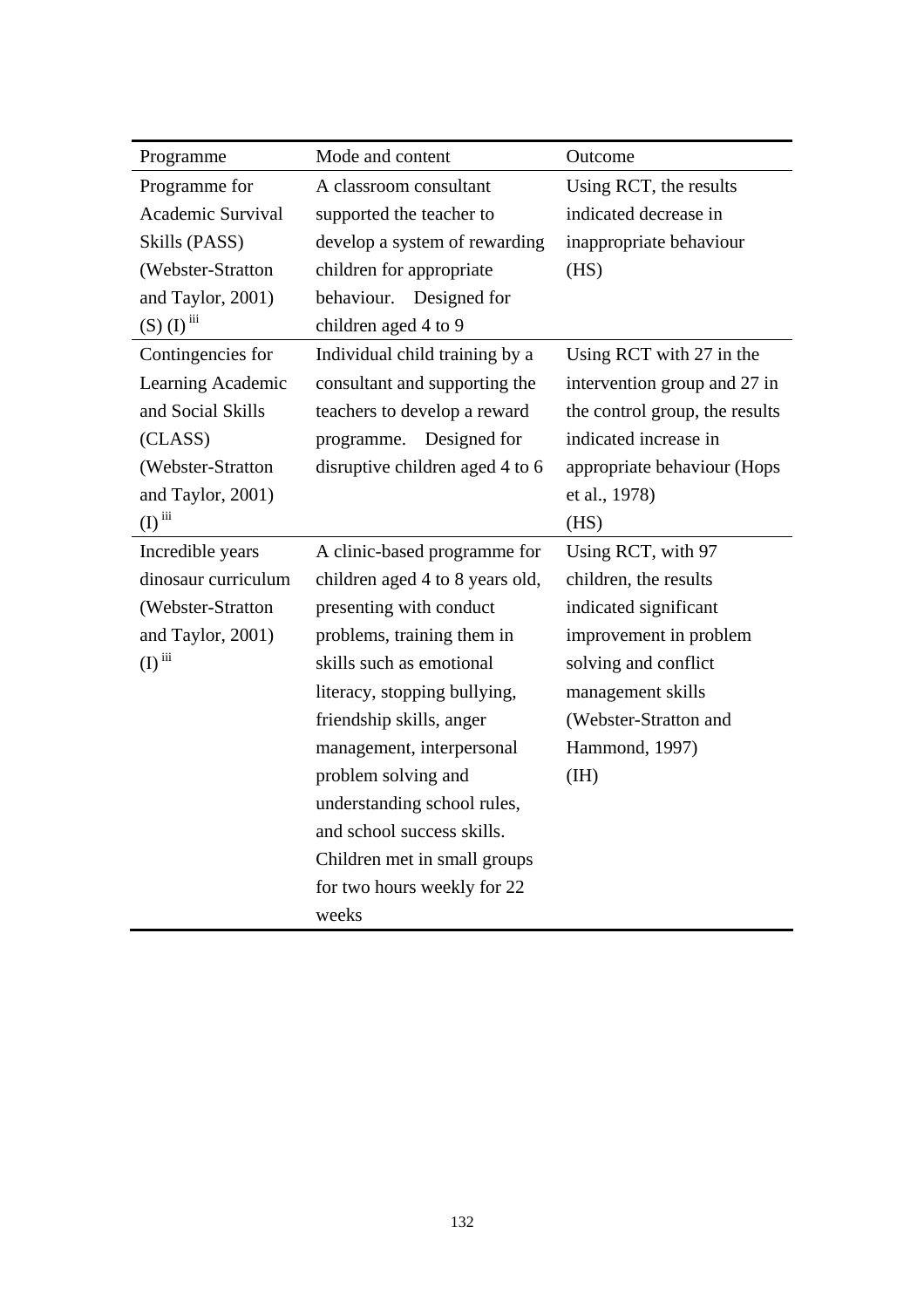| Programme | Mode and content | Outcome |
|---|---|---|
| Programme for Academic Survival Skills (PASS) (Webster-Stratton and Taylor, 2001) (S) (I) [iii] | A classroom consultant supported the teacher to develop a system of rewarding children for appropriate behaviour. Designed for children aged 4 to 9 | Using RCT, the results indicated decrease in inappropriate behaviour (HS) |
| Contingencies for Learning Academic and Social Skills (CLASS) (Webster-Stratton and Taylor, 2001) (I) [iii] | Individual child training by a consultant and supporting the teachers to develop a reward programme. Designed for disruptive children aged 4 to 6 | Using RCT with 27 in the intervention group and 27 in the control group, the results indicated increase in appropriate behaviour (Hops et al., 1978) (HS) |
| Incredible years dinosaur curriculum (Webster-Stratton and Taylor, 2001) (I) [iii] | A clinic-based programme for children aged 4 to 8 years old, presenting with conduct problems, training them in skills such as emotional literacy, stopping bullying, friendship skills, anger management, interpersonal problem solving and understanding school rules, and school success skills. Children met in small groups for two hours weekly for 22 weeks | Using RCT, with 97 children, the results indicated significant improvement in problem solving and conflict management skills (Webster-Stratton and Hammond, 1997) (IH) |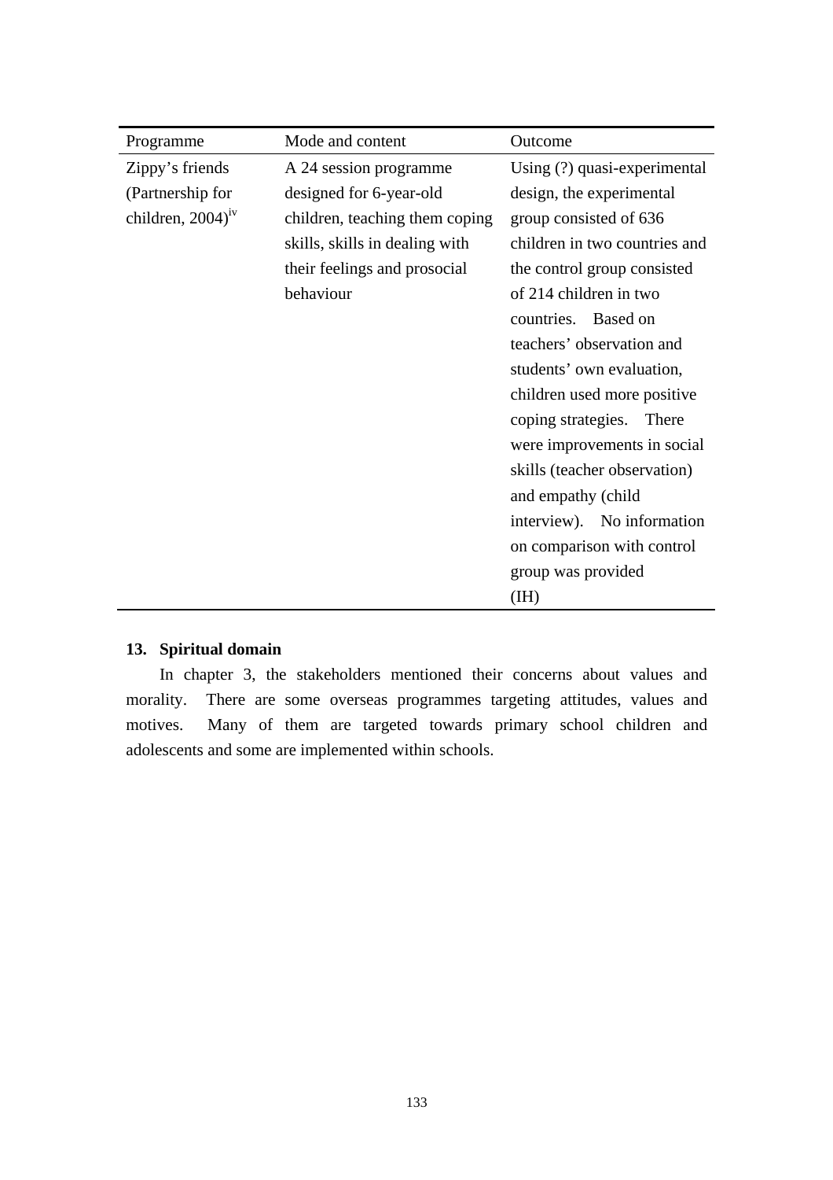| Programme | Mode and content | Outcome |
|---|---|---|
| Zippy's friends (Partnership for children, 2004)[iv] | A 24 session programme designed for 6-year-old children, teaching them coping skills, skills in dealing with their feelings and prosocial behaviour | Using (?) quasi-experimental design, the experimental group consisted of 636 children in two countries and the control group consisted of 214 children in two countries. Based on teachers' observation and students' own evaluation, children used more positive coping strategies. There were improvements in social skills (teacher observation) and empathy (child interview). No information on comparison with control group was provided (IH) |

## 13. Spiritual domain

In chapter 3, the stakeholders mentioned their concerns about values and morality. There are some overseas programmes targeting attitudes, values and motives. Many of them are targeted towards primary school children and adolescents and some are implemented within schools.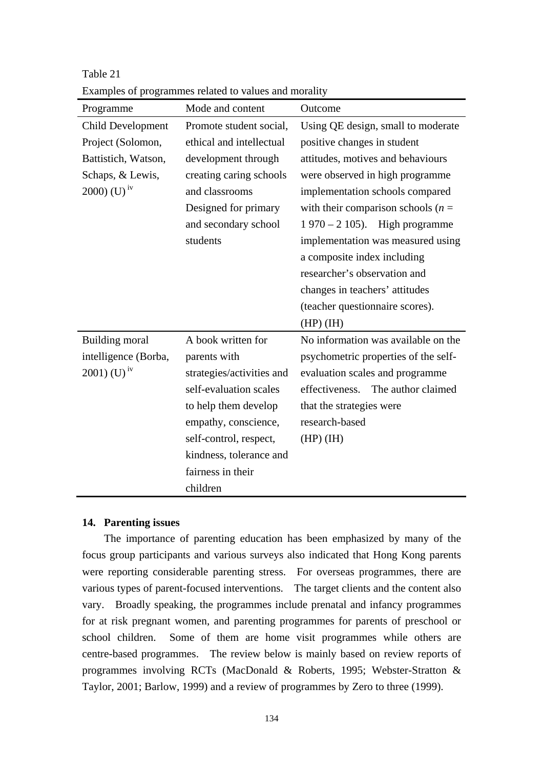Table 21

Examples of programmes related to values and morality

| Programme | Mode and content | Outcome |
|---|---|---|
| Child Development Project (Solomon, Battistich, Watson, Schaps, & Lewis, 2000) (U) [iv] | Promote student social, ethical and intellectual development through creating caring schools and classrooms Designed for primary and secondary school students | Using QE design, small to moderate positive changes in student attitudes, motives and behaviours were observed in high programme implementation schools compared with their comparison schools (*n* = 1 970 – 2 105). High programme implementation was measured using a composite index including researcher's observation and changes in teachers' attitudes (teacher questionnaire scores). (HP) (IH) |
| Building moral intelligence (Borba, 2001) (U) [iv] | A book written for parents with strategies/activities and self-evaluation scales to help them develop empathy, conscience, self-control, respect, kindness, tolerance and fairness in their children | No information was available on the psychometric properties of the self-evaluation scales and programme effectiveness. The author claimed that the strategies were research-based (HP) (IH) |

### 14. Parenting issues

The importance of parenting education has been emphasized by many of the focus group participants and various surveys also indicated that Hong Kong parents were reporting considerable parenting stress. For overseas programmes, there are various types of parent-focused interventions. The target clients and the content also vary. Broadly speaking, the programmes include prenatal and infancy programmes for at risk pregnant women, and parenting programmes for parents of preschool or school children. Some of them are home visit programmes while others are centre-based programmes. The review below is mainly based on review reports of programmes involving RCTs (MacDonald & Roberts, 1995; Webster-Stratton & Taylor, 2001; Barlow, 1999) and a review of programmes by Zero to three (1999).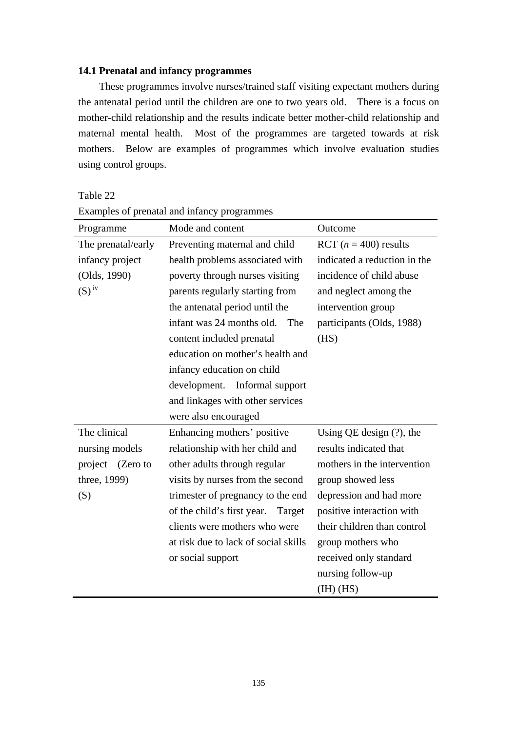### 14.1 Prenatal and infancy programmes

These programmes involve nurses/trained staff visiting expectant mothers during the antenatal period until the children are one to two years old. There is a focus on mother-child relationship and the results indicate better mother-child relationship and maternal mental health. Most of the programmes are targeted towards at risk mothers. Below are examples of programmes which involve evaluation studies using control groups.

Table 22

Examples of prenatal and infancy programmes

| Programme | Mode and content | Outcome |
|---|---|---|
| The prenatal/early infancy project (Olds, 1990) (S) [iv] | Preventing maternal and child health problems associated with poverty through nurses visiting parents regularly starting from the antenatal period until the infant was 24 months old. The content included prenatal education on mother's health and infancy education on child development. Informal support and linkages with other services were also encouraged | RCT ($n$ = 400) results indicated a reduction in the incidence of child abuse and neglect among the intervention group participants (Olds, 1988) (HS) |
| The clinical nursing models project (Zero to three, 1999) (S) | Enhancing mothers' positive relationship with her child and other adults through regular visits by nurses from the second trimester of pregnancy to the end of the child's first year. Target clients were mothers who were at risk due to lack of social skills or social support | Using QE design (?), the results indicated that mothers in the intervention group showed less depression and had more positive interaction with their children than control group mothers who received only standard nursing follow-up (IH) (HS) |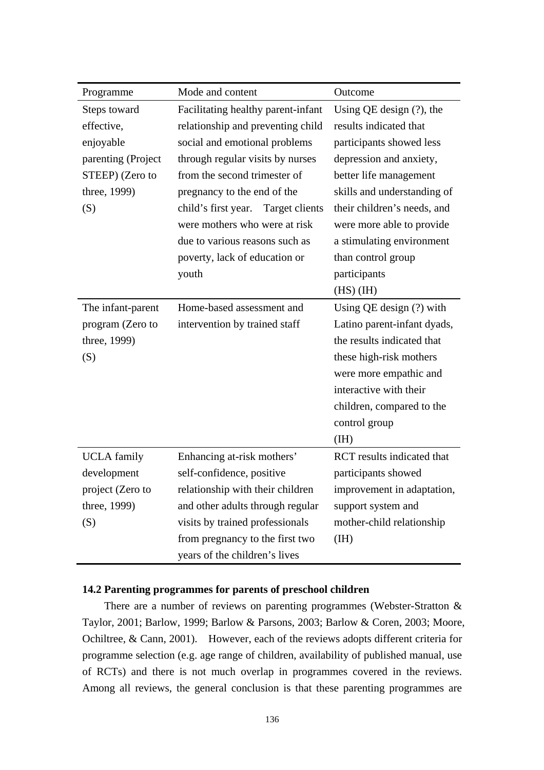| Programme | Mode and content | Outcome |
|---|---|---|
| Steps toward effective, enjoyable parenting (Project STEEP) (Zero to three, 1999) (S) | Facilitating healthy parent-infant relationship and preventing child social and emotional problems through regular visits by nurses from the second trimester of pregnancy to the end of the child's first year. Target clients were mothers who were at risk due to various reasons such as poverty, lack of education or youth | Using QE design (?), the results indicated that participants showed less depression and anxiety, better life management skills and understanding of their children's needs, and were more able to provide a stimulating environment than control group participants (HS) (IH) |
| The infant-parent program (Zero to three, 1999) (S) | Home-based assessment and intervention by trained staff | Using QE design (?) with Latino parent-infant dyads, the results indicated that these high-risk mothers were more empathic and interactive with their children, compared to the control group (IH) |
| UCLA family development project (Zero to three, 1999) (S) | Enhancing at-risk mothers' self-confidence, positive relationship with their children and other adults through regular visits by trained professionals from pregnancy to the first two years of the children's lives | RCT results indicated that participants showed improvement in adaptation, support system and mother-child relationship (IH) |

### 14.2 Parenting programmes for parents of preschool children

There are a number of reviews on parenting programmes (Webster-Stratton & Taylor, 2001; Barlow, 1999; Barlow & Parsons, 2003; Barlow & Coren, 2003; Moore, Ochiltree, & Cann, 2001). However, each of the reviews adopts different criteria for programme selection (e.g. age range of children, availability of published manual, use of RCTs) and there is not much overlap in programmes covered in the reviews. Among all reviews, the general conclusion is that these parenting programmes are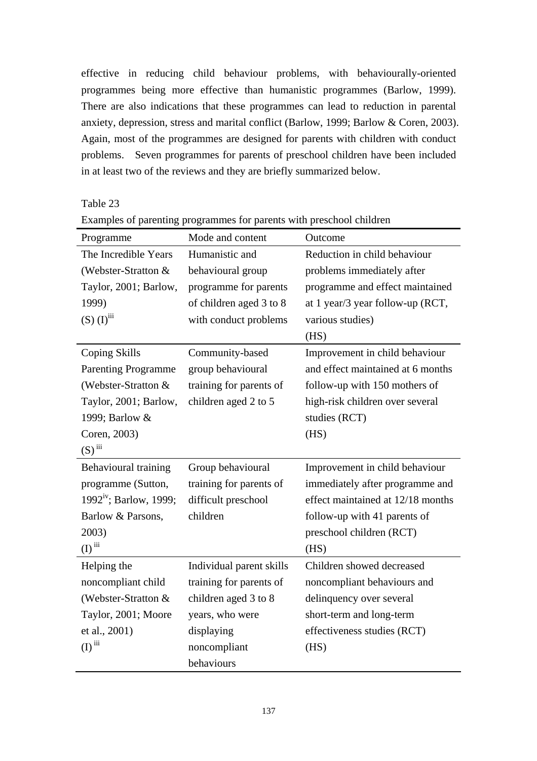effective in reducing child behaviour problems, with behaviourally-oriented programmes being more effective than humanistic programmes (Barlow, 1999). There are also indications that these programmes can lead to reduction in parental anxiety, depression, stress and marital conflict (Barlow, 1999; Barlow & Coren, 2003). Again, most of the programmes are designed for parents with children with conduct problems. Seven programmes for parents of preschool children have been included in at least two of the reviews and they are briefly summarized below.

Table 23

Examples of parenting programmes for parents with preschool children

| Programme | Mode and content | Outcome |
|---|---|---|
| The Incredible Years (Webster-Stratton & Taylor, 2001; Barlow, 1999) (S) (I)[iii] | Humanistic and behavioural group programme for parents of children aged 3 to 8 with conduct problems | Reduction in child behaviour problems immediately after programme and effect maintained at 1 year/3 year follow-up (RCT, various studies) (HS) |
| Coping Skills Parenting Programme (Webster-Stratton & Taylor, 2001; Barlow, 1999; Barlow & Coren, 2003) (S)[iii] | Community-based group behavioural training for parents of children aged 2 to 5 | Improvement in child behaviour and effect maintained at 6 months follow-up with 150 mothers of high-risk children over several studies (RCT) (HS) |
| Behavioural training programme (Sutton, 1992[iv]; Barlow, 1999; Barlow & Parsons, 2003) (I)[iii] | Group behavioural training for parents of difficult preschool children | Improvement in child behaviour immediately after programme and effect maintained at 12/18 months follow-up with 41 parents of preschool children (RCT) (HS) |
| Helping the noncompliant child (Webster-Stratton & Taylor, 2001; Moore et al., 2001) (I)[iii] | Individual parent skills training for parents of children aged 3 to 8 years, who were displaying noncompliant behaviours | Children showed decreased noncompliant behaviours and delinquency over several short-term and long-term effectiveness studies (RCT) (HS) |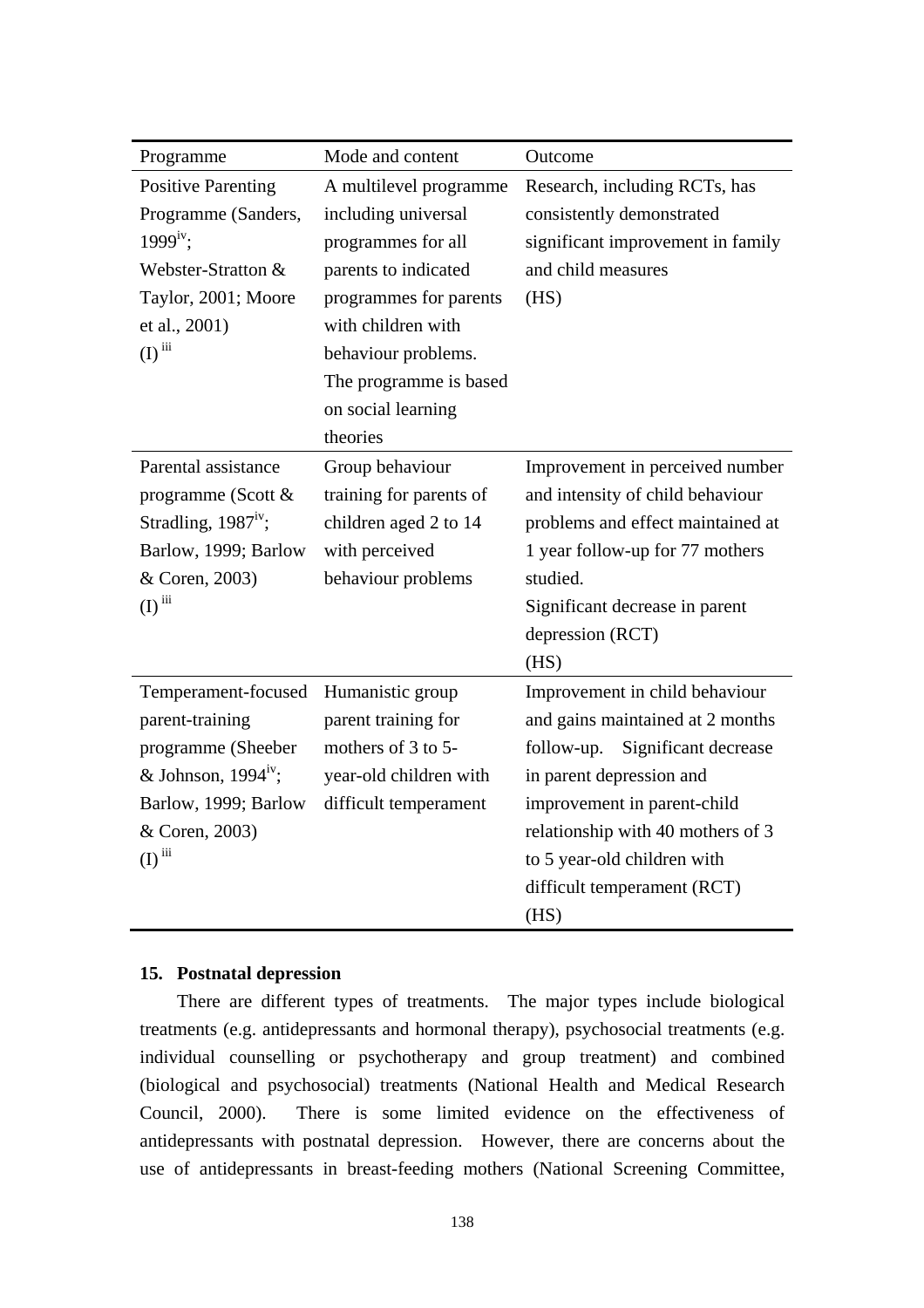| Programme | Mode and content | Outcome |
|---|---|---|
| Positive Parenting Programme (Sanders, 1999[iv]; Webster-Stratton & Taylor, 2001; Moore et al., 2001) (I) [iii] | A multilevel programme including universal programmes for all parents to indicated programmes for parents with children with behaviour problems. The programme is based on social learning theories | Research, including RCTs, has consistently demonstrated significant improvement in family and child measures (HS) |
| Parental assistance programme (Scott & Stradling, 1987[iv]; Barlow, 1999; Barlow & Coren, 2003) (I) [iii] | Group behaviour training for parents of children aged 2 to 14 with perceived behaviour problems | Improvement in perceived number and intensity of child behaviour problems and effect maintained at 1 year follow-up for 77 mothers studied. Significant decrease in parent depression (RCT) (HS) |
| Temperament-focused parent-training programme (Sheeber & Johnson, 1994[iv]; Barlow, 1999; Barlow & Coren, 2003) (I) [iii] | Humanistic group parent training for mothers of 3 to 5-year-old children with difficult temperament | Improvement in child behaviour and gains maintained at 2 months follow-up. Significant decrease in parent depression and improvement in parent-child relationship with 40 mothers of 3 to 5 year-old children with difficult temperament (RCT) (HS) |

**15. Postnatal depression**

There are different types of treatments. The major types include biological treatments (e.g. antidepressants and hormonal therapy), psychosocial treatments (e.g. individual counselling or psychotherapy and group treatment) and combined (biological and psychosocial) treatments (National Health and Medical Research Council, 2000). There is some limited evidence on the effectiveness of antidepressants with postnatal depression. However, there are concerns about the use of antidepressants in breast-feeding mothers (National Screening Committee,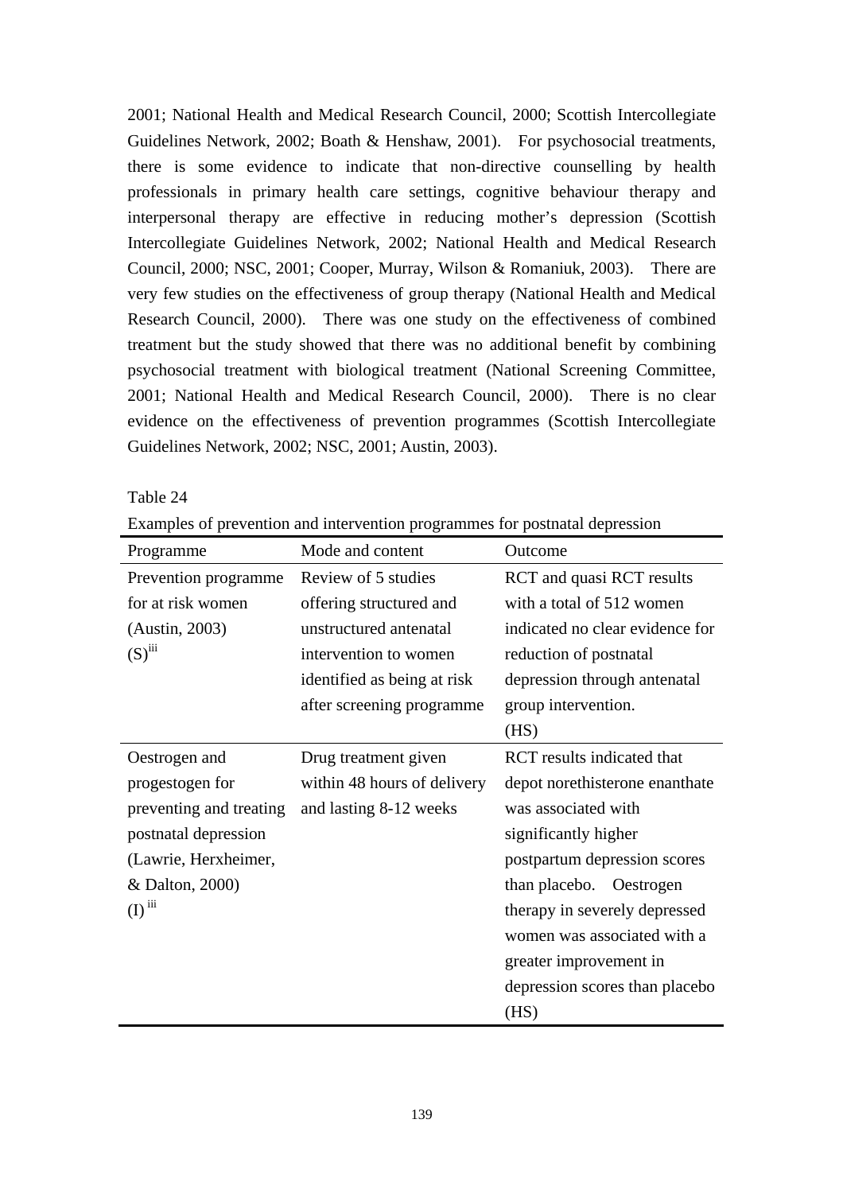2001; National Health and Medical Research Council, 2000; Scottish Intercollegiate Guidelines Network, 2002; Boath & Henshaw, 2001). For psychosocial treatments, there is some evidence to indicate that non-directive counselling by health professionals in primary health care settings, cognitive behaviour therapy and interpersonal therapy are effective in reducing mother's depression (Scottish Intercollegiate Guidelines Network, 2002; National Health and Medical Research Council, 2000; NSC, 2001; Cooper, Murray, Wilson & Romaniuk, 2003). There are very few studies on the effectiveness of group therapy (National Health and Medical Research Council, 2000). There was one study on the effectiveness of combined treatment but the study showed that there was no additional benefit by combining psychosocial treatment with biological treatment (National Screening Committee, 2001; National Health and Medical Research Council, 2000). There is no clear evidence on the effectiveness of prevention programmes (Scottish Intercollegiate Guidelines Network, 2002; NSC, 2001; Austin, 2003).

Table 24

Examples of prevention and intervention programmes for postnatal depression

| Programme | Mode and content | Outcome |
|---|---|---|
| Prevention programme for at risk women (Austin, 2003) (S)[iii] | Review of 5 studies offering structured and unstructured antenatal intervention to women identified as being at risk after screening programme | RCT and quasi RCT results with a total of 512 women indicated no clear evidence for reduction of postnatal depression through antenatal group intervention. (HS) |
| Oestrogen and progestogen for preventing and treating postnatal depression (Lawrie, Herxheimer, & Dalton, 2000) (I)[iii] | Drug treatment given within 48 hours of delivery and lasting 8-12 weeks | RCT results indicated that depot norethisterone enanthate was associated with significantly higher postpartum depression scores than placebo. Oestrogen therapy in severely depressed women was associated with a greater improvement in depression scores than placebo (HS) |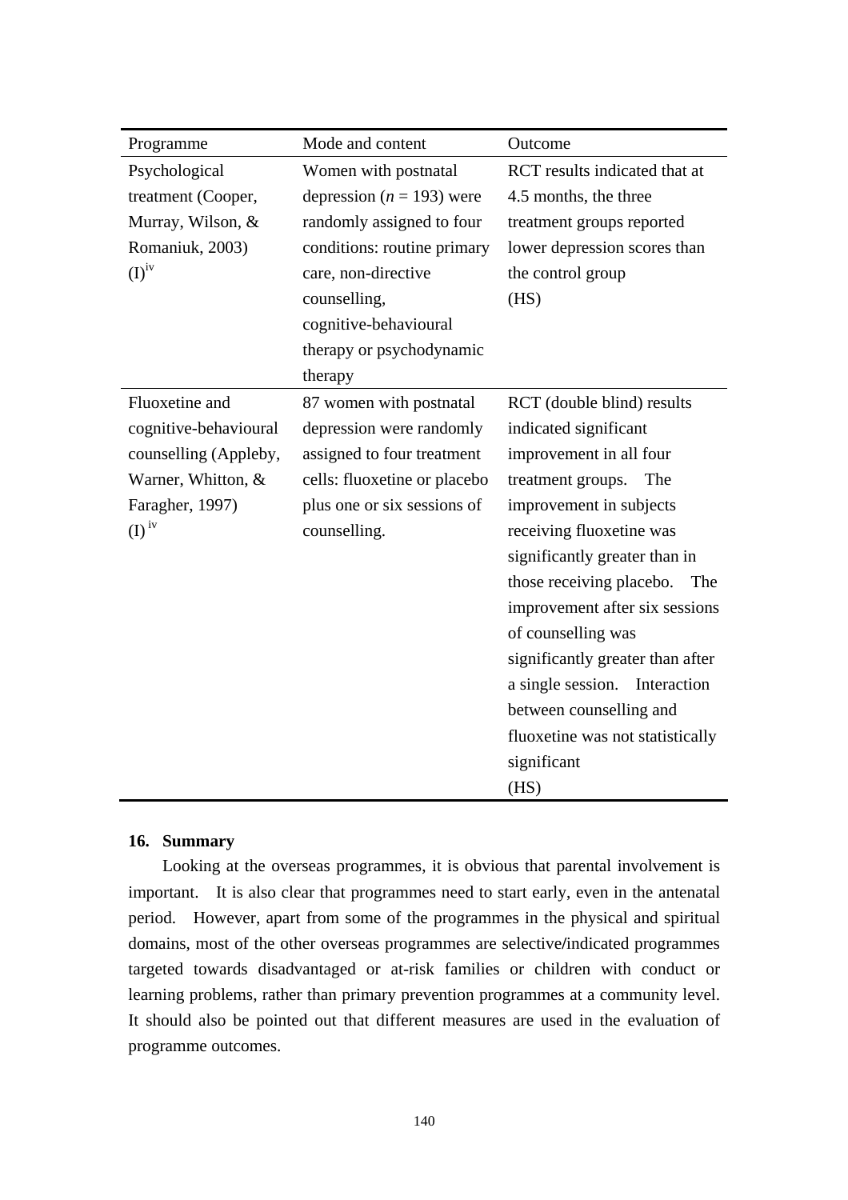| Programme | Mode and content | Outcome |
|---|---|---|
| Psychological treatment (Cooper, Murray, Wilson, & Romaniuk, 2003) (I)[iv] | Women with postnatal depression (*n* = 193) were randomly assigned to four conditions: routine primary care, non-directive counselling, cognitive-behavioural therapy or psychodynamic therapy | RCT results indicated that at 4.5 months, the three treatment groups reported lower depression scores than the control group (HS) |
| Fluoxetine and cognitive-behavioural counselling (Appleby, Warner, Whitton, & Faragher, 1997) (I)[iv] | 87 women with postnatal depression were randomly assigned to four treatment cells: fluoxetine or placebo plus one or six sessions of counselling. | RCT (double blind) results indicated significant improvement in all four treatment groups. The improvement in subjects receiving fluoxetine was significantly greater than in those receiving placebo. The improvement after six sessions of counselling was significantly greater than after a single session. Interaction between counselling and fluoxetine was not statistically significant (HS) |

## 16. Summary

Looking at the overseas programmes, it is obvious that parental involvement is important. It is also clear that programmes need to start early, even in the antenatal period. However, apart from some of the programmes in the physical and spiritual domains, most of the other overseas programmes are selective/indicated programmes targeted towards disadvantaged or at-risk families or children with conduct or learning problems, rather than primary prevention programmes at a community level. It should also be pointed out that different measures are used in the evaluation of programme outcomes.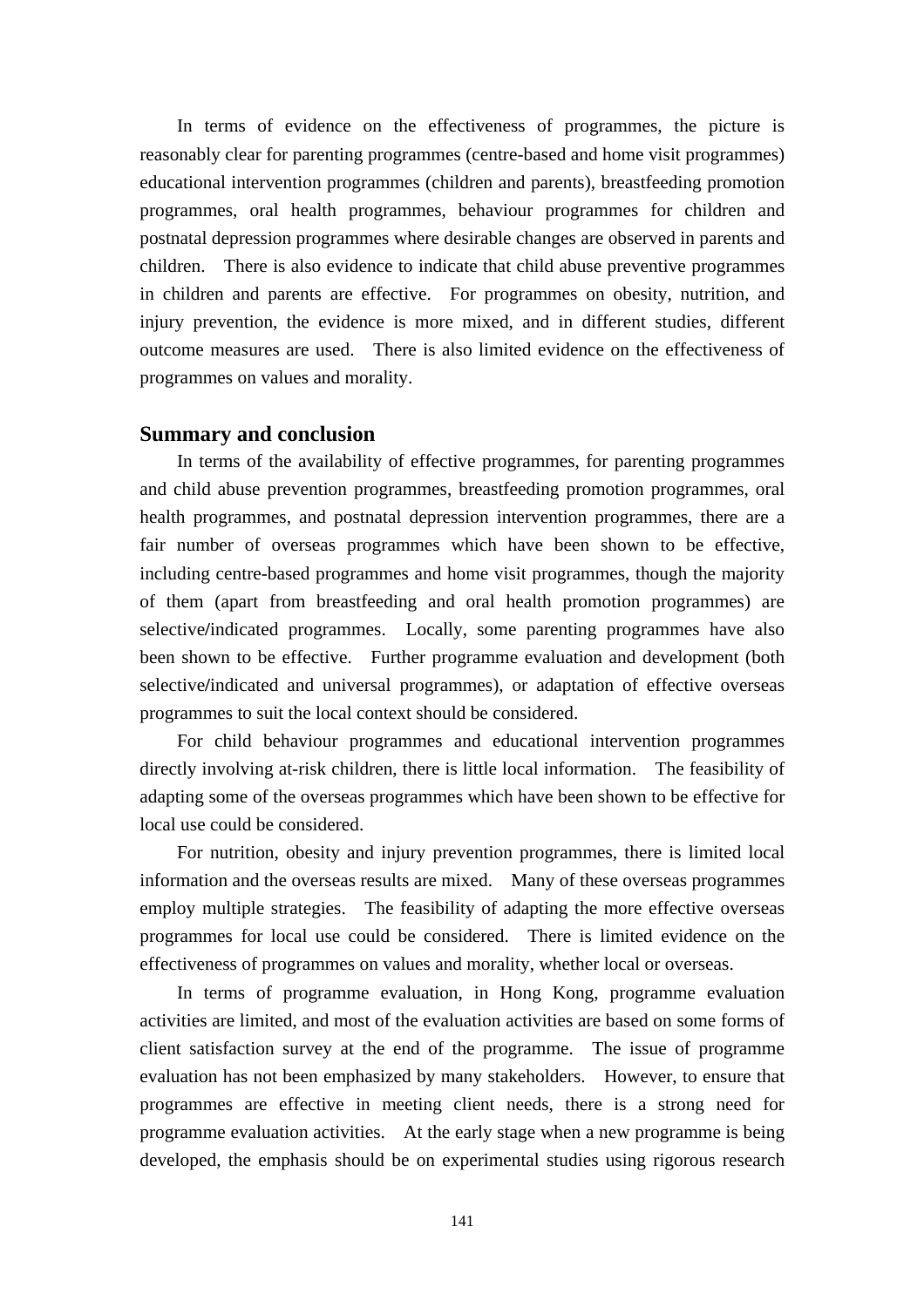In terms of evidence on the effectiveness of programmes, the picture is reasonably clear for parenting programmes (centre-based and home visit programmes) educational intervention programmes (children and parents), breastfeeding promotion programmes, oral health programmes, behaviour programmes for children and postnatal depression programmes where desirable changes are observed in parents and children. There is also evidence to indicate that child abuse preventive programmes in children and parents are effective. For programmes on obesity, nutrition, and injury prevention, the evidence is more mixed, and in different studies, different outcome measures are used. There is also limited evidence on the effectiveness of programmes on values and morality.

## Summary and conclusion

In terms of the availability of effective programmes, for parenting programmes and child abuse prevention programmes, breastfeeding promotion programmes, oral health programmes, and postnatal depression intervention programmes, there are a fair number of overseas programmes which have been shown to be effective, including centre-based programmes and home visit programmes, though the majority of them (apart from breastfeeding and oral health promotion programmes) are selective/indicated programmes. Locally, some parenting programmes have also been shown to be effective. Further programme evaluation and development (both selective/indicated and universal programmes), or adaptation of effective overseas programmes to suit the local context should be considered.

For child behaviour programmes and educational intervention programmes directly involving at-risk children, there is little local information. The feasibility of adapting some of the overseas programmes which have been shown to be effective for local use could be considered.

For nutrition, obesity and injury prevention programmes, there is limited local information and the overseas results are mixed. Many of these overseas programmes employ multiple strategies. The feasibility of adapting the more effective overseas programmes for local use could be considered. There is limited evidence on the effectiveness of programmes on values and morality, whether local or overseas.

In terms of programme evaluation, in Hong Kong, programme evaluation activities are limited, and most of the evaluation activities are based on some forms of client satisfaction survey at the end of the programme. The issue of programme evaluation has not been emphasized by many stakeholders. However, to ensure that programmes are effective in meeting client needs, there is a strong need for programme evaluation activities. At the early stage when a new programme is being developed, the emphasis should be on experimental studies using rigorous research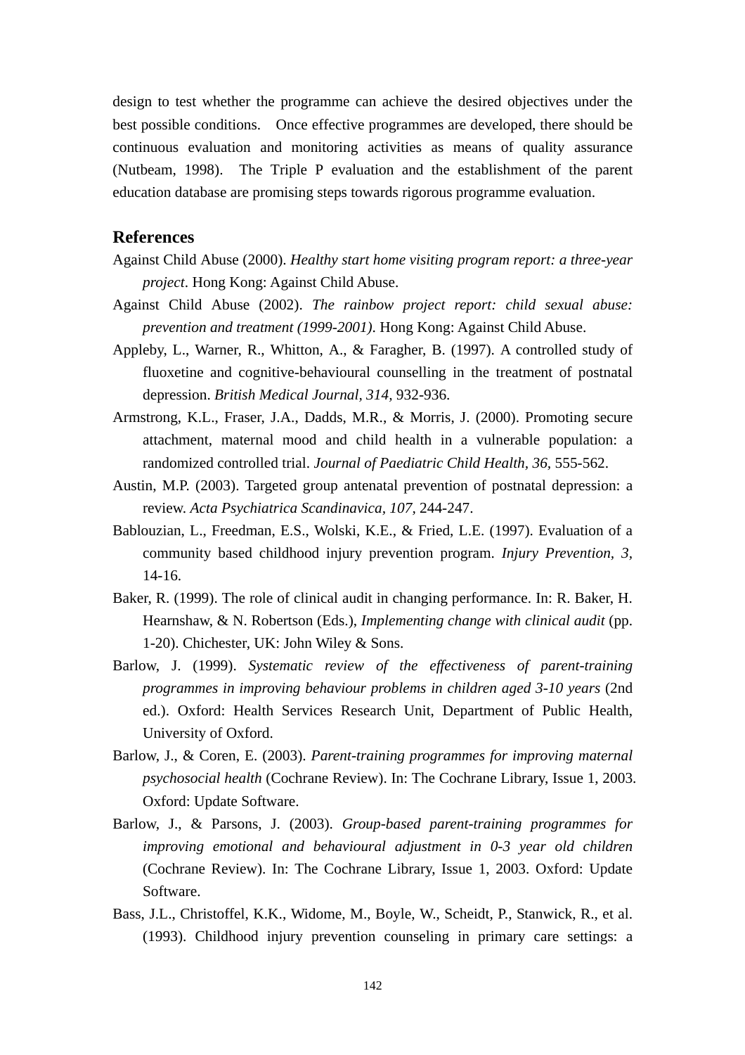design to test whether the programme can achieve the desired objectives under the best possible conditions. Once effective programmes are developed, there should be continuous evaluation and monitoring activities as means of quality assurance (Nutbeam, 1998). The Triple P evaluation and the establishment of the parent education database are promising steps towards rigorous programme evaluation.

## References

Against Child Abuse (2000). *Healthy start home visiting program report: a three-year project*. Hong Kong: Against Child Abuse.

Against Child Abuse (2002). *The rainbow project report: child sexual abuse: prevention and treatment (1999-2001)*. Hong Kong: Against Child Abuse.

Appleby, L., Warner, R., Whitton, A., & Faragher, B. (1997). A controlled study of fluoxetine and cognitive-behavioural counselling in the treatment of postnatal depression. *British Medical Journal, 314,* 932-936.

Armstrong, K.L., Fraser, J.A., Dadds, M.R., & Morris, J. (2000). Promoting secure attachment, maternal mood and child health in a vulnerable population: a randomized controlled trial. *Journal of Paediatric Child Health, 36,* 555-562.

Austin, M.P. (2003). Targeted group antenatal prevention of postnatal depression: a review. *Acta Psychiatrica Scandinavica, 107,* 244-247.

Bablouzian, L., Freedman, E.S., Wolski, K.E., & Fried, L.E. (1997). Evaluation of a community based childhood injury prevention program. *Injury Prevention, 3,* 14-16.

Baker, R. (1999). The role of clinical audit in changing performance. In: R. Baker, H. Hearnshaw, & N. Robertson (Eds.), *Implementing change with clinical audit* (pp. 1-20). Chichester, UK: John Wiley & Sons.

Barlow, J. (1999). *Systematic review of the effectiveness of parent-training programmes in improving behaviour problems in children aged 3-10 years* (2nd ed.). Oxford: Health Services Research Unit, Department of Public Health, University of Oxford.

Barlow, J., & Coren, E. (2003). *Parent-training programmes for improving maternal psychosocial health* (Cochrane Review). In: The Cochrane Library, Issue 1, 2003. Oxford: Update Software.

Barlow, J., & Parsons, J. (2003). *Group-based parent-training programmes for improving emotional and behavioural adjustment in 0-3 year old children* (Cochrane Review). In: The Cochrane Library, Issue 1, 2003. Oxford: Update Software.

Bass, J.L., Christoffel, K.K., Widome, M., Boyle, W., Scheidt, P., Stanwick, R., et al. (1993). Childhood injury prevention counseling in primary care settings: a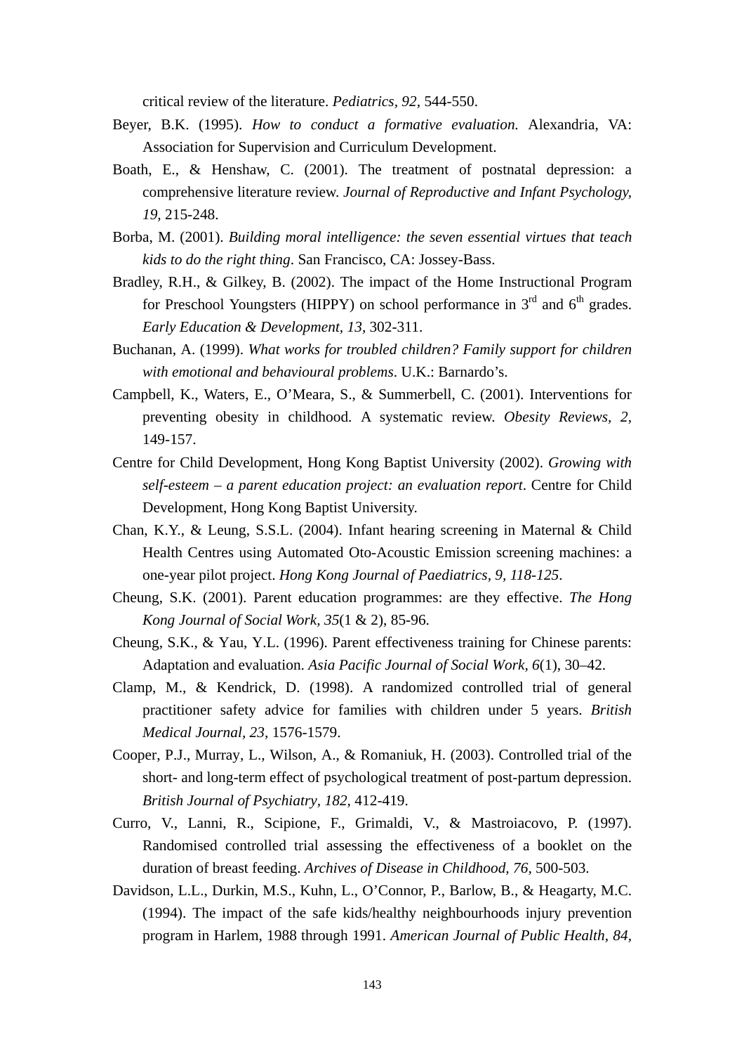critical review of the literature. *Pediatrics*, *92*, 544-550.

Beyer, B.K. (1995). *How to conduct a formative evaluation.* Alexandria, VA: Association for Supervision and Curriculum Development.

Boath, E., & Henshaw, C. (2001). The treatment of postnatal depression: a comprehensive literature review. *Journal of Reproductive and Infant Psychology, 19,* 215-248.

Borba, M. (2001). *Building moral intelligence: the seven essential virtues that teach kids to do the right thing*. San Francisco, CA: Jossey-Bass.

Bradley, R.H., & Gilkey, B. (2002). The impact of the Home Instructional Program for Preschool Youngsters (HIPPY) on school performance in 3rd and 6th grades. *Early Education & Development, 13,* 302-311.

Buchanan, A. (1999). *What works for troubled children? Family support for children with emotional and behavioural problems*. U.K.: Barnardo's.

Campbell, K., Waters, E., O'Meara, S., & Summerbell, C. (2001). Interventions for preventing obesity in childhood. A systematic review. *Obesity Reviews*, *2*, 149-157.

Centre for Child Development, Hong Kong Baptist University (2002). *Growing with self-esteem – a parent education project: an evaluation report*. Centre for Child Development, Hong Kong Baptist University.

Chan, K.Y., & Leung, S.S.L. (2004). Infant hearing screening in Maternal & Child Health Centres using Automated Oto-Acoustic Emission screening machines: a one-year pilot project. *Hong Kong Journal of Paediatrics, 9, 118-125*.

Cheung, S.K. (2001). Parent education programmes: are they effective. *The Hong Kong Journal of Social Work, 35*(1 & 2), 85-96.

Cheung, S.K., & Yau, Y.L. (1996). Parent effectiveness training for Chinese parents: Adaptation and evaluation. *Asia Pacific Journal of Social Work, 6*(1), 30–42.

Clamp, M., & Kendrick, D. (1998). A randomized controlled trial of general practitioner safety advice for families with children under 5 years. *British Medical Journal, 23,* 1576-1579.

Cooper, P.J., Murray, L., Wilson, A., & Romaniuk, H. (2003). Controlled trial of the short- and long-term effect of psychological treatment of post-partum depression. *British Journal of Psychiatry, 182,* 412-419.

Curro, V., Lanni, R., Scipione, F., Grimaldi, V., & Mastroiacovo, P. (1997). Randomised controlled trial assessing the effectiveness of a booklet on the duration of breast feeding. *Archives of Disease in Childhood, 76,* 500-503.

Davidson, L.L., Durkin, M.S., Kuhn, L., O'Connor, P., Barlow, B., & Heagarty, M.C. (1994). The impact of the safe kids/healthy neighbourhoods injury prevention program in Harlem, 1988 through 1991. *American Journal of Public Health*, *84*,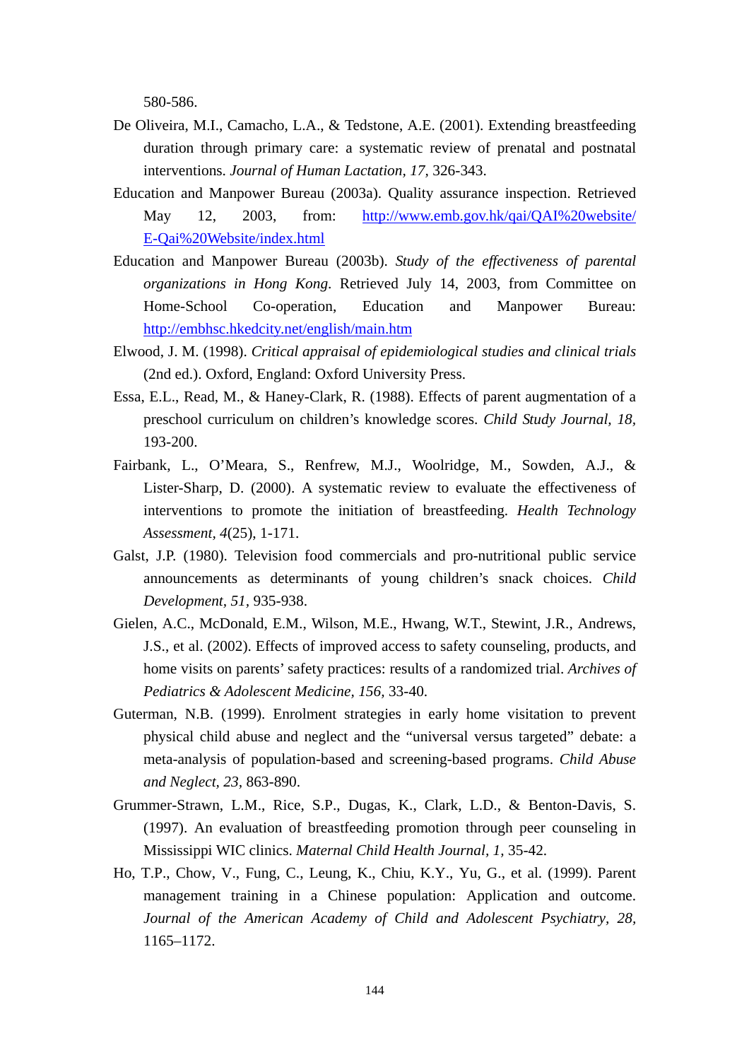580-586.

De Oliveira, M.I., Camacho, L.A., & Tedstone, A.E. (2001). Extending breastfeeding duration through primary care: a systematic review of prenatal and postnatal interventions. *Journal of Human Lactation, 17*, 326-343.

Education and Manpower Bureau (2003a). Quality assurance inspection. Retrieved May 12, 2003, from: http://www.emb.gov.hk/qai/QAI%20website/E-Qai%20Website/index.html

Education and Manpower Bureau (2003b). *Study of the effectiveness of parental organizations in Hong Kong*. Retrieved July 14, 2003, from Committee on Home-School Co-operation, Education and Manpower Bureau: http://embhsc.hkedcity.net/english/main.htm

Elwood, J. M. (1998). *Critical appraisal of epidemiological studies and clinical trials* (2nd ed.). Oxford, England: Oxford University Press.

Essa, E.L., Read, M., & Haney-Clark, R. (1988). Effects of parent augmentation of a preschool curriculum on children's knowledge scores. *Child Study Journal, 18*, 193-200.

Fairbank, L., O'Meara, S., Renfrew, M.J., Woolridge, M., Sowden, A.J., & Lister-Sharp, D. (2000). A systematic review to evaluate the effectiveness of interventions to promote the initiation of breastfeeding. *Health Technology Assessment*, *4*(25), 1-171.

Galst, J.P. (1980). Television food commercials and pro-nutritional public service announcements as determinants of young children's snack choices. *Child Development*, *51*, 935-938.

Gielen, A.C., McDonald, E.M., Wilson, M.E., Hwang, W.T., Stewint, J.R., Andrews, J.S., et al. (2002). Effects of improved access to safety counseling, products, and home visits on parents' safety practices: results of a randomized trial. *Archives of Pediatrics & Adolescent Medicine, 156,* 33-40.

Guterman, N.B. (1999). Enrolment strategies in early home visitation to prevent physical child abuse and neglect and the "universal versus targeted" debate: a meta-analysis of population-based and screening-based programs. *Child Abuse and Neglect, 23*, 863-890.

Grummer-Strawn, L.M., Rice, S.P., Dugas, K., Clark, L.D., & Benton-Davis, S. (1997). An evaluation of breastfeeding promotion through peer counseling in Mississippi WIC clinics. *Maternal Child Health Journal, 1,* 35-42.

Ho, T.P., Chow, V., Fung, C., Leung, K., Chiu, K.Y., Yu, G., et al. (1999). Parent management training in a Chinese population: Application and outcome. *Journal of the American Academy of Child and Adolescent Psychiatry, 28,* 1165–1172.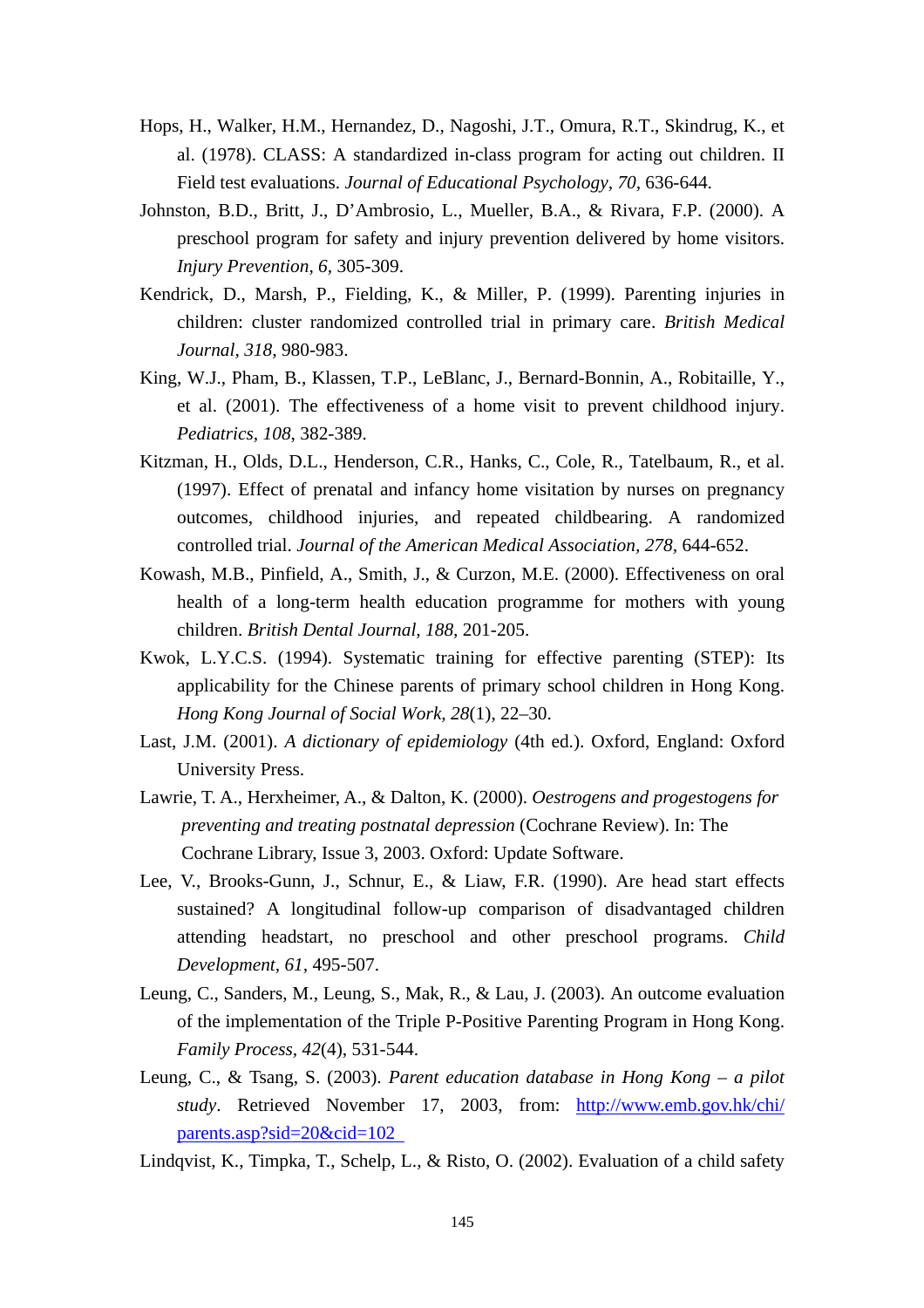Hops, H., Walker, H.M., Hernandez, D., Nagoshi, J.T., Omura, R.T., Skindrug, K., et al. (1978). CLASS: A standardized in-class program for acting out children. II Field test evaluations. *Journal of Educational Psychology, 70,* 636-644.

Johnston, B.D., Britt, J., D'Ambrosio, L., Mueller, B.A., & Rivara, F.P. (2000). A preschool program for safety and injury prevention delivered by home visitors. *Injury Prevention, 6,* 305-309.

Kendrick, D., Marsh, P., Fielding, K., & Miller, P. (1999). Parenting injuries in children: cluster randomized controlled trial in primary care. *British Medical Journal, 318,* 980-983.

King, W.J., Pham, B., Klassen, T.P., LeBlanc, J., Bernard-Bonnin, A., Robitaille, Y., et al. (2001). The effectiveness of a home visit to prevent childhood injury. *Pediatrics, 108,* 382-389.

Kitzman, H., Olds, D.L., Henderson, C.R., Hanks, C., Cole, R., Tatelbaum, R., et al. (1997). Effect of prenatal and infancy home visitation by nurses on pregnancy outcomes, childhood injuries, and repeated childbearing. A randomized controlled trial. *Journal of the American Medical Association, 278,* 644-652.

Kowash, M.B., Pinfield, A., Smith, J., & Curzon, M.E. (2000). Effectiveness on oral health of a long-term health education programme for mothers with young children. *British Dental Journal, 188,* 201-205.

Kwok, L.Y.C.S. (1994). Systematic training for effective parenting (STEP): Its applicability for the Chinese parents of primary school children in Hong Kong. *Hong Kong Journal of Social Work, 28*(1), 22–30.

Last, J.M. (2001). *A dictionary of epidemiology* (4th ed.). Oxford, England: Oxford University Press.

Lawrie, T. A., Herxheimer, A., & Dalton, K. (2000). *Oestrogens and progestogens for preventing and treating postnatal depression* (Cochrane Review). In: The Cochrane Library, Issue 3, 2003. Oxford: Update Software.

Lee, V., Brooks-Gunn, J., Schnur, E., & Liaw, F.R. (1990). Are head start effects sustained? A longitudinal follow-up comparison of disadvantaged children attending headstart, no preschool and other preschool programs. *Child Development, 61,* 495-507.

Leung, C., Sanders, M., Leung, S., Mak, R., & Lau, J. (2003). An outcome evaluation of the implementation of the Triple P-Positive Parenting Program in Hong Kong. *Family Process, 42*(4), 531-544.

Leung, C., & Tsang, S. (2003). *Parent education database in Hong Kong – a pilot study*. Retrieved November 17, 2003, from: http://www.emb.gov.hk/chi/parents.asp?sid=20&cid=102

Lindqvist, K., Timpka, T., Schelp, L., & Risto, O. (2002). Evaluation of a child safety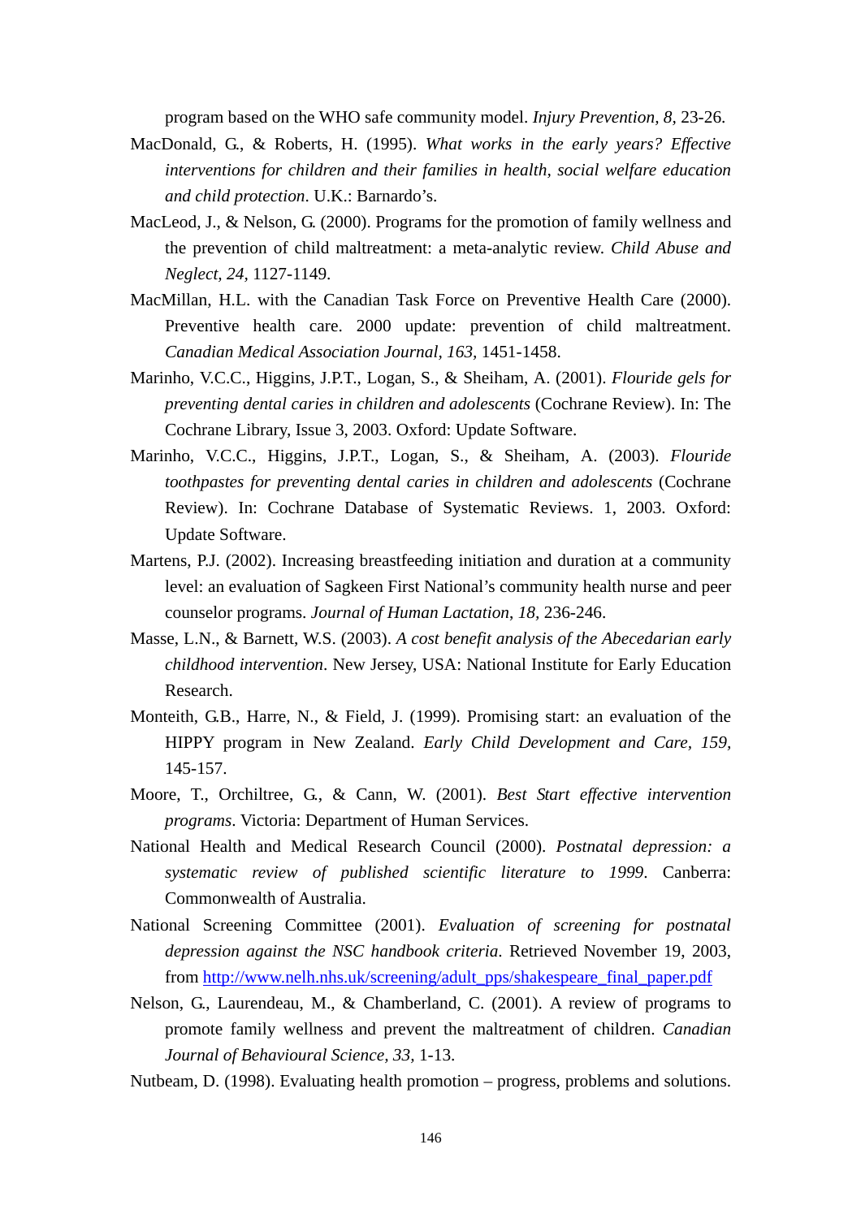program based on the WHO safe community model. *Injury Prevention, 8,* 23-26.

MacDonald, G., & Roberts, H. (1995). *What works in the early years? Effective interventions for children and their families in health, social welfare education and child protection*. U.K.: Barnardo's.

MacLeod, J., & Nelson, G. (2000). Programs for the promotion of family wellness and the prevention of child maltreatment: a meta-analytic review. *Child Abuse and Neglect, 24,* 1127-1149.

MacMillan, H.L. with the Canadian Task Force on Preventive Health Care (2000). Preventive health care. 2000 update: prevention of child maltreatment. *Canadian Medical Association Journal, 163,* 1451-1458.

Marinho, V.C.C., Higgins, J.P.T., Logan, S., & Sheiham, A. (2001). *Flouride gels for preventing dental caries in children and adolescents* (Cochrane Review). In: The Cochrane Library, Issue 3, 2003. Oxford: Update Software.

Marinho, V.C.C., Higgins, J.P.T., Logan, S., & Sheiham, A. (2003). *Flouride toothpastes for preventing dental caries in children and adolescents* (Cochrane Review). In: Cochrane Database of Systematic Reviews. 1, 2003. Oxford: Update Software.

Martens, P.J. (2002). Increasing breastfeeding initiation and duration at a community level: an evaluation of Sagkeen First National's community health nurse and peer counselor programs. *Journal of Human Lactation, 18,* 236-246.

Masse, L.N., & Barnett, W.S. (2003). *A cost benefit analysis of the Abecedarian early childhood intervention*. New Jersey, USA: National Institute for Early Education Research.

Monteith, G.B., Harre, N., & Field, J. (1999). Promising start: an evaluation of the HIPPY program in New Zealand. *Early Child Development and Care, 159,* 145-157.

Moore, T., Orchiltree, G., & Cann, W. (2001). *Best Start effective intervention programs*. Victoria: Department of Human Services.

National Health and Medical Research Council (2000). *Postnatal depression: a systematic review of published scientific literature to 1999*. Canberra: Commonwealth of Australia.

National Screening Committee (2001). *Evaluation of screening for postnatal depression against the NSC handbook criteria*. Retrieved November 19, 2003, from http://www.nelh.nhs.uk/screening/adult_pps/shakespeare_final_paper.pdf

Nelson, G., Laurendeau, M., & Chamberland, C. (2001). A review of programs to promote family wellness and prevent the maltreatment of children. *Canadian Journal of Behavioural Science, 33,* 1-13.

Nutbeam, D. (1998). Evaluating health promotion – progress, problems and solutions.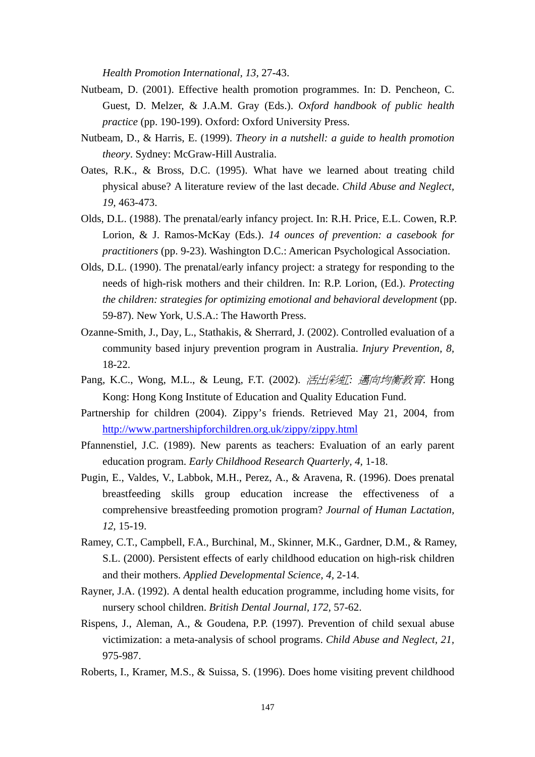*Health Promotion International*, *13*, 27-43.

Nutbeam, D. (2001). Effective health promotion programmes. In: D. Pencheon, C. Guest, D. Melzer, & J.A.M. Gray (Eds.). *Oxford handbook of public health practice* (pp. 190-199). Oxford: Oxford University Press.

Nutbeam, D., & Harris, E. (1999). *Theory in a nutshell: a guide to health promotion theory*. Sydney: McGraw-Hill Australia.

Oates, R.K., & Bross, D.C. (1995). What have we learned about treating child physical abuse? A literature review of the last decade. *Child Abuse and Neglect*, *19*, 463-473.

Olds, D.L. (1988). The prenatal/early infancy project. In: R.H. Price, E.L. Cowen, R.P. Lorion, & J. Ramos-McKay (Eds.). *14 ounces of prevention: a casebook for practitioners* (pp. 9-23). Washington D.C.: American Psychological Association.

Olds, D.L. (1990). The prenatal/early infancy project: a strategy for responding to the needs of high-risk mothers and their children. In: R.P. Lorion, (Ed.). *Protecting the children: strategies for optimizing emotional and behavioral development* (pp. 59-87). New York, U.S.A.: The Haworth Press.

Ozanne-Smith, J., Day, L., Stathakis, & Sherrard, J. (2002). Controlled evaluation of a community based injury prevention program in Australia. *Injury Prevention*, *8*, 18-22.

Pang, K.C., Wong, M.L., & Leung, F.T. (2002). *活出彩虹：邁向均衡教育*. Hong Kong: Hong Kong Institute of Education and Quality Education Fund.

Partnership for children (2004). Zippy's friends. Retrieved May 21, 2004, from http://www.partnershipforchildren.org.uk/zippy/zippy.html

Pfannenstiel, J.C. (1989). New parents as teachers: Evaluation of an early parent education program. *Early Childhood Research Quarterly*, *4*, 1-18.

Pugin, E., Valdes, V., Labbok, M.H., Perez, A., & Aravena, R. (1996). Does prenatal breastfeeding skills group education increase the effectiveness of a comprehensive breastfeeding promotion program? *Journal of Human Lactation*, *12*, 15-19.

Ramey, C.T., Campbell, F.A., Burchinal, M., Skinner, M.K., Gardner, D.M., & Ramey, S.L. (2000). Persistent effects of early childhood education on high-risk children and their mothers. *Applied Developmental Science*, *4*, 2-14.

Rayner, J.A. (1992). A dental health programme, including home visits, for nursery school children. *British Dental Journal*, *172*, 57-62.

Rispens, J., Aleman, A., & Goudena, P.P. (1997). Prevention of child sexual abuse victimization: a meta-analysis of school programs. *Child Abuse and Neglect*, *21*, 975-987.

Roberts, I., Kramer, M.S., & Suissa, S. (1996). Does home visiting prevent childhood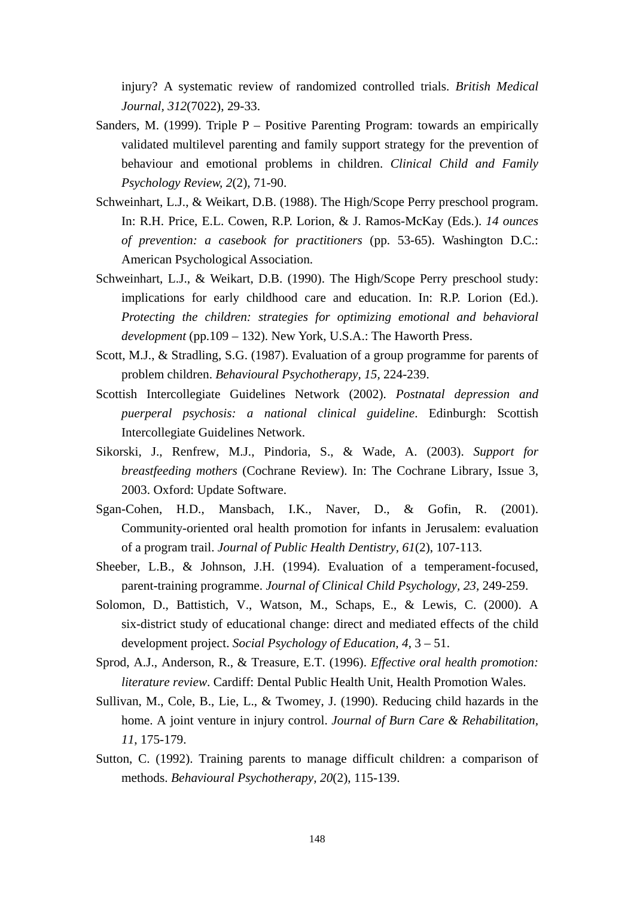injury? A systematic review of randomized controlled trials. *British Medical Journal*, *312*(7022), 29-33.

Sanders, M. (1999). Triple P – Positive Parenting Program: towards an empirically validated multilevel parenting and family support strategy for the prevention of behaviour and emotional problems in children. *Clinical Child and Family Psychology Review, 2*(2), 71-90.

Schweinhart, L.J., & Weikart, D.B. (1988). The High/Scope Perry preschool program. In: R.H. Price, E.L. Cowen, R.P. Lorion, & J. Ramos-McKay (Eds.). *14 ounces of prevention: a casebook for practitioners* (pp. 53-65). Washington D.C.: American Psychological Association.

Schweinhart, L.J., & Weikart, D.B. (1990). The High/Scope Perry preschool study: implications for early childhood care and education. In: R.P. Lorion (Ed.). *Protecting the children: strategies for optimizing emotional and behavioral development* (pp.109 – 132). New York, U.S.A.: The Haworth Press.

Scott, M.J., & Stradling, S.G. (1987). Evaluation of a group programme for parents of problem children. *Behavioural Psychotherapy, 15*, 224-239.

Scottish Intercollegiate Guidelines Network (2002). *Postnatal depression and puerperal psychosis: a national clinical guideline*. Edinburgh: Scottish Intercollegiate Guidelines Network.

Sikorski, J., Renfrew, M.J., Pindoria, S., & Wade, A. (2003). *Support for breastfeeding mothers* (Cochrane Review). In: The Cochrane Library, Issue 3, 2003. Oxford: Update Software.

Sgan-Cohen, H.D., Mansbach, I.K., Naver, D., & Gofin, R. (2001). Community-oriented oral health promotion for infants in Jerusalem: evaluation of a program trail. *Journal of Public Health Dentistry*, *61*(2), 107-113.

Sheeber, L.B., & Johnson, J.H. (1994). Evaluation of a temperament-focused, parent-training programme. *Journal of Clinical Child Psychology, 23,* 249-259.

Solomon, D., Battistich, V., Watson, M., Schaps, E., & Lewis, C. (2000). A six-district study of educational change: direct and mediated effects of the child development project. *Social Psychology of Education, 4*, 3 – 51.

Sprod, A.J., Anderson, R., & Treasure, E.T. (1996). *Effective oral health promotion: literature review*. Cardiff: Dental Public Health Unit, Health Promotion Wales.

Sullivan, M., Cole, B., Lie, L., & Twomey, J. (1990). Reducing child hazards in the home. A joint venture in injury control. *Journal of Burn Care & Rehabilitation*, *11*, 175-179.

Sutton, C. (1992). Training parents to manage difficult children: a comparison of methods. *Behavioural Psychotherapy, 20*(2), 115-139.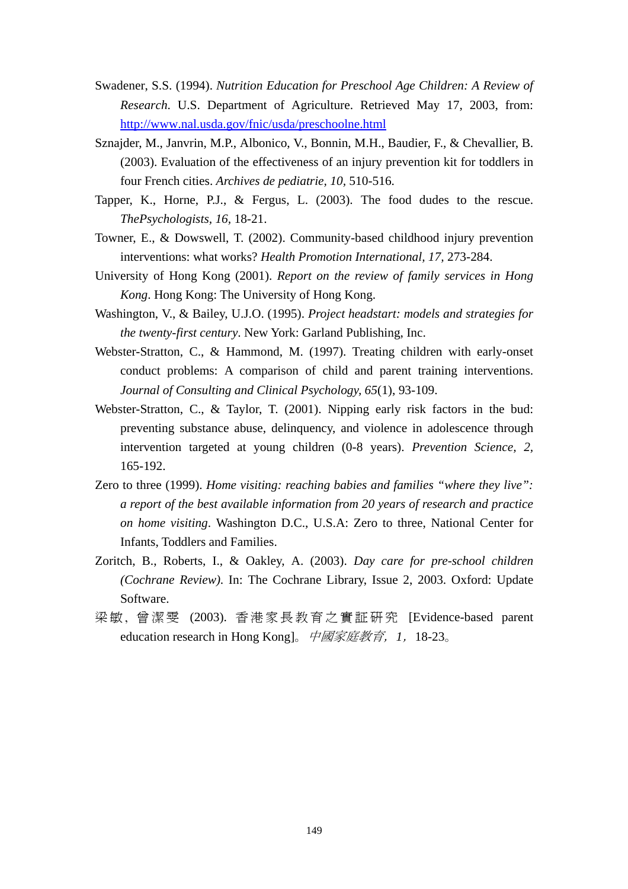Swadener, S.S. (1994). *Nutrition Education for Preschool Age Children: A Review of Research.* U.S. Department of Agriculture. Retrieved May 17, 2003, from: http://www.nal.usda.gov/fnic/usda/preschoolne.html

Sznajder, M., Janvrin, M.P., Albonico, V., Bonnin, M.H., Baudier, F., & Chevallier, B. (2003). Evaluation of the effectiveness of an injury prevention kit for toddlers in four French cities. *Archives de pediatrie, 10,* 510-516.

Tapper, K., Horne, P.J., & Fergus, L. (2003). The food dudes to the rescue. *ThePsychologists, 16,* 18-21.

Towner, E., & Dowswell, T. (2002). Community-based childhood injury prevention interventions: what works? *Health Promotion International, 17,* 273-284.

University of Hong Kong (2001). *Report on the review of family services in Hong Kong*. Hong Kong: The University of Hong Kong.

Washington, V., & Bailey, U.J.O. (1995). *Project headstart: models and strategies for the twenty-first century*. New York: Garland Publishing, Inc.

Webster-Stratton, C., & Hammond, M. (1997). Treating children with early-onset conduct problems: A comparison of child and parent training interventions. *Journal of Consulting and Clinical Psychology, 65*(1), 93-109.

Webster-Stratton, C., & Taylor, T. (2001). Nipping early risk factors in the bud: preventing substance abuse, delinquency, and violence in adolescence through intervention targeted at young children (0-8 years). *Prevention Science, 2,* 165-192.

Zero to three (1999). *Home visiting: reaching babies and families "where they live": a report of the best available information from 20 years of research and practice on home visiting*. Washington D.C., U.S.A: Zero to three, National Center for Infants, Toddlers and Families.

Zoritch, B., Roberts, I., & Oakley, A. (2003). *Day care for pre-school children (Cochrane Review).* In: The Cochrane Library, Issue 2, 2003. Oxford: Update Software.

梁敏，曾潔雯 (2003). 香港家長教育之實証研究 [Evidence-based parent education research in Hong Kong]。*中國家庭教育，1，* 18-23。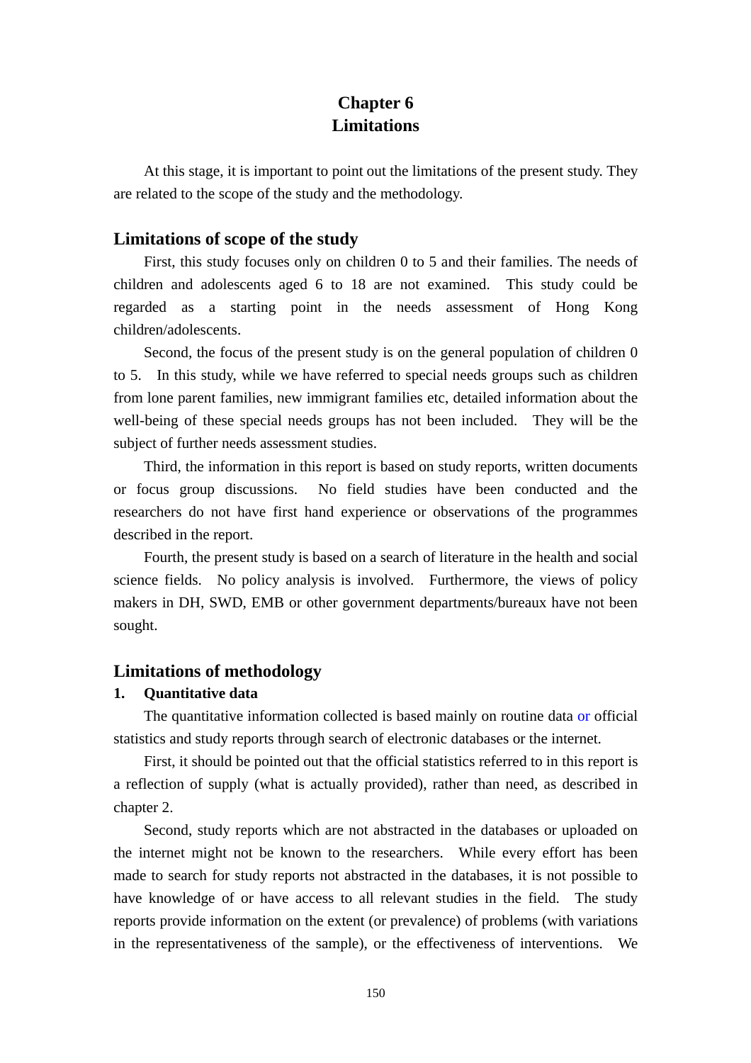# Chapter 6
# Limitations

At this stage, it is important to point out the limitations of the present study. They are related to the scope of the study and the methodology.

## Limitations of scope of the study

First, this study focuses only on children 0 to 5 and their families. The needs of children and adolescents aged 6 to 18 are not examined. This study could be regarded as a starting point in the needs assessment of Hong Kong children/adolescents.

Second, the focus of the present study is on the general population of children 0 to 5. In this study, while we have referred to special needs groups such as children from lone parent families, new immigrant families etc, detailed information about the well-being of these special needs groups has not been included. They will be the subject of further needs assessment studies.

Third, the information in this report is based on study reports, written documents or focus group discussions. No field studies have been conducted and the researchers do not have first hand experience or observations of the programmes described in the report.

Fourth, the present study is based on a search of literature in the health and social science fields. No policy analysis is involved. Furthermore, the views of policy makers in DH, SWD, EMB or other government departments/bureaux have not been sought.

## Limitations of methodology

### 1. Quantitative data

The quantitative information collected is based mainly on routine data or official statistics and study reports through search of electronic databases or the internet.

First, it should be pointed out that the official statistics referred to in this report is a reflection of supply (what is actually provided), rather than need, as described in chapter 2.

Second, study reports which are not abstracted in the databases or uploaded on the internet might not be known to the researchers. While every effort has been made to search for study reports not abstracted in the databases, it is not possible to have knowledge of or have access to all relevant studies in the field. The study reports provide information on the extent (or prevalence) of problems (with variations in the representativeness of the sample), or the effectiveness of interventions. We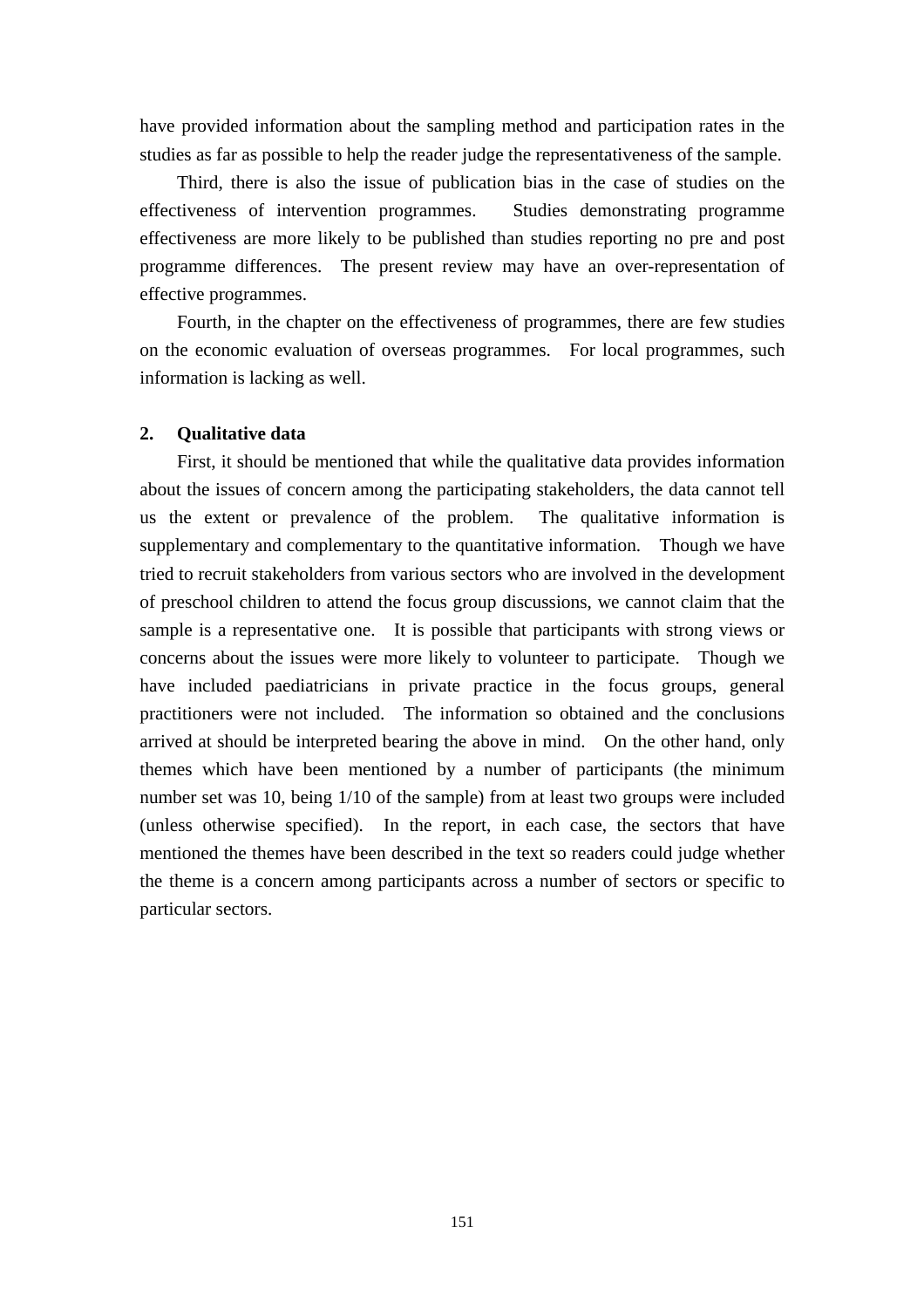have provided information about the sampling method and participation rates in the studies as far as possible to help the reader judge the representativeness of the sample.

Third, there is also the issue of publication bias in the case of studies on the effectiveness of intervention programmes. Studies demonstrating programme effectiveness are more likely to be published than studies reporting no pre and post programme differences. The present review may have an over-representation of effective programmes.

Fourth, in the chapter on the effectiveness of programmes, there are few studies on the economic evaluation of overseas programmes. For local programmes, such information is lacking as well.

**2. Qualitative data**

First, it should be mentioned that while the qualitative data provides information about the issues of concern among the participating stakeholders, the data cannot tell us the extent or prevalence of the problem. The qualitative information is supplementary and complementary to the quantitative information. Though we have tried to recruit stakeholders from various sectors who are involved in the development of preschool children to attend the focus group discussions, we cannot claim that the sample is a representative one. It is possible that participants with strong views or concerns about the issues were more likely to volunteer to participate. Though we have included paediatricians in private practice in the focus groups, general practitioners were not included. The information so obtained and the conclusions arrived at should be interpreted bearing the above in mind. On the other hand, only themes which have been mentioned by a number of participants (the minimum number set was 10, being 1/10 of the sample) from at least two groups were included (unless otherwise specified). In the report, in each case, the sectors that have mentioned the themes have been described in the text so readers could judge whether the theme is a concern among participants across a number of sectors or specific to particular sectors.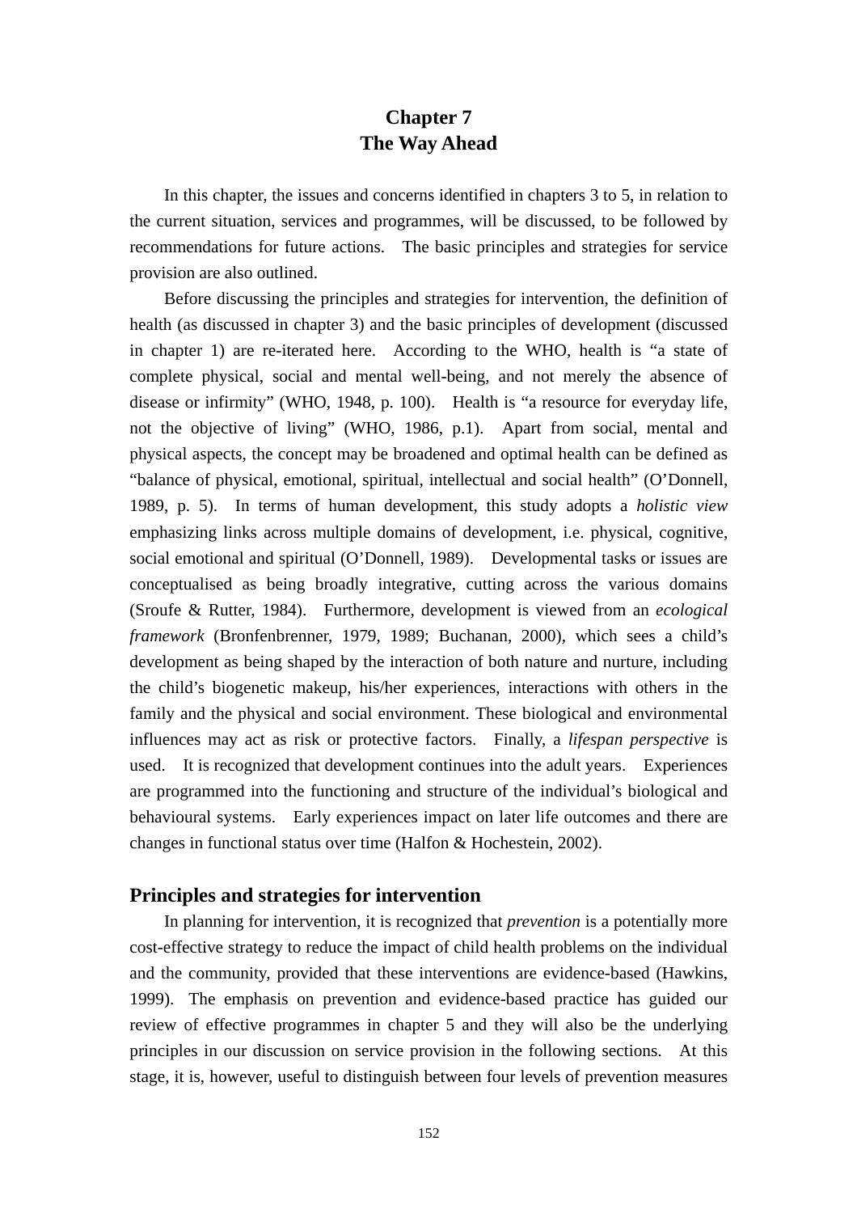# Chapter 7
# The Way Ahead

In this chapter, the issues and concerns identified in chapters 3 to 5, in relation to the current situation, services and programmes, will be discussed, to be followed by recommendations for future actions. The basic principles and strategies for service provision are also outlined.

Before discussing the principles and strategies for intervention, the definition of health (as discussed in chapter 3) and the basic principles of development (discussed in chapter 1) are re-iterated here. According to the WHO, health is "a state of complete physical, social and mental well-being, and not merely the absence of disease or infirmity" (WHO, 1948, p. 100). Health is "a resource for everyday life, not the objective of living" (WHO, 1986, p.1). Apart from social, mental and physical aspects, the concept may be broadened and optimal health can be defined as "balance of physical, emotional, spiritual, intellectual and social health" (O'Donnell, 1989, p. 5). In terms of human development, this study adopts a *holistic view* emphasizing links across multiple domains of development, i.e. physical, cognitive, social emotional and spiritual (O'Donnell, 1989). Developmental tasks or issues are conceptualised as being broadly integrative, cutting across the various domains (Sroufe & Rutter, 1984). Furthermore, development is viewed from an *ecological framework* (Bronfenbrenner, 1979, 1989; Buchanan, 2000), which sees a child's development as being shaped by the interaction of both nature and nurture, including the child's biogenetic makeup, his/her experiences, interactions with others in the family and the physical and social environment. These biological and environmental influences may act as risk or protective factors. Finally, a *lifespan perspective* is used. It is recognized that development continues into the adult years. Experiences are programmed into the functioning and structure of the individual's biological and behavioural systems. Early experiences impact on later life outcomes and there are changes in functional status over time (Halfon & Hochestein, 2002).

## Principles and strategies for intervention

In planning for intervention, it is recognized that *prevention* is a potentially more cost-effective strategy to reduce the impact of child health problems on the individual and the community, provided that these interventions are evidence-based (Hawkins, 1999). The emphasis on prevention and evidence-based practice has guided our review of effective programmes in chapter 5 and they will also be the underlying principles in our discussion on service provision in the following sections. At this stage, it is, however, useful to distinguish between four levels of prevention measures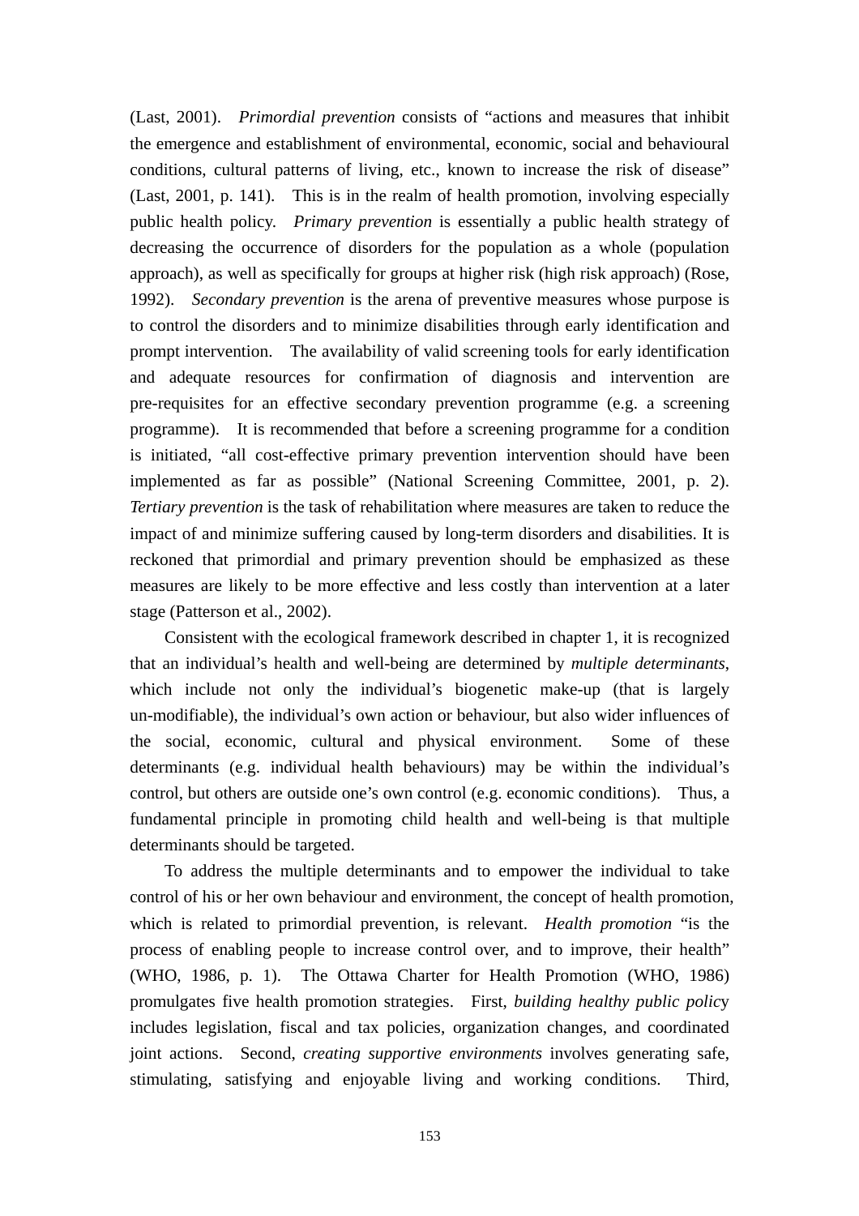(Last, 2001). *Primordial prevention* consists of "actions and measures that inhibit the emergence and establishment of environmental, economic, social and behavioural conditions, cultural patterns of living, etc., known to increase the risk of disease" (Last, 2001, p. 141). This is in the realm of health promotion, involving especially public health policy. *Primary prevention* is essentially a public health strategy of decreasing the occurrence of disorders for the population as a whole (population approach), as well as specifically for groups at higher risk (high risk approach) (Rose, 1992). *Secondary prevention* is the arena of preventive measures whose purpose is to control the disorders and to minimize disabilities through early identification and prompt intervention. The availability of valid screening tools for early identification and adequate resources for confirmation of diagnosis and intervention are pre-requisites for an effective secondary prevention programme (e.g. a screening programme). It is recommended that before a screening programme for a condition is initiated, "all cost-effective primary prevention intervention should have been implemented as far as possible" (National Screening Committee, 2001, p. 2). *Tertiary prevention* is the task of rehabilitation where measures are taken to reduce the impact of and minimize suffering caused by long-term disorders and disabilities. It is reckoned that primordial and primary prevention should be emphasized as these measures are likely to be more effective and less costly than intervention at a later stage (Patterson et al., 2002).

Consistent with the ecological framework described in chapter 1, it is recognized that an individual's health and well-being are determined by *multiple determinants*, which include not only the individual's biogenetic make-up (that is largely un-modifiable), the individual's own action or behaviour, but also wider influences of the social, economic, cultural and physical environment. Some of these determinants (e.g. individual health behaviours) may be within the individual's control, but others are outside one's own control (e.g. economic conditions). Thus, a fundamental principle in promoting child health and well-being is that multiple determinants should be targeted.

To address the multiple determinants and to empower the individual to take control of his or her own behaviour and environment, the concept of health promotion, which is related to primordial prevention, is relevant. *Health promotion* "is the process of enabling people to increase control over, and to improve, their health" (WHO, 1986, p. 1). The Ottawa Charter for Health Promotion (WHO, 1986) promulgates five health promotion strategies. First, *building healthy public policy* includes legislation, fiscal and tax policies, organization changes, and coordinated joint actions. Second, *creating supportive environments* involves generating safe, stimulating, satisfying and enjoyable living and working conditions. Third,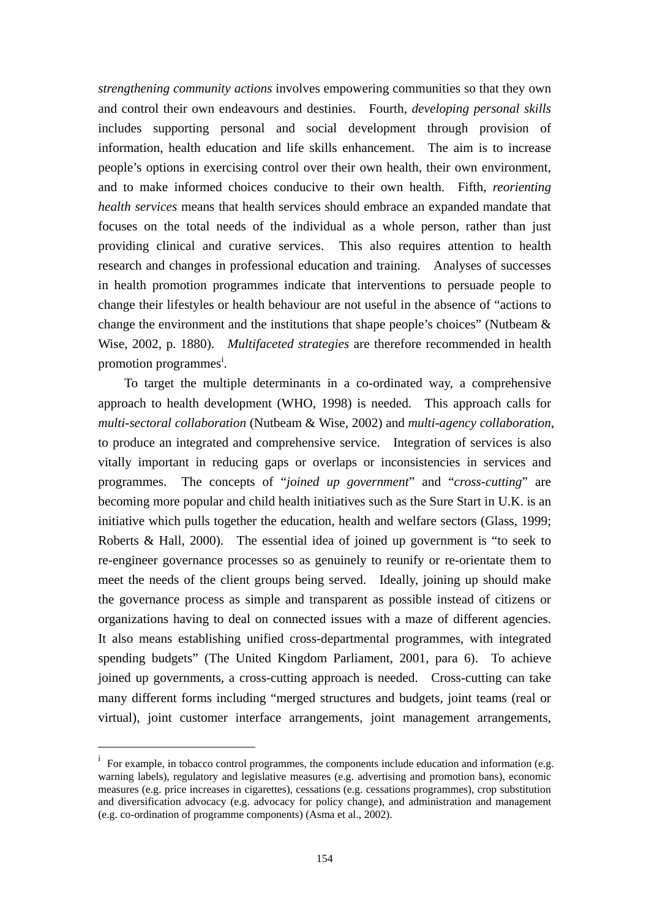*strengthening community actions* involves empowering communities so that they own and control their own endeavours and destinies. Fourth, *developing personal skills* includes supporting personal and social development through provision of information, health education and life skills enhancement. The aim is to increase people's options in exercising control over their own health, their own environment, and to make informed choices conducive to their own health. Fifth, *reorienting health services* means that health services should embrace an expanded mandate that focuses on the total needs of the individual as a whole person, rather than just providing clinical and curative services. This also requires attention to health research and changes in professional education and training. Analyses of successes in health promotion programmes indicate that interventions to persuade people to change their lifestyles or health behaviour are not useful in the absence of "actions to change the environment and the institutions that shape people's choices" (Nutbeam & Wise, 2002, p. 1880). *Multifaceted strategies* are therefore recommended in health promotion programmes[i].

To target the multiple determinants in a co-ordinated way, a comprehensive approach to health development (WHO, 1998) is needed. This approach calls for *multi-sectoral collaboration* (Nutbeam & Wise, 2002) and *multi-agency collaboration*, to produce an integrated and comprehensive service. Integration of services is also vitally important in reducing gaps or overlaps or inconsistencies in services and programmes. The concepts of "*joined up government*" and "*cross-cutting*" are becoming more popular and child health initiatives such as the Sure Start in U.K. is an initiative which pulls together the education, health and welfare sectors (Glass, 1999; Roberts & Hall, 2000). The essential idea of joined up government is "to seek to re-engineer governance processes so as genuinely to reunify or re-orientate them to meet the needs of the client groups being served. Ideally, joining up should make the governance process as simple and transparent as possible instead of citizens or organizations having to deal on connected issues with a maze of different agencies. It also means establishing unified cross-departmental programmes, with integrated spending budgets" (The United Kingdom Parliament, 2001, para 6). To achieve joined up governments, a cross-cutting approach is needed. Cross-cutting can take many different forms including "merged structures and budgets, joint teams (real or virtual), joint customer interface arrangements, joint management arrangements,

---

[i] For example, in tobacco control programmes, the components include education and information (e.g. warning labels), regulatory and legislative measures (e.g. advertising and promotion bans), economic measures (e.g. price increases in cigarettes), cessations (e.g. cessations programmes), crop substitution and diversification advocacy (e.g. advocacy for policy change), and administration and management (e.g. co-ordination of programme components) (Asma et al., 2002).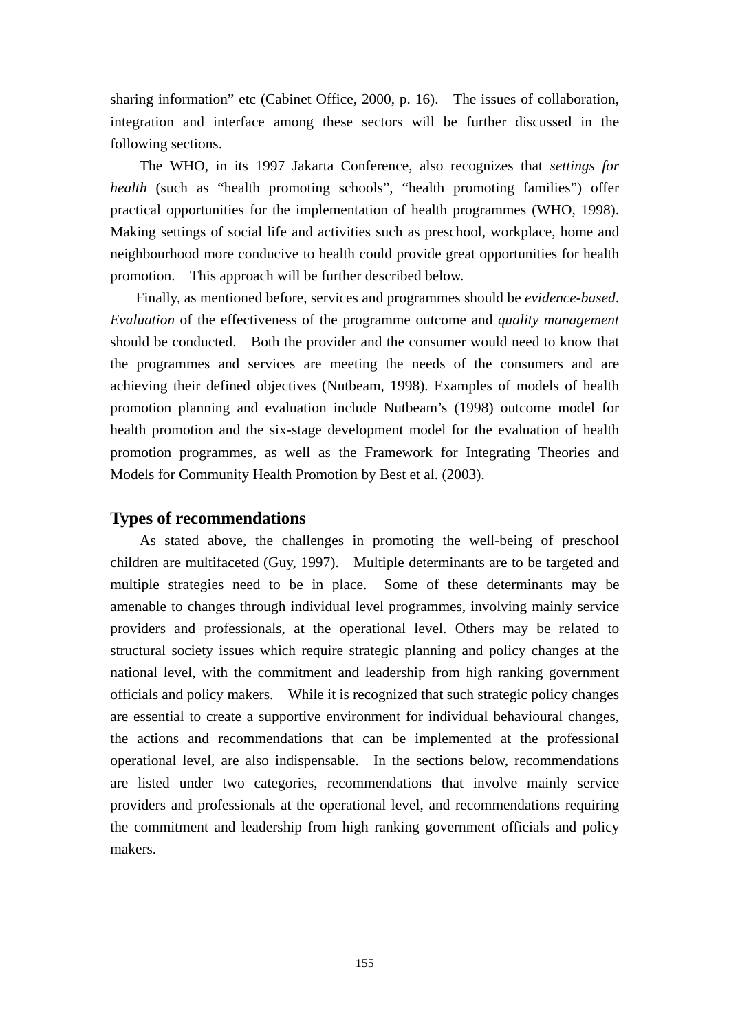sharing information" etc (Cabinet Office, 2000, p. 16). The issues of collaboration, integration and interface among these sectors will be further discussed in the following sections.

The WHO, in its 1997 Jakarta Conference, also recognizes that *settings for health* (such as "health promoting schools", "health promoting families") offer practical opportunities for the implementation of health programmes (WHO, 1998). Making settings of social life and activities such as preschool, workplace, home and neighbourhood more conducive to health could provide great opportunities for health promotion. This approach will be further described below.

Finally, as mentioned before, services and programmes should be *evidence-based*. *Evaluation* of the effectiveness of the programme outcome and *quality management* should be conducted. Both the provider and the consumer would need to know that the programmes and services are meeting the needs of the consumers and are achieving their defined objectives (Nutbeam, 1998). Examples of models of health promotion planning and evaluation include Nutbeam's (1998) outcome model for health promotion and the six-stage development model for the evaluation of health promotion programmes, as well as the Framework for Integrating Theories and Models for Community Health Promotion by Best et al. (2003).

## Types of recommendations

As stated above, the challenges in promoting the well-being of preschool children are multifaceted (Guy, 1997). Multiple determinants are to be targeted and multiple strategies need to be in place. Some of these determinants may be amenable to changes through individual level programmes, involving mainly service providers and professionals, at the operational level. Others may be related to structural society issues which require strategic planning and policy changes at the national level, with the commitment and leadership from high ranking government officials and policy makers. While it is recognized that such strategic policy changes are essential to create a supportive environment for individual behavioural changes, the actions and recommendations that can be implemented at the professional operational level, are also indispensable. In the sections below, recommendations are listed under two categories, recommendations that involve mainly service providers and professionals at the operational level, and recommendations requiring the commitment and leadership from high ranking government officials and policy makers.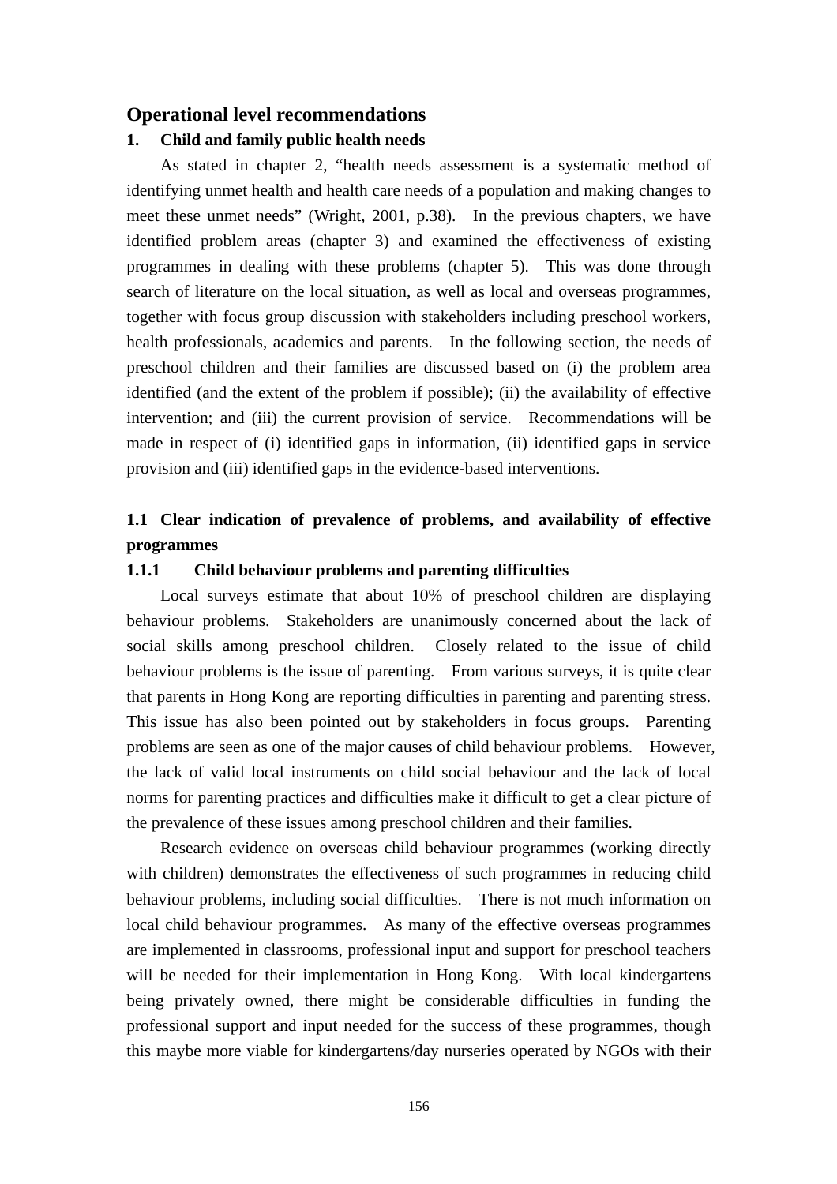## Operational level recommendations

### 1. Child and family public health needs

As stated in chapter 2, "health needs assessment is a systematic method of identifying unmet health and health care needs of a population and making changes to meet these unmet needs" (Wright, 2001, p.38). In the previous chapters, we have identified problem areas (chapter 3) and examined the effectiveness of existing programmes in dealing with these problems (chapter 5). This was done through search of literature on the local situation, as well as local and overseas programmes, together with focus group discussion with stakeholders including preschool workers, health professionals, academics and parents. In the following section, the needs of preschool children and their families are discussed based on (i) the problem area identified (and the extent of the problem if possible); (ii) the availability of effective intervention; and (iii) the current provision of service. Recommendations will be made in respect of (i) identified gaps in information, (ii) identified gaps in service provision and (iii) identified gaps in the evidence-based interventions.

### 1.1 Clear indication of prevalence of problems, and availability of effective programmes

#### 1.1.1 Child behaviour problems and parenting difficulties

Local surveys estimate that about 10% of preschool children are displaying behaviour problems. Stakeholders are unanimously concerned about the lack of social skills among preschool children. Closely related to the issue of child behaviour problems is the issue of parenting. From various surveys, it is quite clear that parents in Hong Kong are reporting difficulties in parenting and parenting stress. This issue has also been pointed out by stakeholders in focus groups. Parenting problems are seen as one of the major causes of child behaviour problems. However, the lack of valid local instruments on child social behaviour and the lack of local norms for parenting practices and difficulties make it difficult to get a clear picture of the prevalence of these issues among preschool children and their families.

Research evidence on overseas child behaviour programmes (working directly with children) demonstrates the effectiveness of such programmes in reducing child behaviour problems, including social difficulties. There is not much information on local child behaviour programmes. As many of the effective overseas programmes are implemented in classrooms, professional input and support for preschool teachers will be needed for their implementation in Hong Kong. With local kindergartens being privately owned, there might be considerable difficulties in funding the professional support and input needed for the success of these programmes, though this maybe more viable for kindergartens/day nurseries operated by NGOs with their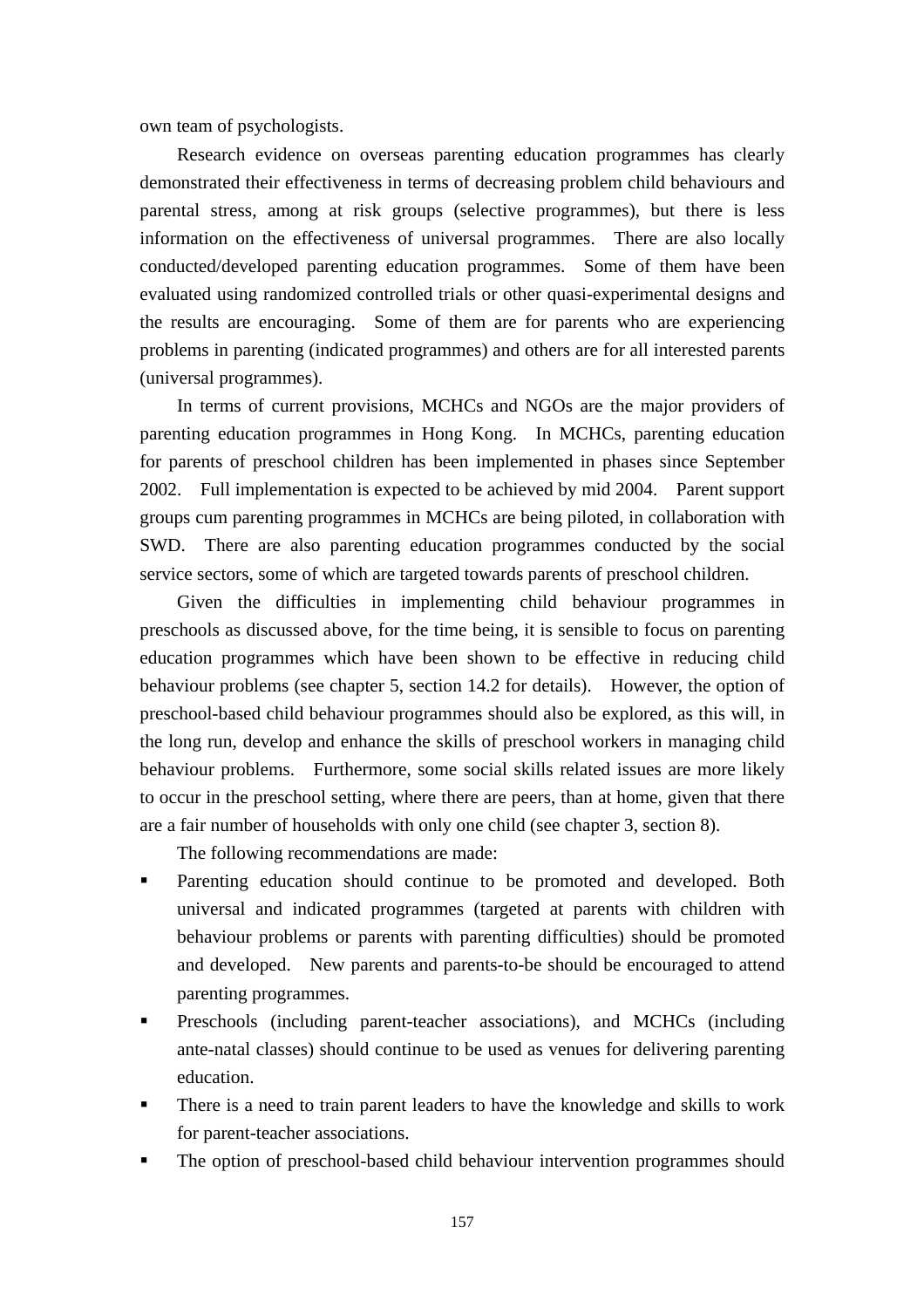own team of psychologists.

Research evidence on overseas parenting education programmes has clearly demonstrated their effectiveness in terms of decreasing problem child behaviours and parental stress, among at risk groups (selective programmes), but there is less information on the effectiveness of universal programmes. There are also locally conducted/developed parenting education programmes. Some of them have been evaluated using randomized controlled trials or other quasi-experimental designs and the results are encouraging. Some of them are for parents who are experiencing problems in parenting (indicated programmes) and others are for all interested parents (universal programmes).

In terms of current provisions, MCHCs and NGOs are the major providers of parenting education programmes in Hong Kong. In MCHCs, parenting education for parents of preschool children has been implemented in phases since September 2002. Full implementation is expected to be achieved by mid 2004. Parent support groups cum parenting programmes in MCHCs are being piloted, in collaboration with SWD. There are also parenting education programmes conducted by the social service sectors, some of which are targeted towards parents of preschool children.

Given the difficulties in implementing child behaviour programmes in preschools as discussed above, for the time being, it is sensible to focus on parenting education programmes which have been shown to be effective in reducing child behaviour problems (see chapter 5, section 14.2 for details). However, the option of preschool-based child behaviour programmes should also be explored, as this will, in the long run, develop and enhance the skills of preschool workers in managing child behaviour problems. Furthermore, some social skills related issues are more likely to occur in the preschool setting, where there are peers, than at home, given that there are a fair number of households with only one child (see chapter 3, section 8).

The following recommendations are made:

- Parenting education should continue to be promoted and developed. Both universal and indicated programmes (targeted at parents with children with behaviour problems or parents with parenting difficulties) should be promoted and developed. New parents and parents-to-be should be encouraged to attend parenting programmes.
- Preschools (including parent-teacher associations), and MCHCs (including ante-natal classes) should continue to be used as venues for delivering parenting education.
- There is a need to train parent leaders to have the knowledge and skills to work for parent-teacher associations.
- The option of preschool-based child behaviour intervention programmes should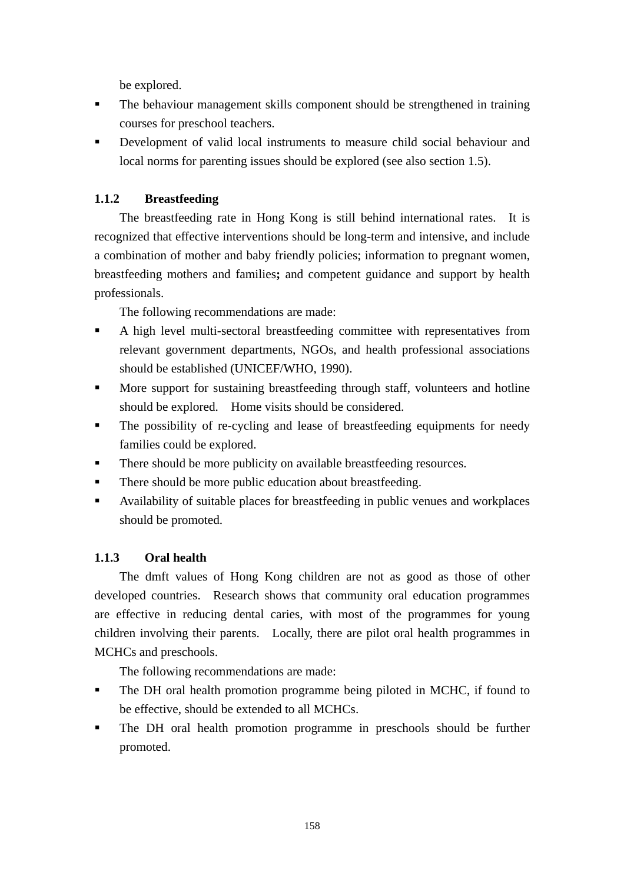be explored.

- The behaviour management skills component should be strengthened in training courses for preschool teachers.
- Development of valid local instruments to measure child social behaviour and local norms for parenting issues should be explored (see also section 1.5).

### 1.1.2 Breastfeeding

The breastfeeding rate in Hong Kong is still behind international rates. It is recognized that effective interventions should be long-term and intensive, and include a combination of mother and baby friendly policies; information to pregnant women, breastfeeding mothers and families**;** and competent guidance and support by health professionals.

The following recommendations are made:

- A high level multi-sectoral breastfeeding committee with representatives from relevant government departments, NGOs, and health professional associations should be established (UNICEF/WHO, 1990).
- More support for sustaining breastfeeding through staff, volunteers and hotline should be explored. Home visits should be considered.
- The possibility of re-cycling and lease of breastfeeding equipments for needy families could be explored.
- There should be more publicity on available breastfeeding resources.
- There should be more public education about breastfeeding.
- Availability of suitable places for breastfeeding in public venues and workplaces should be promoted.

### 1.1.3 Oral health

The dmft values of Hong Kong children are not as good as those of other developed countries. Research shows that community oral education programmes are effective in reducing dental caries, with most of the programmes for young children involving their parents. Locally, there are pilot oral health programmes in MCHCs and preschools.

The following recommendations are made:

- The DH oral health promotion programme being piloted in MCHC, if found to be effective, should be extended to all MCHCs.
- The DH oral health promotion programme in preschools should be further promoted.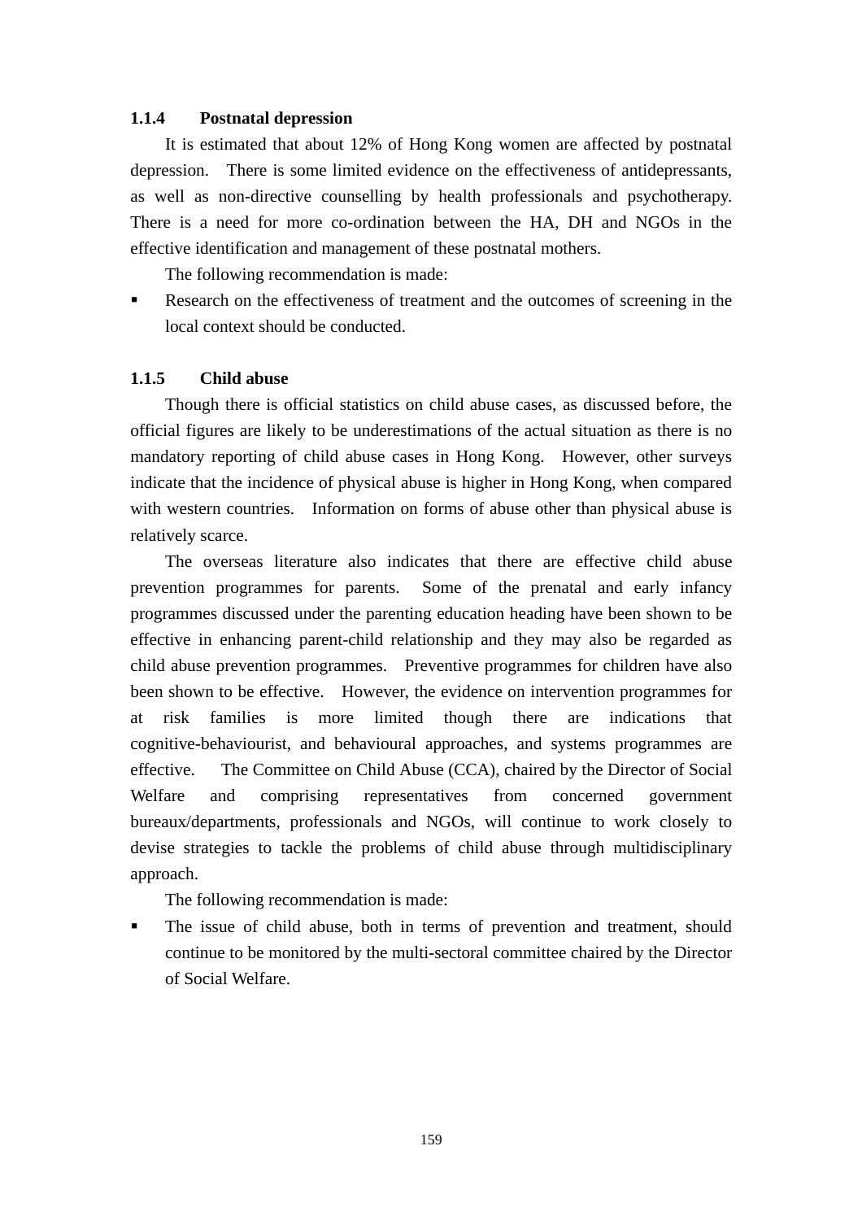### 1.1.4 Postnatal depression

It is estimated that about 12% of Hong Kong women are affected by postnatal depression. There is some limited evidence on the effectiveness of antidepressants, as well as non-directive counselling by health professionals and psychotherapy. There is a need for more co-ordination between the HA, DH and NGOs in the effective identification and management of these postnatal mothers.

The following recommendation is made:

- Research on the effectiveness of treatment and the outcomes of screening in the local context should be conducted.

### 1.1.5 Child abuse

Though there is official statistics on child abuse cases, as discussed before, the official figures are likely to be underestimations of the actual situation as there is no mandatory reporting of child abuse cases in Hong Kong. However, other surveys indicate that the incidence of physical abuse is higher in Hong Kong, when compared with western countries. Information on forms of abuse other than physical abuse is relatively scarce.

The overseas literature also indicates that there are effective child abuse prevention programmes for parents. Some of the prenatal and early infancy programmes discussed under the parenting education heading have been shown to be effective in enhancing parent-child relationship and they may also be regarded as child abuse prevention programmes. Preventive programmes for children have also been shown to be effective. However, the evidence on intervention programmes for at risk families is more limited though there are indications that cognitive-behaviourist, and behavioural approaches, and systems programmes are effective. The Committee on Child Abuse (CCA), chaired by the Director of Social Welfare and comprising representatives from concerned government bureaux/departments, professionals and NGOs, will continue to work closely to devise strategies to tackle the problems of child abuse through multidisciplinary approach.

The following recommendation is made:

- The issue of child abuse, both in terms of prevention and treatment, should continue to be monitored by the multi-sectoral committee chaired by the Director of Social Welfare.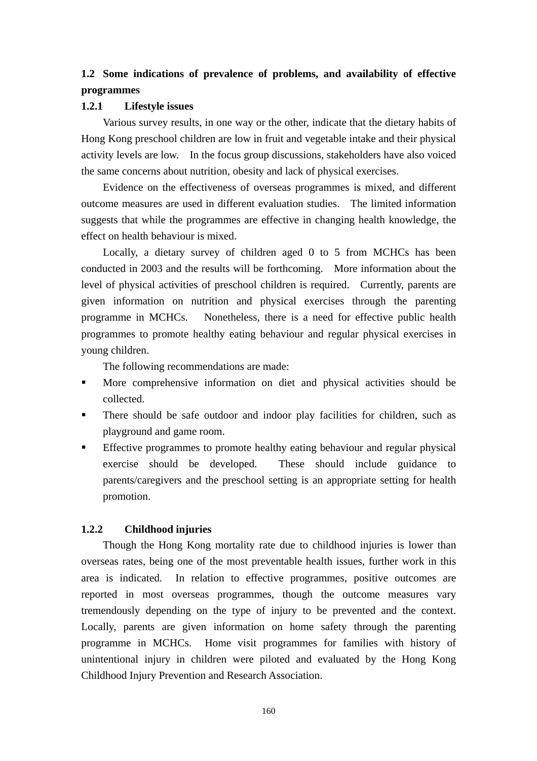### 1.2 Some indications of prevalence of problems, and availability of effective programmes

#### 1.2.1 Lifestyle issues

Various survey results, in one way or the other, indicate that the dietary habits of Hong Kong preschool children are low in fruit and vegetable intake and their physical activity levels are low. In the focus group discussions, stakeholders have also voiced the same concerns about nutrition, obesity and lack of physical exercises.

Evidence on the effectiveness of overseas programmes is mixed, and different outcome measures are used in different evaluation studies. The limited information suggests that while the programmes are effective in changing health knowledge, the effect on health behaviour is mixed.

Locally, a dietary survey of children aged 0 to 5 from MCHCs has been conducted in 2003 and the results will be forthcoming. More information about the level of physical activities of preschool children is required. Currently, parents are given information on nutrition and physical exercises through the parenting programme in MCHCs. Nonetheless, there is a need for effective public health programmes to promote healthy eating behaviour and regular physical exercises in young children.

The following recommendations are made:

- More comprehensive information on diet and physical activities should be collected.
- There should be safe outdoor and indoor play facilities for children, such as playground and game room.
- Effective programmes to promote healthy eating behaviour and regular physical exercise should be developed. These should include guidance to parents/caregivers and the preschool setting is an appropriate setting for health promotion.

#### 1.2.2 Childhood injuries

Though the Hong Kong mortality rate due to childhood injuries is lower than overseas rates, being one of the most preventable health issues, further work in this area is indicated. In relation to effective programmes, positive outcomes are reported in most overseas programmes, though the outcome measures vary tremendously depending on the type of injury to be prevented and the context. Locally, parents are given information on home safety through the parenting programme in MCHCs. Home visit programmes for families with history of unintentional injury in children were piloted and evaluated by the Hong Kong Childhood Injury Prevention and Research Association.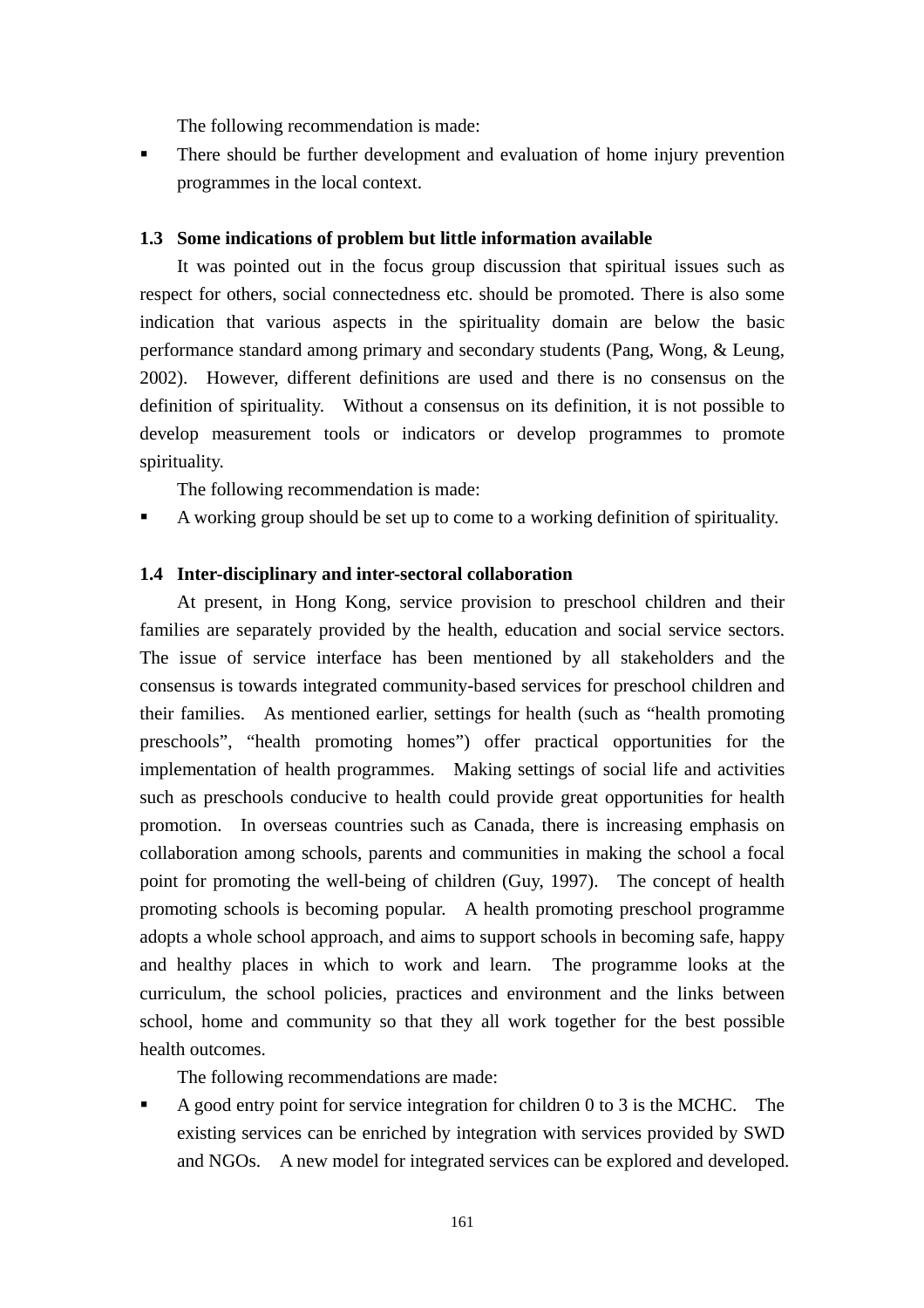The following recommendation is made:

- There should be further development and evaluation of home injury prevention programmes in the local context.

### 1.3 Some indications of problem but little information available

It was pointed out in the focus group discussion that spiritual issues such as respect for others, social connectedness etc. should be promoted. There is also some indication that various aspects in the spirituality domain are below the basic performance standard among primary and secondary students (Pang, Wong, & Leung, 2002). However, different definitions are used and there is no consensus on the definition of spirituality. Without a consensus on its definition, it is not possible to develop measurement tools or indicators or develop programmes to promote spirituality.

The following recommendation is made:

- A working group should be set up to come to a working definition of spirituality.

### 1.4 Inter-disciplinary and inter-sectoral collaboration

At present, in Hong Kong, service provision to preschool children and their families are separately provided by the health, education and social service sectors. The issue of service interface has been mentioned by all stakeholders and the consensus is towards integrated community-based services for preschool children and their families. As mentioned earlier, settings for health (such as "health promoting preschools", "health promoting homes") offer practical opportunities for the implementation of health programmes. Making settings of social life and activities such as preschools conducive to health could provide great opportunities for health promotion. In overseas countries such as Canada, there is increasing emphasis on collaboration among schools, parents and communities in making the school a focal point for promoting the well-being of children (Guy, 1997). The concept of health promoting schools is becoming popular. A health promoting preschool programme adopts a whole school approach, and aims to support schools in becoming safe, happy and healthy places in which to work and learn. The programme looks at the curriculum, the school policies, practices and environment and the links between school, home and community so that they all work together for the best possible health outcomes.

The following recommendations are made:

- A good entry point for service integration for children 0 to 3 is the MCHC. The existing services can be enriched by integration with services provided by SWD and NGOs. A new model for integrated services can be explored and developed.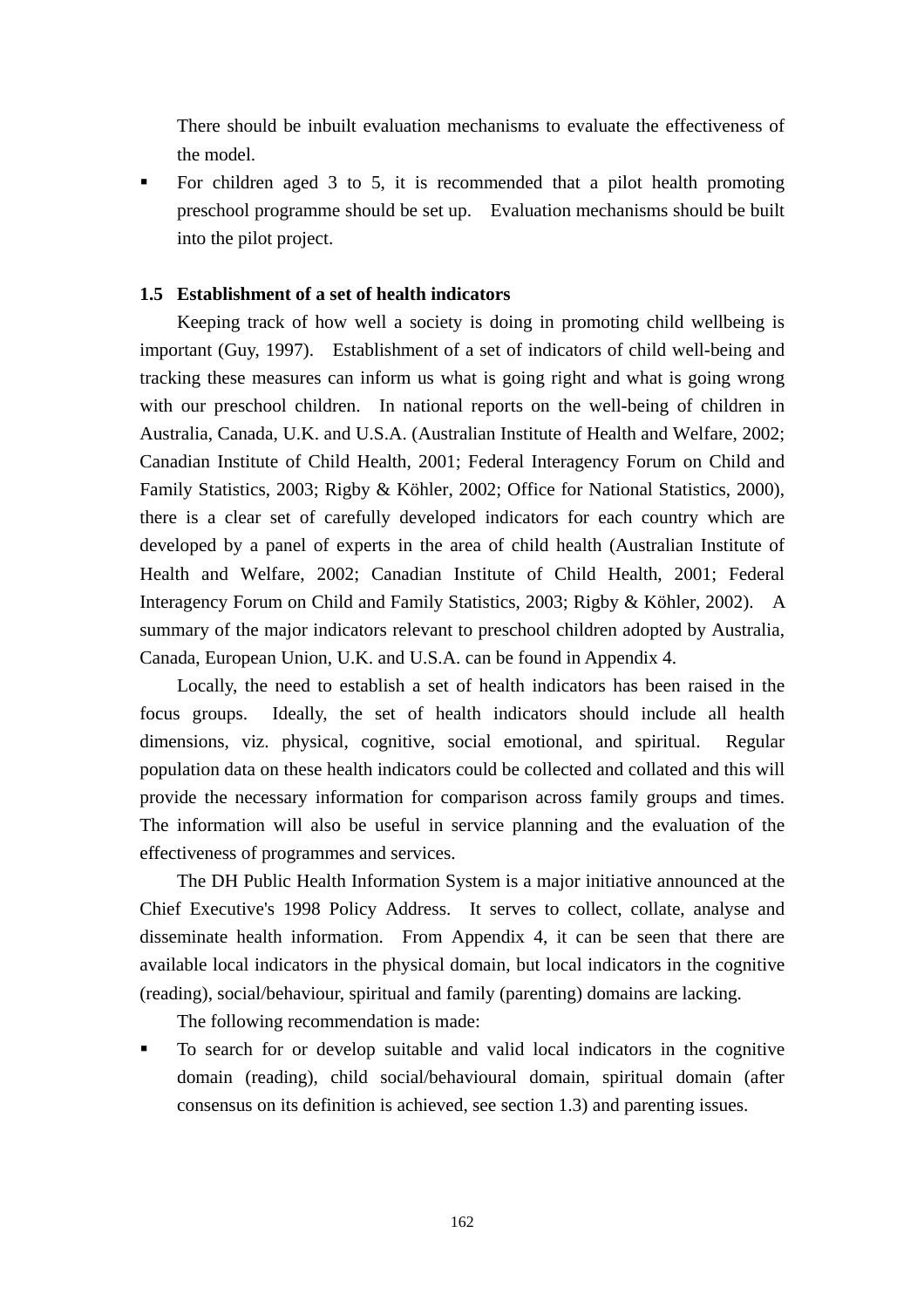There should be inbuilt evaluation mechanisms to evaluate the effectiveness of the model.

- For children aged 3 to 5, it is recommended that a pilot health promoting preschool programme should be set up. Evaluation mechanisms should be built into the pilot project.

**1.5 Establishment of a set of health indicators**

Keeping track of how well a society is doing in promoting child wellbeing is important (Guy, 1997). Establishment of a set of indicators of child well-being and tracking these measures can inform us what is going right and what is going wrong with our preschool children. In national reports on the well-being of children in Australia, Canada, U.K. and U.S.A. (Australian Institute of Health and Welfare, 2002; Canadian Institute of Child Health, 2001; Federal Interagency Forum on Child and Family Statistics, 2003; Rigby & Köhler, 2002; Office for National Statistics, 2000), there is a clear set of carefully developed indicators for each country which are developed by a panel of experts in the area of child health (Australian Institute of Health and Welfare, 2002; Canadian Institute of Child Health, 2001; Federal Interagency Forum on Child and Family Statistics, 2003; Rigby & Köhler, 2002). A summary of the major indicators relevant to preschool children adopted by Australia, Canada, European Union, U.K. and U.S.A. can be found in Appendix 4.

Locally, the need to establish a set of health indicators has been raised in the focus groups. Ideally, the set of health indicators should include all health dimensions, viz. physical, cognitive, social emotional, and spiritual. Regular population data on these health indicators could be collected and collated and this will provide the necessary information for comparison across family groups and times. The information will also be useful in service planning and the evaluation of the effectiveness of programmes and services.

The DH Public Health Information System is a major initiative announced at the Chief Executive's 1998 Policy Address. It serves to collect, collate, analyse and disseminate health information. From Appendix 4, it can be seen that there are available local indicators in the physical domain, but local indicators in the cognitive (reading), social/behaviour, spiritual and family (parenting) domains are lacking.

The following recommendation is made:

- To search for or develop suitable and valid local indicators in the cognitive domain (reading), child social/behavioural domain, spiritual domain (after consensus on its definition is achieved, see section 1.3) and parenting issues.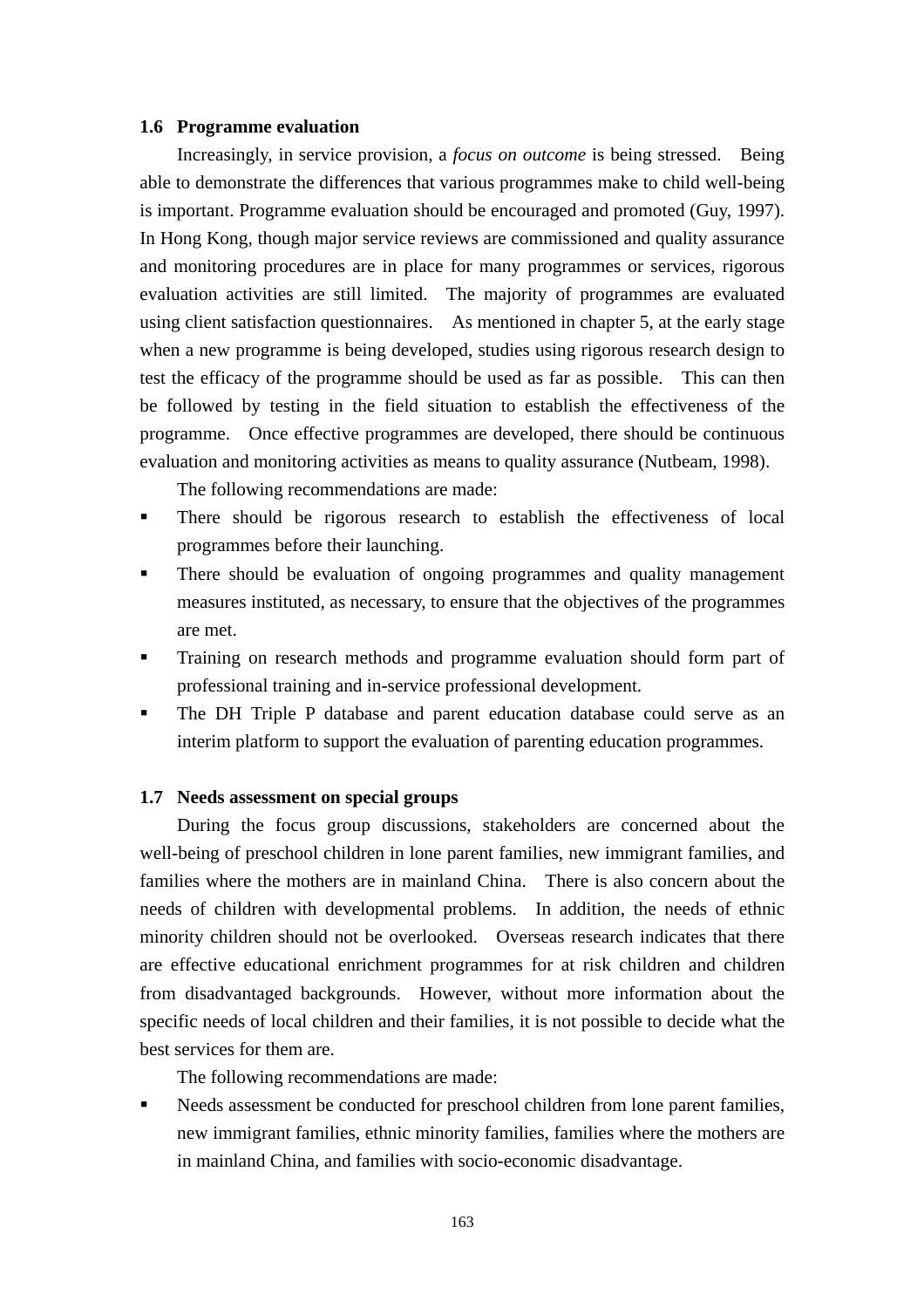### 1.6 Programme evaluation

Increasingly, in service provision, a *focus on outcome* is being stressed. Being able to demonstrate the differences that various programmes make to child well-being is important. Programme evaluation should be encouraged and promoted (Guy, 1997). In Hong Kong, though major service reviews are commissioned and quality assurance and monitoring procedures are in place for many programmes or services, rigorous evaluation activities are still limited. The majority of programmes are evaluated using client satisfaction questionnaires. As mentioned in chapter 5, at the early stage when a new programme is being developed, studies using rigorous research design to test the efficacy of the programme should be used as far as possible. This can then be followed by testing in the field situation to establish the effectiveness of the programme. Once effective programmes are developed, there should be continuous evaluation and monitoring activities as means to quality assurance (Nutbeam, 1998).

The following recommendations are made:

- There should be rigorous research to establish the effectiveness of local programmes before their launching.
- There should be evaluation of ongoing programmes and quality management measures instituted, as necessary, to ensure that the objectives of the programmes are met.
- Training on research methods and programme evaluation should form part of professional training and in-service professional development.
- The DH Triple P database and parent education database could serve as an interim platform to support the evaluation of parenting education programmes.

### 1.7 Needs assessment on special groups

During the focus group discussions, stakeholders are concerned about the well-being of preschool children in lone parent families, new immigrant families, and families where the mothers are in mainland China. There is also concern about the needs of children with developmental problems. In addition, the needs of ethnic minority children should not be overlooked. Overseas research indicates that there are effective educational enrichment programmes for at risk children and children from disadvantaged backgrounds. However, without more information about the specific needs of local children and their families, it is not possible to decide what the best services for them are.

The following recommendations are made:

- Needs assessment be conducted for preschool children from lone parent families, new immigrant families, ethnic minority families, families where the mothers are in mainland China, and families with socio-economic disadvantage.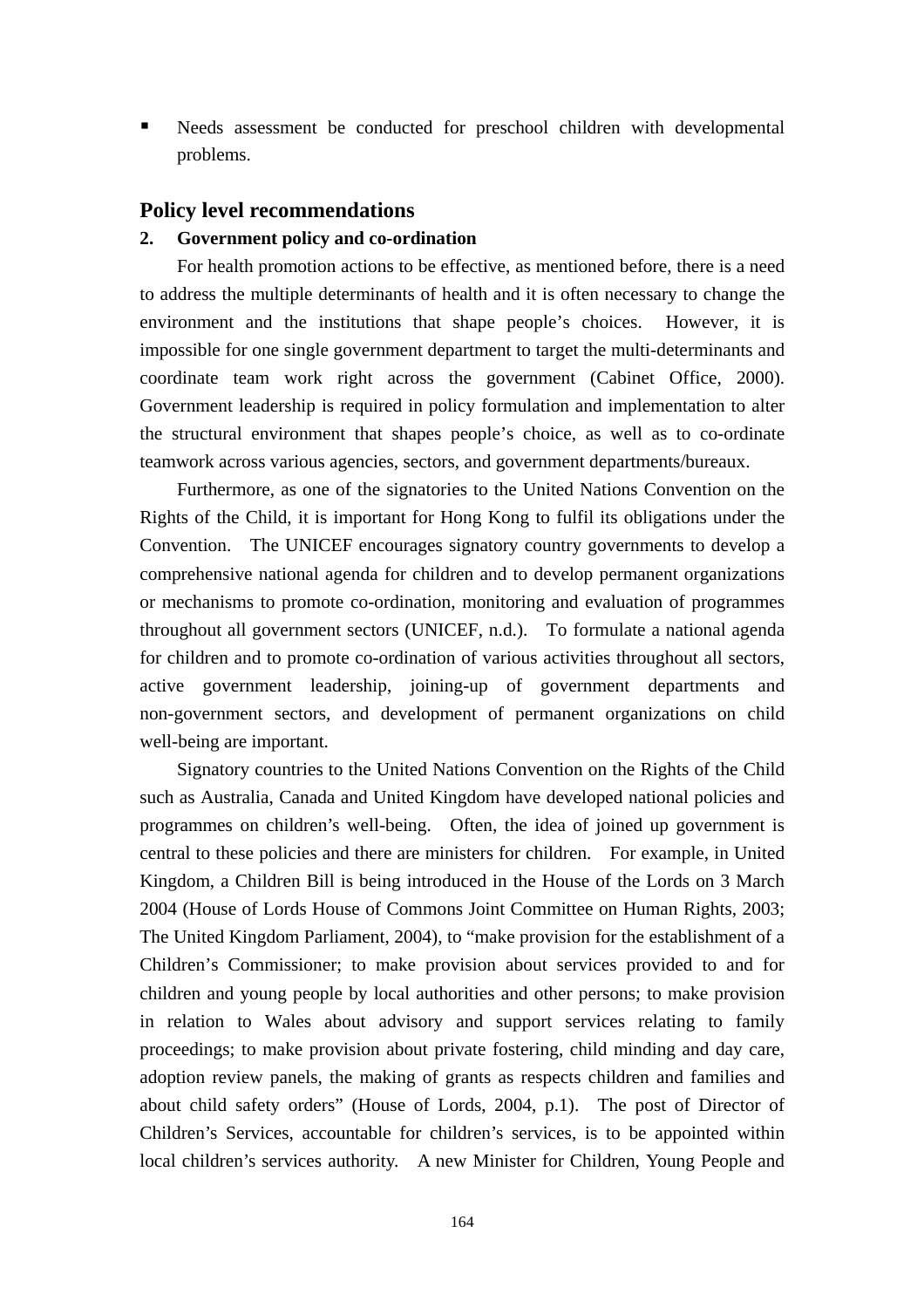- Needs assessment be conducted for preschool children with developmental problems.

## Policy level recommendations

**2. Government policy and co-ordination**

For health promotion actions to be effective, as mentioned before, there is a need to address the multiple determinants of health and it is often necessary to change the environment and the institutions that shape people's choices. However, it is impossible for one single government department to target the multi-determinants and coordinate team work right across the government (Cabinet Office, 2000). Government leadership is required in policy formulation and implementation to alter the structural environment that shapes people's choice, as well as to co-ordinate teamwork across various agencies, sectors, and government departments/bureaux.

Furthermore, as one of the signatories to the United Nations Convention on the Rights of the Child, it is important for Hong Kong to fulfil its obligations under the Convention. The UNICEF encourages signatory country governments to develop a comprehensive national agenda for children and to develop permanent organizations or mechanisms to promote co-ordination, monitoring and evaluation of programmes throughout all government sectors (UNICEF, n.d.). To formulate a national agenda for children and to promote co-ordination of various activities throughout all sectors, active government leadership, joining-up of government departments and non-government sectors, and development of permanent organizations on child well-being are important.

Signatory countries to the United Nations Convention on the Rights of the Child such as Australia, Canada and United Kingdom have developed national policies and programmes on children's well-being. Often, the idea of joined up government is central to these policies and there are ministers for children. For example, in United Kingdom, a Children Bill is being introduced in the House of the Lords on 3 March 2004 (House of Lords House of Commons Joint Committee on Human Rights, 2003; The United Kingdom Parliament, 2004), to "make provision for the establishment of a Children's Commissioner; to make provision about services provided to and for children and young people by local authorities and other persons; to make provision in relation to Wales about advisory and support services relating to family proceedings; to make provision about private fostering, child minding and day care, adoption review panels, the making of grants as respects children and families and about child safety orders" (House of Lords, 2004, p.1). The post of Director of Children's Services, accountable for children's services, is to be appointed within local children's services authority. A new Minister for Children, Young People and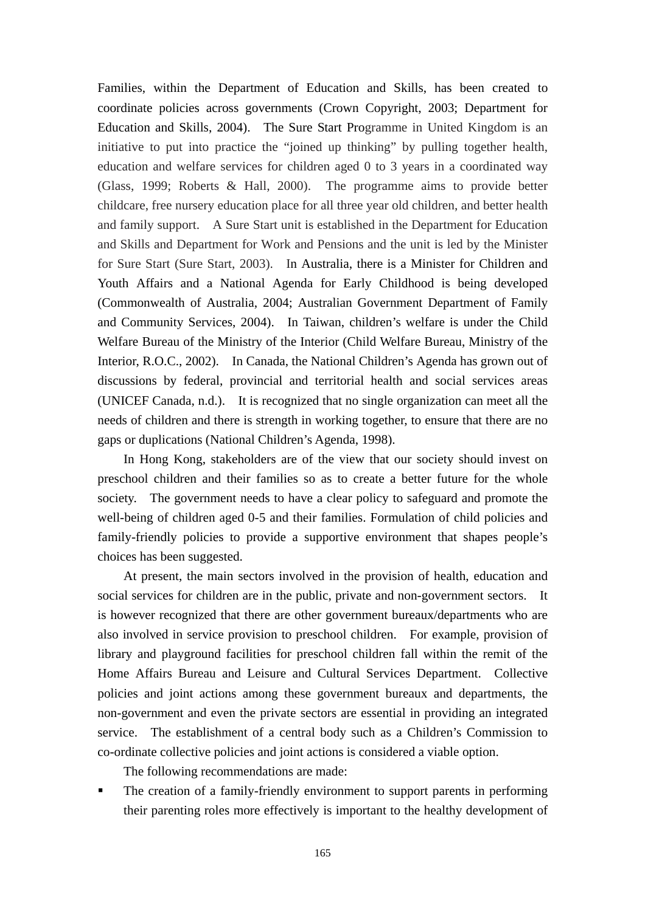Families, within the Department of Education and Skills, has been created to coordinate policies across governments (Crown Copyright, 2003; Department for Education and Skills, 2004). The Sure Start Programme in United Kingdom is an initiative to put into practice the "joined up thinking" by pulling together health, education and welfare services for children aged 0 to 3 years in a coordinated way (Glass, 1999; Roberts & Hall, 2000). The programme aims to provide better childcare, free nursery education place for all three year old children, and better health and family support. A Sure Start unit is established in the Department for Education and Skills and Department for Work and Pensions and the unit is led by the Minister for Sure Start (Sure Start, 2003). In Australia, there is a Minister for Children and Youth Affairs and a National Agenda for Early Childhood is being developed (Commonwealth of Australia, 2004; Australian Government Department of Family and Community Services, 2004). In Taiwan, children's welfare is under the Child Welfare Bureau of the Ministry of the Interior (Child Welfare Bureau, Ministry of the Interior, R.O.C., 2002). In Canada, the National Children's Agenda has grown out of discussions by federal, provincial and territorial health and social services areas (UNICEF Canada, n.d.). It is recognized that no single organization can meet all the needs of children and there is strength in working together, to ensure that there are no gaps or duplications (National Children's Agenda, 1998).

In Hong Kong, stakeholders are of the view that our society should invest on preschool children and their families so as to create a better future for the whole society. The government needs to have a clear policy to safeguard and promote the well-being of children aged 0-5 and their families. Formulation of child policies and family-friendly policies to provide a supportive environment that shapes people's choices has been suggested.

At present, the main sectors involved in the provision of health, education and social services for children are in the public, private and non-government sectors. It is however recognized that there are other government bureaux/departments who are also involved in service provision to preschool children. For example, provision of library and playground facilities for preschool children fall within the remit of the Home Affairs Bureau and Leisure and Cultural Services Department. Collective policies and joint actions among these government bureaux and departments, the non-government and even the private sectors are essential in providing an integrated service. The establishment of a central body such as a Children's Commission to co-ordinate collective policies and joint actions is considered a viable option.

The following recommendations are made:

- The creation of a family-friendly environment to support parents in performing their parenting roles more effectively is important to the healthy development of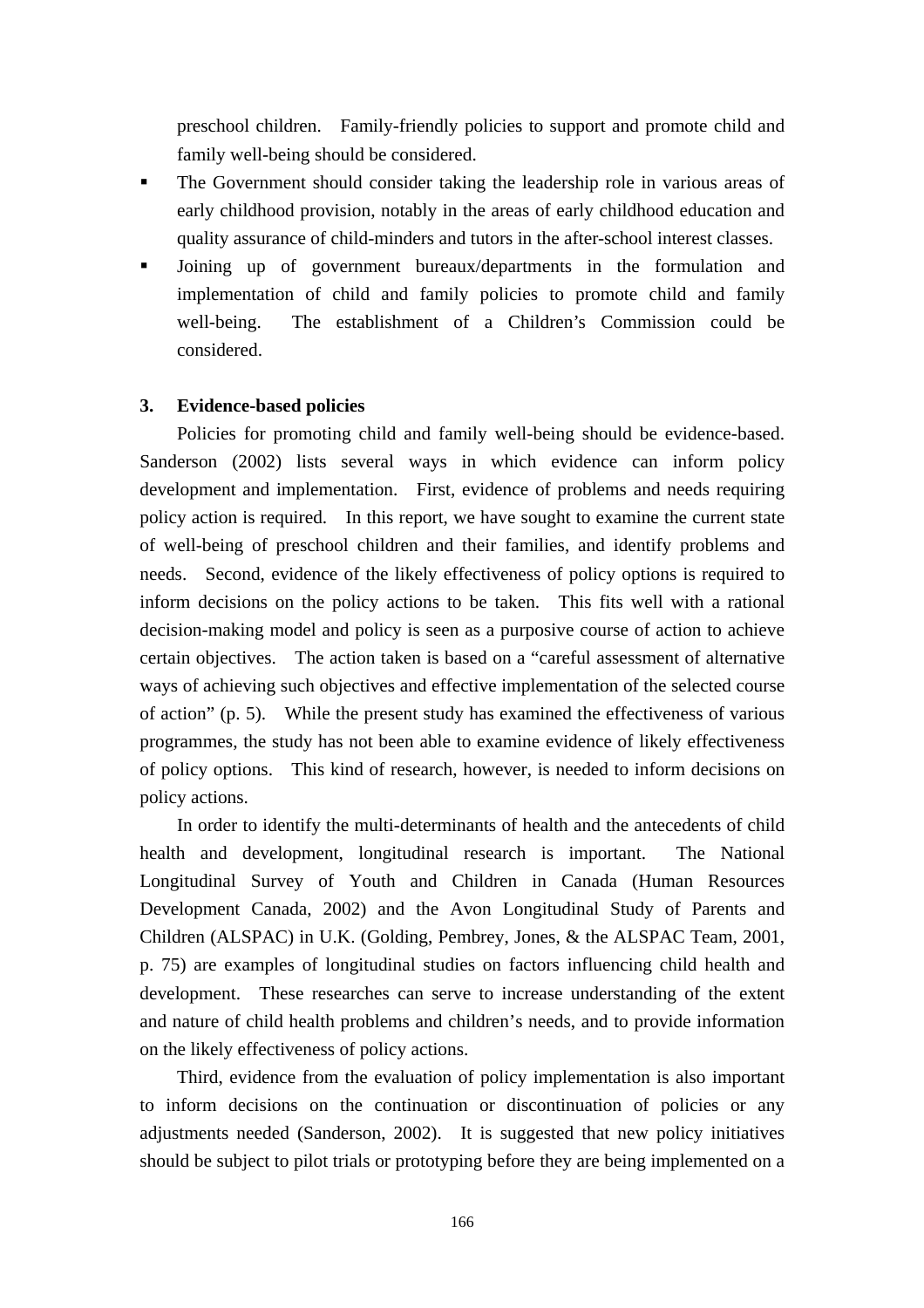preschool children. Family-friendly policies to support and promote child and family well-being should be considered.

- The Government should consider taking the leadership role in various areas of early childhood provision, notably in the areas of early childhood education and quality assurance of child-minders and tutors in the after-school interest classes.
- Joining up of government bureaux/departments in the formulation and implementation of child and family policies to promote child and family well-being. The establishment of a Children's Commission could be considered.

### 3. Evidence-based policies

Policies for promoting child and family well-being should be evidence-based. Sanderson (2002) lists several ways in which evidence can inform policy development and implementation. First, evidence of problems and needs requiring policy action is required. In this report, we have sought to examine the current state of well-being of preschool children and their families, and identify problems and needs. Second, evidence of the likely effectiveness of policy options is required to inform decisions on the policy actions to be taken. This fits well with a rational decision-making model and policy is seen as a purposive course of action to achieve certain objectives. The action taken is based on a "careful assessment of alternative ways of achieving such objectives and effective implementation of the selected course of action" (p. 5). While the present study has examined the effectiveness of various programmes, the study has not been able to examine evidence of likely effectiveness of policy options. This kind of research, however, is needed to inform decisions on policy actions.

In order to identify the multi-determinants of health and the antecedents of child health and development, longitudinal research is important. The National Longitudinal Survey of Youth and Children in Canada (Human Resources Development Canada, 2002) and the Avon Longitudinal Study of Parents and Children (ALSPAC) in U.K. (Golding, Pembrey, Jones, & the ALSPAC Team, 2001, p. 75) are examples of longitudinal studies on factors influencing child health and development. These researches can serve to increase understanding of the extent and nature of child health problems and children's needs, and to provide information on the likely effectiveness of policy actions.

Third, evidence from the evaluation of policy implementation is also important to inform decisions on the continuation or discontinuation of policies or any adjustments needed (Sanderson, 2002). It is suggested that new policy initiatives should be subject to pilot trials or prototyping before they are being implemented on a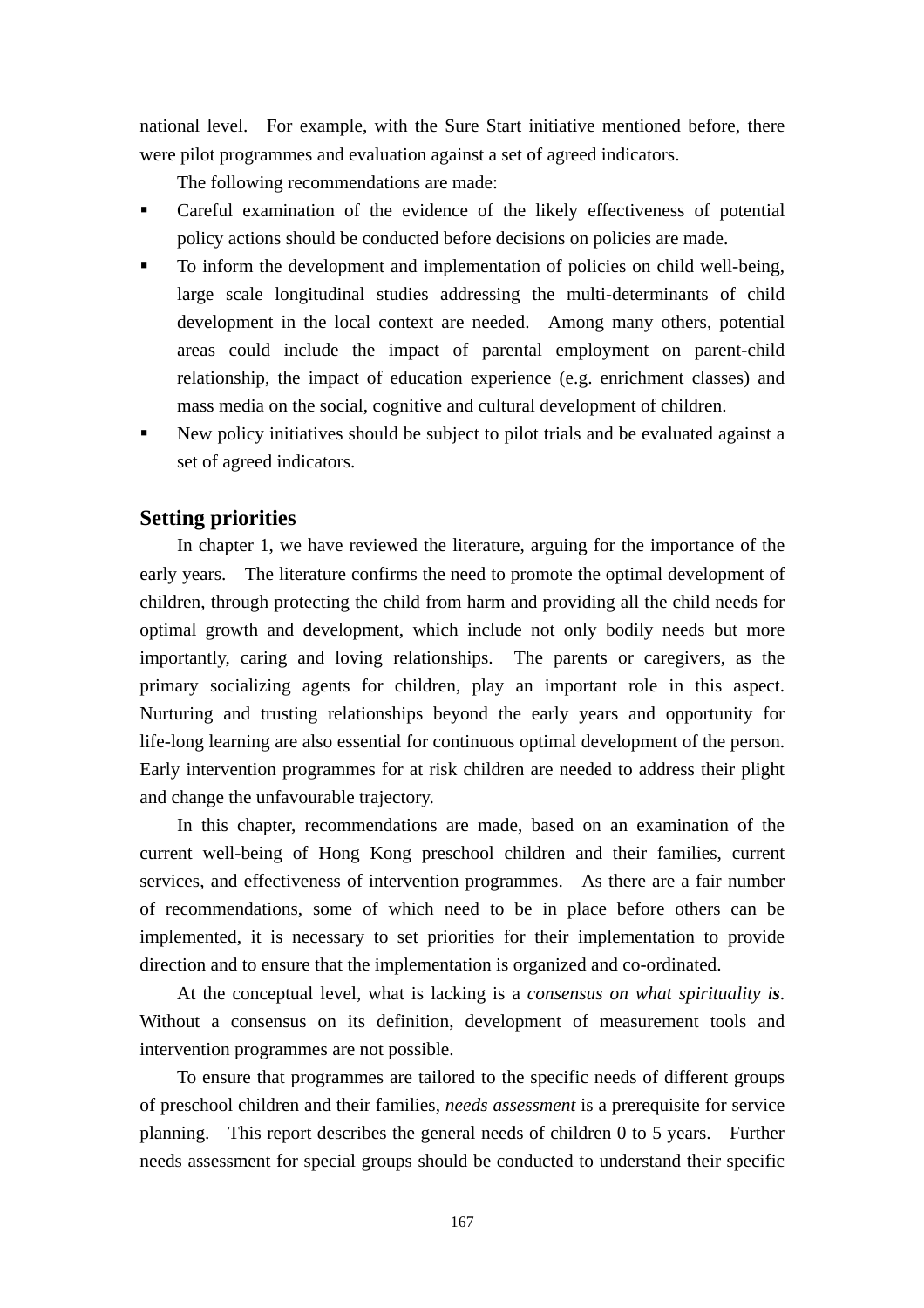national level. For example, with the Sure Start initiative mentioned before, there were pilot programmes and evaluation against a set of agreed indicators.

The following recommendations are made:

- Careful examination of the evidence of the likely effectiveness of potential policy actions should be conducted before decisions on policies are made.
- To inform the development and implementation of policies on child well-being, large scale longitudinal studies addressing the multi-determinants of child development in the local context are needed. Among many others, potential areas could include the impact of parental employment on parent-child relationship, the impact of education experience (e.g. enrichment classes) and mass media on the social, cognitive and cultural development of children.
- New policy initiatives should be subject to pilot trials and be evaluated against a set of agreed indicators.

## Setting priorities

In chapter 1, we have reviewed the literature, arguing for the importance of the early years. The literature confirms the need to promote the optimal development of children, through protecting the child from harm and providing all the child needs for optimal growth and development, which include not only bodily needs but more importantly, caring and loving relationships. The parents or caregivers, as the primary socializing agents for children, play an important role in this aspect. Nurturing and trusting relationships beyond the early years and opportunity for life-long learning are also essential for continuous optimal development of the person. Early intervention programmes for at risk children are needed to address their plight and change the unfavourable trajectory.

In this chapter, recommendations are made, based on an examination of the current well-being of Hong Kong preschool children and their families, current services, and effectiveness of intervention programmes. As there are a fair number of recommendations, some of which need to be in place before others can be implemented, it is necessary to set priorities for their implementation to provide direction and to ensure that the implementation is organized and co-ordinated.

At the conceptual level, what is lacking is a *consensus on what spirituality i**s***. Without a consensus on its definition, development of measurement tools and intervention programmes are not possible.

To ensure that programmes are tailored to the specific needs of different groups of preschool children and their families, *needs assessment* is a prerequisite for service planning. This report describes the general needs of children 0 to 5 years. Further needs assessment for special groups should be conducted to understand their specific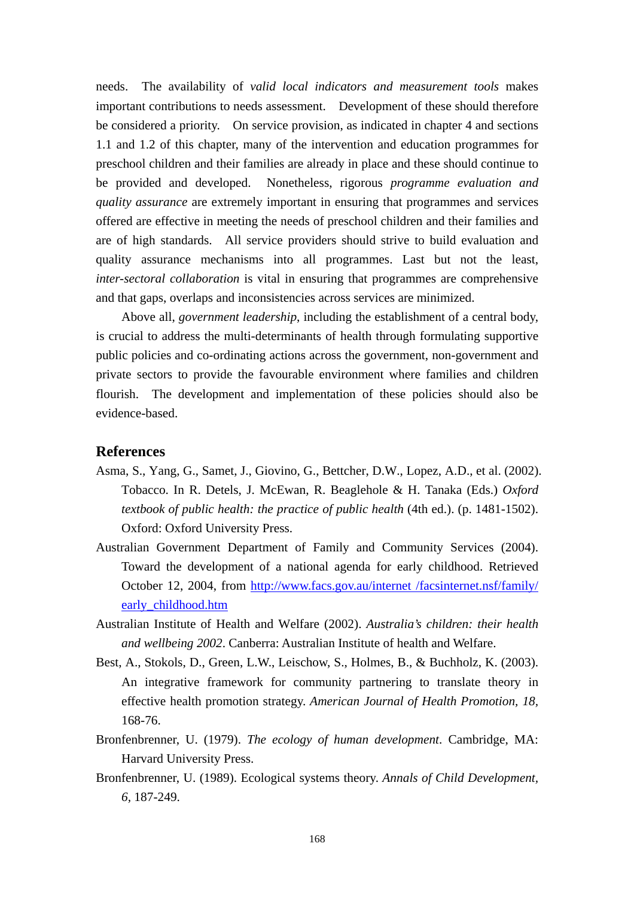needs. The availability of *valid local indicators and measurement tools* makes important contributions to needs assessment. Development of these should therefore be considered a priority. On service provision, as indicated in chapter 4 and sections 1.1 and 1.2 of this chapter, many of the intervention and education programmes for preschool children and their families are already in place and these should continue to be provided and developed. Nonetheless, rigorous *programme evaluation and quality assurance* are extremely important in ensuring that programmes and services offered are effective in meeting the needs of preschool children and their families and are of high standards. All service providers should strive to build evaluation and quality assurance mechanisms into all programmes. Last but not the least, *inter-sectoral collaboration* is vital in ensuring that programmes are comprehensive and that gaps, overlaps and inconsistencies across services are minimized.

Above all, *government leadership*, including the establishment of a central body, is crucial to address the multi-determinants of health through formulating supportive public policies and co-ordinating actions across the government, non-government and private sectors to provide the favourable environment where families and children flourish. The development and implementation of these policies should also be evidence-based.

## References

Asma, S., Yang, G., Samet, J., Giovino, G., Bettcher, D.W., Lopez, A.D., et al. (2002). Tobacco. In R. Detels, J. McEwan, R. Beaglehole & H. Tanaka (Eds.) *Oxford textbook of public health: the practice of public health* (4th ed.). (p. 1481-1502). Oxford: Oxford University Press.

Australian Government Department of Family and Community Services (2004). Toward the development of a national agenda for early childhood. Retrieved October 12, 2004, from http://www.facs.gov.au/internet /facsinternet.nsf/family/early_childhood.htm

Australian Institute of Health and Welfare (2002). *Australia's children: their health and wellbeing 2002*. Canberra: Australian Institute of health and Welfare.

Best, A., Stokols, D., Green, L.W., Leischow, S., Holmes, B., & Buchholz, K. (2003). An integrative framework for community partnering to translate theory in effective health promotion strategy. *American Journal of Health Promotion, 18*, 168-76.

Bronfenbrenner, U. (1979). *The ecology of human development*. Cambridge, MA: Harvard University Press.

Bronfenbrenner, U. (1989). Ecological systems theory. *Annals of Child Development, 6*, 187-249.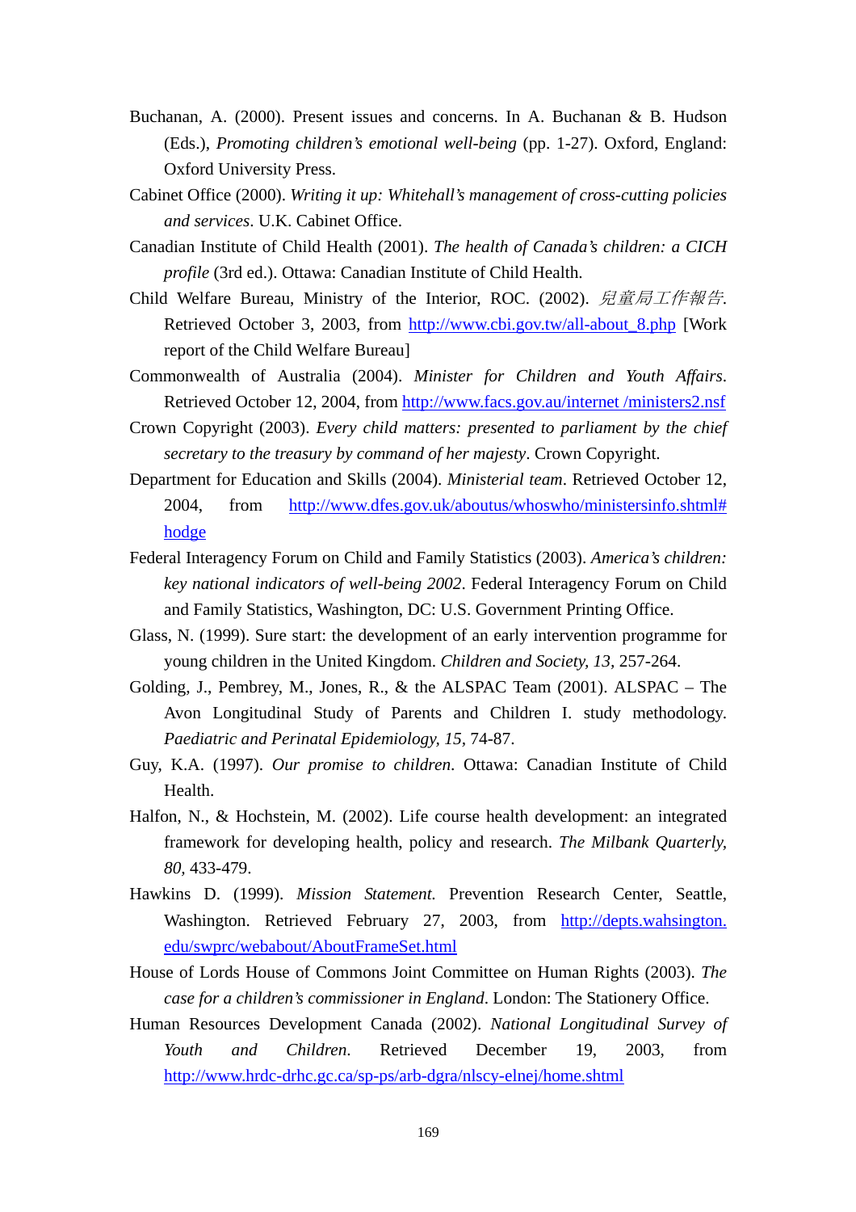Buchanan, A. (2000). Present issues and concerns. In A. Buchanan & B. Hudson (Eds.), *Promoting children's emotional well-being* (pp. 1-27). Oxford, England: Oxford University Press.

Cabinet Office (2000). *Writing it up: Whitehall's management of cross-cutting policies and services*. U.K. Cabinet Office.

Canadian Institute of Child Health (2001). *The health of Canada's children: a CICH profile* (3rd ed.). Ottawa: Canadian Institute of Child Health.

Child Welfare Bureau, Ministry of the Interior, ROC. (2002). *兒童局工作報告*. Retrieved October 3, 2003, from http://www.cbi.gov.tw/all-about_8.php [Work report of the Child Welfare Bureau]

Commonwealth of Australia (2004). *Minister for Children and Youth Affairs*. Retrieved October 12, 2004, from http://www.facs.gov.au/internet /ministers2.nsf

Crown Copyright (2003). *Every child matters: presented to parliament by the chief secretary to the treasury by command of her majesty*. Crown Copyright.

Department for Education and Skills (2004). *Ministerial team*. Retrieved October 12, 2004, from http://www.dfes.gov.uk/aboutus/whoswho/ministersinfo.shtml#hodge

Federal Interagency Forum on Child and Family Statistics (2003). *America's children: key national indicators of well-being 2002*. Federal Interagency Forum on Child and Family Statistics, Washington, DC: U.S. Government Printing Office.

Glass, N. (1999). Sure start: the development of an early intervention programme for young children in the United Kingdom. *Children and Society, 13*, 257-264.

Golding, J., Pembrey, M., Jones, R., & the ALSPAC Team (2001). ALSPAC – The Avon Longitudinal Study of Parents and Children I. study methodology. *Paediatric and Perinatal Epidemiology, 15*, 74-87.

Guy, K.A. (1997). *Our promise to children*. Ottawa: Canadian Institute of Child Health.

Halfon, N., & Hochstein, M. (2002). Life course health development: an integrated framework for developing health, policy and research. *The Milbank Quarterly, 80*, 433-479.

Hawkins D. (1999). *Mission Statement.* Prevention Research Center, Seattle, Washington. Retrieved February 27, 2003, from http://depts.wahsington.edu/swprc/webabout/AboutFrameSet.html

House of Lords House of Commons Joint Committee on Human Rights (2003). *The case for a children's commissioner in England*. London: The Stationery Office.

Human Resources Development Canada (2002). *National Longitudinal Survey of Youth and Children*. Retrieved December 19, 2003, from http://www.hrdc-drhc.gc.ca/sp-ps/arb-dgra/nlscy-elnej/home.shtml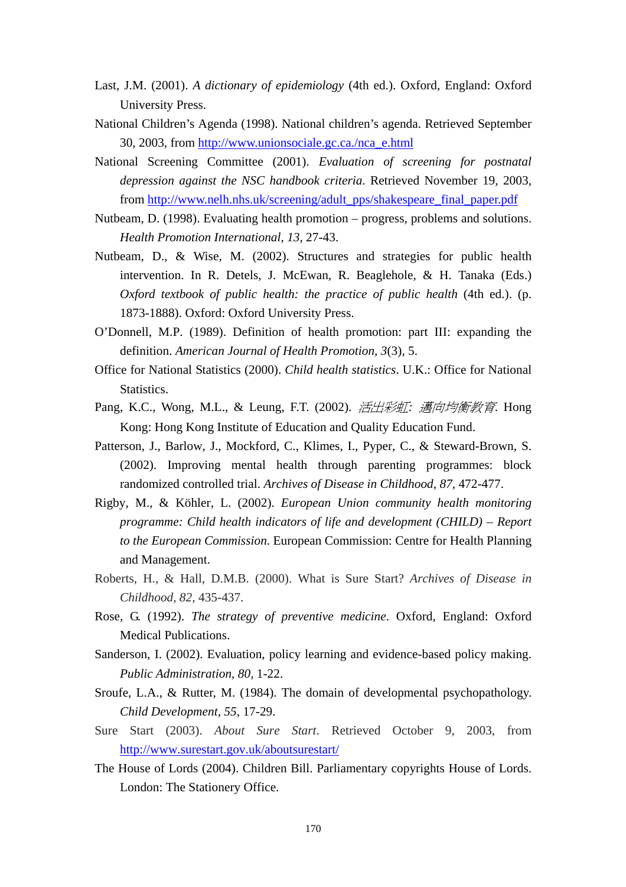Last, J.M. (2001). *A dictionary of epidemiology* (4th ed.). Oxford, England: Oxford University Press.

National Children's Agenda (1998). National children's agenda. Retrieved September 30, 2003, from http://www.unionsociale.gc.ca./nca_e.html

National Screening Committee (2001). *Evaluation of screening for postnatal depression against the NSC handbook criteria*. Retrieved November 19, 2003, from http://www.nelh.nhs.uk/screening/adult_pps/shakespeare_final_paper.pdf

Nutbeam, D. (1998). Evaluating health promotion – progress, problems and solutions. *Health Promotion International, 13*, 27-43.

Nutbeam, D., & Wise, M. (2002). Structures and strategies for public health intervention. In R. Detels, J. McEwan, R. Beaglehole, & H. Tanaka (Eds.) *Oxford textbook of public health: the practice of public health* (4th ed.). (p. 1873-1888). Oxford: Oxford University Press.

O'Donnell, M.P. (1989). Definition of health promotion: part III: expanding the definition. *American Journal of Health Promotion, 3*(3), 5.

Office for National Statistics (2000). *Child health statistics*. U.K.: Office for National Statistics.

Pang, K.C., Wong, M.L., & Leung, F.T. (2002). *活出彩虹：邁向均衡教育*. Hong Kong: Hong Kong Institute of Education and Quality Education Fund.

Patterson, J., Barlow, J., Mockford, C., Klimes, I., Pyper, C., & Steward-Brown, S. (2002). Improving mental health through parenting programmes: block randomized controlled trial. *Archives of Disease in Childhood, 87*, 472-477.

Rigby, M., & Köhler, L. (2002). *European Union community health monitoring programme: Child health indicators of life and development (CHILD) – Report to the European Commission*. European Commission: Centre for Health Planning and Management.

Roberts, H., & Hall, D.M.B. (2000). What is Sure Start? *Archives of Disease in Childhood, 82*, 435-437.

Rose, G. (1992). *The strategy of preventive medicine*. Oxford, England: Oxford Medical Publications.

Sanderson, I. (2002). Evaluation, policy learning and evidence-based policy making. *Public Administration, 80*, 1-22.

Sroufe, L.A., & Rutter, M. (1984). The domain of developmental psychopathology. *Child Development, 55*, 17-29.

Sure Start (2003). *About Sure Start*. Retrieved October 9, 2003, from http://www.surestart.gov.uk/aboutsurestart/

The House of Lords (2004). Children Bill. Parliamentary copyrights House of Lords. London: The Stationery Office.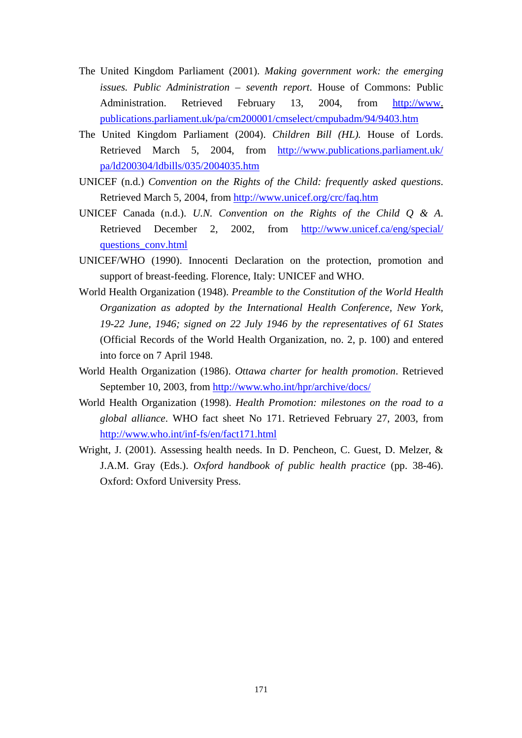The United Kingdom Parliament (2001). *Making government work: the emerging issues. Public Administration – seventh report*. House of Commons: Public Administration. Retrieved February 13, 2004, from http://www.publications.parliament.uk/pa/cm200001/cmselect/cmpubadm/94/9403.htm

The United Kingdom Parliament (2004). *Children Bill (HL).* House of Lords. Retrieved March 5, 2004, from http://www.publications.parliament.uk/pa/ld200304/ldbills/035/2004035.htm

UNICEF (n.d.) *Convention on the Rights of the Child: frequently asked questions*. Retrieved March 5, 2004, from http://www.unicef.org/crc/faq.htm

UNICEF Canada (n.d.). *U.N. Convention on the Rights of the Child Q & A.* Retrieved December 2, 2002, from http://www.unicef.ca/eng/special/questions_conv.html

UNICEF/WHO (1990). Innocenti Declaration on the protection, promotion and support of breast-feeding. Florence, Italy: UNICEF and WHO.

World Health Organization (1948). *Preamble to the Constitution of the World Health Organization as adopted by the International Health Conference, New York, 19-22 June, 1946; signed on 22 July 1946 by the representatives of 61 States* (Official Records of the World Health Organization, no. 2, p. 100) and entered into force on 7 April 1948.

World Health Organization (1986). *Ottawa charter for health promotion*. Retrieved September 10, 2003, from http://www.who.int/hpr/archive/docs/

World Health Organization (1998). *Health Promotion: milestones on the road to a global alliance*. WHO fact sheet No 171. Retrieved February 27, 2003, from http://www.who.int/inf-fs/en/fact171.html

Wright, J. (2001). Assessing health needs. In D. Pencheon, C. Guest, D. Melzer, & J.A.M. Gray (Eds.). *Oxford handbook of public health practice* (pp. 38-46). Oxford: Oxford University Press.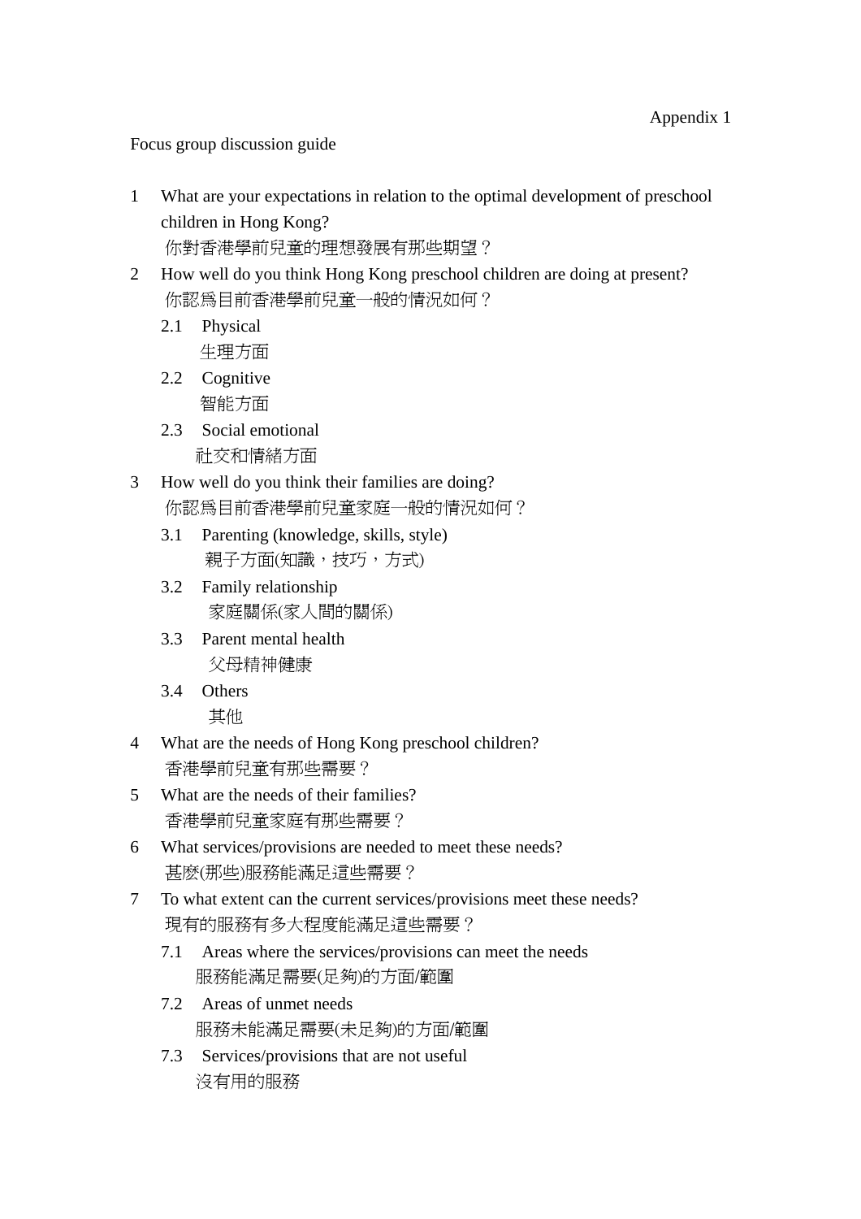Appendix 1

Focus group discussion guide

1. What are your expectations in relation to the optimal development of preschool children in Hong Kong?
   你對香港學前兒童的理想發展有那些期望？
2. How well do you think Hong Kong preschool children are doing at present?
   你認爲目前香港學前兒童一般的情況如何？
   - 2.1 Physical
     生理方面
   - 2.2 Cognitive
     智能方面
   - 2.3 Social emotional
     社交和情緒方面
3. How well do you think their families are doing?
   你認爲目前香港學前兒童家庭一般的情況如何？
   - 3.1 Parenting (knowledge, skills, style)
     親子方面(知識，技巧，方式)
   - 3.2 Family relationship
     家庭關係(家人間的關係)
   - 3.3 Parent mental health
     父母精神健康
   - 3.4 Others
     其他
4. What are the needs of Hong Kong preschool children?
   香港學前兒童有那些需要？
5. What are the needs of their families?
   香港學前兒童家庭有那些需要？
6. What services/provisions are needed to meet these needs?
   甚麼(那些)服務能滿足這些需要？
7. To what extent can the current services/provisions meet these needs?
   現有的服務有多大程度能滿足這些需要？
   - 7.1 Areas where the services/provisions can meet the needs
     服務能滿足需要(足夠)的方面/範圍
   - 7.2 Areas of unmet needs
     服務未能滿足需要(未足夠)的方面/範圍
   - 7.3 Services/provisions that are not useful
     沒有用的服務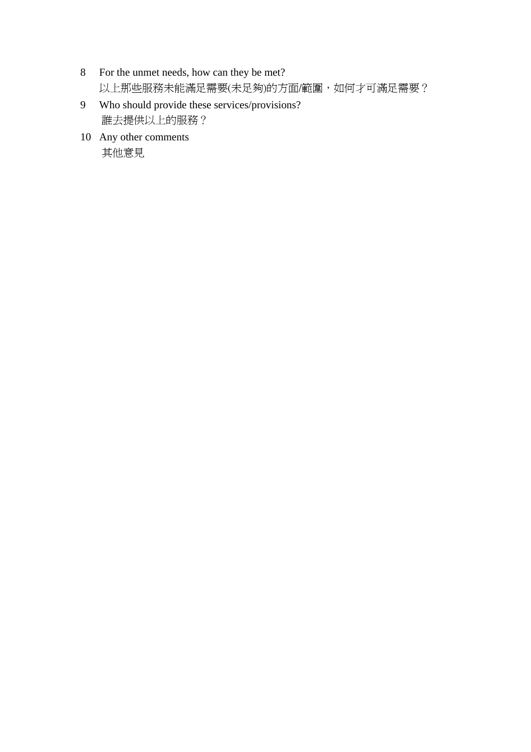8. For the unmet needs, how can they be met?
   以上那些服務未能滿足需要(未足夠)的方面/範圍，如何才可滿足需要？
9. Who should provide these services/provisions?
   誰去提供以上的服務？
10. Any other comments
    其他意見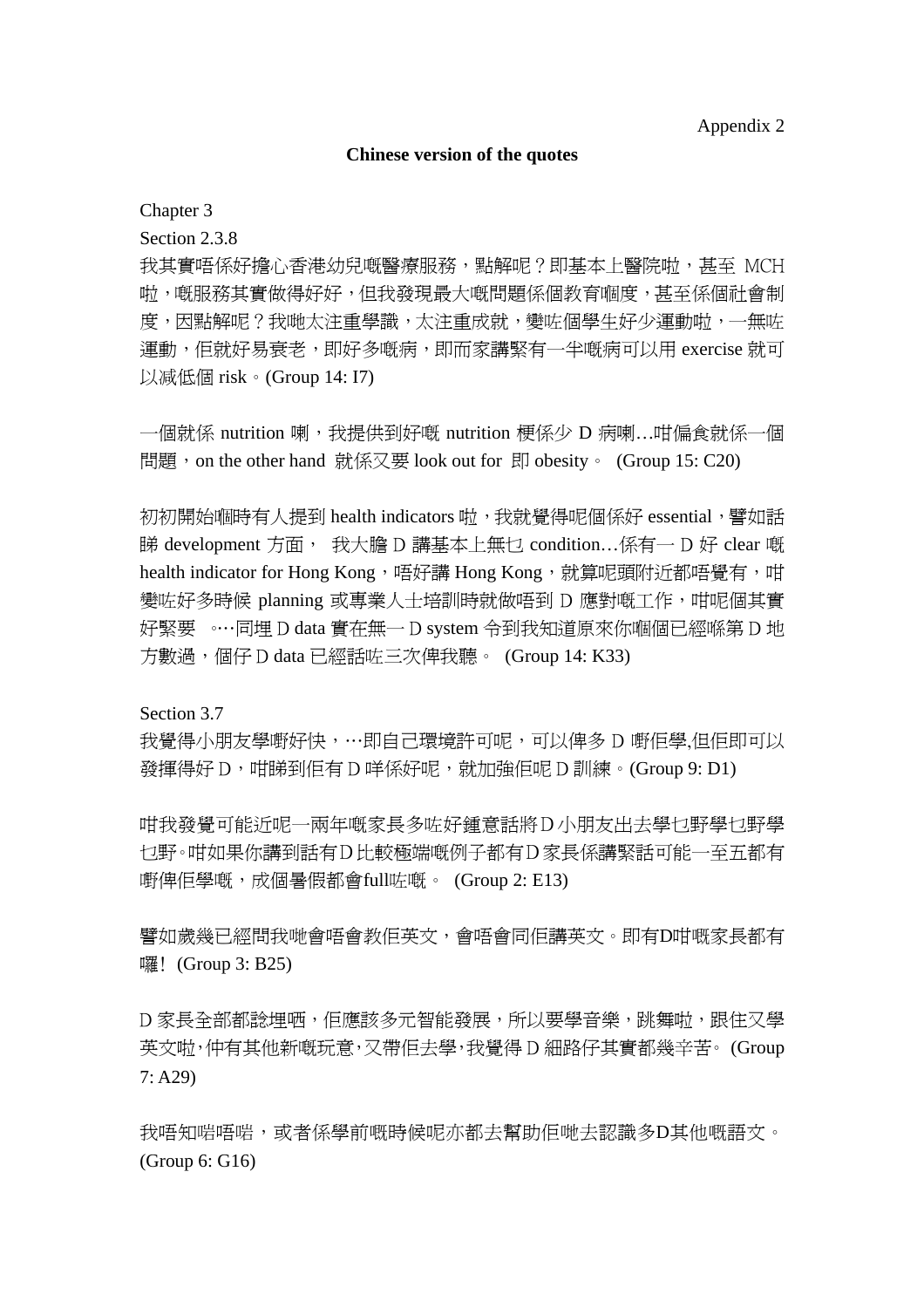Appendix 2

**Chinese version of the quotes**

Chapter 3

Section 2.3.8

我其實唔係好擔心香港幼兒嘅醫療服務，點解呢？即基本上醫院啦，甚至 MCH 啦，嘅服務其實做得好好，但我發現最大嘅問題係個教育嗰度，甚至係個社會制度，因點解呢？我哋太注重學識，太注重成就，變咗個學生好少運動啦，一無咗運動，佢就好易衰老，即好多嘅病，即而家講緊有一半嘅病可以用 exercise 就可以減低個 risk。(Group 14: I7)

一個就係 nutrition 喇，我提供到好嘅 nutrition 梗係少 D 病喇…咁偏食就係一個問題，on the other hand 就係又要 look out for 即 obesity。 (Group 15: C20)

初初開始嗰時有人提到 health indicators 啦，我就覺得呢個係好 essential，譬如話睇 development 方面， 我大膽 D 講基本上無乜 condition…係有一 D 好 clear 嘅 health indicator for Hong Kong，唔好講 Hong Kong，就算呢頭附近都唔覺有，咁變咗好多時候 planning 或專業人士培訓時就做唔到 D 應對嘅工作，咁呢個其實好緊要 。…同埋 D data 實在無一 D system 令到我知道原來你嗰個已經喺第 D 地方數過，個仔 D data 已經話咗三次俾我聽。 (Group 14: K33)

Section 3.7

我覺得小朋友學嘢好快，…即自己環境許可呢，可以俾多 D 嘢佢學,但佢即可以發揮得好 D，咁睇到佢有 D 咩係好呢，就加強佢呢 D 訓練。(Group 9: D1)

咁我發覺可能近呢一兩年嘅家長多咗好鍾意話將 D 小朋友出去學乜野學乜野學乜野。咁如果你講到話有 D 比較極端嘅例子都有 D 家長係講緊話可能一至五都有嘢俾佢學嘅，成個暑假都會full咗嘅。 (Group 2: E13)

譬如歲幾已經問我哋會唔會教佢英文，會唔會同佢講英文。即有D咁嘅家長都有囉！ (Group 3: B25)

D 家長全部都諗埋晒，佢應該多元智能發展，所以要學音樂，跳舞啦，跟住又學英文啦，仲有其他新嘅玩意，又帶佢去學，我覺得 D 細路仔其實都幾辛苦。 (Group 7: A29)

我唔知啱唔啱，或者係學前嘅時候呢亦都去幫助佢哋去認識多D其他嘅語文。 (Group 6: G16)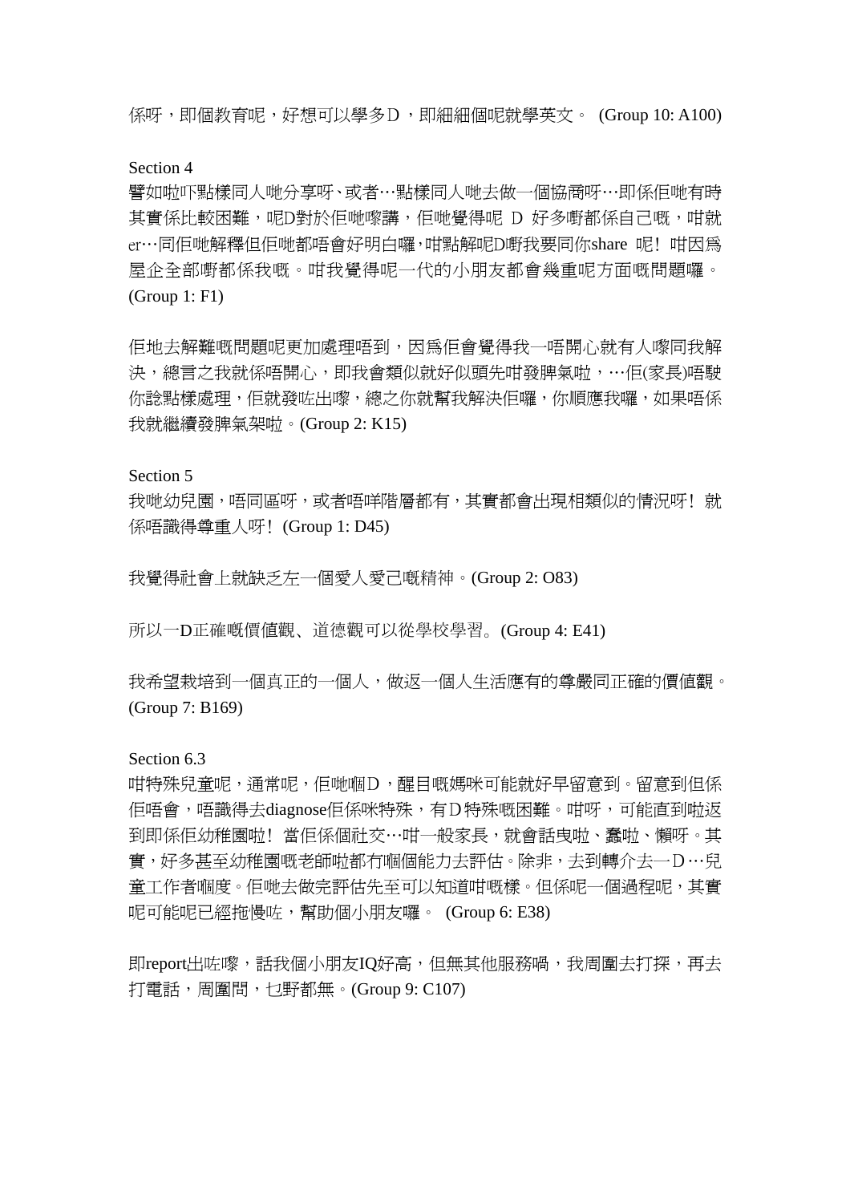係呀，即個教育呢，好想可以學多D，即細細個呢就學英文。 (Group 10: A100)

Section 4

譬如啦吓點樣同人哋分享呀、或者…點樣同人哋去做一個協商呀…即係佢哋有時其實係比較困難，呢D對於佢哋嚟講，佢哋覺得呢 D 好多嘢都係自己嘅，咁就er…同佢哋解釋但佢哋都唔會好明白囉，咁點解呢D嘢我要同你share 呢! 咁因爲屋企全部嘢都係我嘅。咁我覺得呢一代的小朋友都會幾重呢方面嘅問題囉。(Group 1: F1)

佢地去解難嘅問題呢更加處理唔到，因爲佢會覺得我一唔開心就有人嚟同我解決，總言之我就係唔開心，即我會類似就好似頭先咁發脾氣啦，…佢(家長)唔駛你諗點樣處理，佢就發咗出嚟，總之你就幫我解決佢囉，你順應我囉，如果唔係我就繼續發脾氣架啦。(Group 2: K15)

Section 5

我哋幼兒園，唔同區呀，或者唔咩階層都有，其實都會出現相類似的情況呀! 就係唔識得尊重人呀! (Group 1: D45)

我覺得社會上就缺乏左一個愛人愛己嘅精神。(Group 2: O83)

所以一D正確嘅價值觀、道德觀可以從學校學習。(Group 4: E41)

我希望栽培到一個真正的一個人，做返一個人生活應有的尊嚴同正確的價值觀。(Group 7: B169)

Section 6.3

咁特殊兒童呢，通常呢，佢哋嗰D，醒目嘅媽咪可能就好早留意到。留意到但係佢唔會，唔識得去diagnose佢係咪特殊，有D特殊嘅困難。咁呀，可能直到啦返到即係佢幼稚園啦! 當佢係個社交…咁一般家長，就會話曳啦、蠢啦、懶呀。其實，好多甚至幼稚園嘅老師啦都冇嗰個能力去評估。除非，去到轉介去一D…兒童工作者嗰度。佢哋去做完評估先至可以知道咁嘅樣。但係呢一個過程呢，其實呢可能呢已經拖慢咗，幫助個小朋友囉。 (Group 6: E38)

即report出咗嚟，話我個小朋友IQ好高，但無其他服務喎，我周圍去打探，再去打電話，周圍問，乜野都無。(Group 9: C107)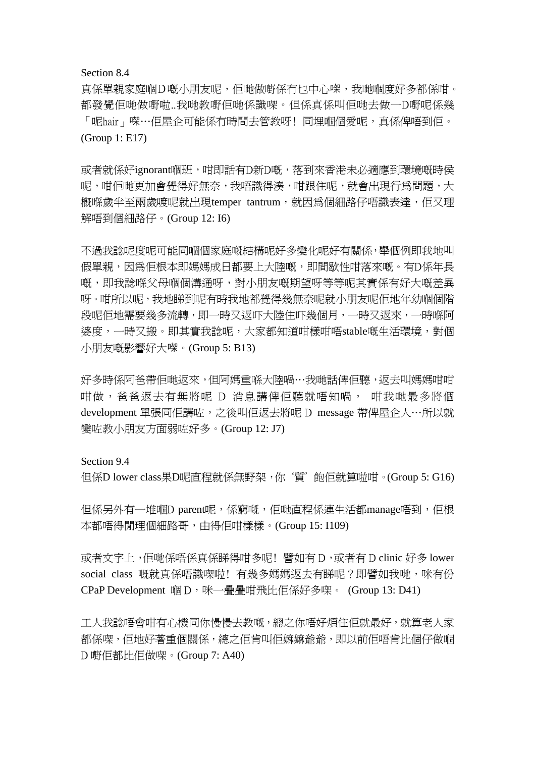Section 8.4

真係單親家庭嗰D嘅小朋友呢，佢哋做嘢係冇乜中心㗎，我哋嗰度好多都係咁。都發覺佢哋做嘢啦..我哋教嘢佢哋係識㗎。但係真係叫佢哋去做一D嘢呢係幾「呢hair」㗎…佢屋企可能係冇時間去管教呀！同埋嗰個愛呢，真係俾唔到佢。(Group 1: E17)

或者就係好ignorant嗰班，咁即話有D新D嘅，落到來香港未必適應到環境嘅時侯呢，咁佢哋更加會覺得好無奈，我唔識得湊，咁跟住呢，就會出現行為問題，大概喺歲半至兩歲嘎呢就出現temper tantrum，就因為個細路仔唔識表達，佢又理解唔到個細路仔。(Group 12: I6)

不過我諗呢度呢可能同嗰個家庭嘅結構呢好多變化呢好有關係，舉個例即我地叫假單親，因為佢根本即媽媽成日都要上大陸嘅，即間歇性咁落來嘅。有D係年長嘅，即我諗喺父母嗰個溝通呀，對小朋友嘅期望呀等等呢其實係有好大嘅差異呀。咁所以呢，我地睇到呢有時我地都覺得幾無奈呢就小朋友呢佢地年幼嗰個階段呢佢地需要幾多流轉，即一時又返吓大陸住吓幾個月，一時又返來，一時喺阿婆度，一時又搬。即其實我諗呢，大家都知道咁樣咁唔stable嘅生活環境，對個小朋友嘅影響好大㗎。(Group 5: B13)

好多時係阿爸帶佢哋返來，但阿媽重喺大陸喎…我哋話俾佢聽，返去叫媽媽咁咁咁做，爸爸返去有無將呢 D 消息講俾佢聽就唔知喎， 咁我哋最多將個 development 單張同佢講咗，之後叫佢返去將呢 D message 帶俾屋企人…所以就變咗教小朋友方面弱咗好多。(Group 12: J7)

Section 9.4

但係D lower class果D呢直程就係無野架，你'質'飽佢就算啦咁。(Group 5: G16)

但係另外有一堆嗰D parent呢，係窮嘅，佢哋直程係連生活都manage唔到，佢根本都唔得閒理個細路哥，由得佢咁樣樣。(Group 15: I109)

或者文字上，佢哋係唔係真係睇得咁多呢！譬如有 D，或者有 D clinic 好多 lower social class 嘅就真係唔識㗎啦！有幾多媽媽返去有睇呢？即譬如我哋，咪有份 CPaP Development 嗰 D，咪一疊疊咁飛比佢係好多㗎。 (Group 13: D41)

工人我諗唔會咁有心機同你慢慢去教嘅，總之你唔好煩住佢就最好，就算老人家都係㗎，佢地好著重個關係，總之佢肯叫佢嫲嫲爺爺，即以前佢唔肯比個仔做嗰 D 嘢佢都比佢做㗎。(Group 7: A40)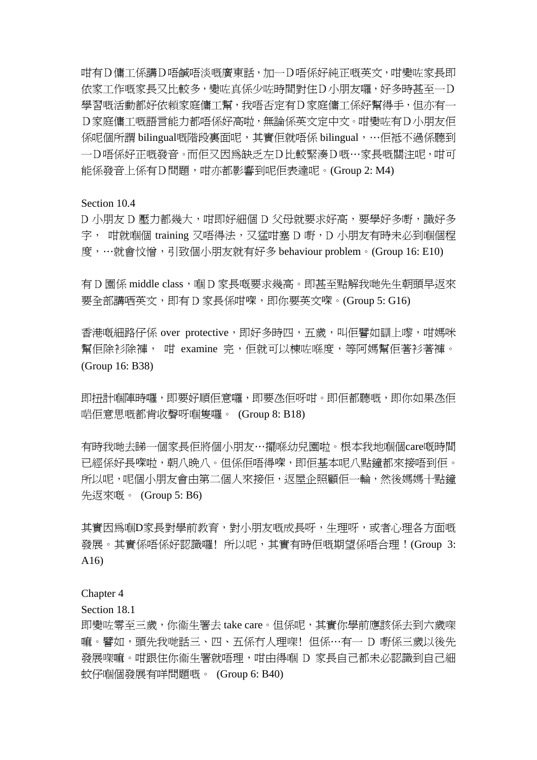咁有D傭工係講D唔鹹唔淡嘅廣東話，加一D唔係好純正嘅英文，咁變咗家長即依家工作嘅家長又比較多，變咗真係少咗時間對住D小朋友囉，好多時甚至一D學習嘅活動都好依賴家庭傭工幫，我唔否定有D家庭傭工係好幫得手，但亦有一D家庭傭工嘅語言能力都唔係好高啦，無論係英文定中文。咁變咗有D小朋友佢係呢個所謂 bilingual嘅階段裏面呢，其實佢就唔係 bilingual，…佢衹不過係聽到一D唔係好正嘅發音。而佢又因爲缺乏左D比較緊湊D嘅…家長嘅關注呢，咁可能係發音上係有D問題，咁亦都影響到呢佢表達呢。(Group 2: M4)

Section 10.4

D 小朋友 D 壓力都幾大，咁即好細個 D 父母就要求好高，要學好多嘢，識好多字， 咁就嗰個 training 又唔得法，又猛咁塞 D 嘢，D 小朋友有時未必到嗰個程度，…就會忟憎，引致個小朋友就有好多 behaviour problem。(Group 16: E10)

有 D 園係 middle class，嗰 D 家長嘅要求幾高。即甚至點解我哋先生朝頭早返來要全部講晒英文，即有 D 家長係咁㗎，即你要英文㗎。(Group 5: G16)

香港嘅細路仔係 over protective，即好多時四，五歲，叫佢譬如瞓上嚟，咁媽咪幫佢除衫除褲， 咁 examine 完，佢就可以棟咗喺度，等阿媽幫佢著衫著褲。(Group 16: B38)

即扭計嗰陣時囉，即要好順佢意囉，即要氹佢呀咁。即佢都聽嘅，即你如果氹佢啱佢意思嘅都肯收聲呀嗰隻囉。 (Group 8: B18)

有時我哋去睇一個家長佢將個小朋友…擺喺幼兒園啦。根本我地嗰個care嘅時間已經係好長㗎啦，朝八晚八。但係佢唔得㗎，即佢基本呢八點鐘都來接唔到佢。所以呢，呢個小朋友會由第二個人來接佢，返屋企照顧佢一輪，然後媽媽十點鐘先返來嘅。 (Group 5: B6)

其實因爲嗰D家長對學前教育，對小朋友嘅成長呀，生理呀，或者心理各方面嘅發展。其實係唔係好認識囉! 所以呢，其實有時佢嘅期望係唔合理！(Group 3: A16)

Chapter 4

Section 18.1

即變咗零至三歲，你衞生署去 take care。但係呢，其實你學前應該係去到六歲㗎嘛。譬如，頭先我哋話三、四、五係冇人理㗎! 但係…有一 D 嘢係三歲以後先發展㗎嘛。咁跟住你衞生署就唔理，咁由得嗰 D 家長自己都未必認識到自己細蚊仔嗰個發展有咩問題嘅。 (Group 6: B40)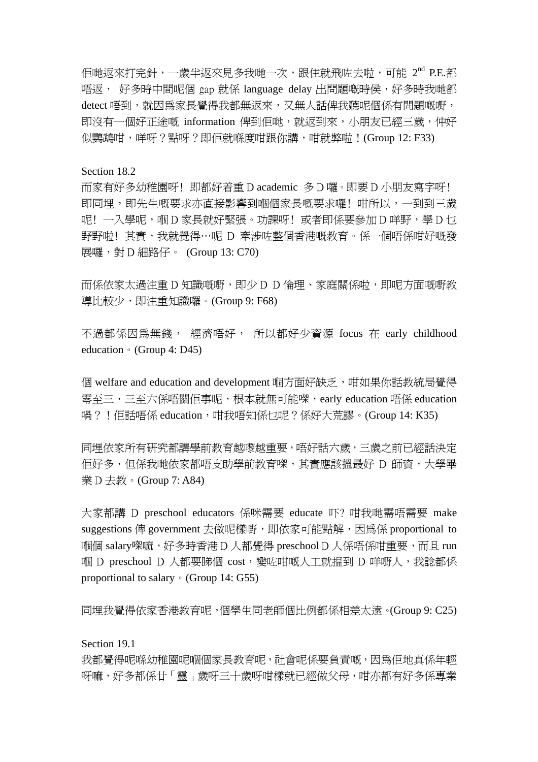佢哋返來打完針，一歲半返來見多我哋一次，跟住就飛咗去啦，可能 2nd P.E.都唔返， 好多時中間呢個 gap 就係 language delay 出問題嘅時侯，好多時我哋都 detect 唔到，就因爲家長覺得我都無返來，又無人話俾我聽呢個係有問題嘅嘢，即沒有一個好正途嘅 information 俾到佢哋，就返到來，小朋友已經三歲，仲好似鸚鵡咁，咩呀？點呀？即佢就喺度咁跟你講，咁就弊啦！(Group 12: F33)

Section 18.2

而家有好多幼稚園呀！即都好着重 D academic 多 D 囉。即要 D 小朋友寫字呀！即同埋，即先生嘅要求亦直接影響到嗰個家長嘅要求囉！咁所以，一到到三歲呢！一入學呢，嗰 D 家長就好緊張。功課呀！或者即係要參加 D 咩野，學 D 乜野野啦！其實，我就覺得…呢 D 牽涉咗整個香港嘅教育。係一個唔係咁好嘅發展囉，對 D 細路仔。 (Group 13: C70)

而係依家太過注重 D 知識嘅嘢，即少 D D 倫理、家庭關係啦，即呢方面嘅嘢教導比較少，即注重知識囉。(Group 9: F68)

不過都係因爲無錢， 經濟唔好， 所以都好少資源 focus 在 early childhood education。(Group 4: D45)

個 welfare and education and development 嗰方面好缺乏，咁如果你話教統局覺得零至三，三至六係唔關佢事呢，根本就無可能㗎，early education 唔係 education 喎？！佢話唔係 education，咁我唔知係乜呢？係好大荒謬。(Group 14: K35)

同埋依家所有研究都講學前教育越嚟越重要，唔好話六歲，三歲之前已經話決定佢好多，但係我哋依家都唔支助學前教育㗎，其實應該搵最好 D 師資，大學畢業 D 去教。(Group 7: A84)

大家都講 D preschool educators 係咪需要 educate 吓? 咁我哋需唔需要 make suggestions 俾 government 去做呢樣嘢，即依家可能點解，因爲係 proportional to 嗰個 salary㗎嘛，好多時香港 D 人都覺得 preschool D 人係唔係咁重要，而且 run 嗰 D preschool D 人都要睇個 cost，變咗咁嘅人工就搵到 D 咩嘢人，我諗都係 proportional to salary。(Group 14: G55)

同埋我覺得依家香港教育呢，個學生同老師個比例都係相差太遠。(Group 9: C25)

Section 19.1

我都覺得呢喺幼稚園呢嗰個家長教育呢，社會呢係要負責嘅，因爲佢地真係年輕呀嘛，好多都係廿「靈」歲呀三十歲呀咁樣就已經做父母，咁亦都有好多係專業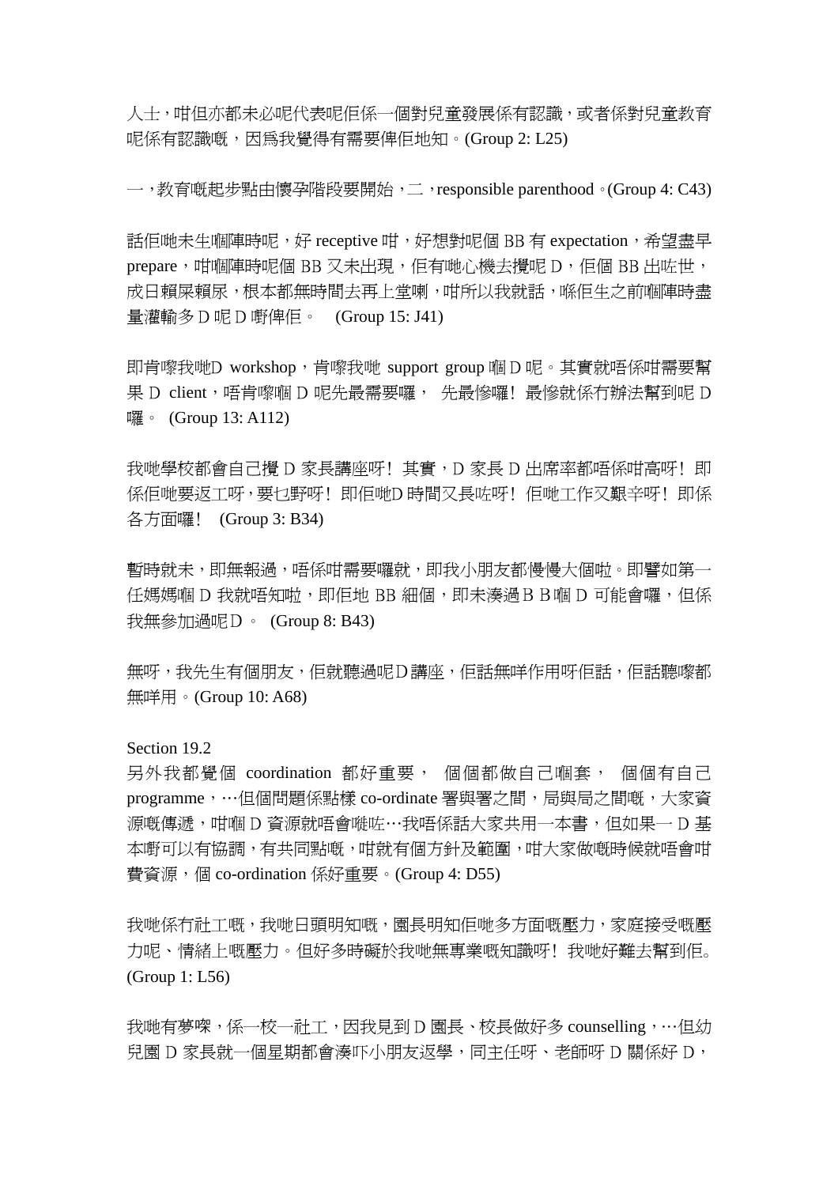人士，咁佢亦都未必呢代表呢佢係一個對兒童發展係有認識，或者係對兒童教育呢係有認識嘅，因為我覺得有需要俾佢地知。(Group 2: L25)

一，教育嘅起步點由懷孕階段要開始，二，responsible parenthood。(Group 4: C43)

話佢哋未生嗰陣時呢，好 receptive 咁，好想對呢個 BB 有 expectation，希望盡早 prepare，咁嗰陣時呢個 BB 又未出現，佢有哋心機去攪呢 D，佢個 BB 出咗世，成日賴屎賴尿，根本都無時間去再上堂喇，咁所以我就話，喺佢生之前嗰陣時盡量灌輸多 D 呢 D 嘢俾佢。 (Group 15: J41)

即肯嚟我哋D workshop，肯嚟我哋 support group 嗰 D 呢。其實就唔係咁需要幫果 D client，唔肯嚟嗰 D 呢先最需要囉， 先最慘囉！最慘就係冇辦法幫到呢 D 囉。 (Group 13: A112)

我哋學校都會自己攪 D 家長講座呀！其實，D 家長 D 出席率都唔係咁高呀！即係佢哋要返工呀，要乜野呀！即佢哋D 時間又長咗呀！佢哋工作又艱辛呀！即係各方面囉！ (Group 3: B34)

暫時就未，即無報過，唔係咁需要囉就，即我小朋友都慢慢大個啦。即譬如第一任媽媽嗰 D 我就唔知啦，即佢地 BB 細個，即未湊過ＢＢ嗰 D 可能會囉，但係我無參加過呢Ｄ。 (Group 8: B43)

無呀，我先生有個朋友，佢就聽過呢Ｄ講座，佢話無咩作用呀佢話，佢話聽嚟都無咩用。(Group 10: A68)

Section 19.2

另外我都覺個 coordination 都好重要， 個個都做自己嗰套， 個個有自己 programme，…但個問題係點樣 co-ordinate 署與署之間，局與局之間嘅，大家資源嘅傳遞，咁嗰 D 資源就唔會嘥咗…我唔係話大家共用一本書，但如果一 D 基本嘢可以有協調，有共同點嘅，咁就有個方針及範圍，咁大家做嘅時候就唔會咁費資源，個 co-ordination 係好重要。(Group 4: D55)

我哋係冇社工嘅，我哋日頭明知嘅，園長明知佢哋多方面嘅壓力，家庭接受嘅壓力呢、情緒上嘅壓力。但好多時礙於我哋無專業嘅知識呀！我哋好難去幫到佢。(Group 1: L56)

我哋有夢㗎，係一校一社工，因我見到 D 園長、校長做好多 counselling，…但幼兒園 D 家長就一個星期都會湊吓小朋友返學，同主任呀、老師呀 D 關係好 D，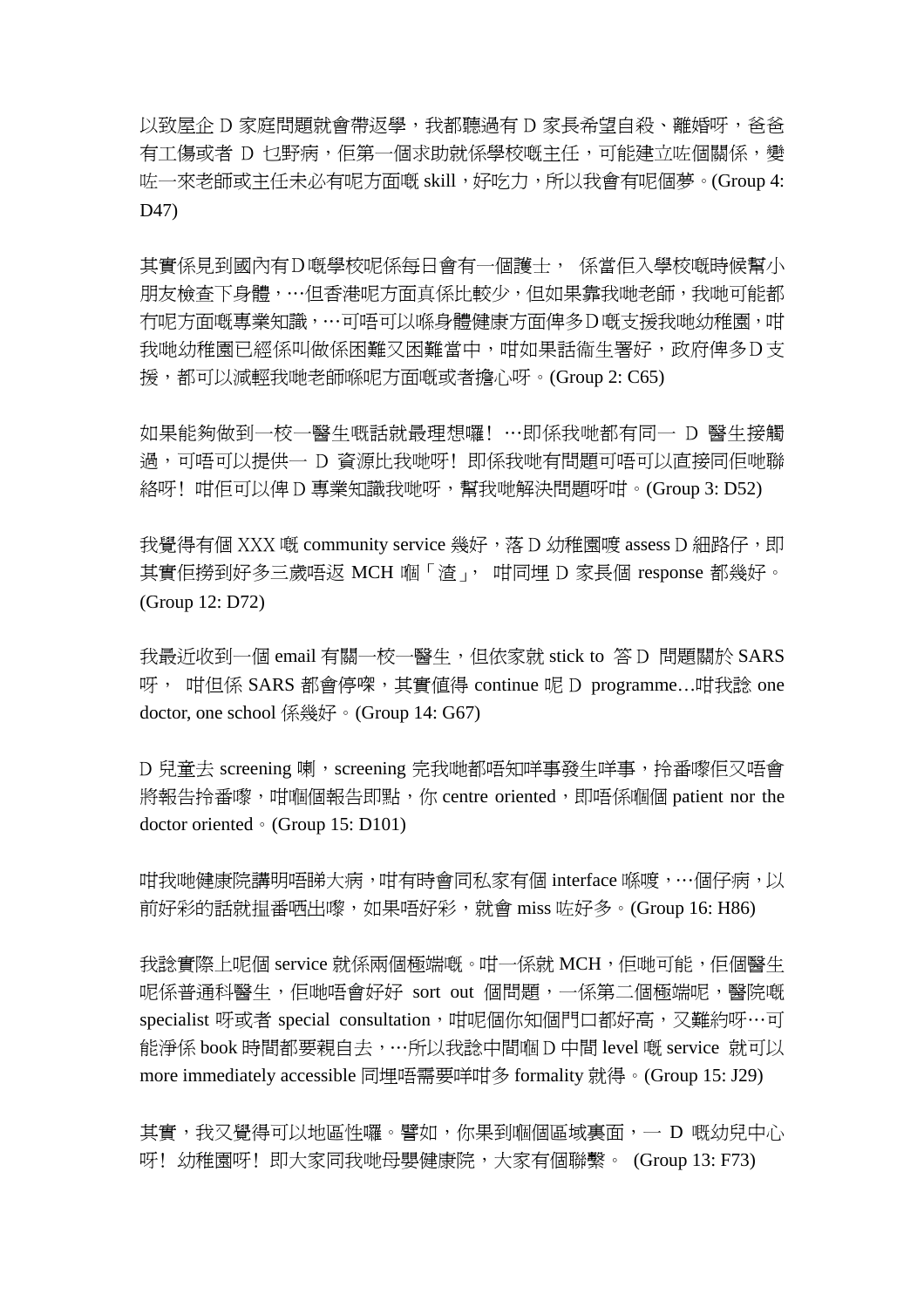以致屋企 D 家庭問題就會帶返學，我都聽過有 D 家長希望自殺、離婚呀，爸爸有工傷或者 D 乜野病，佢第一個求助就係學校嘅主任，可能建立咗個關係，變咗一來老師或主任未必有呢方面嘅 skill，好吃力，所以我會有呢個夢。(Group 4: D47)

其實係見到國內有D嘅學校呢係每日會有一個護士， 係當佢入學校嘅時候幫小朋友檢查下身體，…但香港呢方面真係比較少，但如果靠我哋老師，我哋可能都冇呢方面嘅專業知識，…可唔可以喺身體健康方面俾多D嘅支援我哋幼稚園，咁我哋幼稚園已經係叫做係困難又困難當中，咁如果話衞生署好，政府俾多D支援，都可以減輕我哋老師喺呢方面嘅或者擔心呀。(Group 2: C65)

如果能夠做到一校一醫生嘅話就最理想囉！…即係我哋都有同一 D 醫生接觸過，可唔可以提供一 D 資源比我哋呀！即係我哋有問題可唔可以直接同佢哋聯絡呀！咁佢可以俾 D 專業知識我哋呀，幫我哋解決問題呀咁。(Group 3: D52)

我覺得有個 XXX 嘅 community service 幾好，落 D 幼稚園度 assess D 細路仔，即其實佢撈到好多三歲唔返 MCH 嗰「渣」， 咁同埋 D 家長個 response 都幾好。(Group 12: D72)

我最近收到一個 email 有關一校一醫生，但依家就 stick to 答 D 問題關於 SARS 呀， 咁佢係 SARS 都會停㗎，其實值得 continue 呢 D programme…咁我諗 one doctor, one school 係幾好。(Group 14: G67)

D 兒童去 screening 喇，screening 完我哋都唔知咩事發生咩事，拎番嚟佢又唔會將報告拎番嚟，咁嗰個報告即點，你 centre oriented，即唔係嗰個 patient nor the doctor oriented。(Group 15: D101)

咁我哋健康院講明唔睇大病，咁有時會同私家有個 interface 喺度，…個仔病，以前好彩的話就揾番晒出嚟，如果唔好彩，就會 miss 咗好多。(Group 16: H86)

我諗實際上呢個 service 就係兩個極端嘅。咁一係就 MCH，佢哋可能，佢個醫生呢係普通科醫生，佢哋唔會好好 sort out 個問題，一係第二個極端呢，醫院嘅 specialist 呀或者 special consultation，咁呢個你知個門口都好高，又難約呀…可能淨係 book 時間都要親自去，…所以我諗中間嗰 D 中間 level 嘅 service 就可以 more immediately accessible 同埋唔需要咩咁多 formality 就得。(Group 15: J29)

其實，我又覺得可以地區性囉。譬如，你果到嗰個區域裏面，一 D 嘅幼兒中心呀！幼稚園呀！即大家同我哋母嬰健康院，大家有個聯繫。 (Group 13: F73)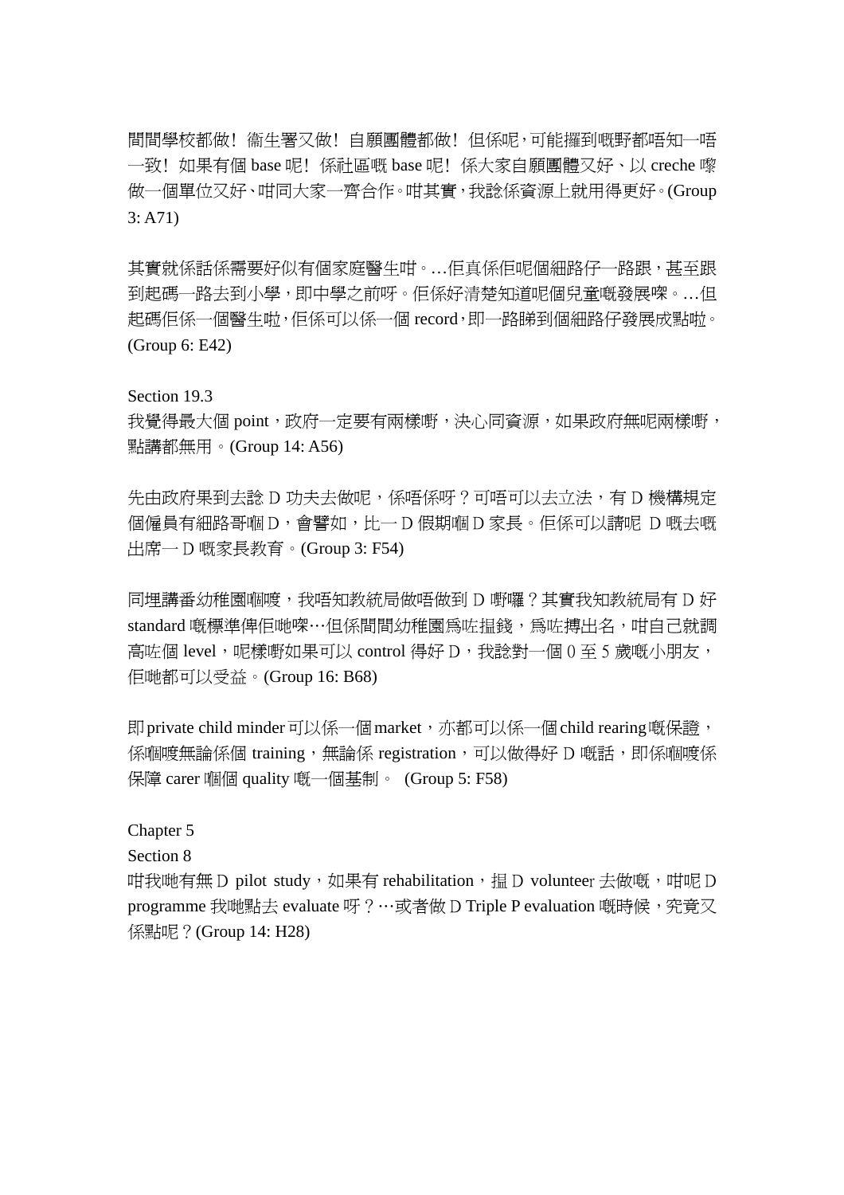間間學校都做！衞生署又做！自願團體都做！但係呢，可能攞到嘅野都唔知一唔一致！如果有個 base 呢！係社區嘅 base 呢！係大家自願團體又好、以 creche 嚟做一個單位又好、咁同大家一齊合作。咁其實，我諗係資源上就用得更好。(Group 3: A71)

其實就係話係需要好似有個家庭醫生咁。…佢真係佢呢個細路仔一路跟，甚至跟到起碼一路去到小學，即中學之前呀。佢係好清楚知道呢個兒童嘅發展㗎。…但起碼佢係一個醫生啦，佢係可以係一個 record，即一路睇到個細路仔發展成點啦。(Group 6: E42)

Section 19.3

我覺得最大個 point，政府一定要有兩樣嘢，決心同資源，如果政府無呢兩樣嘢，點講都無用。(Group 14: A56)

先由政府果到去諗 D 功夫去做呢，係唔係呀？可唔可以去立法，有 D 機構規定個僱員有細路哥嗰 D，會譬如，比一 D 假期嗰 D 家長。佢係可以請呢 D 嘅去嘅出席一 D 嘅家長教育。(Group 3: F54)

同埋講番幼稚園嗰喥，我唔知教統局做唔做到 D 嘢囉？其實我知教統局有 D 好 standard 嘅標準俾佢哋㗎…但係間間幼稚園爲咗搵錢，爲咗搏出名，咁自己就調高咗個 level，呢樣嘢如果可以 control 得好 D，我諗對一個 0 至 5 歲嘅小朋友，佢哋都可以受益。(Group 16: B68)

即 private child minder 可以係一個 market，亦都可以係一個 child rearing 嘅保證，係嗰喥無論係個 training，無論係 registration，可以做得好 D 嘅話，即係嗰喥係保障 carer 嗰個 quality 嘅一個基制。 (Group 5: F58)

Chapter 5

Section 8

咁我哋有無 D pilot study，如果有 rehabilitation，搵 D volunteer 去做嘅，咁呢 D programme 我哋點去 evaluate 呀？…或者做 D Triple P evaluation 嘅時候，究竟又係點呢？(Group 14: H28)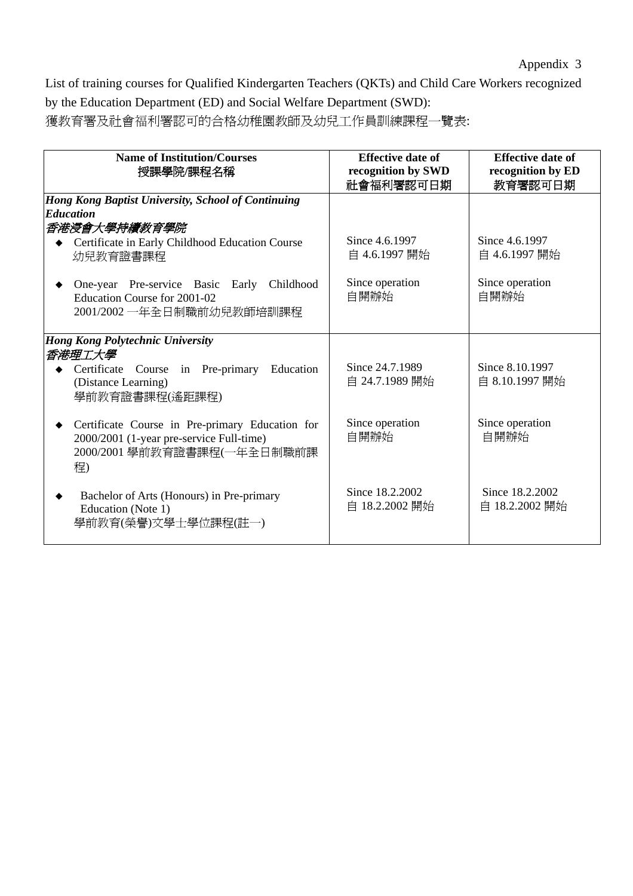Appendix 3

List of training courses for Qualified Kindergarten Teachers (QKTs) and Child Care Workers recognized by the Education Department (ED) and Social Welfare Department (SWD):
獲教育署及社會福利署認可的合格幼稚園教師及幼兒工作員訓練課程一覽表:

| **Name of Institution/Courses**<br>**授課學院/課程名稱** | **Effective date of recognition by SWD**<br>**社會福利署認可日期** | **Effective date of recognition by ED**<br>**教育署認可日期** |
|---|---|---|
| ***Hong Kong Baptist University, School of Continuing Education***<br>***香港浸會大學持續教育學院*** | | |
| ◆ Certificate in Early Childhood Education Course<br>幼兒教育證書課程 | Since 4.6.1997<br>自 4.6.1997 開始 | Since 4.6.1997<br>自 4.6.1997 開始 |
| ◆ One-year Pre-service Basic Early Childhood Education Course for 2001-02<br>2001/2002 一年全日制職前幼兒教師培訓課程 | Since operation<br>自開辦始 | Since operation<br>自開辦始 |
| ***Hong Kong Polytechnic University***<br>***香港理工大學*** | | |
| ◆ Certificate Course in Pre-primary Education (Distance Learning)<br>學前教育證書課程(遙距課程) | Since 24.7.1989<br>自 24.7.1989 開始 | Since 8.10.1997<br>自 8.10.1997 開始 |
| ◆ Certificate Course in Pre-primary Education for 2000/2001 (1-year pre-service Full-time)<br>2000/2001 學前教育證書課程(一年全日制職前課程) | Since operation<br>自開辦始 | Since operation<br>自開辦始 |
| ◆ Bachelor of Arts (Honours) in Pre-primary Education (Note 1)<br>學前教育(榮譽)文學士學位課程(註一) | Since 18.2.2002<br>自 18.2.2002 開始 | Since 18.2.2002<br>自 18.2.2002 開始 |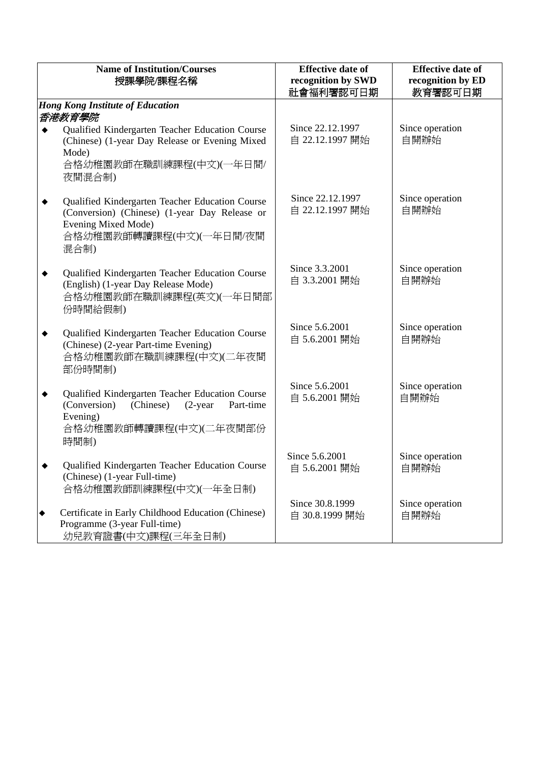| Name of Institution/Courses<br>授課學院/課程名稱 | Effective date of recognition by SWD<br>社會福利署認可日期 | Effective date of recognition by ED<br>教育署認可日期 |
|---|---|---|
| ***Hong Kong Institute of Education***<br>***香港教育學院*** | | |
| ◆ Qualified Kindergarten Teacher Education Course (Chinese) (1-year Day Release or Evening Mixed Mode)<br>合格幼稚園教師在職訓練課程(中文)(一年日間/夜間混合制) | Since 22.12.1997<br>自 22.12.1997 開始 | Since operation<br>自開辦始 |
| ◆ Qualified Kindergarten Teacher Education Course (Conversion) (Chinese) (1-year Day Release or Evening Mixed Mode)<br>合格幼稚園教師轉讀課程(中文)(一年日間/夜間混合制) | Since 22.12.1997<br>自 22.12.1997 開始 | Since operation<br>自開辦始 |
| ◆ Qualified Kindergarten Teacher Education Course (English) (1-year Day Release Mode)<br>合格幼稚園教師在職訓練課程(英文)(一年日間部份時間給假制) | Since 3.3.2001<br>自 3.3.2001 開始 | Since operation<br>自開辦始 |
| ◆ Qualified Kindergarten Teacher Education Course (Chinese) (2-year Part-time Evening)<br>合格幼稚園教師在職訓練課程(中文)(二年夜間部份時間制) | Since 5.6.2001<br>自 5.6.2001 開始 | Since operation<br>自開辦始 |
| ◆ Qualified Kindergarten Teacher Education Course (Conversion) (Chinese) (2-year Part-time Evening)<br>合格幼稚園教師轉讀課程(中文)(二年夜間部份時間制) | Since 5.6.2001<br>自 5.6.2001 開始 | Since operation<br>自開辦始 |
| ◆ Qualified Kindergarten Teacher Education Course (Chinese) (1-year Full-time)<br>合格幼稚園教師訓練課程(中文)(一年全日制) | Since 5.6.2001<br>自 5.6.2001 開始 | Since operation<br>自開辦始 |
| ◆ Certificate in Early Childhood Education (Chinese) Programme (3-year Full-time)<br>幼兒教育證書(中文)課程(三年全日制) | Since 30.8.1999<br>自 30.8.1999 開始 | Since operation<br>自開辦始 |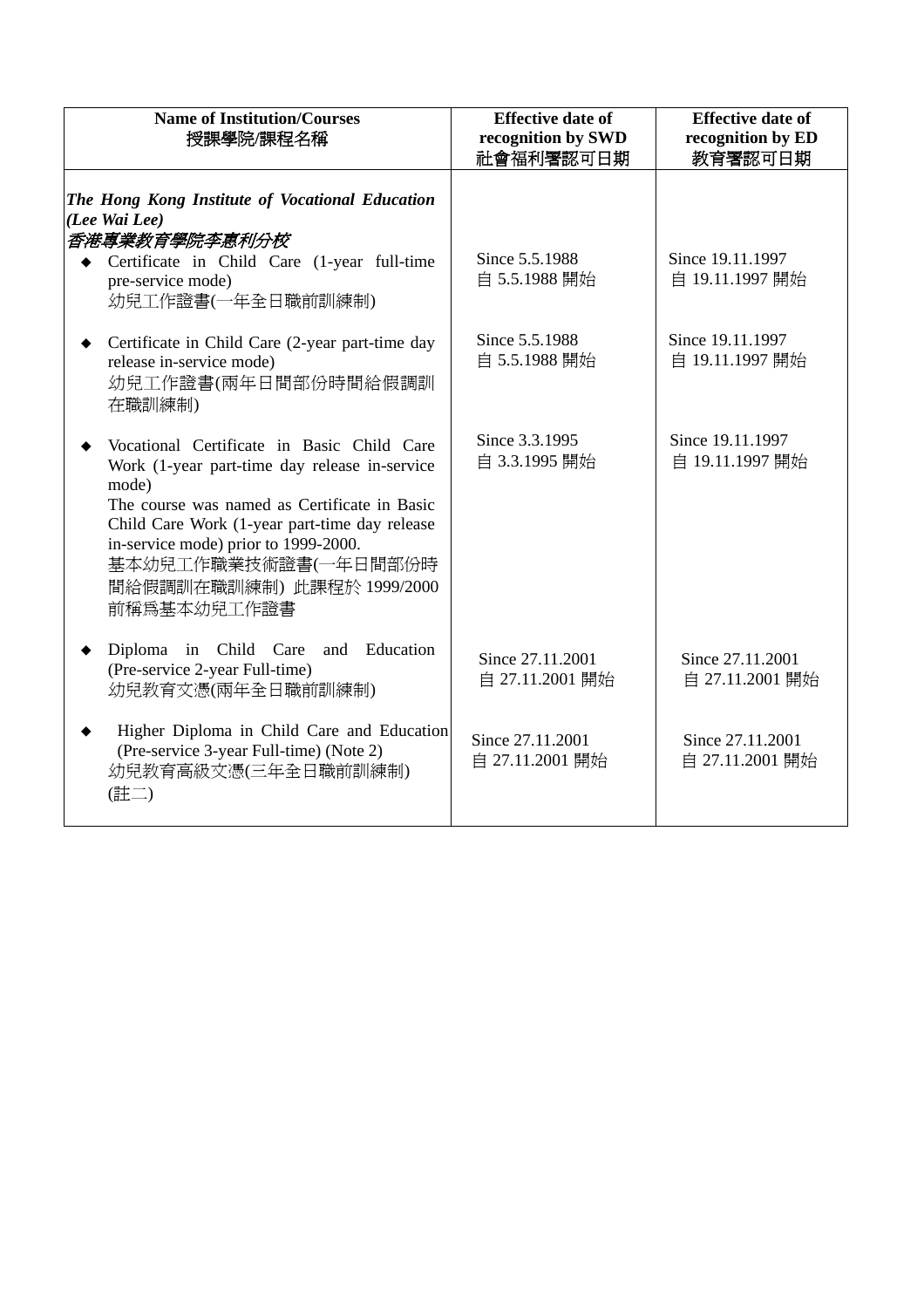| Name of Institution/Courses<br>授課學院/課程名稱 | Effective date of recognition by SWD<br>社會福利署認可日期 | Effective date of recognition by ED<br>教育署認可日期 |
|---|---|---|
| ***The Hong Kong Institute of Vocational Education (Lee Wai Lee)***<br>***香港專業教育學院李惠利分校*** | | |
| ◆ Certificate in Child Care (1-year full-time pre-service mode)<br>幼兒工作證書(一年全日職前訓練制) | Since 5.5.1988<br>自 5.5.1988 開始 | Since 19.11.1997<br>自 19.11.1997 開始 |
| ◆ Certificate in Child Care (2-year part-time day release in-service mode)<br>幼兒工作證書(兩年日間部份時間給假調訓在職訓練制) | Since 5.5.1988<br>自 5.5.1988 開始 | Since 19.11.1997<br>自 19.11.1997 開始 |
| ◆ Vocational Certificate in Basic Child Care Work (1-year part-time day release in-service mode)<br>The course was named as Certificate in Basic Child Care Work (1-year part-time day release in-service mode) prior to 1999-2000.<br>基本幼兒工作職業技術證書(一年日間部份時間給假調訓在職訓練制) 此課程於 1999/2000 前稱為基本幼兒工作證書 | Since 3.3.1995<br>自 3.3.1995 開始 | Since 19.11.1997<br>自 19.11.1997 開始 |
| ◆ Diploma in Child Care and Education (Pre-service 2-year Full-time)<br>幼兒教育文憑(兩年全日職前訓練制) | Since 27.11.2001<br>自 27.11.2001 開始 | Since 27.11.2001<br>自 27.11.2001 開始 |
| ◆ Higher Diploma in Child Care and Education (Pre-service 3-year Full-time) (Note 2)<br>幼兒教育高級文憑(三年全日職前訓練制) (註二) | Since 27.11.2001<br>自 27.11.2001 開始 | Since 27.11.2001<br>自 27.11.2001 開始 |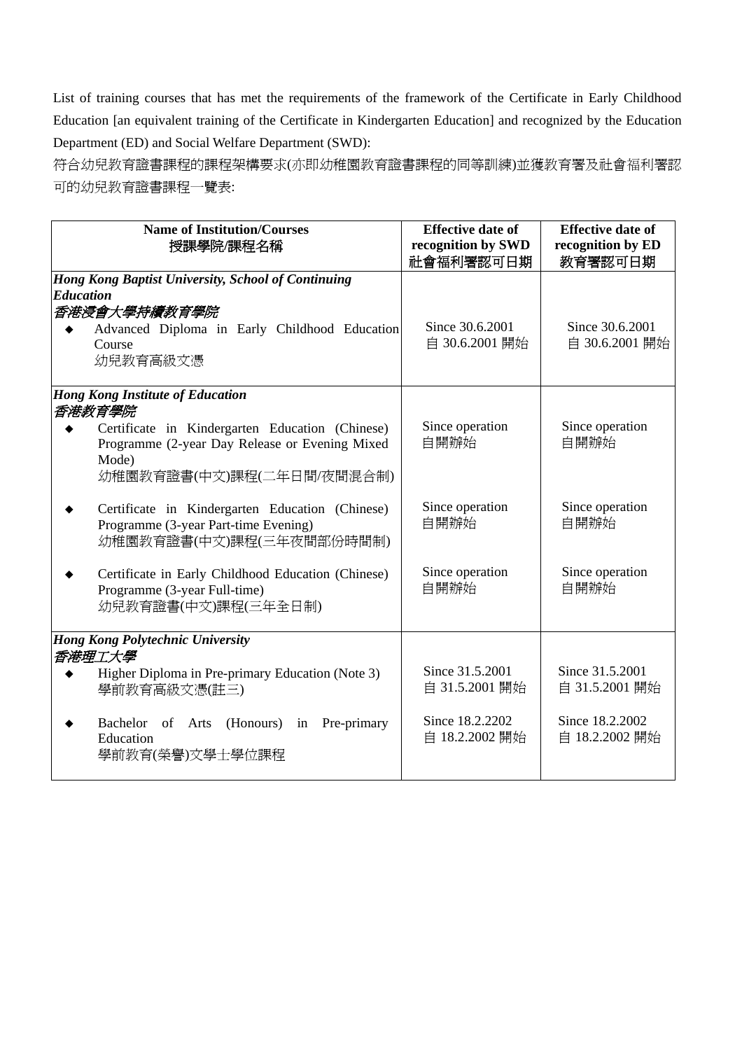List of training courses that has met the requirements of the framework of the Certificate in Early Childhood Education [an equivalent training of the Certificate in Kindergarten Education] and recognized by the Education Department (ED) and Social Welfare Department (SWD):

符合幼兒教育證書課程的課程架構要求(亦即幼稚園教育證書課程的同等訓練)並獲教育署及社會福利署認可的幼兒教育證書課程一覽表:

| **Name of Institution/Courses**<br>**授課學院/課程名稱** | **Effective date of recognition by SWD**<br>**社會福利署認可日期** | **Effective date of recognition by ED**<br>**教育署認可日期** |
|---|---|---|
| ***Hong Kong Baptist University, School of Continuing Education***<br>***香港浸會大學持續教育學院*** | | |
| ◆ Advanced Diploma in Early Childhood Education Course<br>幼兒教育高級文憑 | Since 30.6.2001<br>自 30.6.2001 開始 | Since 30.6.2001<br>自 30.6.2001 開始 |
| ***Hong Kong Institute of Education***<br>***香港教育學院*** | | |
| ◆ Certificate in Kindergarten Education (Chinese) Programme (2-year Day Release or Evening Mixed Mode)<br>幼稚園教育證書(中文)課程(二年日間/夜間混合制) | Since operation<br>自開辦始 | Since operation<br>自開辦始 |
| ◆ Certificate in Kindergarten Education (Chinese) Programme (3-year Part-time Evening)<br>幼稚園教育證書(中文)課程(三年夜間部份時間制) | Since operation<br>自開辦始 | Since operation<br>自開辦始 |
| ◆ Certificate in Early Childhood Education (Chinese) Programme (3-year Full-time)<br>幼兒教育證書(中文)課程(三年全日制) | Since operation<br>自開辦始 | Since operation<br>自開辦始 |
| ***Hong Kong Polytechnic University***<br>***香港理工大學*** | | |
| ◆ Higher Diploma in Pre-primary Education (Note 3)<br>學前教育高級文憑(註三) | Since 31.5.2001<br>自 31.5.2001 開始 | Since 31.5.2001<br>自 31.5.2001 開始 |
| ◆ Bachelor of Arts (Honours) in Pre-primary Education<br>學前教育(榮譽)文學士學位課程 | Since 18.2.2202<br>自 18.2.2002 開始 | Since 18.2.2002<br>自 18.2.2002 開始 |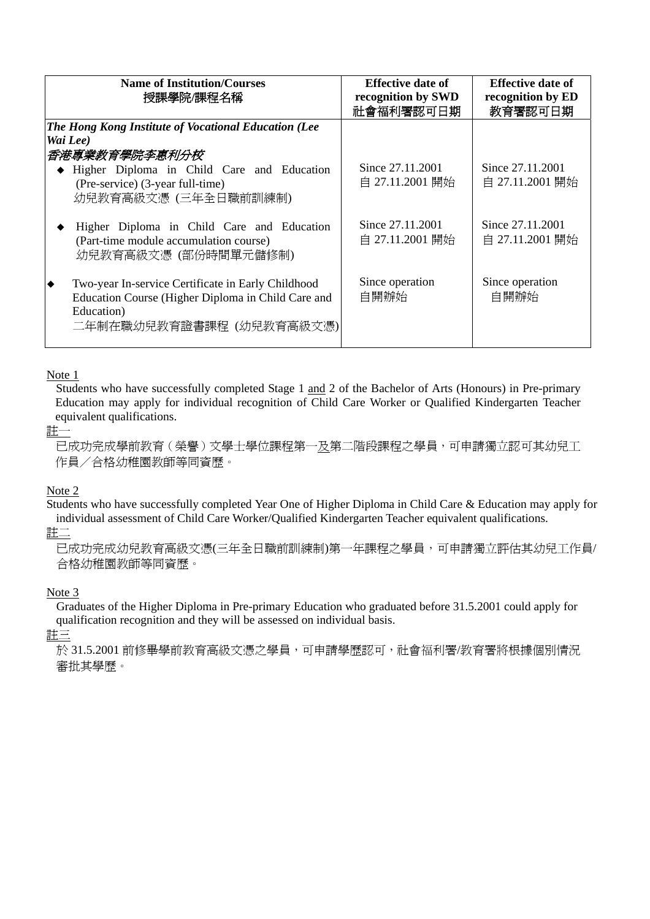| Name of Institution/Courses<br>授課學院/課程名稱 | Effective date of recognition by SWD<br>社會福利署認可日期 | Effective date of recognition by ED<br>教育署認可日期 |
|---|---|---|
| ***The Hong Kong Institute of Vocational Education (Lee Wai Lee)***<br>***香港專業教育學院李惠利分校*** | | |
| ◆ Higher Diploma in Child Care and Education (Pre-service) (3-year full-time)<br>幼兒教育高級文憑 (三年全日職前訓練制) | Since 27.11.2001<br>自 27.11.2001 開始 | Since 27.11.2001<br>自 27.11.2001 開始 |
| ◆ Higher Diploma in Child Care and Education (Part-time module accumulation course)<br>幼兒教育高級文憑 (部份時間單元儲修制) | Since 27.11.2001<br>自 27.11.2001 開始 | Since 27.11.2001<br>自 27.11.2001 開始 |
| ◆ Two-year In-service Certificate in Early Childhood Education Course (Higher Diploma in Child Care and Education)<br>二年制在職幼兒教育證書課程 (幼兒教育高級文憑) | Since operation<br>自開辦始 | Since operation<br>自開辦始 |

Note 1

Students who have successfully completed Stage 1 and 2 of the Bachelor of Arts (Honours) in Pre-primary Education may apply for individual recognition of Child Care Worker or Qualified Kindergarten Teacher equivalent qualifications.

註一

已成功完成學前教育（榮譽）文學士學位課程第一及第二階段課程之學員，可申請獨立認可其幼兒工作員／合格幼稚園教師等同資歷。

Note 2

Students who have successfully completed Year One of Higher Diploma in Child Care & Education may apply for individual assessment of Child Care Worker/Qualified Kindergarten Teacher equivalent qualifications.

註二

已成功完成幼兒教育高級文憑(三年全日職前訓練制)第一年課程之學員，可申請獨立評估其幼兒工作員/合格幼稚園教師等同資歷。

Note 3

Graduates of the Higher Diploma in Pre-primary Education who graduated before 31.5.2001 could apply for qualification recognition and they will be assessed on individual basis.

註三

於 31.5.2001 前修畢學前教育高級文憑之學員，可申請學歷認可，社會福利署/教育署將根據個別情況審批其學歷。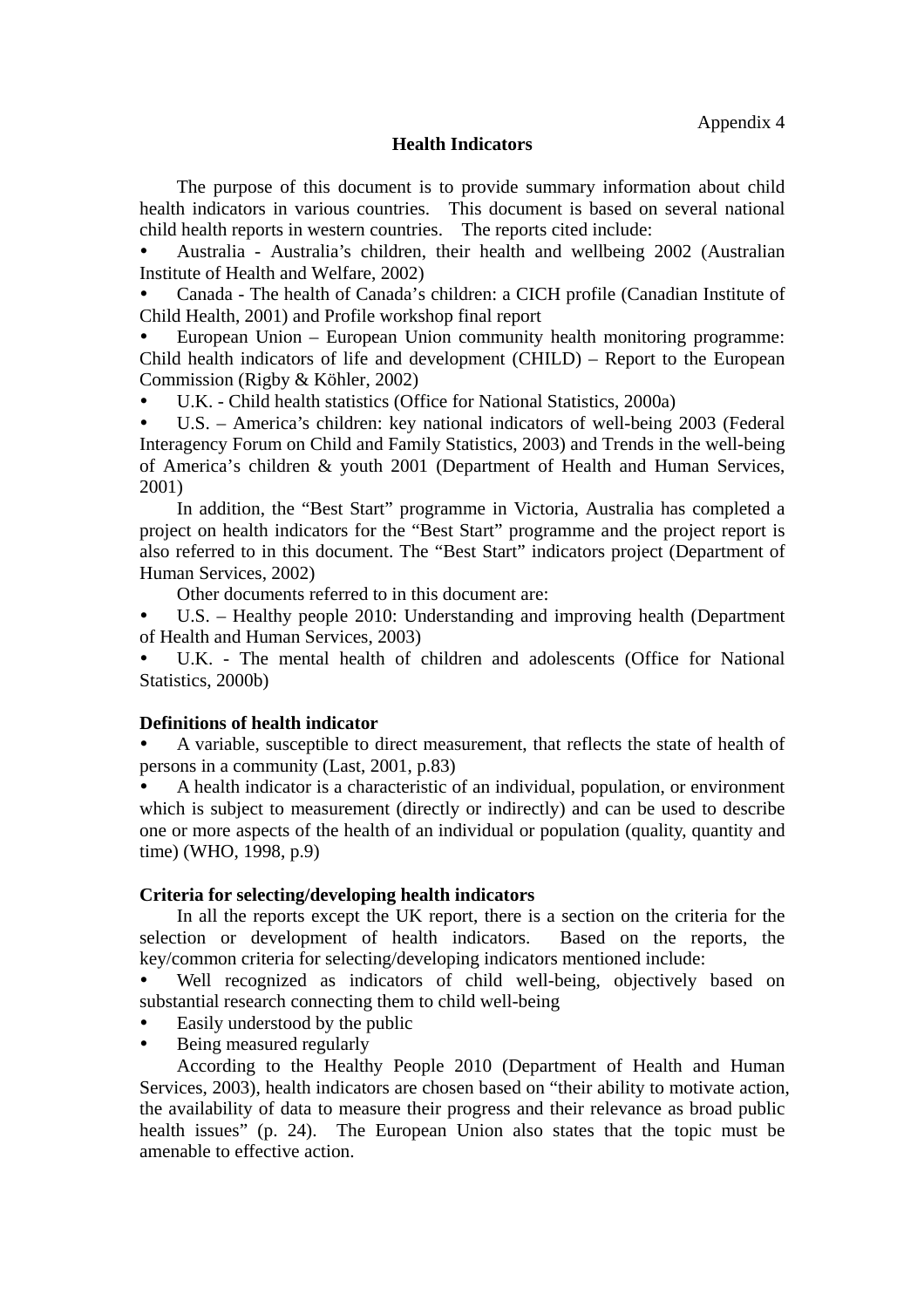Appendix 4

# Health Indicators

The purpose of this document is to provide summary information about child health indicators in various countries. This document is based on several national child health reports in western countries. The reports cited include:

- Australia - Australia's children, their health and wellbeing 2002 (Australian Institute of Health and Welfare, 2002)
- Canada - The health of Canada's children: a CICH profile (Canadian Institute of Child Health, 2001) and Profile workshop final report
- European Union – European Union community health monitoring programme: Child health indicators of life and development (CHILD) – Report to the European Commission (Rigby & Köhler, 2002)
- U.K. - Child health statistics (Office for National Statistics, 2000a)
- U.S. – America's children: key national indicators of well-being 2003 (Federal Interagency Forum on Child and Family Statistics, 2003) and Trends in the well-being of America's children & youth 2001 (Department of Health and Human Services, 2001)

In addition, the "Best Start" programme in Victoria, Australia has completed a project on health indicators for the "Best Start" programme and the project report is also referred to in this document. The "Best Start" indicators project (Department of Human Services, 2002)

Other documents referred to in this document are:

- U.S. – Healthy people 2010: Understanding and improving health (Department of Health and Human Services, 2003)
- U.K. - The mental health of children and adolescents (Office for National Statistics, 2000b)

## Definitions of health indicator

- A variable, susceptible to direct measurement, that reflects the state of health of persons in a community (Last, 2001, p.83)
- A health indicator is a characteristic of an individual, population, or environment which is subject to measurement (directly or indirectly) and can be used to describe one or more aspects of the health of an individual or population (quality, quantity and time) (WHO, 1998, p.9)

## Criteria for selecting/developing health indicators

In all the reports except the UK report, there is a section on the criteria for the selection or development of health indicators. Based on the reports, the key/common criteria for selecting/developing indicators mentioned include:

- Well recognized as indicators of child well-being, objectively based on substantial research connecting them to child well-being
- Easily understood by the public
- Being measured regularly

According to the Healthy People 2010 (Department of Health and Human Services, 2003), health indicators are chosen based on "their ability to motivate action, the availability of data to measure their progress and their relevance as broad public health issues" (p. 24). The European Union also states that the topic must be amenable to effective action.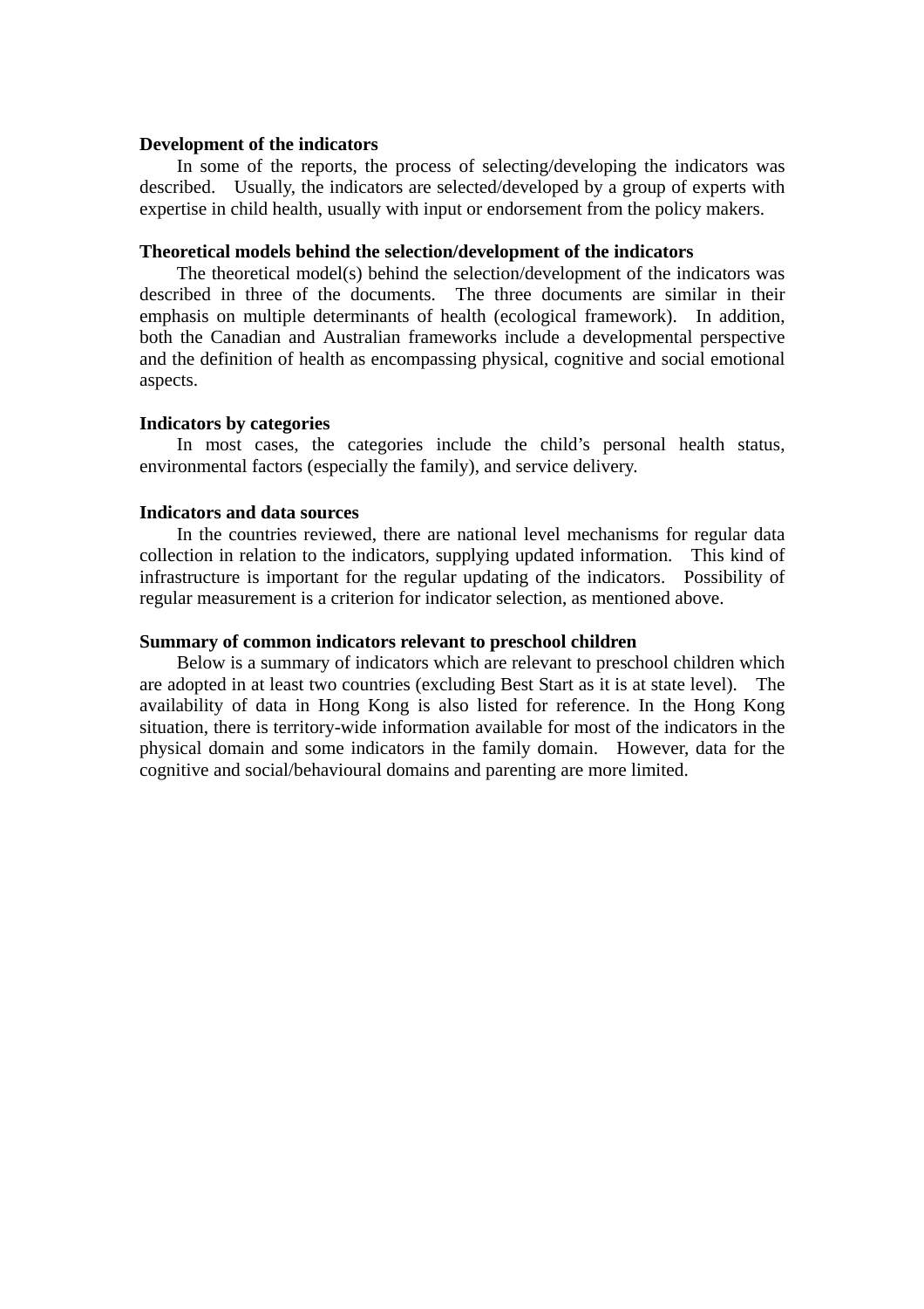**Development of the indicators**

In some of the reports, the process of selecting/developing the indicators was described. Usually, the indicators are selected/developed by a group of experts with expertise in child health, usually with input or endorsement from the policy makers.

**Theoretical models behind the selection/development of the indicators**

The theoretical model(s) behind the selection/development of the indicators was described in three of the documents. The three documents are similar in their emphasis on multiple determinants of health (ecological framework). In addition, both the Canadian and Australian frameworks include a developmental perspective and the definition of health as encompassing physical, cognitive and social emotional aspects.

**Indicators by categories**

In most cases, the categories include the child's personal health status, environmental factors (especially the family), and service delivery.

**Indicators and data sources**

In the countries reviewed, there are national level mechanisms for regular data collection in relation to the indicators, supplying updated information. This kind of infrastructure is important for the regular updating of the indicators. Possibility of regular measurement is a criterion for indicator selection, as mentioned above.

**Summary of common indicators relevant to preschool children**

Below is a summary of indicators which are relevant to preschool children which are adopted in at least two countries (excluding Best Start as it is at state level). The availability of data in Hong Kong is also listed for reference. In the Hong Kong situation, there is territory-wide information available for most of the indicators in the physical domain and some indicators in the family domain. However, data for the cognitive and social/behavioural domains and parenting are more limited.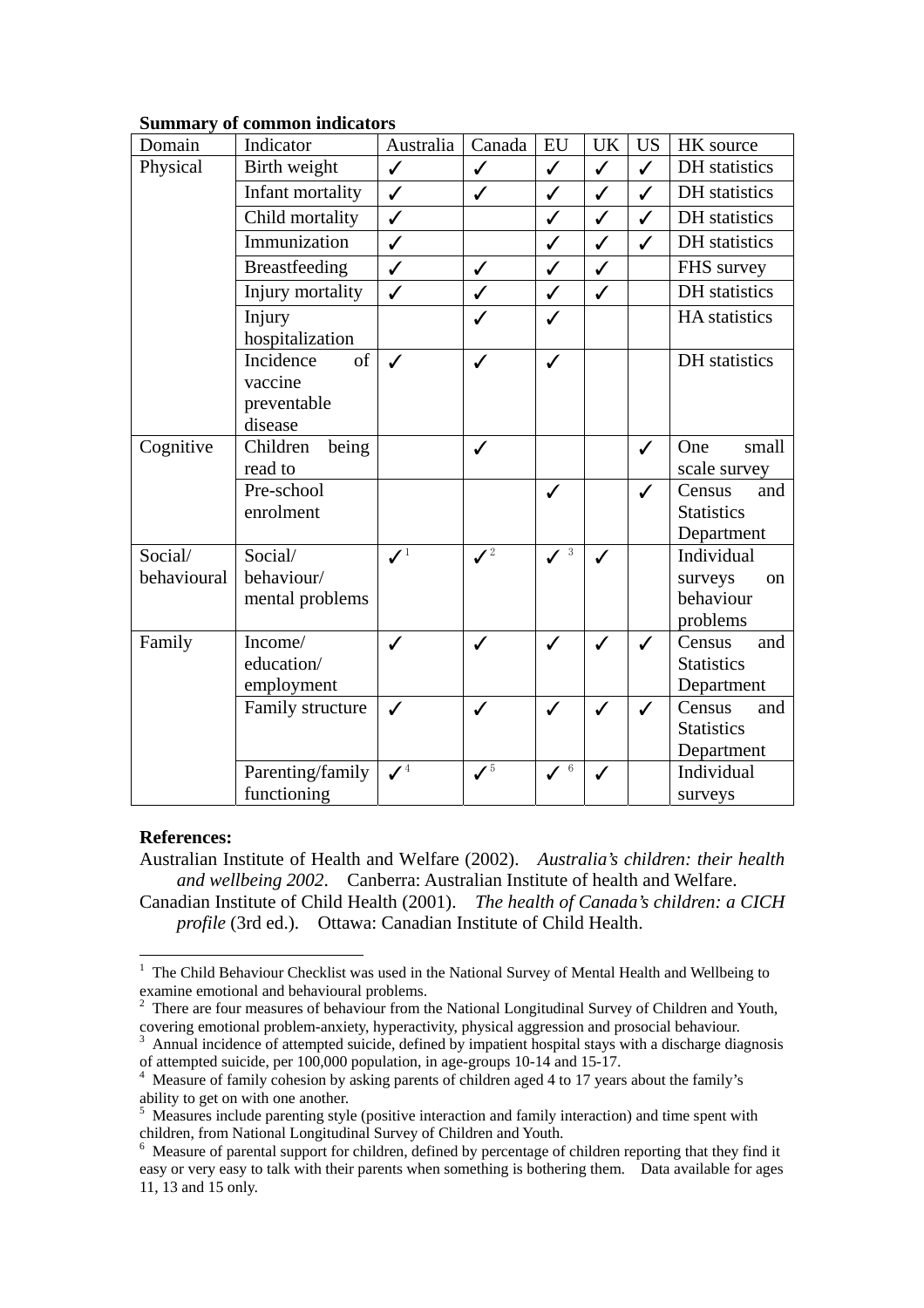**Summary of common indicators**

| Domain | Indicator | Australia | Canada | EU | UK | US | HK source |
|---|---|---|---|---|---|---|---|
| Physical | Birth weight | ✓ | ✓ | ✓ | ✓ | ✓ | DH statistics |
| | Infant mortality | ✓ | ✓ | ✓ | ✓ | ✓ | DH statistics |
| | Child mortality | ✓ | | ✓ | ✓ | ✓ | DH statistics |
| | Immunization | ✓ | | ✓ | ✓ | ✓ | DH statistics |
| | Breastfeeding | ✓ | ✓ | ✓ | ✓ | | FHS survey |
| | Injury mortality | ✓ | ✓ | ✓ | ✓ | | DH statistics |
| | Injury hospitalization | | ✓ | ✓ | | | HA statistics |
| | Incidence of vaccine preventable disease | ✓ | ✓ | ✓ | | | DH statistics |
| Cognitive | Children being read to | | ✓ | | | ✓ | One small scale survey |
| | Pre-school enrolment | | | ✓ | | ✓ | Census and Statistics Department |
| Social/ behavioural | Social/ behaviour/ mental problems | ✓[1] | ✓[2] | ✓[3] | ✓ | | Individual surveys on behaviour problems |
| Family | Income/ education/ employment | ✓ | ✓ | ✓ | ✓ | ✓ | Census and Statistics Department |
| | Family structure | ✓ | ✓ | ✓ | ✓ | ✓ | Census and Statistics Department |
| | Parenting/family functioning | ✓[4] | ✓[5] | ✓[6] | ✓ | | Individual surveys |

**References:**

Australian Institute of Health and Welfare (2002). *Australia's children: their health and wellbeing 2002*. Canberra: Australian Institute of health and Welfare.

Canadian Institute of Child Health (2001). *The health of Canada's children: a CICH profile* (3rd ed.). Ottawa: Canadian Institute of Child Health.

---

[1] The Child Behaviour Checklist was used in the National Survey of Mental Health and Wellbeing to examine emotional and behavioural problems.

[2] There are four measures of behaviour from the National Longitudinal Survey of Children and Youth, covering emotional problem-anxiety, hyperactivity, physical aggression and prosocial behaviour.

[3] Annual incidence of attempted suicide, defined by impatient hospital stays with a discharge diagnosis of attempted suicide, per 100,000 population, in age-groups 10-14 and 15-17.

[4] Measure of family cohesion by asking parents of children aged 4 to 17 years about the family's ability to get on with one another.

[5] Measures include parenting style (positive interaction and family interaction) and time spent with children, from National Longitudinal Survey of Children and Youth.

[6] Measure of parental support for children, defined by percentage of children reporting that they find it easy or very easy to talk with their parents when something is bothering them. Data available for ages 11, 13 and 15 only.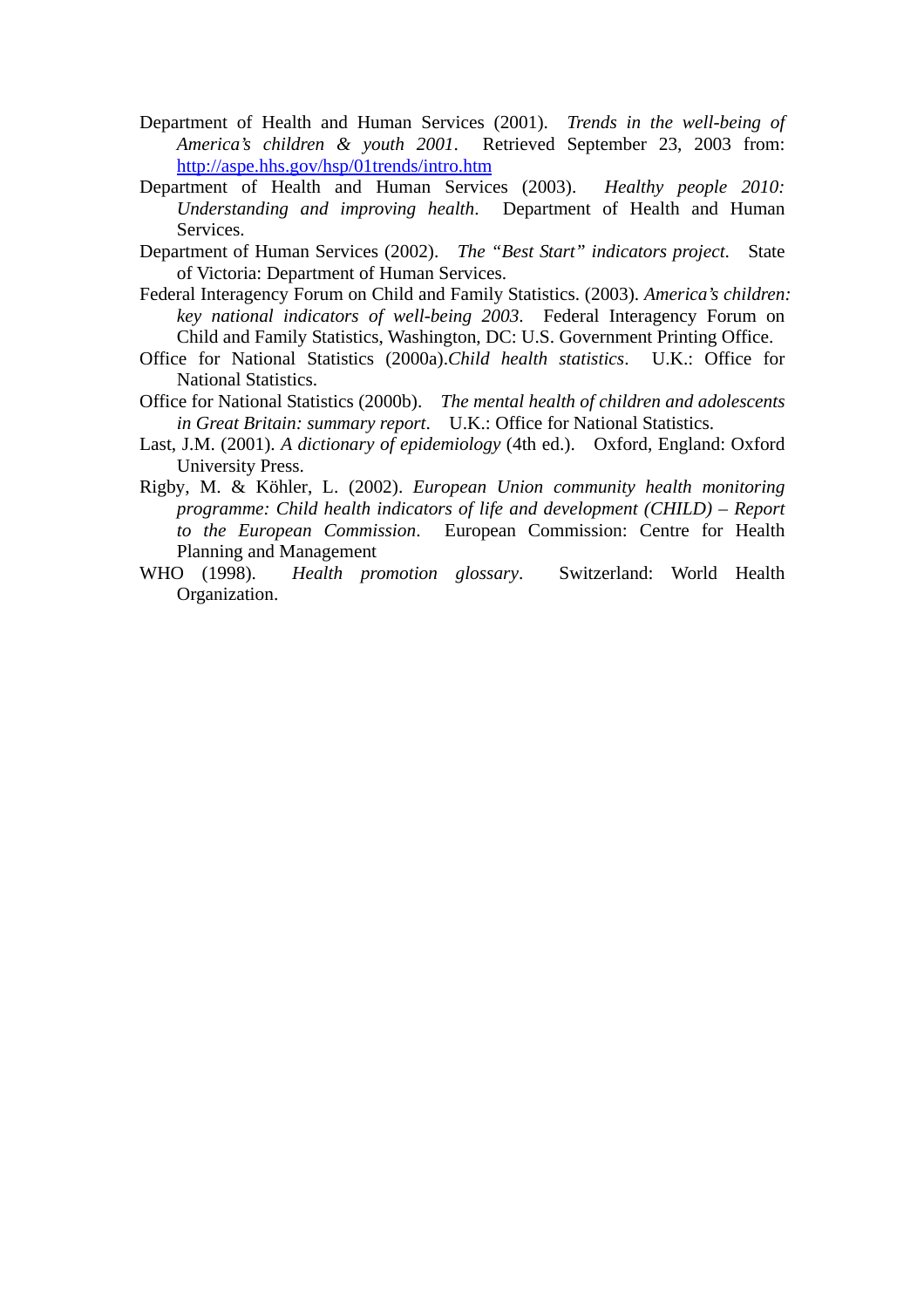Department of Health and Human Services (2001). *Trends in the well-being of America's children & youth 2001*. Retrieved September 23, 2003 from: http://aspe.hhs.gov/hsp/01trends/intro.htm

Department of Health and Human Services (2003). *Healthy people 2010: Understanding and improving health*. Department of Health and Human Services.

Department of Human Services (2002). *The "Best Start" indicators project*. State of Victoria: Department of Human Services.

Federal Interagency Forum on Child and Family Statistics. (2003). *America's children: key national indicators of well-being 2003*. Federal Interagency Forum on Child and Family Statistics, Washington, DC: U.S. Government Printing Office.

Office for National Statistics (2000a).*Child health statistics*. U.K.: Office for National Statistics.

Office for National Statistics (2000b). *The mental health of children and adolescents in Great Britain: summary report*. U.K.: Office for National Statistics.

Last, J.M. (2001). *A dictionary of epidemiology* (4th ed.). Oxford, England: Oxford University Press.

Rigby, M. & Köhler, L. (2002). *European Union community health monitoring programme: Child health indicators of life and development (CHILD) – Report to the European Commission*. European Commission: Centre for Health Planning and Management

WHO (1998). *Health promotion glossary*. Switzerland: World Health Organization.